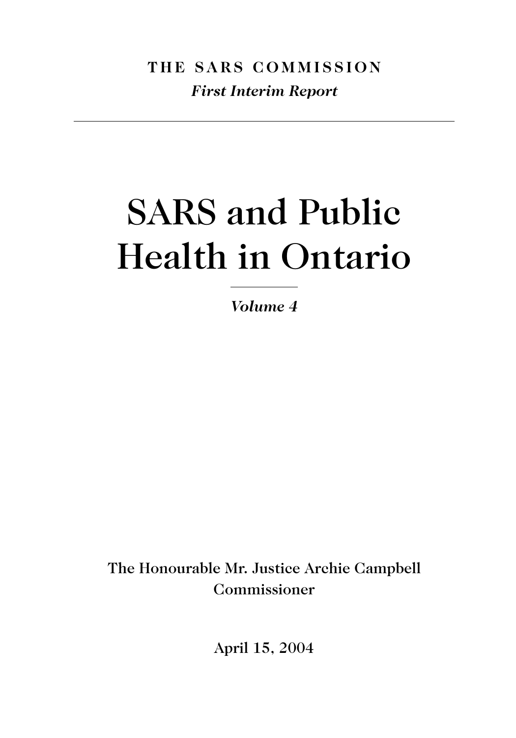**THE SARS COMMISSION**

***First Interim Report***

---

# SARS and Public Health in Ontario

***Volume 4***

**The Honourable Mr. Justice Archie Campbell**
**Commissioner**

**April 15, 2004**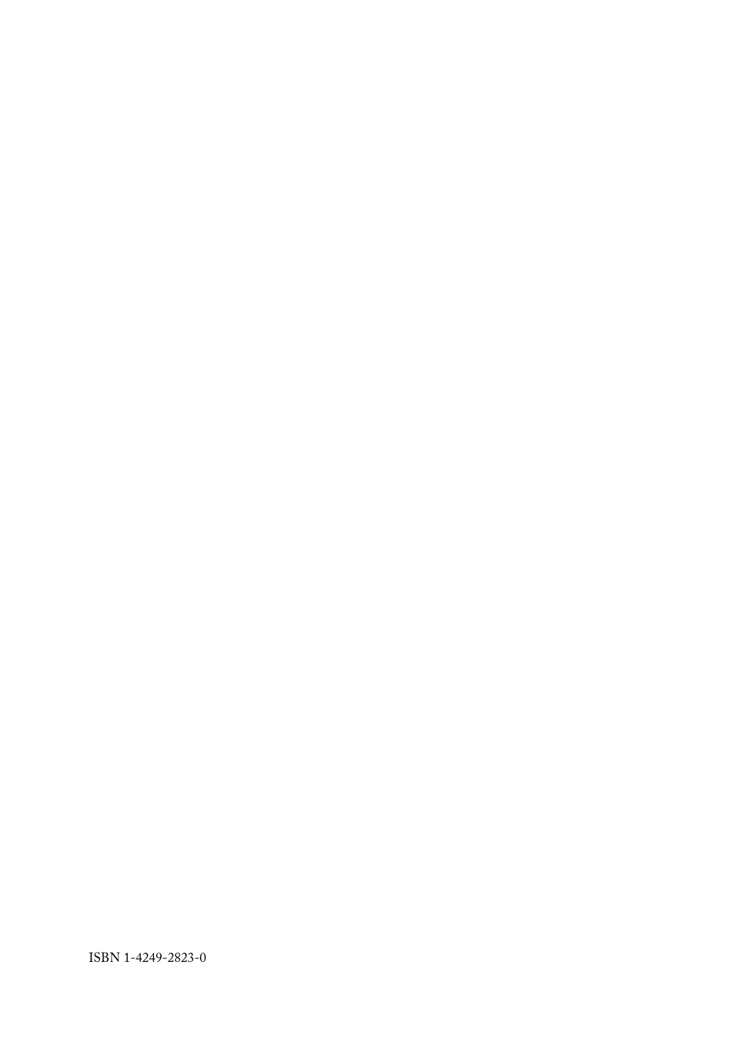ISBN 1-4249-2823-0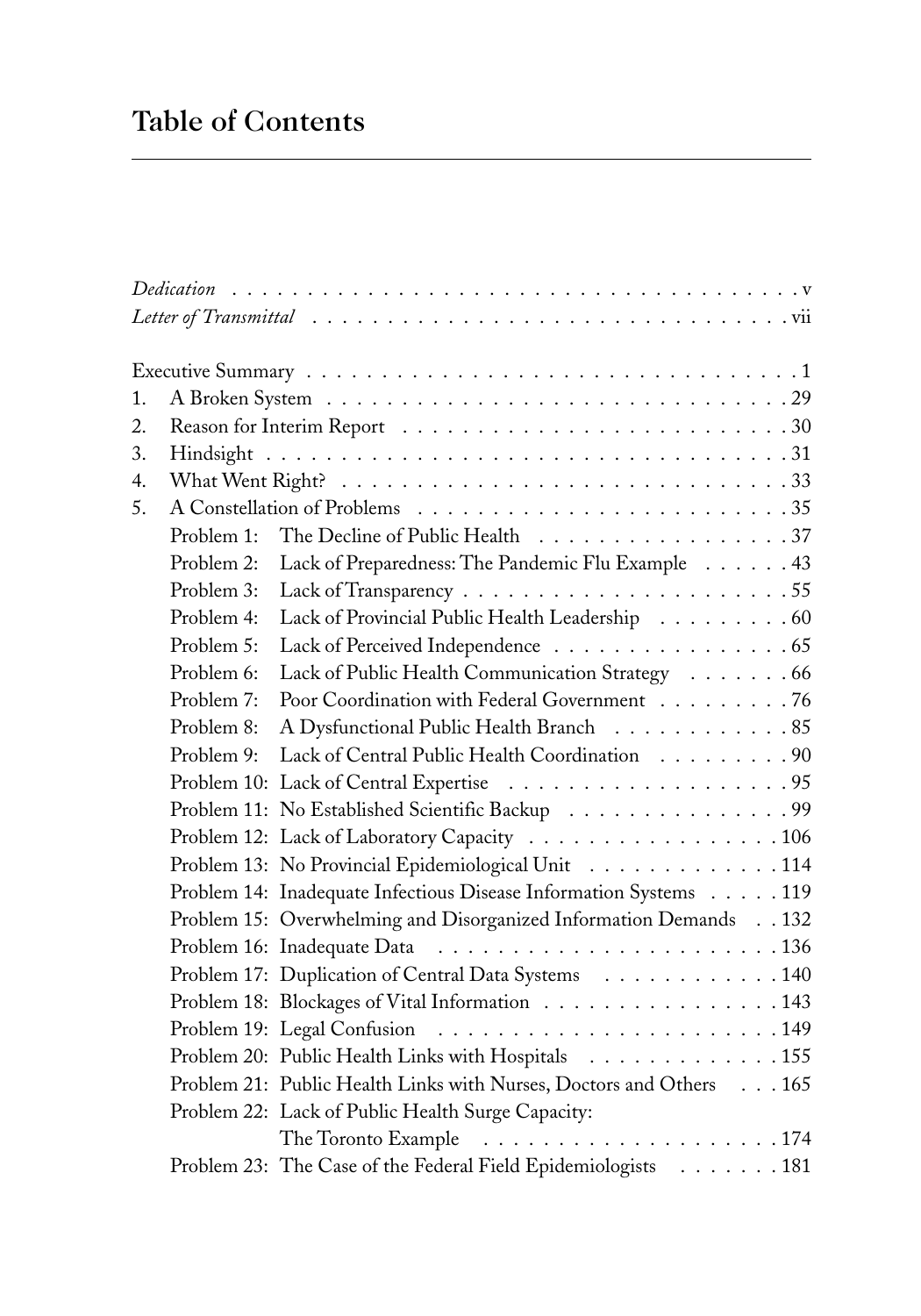# Table of Contents

*Dedication* . . . v

*Letter of Transmittal* . . . vii

Executive Summary . . . 1

1. A Broken System . . . 29
2. Reason for Interim Report . . . 30
3. Hindsight . . . 31
4. What Went Right? . . . 33
5. A Constellation of Problems . . . 35
   - Problem 1: The Decline of Public Health . . . 37
   - Problem 2: Lack of Preparedness: The Pandemic Flu Example . . . 43
   - Problem 3: Lack of Transparency . . . 55
   - Problem 4: Lack of Provincial Public Health Leadership . . . 60
   - Problem 5: Lack of Perceived Independence . . . 65
   - Problem 6: Lack of Public Health Communication Strategy . . . 66
   - Problem 7: Poor Coordination with Federal Government . . . 76
   - Problem 8: A Dysfunctional Public Health Branch . . . 85
   - Problem 9: Lack of Central Public Health Coordination . . . 90
   - Problem 10: Lack of Central Expertise . . . 95
   - Problem 11: No Established Scientific Backup . . . 99
   - Problem 12: Lack of Laboratory Capacity . . . 106
   - Problem 13: No Provincial Epidemiological Unit . . . 114
   - Problem 14: Inadequate Infectious Disease Information Systems . . . 119
   - Problem 15: Overwhelming and Disorganized Information Demands . . . 132
   - Problem 16: Inadequate Data . . . 136
   - Problem 17: Duplication of Central Data Systems . . . 140
   - Problem 18: Blockages of Vital Information . . . 143
   - Problem 19: Legal Confusion . . . 149
   - Problem 20: Public Health Links with Hospitals . . . 155
   - Problem 21: Public Health Links with Nurses, Doctors and Others . . . 165
   - Problem 22: Lack of Public Health Surge Capacity: The Toronto Example . . . 174
   - Problem 23: The Case of the Federal Field Epidemiologists . . . 181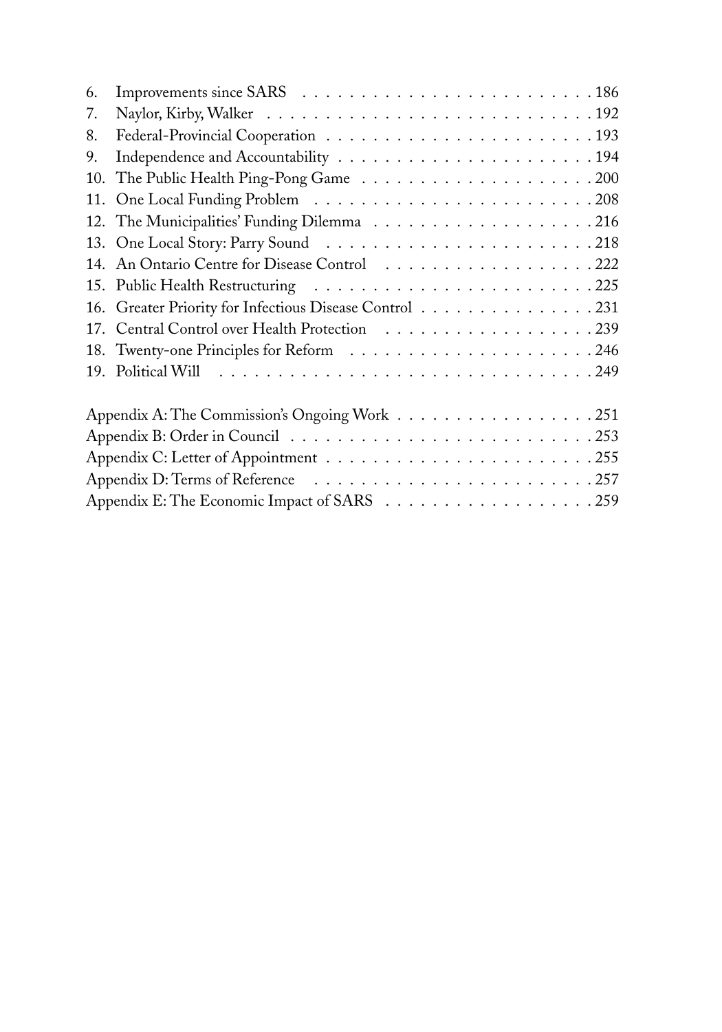6. Improvements since SARS . . . . . . . . . . . . . . . . . . . . . . . . . 186
7. Naylor, Kirby, Walker . . . . . . . . . . . . . . . . . . . . . . . . . . . 192
8. Federal-Provincial Cooperation . . . . . . . . . . . . . . . . . . . . . . . 193
9. Independence and Accountability . . . . . . . . . . . . . . . . . . . . . . 194
10. The Public Health Ping-Pong Game . . . . . . . . . . . . . . . . . . . . 200
11. One Local Funding Problem . . . . . . . . . . . . . . . . . . . . . . . . 208
12. The Municipalities' Funding Dilemma . . . . . . . . . . . . . . . . . . . 216
13. One Local Story: Parry Sound . . . . . . . . . . . . . . . . . . . . . . . 218
14. An Ontario Centre for Disease Control . . . . . . . . . . . . . . . . . . 222
15. Public Health Restructuring . . . . . . . . . . . . . . . . . . . . . . . . 225
16. Greater Priority for Infectious Disease Control . . . . . . . . . . . . . . . 231
17. Central Control over Health Protection . . . . . . . . . . . . . . . . . . 239
18. Twenty-one Principles for Reform . . . . . . . . . . . . . . . . . . . . . 246
19. Political Will . . . . . . . . . . . . . . . . . . . . . . . . . . . . . . . 249

Appendix A: The Commission's Ongoing Work . . . . . . . . . . . . . . . . . 251
Appendix B: Order in Council . . . . . . . . . . . . . . . . . . . . . . . . . 253
Appendix C: Letter of Appointment . . . . . . . . . . . . . . . . . . . . . . 255
Appendix D: Terms of Reference . . . . . . . . . . . . . . . . . . . . . . . 257
Appendix E: The Economic Impact of SARS . . . . . . . . . . . . . . . . . . 259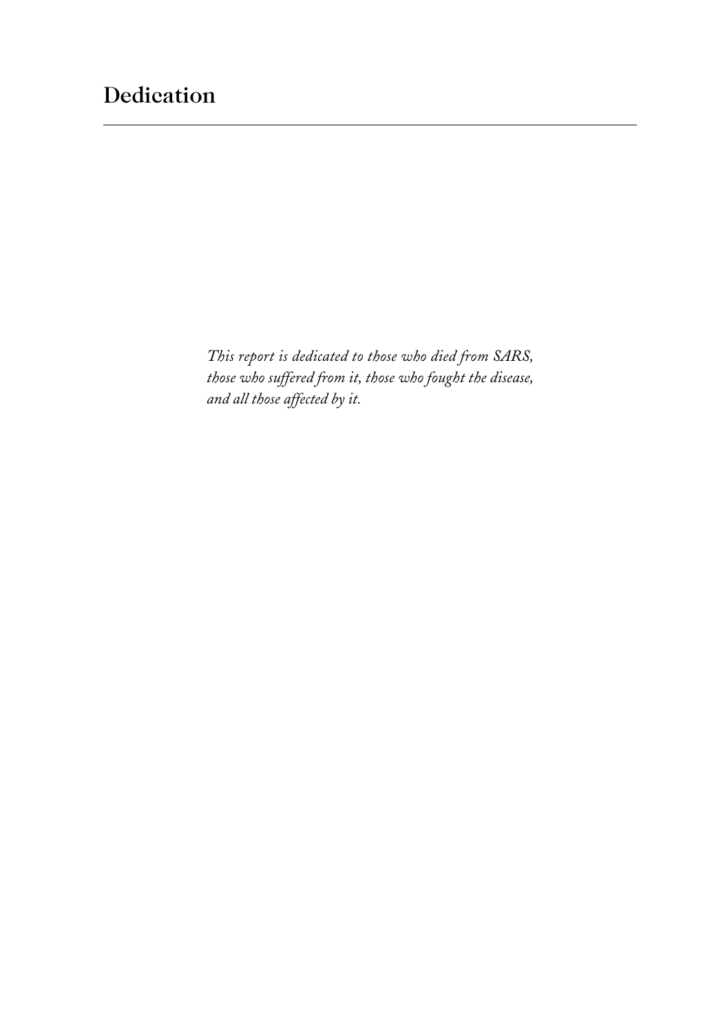# Dedication

*This report is dedicated to those who died from SARS, those who suffered from it, those who fought the disease, and all those affected by it.*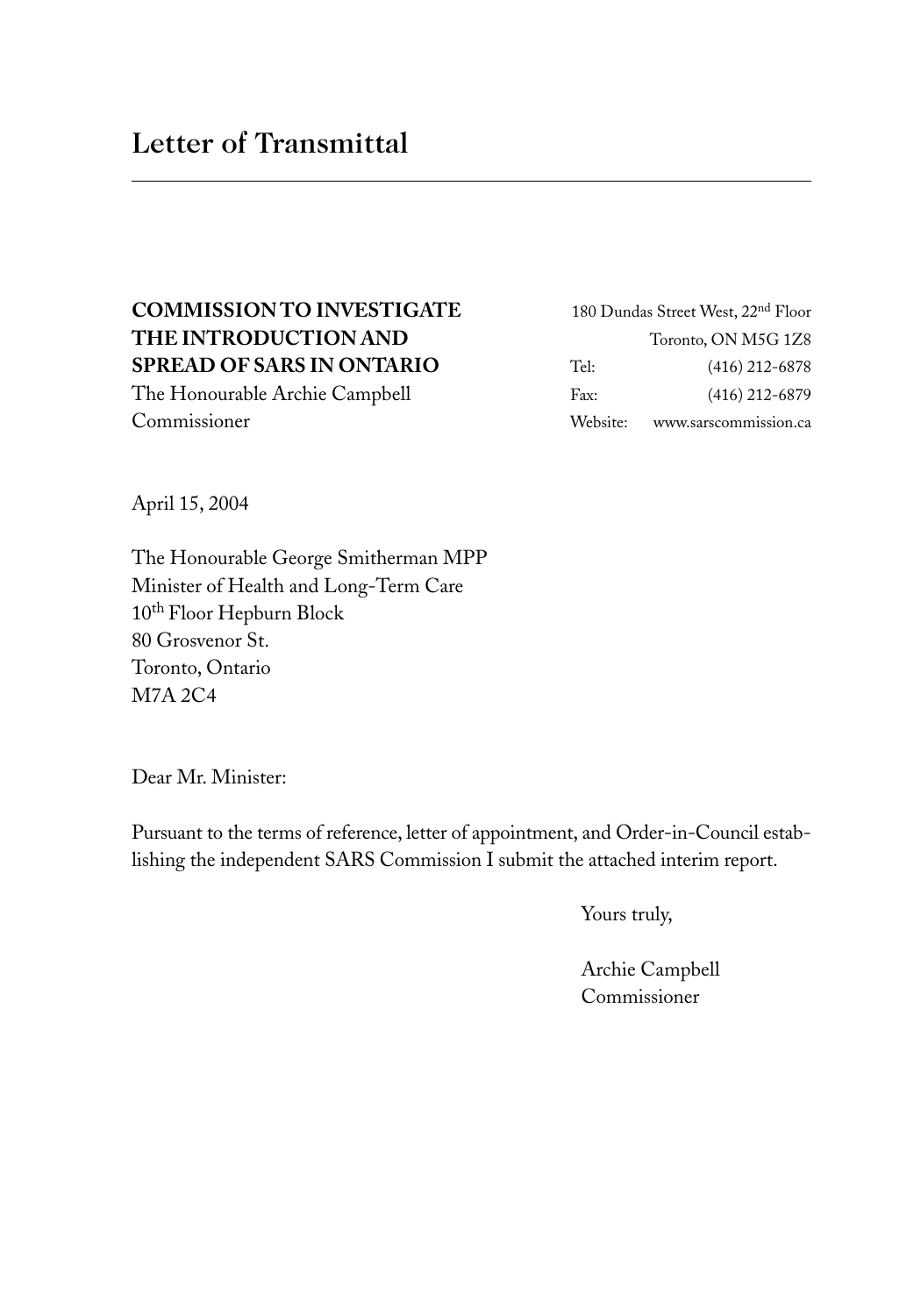# Letter of Transmittal

---

**COMMISSION TO INVESTIGATE THE INTRODUCTION AND SPREAD OF SARS IN ONTARIO**
The Honourable Archie Campbell
Commissioner

180 Dundas Street West, 22nd Floor
Toronto, ON M5G 1Z8
Tel: (416) 212-6878
Fax: (416) 212-6879
Website: www.sarscommission.ca

April 15, 2004

The Honourable George Smitherman MPP
Minister of Health and Long-Term Care
10th Floor Hepburn Block
80 Grosvenor St.
Toronto, Ontario
M7A 2C4

Dear Mr. Minister:

Pursuant to the terms of reference, letter of appointment, and Order-in-Council establishing the independent SARS Commission I submit the attached interim report.

Yours truly,

Archie Campbell
Commissioner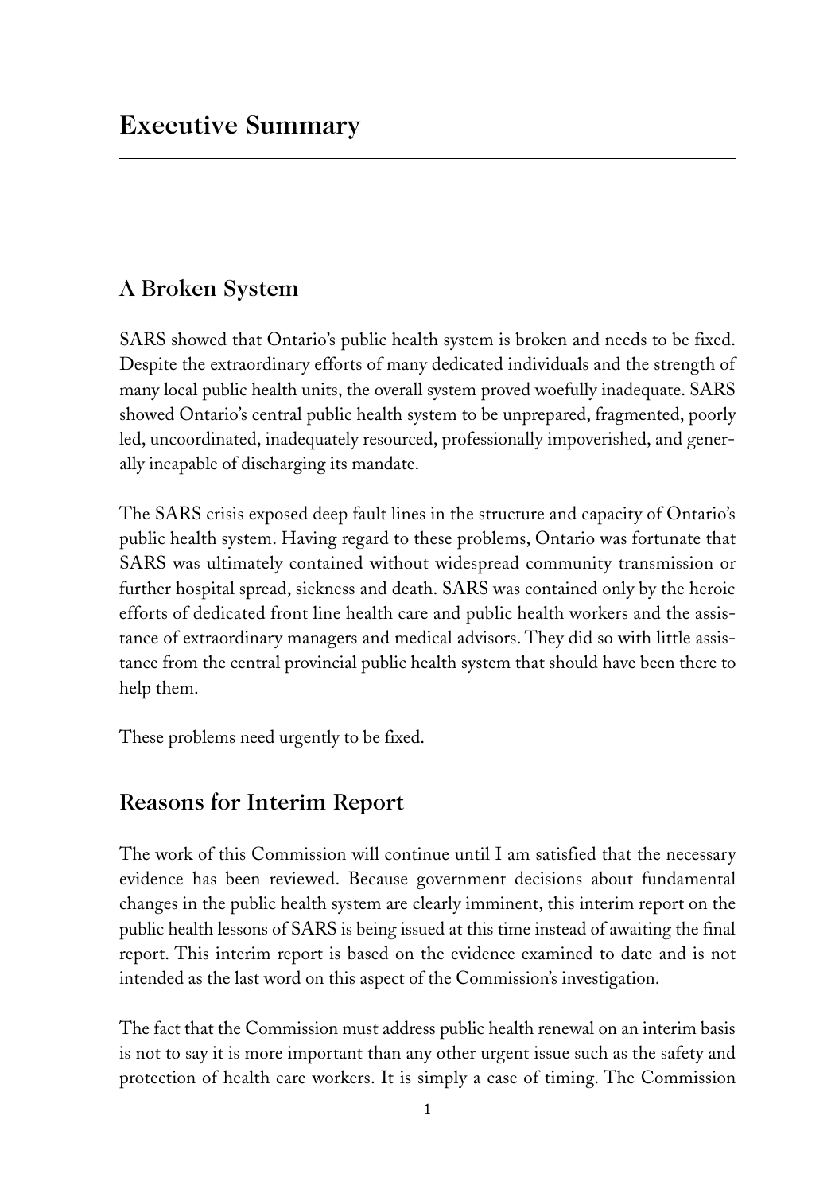# Executive Summary

## A Broken System

SARS showed that Ontario's public health system is broken and needs to be fixed. Despite the extraordinary efforts of many dedicated individuals and the strength of many local public health units, the overall system proved woefully inadequate. SARS showed Ontario's central public health system to be unprepared, fragmented, poorly led, uncoordinated, inadequately resourced, professionally impoverished, and generally incapable of discharging its mandate.

The SARS crisis exposed deep fault lines in the structure and capacity of Ontario's public health system. Having regard to these problems, Ontario was fortunate that SARS was ultimately contained without widespread community transmission or further hospital spread, sickness and death. SARS was contained only by the heroic efforts of dedicated front line health care and public health workers and the assistance of extraordinary managers and medical advisors. They did so with little assistance from the central provincial public health system that should have been there to help them.

These problems need urgently to be fixed.

## Reasons for Interim Report

The work of this Commission will continue until I am satisfied that the necessary evidence has been reviewed. Because government decisions about fundamental changes in the public health system are clearly imminent, this interim report on the public health lessons of SARS is being issued at this time instead of awaiting the final report. This interim report is based on the evidence examined to date and is not intended as the last word on this aspect of the Commission's investigation.

The fact that the Commission must address public health renewal on an interim basis is not to say it is more important than any other urgent issue such as the safety and protection of health care workers. It is simply a case of timing. The Commission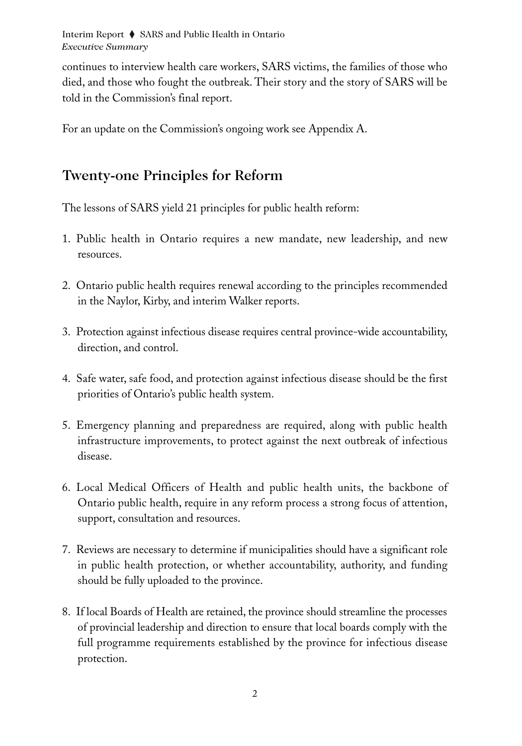continues to interview health care workers, SARS victims, the families of those who died, and those who fought the outbreak. Their story and the story of SARS will be told in the Commission's final report.

For an update on the Commission's ongoing work see Appendix A.

## Twenty-one Principles for Reform

The lessons of SARS yield 21 principles for public health reform:

1. Public health in Ontario requires a new mandate, new leadership, and new resources.

2. Ontario public health requires renewal according to the principles recommended in the Naylor, Kirby, and interim Walker reports.

3. Protection against infectious disease requires central province-wide accountability, direction, and control.

4. Safe water, safe food, and protection against infectious disease should be the first priorities of Ontario's public health system.

5. Emergency planning and preparedness are required, along with public health infrastructure improvements, to protect against the next outbreak of infectious disease.

6. Local Medical Officers of Health and public health units, the backbone of Ontario public health, require in any reform process a strong focus of attention, support, consultation and resources.

7. Reviews are necessary to determine if municipalities should have a significant role in public health protection, or whether accountability, authority, and funding should be fully uploaded to the province.

8. If local Boards of Health are retained, the province should streamline the processes of provincial leadership and direction to ensure that local boards comply with the full programme requirements established by the province for infectious disease protection.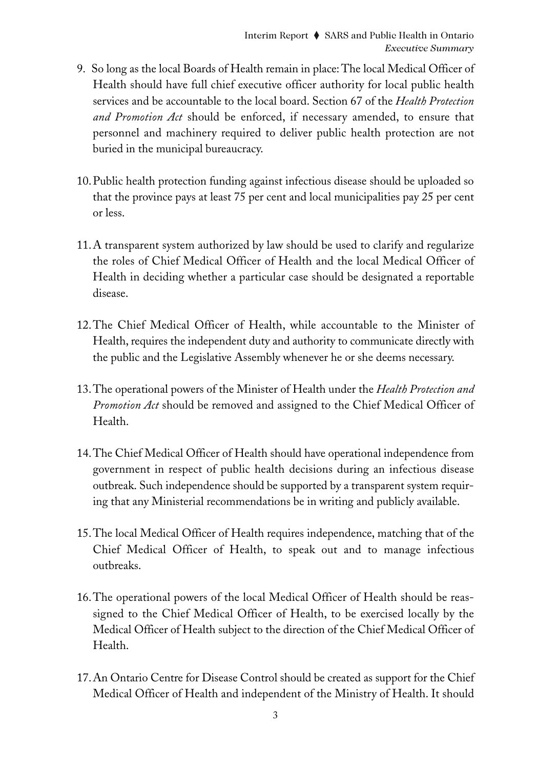9. So long as the local Boards of Health remain in place: The local Medical Officer of Health should have full chief executive officer authority for local public health services and be accountable to the local board. Section 67 of the *Health Protection and Promotion Act* should be enforced, if necessary amended, to ensure that personnel and machinery required to deliver public health protection are not buried in the municipal bureaucracy.

10. Public health protection funding against infectious disease should be uploaded so that the province pays at least 75 per cent and local municipalities pay 25 per cent or less.

11. A transparent system authorized by law should be used to clarify and regularize the roles of Chief Medical Officer of Health and the local Medical Officer of Health in deciding whether a particular case should be designated a reportable disease.

12. The Chief Medical Officer of Health, while accountable to the Minister of Health, requires the independent duty and authority to communicate directly with the public and the Legislative Assembly whenever he or she deems necessary.

13. The operational powers of the Minister of Health under the *Health Protection and Promotion Act* should be removed and assigned to the Chief Medical Officer of Health.

14. The Chief Medical Officer of Health should have operational independence from government in respect of public health decisions during an infectious disease outbreak. Such independence should be supported by a transparent system requiring that any Ministerial recommendations be in writing and publicly available.

15. The local Medical Officer of Health requires independence, matching that of the Chief Medical Officer of Health, to speak out and to manage infectious outbreaks.

16. The operational powers of the local Medical Officer of Health should be reassigned to the Chief Medical Officer of Health, to be exercised locally by the Medical Officer of Health subject to the direction of the Chief Medical Officer of Health.

17. An Ontario Centre for Disease Control should be created as support for the Chief Medical Officer of Health and independent of the Ministry of Health. It should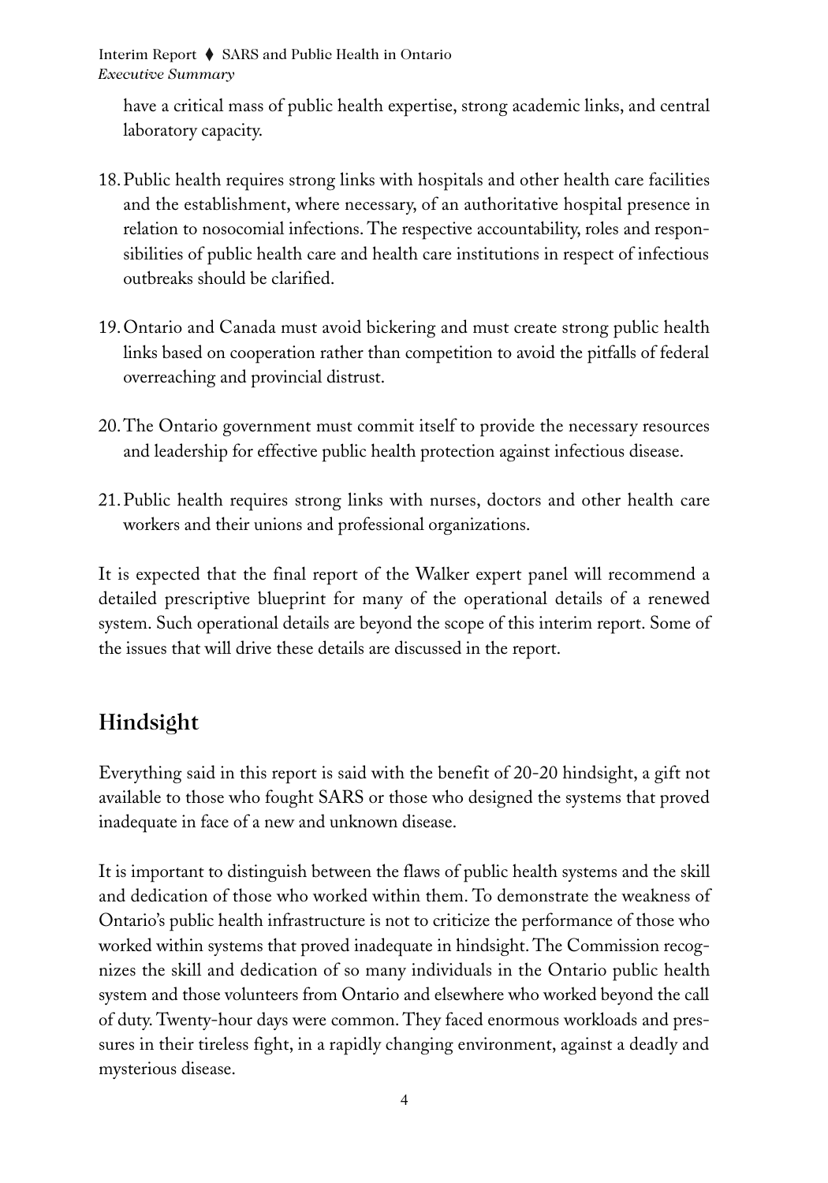have a critical mass of public health expertise, strong academic links, and central laboratory capacity.

18. Public health requires strong links with hospitals and other health care facilities and the establishment, where necessary, of an authoritative hospital presence in relation to nosocomial infections. The respective accountability, roles and responsibilities of public health care and health care institutions in respect of infectious outbreaks should be clarified.

19. Ontario and Canada must avoid bickering and must create strong public health links based on cooperation rather than competition to avoid the pitfalls of federal overreaching and provincial distrust.

20. The Ontario government must commit itself to provide the necessary resources and leadership for effective public health protection against infectious disease.

21. Public health requires strong links with nurses, doctors and other health care workers and their unions and professional organizations.

It is expected that the final report of the Walker expert panel will recommend a detailed prescriptive blueprint for many of the operational details of a renewed system. Such operational details are beyond the scope of this interim report. Some of the issues that will drive these details are discussed in the report.

## Hindsight

Everything said in this report is said with the benefit of 20-20 hindsight, a gift not available to those who fought SARS or those who designed the systems that proved inadequate in face of a new and unknown disease.

It is important to distinguish between the flaws of public health systems and the skill and dedication of those who worked within them. To demonstrate the weakness of Ontario's public health infrastructure is not to criticize the performance of those who worked within systems that proved inadequate in hindsight. The Commission recognizes the skill and dedication of so many individuals in the Ontario public health system and those volunteers from Ontario and elsewhere who worked beyond the call of duty. Twenty-hour days were common. They faced enormous workloads and pressures in their tireless fight, in a rapidly changing environment, against a deadly and mysterious disease.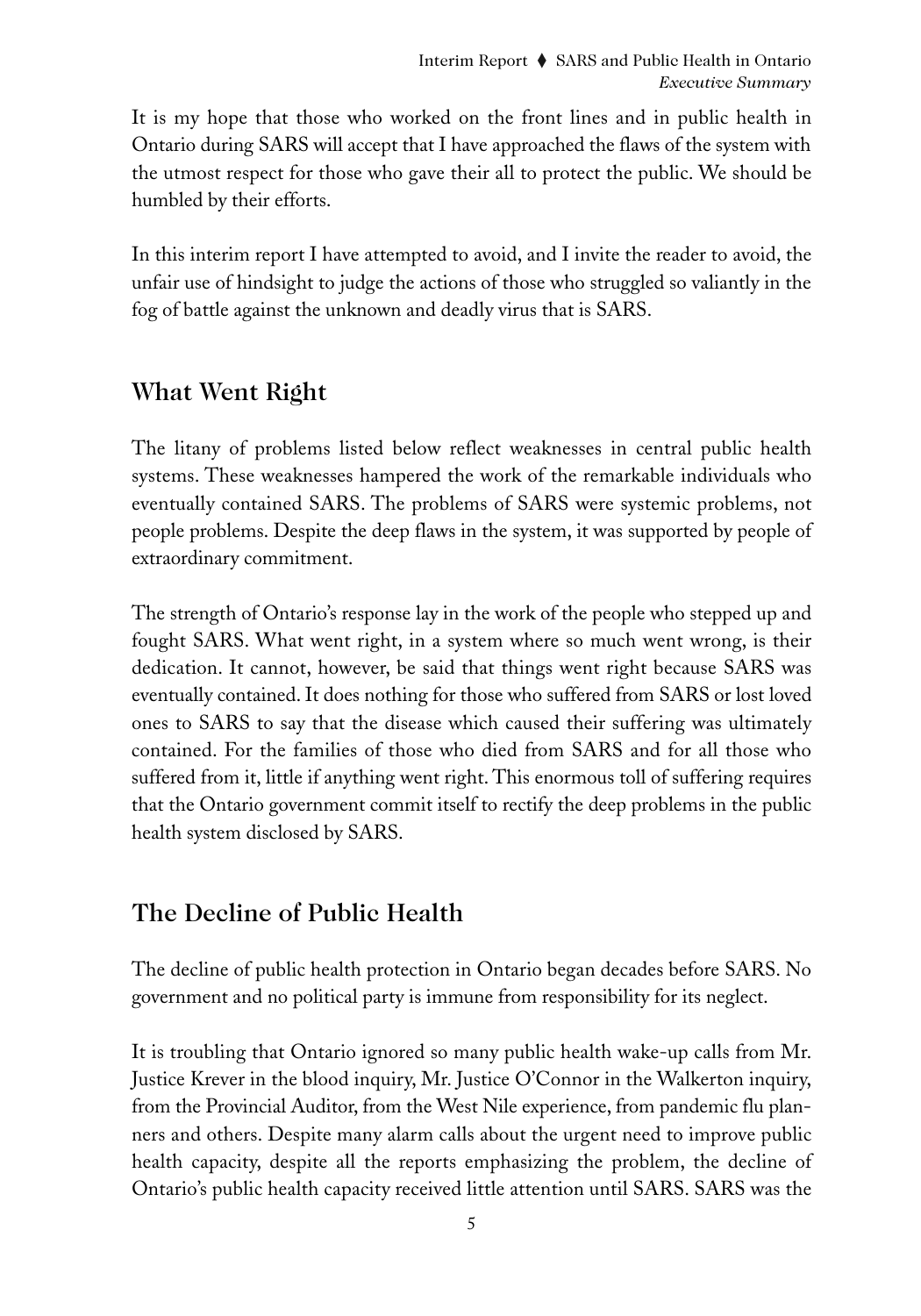It is my hope that those who worked on the front lines and in public health in Ontario during SARS will accept that I have approached the flaws of the system with the utmost respect for those who gave their all to protect the public. We should be humbled by their efforts.

In this interim report I have attempted to avoid, and I invite the reader to avoid, the unfair use of hindsight to judge the actions of those who struggled so valiantly in the fog of battle against the unknown and deadly virus that is SARS.

## What Went Right

The litany of problems listed below reflect weaknesses in central public health systems. These weaknesses hampered the work of the remarkable individuals who eventually contained SARS. The problems of SARS were systemic problems, not people problems. Despite the deep flaws in the system, it was supported by people of extraordinary commitment.

The strength of Ontario's response lay in the work of the people who stepped up and fought SARS. What went right, in a system where so much went wrong, is their dedication. It cannot, however, be said that things went right because SARS was eventually contained. It does nothing for those who suffered from SARS or lost loved ones to SARS to say that the disease which caused their suffering was ultimately contained. For the families of those who died from SARS and for all those who suffered from it, little if anything went right. This enormous toll of suffering requires that the Ontario government commit itself to rectify the deep problems in the public health system disclosed by SARS.

## The Decline of Public Health

The decline of public health protection in Ontario began decades before SARS. No government and no political party is immune from responsibility for its neglect.

It is troubling that Ontario ignored so many public health wake-up calls from Mr. Justice Krever in the blood inquiry, Mr. Justice O'Connor in the Walkerton inquiry, from the Provincial Auditor, from the West Nile experience, from pandemic flu planners and others. Despite many alarm calls about the urgent need to improve public health capacity, despite all the reports emphasizing the problem, the decline of Ontario's public health capacity received little attention until SARS. SARS was the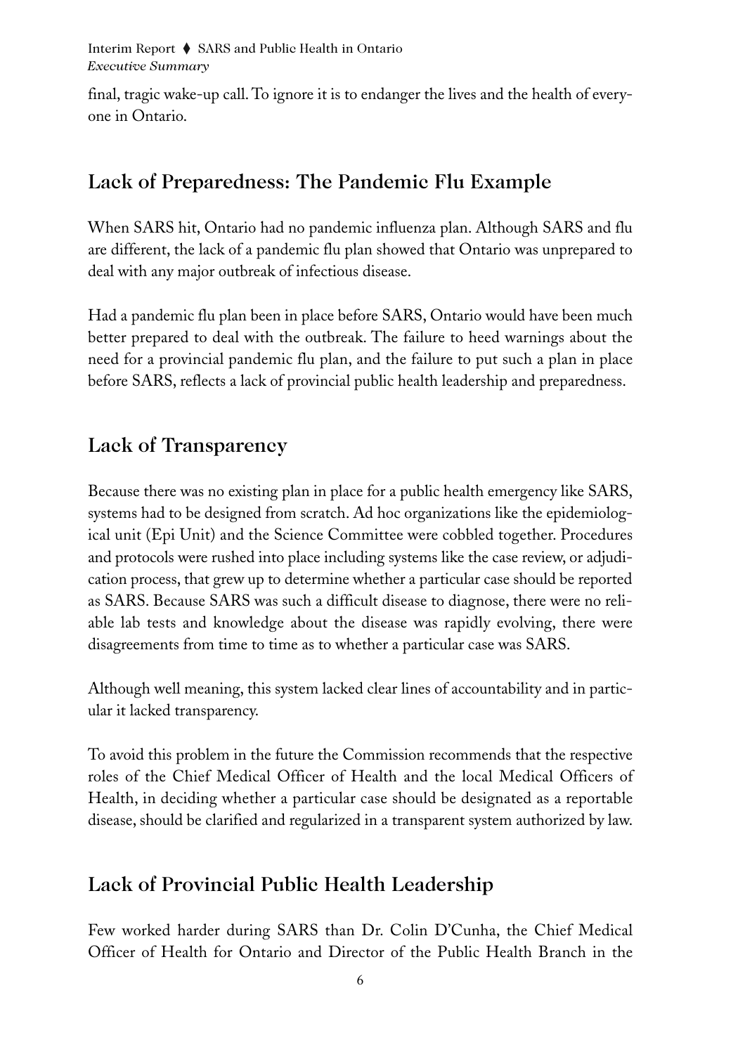final, tragic wake-up call. To ignore it is to endanger the lives and the health of everyone in Ontario.

## Lack of Preparedness: The Pandemic Flu Example

When SARS hit, Ontario had no pandemic influenza plan. Although SARS and flu are different, the lack of a pandemic flu plan showed that Ontario was unprepared to deal with any major outbreak of infectious disease.

Had a pandemic flu plan been in place before SARS, Ontario would have been much better prepared to deal with the outbreak. The failure to heed warnings about the need for a provincial pandemic flu plan, and the failure to put such a plan in place before SARS, reflects a lack of provincial public health leadership and preparedness.

## Lack of Transparency

Because there was no existing plan in place for a public health emergency like SARS, systems had to be designed from scratch. Ad hoc organizations like the epidemiological unit (Epi Unit) and the Science Committee were cobbled together. Procedures and protocols were rushed into place including systems like the case review, or adjudication process, that grew up to determine whether a particular case should be reported as SARS. Because SARS was such a difficult disease to diagnose, there were no reliable lab tests and knowledge about the disease was rapidly evolving, there were disagreements from time to time as to whether a particular case was SARS.

Although well meaning, this system lacked clear lines of accountability and in particular it lacked transparency.

To avoid this problem in the future the Commission recommends that the respective roles of the Chief Medical Officer of Health and the local Medical Officers of Health, in deciding whether a particular case should be designated as a reportable disease, should be clarified and regularized in a transparent system authorized by law.

## Lack of Provincial Public Health Leadership

Few worked harder during SARS than Dr. Colin D'Cunha, the Chief Medical Officer of Health for Ontario and Director of the Public Health Branch in the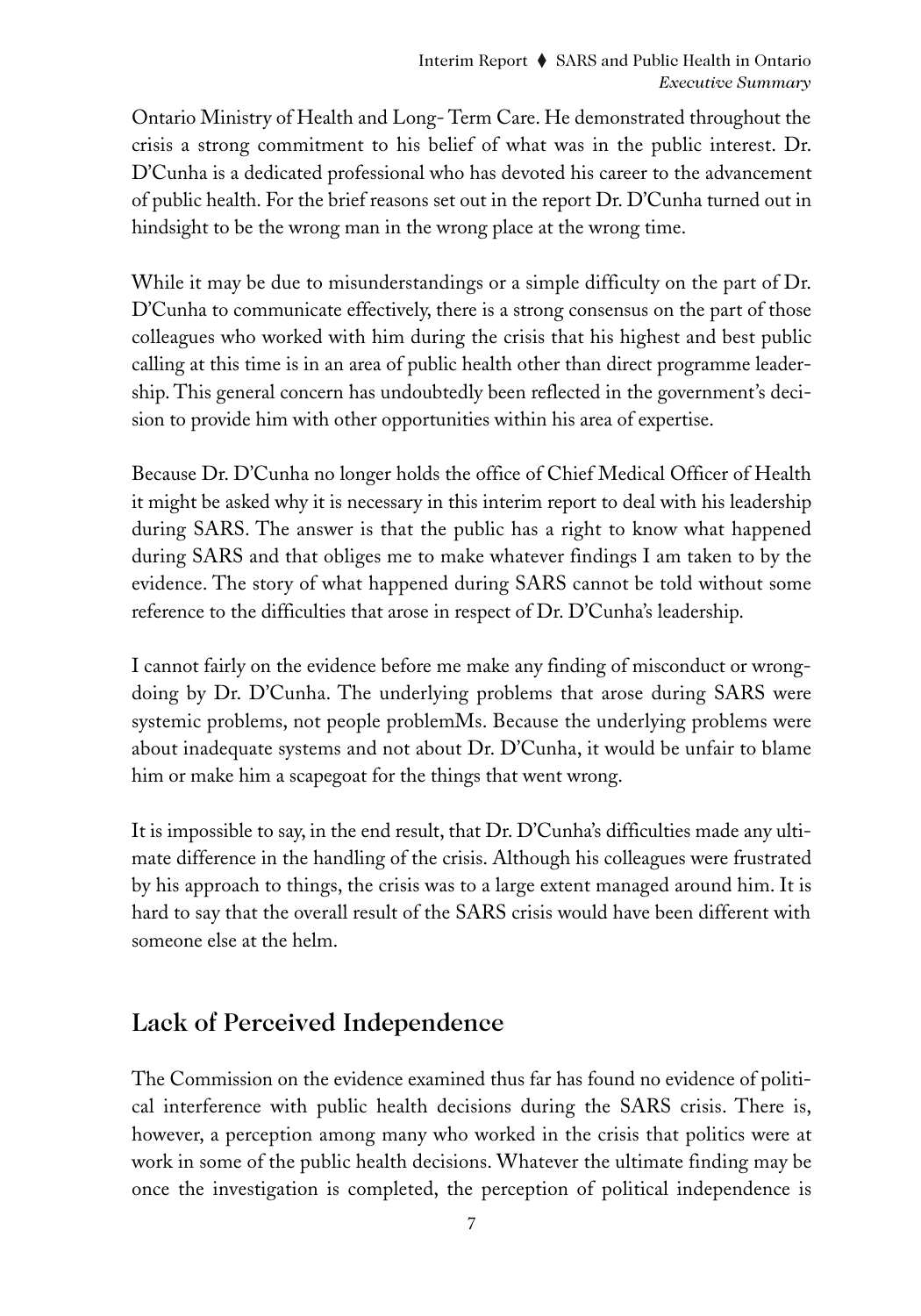Ontario Ministry of Health and Long- Term Care. He demonstrated throughout the crisis a strong commitment to his belief of what was in the public interest. Dr. D'Cunha is a dedicated professional who has devoted his career to the advancement of public health. For the brief reasons set out in the report Dr. D'Cunha turned out in hindsight to be the wrong man in the wrong place at the wrong time.

While it may be due to misunderstandings or a simple difficulty on the part of Dr. D'Cunha to communicate effectively, there is a strong consensus on the part of those colleagues who worked with him during the crisis that his highest and best public calling at this time is in an area of public health other than direct programme leadership. This general concern has undoubtedly been reflected in the government's decision to provide him with other opportunities within his area of expertise.

Because Dr. D'Cunha no longer holds the office of Chief Medical Officer of Health it might be asked why it is necessary in this interim report to deal with his leadership during SARS. The answer is that the public has a right to know what happened during SARS and that obliges me to make whatever findings I am taken to by the evidence. The story of what happened during SARS cannot be told without some reference to the difficulties that arose in respect of Dr. D'Cunha's leadership.

I cannot fairly on the evidence before me make any finding of misconduct or wrongdoing by Dr. D'Cunha. The underlying problems that arose during SARS were systemic problems, not people problemMs. Because the underlying problems were about inadequate systems and not about Dr. D'Cunha, it would be unfair to blame him or make him a scapegoat for the things that went wrong.

It is impossible to say, in the end result, that Dr. D'Cunha's difficulties made any ultimate difference in the handling of the crisis. Although his colleagues were frustrated by his approach to things, the crisis was to a large extent managed around him. It is hard to say that the overall result of the SARS crisis would have been different with someone else at the helm.

## Lack of Perceived Independence

The Commission on the evidence examined thus far has found no evidence of political interference with public health decisions during the SARS crisis. There is, however, a perception among many who worked in the crisis that politics were at work in some of the public health decisions. Whatever the ultimate finding may be once the investigation is completed, the perception of political independence is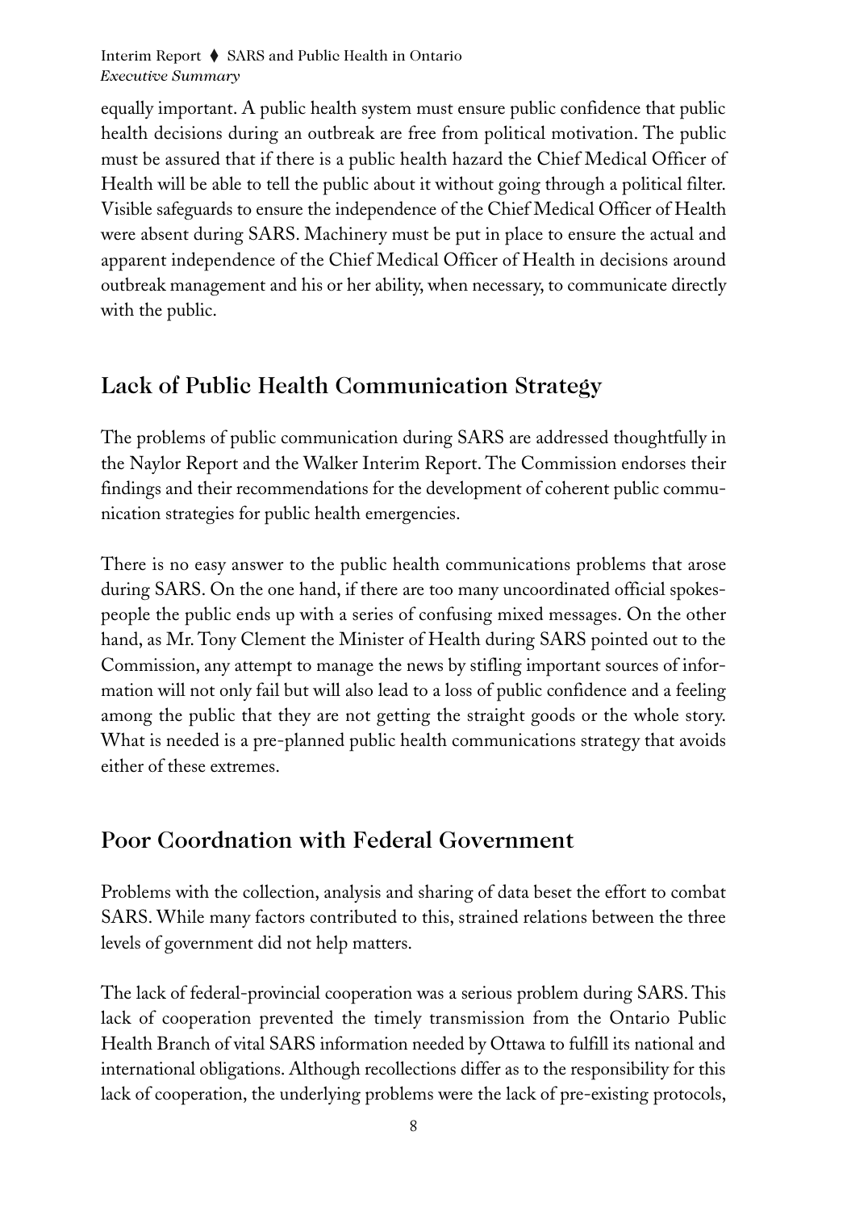equally important. A public health system must ensure public confidence that public health decisions during an outbreak are free from political motivation. The public must be assured that if there is a public health hazard the Chief Medical Officer of Health will be able to tell the public about it without going through a political filter. Visible safeguards to ensure the independence of the Chief Medical Officer of Health were absent during SARS. Machinery must be put in place to ensure the actual and apparent independence of the Chief Medical Officer of Health in decisions around outbreak management and his or her ability, when necessary, to communicate directly with the public.

## Lack of Public Health Communication Strategy

The problems of public communication during SARS are addressed thoughtfully in the Naylor Report and the Walker Interim Report. The Commission endorses their findings and their recommendations for the development of coherent public communication strategies for public health emergencies.

There is no easy answer to the public health communications problems that arose during SARS. On the one hand, if there are too many uncoordinated official spokespeople the public ends up with a series of confusing mixed messages. On the other hand, as Mr. Tony Clement the Minister of Health during SARS pointed out to the Commission, any attempt to manage the news by stifling important sources of information will not only fail but will also lead to a loss of public confidence and a feeling among the public that they are not getting the straight goods or the whole story. What is needed is a pre-planned public health communications strategy that avoids either of these extremes.

## Poor Coordnation with Federal Government

Problems with the collection, analysis and sharing of data beset the effort to combat SARS. While many factors contributed to this, strained relations between the three levels of government did not help matters.

The lack of federal-provincial cooperation was a serious problem during SARS. This lack of cooperation prevented the timely transmission from the Ontario Public Health Branch of vital SARS information needed by Ottawa to fulfill its national and international obligations. Although recollections differ as to the responsibility for this lack of cooperation, the underlying problems were the lack of pre-existing protocols,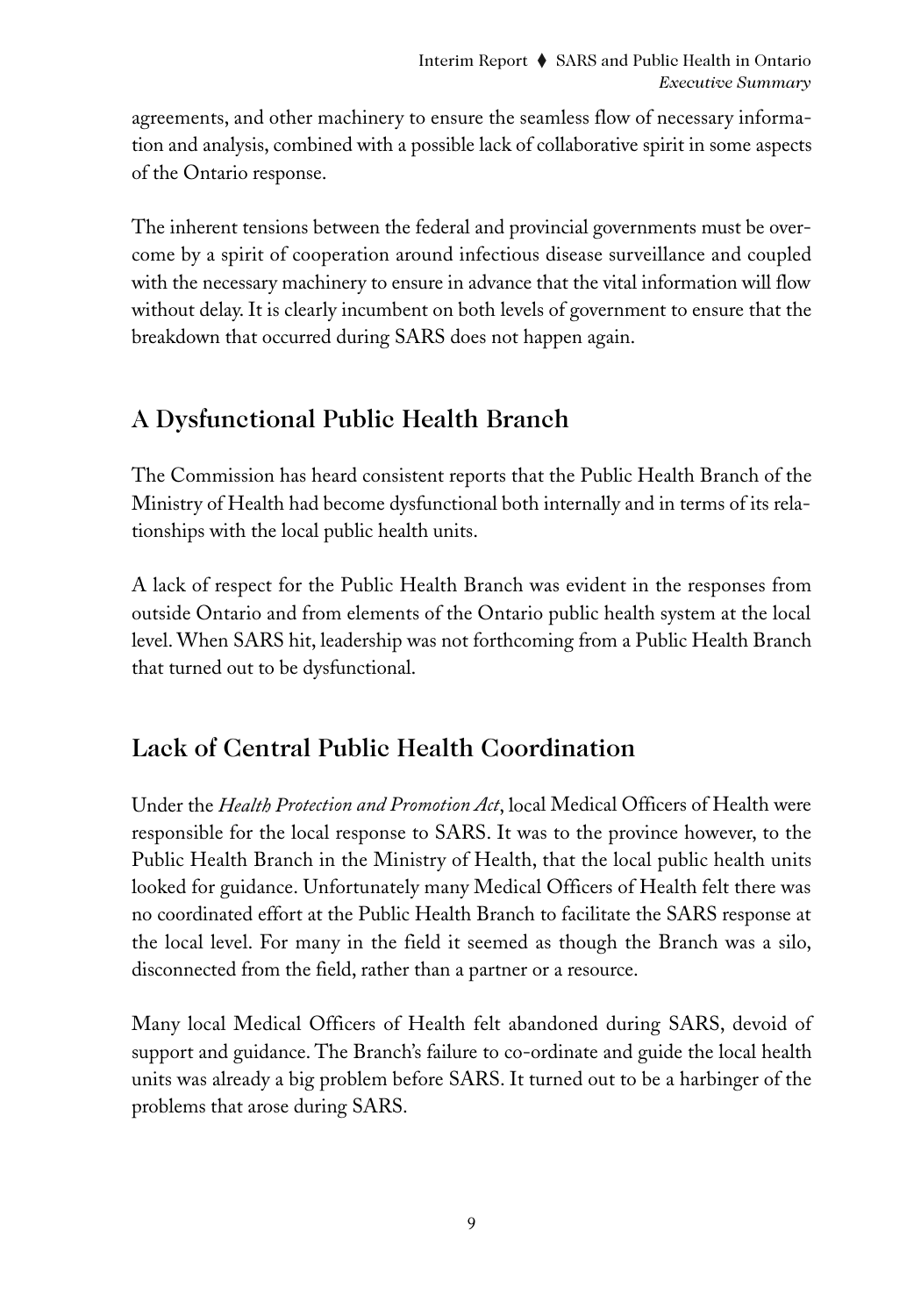agreements, and other machinery to ensure the seamless flow of necessary information and analysis, combined with a possible lack of collaborative spirit in some aspects of the Ontario response.

The inherent tensions between the federal and provincial governments must be overcome by a spirit of cooperation around infectious disease surveillance and coupled with the necessary machinery to ensure in advance that the vital information will flow without delay. It is clearly incumbent on both levels of government to ensure that the breakdown that occurred during SARS does not happen again.

## A Dysfunctional Public Health Branch

The Commission has heard consistent reports that the Public Health Branch of the Ministry of Health had become dysfunctional both internally and in terms of its relationships with the local public health units.

A lack of respect for the Public Health Branch was evident in the responses from outside Ontario and from elements of the Ontario public health system at the local level. When SARS hit, leadership was not forthcoming from a Public Health Branch that turned out to be dysfunctional.

## Lack of Central Public Health Coordination

Under the *Health Protection and Promotion Act*, local Medical Officers of Health were responsible for the local response to SARS. It was to the province however, to the Public Health Branch in the Ministry of Health, that the local public health units looked for guidance. Unfortunately many Medical Officers of Health felt there was no coordinated effort at the Public Health Branch to facilitate the SARS response at the local level. For many in the field it seemed as though the Branch was a silo, disconnected from the field, rather than a partner or a resource.

Many local Medical Officers of Health felt abandoned during SARS, devoid of support and guidance. The Branch's failure to co-ordinate and guide the local health units was already a big problem before SARS. It turned out to be a harbinger of the problems that arose during SARS.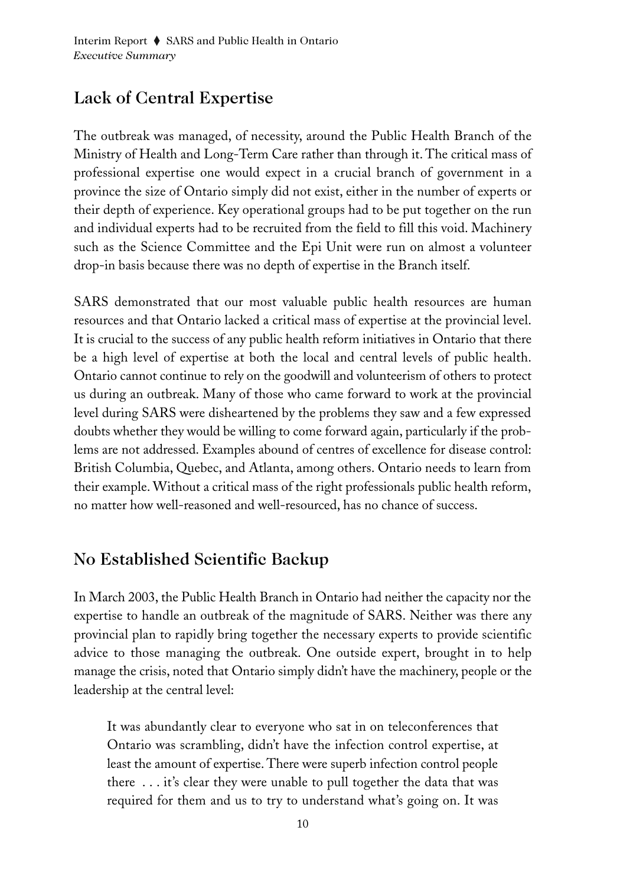## Lack of Central Expertise

The outbreak was managed, of necessity, around the Public Health Branch of the Ministry of Health and Long-Term Care rather than through it. The critical mass of professional expertise one would expect in a crucial branch of government in a province the size of Ontario simply did not exist, either in the number of experts or their depth of experience. Key operational groups had to be put together on the run and individual experts had to be recruited from the field to fill this void. Machinery such as the Science Committee and the Epi Unit were run on almost a volunteer drop-in basis because there was no depth of expertise in the Branch itself.

SARS demonstrated that our most valuable public health resources are human resources and that Ontario lacked a critical mass of expertise at the provincial level. It is crucial to the success of any public health reform initiatives in Ontario that there be a high level of expertise at both the local and central levels of public health. Ontario cannot continue to rely on the goodwill and volunteerism of others to protect us during an outbreak. Many of those who came forward to work at the provincial level during SARS were disheartened by the problems they saw and a few expressed doubts whether they would be willing to come forward again, particularly if the problems are not addressed. Examples abound of centres of excellence for disease control: British Columbia, Quebec, and Atlanta, among others. Ontario needs to learn from their example. Without a critical mass of the right professionals public health reform, no matter how well-reasoned and well-resourced, has no chance of success.

## No Established Scientific Backup

In March 2003, the Public Health Branch in Ontario had neither the capacity nor the expertise to handle an outbreak of the magnitude of SARS. Neither was there any provincial plan to rapidly bring together the necessary experts to provide scientific advice to those managing the outbreak. One outside expert, brought in to help manage the crisis, noted that Ontario simply didn't have the machinery, people or the leadership at the central level:

> It was abundantly clear to everyone who sat in on teleconferences that Ontario was scrambling, didn't have the infection control expertise, at least the amount of expertise. There were superb infection control people there . . . it's clear they were unable to pull together the data that was required for them and us to try to understand what's going on. It was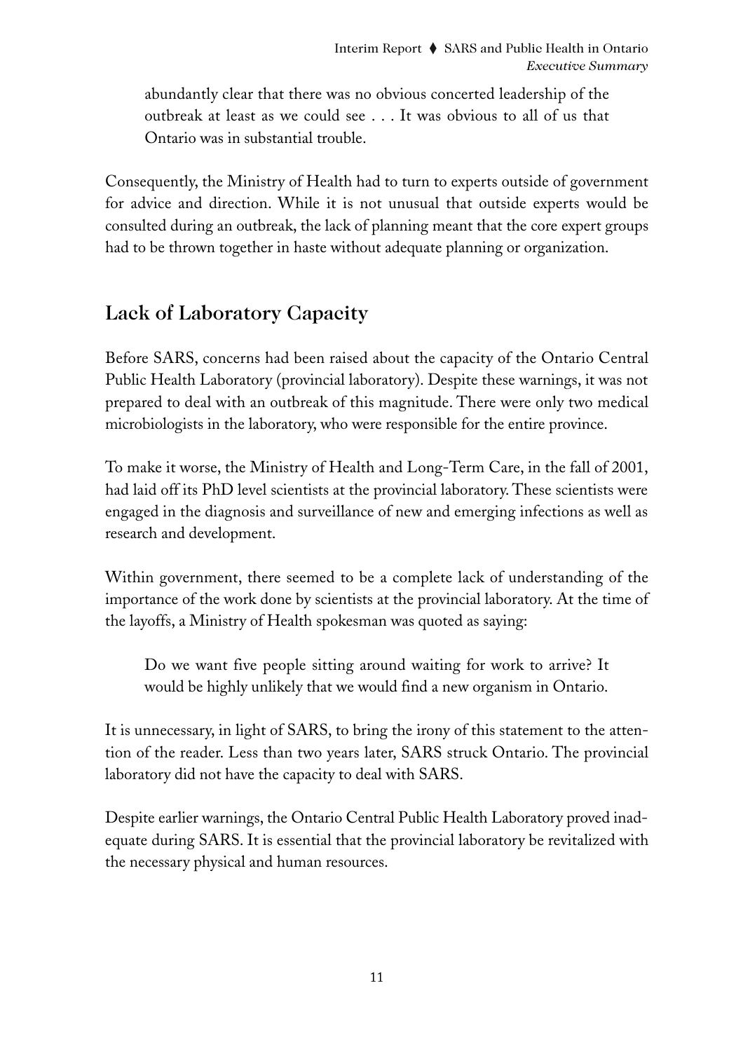> abundantly clear that there was no obvious concerted leadership of the outbreak at least as we could see . . . It was obvious to all of us that Ontario was in substantial trouble.

Consequently, the Ministry of Health had to turn to experts outside of government for advice and direction. While it is not unusual that outside experts would be consulted during an outbreak, the lack of planning meant that the core expert groups had to be thrown together in haste without adequate planning or organization.

## Lack of Laboratory Capacity

Before SARS, concerns had been raised about the capacity of the Ontario Central Public Health Laboratory (provincial laboratory). Despite these warnings, it was not prepared to deal with an outbreak of this magnitude. There were only two medical microbiologists in the laboratory, who were responsible for the entire province.

To make it worse, the Ministry of Health and Long-Term Care, in the fall of 2001, had laid off its PhD level scientists at the provincial laboratory. These scientists were engaged in the diagnosis and surveillance of new and emerging infections as well as research and development.

Within government, there seemed to be a complete lack of understanding of the importance of the work done by scientists at the provincial laboratory. At the time of the layoffs, a Ministry of Health spokesman was quoted as saying:

> Do we want five people sitting around waiting for work to arrive? It would be highly unlikely that we would find a new organism in Ontario.

It is unnecessary, in light of SARS, to bring the irony of this statement to the attention of the reader. Less than two years later, SARS struck Ontario. The provincial laboratory did not have the capacity to deal with SARS.

Despite earlier warnings, the Ontario Central Public Health Laboratory proved inadequate during SARS. It is essential that the provincial laboratory be revitalized with the necessary physical and human resources.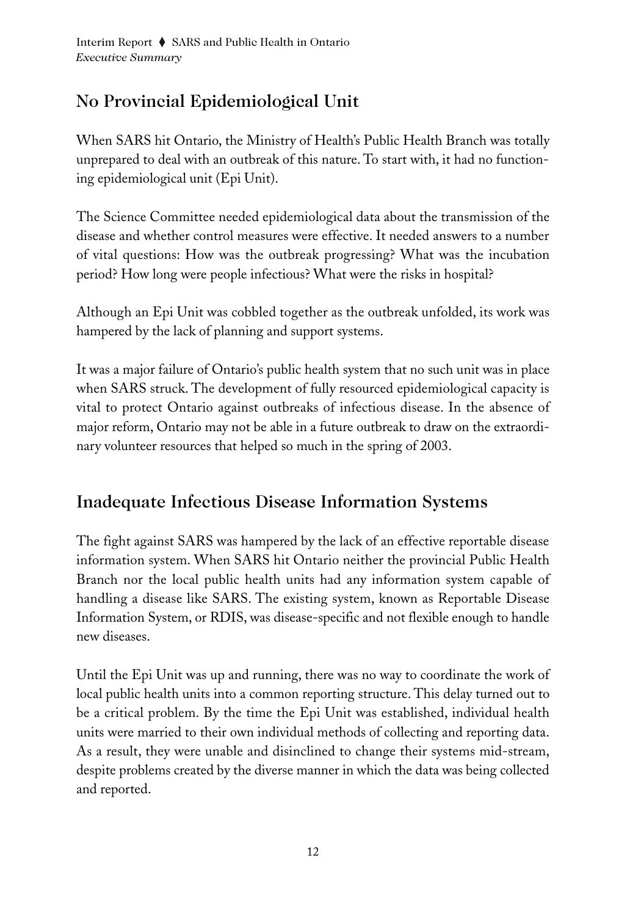## No Provincial Epidemiological Unit

When SARS hit Ontario, the Ministry of Health's Public Health Branch was totally unprepared to deal with an outbreak of this nature. To start with, it had no functioning epidemiological unit (Epi Unit).

The Science Committee needed epidemiological data about the transmission of the disease and whether control measures were effective. It needed answers to a number of vital questions: How was the outbreak progressing? What was the incubation period? How long were people infectious? What were the risks in hospital?

Although an Epi Unit was cobbled together as the outbreak unfolded, its work was hampered by the lack of planning and support systems.

It was a major failure of Ontario's public health system that no such unit was in place when SARS struck. The development of fully resourced epidemiological capacity is vital to protect Ontario against outbreaks of infectious disease. In the absence of major reform, Ontario may not be able in a future outbreak to draw on the extraordinary volunteer resources that helped so much in the spring of 2003.

## Inadequate Infectious Disease Information Systems

The fight against SARS was hampered by the lack of an effective reportable disease information system. When SARS hit Ontario neither the provincial Public Health Branch nor the local public health units had any information system capable of handling a disease like SARS. The existing system, known as Reportable Disease Information System, or RDIS, was disease-specific and not flexible enough to handle new diseases.

Until the Epi Unit was up and running, there was no way to coordinate the work of local public health units into a common reporting structure. This delay turned out to be a critical problem. By the time the Epi Unit was established, individual health units were married to their own individual methods of collecting and reporting data. As a result, they were unable and disinclined to change their systems mid-stream, despite problems created by the diverse manner in which the data was being collected and reported.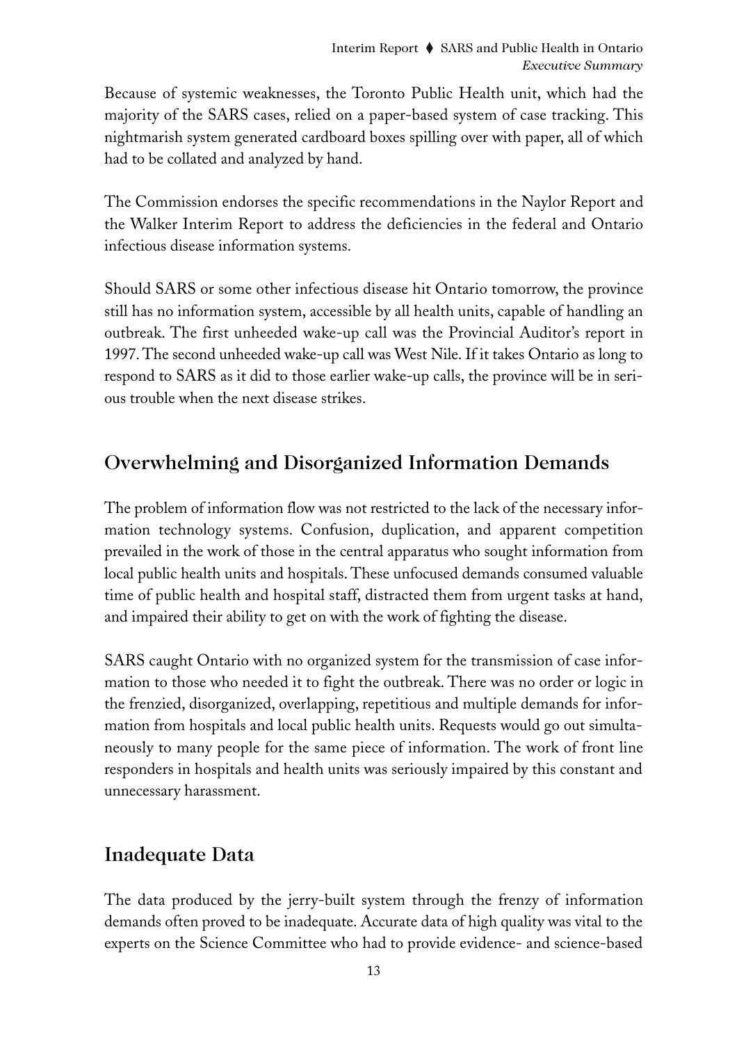Because of systemic weaknesses, the Toronto Public Health unit, which had the majority of the SARS cases, relied on a paper-based system of case tracking. This nightmarish system generated cardboard boxes spilling over with paper, all of which had to be collated and analyzed by hand.

The Commission endorses the specific recommendations in the Naylor Report and the Walker Interim Report to address the deficiencies in the federal and Ontario infectious disease information systems.

Should SARS or some other infectious disease hit Ontario tomorrow, the province still has no information system, accessible by all health units, capable of handling an outbreak. The first unheeded wake-up call was the Provincial Auditor's report in 1997. The second unheeded wake-up call was West Nile. If it takes Ontario as long to respond to SARS as it did to those earlier wake-up calls, the province will be in serious trouble when the next disease strikes.

## Overwhelming and Disorganized Information Demands

The problem of information flow was not restricted to the lack of the necessary information technology systems. Confusion, duplication, and apparent competition prevailed in the work of those in the central apparatus who sought information from local public health units and hospitals. These unfocused demands consumed valuable time of public health and hospital staff, distracted them from urgent tasks at hand, and impaired their ability to get on with the work of fighting the disease.

SARS caught Ontario with no organized system for the transmission of case information to those who needed it to fight the outbreak. There was no order or logic in the frenzied, disorganized, overlapping, repetitious and multiple demands for information from hospitals and local public health units. Requests would go out simultaneously to many people for the same piece of information. The work of front line responders in hospitals and health units was seriously impaired by this constant and unnecessary harassment.

## Inadequate Data

The data produced by the jerry-built system through the frenzy of information demands often proved to be inadequate. Accurate data of high quality was vital to the experts on the Science Committee who had to provide evidence- and science-based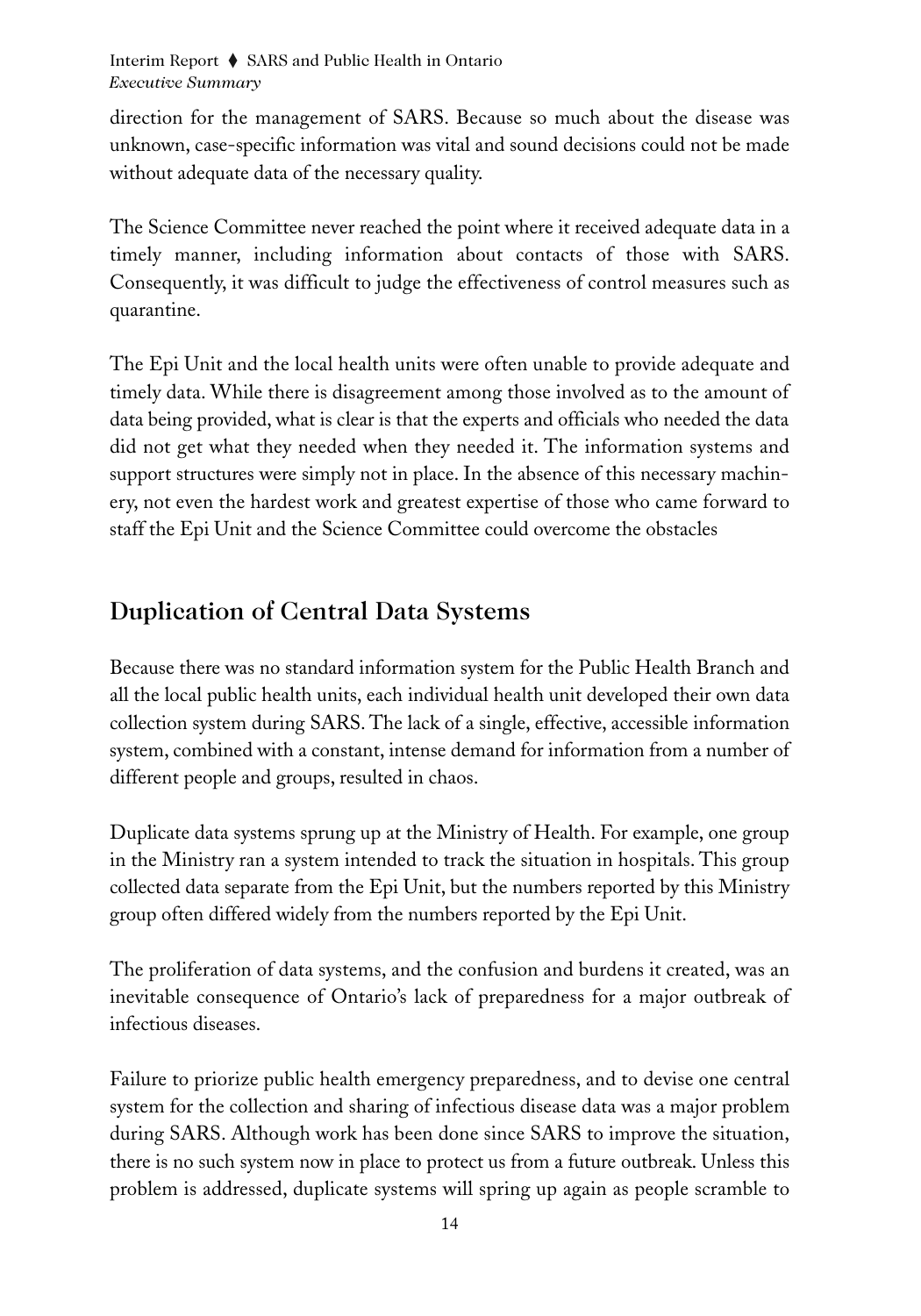direction for the management of SARS. Because so much about the disease was unknown, case-specific information was vital and sound decisions could not be made without adequate data of the necessary quality.

The Science Committee never reached the point where it received adequate data in a timely manner, including information about contacts of those with SARS. Consequently, it was difficult to judge the effectiveness of control measures such as quarantine.

The Epi Unit and the local health units were often unable to provide adequate and timely data. While there is disagreement among those involved as to the amount of data being provided, what is clear is that the experts and officials who needed the data did not get what they needed when they needed it. The information systems and support structures were simply not in place. In the absence of this necessary machinery, not even the hardest work and greatest expertise of those who came forward to staff the Epi Unit and the Science Committee could overcome the obstacles

## Duplication of Central Data Systems

Because there was no standard information system for the Public Health Branch and all the local public health units, each individual health unit developed their own data collection system during SARS. The lack of a single, effective, accessible information system, combined with a constant, intense demand for information from a number of different people and groups, resulted in chaos.

Duplicate data systems sprung up at the Ministry of Health. For example, one group in the Ministry ran a system intended to track the situation in hospitals. This group collected data separate from the Epi Unit, but the numbers reported by this Ministry group often differed widely from the numbers reported by the Epi Unit.

The proliferation of data systems, and the confusion and burdens it created, was an inevitable consequence of Ontario's lack of preparedness for a major outbreak of infectious diseases.

Failure to priorize public health emergency preparedness, and to devise one central system for the collection and sharing of infectious disease data was a major problem during SARS. Although work has been done since SARS to improve the situation, there is no such system now in place to protect us from a future outbreak. Unless this problem is addressed, duplicate systems will spring up again as people scramble to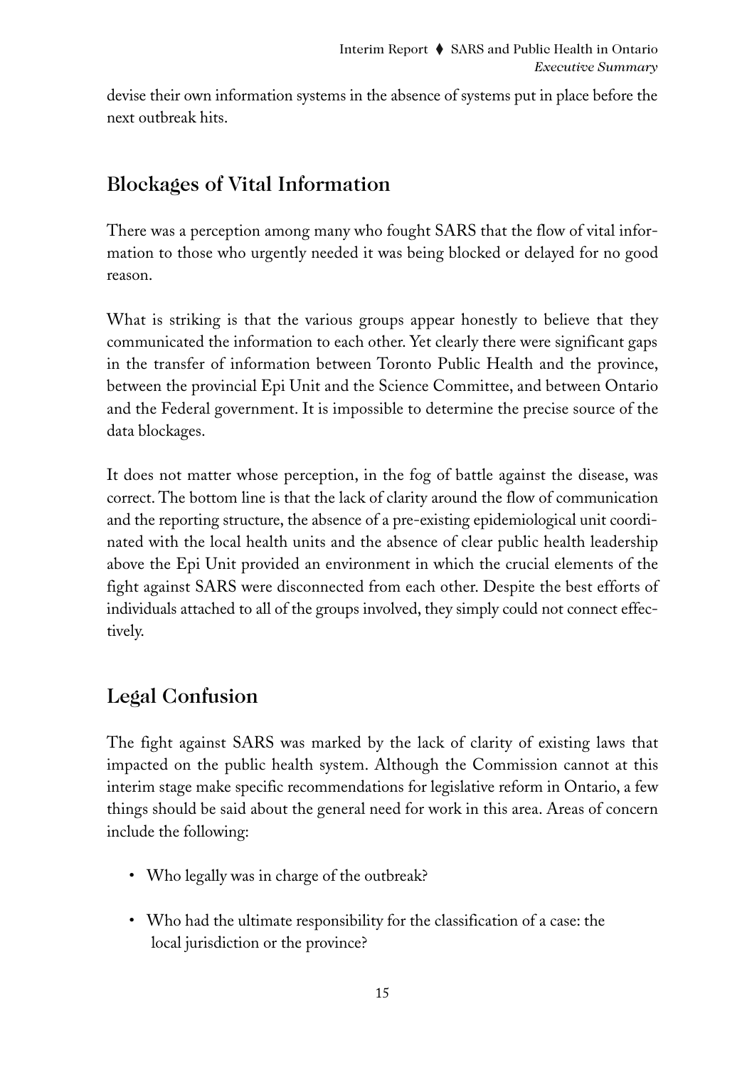devise their own information systems in the absence of systems put in place before the next outbreak hits.

## Blockages of Vital Information

There was a perception among many who fought SARS that the flow of vital information to those who urgently needed it was being blocked or delayed for no good reason.

What is striking is that the various groups appear honestly to believe that they communicated the information to each other. Yet clearly there were significant gaps in the transfer of information between Toronto Public Health and the province, between the provincial Epi Unit and the Science Committee, and between Ontario and the Federal government. It is impossible to determine the precise source of the data blockages.

It does not matter whose perception, in the fog of battle against the disease, was correct. The bottom line is that the lack of clarity around the flow of communication and the reporting structure, the absence of a pre-existing epidemiological unit coordinated with the local health units and the absence of clear public health leadership above the Epi Unit provided an environment in which the crucial elements of the fight against SARS were disconnected from each other. Despite the best efforts of individuals attached to all of the groups involved, they simply could not connect effectively.

## Legal Confusion

The fight against SARS was marked by the lack of clarity of existing laws that impacted on the public health system. Although the Commission cannot at this interim stage make specific recommendations for legislative reform in Ontario, a few things should be said about the general need for work in this area. Areas of concern include the following:

- Who legally was in charge of the outbreak?
- Who had the ultimate responsibility for the classification of a case: the local jurisdiction or the province?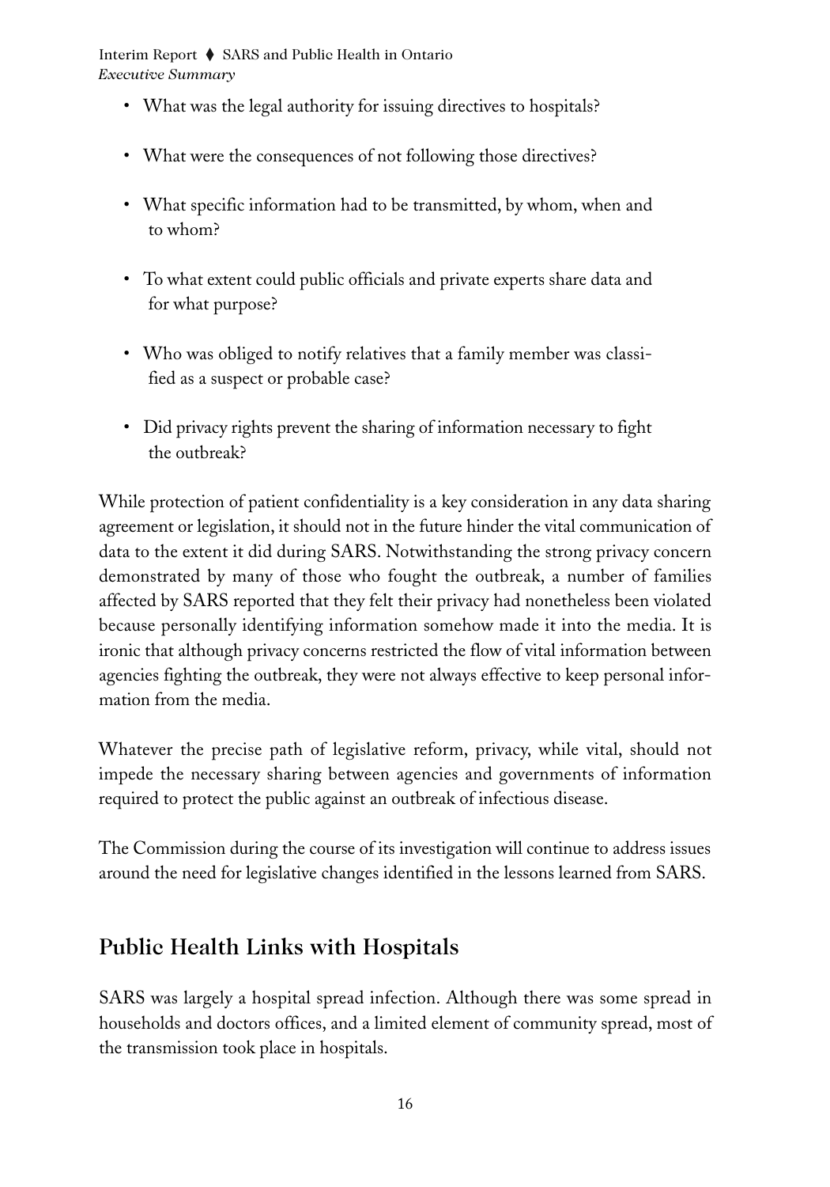- What was the legal authority for issuing directives to hospitals?
- What were the consequences of not following those directives?
- What specific information had to be transmitted, by whom, when and to whom?
- To what extent could public officials and private experts share data and for what purpose?
- Who was obliged to notify relatives that a family member was classified as a suspect or probable case?
- Did privacy rights prevent the sharing of information necessary to fight the outbreak?

While protection of patient confidentiality is a key consideration in any data sharing agreement or legislation, it should not in the future hinder the vital communication of data to the extent it did during SARS. Notwithstanding the strong privacy concern demonstrated by many of those who fought the outbreak, a number of families affected by SARS reported that they felt their privacy had nonetheless been violated because personally identifying information somehow made it into the media. It is ironic that although privacy concerns restricted the flow of vital information between agencies fighting the outbreak, they were not always effective to keep personal information from the media.

Whatever the precise path of legislative reform, privacy, while vital, should not impede the necessary sharing between agencies and governments of information required to protect the public against an outbreak of infectious disease.

The Commission during the course of its investigation will continue to address issues around the need for legislative changes identified in the lessons learned from SARS.

## Public Health Links with Hospitals

SARS was largely a hospital spread infection. Although there was some spread in households and doctors offices, and a limited element of community spread, most of the transmission took place in hospitals.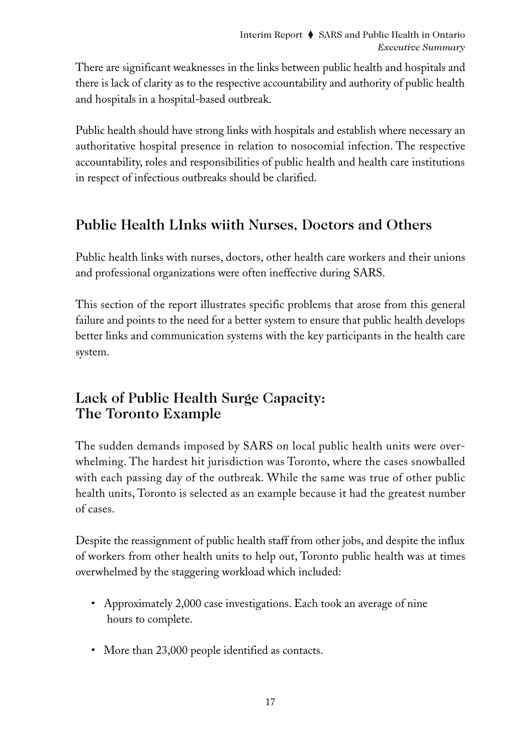There are significant weaknesses in the links between public health and hospitals and there is lack of clarity as to the respective accountability and authority of public health and hospitals in a hospital-based outbreak.

Public health should have strong links with hospitals and establish where necessary an authoritative hospital presence in relation to nosocomial infection. The respective accountability, roles and responsibilities of public health and health care institutions in respect of infectious outbreaks should be clarified.

## Public Health LInks wiith Nurses, Doctors and Others

Public health links with nurses, doctors, other health care workers and their unions and professional organizations were often ineffective during SARS.

This section of the report illustrates specific problems that arose from this general failure and points to the need for a better system to ensure that public health develops better links and communication systems with the key participants in the health care system.

## Lack of Public Health Surge Capacity: The Toronto Example

The sudden demands imposed by SARS on local public health units were overwhelming. The hardest hit jurisdiction was Toronto, where the cases snowballed with each passing day of the outbreak. While the same was true of other public health units, Toronto is selected as an example because it had the greatest number of cases.

Despite the reassignment of public health staff from other jobs, and despite the influx of workers from other health units to help out, Toronto public health was at times overwhelmed by the staggering workload which included:

- Approximately 2,000 case investigations. Each took an average of nine hours to complete.
- More than 23,000 people identified as contacts.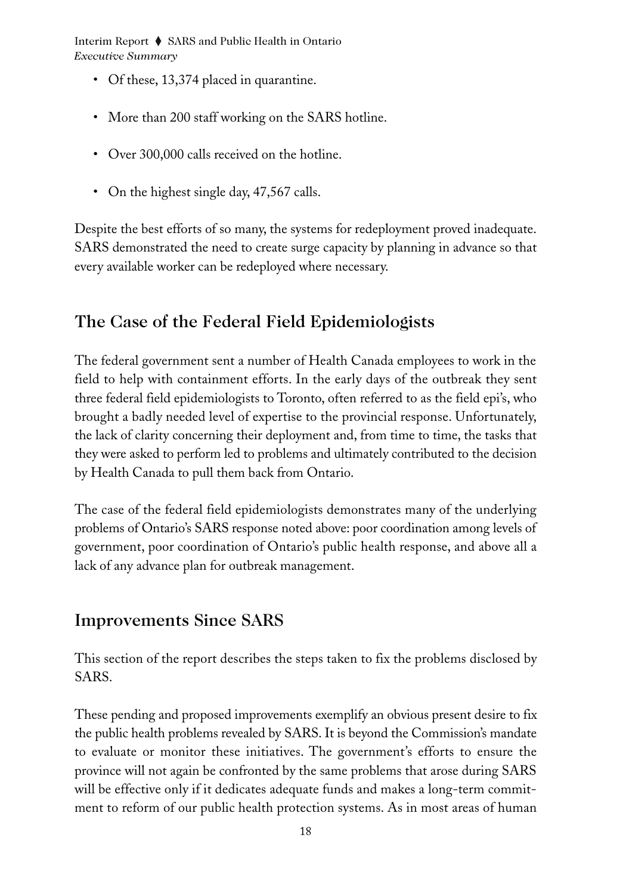- Of these, 13,374 placed in quarantine.
- More than 200 staff working on the SARS hotline.
- Over 300,000 calls received on the hotline.
- On the highest single day, 47,567 calls.

Despite the best efforts of so many, the systems for redeployment proved inadequate. SARS demonstrated the need to create surge capacity by planning in advance so that every available worker can be redeployed where necessary.

## The Case of the Federal Field Epidemiologists

The federal government sent a number of Health Canada employees to work in the field to help with containment efforts. In the early days of the outbreak they sent three federal field epidemiologists to Toronto, often referred to as the field epi's, who brought a badly needed level of expertise to the provincial response. Unfortunately, the lack of clarity concerning their deployment and, from time to time, the tasks that they were asked to perform led to problems and ultimately contributed to the decision by Health Canada to pull them back from Ontario.

The case of the federal field epidemiologists demonstrates many of the underlying problems of Ontario's SARS response noted above: poor coordination among levels of government, poor coordination of Ontario's public health response, and above all a lack of any advance plan for outbreak management.

## Improvements Since SARS

This section of the report describes the steps taken to fix the problems disclosed by SARS.

These pending and proposed improvements exemplify an obvious present desire to fix the public health problems revealed by SARS. It is beyond the Commission's mandate to evaluate or monitor these initiatives. The government's efforts to ensure the province will not again be confronted by the same problems that arose during SARS will be effective only if it dedicates adequate funds and makes a long-term commitment to reform of our public health protection systems. As in most areas of human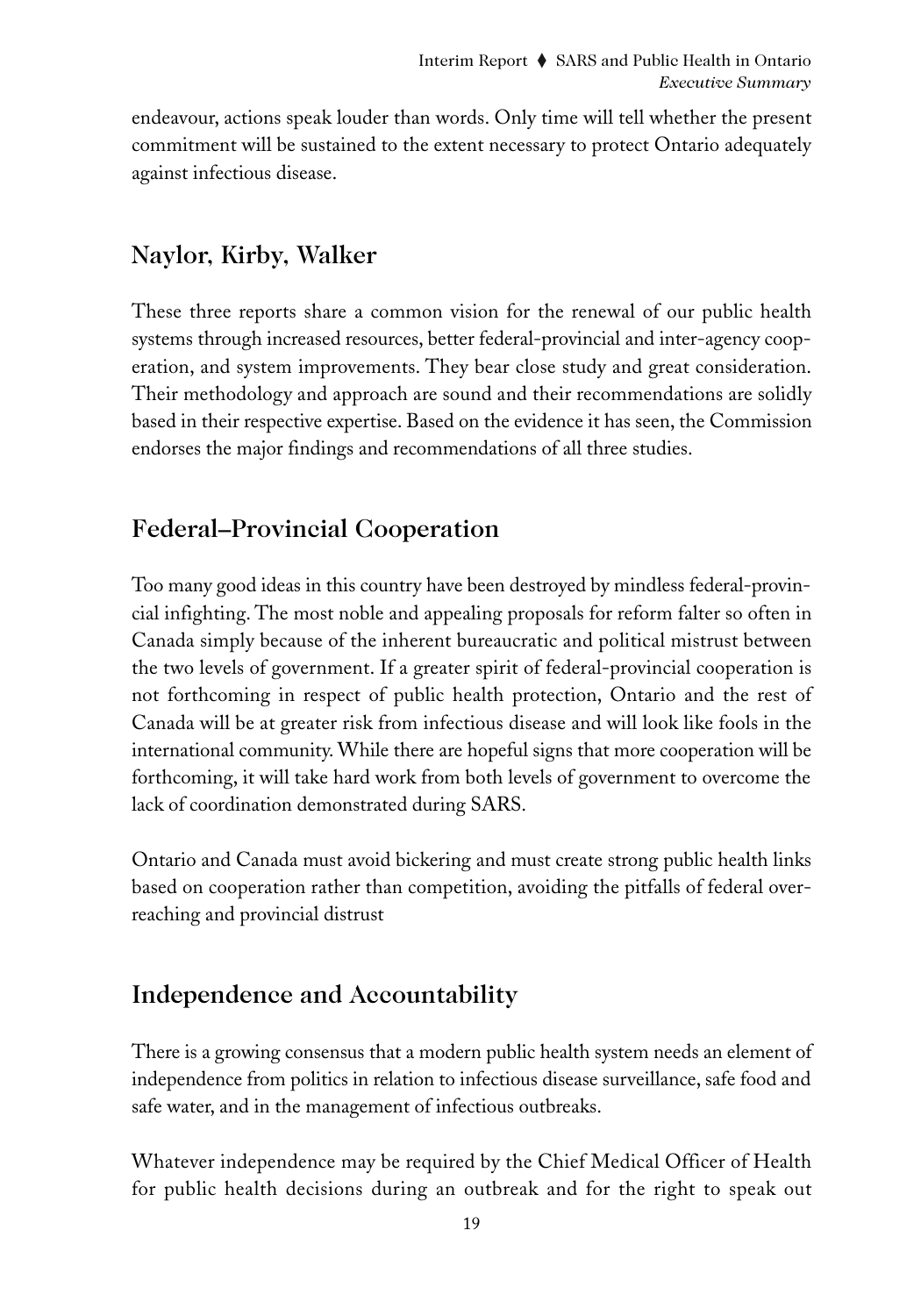endeavour, actions speak louder than words. Only time will tell whether the present commitment will be sustained to the extent necessary to protect Ontario adequately against infectious disease.

## Naylor, Kirby, Walker

These three reports share a common vision for the renewal of our public health systems through increased resources, better federal-provincial and inter-agency cooperation, and system improvements. They bear close study and great consideration. Their methodology and approach are sound and their recommendations are solidly based in their respective expertise. Based on the evidence it has seen, the Commission endorses the major findings and recommendations of all three studies.

## Federal–Provincial Cooperation

Too many good ideas in this country have been destroyed by mindless federal-provincial infighting. The most noble and appealing proposals for reform falter so often in Canada simply because of the inherent bureaucratic and political mistrust between the two levels of government. If a greater spirit of federal-provincial cooperation is not forthcoming in respect of public health protection, Ontario and the rest of Canada will be at greater risk from infectious disease and will look like fools in the international community. While there are hopeful signs that more cooperation will be forthcoming, it will take hard work from both levels of government to overcome the lack of coordination demonstrated during SARS.

Ontario and Canada must avoid bickering and must create strong public health links based on cooperation rather than competition, avoiding the pitfalls of federal overreaching and provincial distrust

## Independence and Accountability

There is a growing consensus that a modern public health system needs an element of independence from politics in relation to infectious disease surveillance, safe food and safe water, and in the management of infectious outbreaks.

Whatever independence may be required by the Chief Medical Officer of Health for public health decisions during an outbreak and for the right to speak out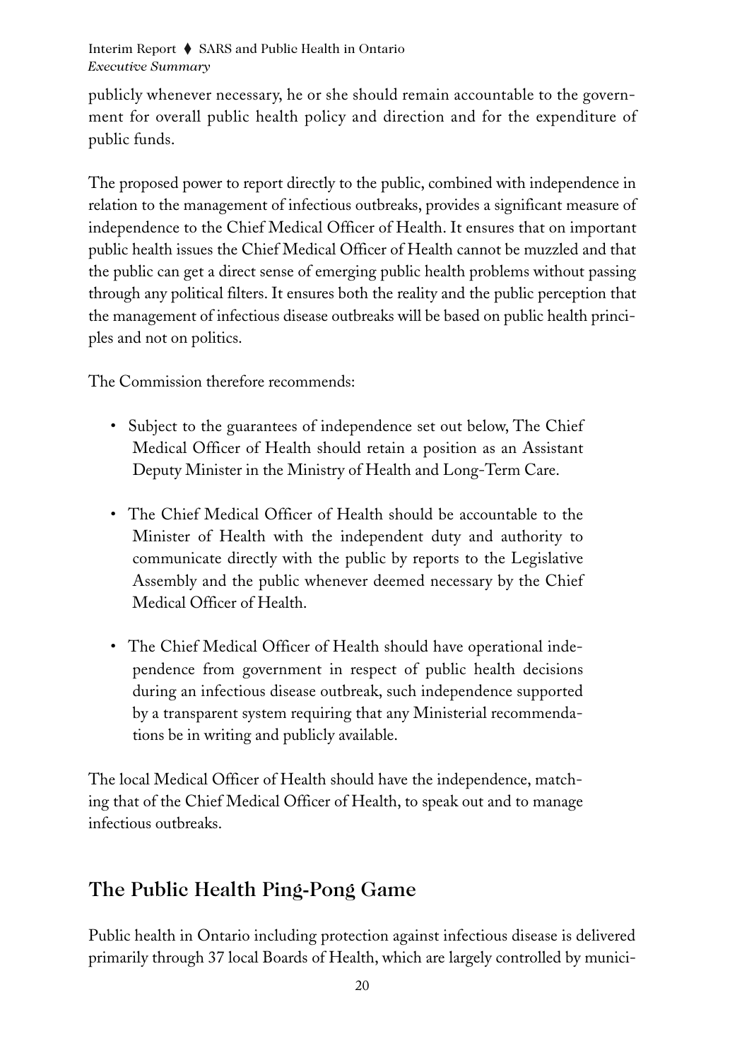publicly whenever necessary, he or she should remain accountable to the government for overall public health policy and direction and for the expenditure of public funds.

The proposed power to report directly to the public, combined with independence in relation to the management of infectious outbreaks, provides a significant measure of independence to the Chief Medical Officer of Health. It ensures that on important public health issues the Chief Medical Officer of Health cannot be muzzled and that the public can get a direct sense of emerging public health problems without passing through any political filters. It ensures both the reality and the public perception that the management of infectious disease outbreaks will be based on public health principles and not on politics.

The Commission therefore recommends:

- Subject to the guarantees of independence set out below, The Chief Medical Officer of Health should retain a position as an Assistant Deputy Minister in the Ministry of Health and Long-Term Care.
- The Chief Medical Officer of Health should be accountable to the Minister of Health with the independent duty and authority to communicate directly with the public by reports to the Legislative Assembly and the public whenever deemed necessary by the Chief Medical Officer of Health.
- The Chief Medical Officer of Health should have operational independence from government in respect of public health decisions during an infectious disease outbreak, such independence supported by a transparent system requiring that any Ministerial recommendations be in writing and publicly available.

The local Medical Officer of Health should have the independence, matching that of the Chief Medical Officer of Health, to speak out and to manage infectious outbreaks.

## The Public Health Ping-Pong Game

Public health in Ontario including protection against infectious disease is delivered primarily through 37 local Boards of Health, which are largely controlled by munici-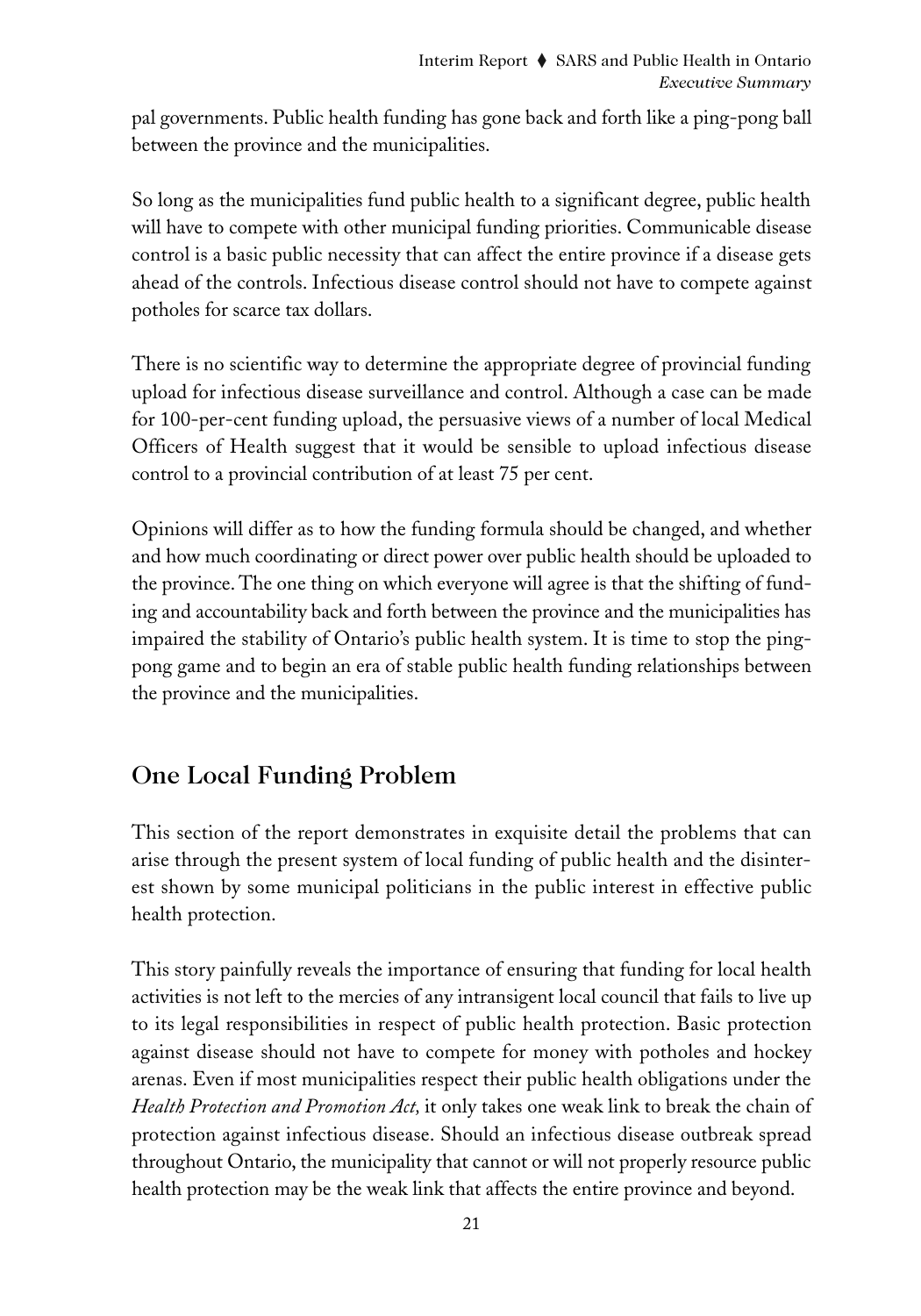pal governments. Public health funding has gone back and forth like a ping-pong ball between the province and the municipalities.

So long as the municipalities fund public health to a significant degree, public health will have to compete with other municipal funding priorities. Communicable disease control is a basic public necessity that can affect the entire province if a disease gets ahead of the controls. Infectious disease control should not have to compete against potholes for scarce tax dollars.

There is no scientific way to determine the appropriate degree of provincial funding upload for infectious disease surveillance and control. Although a case can be made for 100-per-cent funding upload, the persuasive views of a number of local Medical Officers of Health suggest that it would be sensible to upload infectious disease control to a provincial contribution of at least 75 per cent.

Opinions will differ as to how the funding formula should be changed, and whether and how much coordinating or direct power over public health should be uploaded to the province. The one thing on which everyone will agree is that the shifting of funding and accountability back and forth between the province and the municipalities has impaired the stability of Ontario's public health system. It is time to stop the ping-pong game and to begin an era of stable public health funding relationships between the province and the municipalities.

## One Local Funding Problem

This section of the report demonstrates in exquisite detail the problems that can arise through the present system of local funding of public health and the disinterest shown by some municipal politicians in the public interest in effective public health protection.

This story painfully reveals the importance of ensuring that funding for local health activities is not left to the mercies of any intransigent local council that fails to live up to its legal responsibilities in respect of public health protection. Basic protection against disease should not have to compete for money with potholes and hockey arenas. Even if most municipalities respect their public health obligations under the *Health Protection and Promotion Act,* it only takes one weak link to break the chain of protection against infectious disease. Should an infectious disease outbreak spread throughout Ontario, the municipality that cannot or will not properly resource public health protection may be the weak link that affects the entire province and beyond.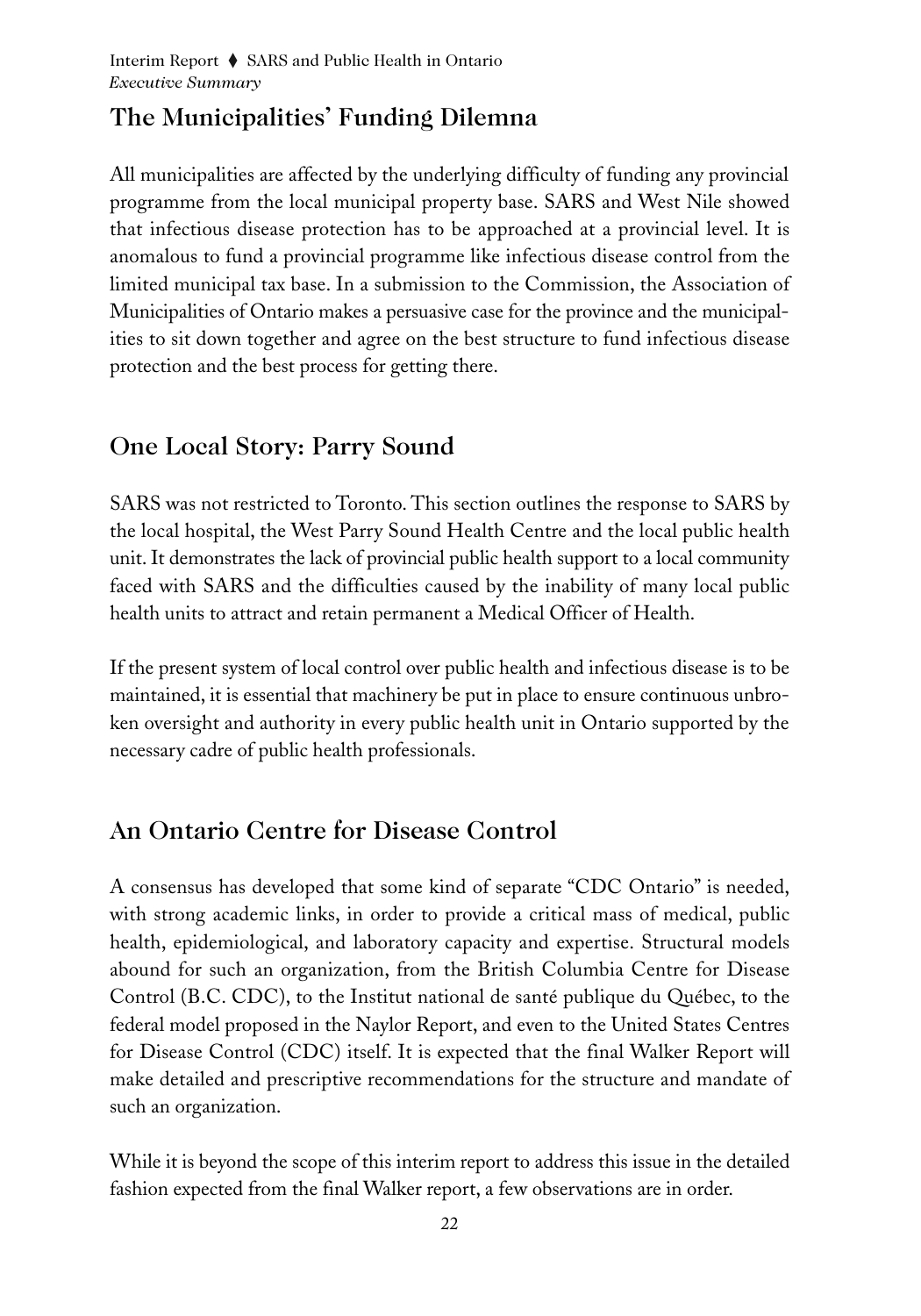## The Municipalities' Funding Dilemma

All municipalities are affected by the underlying difficulty of funding any provincial programme from the local municipal property base. SARS and West Nile showed that infectious disease protection has to be approached at a provincial level. It is anomalous to fund a provincial programme like infectious disease control from the limited municipal tax base. In a submission to the Commission, the Association of Municipalities of Ontario makes a persuasive case for the province and the municipalities to sit down together and agree on the best structure to fund infectious disease protection and the best process for getting there.

## One Local Story: Parry Sound

SARS was not restricted to Toronto. This section outlines the response to SARS by the local hospital, the West Parry Sound Health Centre and the local public health unit. It demonstrates the lack of provincial public health support to a local community faced with SARS and the difficulties caused by the inability of many local public health units to attract and retain permanent a Medical Officer of Health.

If the present system of local control over public health and infectious disease is to be maintained, it is essential that machinery be put in place to ensure continuous unbroken oversight and authority in every public health unit in Ontario supported by the necessary cadre of public health professionals.

## An Ontario Centre for Disease Control

A consensus has developed that some kind of separate "CDC Ontario" is needed, with strong academic links, in order to provide a critical mass of medical, public health, epidemiological, and laboratory capacity and expertise. Structural models abound for such an organization, from the British Columbia Centre for Disease Control (B.C. CDC), to the Institut national de santé publique du Québec, to the federal model proposed in the Naylor Report, and even to the United States Centres for Disease Control (CDC) itself. It is expected that the final Walker Report will make detailed and prescriptive recommendations for the structure and mandate of such an organization.

While it is beyond the scope of this interim report to address this issue in the detailed fashion expected from the final Walker report, a few observations are in order.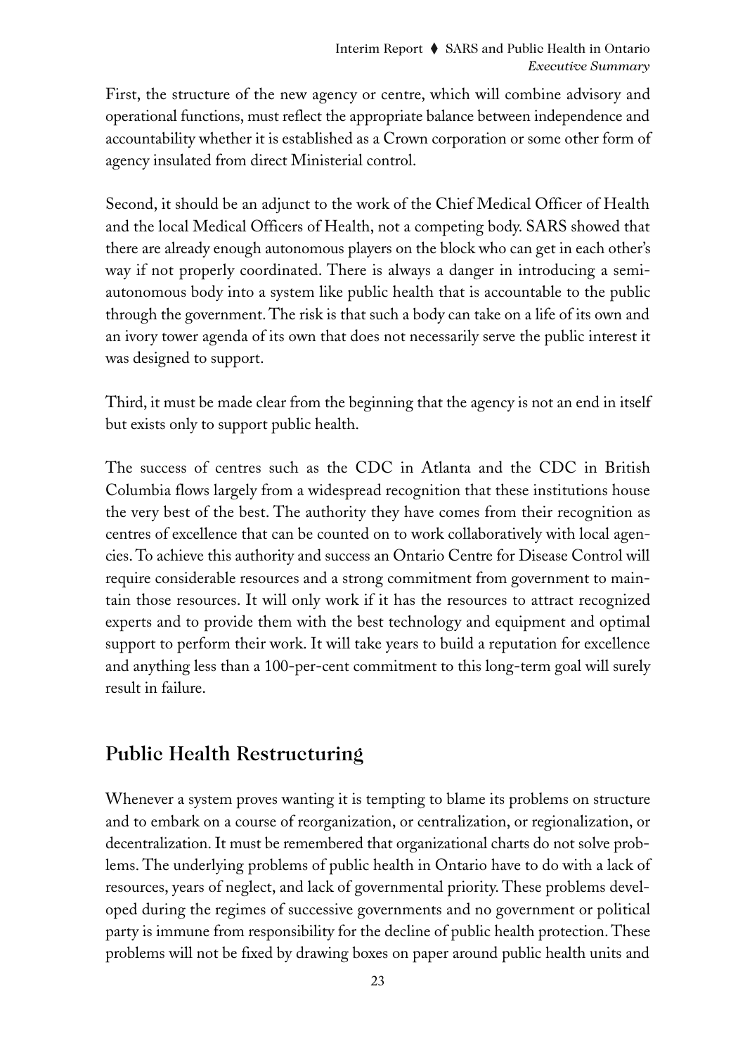First, the structure of the new agency or centre, which will combine advisory and operational functions, must reflect the appropriate balance between independence and accountability whether it is established as a Crown corporation or some other form of agency insulated from direct Ministerial control.

Second, it should be an adjunct to the work of the Chief Medical Officer of Health and the local Medical Officers of Health, not a competing body. SARS showed that there are already enough autonomous players on the block who can get in each other's way if not properly coordinated. There is always a danger in introducing a semi-autonomous body into a system like public health that is accountable to the public through the government. The risk is that such a body can take on a life of its own and an ivory tower agenda of its own that does not necessarily serve the public interest it was designed to support.

Third, it must be made clear from the beginning that the agency is not an end in itself but exists only to support public health.

The success of centres such as the CDC in Atlanta and the CDC in British Columbia flows largely from a widespread recognition that these institutions house the very best of the best. The authority they have comes from their recognition as centres of excellence that can be counted on to work collaboratively with local agencies. To achieve this authority and success an Ontario Centre for Disease Control will require considerable resources and a strong commitment from government to maintain those resources. It will only work if it has the resources to attract recognized experts and to provide them with the best technology and equipment and optimal support to perform their work. It will take years to build a reputation for excellence and anything less than a 100-per-cent commitment to this long-term goal will surely result in failure.

## Public Health Restructuring

Whenever a system proves wanting it is tempting to blame its problems on structure and to embark on a course of reorganization, or centralization, or regionalization, or decentralization. It must be remembered that organizational charts do not solve problems. The underlying problems of public health in Ontario have to do with a lack of resources, years of neglect, and lack of governmental priority. These problems developed during the regimes of successive governments and no government or political party is immune from responsibility for the decline of public health protection. These problems will not be fixed by drawing boxes on paper around public health units and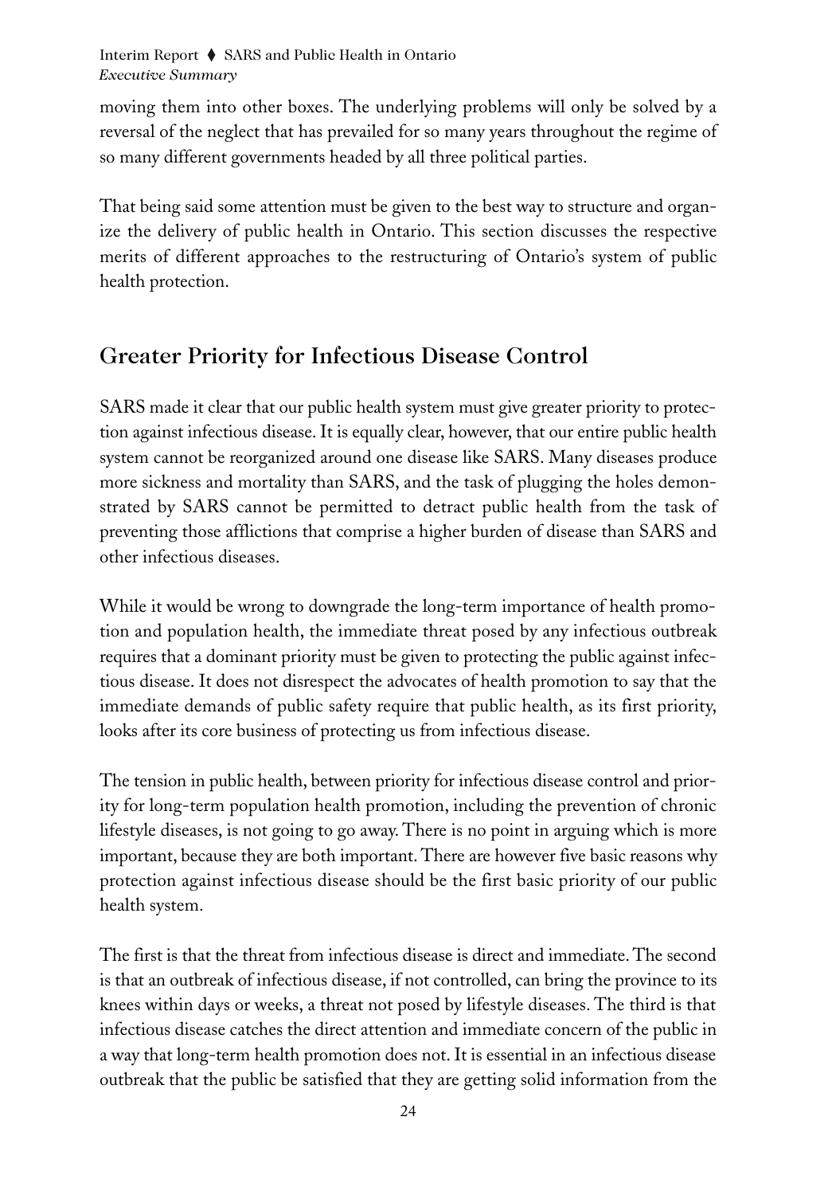moving them into other boxes. The underlying problems will only be solved by a reversal of the neglect that has prevailed for so many years throughout the regime of so many different governments headed by all three political parties.

That being said some attention must be given to the best way to structure and organize the delivery of public health in Ontario. This section discusses the respective merits of different approaches to the restructuring of Ontario's system of public health protection.

## Greater Priority for Infectious Disease Control

SARS made it clear that our public health system must give greater priority to protection against infectious disease. It is equally clear, however, that our entire public health system cannot be reorganized around one disease like SARS. Many diseases produce more sickness and mortality than SARS, and the task of plugging the holes demonstrated by SARS cannot be permitted to detract public health from the task of preventing those afflictions that comprise a higher burden of disease than SARS and other infectious diseases.

While it would be wrong to downgrade the long-term importance of health promotion and population health, the immediate threat posed by any infectious outbreak requires that a dominant priority must be given to protecting the public against infectious disease. It does not disrespect the advocates of health promotion to say that the immediate demands of public safety require that public health, as its first priority, looks after its core business of protecting us from infectious disease.

The tension in public health, between priority for infectious disease control and priority for long-term population health promotion, including the prevention of chronic lifestyle diseases, is not going to go away. There is no point in arguing which is more important, because they are both important. There are however five basic reasons why protection against infectious disease should be the first basic priority of our public health system.

The first is that the threat from infectious disease is direct and immediate. The second is that an outbreak of infectious disease, if not controlled, can bring the province to its knees within days or weeks, a threat not posed by lifestyle diseases. The third is that infectious disease catches the direct attention and immediate concern of the public in a way that long-term health promotion does not. It is essential in an infectious disease outbreak that the public be satisfied that they are getting solid information from the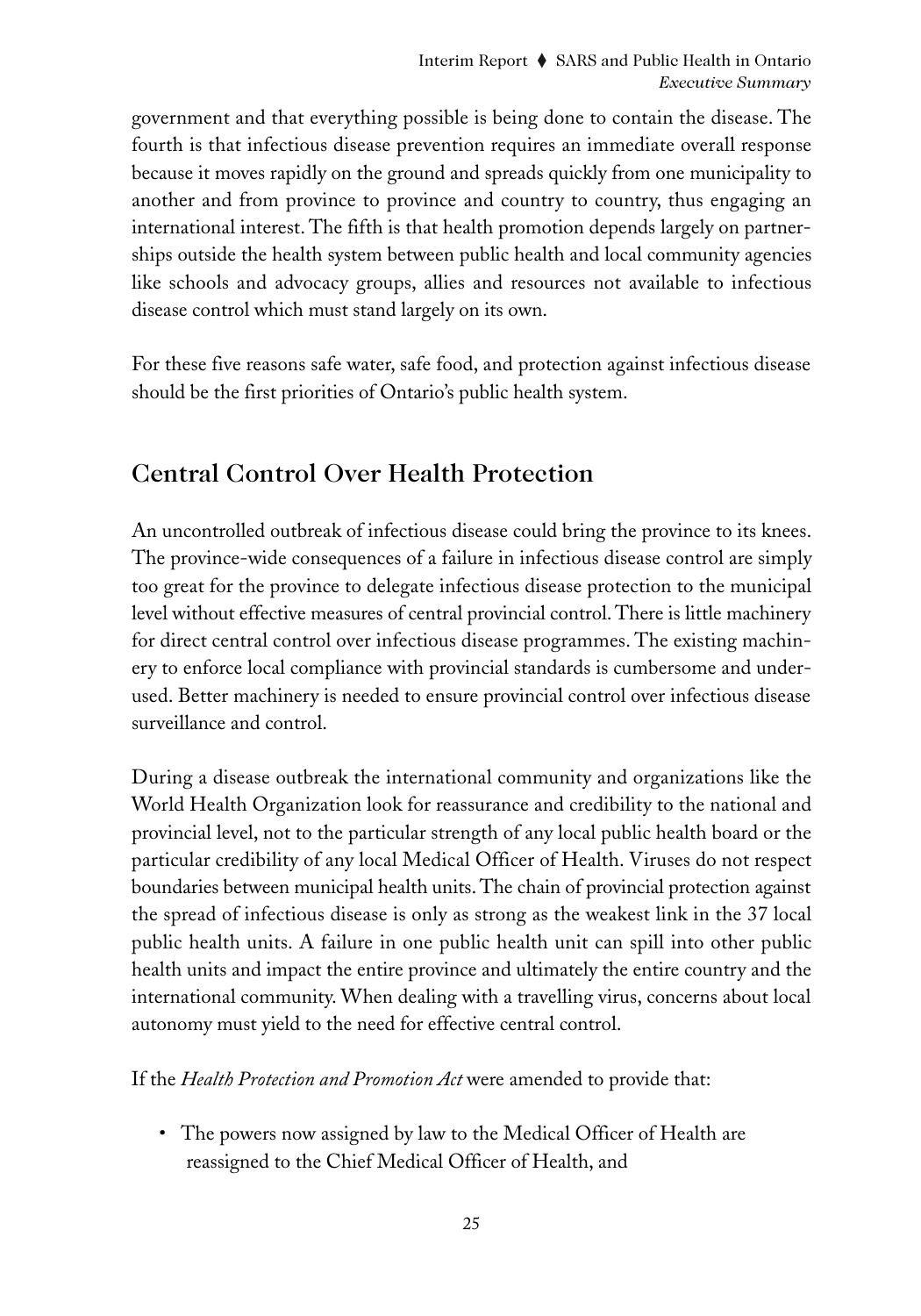government and that everything possible is being done to contain the disease. The fourth is that infectious disease prevention requires an immediate overall response because it moves rapidly on the ground and spreads quickly from one municipality to another and from province to province and country to country, thus engaging an international interest. The fifth is that health promotion depends largely on partnerships outside the health system between public health and local community agencies like schools and advocacy groups, allies and resources not available to infectious disease control which must stand largely on its own.

For these five reasons safe water, safe food, and protection against infectious disease should be the first priorities of Ontario's public health system.

## Central Control Over Health Protection

An uncontrolled outbreak of infectious disease could bring the province to its knees. The province-wide consequences of a failure in infectious disease control are simply too great for the province to delegate infectious disease protection to the municipal level without effective measures of central provincial control. There is little machinery for direct central control over infectious disease programmes. The existing machinery to enforce local compliance with provincial standards is cumbersome and underused. Better machinery is needed to ensure provincial control over infectious disease surveillance and control.

During a disease outbreak the international community and organizations like the World Health Organization look for reassurance and credibility to the national and provincial level, not to the particular strength of any local public health board or the particular credibility of any local Medical Officer of Health. Viruses do not respect boundaries between municipal health units. The chain of provincial protection against the spread of infectious disease is only as strong as the weakest link in the 37 local public health units. A failure in one public health unit can spill into other public health units and impact the entire province and ultimately the entire country and the international community. When dealing with a travelling virus, concerns about local autonomy must yield to the need for effective central control.

If the *Health Protection and Promotion Act* were amended to provide that:

- The powers now assigned by law to the Medical Officer of Health are reassigned to the Chief Medical Officer of Health, and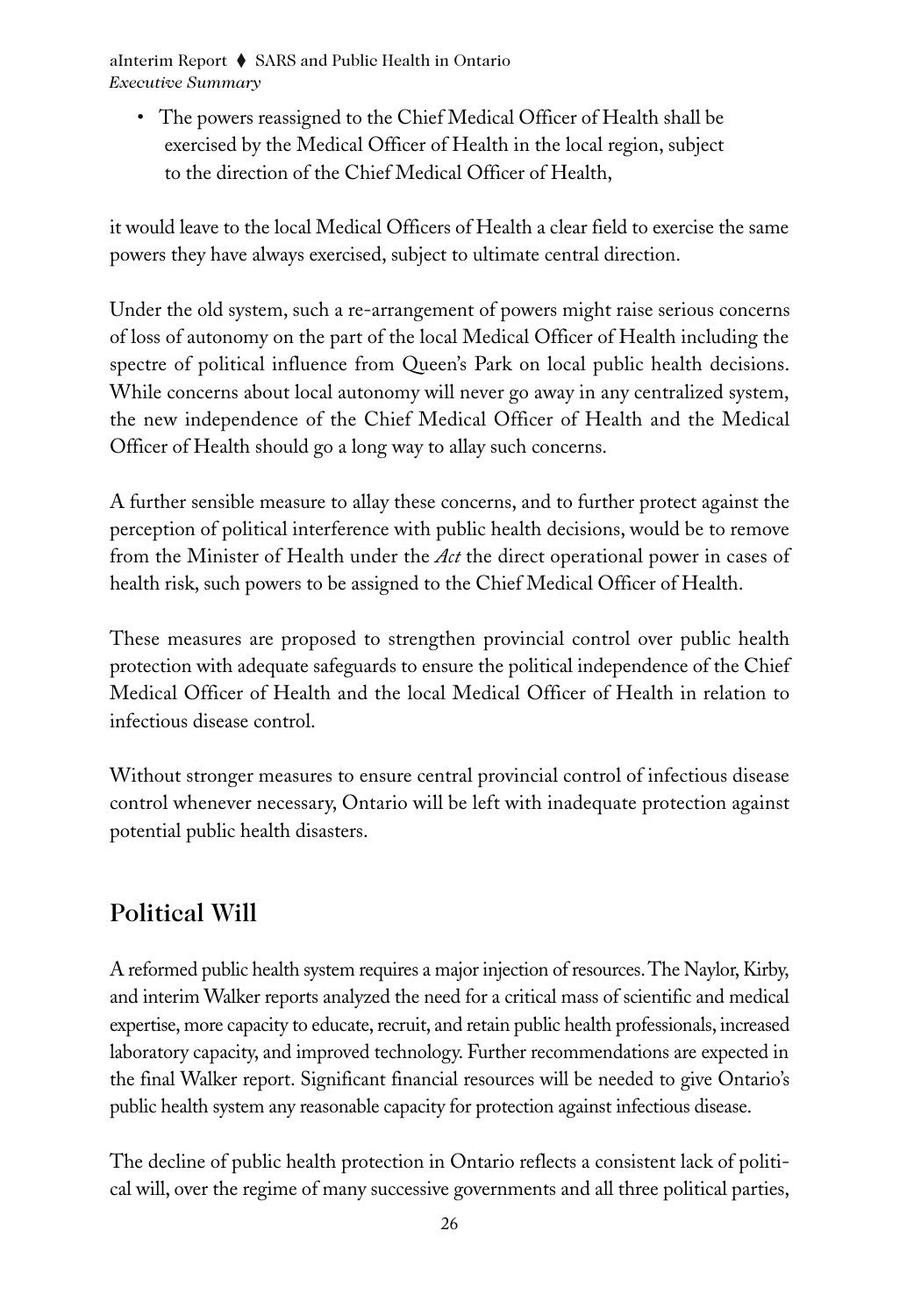- The powers reassigned to the Chief Medical Officer of Health shall be exercised by the Medical Officer of Health in the local region, subject to the direction of the Chief Medical Officer of Health,

it would leave to the local Medical Officers of Health a clear field to exercise the same powers they have always exercised, subject to ultimate central direction.

Under the old system, such a re-arrangement of powers might raise serious concerns of loss of autonomy on the part of the local Medical Officer of Health including the spectre of political influence from Queen's Park on local public health decisions. While concerns about local autonomy will never go away in any centralized system, the new independence of the Chief Medical Officer of Health and the Medical Officer of Health should go a long way to allay such concerns.

A further sensible measure to allay these concerns, and to further protect against the perception of political interference with public health decisions, would be to remove from the Minister of Health under the *Act* the direct operational power in cases of health risk, such powers to be assigned to the Chief Medical Officer of Health.

These measures are proposed to strengthen provincial control over public health protection with adequate safeguards to ensure the political independence of the Chief Medical Officer of Health and the local Medical Officer of Health in relation to infectious disease control.

Without stronger measures to ensure central provincial control of infectious disease control whenever necessary, Ontario will be left with inadequate protection against potential public health disasters.

## Political Will

A reformed public health system requires a major injection of resources. The Naylor, Kirby, and interim Walker reports analyzed the need for a critical mass of scientific and medical expertise, more capacity to educate, recruit, and retain public health professionals, increased laboratory capacity, and improved technology. Further recommendations are expected in the final Walker report. Significant financial resources will be needed to give Ontario's public health system any reasonable capacity for protection against infectious disease.

The decline of public health protection in Ontario reflects a consistent lack of political will, over the regime of many successive governments and all three political parties,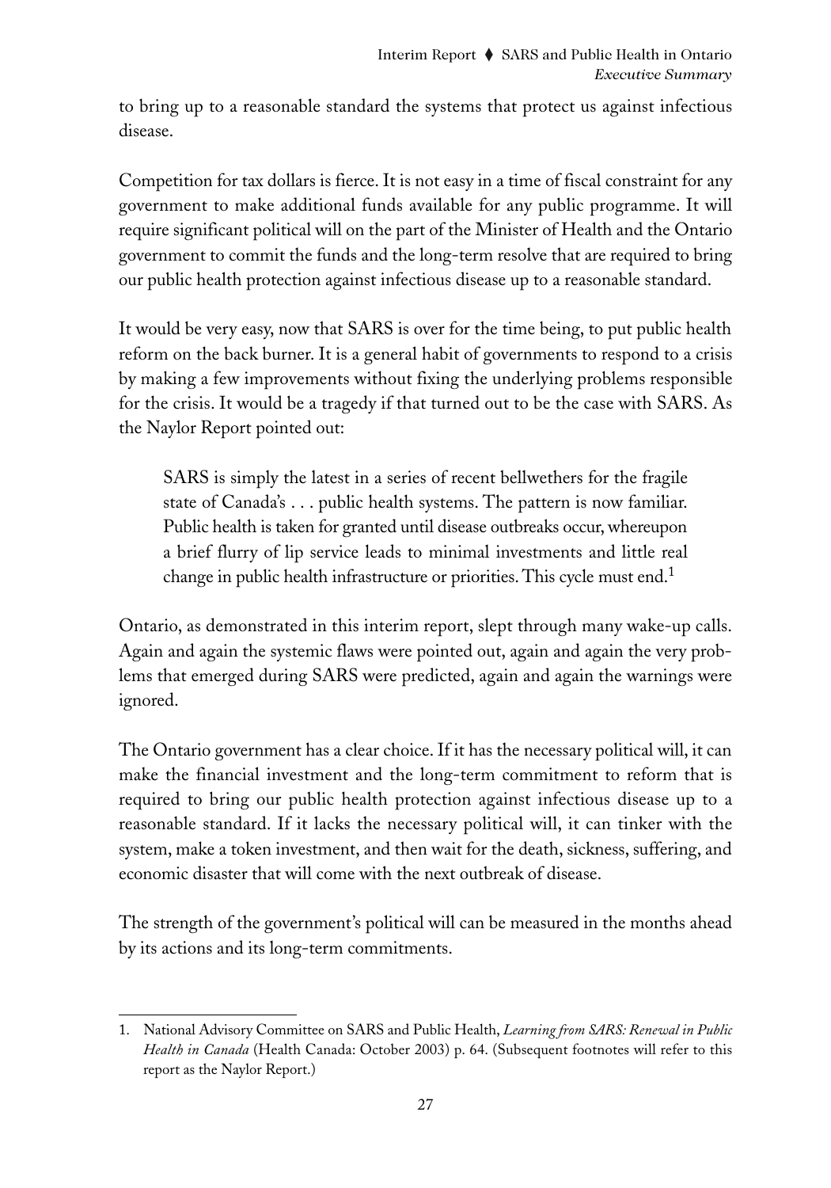to bring up to a reasonable standard the systems that protect us against infectious disease.

Competition for tax dollars is fierce. It is not easy in a time of fiscal constraint for any government to make additional funds available for any public programme. It will require significant political will on the part of the Minister of Health and the Ontario government to commit the funds and the long-term resolve that are required to bring our public health protection against infectious disease up to a reasonable standard.

It would be very easy, now that SARS is over for the time being, to put public health reform on the back burner. It is a general habit of governments to respond to a crisis by making a few improvements without fixing the underlying problems responsible for the crisis. It would be a tragedy if that turned out to be the case with SARS. As the Naylor Report pointed out:

> SARS is simply the latest in a series of recent bellwethers for the fragile state of Canada's . . . public health systems. The pattern is now familiar. Public health is taken for granted until disease outbreaks occur, whereupon a brief flurry of lip service leads to minimal investments and little real change in public health infrastructure or priorities. This cycle must end.[1]

Ontario, as demonstrated in this interim report, slept through many wake-up calls. Again and again the systemic flaws were pointed out, again and again the very problems that emerged during SARS were predicted, again and again the warnings were ignored.

The Ontario government has a clear choice. If it has the necessary political will, it can make the financial investment and the long-term commitment to reform that is required to bring our public health protection against infectious disease up to a reasonable standard. If it lacks the necessary political will, it can tinker with the system, make a token investment, and then wait for the death, sickness, suffering, and economic disaster that will come with the next outbreak of disease.

The strength of the government's political will can be measured in the months ahead by its actions and its long-term commitments.

---

1. National Advisory Committee on SARS and Public Health, *Learning from SARS: Renewal in Public Health in Canada* (Health Canada: October 2003) p. 64. (Subsequent footnotes will refer to this report as the Naylor Report.)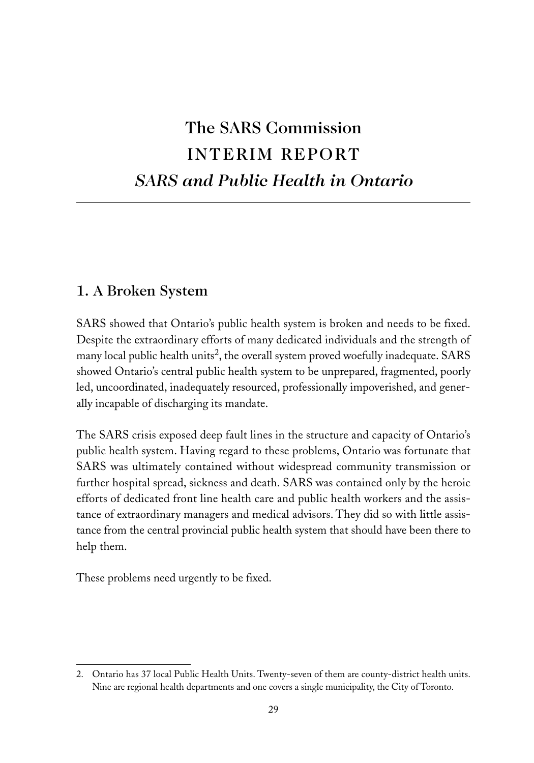# The SARS Commission
# INTERIM REPORT
# *SARS and Public Health in Ontario*

---

## 1. A Broken System

SARS showed that Ontario's public health system is broken and needs to be fixed. Despite the extraordinary efforts of many dedicated individuals and the strength of many local public health units[2], the overall system proved woefully inadequate. SARS showed Ontario's central public health system to be unprepared, fragmented, poorly led, uncoordinated, inadequately resourced, professionally impoverished, and generally incapable of discharging its mandate.

The SARS crisis exposed deep fault lines in the structure and capacity of Ontario's public health system. Having regard to these problems, Ontario was fortunate that SARS was ultimately contained without widespread community transmission or further hospital spread, sickness and death. SARS was contained only by the heroic efforts of dedicated front line health care and public health workers and the assistance of extraordinary managers and medical advisors. They did so with little assistance from the central provincial public health system that should have been there to help them.

These problems need urgently to be fixed.

---

2. Ontario has 37 local Public Health Units. Twenty-seven of them are county-district health units. Nine are regional health departments and one covers a single municipality, the City of Toronto.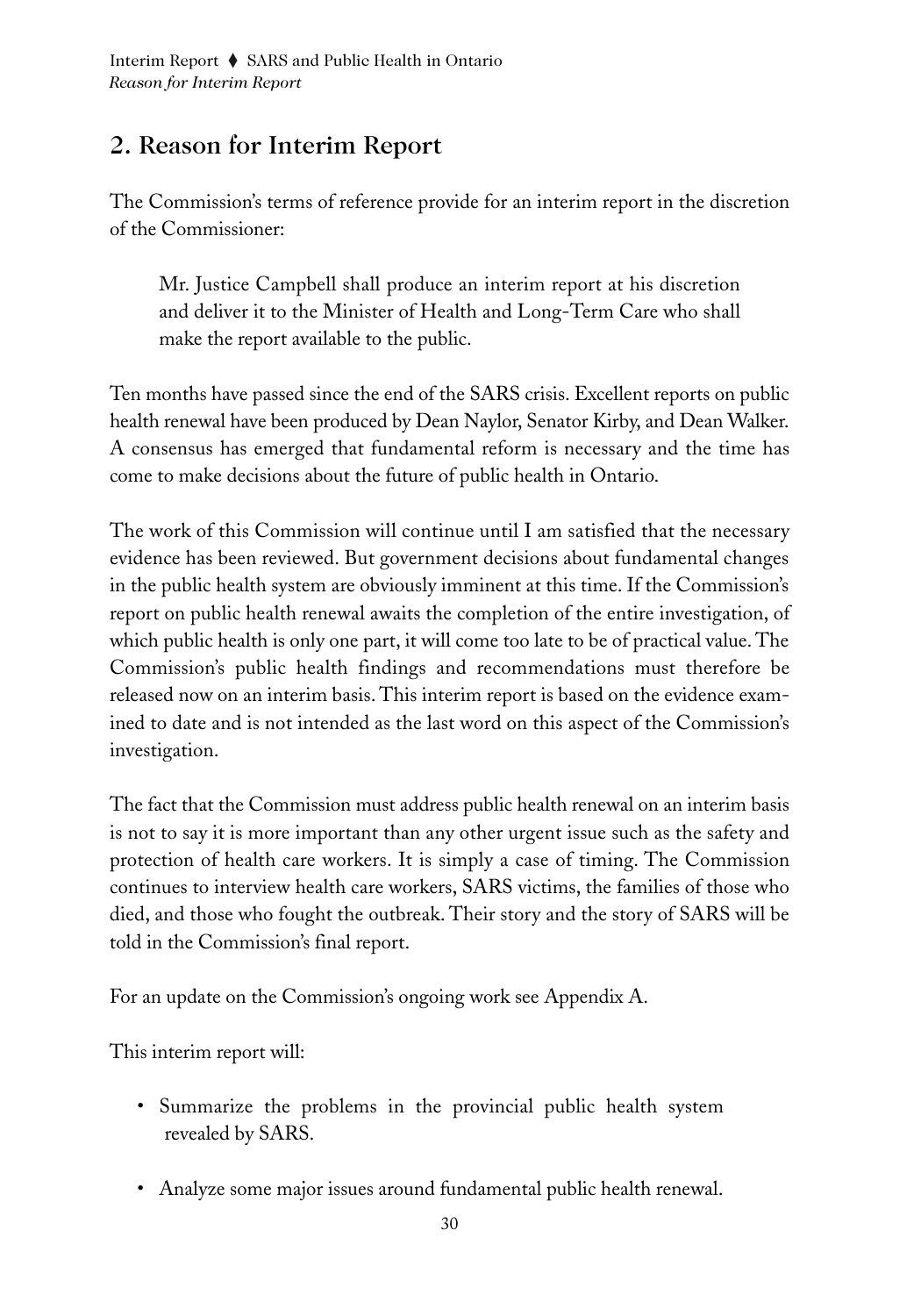## 2. Reason for Interim Report

The Commission's terms of reference provide for an interim report in the discretion of the Commissioner:

> Mr. Justice Campbell shall produce an interim report at his discretion and deliver it to the Minister of Health and Long-Term Care who shall make the report available to the public.

Ten months have passed since the end of the SARS crisis. Excellent reports on public health renewal have been produced by Dean Naylor, Senator Kirby, and Dean Walker. A consensus has emerged that fundamental reform is necessary and the time has come to make decisions about the future of public health in Ontario.

The work of this Commission will continue until I am satisfied that the necessary evidence has been reviewed. But government decisions about fundamental changes in the public health system are obviously imminent at this time. If the Commission's report on public health renewal awaits the completion of the entire investigation, of which public health is only one part, it will come too late to be of practical value. The Commission's public health findings and recommendations must therefore be released now on an interim basis. This interim report is based on the evidence examined to date and is not intended as the last word on this aspect of the Commission's investigation.

The fact that the Commission must address public health renewal on an interim basis is not to say it is more important than any other urgent issue such as the safety and protection of health care workers. It is simply a case of timing. The Commission continues to interview health care workers, SARS victims, the families of those who died, and those who fought the outbreak. Their story and the story of SARS will be told in the Commission's final report.

For an update on the Commission's ongoing work see Appendix A.

This interim report will:

- Summarize the problems in the provincial public health system revealed by SARS.
- Analyze some major issues around fundamental public health renewal.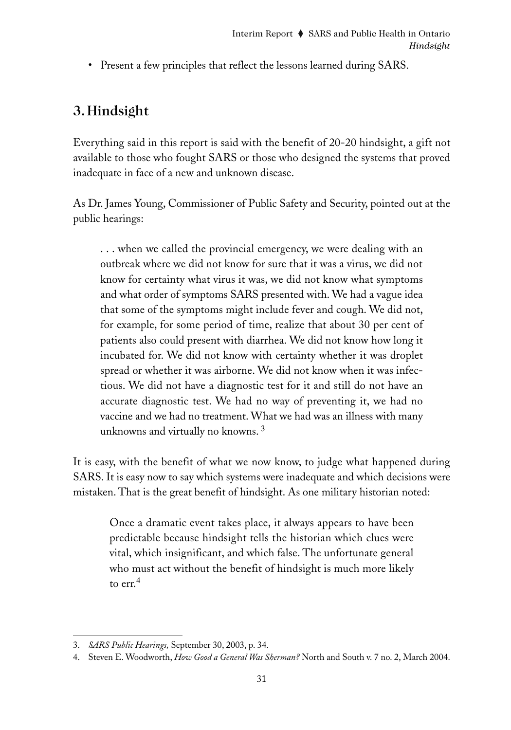- Present a few principles that reflect the lessons learned during SARS.

## 3. Hindsight

Everything said in this report is said with the benefit of 20-20 hindsight, a gift not available to those who fought SARS or those who designed the systems that proved inadequate in face of a new and unknown disease.

As Dr. James Young, Commissioner of Public Safety and Security, pointed out at the public hearings:

> . . . when we called the provincial emergency, we were dealing with an outbreak where we did not know for sure that it was a virus, we did not know for certainty what virus it was, we did not know what symptoms and what order of symptoms SARS presented with. We had a vague idea that some of the symptoms might include fever and cough. We did not, for example, for some period of time, realize that about 30 per cent of patients also could present with diarrhea. We did not know how long it incubated for. We did not know with certainty whether it was droplet spread or whether it was airborne. We did not know when it was infectious. We did not have a diagnostic test for it and still do not have an accurate diagnostic test. We had no way of preventing it, we had no vaccine and we had no treatment. What we had was an illness with many unknowns and virtually no knowns. [3]

It is easy, with the benefit of what we now know, to judge what happened during SARS. It is easy now to say which systems were inadequate and which decisions were mistaken. That is the great benefit of hindsight. As one military historian noted:

> Once a dramatic event takes place, it always appears to have been predictable because hindsight tells the historian which clues were vital, which insignificant, and which false. The unfortunate general who must act without the benefit of hindsight is much more likely to err.[4]

---

3. *SARS Public Hearings,* September 30, 2003, p. 34.
4. Steven E. Woodworth, *How Good a General Was Sherman?* North and South v. 7 no. 2, March 2004.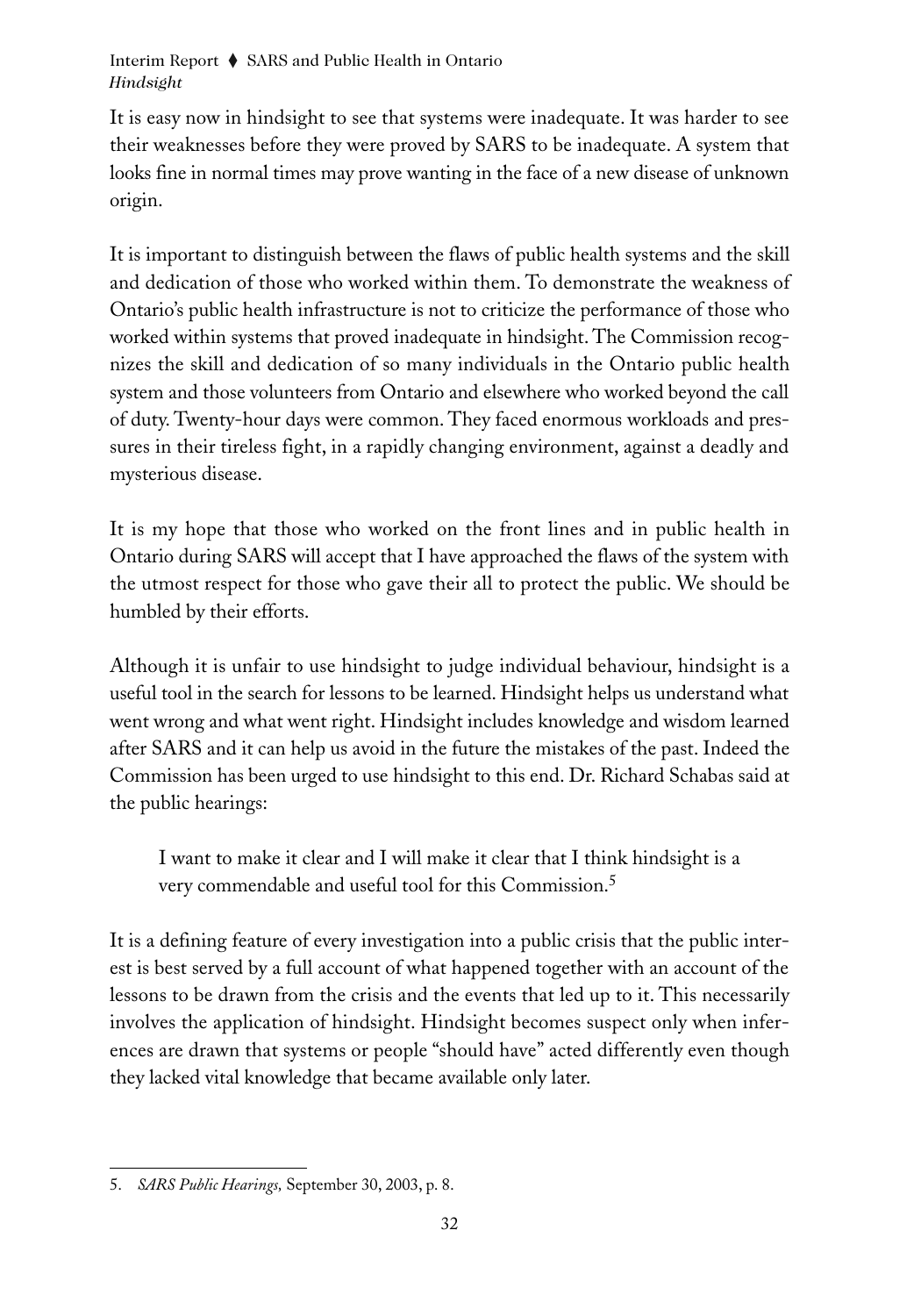It is easy now in hindsight to see that systems were inadequate. It was harder to see their weaknesses before they were proved by SARS to be inadequate. A system that looks fine in normal times may prove wanting in the face of a new disease of unknown origin.

It is important to distinguish between the flaws of public health systems and the skill and dedication of those who worked within them. To demonstrate the weakness of Ontario's public health infrastructure is not to criticize the performance of those who worked within systems that proved inadequate in hindsight. The Commission recognizes the skill and dedication of so many individuals in the Ontario public health system and those volunteers from Ontario and elsewhere who worked beyond the call of duty. Twenty-hour days were common. They faced enormous workloads and pressures in their tireless fight, in a rapidly changing environment, against a deadly and mysterious disease.

It is my hope that those who worked on the front lines and in public health in Ontario during SARS will accept that I have approached the flaws of the system with the utmost respect for those who gave their all to protect the public. We should be humbled by their efforts.

Although it is unfair to use hindsight to judge individual behaviour, hindsight is a useful tool in the search for lessons to be learned. Hindsight helps us understand what went wrong and what went right. Hindsight includes knowledge and wisdom learned after SARS and it can help us avoid in the future the mistakes of the past. Indeed the Commission has been urged to use hindsight to this end. Dr. Richard Schabas said at the public hearings:

> I want to make it clear and I will make it clear that I think hindsight is a very commendable and useful tool for this Commission.[5]

It is a defining feature of every investigation into a public crisis that the public interest is best served by a full account of what happened together with an account of the lessons to be drawn from the crisis and the events that led up to it. This necessarily involves the application of hindsight. Hindsight becomes suspect only when inferences are drawn that systems or people "should have" acted differently even though they lacked vital knowledge that became available only later.

---

5. *SARS Public Hearings,* September 30, 2003, p. 8.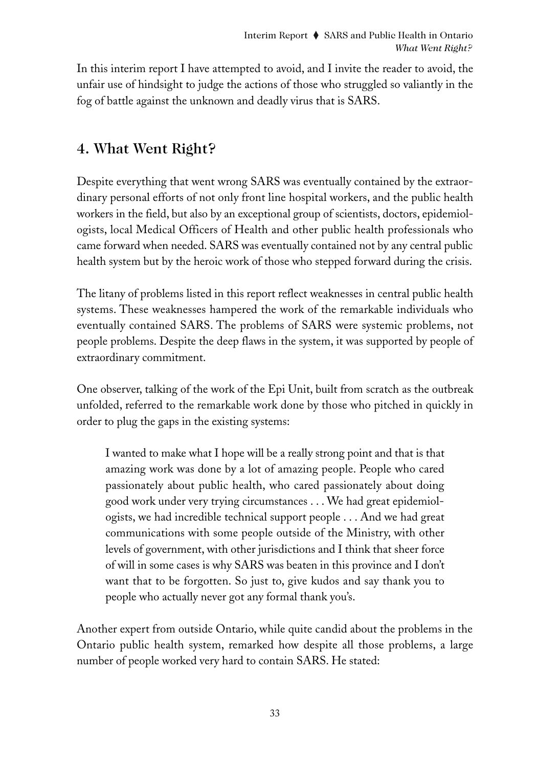In this interim report I have attempted to avoid, and I invite the reader to avoid, the unfair use of hindsight to judge the actions of those who struggled so valiantly in the fog of battle against the unknown and deadly virus that is SARS.

## 4. What Went Right?

Despite everything that went wrong SARS was eventually contained by the extraordinary personal efforts of not only front line hospital workers, and the public health workers in the field, but also by an exceptional group of scientists, doctors, epidemiologists, local Medical Officers of Health and other public health professionals who came forward when needed. SARS was eventually contained not by any central public health system but by the heroic work of those who stepped forward during the crisis.

The litany of problems listed in this report reflect weaknesses in central public health systems. These weaknesses hampered the work of the remarkable individuals who eventually contained SARS. The problems of SARS were systemic problems, not people problems. Despite the deep flaws in the system, it was supported by people of extraordinary commitment.

One observer, talking of the work of the Epi Unit, built from scratch as the outbreak unfolded, referred to the remarkable work done by those who pitched in quickly in order to plug the gaps in the existing systems:

> I wanted to make what I hope will be a really strong point and that is that amazing work was done by a lot of amazing people. People who cared passionately about public health, who cared passionately about doing good work under very trying circumstances . . . We had great epidemiologists, we had incredible technical support people . . . And we had great communications with some people outside of the Ministry, with other levels of government, with other jurisdictions and I think that sheer force of will in some cases is why SARS was beaten in this province and I don't want that to be forgotten. So just to, give kudos and say thank you to people who actually never got any formal thank you's.

Another expert from outside Ontario, while quite candid about the problems in the Ontario public health system, remarked how despite all those problems, a large number of people worked very hard to contain SARS. He stated: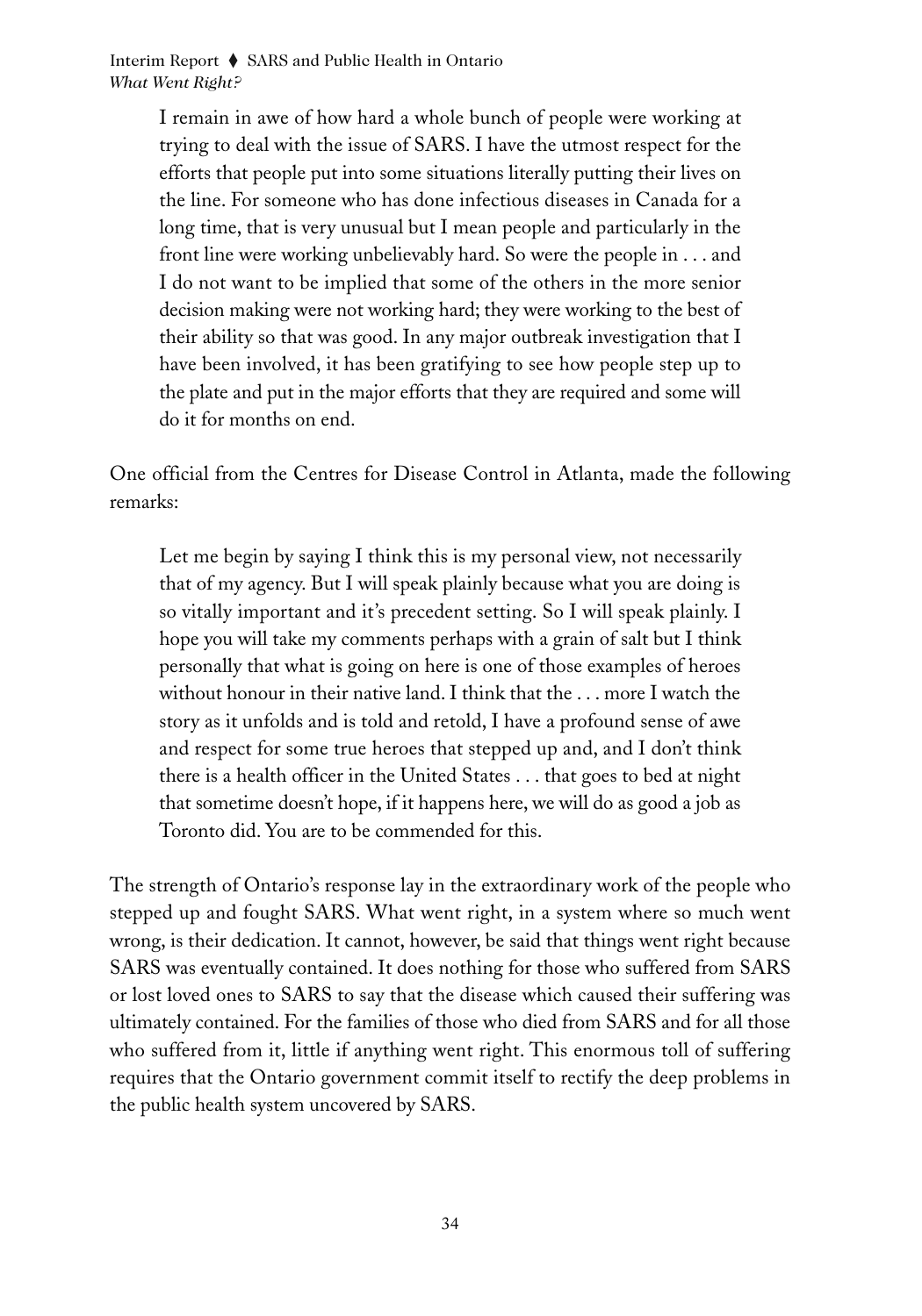> I remain in awe of how hard a whole bunch of people were working at trying to deal with the issue of SARS. I have the utmost respect for the efforts that people put into some situations literally putting their lives on the line. For someone who has done infectious diseases in Canada for a long time, that is very unusual but I mean people and particularly in the front line were working unbelievably hard. So were the people in . . . and I do not want to be implied that some of the others in the more senior decision making were not working hard; they were working to the best of their ability so that was good. In any major outbreak investigation that I have been involved, it has been gratifying to see how people step up to the plate and put in the major efforts that they are required and some will do it for months on end.

One official from the Centres for Disease Control in Atlanta, made the following remarks:

> Let me begin by saying I think this is my personal view, not necessarily that of my agency. But I will speak plainly because what you are doing is so vitally important and it's precedent setting. So I will speak plainly. I hope you will take my comments perhaps with a grain of salt but I think personally that what is going on here is one of those examples of heroes without honour in their native land. I think that the . . . more I watch the story as it unfolds and is told and retold, I have a profound sense of awe and respect for some true heroes that stepped up and, and I don't think there is a health officer in the United States . . . that goes to bed at night that sometime doesn't hope, if it happens here, we will do as good a job as Toronto did. You are to be commended for this.

The strength of Ontario's response lay in the extraordinary work of the people who stepped up and fought SARS. What went right, in a system where so much went wrong, is their dedication. It cannot, however, be said that things went right because SARS was eventually contained. It does nothing for those who suffered from SARS or lost loved ones to SARS to say that the disease which caused their suffering was ultimately contained. For the families of those who died from SARS and for all those who suffered from it, little if anything went right. This enormous toll of suffering requires that the Ontario government commit itself to rectify the deep problems in the public health system uncovered by SARS.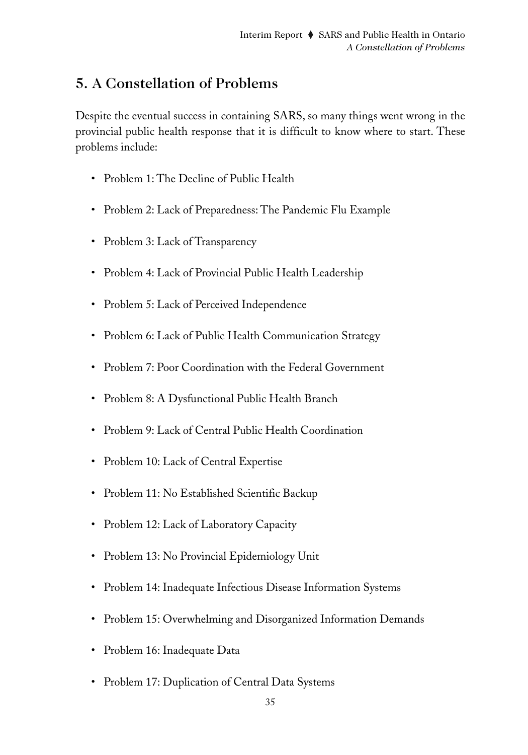## 5. A Constellation of Problems

Despite the eventual success in containing SARS, so many things went wrong in the provincial public health response that it is difficult to know where to start. These problems include:

- Problem 1: The Decline of Public Health
- Problem 2: Lack of Preparedness: The Pandemic Flu Example
- Problem 3: Lack of Transparency
- Problem 4: Lack of Provincial Public Health Leadership
- Problem 5: Lack of Perceived Independence
- Problem 6: Lack of Public Health Communication Strategy
- Problem 7: Poor Coordination with the Federal Government
- Problem 8: A Dysfunctional Public Health Branch
- Problem 9: Lack of Central Public Health Coordination
- Problem 10: Lack of Central Expertise
- Problem 11: No Established Scientific Backup
- Problem 12: Lack of Laboratory Capacity
- Problem 13: No Provincial Epidemiology Unit
- Problem 14: Inadequate Infectious Disease Information Systems
- Problem 15: Overwhelming and Disorganized Information Demands
- Problem 16: Inadequate Data
- Problem 17: Duplication of Central Data Systems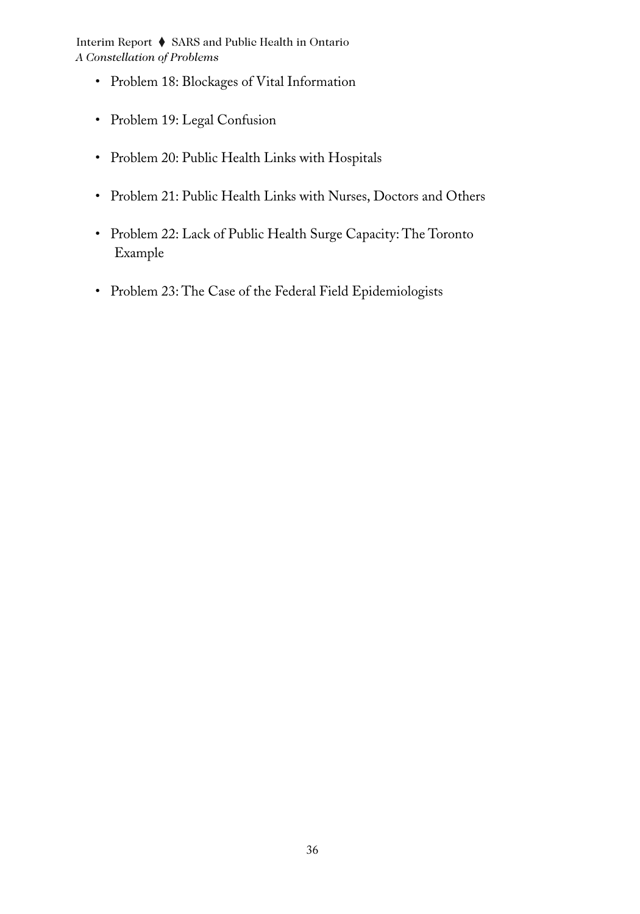- Problem 18: Blockages of Vital Information
- Problem 19: Legal Confusion
- Problem 20: Public Health Links with Hospitals
- Problem 21: Public Health Links with Nurses, Doctors and Others
- Problem 22: Lack of Public Health Surge Capacity: The Toronto Example
- Problem 23: The Case of the Federal Field Epidemiologists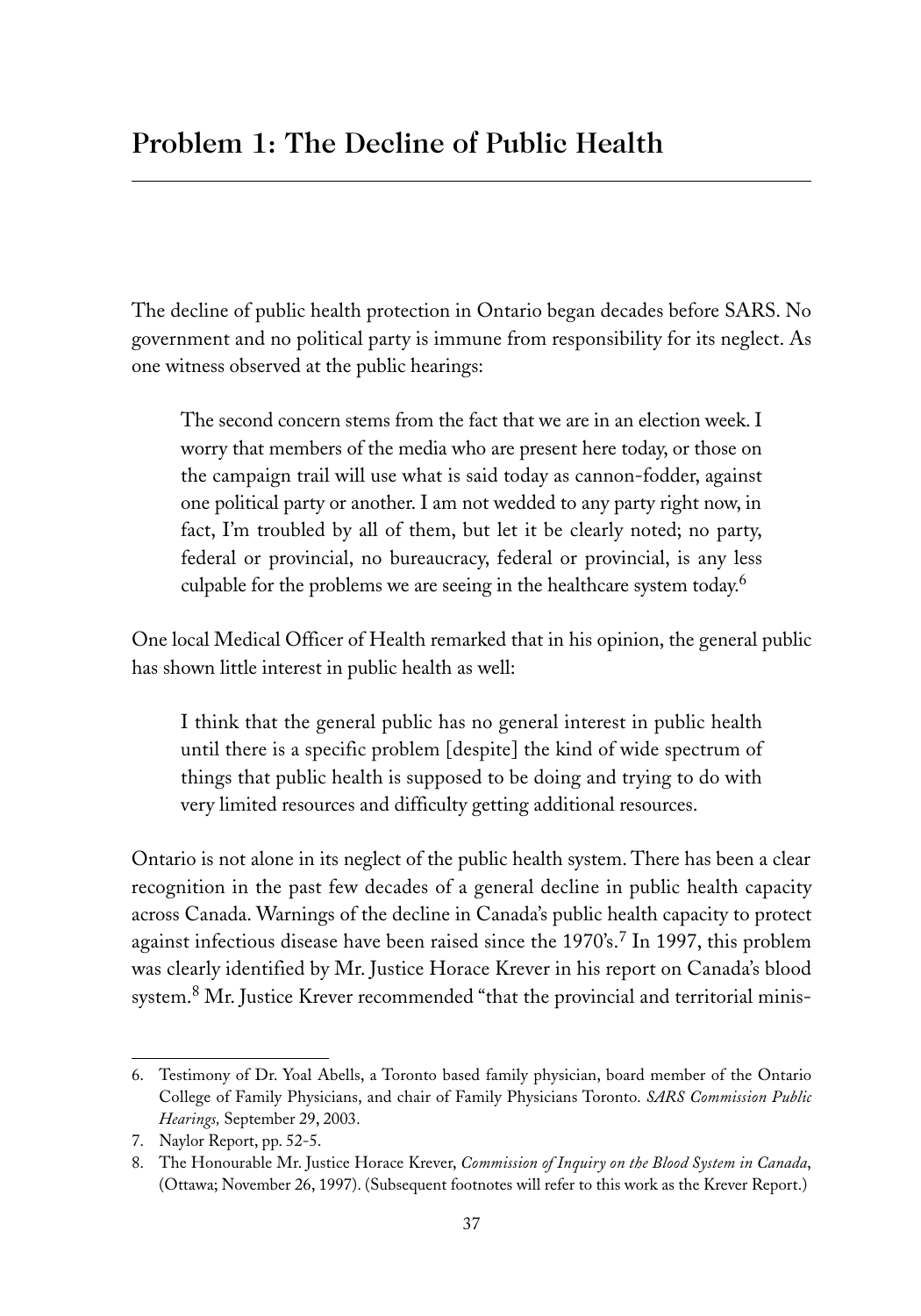## Problem 1: The Decline of Public Health

The decline of public health protection in Ontario began decades before SARS. No government and no political party is immune from responsibility for its neglect. As one witness observed at the public hearings:

> The second concern stems from the fact that we are in an election week. I worry that members of the media who are present here today, or those on the campaign trail will use what is said today as cannon-fodder, against one political party or another. I am not wedded to any party right now, in fact, I'm troubled by all of them, but let it be clearly noted; no party, federal or provincial, no bureaucracy, federal or provincial, is any less culpable for the problems we are seeing in the healthcare system today.[6]

One local Medical Officer of Health remarked that in his opinion, the general public has shown little interest in public health as well:

> I think that the general public has no general interest in public health until there is a specific problem [despite] the kind of wide spectrum of things that public health is supposed to be doing and trying to do with very limited resources and difficulty getting additional resources.

Ontario is not alone in its neglect of the public health system. There has been a clear recognition in the past few decades of a general decline in public health capacity across Canada. Warnings of the decline in Canada's public health capacity to protect against infectious disease have been raised since the 1970's.[7] In 1997, this problem was clearly identified by Mr. Justice Horace Krever in his report on Canada's blood system.[8] Mr. Justice Krever recommended "that the provincial and territorial minis-

---

6. Testimony of Dr. Yoal Abells, a Toronto based family physician, board member of the Ontario College of Family Physicians, and chair of Family Physicians Toronto. *SARS Commission Public Hearings,* September 29, 2003.
7. Naylor Report, pp. 52-5.
8. The Honourable Mr. Justice Horace Krever, *Commission of Inquiry on the Blood System in Canada*, (Ottawa; November 26, 1997). (Subsequent footnotes will refer to this work as the Krever Report.)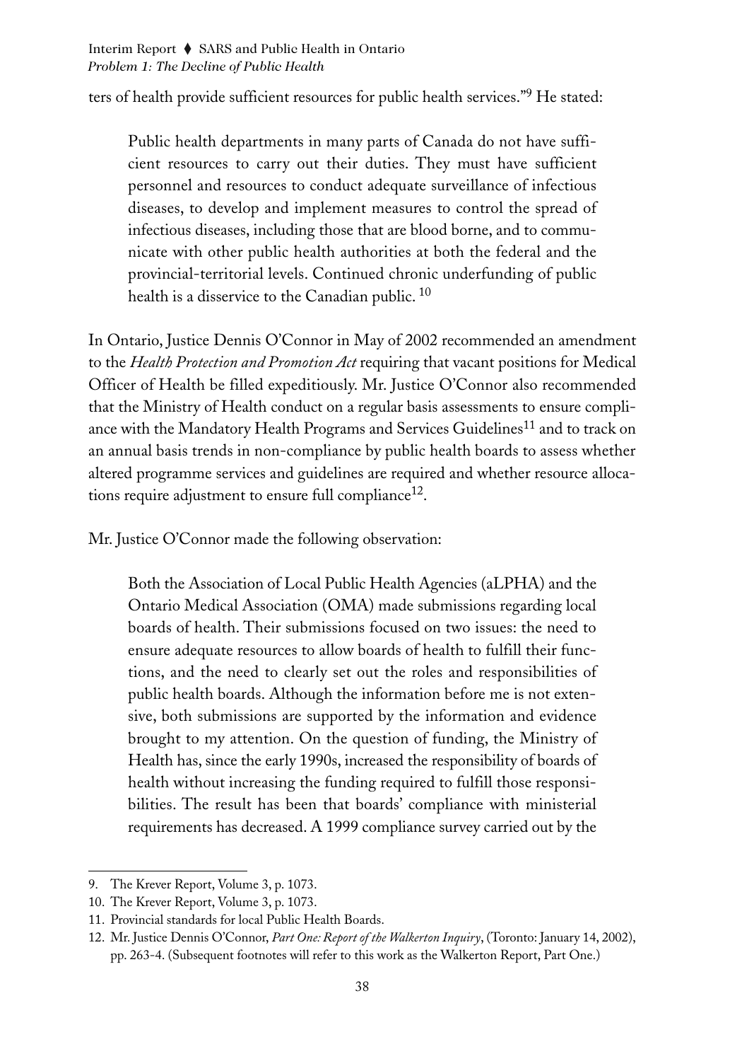ters of health provide sufficient resources for public health services."[9] He stated:

> Public health departments in many parts of Canada do not have sufficient resources to carry out their duties. They must have sufficient personnel and resources to conduct adequate surveillance of infectious diseases, to develop and implement measures to control the spread of infectious diseases, including those that are blood borne, and to communicate with other public health authorities at both the federal and the provincial-territorial levels. Continued chronic underfunding of public health is a disservice to the Canadian public. [10]

In Ontario, Justice Dennis O'Connor in May of 2002 recommended an amendment to the *Health Protection and Promotion Act* requiring that vacant positions for Medical Officer of Health be filled expeditiously. Mr. Justice O'Connor also recommended that the Ministry of Health conduct on a regular basis assessments to ensure compliance with the Mandatory Health Programs and Services Guidelines[11] and to track on an annual basis trends in non-compliance by public health boards to assess whether altered programme services and guidelines are required and whether resource allocations require adjustment to ensure full compliance[12].

Mr. Justice O'Connor made the following observation:

> Both the Association of Local Public Health Agencies (aLPHA) and the Ontario Medical Association (OMA) made submissions regarding local boards of health. Their submissions focused on two issues: the need to ensure adequate resources to allow boards of health to fulfill their functions, and the need to clearly set out the roles and responsibilities of public health boards. Although the information before me is not extensive, both submissions are supported by the information and evidence brought to my attention. On the question of funding, the Ministry of Health has, since the early 1990s, increased the responsibility of boards of health without increasing the funding required to fulfill those responsibilities. The result has been that boards' compliance with ministerial requirements has decreased. A 1999 compliance survey carried out by the

9. The Krever Report, Volume 3, p. 1073.
10. The Krever Report, Volume 3, p. 1073.
11. Provincial standards for local Public Health Boards.
12. Mr. Justice Dennis O'Connor, *Part One: Report of the Walkerton Inquiry*, (Toronto: January 14, 2002), pp. 263-4. (Subsequent footnotes will refer to this work as the Walkerton Report, Part One.)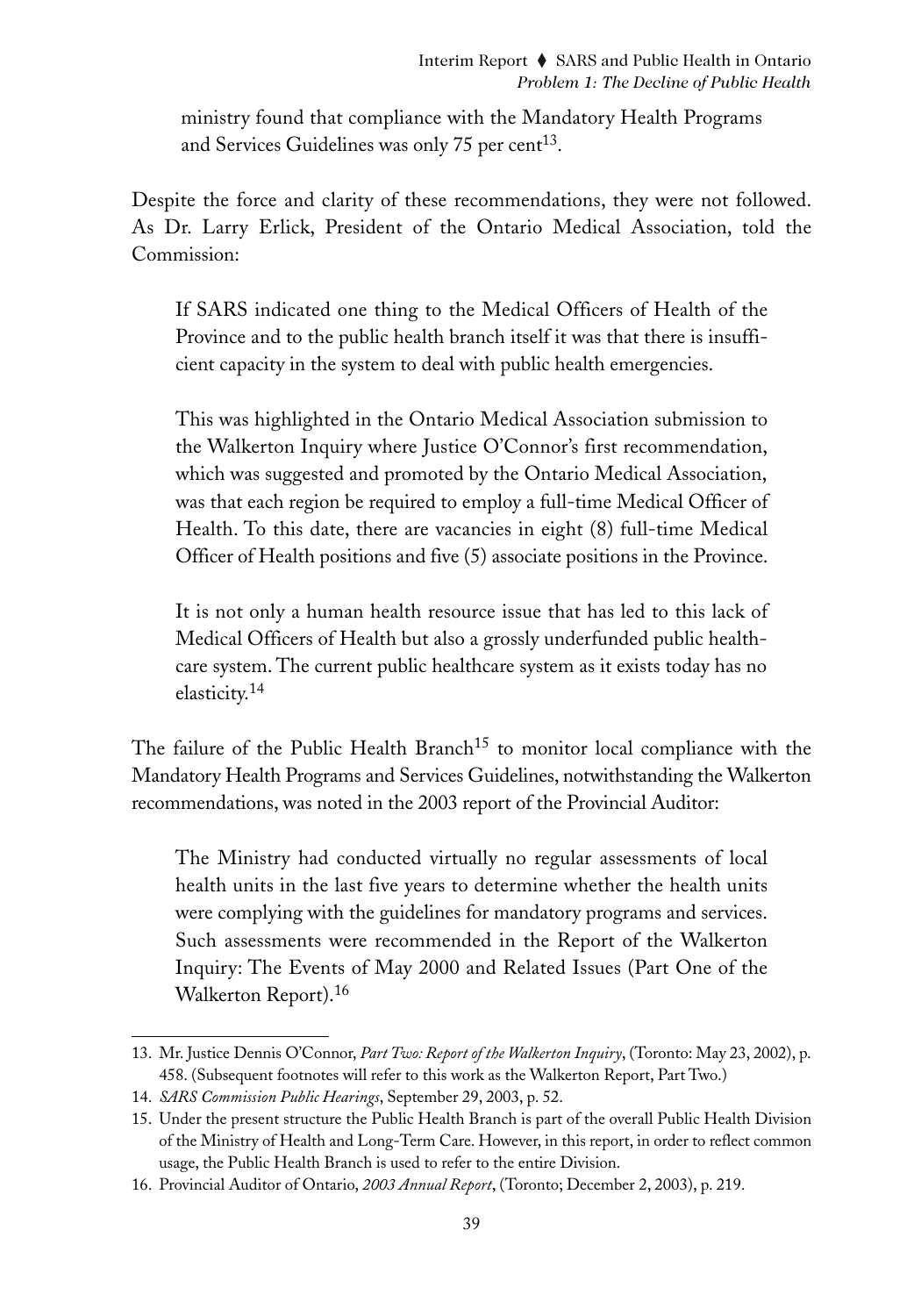> ministry found that compliance with the Mandatory Health Programs and Services Guidelines was only 75 per cent[13].

Despite the force and clarity of these recommendations, they were not followed. As Dr. Larry Erlick, President of the Ontario Medical Association, told the Commission:

> If SARS indicated one thing to the Medical Officers of Health of the Province and to the public health branch itself it was that there is insufficient capacity in the system to deal with public health emergencies.
>
> This was highlighted in the Ontario Medical Association submission to the Walkerton Inquiry where Justice O'Connor's first recommendation, which was suggested and promoted by the Ontario Medical Association, was that each region be required to employ a full-time Medical Officer of Health. To this date, there are vacancies in eight (8) full-time Medical Officer of Health positions and five (5) associate positions in the Province.
>
> It is not only a human health resource issue that has led to this lack of Medical Officers of Health but also a grossly underfunded public healthcare system. The current public healthcare system as it exists today has no elasticity.[14]

The failure of the Public Health Branch[15] to monitor local compliance with the Mandatory Health Programs and Services Guidelines, notwithstanding the Walkerton recommendations, was noted in the 2003 report of the Provincial Auditor:

> The Ministry had conducted virtually no regular assessments of local health units in the last five years to determine whether the health units were complying with the guidelines for mandatory programs and services. Such assessments were recommended in the Report of the Walkerton Inquiry: The Events of May 2000 and Related Issues (Part One of the Walkerton Report).[16]

---

13. Mr. Justice Dennis O'Connor, *Part Two: Report of the Walkerton Inquiry*, (Toronto: May 23, 2002), p. 458. (Subsequent footnotes will refer to this work as the Walkerton Report, Part Two.)
14. *SARS Commission Public Hearings*, September 29, 2003, p. 52.
15. Under the present structure the Public Health Branch is part of the overall Public Health Division of the Ministry of Health and Long-Term Care. However, in this report, in order to reflect common usage, the Public Health Branch is used to refer to the entire Division.
16. Provincial Auditor of Ontario, *2003 Annual Report*, (Toronto; December 2, 2003), p. 219.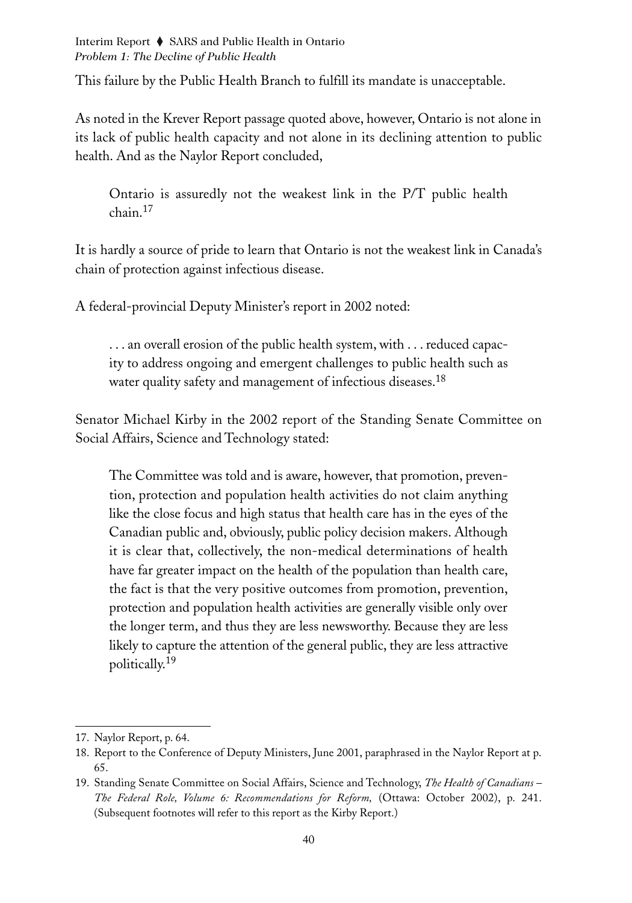This failure by the Public Health Branch to fulfill its mandate is unacceptable.

As noted in the Krever Report passage quoted above, however, Ontario is not alone in its lack of public health capacity and not alone in its declining attention to public health. And as the Naylor Report concluded,

> Ontario is assuredly not the weakest link in the P/T public health chain.[17]

It is hardly a source of pride to learn that Ontario is not the weakest link in Canada's chain of protection against infectious disease.

A federal-provincial Deputy Minister's report in 2002 noted:

> . . . an overall erosion of the public health system, with . . . reduced capacity to address ongoing and emergent challenges to public health such as water quality safety and management of infectious diseases.[18]

Senator Michael Kirby in the 2002 report of the Standing Senate Committee on Social Affairs, Science and Technology stated:

> The Committee was told and is aware, however, that promotion, prevention, protection and population health activities do not claim anything like the close focus and high status that health care has in the eyes of the Canadian public and, obviously, public policy decision makers. Although it is clear that, collectively, the non-medical determinations of health have far greater impact on the health of the population than health care, the fact is that the very positive outcomes from promotion, prevention, protection and population health activities are generally visible only over the longer term, and thus they are less newsworthy. Because they are less likely to capture the attention of the general public, they are less attractive politically.[19]

---

17. Naylor Report, p. 64.
18. Report to the Conference of Deputy Ministers, June 2001, paraphrased in the Naylor Report at p. 65.
19. Standing Senate Committee on Social Affairs, Science and Technology, *The Health of Canadians – The Federal Role, Volume 6: Recommendations for Reform,* (Ottawa: October 2002), p. 241. (Subsequent footnotes will refer to this report as the Kirby Report.)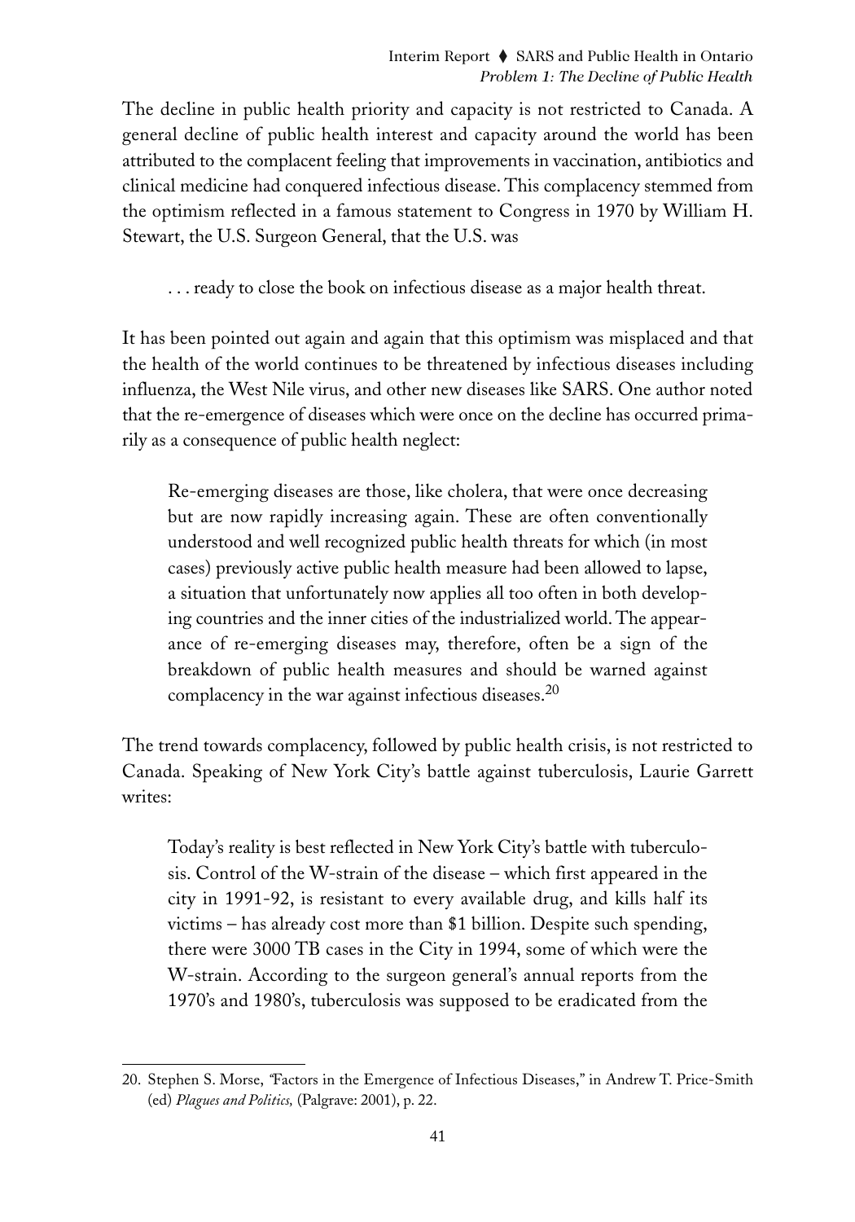The decline in public health priority and capacity is not restricted to Canada. A general decline of public health interest and capacity around the world has been attributed to the complacent feeling that improvements in vaccination, antibiotics and clinical medicine had conquered infectious disease. This complacency stemmed from the optimism reflected in a famous statement to Congress in 1970 by William H. Stewart, the U.S. Surgeon General, that the U.S. was

> . . . ready to close the book on infectious disease as a major health threat.

It has been pointed out again and again that this optimism was misplaced and that the health of the world continues to be threatened by infectious diseases including influenza, the West Nile virus, and other new diseases like SARS. One author noted that the re-emergence of diseases which were once on the decline has occurred primarily as a consequence of public health neglect:

> Re-emerging diseases are those, like cholera, that were once decreasing but are now rapidly increasing again. These are often conventionally understood and well recognized public health threats for which (in most cases) previously active public health measure had been allowed to lapse, a situation that unfortunately now applies all too often in both developing countries and the inner cities of the industrialized world. The appearance of re-emerging diseases may, therefore, often be a sign of the breakdown of public health measures and should be warned against complacency in the war against infectious diseases.[20]

The trend towards complacency, followed by public health crisis, is not restricted to Canada. Speaking of New York City's battle against tuberculosis, Laurie Garrett writes:

> Today's reality is best reflected in New York City's battle with tuberculosis. Control of the W-strain of the disease – which first appeared in the city in 1991-92, is resistant to every available drug, and kills half its victims – has already cost more than $1 billion. Despite such spending, there were 3000 TB cases in the City in 1994, some of which were the W-strain. According to the surgeon general's annual reports from the 1970's and 1980's, tuberculosis was supposed to be eradicated from the

---

20. Stephen S. Morse, "Factors in the Emergence of Infectious Diseases," in Andrew T. Price-Smith (ed) *Plagues and Politics,* (Palgrave: 2001), p. 22.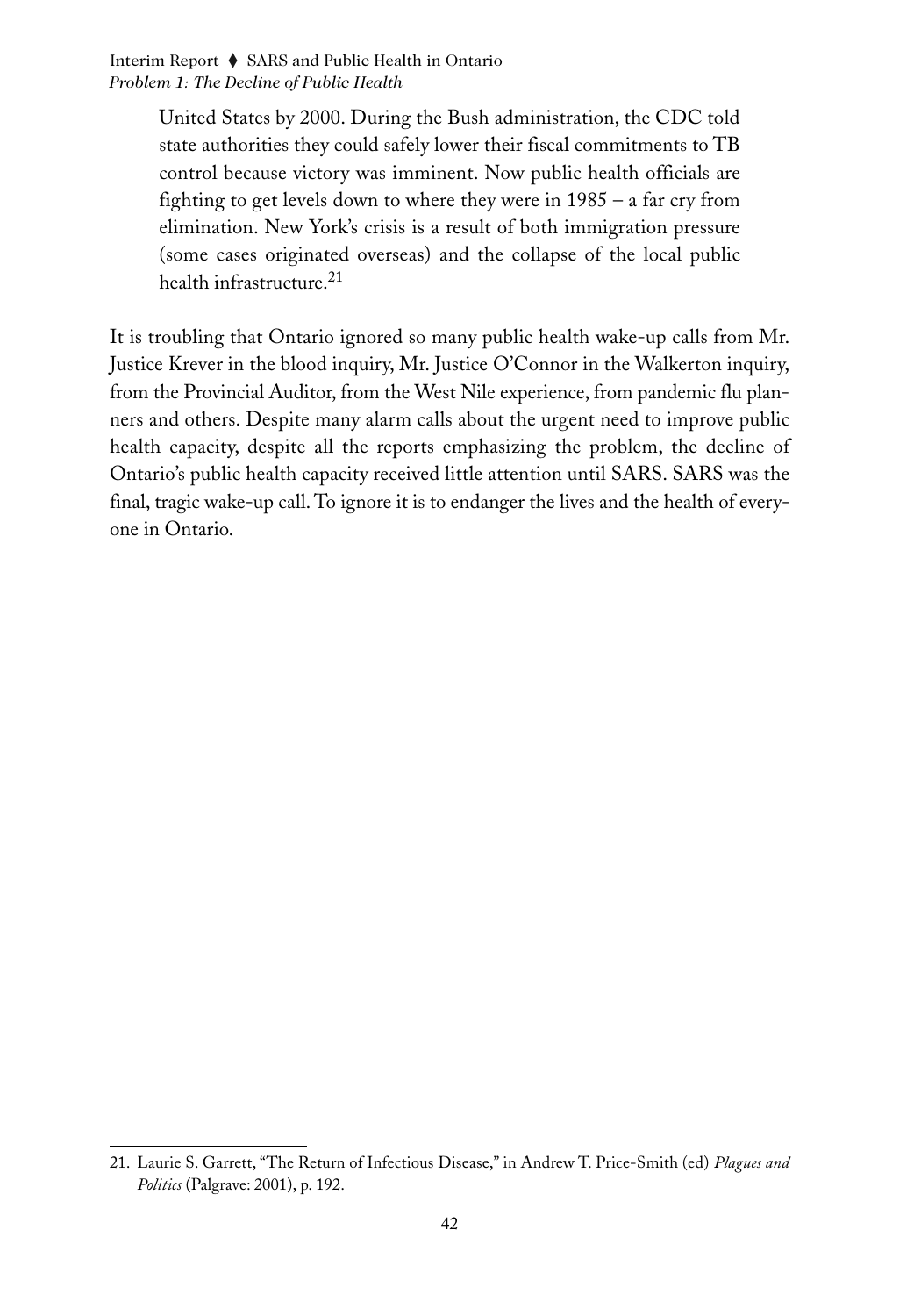> United States by 2000. During the Bush administration, the CDC told state authorities they could safely lower their fiscal commitments to TB control because victory was imminent. Now public health officials are fighting to get levels down to where they were in 1985 – a far cry from elimination. New York's crisis is a result of both immigration pressure (some cases originated overseas) and the collapse of the local public health infrastructure.[21]

It is troubling that Ontario ignored so many public health wake-up calls from Mr. Justice Krever in the blood inquiry, Mr. Justice O'Connor in the Walkerton inquiry, from the Provincial Auditor, from the West Nile experience, from pandemic flu planners and others. Despite many alarm calls about the urgent need to improve public health capacity, despite all the reports emphasizing the problem, the decline of Ontario's public health capacity received little attention until SARS. SARS was the final, tragic wake-up call. To ignore it is to endanger the lives and the health of everyone in Ontario.

---

21. Laurie S. Garrett, "The Return of Infectious Disease," in Andrew T. Price-Smith (ed) *Plagues and Politics* (Palgrave: 2001), p. 192.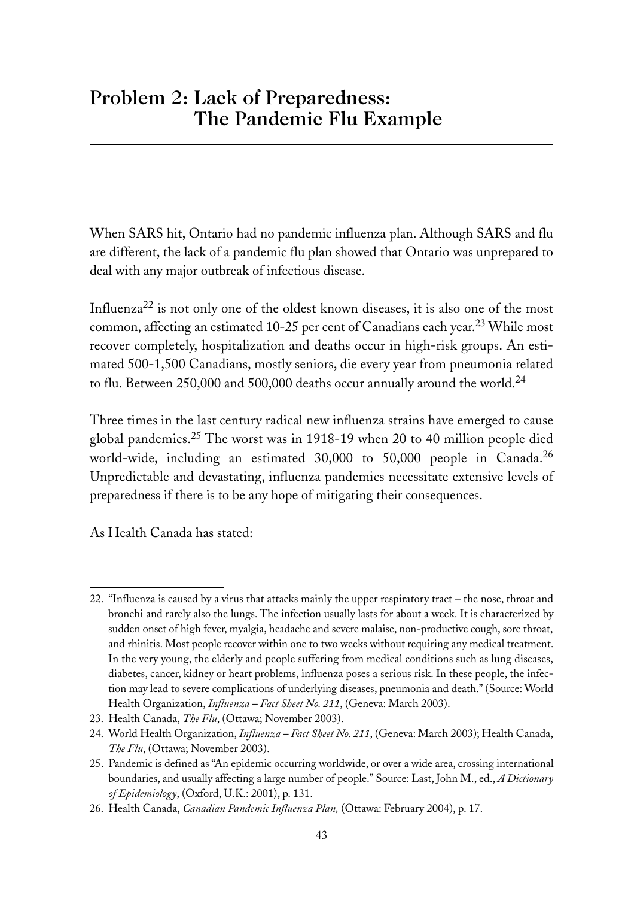## Problem 2: Lack of Preparedness: The Pandemic Flu Example

When SARS hit, Ontario had no pandemic influenza plan. Although SARS and flu are different, the lack of a pandemic flu plan showed that Ontario was unprepared to deal with any major outbreak of infectious disease.

Influenza[22] is not only one of the oldest known diseases, it is also one of the most common, affecting an estimated 10-25 per cent of Canadians each year.[23] While most recover completely, hospitalization and deaths occur in high-risk groups. An estimated 500-1,500 Canadians, mostly seniors, die every year from pneumonia related to flu. Between 250,000 and 500,000 deaths occur annually around the world.[24]

Three times in the last century radical new influenza strains have emerged to cause global pandemics.[25] The worst was in 1918-19 when 20 to 40 million people died world-wide, including an estimated 30,000 to 50,000 people in Canada.[26] Unpredictable and devastating, influenza pandemics necessitate extensive levels of preparedness if there is to be any hope of mitigating their consequences.

As Health Canada has stated:

---

22. "Influenza is caused by a virus that attacks mainly the upper respiratory tract – the nose, throat and bronchi and rarely also the lungs. The infection usually lasts for about a week. It is characterized by sudden onset of high fever, myalgia, headache and severe malaise, non-productive cough, sore throat, and rhinitis. Most people recover within one to two weeks without requiring any medical treatment. In the very young, the elderly and people suffering from medical conditions such as lung diseases, diabetes, cancer, kidney or heart problems, influenza poses a serious risk. In these people, the infection may lead to severe complications of underlying diseases, pneumonia and death." (Source: World Health Organization, *Influenza – Fact Sheet No. 211*, (Geneva: March 2003).
23. Health Canada, *The Flu*, (Ottawa; November 2003).
24. World Health Organization, *Influenza – Fact Sheet No. 211*, (Geneva: March 2003); Health Canada, *The Flu*, (Ottawa; November 2003).
25. Pandemic is defined as "An epidemic occurring worldwide, or over a wide area, crossing international boundaries, and usually affecting a large number of people." Source: Last, John M., ed., *A Dictionary of Epidemiology*, (Oxford, U.K.: 2001), p. 131.
26. Health Canada, *Canadian Pandemic Influenza Plan,* (Ottawa: February 2004), p. 17.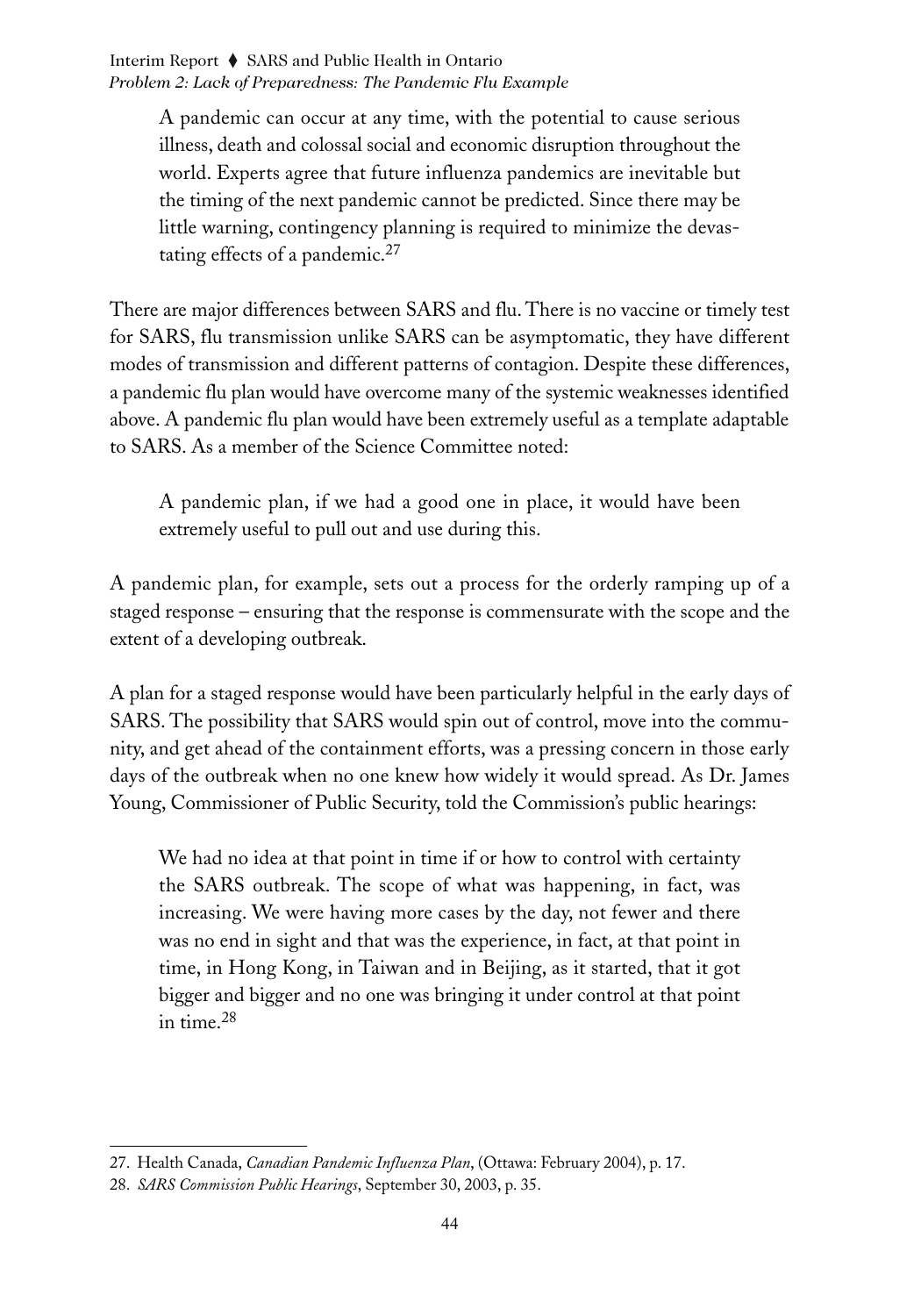> A pandemic can occur at any time, with the potential to cause serious illness, death and colossal social and economic disruption throughout the world. Experts agree that future influenza pandemics are inevitable but the timing of the next pandemic cannot be predicted. Since there may be little warning, contingency planning is required to minimize the devastating effects of a pandemic.[27]

There are major differences between SARS and flu. There is no vaccine or timely test for SARS, flu transmission unlike SARS can be asymptomatic, they have different modes of transmission and different patterns of contagion. Despite these differences, a pandemic flu plan would have overcome many of the systemic weaknesses identified above. A pandemic flu plan would have been extremely useful as a template adaptable to SARS. As a member of the Science Committee noted:

> A pandemic plan, if we had a good one in place, it would have been extremely useful to pull out and use during this.

A pandemic plan, for example, sets out a process for the orderly ramping up of a staged response – ensuring that the response is commensurate with the scope and the extent of a developing outbreak.

A plan for a staged response would have been particularly helpful in the early days of SARS. The possibility that SARS would spin out of control, move into the community, and get ahead of the containment efforts, was a pressing concern in those early days of the outbreak when no one knew how widely it would spread. As Dr. James Young, Commissioner of Public Security, told the Commission's public hearings:

> We had no idea at that point in time if or how to control with certainty the SARS outbreak. The scope of what was happening, in fact, was increasing. We were having more cases by the day, not fewer and there was no end in sight and that was the experience, in fact, at that point in time, in Hong Kong, in Taiwan and in Beijing, as it started, that it got bigger and bigger and no one was bringing it under control at that point in time.[28]

---

27. Health Canada, *Canadian Pandemic Influenza Plan*, (Ottawa: February 2004), p. 17.

28. *SARS Commission Public Hearings*, September 30, 2003, p. 35.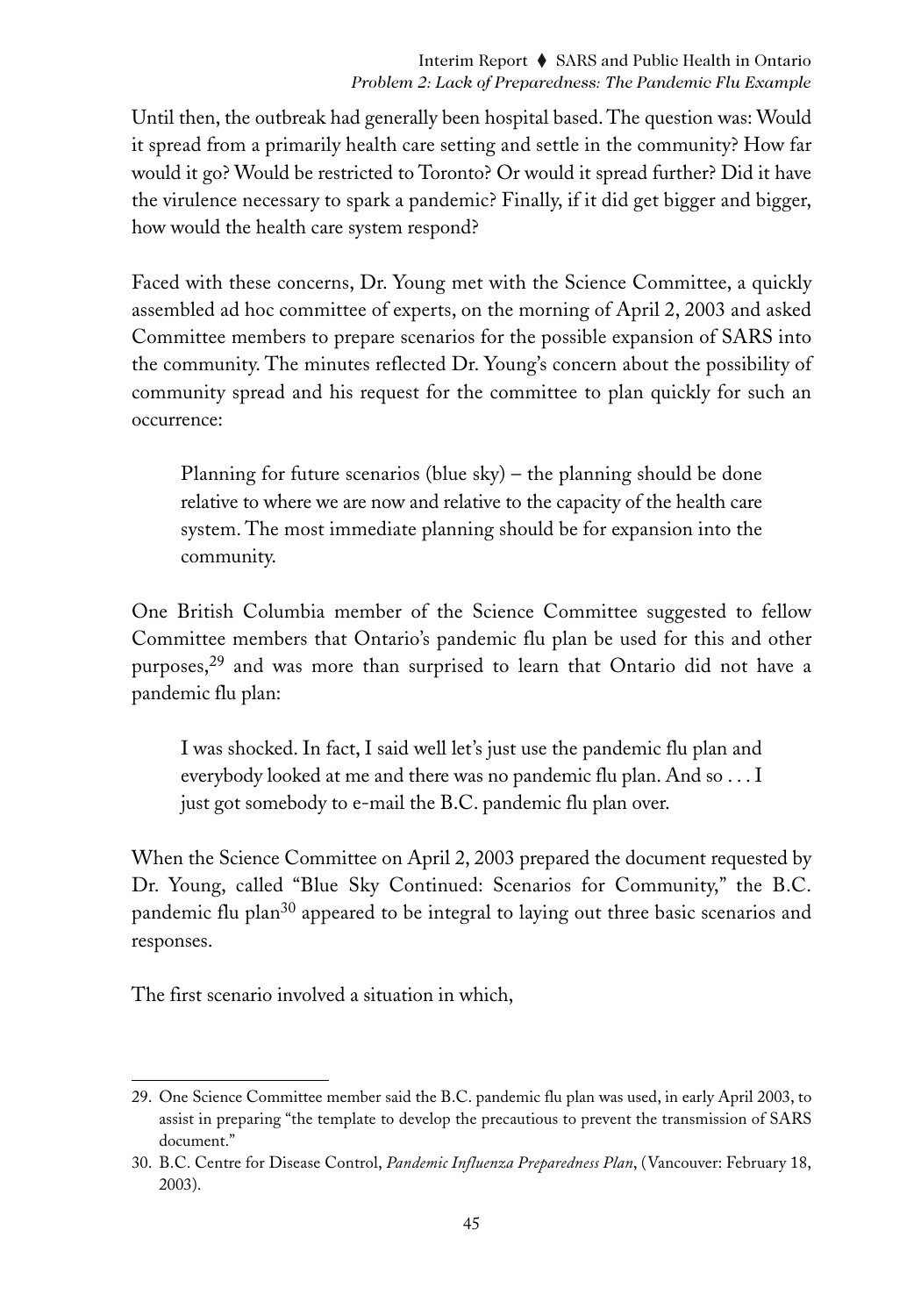Until then, the outbreak had generally been hospital based. The question was: Would it spread from a primarily health care setting and settle in the community? How far would it go? Would be restricted to Toronto? Or would it spread further? Did it have the virulence necessary to spark a pandemic? Finally, if it did get bigger and bigger, how would the health care system respond?

Faced with these concerns, Dr. Young met with the Science Committee, a quickly assembled ad hoc committee of experts, on the morning of April 2, 2003 and asked Committee members to prepare scenarios for the possible expansion of SARS into the community. The minutes reflected Dr. Young's concern about the possibility of community spread and his request for the committee to plan quickly for such an occurrence:

> Planning for future scenarios (blue sky) – the planning should be done relative to where we are now and relative to the capacity of the health care system. The most immediate planning should be for expansion into the community.

One British Columbia member of the Science Committee suggested to fellow Committee members that Ontario's pandemic flu plan be used for this and other purposes,[29] and was more than surprised to learn that Ontario did not have a pandemic flu plan:

> I was shocked. In fact, I said well let's just use the pandemic flu plan and everybody looked at me and there was no pandemic flu plan. And so . . . I just got somebody to e-mail the B.C. pandemic flu plan over.

When the Science Committee on April 2, 2003 prepared the document requested by Dr. Young, called "Blue Sky Continued: Scenarios for Community," the B.C. pandemic flu plan[30] appeared to be integral to laying out three basic scenarios and responses.

The first scenario involved a situation in which,

---

29. One Science Committee member said the B.C. pandemic flu plan was used, in early April 2003, to assist in preparing "the template to develop the precautious to prevent the transmission of SARS document."

30. B.C. Centre for Disease Control, *Pandemic Influenza Preparedness Plan*, (Vancouver: February 18, 2003).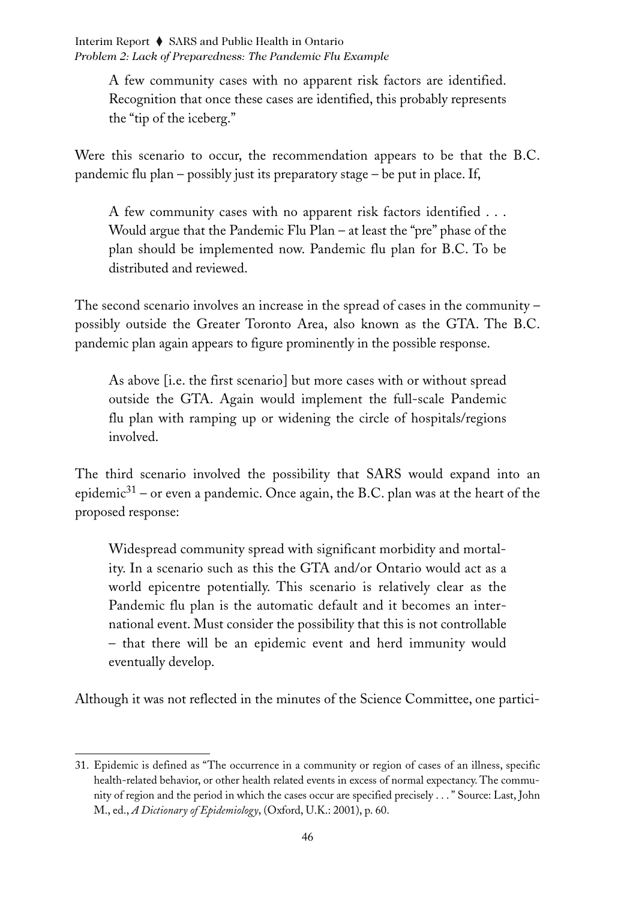> A few community cases with no apparent risk factors are identified. Recognition that once these cases are identified, this probably represents the "tip of the iceberg."

Were this scenario to occur, the recommendation appears to be that the B.C. pandemic flu plan – possibly just its preparatory stage – be put in place. If,

> A few community cases with no apparent risk factors identified . . . Would argue that the Pandemic Flu Plan – at least the "pre" phase of the plan should be implemented now. Pandemic flu plan for B.C. To be distributed and reviewed.

The second scenario involves an increase in the spread of cases in the community – possibly outside the Greater Toronto Area, also known as the GTA. The B.C. pandemic plan again appears to figure prominently in the possible response.

> As above [i.e. the first scenario] but more cases with or without spread outside the GTA. Again would implement the full-scale Pandemic flu plan with ramping up or widening the circle of hospitals/regions involved.

The third scenario involved the possibility that SARS would expand into an epidemic[31] – or even a pandemic. Once again, the B.C. plan was at the heart of the proposed response:

> Widespread community spread with significant morbidity and mortality. In a scenario such as this the GTA and/or Ontario would act as a world epicentre potentially. This scenario is relatively clear as the Pandemic flu plan is the automatic default and it becomes an international event. Must consider the possibility that this is not controllable – that there will be an epidemic event and herd immunity would eventually develop.

Although it was not reflected in the minutes of the Science Committee, one partici-

---

31. Epidemic is defined as "The occurrence in a community or region of cases of an illness, specific health-related behavior, or other health related events in excess of normal expectancy. The community of region and the period in which the cases occur are specified precisely . . . " Source: Last, John M., ed., *A Dictionary of Epidemiology*, (Oxford, U.K.: 2001), p. 60.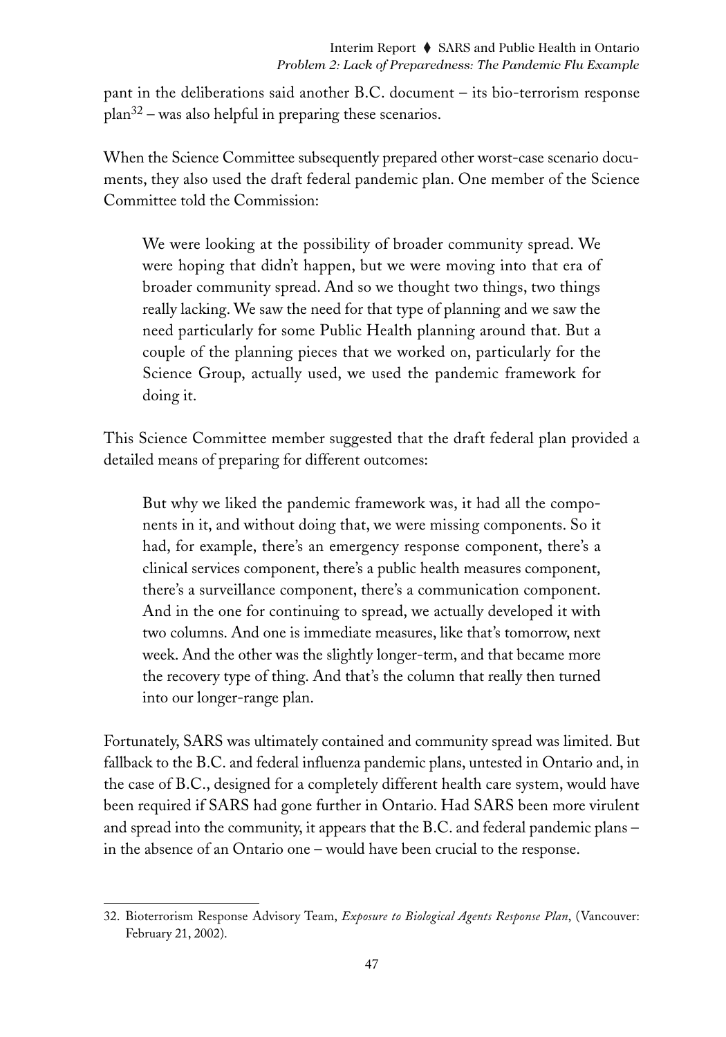pant in the deliberations said another B.C. document – its bio-terrorism response plan[32] – was also helpful in preparing these scenarios.

When the Science Committee subsequently prepared other worst-case scenario documents, they also used the draft federal pandemic plan. One member of the Science Committee told the Commission:

> We were looking at the possibility of broader community spread. We were hoping that didn't happen, but we were moving into that era of broader community spread. And so we thought two things, two things really lacking. We saw the need for that type of planning and we saw the need particularly for some Public Health planning around that. But a couple of the planning pieces that we worked on, particularly for the Science Group, actually used, we used the pandemic framework for doing it.

This Science Committee member suggested that the draft federal plan provided a detailed means of preparing for different outcomes:

> But why we liked the pandemic framework was, it had all the components in it, and without doing that, we were missing components. So it had, for example, there's an emergency response component, there's a clinical services component, there's a public health measures component, there's a surveillance component, there's a communication component. And in the one for continuing to spread, we actually developed it with two columns. And one is immediate measures, like that's tomorrow, next week. And the other was the slightly longer-term, and that became more the recovery type of thing. And that's the column that really then turned into our longer-range plan.

Fortunately, SARS was ultimately contained and community spread was limited. But fallback to the B.C. and federal influenza pandemic plans, untested in Ontario and, in the case of B.C., designed for a completely different health care system, would have been required if SARS had gone further in Ontario. Had SARS been more virulent and spread into the community, it appears that the B.C. and federal pandemic plans – in the absence of an Ontario one – would have been crucial to the response.

---

32. Bioterrorism Response Advisory Team, *Exposure to Biological Agents Response Plan*, (Vancouver: February 21, 2002).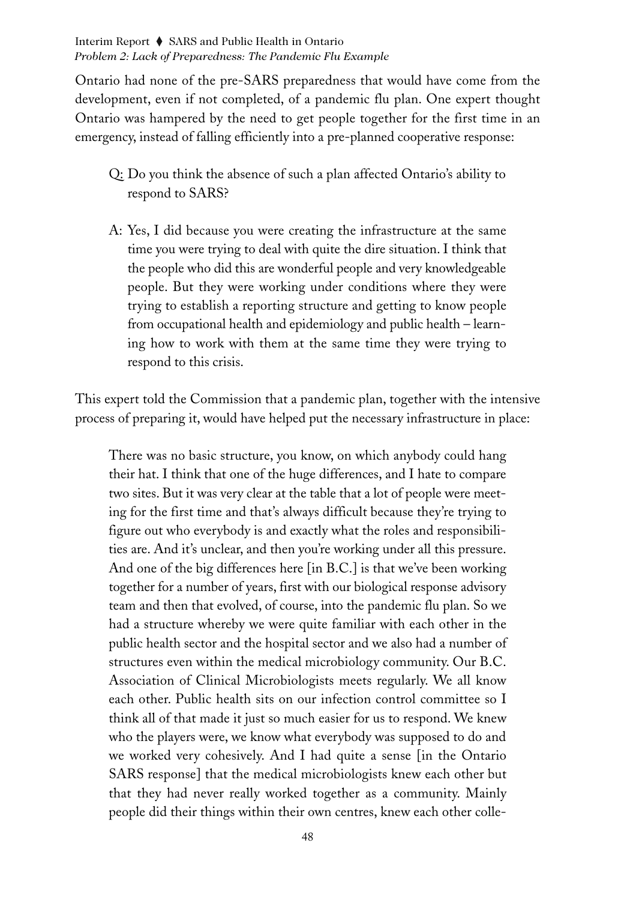Ontario had none of the pre-SARS preparedness that would have come from the development, even if not completed, of a pandemic flu plan. One expert thought Ontario was hampered by the need to get people together for the first time in an emergency, instead of falling efficiently into a pre-planned cooperative response:

> Q: Do you think the absence of such a plan affected Ontario's ability to respond to SARS?
>
> A: Yes, I did because you were creating the infrastructure at the same time you were trying to deal with quite the dire situation. I think that the people who did this are wonderful people and very knowledgeable people. But they were working under conditions where they were trying to establish a reporting structure and getting to know people from occupational health and epidemiology and public health – learning how to work with them at the same time they were trying to respond to this crisis.

This expert told the Commission that a pandemic plan, together with the intensive process of preparing it, would have helped put the necessary infrastructure in place:

> There was no basic structure, you know, on which anybody could hang their hat. I think that one of the huge differences, and I hate to compare two sites. But it was very clear at the table that a lot of people were meeting for the first time and that's always difficult because they're trying to figure out who everybody is and exactly what the roles and responsibilities are. And it's unclear, and then you're working under all this pressure. And one of the big differences here [in B.C.] is that we've been working together for a number of years, first with our biological response advisory team and then that evolved, of course, into the pandemic flu plan. So we had a structure whereby we were quite familiar with each other in the public health sector and the hospital sector and we also had a number of structures even within the medical microbiology community. Our B.C. Association of Clinical Microbiologists meets regularly. We all know each other. Public health sits on our infection control committee so I think all of that made it just so much easier for us to respond. We knew who the players were, we know what everybody was supposed to do and we worked very cohesively. And I had quite a sense [in the Ontario SARS response] that the medical microbiologists knew each other but that they had never really worked together as a community. Mainly people did their things within their own centres, knew each other colle-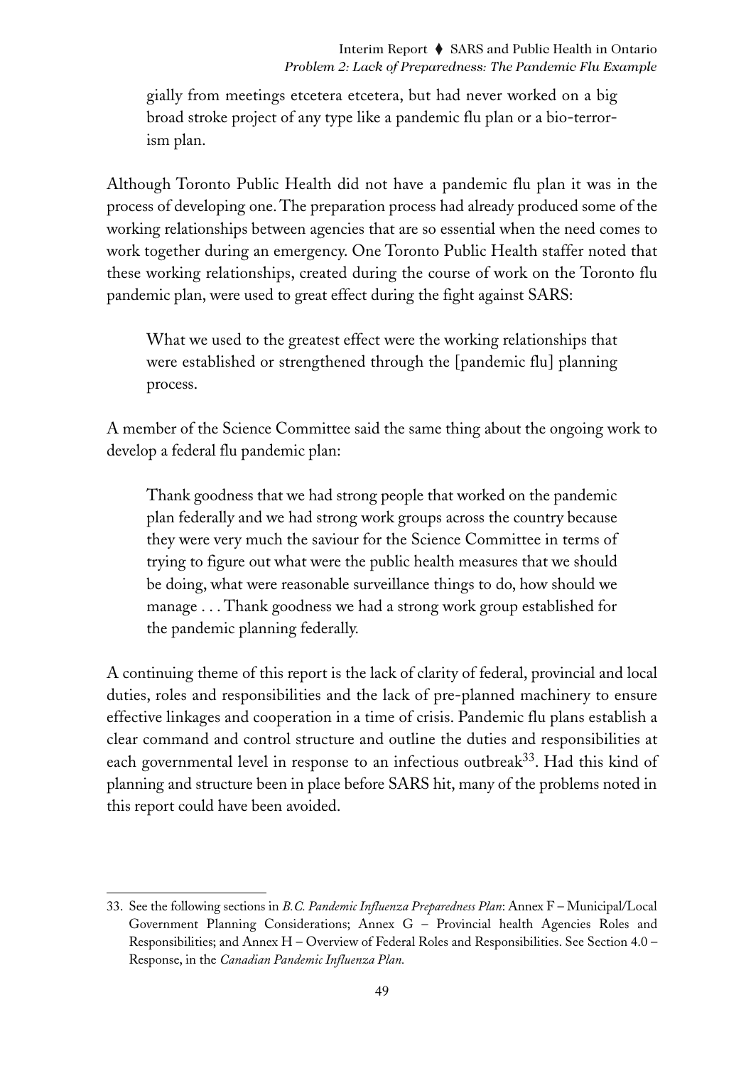gially from meetings etcetera etcetera, but had never worked on a big broad stroke project of any type like a pandemic flu plan or a bio-terrorism plan.

Although Toronto Public Health did not have a pandemic flu plan it was in the process of developing one. The preparation process had already produced some of the working relationships between agencies that are so essential when the need comes to work together during an emergency. One Toronto Public Health staffer noted that these working relationships, created during the course of work on the Toronto flu pandemic plan, were used to great effect during the fight against SARS:

> What we used to the greatest effect were the working relationships that were established or strengthened through the [pandemic flu] planning process.

A member of the Science Committee said the same thing about the ongoing work to develop a federal flu pandemic plan:

> Thank goodness that we had strong people that worked on the pandemic plan federally and we had strong work groups across the country because they were very much the saviour for the Science Committee in terms of trying to figure out what were the public health measures that we should be doing, what were reasonable surveillance things to do, how should we manage . . . Thank goodness we had a strong work group established for the pandemic planning federally.

A continuing theme of this report is the lack of clarity of federal, provincial and local duties, roles and responsibilities and the lack of pre-planned machinery to ensure effective linkages and cooperation in a time of crisis. Pandemic flu plans establish a clear command and control structure and outline the duties and responsibilities at each governmental level in response to an infectious outbreak[33]. Had this kind of planning and structure been in place before SARS hit, many of the problems noted in this report could have been avoided.

---

33. See the following sections in *B.C. Pandemic Influenza Preparedness Plan*: Annex F – Municipal/Local Government Planning Considerations; Annex G – Provincial health Agencies Roles and Responsibilities; and Annex H – Overview of Federal Roles and Responsibilities. See Section 4.0 – Response, in the *Canadian Pandemic Influenza Plan.*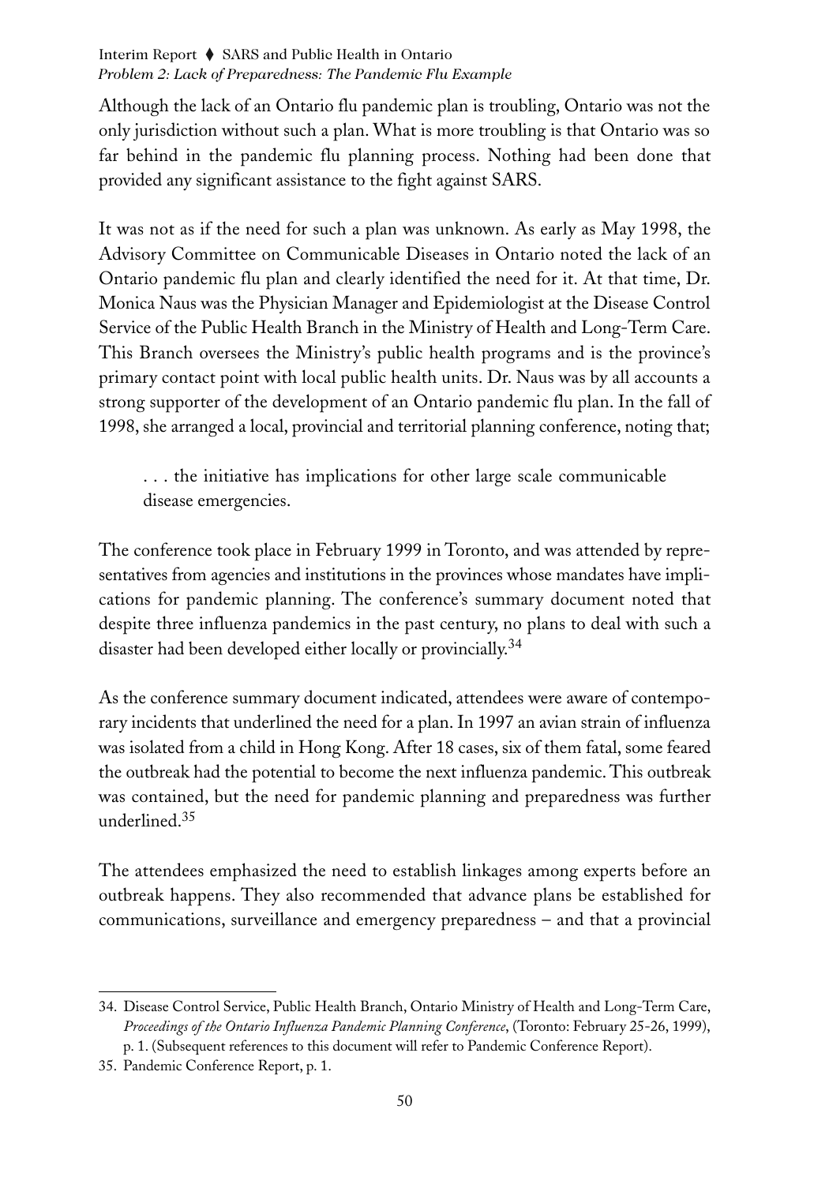Although the lack of an Ontario flu pandemic plan is troubling, Ontario was not the only jurisdiction without such a plan. What is more troubling is that Ontario was so far behind in the pandemic flu planning process. Nothing had been done that provided any significant assistance to the fight against SARS.

It was not as if the need for such a plan was unknown. As early as May 1998, the Advisory Committee on Communicable Diseases in Ontario noted the lack of an Ontario pandemic flu plan and clearly identified the need for it. At that time, Dr. Monica Naus was the Physician Manager and Epidemiologist at the Disease Control Service of the Public Health Branch in the Ministry of Health and Long-Term Care. This Branch oversees the Ministry's public health programs and is the province's primary contact point with local public health units. Dr. Naus was by all accounts a strong supporter of the development of an Ontario pandemic flu plan. In the fall of 1998, she arranged a local, provincial and territorial planning conference, noting that;

> . . . the initiative has implications for other large scale communicable disease emergencies.

The conference took place in February 1999 in Toronto, and was attended by representatives from agencies and institutions in the provinces whose mandates have implications for pandemic planning. The conference's summary document noted that despite three influenza pandemics in the past century, no plans to deal with such a disaster had been developed either locally or provincially.[34]

As the conference summary document indicated, attendees were aware of contemporary incidents that underlined the need for a plan. In 1997 an avian strain of influenza was isolated from a child in Hong Kong. After 18 cases, six of them fatal, some feared the outbreak had the potential to become the next influenza pandemic. This outbreak was contained, but the need for pandemic planning and preparedness was further underlined.[35]

The attendees emphasized the need to establish linkages among experts before an outbreak happens. They also recommended that advance plans be established for communications, surveillance and emergency preparedness – and that a provincial

34. Disease Control Service, Public Health Branch, Ontario Ministry of Health and Long-Term Care, *Proceedings of the Ontario Influenza Pandemic Planning Conference*, (Toronto: February 25-26, 1999), p. 1. (Subsequent references to this document will refer to Pandemic Conference Report).

35. Pandemic Conference Report, p. 1.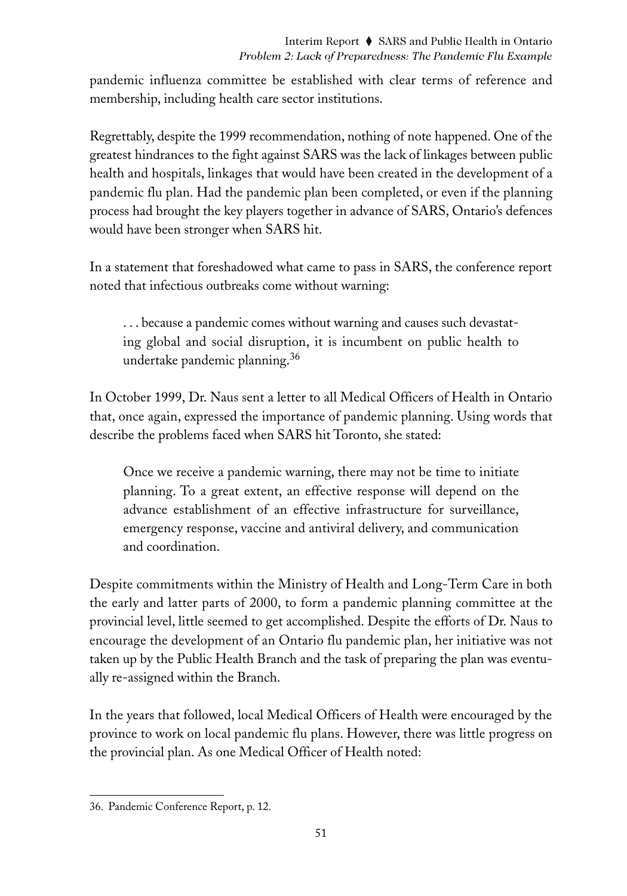pandemic influenza committee be established with clear terms of reference and membership, including health care sector institutions.

Regrettably, despite the 1999 recommendation, nothing of note happened. One of the greatest hindrances to the fight against SARS was the lack of linkages between public health and hospitals, linkages that would have been created in the development of a pandemic flu plan. Had the pandemic plan been completed, or even if the planning process had brought the key players together in advance of SARS, Ontario's defences would have been stronger when SARS hit.

In a statement that foreshadowed what came to pass in SARS, the conference report noted that infectious outbreaks come without warning:

> . . . because a pandemic comes without warning and causes such devastating global and social disruption, it is incumbent on public health to undertake pandemic planning.[36]

In October 1999, Dr. Naus sent a letter to all Medical Officers of Health in Ontario that, once again, expressed the importance of pandemic planning. Using words that describe the problems faced when SARS hit Toronto, she stated:

> Once we receive a pandemic warning, there may not be time to initiate planning. To a great extent, an effective response will depend on the advance establishment of an effective infrastructure for surveillance, emergency response, vaccine and antiviral delivery, and communication and coordination.

Despite commitments within the Ministry of Health and Long-Term Care in both the early and latter parts of 2000, to form a pandemic planning committee at the provincial level, little seemed to get accomplished. Despite the efforts of Dr. Naus to encourage the development of an Ontario flu pandemic plan, her initiative was not taken up by the Public Health Branch and the task of preparing the plan was eventually re-assigned within the Branch.

In the years that followed, local Medical Officers of Health were encouraged by the province to work on local pandemic flu plans. However, there was little progress on the provincial plan. As one Medical Officer of Health noted:

---

36. Pandemic Conference Report, p. 12.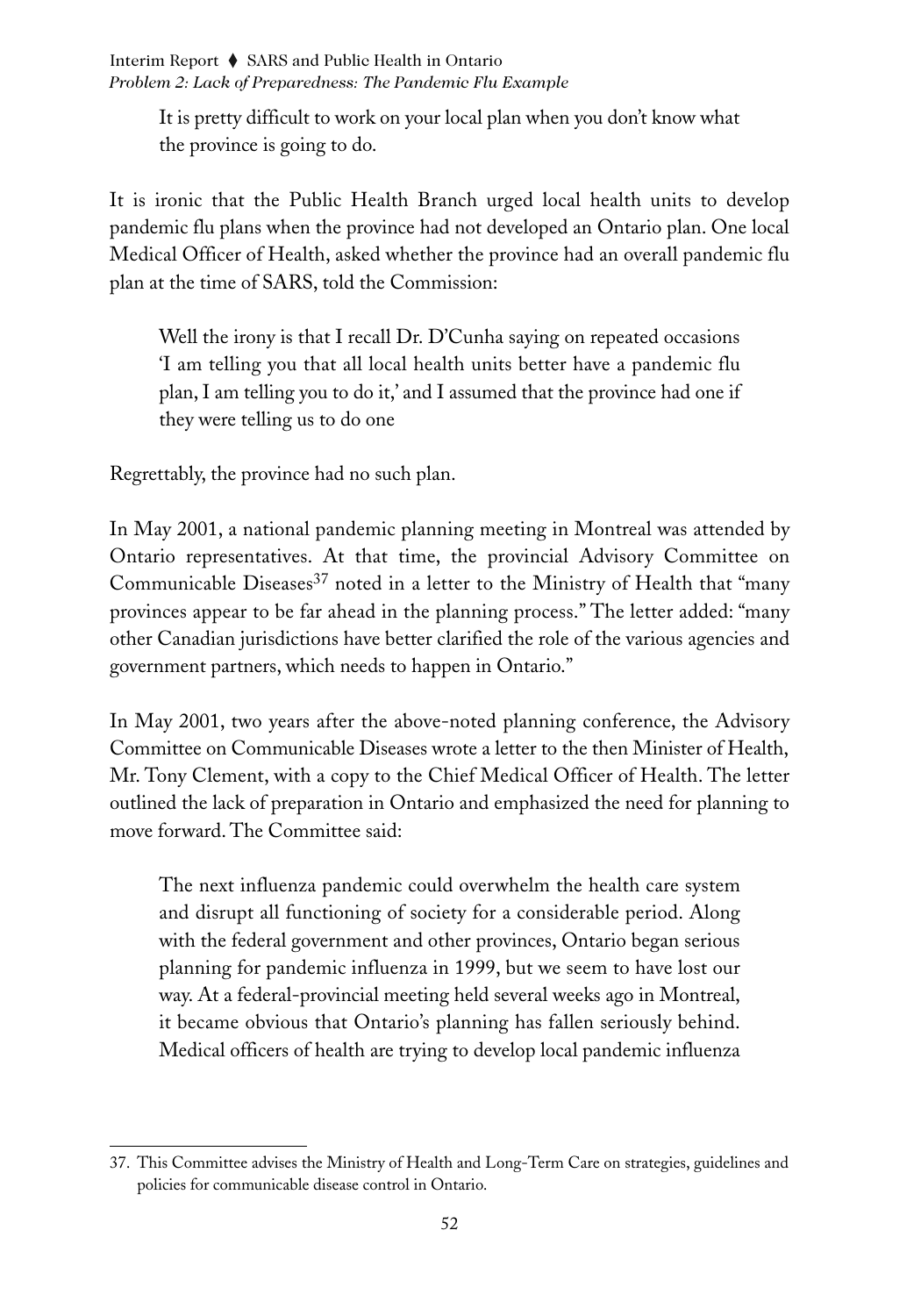> It is pretty difficult to work on your local plan when you don't know what the province is going to do.

It is ironic that the Public Health Branch urged local health units to develop pandemic flu plans when the province had not developed an Ontario plan. One local Medical Officer of Health, asked whether the province had an overall pandemic flu plan at the time of SARS, told the Commission:

> Well the irony is that I recall Dr. D'Cunha saying on repeated occasions 'I am telling you that all local health units better have a pandemic flu plan, I am telling you to do it,' and I assumed that the province had one if they were telling us to do one

Regrettably, the province had no such plan.

In May 2001, a national pandemic planning meeting in Montreal was attended by Ontario representatives. At that time, the provincial Advisory Committee on Communicable Diseases[37] noted in a letter to the Ministry of Health that "many provinces appear to be far ahead in the planning process." The letter added: "many other Canadian jurisdictions have better clarified the role of the various agencies and government partners, which needs to happen in Ontario."

In May 2001, two years after the above-noted planning conference, the Advisory Committee on Communicable Diseases wrote a letter to the then Minister of Health, Mr. Tony Clement, with a copy to the Chief Medical Officer of Health. The letter outlined the lack of preparation in Ontario and emphasized the need for planning to move forward. The Committee said:

> The next influenza pandemic could overwhelm the health care system and disrupt all functioning of society for a considerable period. Along with the federal government and other provinces, Ontario began serious planning for pandemic influenza in 1999, but we seem to have lost our way. At a federal-provincial meeting held several weeks ago in Montreal, it became obvious that Ontario's planning has fallen seriously behind. Medical officers of health are trying to develop local pandemic influenza

37. This Committee advises the Ministry of Health and Long-Term Care on strategies, guidelines and policies for communicable disease control in Ontario.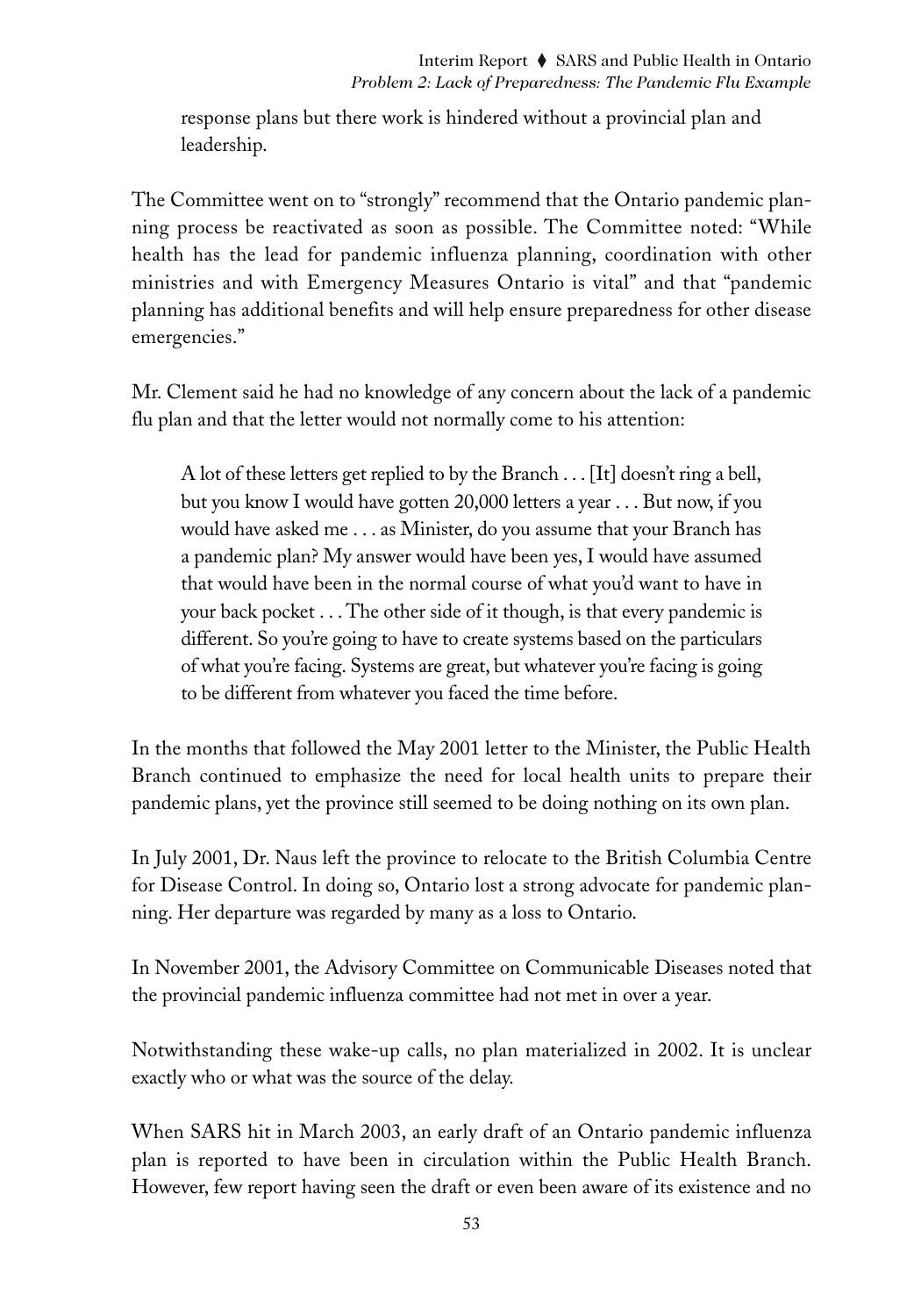response plans but there work is hindered without a provincial plan and leadership.

The Committee went on to "strongly" recommend that the Ontario pandemic planning process be reactivated as soon as possible. The Committee noted: "While health has the lead for pandemic influenza planning, coordination with other ministries and with Emergency Measures Ontario is vital" and that "pandemic planning has additional benefits and will help ensure preparedness for other disease emergencies."

Mr. Clement said he had no knowledge of any concern about the lack of a pandemic flu plan and that the letter would not normally come to his attention:

> A lot of these letters get replied to by the Branch . . . [It] doesn't ring a bell, but you know I would have gotten 20,000 letters a year . . . But now, if you would have asked me . . . as Minister, do you assume that your Branch has a pandemic plan? My answer would have been yes, I would have assumed that would have been in the normal course of what you'd want to have in your back pocket . . . The other side of it though, is that every pandemic is different. So you're going to have to create systems based on the particulars of what you're facing. Systems are great, but whatever you're facing is going to be different from whatever you faced the time before.

In the months that followed the May 2001 letter to the Minister, the Public Health Branch continued to emphasize the need for local health units to prepare their pandemic plans, yet the province still seemed to be doing nothing on its own plan.

In July 2001, Dr. Naus left the province to relocate to the British Columbia Centre for Disease Control. In doing so, Ontario lost a strong advocate for pandemic planning. Her departure was regarded by many as a loss to Ontario.

In November 2001, the Advisory Committee on Communicable Diseases noted that the provincial pandemic influenza committee had not met in over a year.

Notwithstanding these wake-up calls, no plan materialized in 2002. It is unclear exactly who or what was the source of the delay.

When SARS hit in March 2003, an early draft of an Ontario pandemic influenza plan is reported to have been in circulation within the Public Health Branch. However, few report having seen the draft or even been aware of its existence and no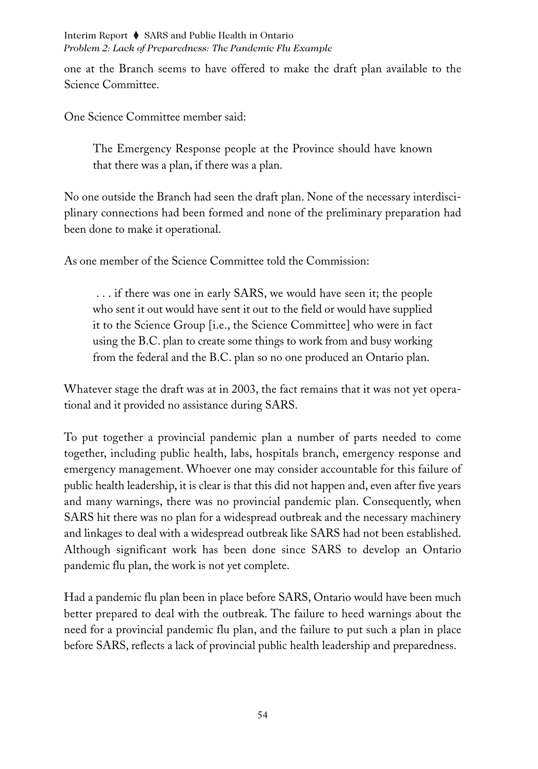one at the Branch seems to have offered to make the draft plan available to the Science Committee.

One Science Committee member said:

> The Emergency Response people at the Province should have known that there was a plan, if there was a plan.

No one outside the Branch had seen the draft plan. None of the necessary interdisciplinary connections had been formed and none of the preliminary preparation had been done to make it operational.

As one member of the Science Committee told the Commission:

> . . . if there was one in early SARS, we would have seen it; the people who sent it out would have sent it out to the field or would have supplied it to the Science Group [i.e., the Science Committee] who were in fact using the B.C. plan to create some things to work from and busy working from the federal and the B.C. plan so no one produced an Ontario plan.

Whatever stage the draft was at in 2003, the fact remains that it was not yet operational and it provided no assistance during SARS.

To put together a provincial pandemic plan a number of parts needed to come together, including public health, labs, hospitals branch, emergency response and emergency management. Whoever one may consider accountable for this failure of public health leadership, it is clear is that this did not happen and, even after five years and many warnings, there was no provincial pandemic plan. Consequently, when SARS hit there was no plan for a widespread outbreak and the necessary machinery and linkages to deal with a widespread outbreak like SARS had not been established. Although significant work has been done since SARS to develop an Ontario pandemic flu plan, the work is not yet complete.

Had a pandemic flu plan been in place before SARS, Ontario would have been much better prepared to deal with the outbreak. The failure to heed warnings about the need for a provincial pandemic flu plan, and the failure to put such a plan in place before SARS, reflects a lack of provincial public health leadership and preparedness.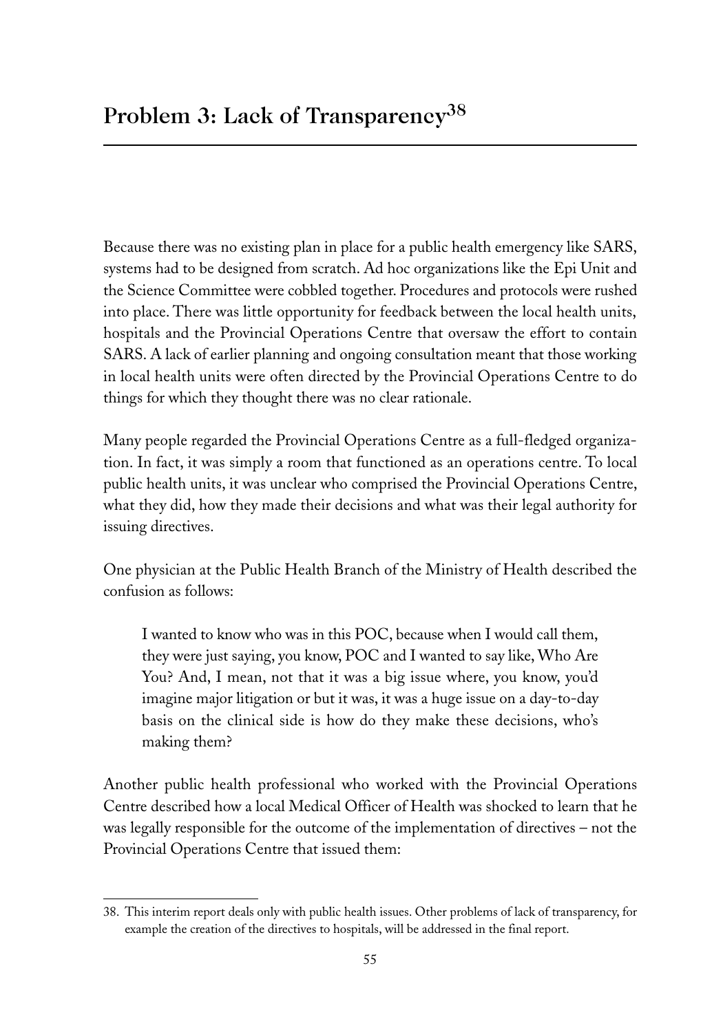## Problem 3: Lack of Transparency[38]

Because there was no existing plan in place for a public health emergency like SARS, systems had to be designed from scratch. Ad hoc organizations like the Epi Unit and the Science Committee were cobbled together. Procedures and protocols were rushed into place. There was little opportunity for feedback between the local health units, hospitals and the Provincial Operations Centre that oversaw the effort to contain SARS. A lack of earlier planning and ongoing consultation meant that those working in local health units were often directed by the Provincial Operations Centre to do things for which they thought there was no clear rationale.

Many people regarded the Provincial Operations Centre as a full-fledged organization. In fact, it was simply a room that functioned as an operations centre. To local public health units, it was unclear who comprised the Provincial Operations Centre, what they did, how they made their decisions and what was their legal authority for issuing directives.

One physician at the Public Health Branch of the Ministry of Health described the confusion as follows:

> I wanted to know who was in this POC, because when I would call them, they were just saying, you know, POC and I wanted to say like, Who Are You? And, I mean, not that it was a big issue where, you know, you'd imagine major litigation or but it was, it was a huge issue on a day-to-day basis on the clinical side is how do they make these decisions, who's making them?

Another public health professional who worked with the Provincial Operations Centre described how a local Medical Officer of Health was shocked to learn that he was legally responsible for the outcome of the implementation of directives – not the Provincial Operations Centre that issued them:

---

38. This interim report deals only with public health issues. Other problems of lack of transparency, for example the creation of the directives to hospitals, will be addressed in the final report.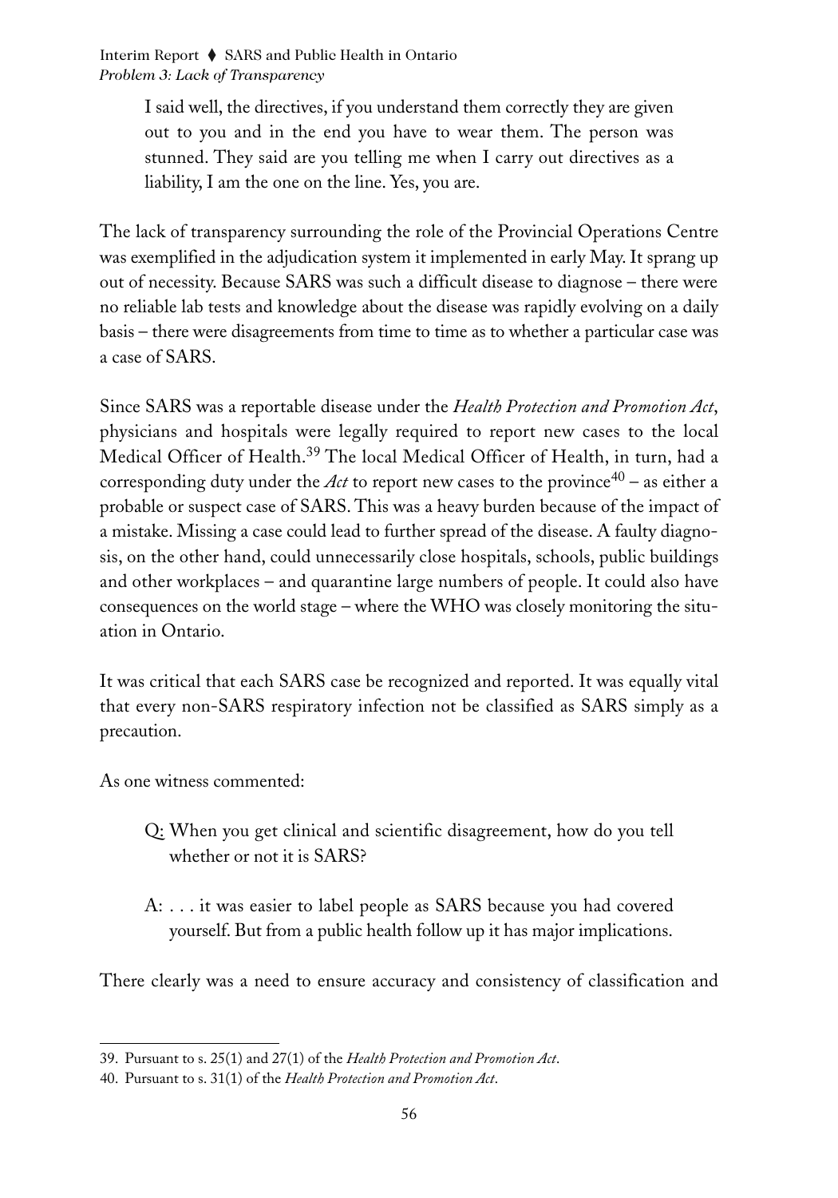> I said well, the directives, if you understand them correctly they are given out to you and in the end you have to wear them. The person was stunned. They said are you telling me when I carry out directives as a liability, I am the one on the line. Yes, you are.

The lack of transparency surrounding the role of the Provincial Operations Centre was exemplified in the adjudication system it implemented in early May. It sprang up out of necessity. Because SARS was such a difficult disease to diagnose – there were no reliable lab tests and knowledge about the disease was rapidly evolving on a daily basis – there were disagreements from time to time as to whether a particular case was a case of SARS.

Since SARS was a reportable disease under the *Health Protection and Promotion Act*, physicians and hospitals were legally required to report new cases to the local Medical Officer of Health.[39] The local Medical Officer of Health, in turn, had a corresponding duty under the *Act* to report new cases to the province[40] – as either a probable or suspect case of SARS. This was a heavy burden because of the impact of a mistake. Missing a case could lead to further spread of the disease. A faulty diagnosis, on the other hand, could unnecessarily close hospitals, schools, public buildings and other workplaces – and quarantine large numbers of people. It could also have consequences on the world stage – where the WHO was closely monitoring the situation in Ontario.

It was critical that each SARS case be recognized and reported. It was equally vital that every non-SARS respiratory infection not be classified as SARS simply as a precaution.

As one witness commented:

> Q: When you get clinical and scientific disagreement, how do you tell whether or not it is SARS?
>
> A: . . . it was easier to label people as SARS because you had covered yourself. But from a public health follow up it has major implications.

There clearly was a need to ensure accuracy and consistency of classification and

---

39. Pursuant to s. 25(1) and 27(1) of the *Health Protection and Promotion Act*.

40. Pursuant to s. 31(1) of the *Health Protection and Promotion Act*.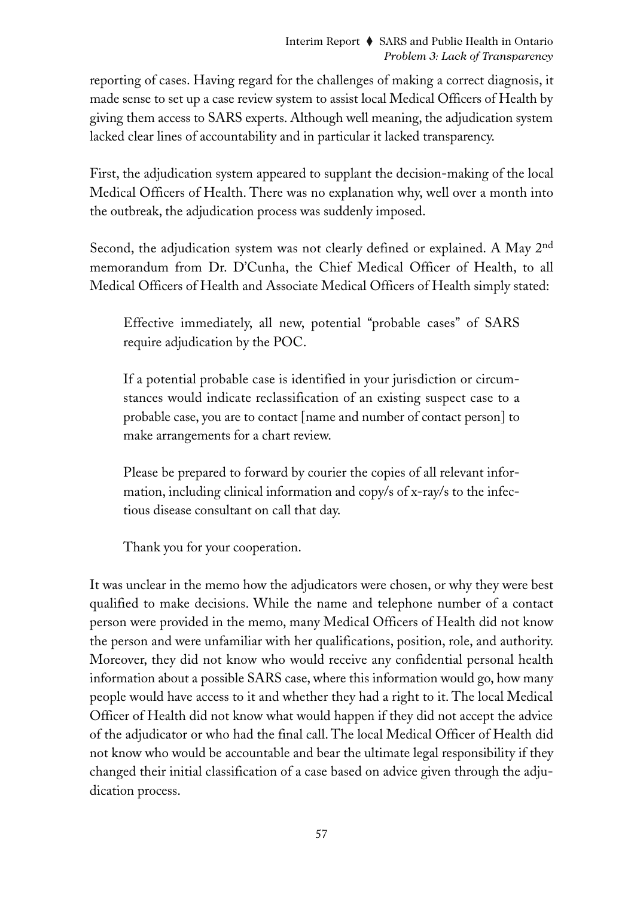reporting of cases. Having regard for the challenges of making a correct diagnosis, it made sense to set up a case review system to assist local Medical Officers of Health by giving them access to SARS experts. Although well meaning, the adjudication system lacked clear lines of accountability and in particular it lacked transparency.

First, the adjudication system appeared to supplant the decision-making of the local Medical Officers of Health. There was no explanation why, well over a month into the outbreak, the adjudication process was suddenly imposed.

Second, the adjudication system was not clearly defined or explained. A May 2nd memorandum from Dr. D'Cunha, the Chief Medical Officer of Health, to all Medical Officers of Health and Associate Medical Officers of Health simply stated:

> Effective immediately, all new, potential "probable cases" of SARS require adjudication by the POC.
>
> If a potential probable case is identified in your jurisdiction or circumstances would indicate reclassification of an existing suspect case to a probable case, you are to contact [name and number of contact person] to make arrangements for a chart review.
>
> Please be prepared to forward by courier the copies of all relevant information, including clinical information and copy/s of x-ray/s to the infectious disease consultant on call that day.
>
> Thank you for your cooperation.

It was unclear in the memo how the adjudicators were chosen, or why they were best qualified to make decisions. While the name and telephone number of a contact person were provided in the memo, many Medical Officers of Health did not know the person and were unfamiliar with her qualifications, position, role, and authority. Moreover, they did not know who would receive any confidential personal health information about a possible SARS case, where this information would go, how many people would have access to it and whether they had a right to it. The local Medical Officer of Health did not know what would happen if they did not accept the advice of the adjudicator or who had the final call. The local Medical Officer of Health did not know who would be accountable and bear the ultimate legal responsibility if they changed their initial classification of a case based on advice given through the adjudication process.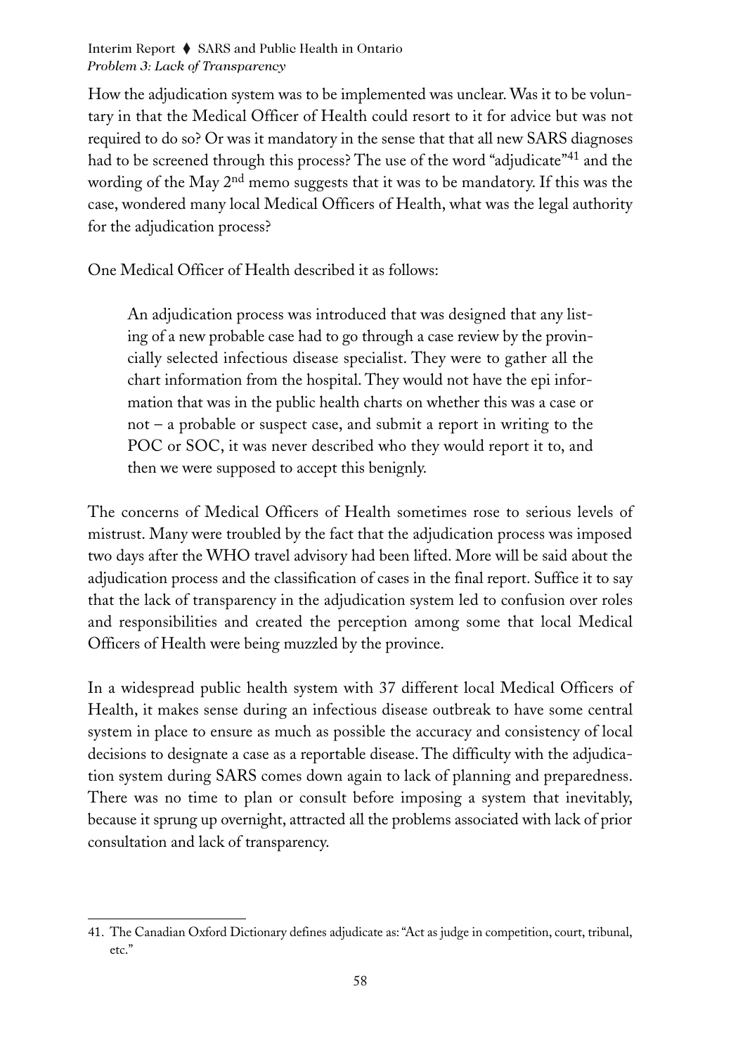How the adjudication system was to be implemented was unclear. Was it to be voluntary in that the Medical Officer of Health could resort to it for advice but was not required to do so? Or was it mandatory in the sense that that all new SARS diagnoses had to be screened through this process? The use of the word "adjudicate"[41] and the wording of the May 2nd memo suggests that it was to be mandatory. If this was the case, wondered many local Medical Officers of Health, what was the legal authority for the adjudication process?

One Medical Officer of Health described it as follows:

> An adjudication process was introduced that was designed that any listing of a new probable case had to go through a case review by the provincially selected infectious disease specialist. They were to gather all the chart information from the hospital. They would not have the epi information that was in the public health charts on whether this was a case or not – a probable or suspect case, and submit a report in writing to the POC or SOC, it was never described who they would report it to, and then we were supposed to accept this benignly.

The concerns of Medical Officers of Health sometimes rose to serious levels of mistrust. Many were troubled by the fact that the adjudication process was imposed two days after the WHO travel advisory had been lifted. More will be said about the adjudication process and the classification of cases in the final report. Suffice it to say that the lack of transparency in the adjudication system led to confusion over roles and responsibilities and created the perception among some that local Medical Officers of Health were being muzzled by the province.

In a widespread public health system with 37 different local Medical Officers of Health, it makes sense during an infectious disease outbreak to have some central system in place to ensure as much as possible the accuracy and consistency of local decisions to designate a case as a reportable disease. The difficulty with the adjudication system during SARS comes down again to lack of planning and preparedness. There was no time to plan or consult before imposing a system that inevitably, because it sprung up overnight, attracted all the problems associated with lack of prior consultation and lack of transparency.

---

41. The Canadian Oxford Dictionary defines adjudicate as: "Act as judge in competition, court, tribunal, etc."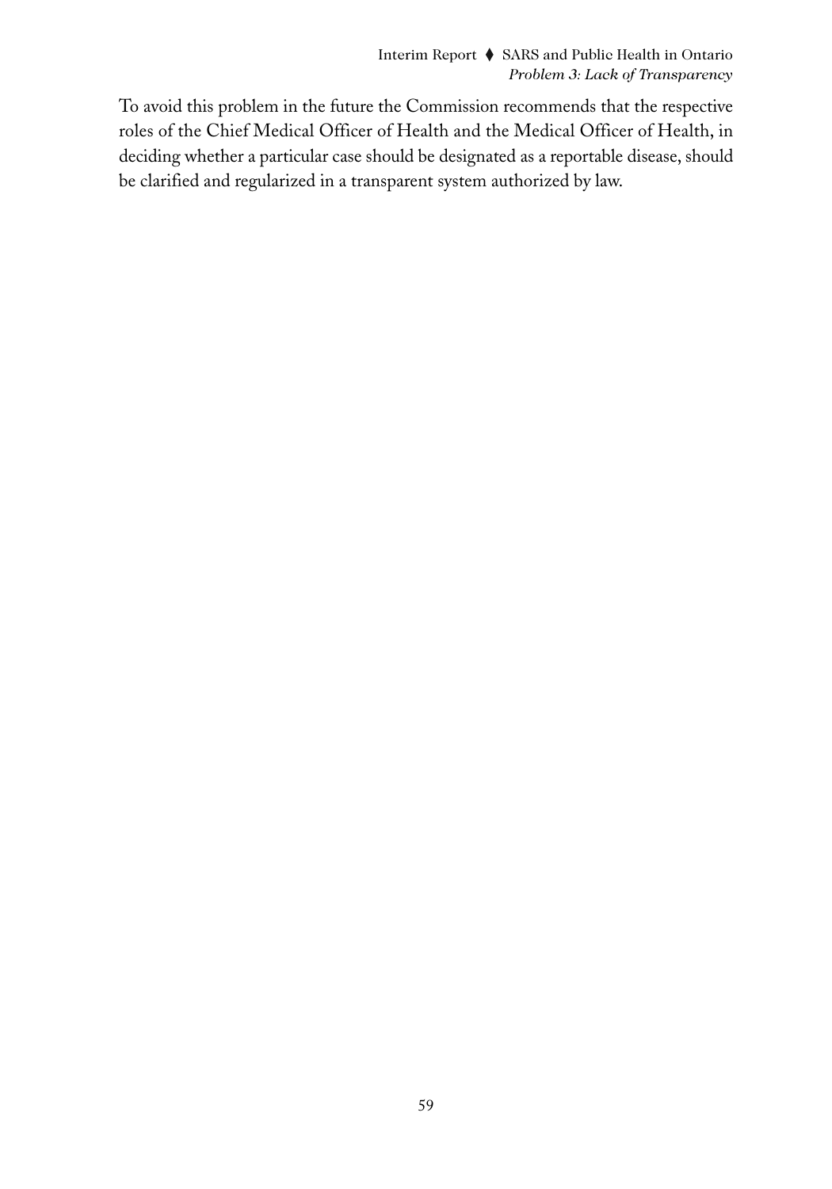To avoid this problem in the future the Commission recommends that the respective roles of the Chief Medical Officer of Health and the Medical Officer of Health, in deciding whether a particular case should be designated as a reportable disease, should be clarified and regularized in a transparent system authorized by law.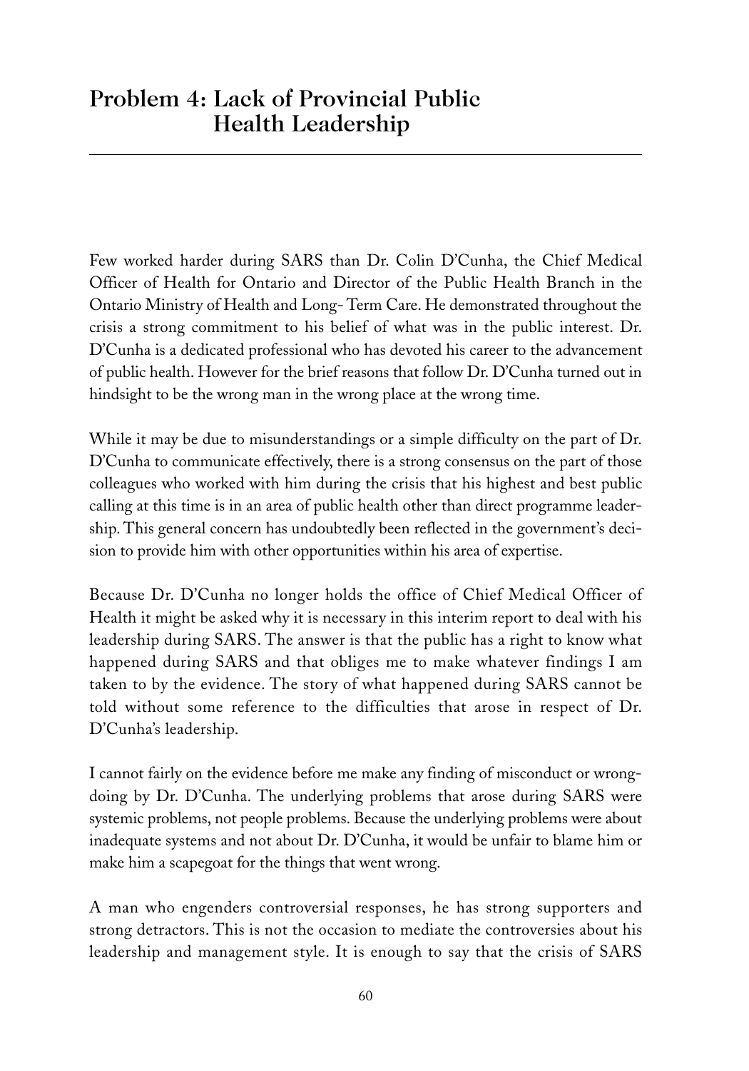## Problem 4: Lack of Provincial Public Health Leadership

Few worked harder during SARS than Dr. Colin D'Cunha, the Chief Medical Officer of Health for Ontario and Director of the Public Health Branch in the Ontario Ministry of Health and Long- Term Care. He demonstrated throughout the crisis a strong commitment to his belief of what was in the public interest. Dr. D'Cunha is a dedicated professional who has devoted his career to the advancement of public health. However for the brief reasons that follow Dr. D'Cunha turned out in hindsight to be the wrong man in the wrong place at the wrong time.

While it may be due to misunderstandings or a simple difficulty on the part of Dr. D'Cunha to communicate effectively, there is a strong consensus on the part of those colleagues who worked with him during the crisis that his highest and best public calling at this time is in an area of public health other than direct programme leadership. This general concern has undoubtedly been reflected in the government's decision to provide him with other opportunities within his area of expertise.

Because Dr. D'Cunha no longer holds the office of Chief Medical Officer of Health it might be asked why it is necessary in this interim report to deal with his leadership during SARS. The answer is that the public has a right to know what happened during SARS and that obliges me to make whatever findings I am taken to by the evidence. The story of what happened during SARS cannot be told without some reference to the difficulties that arose in respect of Dr. D'Cunha's leadership.

I cannot fairly on the evidence before me make any finding of misconduct or wrongdoing by Dr. D'Cunha. The underlying problems that arose during SARS were systemic problems, not people problems. Because the underlying problems were about inadequate systems and not about Dr. D'Cunha, it would be unfair to blame him or make him a scapegoat for the things that went wrong.

A man who engenders controversial responses, he has strong supporters and strong detractors. This is not the occasion to mediate the controversies about his leadership and management style. It is enough to say that the crisis of SARS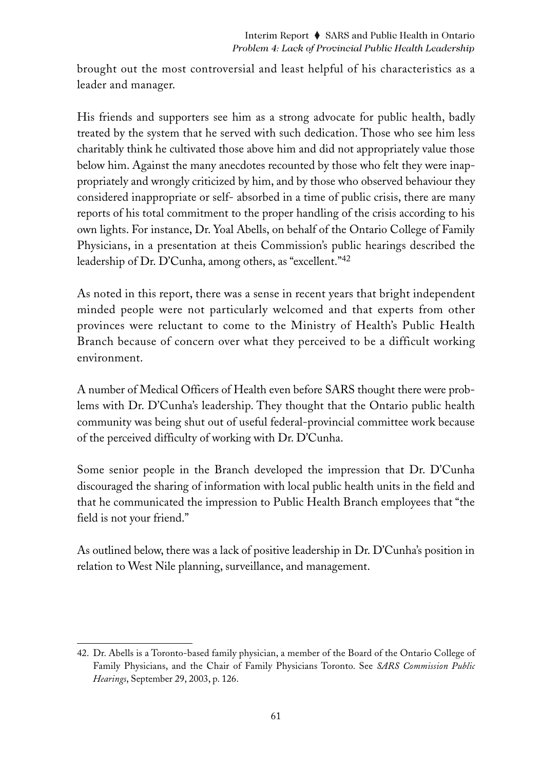brought out the most controversial and least helpful of his characteristics as a leader and manager.

His friends and supporters see him as a strong advocate for public health, badly treated by the system that he served with such dedication. Those who see him less charitably think he cultivated those above him and did not appropriately value those below him. Against the many anecdotes recounted by those who felt they were inappropriately and wrongly criticized by him, and by those who observed behaviour they considered inappropriate or self- absorbed in a time of public crisis, there are many reports of his total commitment to the proper handling of the crisis according to his own lights. For instance, Dr. Yoal Abells, on behalf of the Ontario College of Family Physicians, in a presentation at theis Commission's public hearings described the leadership of Dr. D'Cunha, among others, as "excellent."[42]

As noted in this report, there was a sense in recent years that bright independent minded people were not particularly welcomed and that experts from other provinces were reluctant to come to the Ministry of Health's Public Health Branch because of concern over what they perceived to be a difficult working environment.

A number of Medical Officers of Health even before SARS thought there were problems with Dr. D'Cunha's leadership. They thought that the Ontario public health community was being shut out of useful federal-provincial committee work because of the perceived difficulty of working with Dr. D'Cunha.

Some senior people in the Branch developed the impression that Dr. D'Cunha discouraged the sharing of information with local public health units in the field and that he communicated the impression to Public Health Branch employees that "the field is not your friend."

As outlined below, there was a lack of positive leadership in Dr. D'Cunha's position in relation to West Nile planning, surveillance, and management.

---

42. Dr. Abells is a Toronto-based family physician, a member of the Board of the Ontario College of Family Physicians, and the Chair of Family Physicians Toronto. See *SARS Commission Public Hearings*, September 29, 2003, p. 126.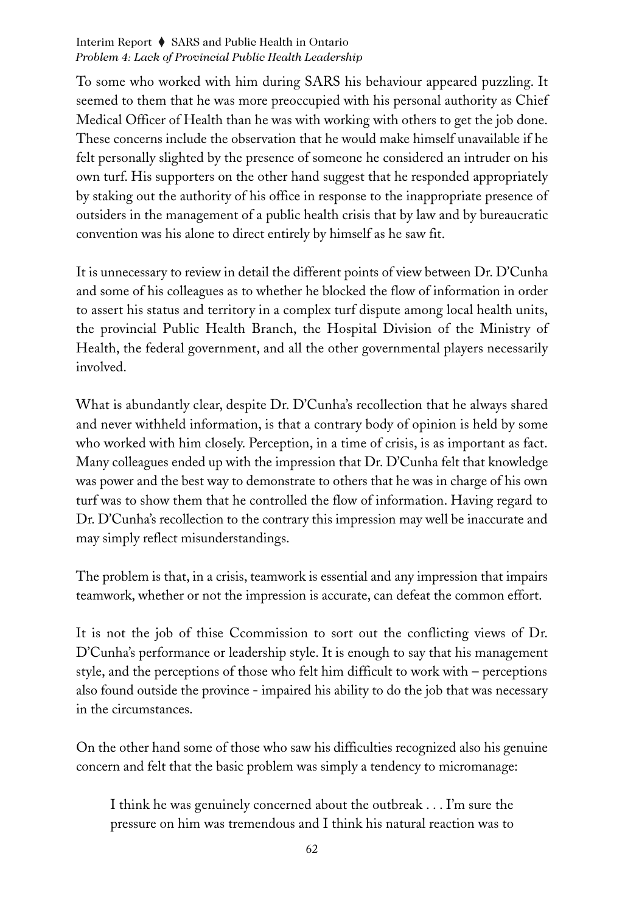To some who worked with him during SARS his behaviour appeared puzzling. It seemed to them that he was more preoccupied with his personal authority as Chief Medical Officer of Health than he was with working with others to get the job done. These concerns include the observation that he would make himself unavailable if he felt personally slighted by the presence of someone he considered an intruder on his own turf. His supporters on the other hand suggest that he responded appropriately by staking out the authority of his office in response to the inappropriate presence of outsiders in the management of a public health crisis that by law and by bureaucratic convention was his alone to direct entirely by himself as he saw fit.

It is unnecessary to review in detail the different points of view between Dr. D'Cunha and some of his colleagues as to whether he blocked the flow of information in order to assert his status and territory in a complex turf dispute among local health units, the provincial Public Health Branch, the Hospital Division of the Ministry of Health, the federal government, and all the other governmental players necessarily involved.

What is abundantly clear, despite Dr. D'Cunha's recollection that he always shared and never withheld information, is that a contrary body of opinion is held by some who worked with him closely. Perception, in a time of crisis, is as important as fact. Many colleagues ended up with the impression that Dr. D'Cunha felt that knowledge was power and the best way to demonstrate to others that he was in charge of his own turf was to show them that he controlled the flow of information. Having regard to Dr. D'Cunha's recollection to the contrary this impression may well be inaccurate and may simply reflect misunderstandings.

The problem is that, in a crisis, teamwork is essential and any impression that impairs teamwork, whether or not the impression is accurate, can defeat the common effort.

It is not the job of thise Ccommission to sort out the conflicting views of Dr. D'Cunha's performance or leadership style. It is enough to say that his management style, and the perceptions of those who felt him difficult to work with – perceptions also found outside the province - impaired his ability to do the job that was necessary in the circumstances.

On the other hand some of those who saw his difficulties recognized also his genuine concern and felt that the basic problem was simply a tendency to micromanage:

> I think he was genuinely concerned about the outbreak . . . I'm sure the pressure on him was tremendous and I think his natural reaction was to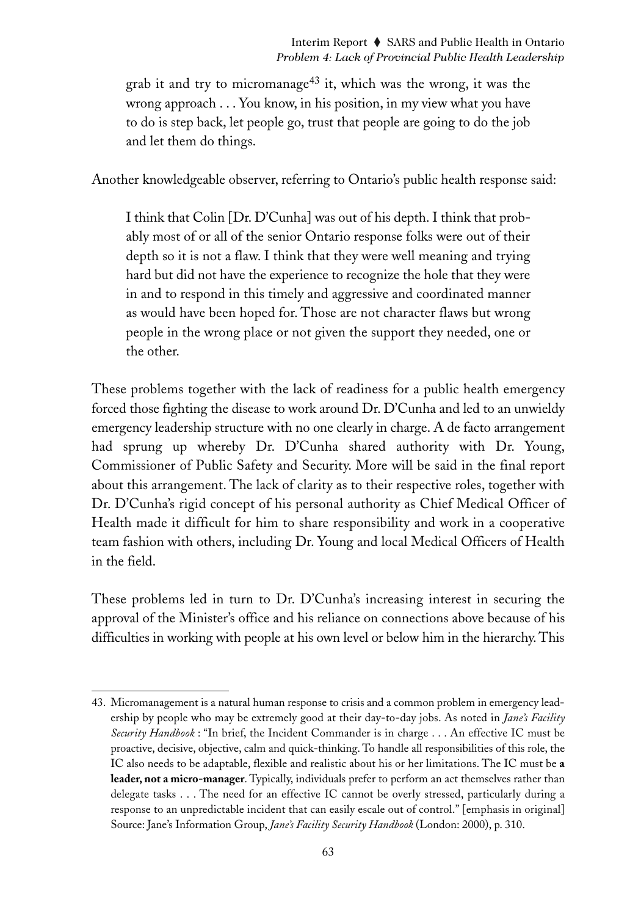grab it and try to micromanage[43] it, which was the wrong, it was the wrong approach . . . You know, in his position, in my view what you have to do is step back, let people go, trust that people are going to do the job and let them do things.

Another knowledgeable observer, referring to Ontario's public health response said:

> I think that Colin [Dr. D'Cunha] was out of his depth. I think that probably most of or all of the senior Ontario response folks were out of their depth so it is not a flaw. I think that they were well meaning and trying hard but did not have the experience to recognize the hole that they were in and to respond in this timely and aggressive and coordinated manner as would have been hoped for. Those are not character flaws but wrong people in the wrong place or not given the support they needed, one or the other.

These problems together with the lack of readiness for a public health emergency forced those fighting the disease to work around Dr. D'Cunha and led to an unwieldy emergency leadership structure with no one clearly in charge. A de facto arrangement had sprung up whereby Dr. D'Cunha shared authority with Dr. Young, Commissioner of Public Safety and Security. More will be said in the final report about this arrangement. The lack of clarity as to their respective roles, together with Dr. D'Cunha's rigid concept of his personal authority as Chief Medical Officer of Health made it difficult for him to share responsibility and work in a cooperative team fashion with others, including Dr. Young and local Medical Officers of Health in the field.

These problems led in turn to Dr. D'Cunha's increasing interest in securing the approval of the Minister's office and his reliance on connections above because of his difficulties in working with people at his own level or below him in the hierarchy. This

---

43. Micromanagement is a natural human response to crisis and a common problem in emergency leadership by people who may be extremely good at their day-to-day jobs. As noted in *Jane's Facility Security Handbook* : "In brief, the Incident Commander is in charge . . . An effective IC must be proactive, decisive, objective, calm and quick-thinking. To handle all responsibilities of this role, the IC also needs to be adaptable, flexible and realistic about his or her limitations. The IC must be **a leader, not a micro-manager**. Typically, individuals prefer to perform an act themselves rather than delegate tasks . . . The need for an effective IC cannot be overly stressed, particularly during a response to an unpredictable incident that can easily escale out of control." [emphasis in original] Source: Jane's Information Group, *Jane's Facility Security Handbook* (London: 2000), p. 310.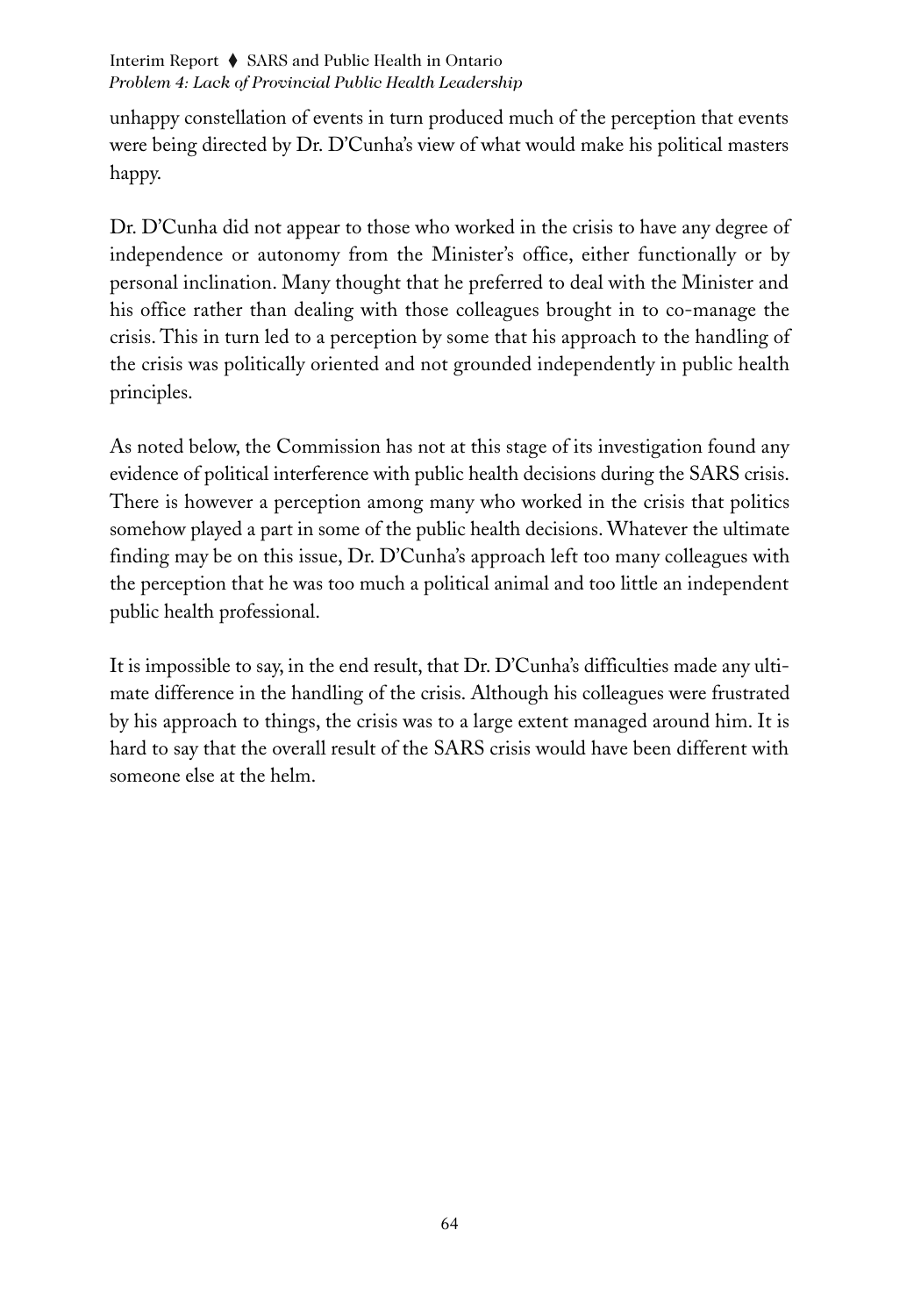unhappy constellation of events in turn produced much of the perception that events were being directed by Dr. D'Cunha's view of what would make his political masters happy.

Dr. D'Cunha did not appear to those who worked in the crisis to have any degree of independence or autonomy from the Minister's office, either functionally or by personal inclination. Many thought that he preferred to deal with the Minister and his office rather than dealing with those colleagues brought in to co-manage the crisis. This in turn led to a perception by some that his approach to the handling of the crisis was politically oriented and not grounded independently in public health principles.

As noted below, the Commission has not at this stage of its investigation found any evidence of political interference with public health decisions during the SARS crisis. There is however a perception among many who worked in the crisis that politics somehow played a part in some of the public health decisions. Whatever the ultimate finding may be on this issue, Dr. D'Cunha's approach left too many colleagues with the perception that he was too much a political animal and too little an independent public health professional.

It is impossible to say, in the end result, that Dr. D'Cunha's difficulties made any ultimate difference in the handling of the crisis. Although his colleagues were frustrated by his approach to things, the crisis was to a large extent managed around him. It is hard to say that the overall result of the SARS crisis would have been different with someone else at the helm.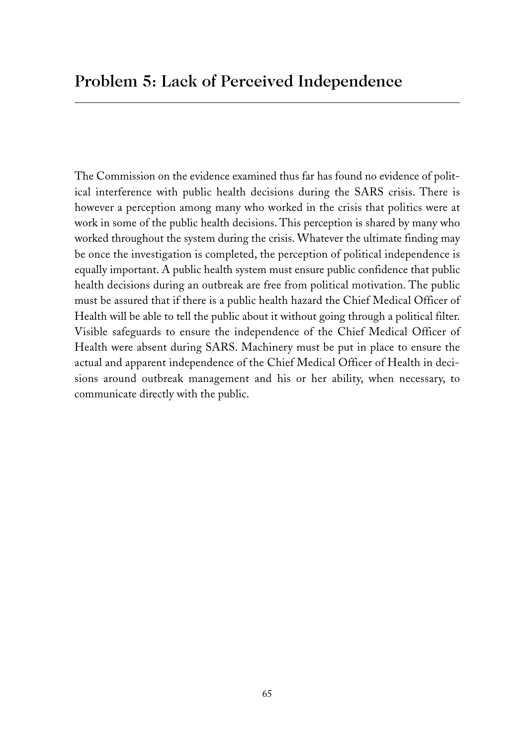## Problem 5: Lack of Perceived Independence

The Commission on the evidence examined thus far has found no evidence of political interference with public health decisions during the SARS crisis. There is however a perception among many who worked in the crisis that politics were at work in some of the public health decisions. This perception is shared by many who worked throughout the system during the crisis. Whatever the ultimate finding may be once the investigation is completed, the perception of political independence is equally important. A public health system must ensure public confidence that public health decisions during an outbreak are free from political motivation. The public must be assured that if there is a public health hazard the Chief Medical Officer of Health will be able to tell the public about it without going through a political filter. Visible safeguards to ensure the independence of the Chief Medical Officer of Health were absent during SARS. Machinery must be put in place to ensure the actual and apparent independence of the Chief Medical Officer of Health in decisions around outbreak management and his or her ability, when necessary, to communicate directly with the public.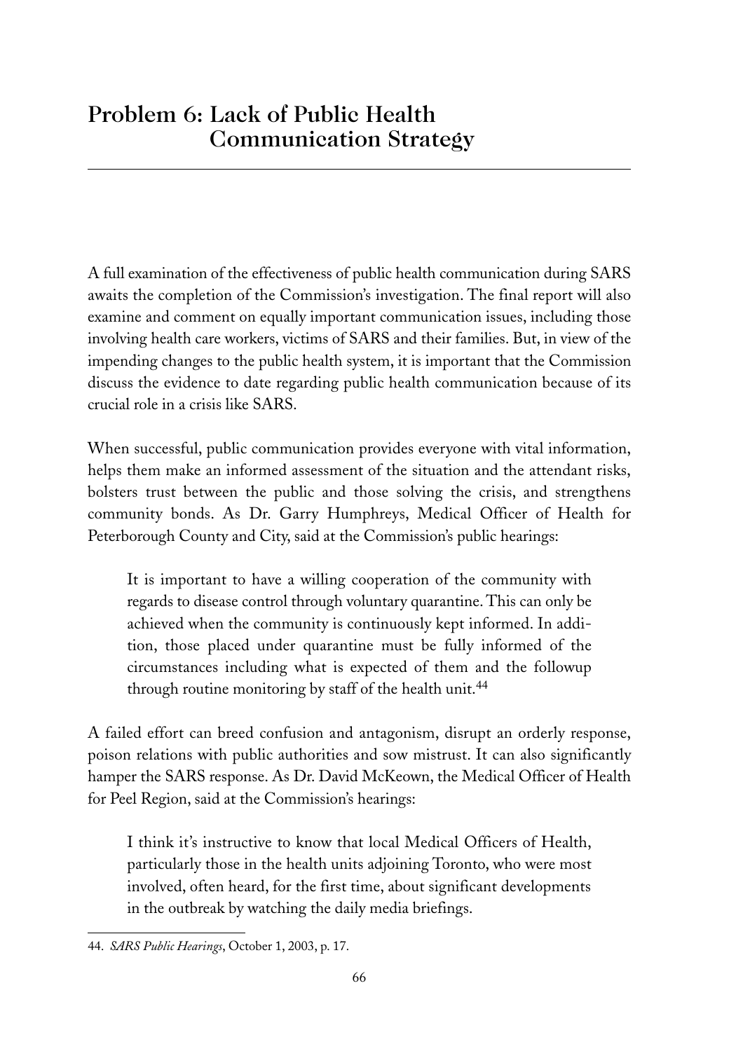## Problem 6: Lack of Public Health Communication Strategy

A full examination of the effectiveness of public health communication during SARS awaits the completion of the Commission's investigation. The final report will also examine and comment on equally important communication issues, including those involving health care workers, victims of SARS and their families. But, in view of the impending changes to the public health system, it is important that the Commission discuss the evidence to date regarding public health communication because of its crucial role in a crisis like SARS.

When successful, public communication provides everyone with vital information, helps them make an informed assessment of the situation and the attendant risks, bolsters trust between the public and those solving the crisis, and strengthens community bonds. As Dr. Garry Humphreys, Medical Officer of Health for Peterborough County and City, said at the Commission's public hearings:

> It is important to have a willing cooperation of the community with regards to disease control through voluntary quarantine. This can only be achieved when the community is continuously kept informed. In addition, those placed under quarantine must be fully informed of the circumstances including what is expected of them and the followup through routine monitoring by staff of the health unit.[44]

A failed effort can breed confusion and antagonism, disrupt an orderly response, poison relations with public authorities and sow mistrust. It can also significantly hamper the SARS response. As Dr. David McKeown, the Medical Officer of Health for Peel Region, said at the Commission's hearings:

> I think it's instructive to know that local Medical Officers of Health, particularly those in the health units adjoining Toronto, who were most involved, often heard, for the first time, about significant developments in the outbreak by watching the daily media briefings.

---

44. *SARS Public Hearings*, October 1, 2003, p. 17.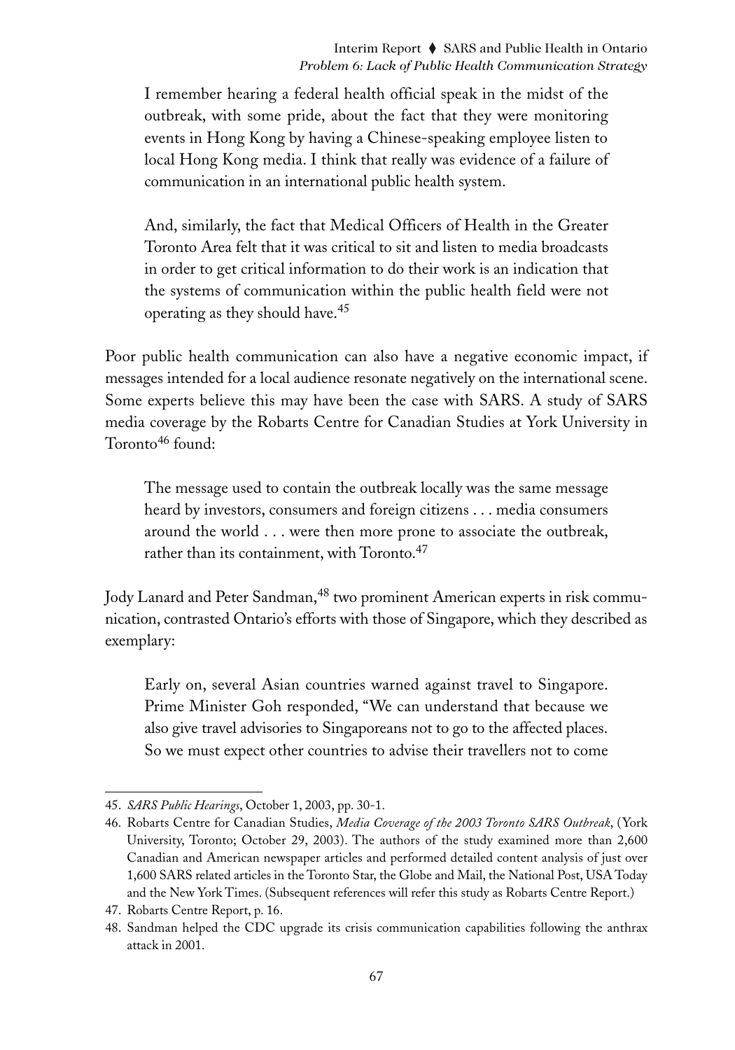> I remember hearing a federal health official speak in the midst of the outbreak, with some pride, about the fact that they were monitoring events in Hong Kong by having a Chinese-speaking employee listen to local Hong Kong media. I think that really was evidence of a failure of communication in an international public health system.
>
> And, similarly, the fact that Medical Officers of Health in the Greater Toronto Area felt that it was critical to sit and listen to media broadcasts in order to get critical information to do their work is an indication that the systems of communication within the public health field were not operating as they should have.[45]

Poor public health communication can also have a negative economic impact, if messages intended for a local audience resonate negatively on the international scene. Some experts believe this may have been the case with SARS. A study of SARS media coverage by the Robarts Centre for Canadian Studies at York University in Toronto[46] found:

> The message used to contain the outbreak locally was the same message heard by investors, consumers and foreign citizens . . . media consumers around the world . . . were then more prone to associate the outbreak, rather than its containment, with Toronto.[47]

Jody Lanard and Peter Sandman,[48] two prominent American experts in risk communication, contrasted Ontario's efforts with those of Singapore, which they described as exemplary:

> Early on, several Asian countries warned against travel to Singapore. Prime Minister Goh responded, "We can understand that because we also give travel advisories to Singaporeans not to go to the affected places. So we must expect other countries to advise their travellers not to come

---

45. *SARS Public Hearings*, October 1, 2003, pp. 30-1.
46. Robarts Centre for Canadian Studies, *Media Coverage of the 2003 Toronto SARS Outbreak*, (York University, Toronto; October 29, 2003). The authors of the study examined more than 2,600 Canadian and American newspaper articles and performed detailed content analysis of just over 1,600 SARS related articles in the Toronto Star, the Globe and Mail, the National Post, USA Today and the New York Times. (Subsequent references will refer this study as Robarts Centre Report.)
47. Robarts Centre Report, p. 16.
48. Sandman helped the CDC upgrade its crisis communication capabilities following the anthrax attack in 2001.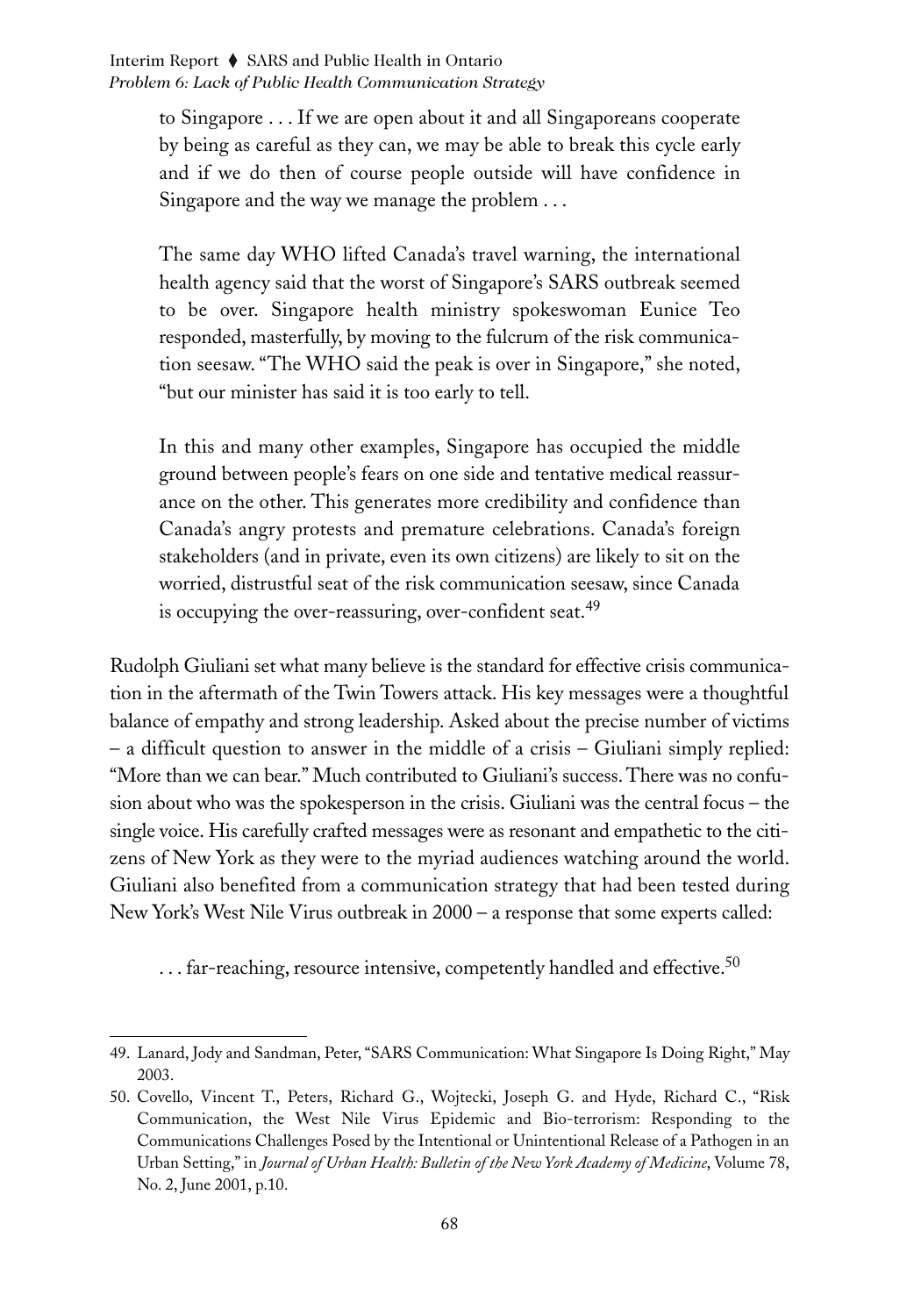> to Singapore . . . If we are open about it and all Singaporeans cooperate by being as careful as they can, we may be able to break this cycle early and if we do then of course people outside will have confidence in Singapore and the way we manage the problem . . .
>
> The same day WHO lifted Canada's travel warning, the international health agency said that the worst of Singapore's SARS outbreak seemed to be over. Singapore health ministry spokeswoman Eunice Teo responded, masterfully, by moving to the fulcrum of the risk communication seesaw. "The WHO said the peak is over in Singapore," she noted, "but our minister has said it is too early to tell.
>
> In this and many other examples, Singapore has occupied the middle ground between people's fears on one side and tentative medical reassurance on the other. This generates more credibility and confidence than Canada's angry protests and premature celebrations. Canada's foreign stakeholders (and in private, even its own citizens) are likely to sit on the worried, distrustful seat of the risk communication seesaw, since Canada is occupying the over-reassuring, over-confident seat.[49]

Rudolph Giuliani set what many believe is the standard for effective crisis communication in the aftermath of the Twin Towers attack. His key messages were a thoughtful balance of empathy and strong leadership. Asked about the precise number of victims – a difficult question to answer in the middle of a crisis – Giuliani simply replied: "More than we can bear." Much contributed to Giuliani's success. There was no confusion about who was the spokesperson in the crisis. Giuliani was the central focus – the single voice. His carefully crafted messages were as resonant and empathetic to the citizens of New York as they were to the myriad audiences watching around the world. Giuliani also benefited from a communication strategy that had been tested during New York's West Nile Virus outbreak in 2000 – a response that some experts called:

> . . . far-reaching, resource intensive, competently handled and effective.[50]

---

49. Lanard, Jody and Sandman, Peter, "SARS Communication: What Singapore Is Doing Right," May 2003.

50. Covello, Vincent T., Peters, Richard G., Wojtecki, Joseph G. and Hyde, Richard C., "Risk Communication, the West Nile Virus Epidemic and Bio-terrorism: Responding to the Communications Challenges Posed by the Intentional or Unintentional Release of a Pathogen in an Urban Setting," in *Journal of Urban Health: Bulletin of the New York Academy of Medicine*, Volume 78, No. 2, June 2001, p.10.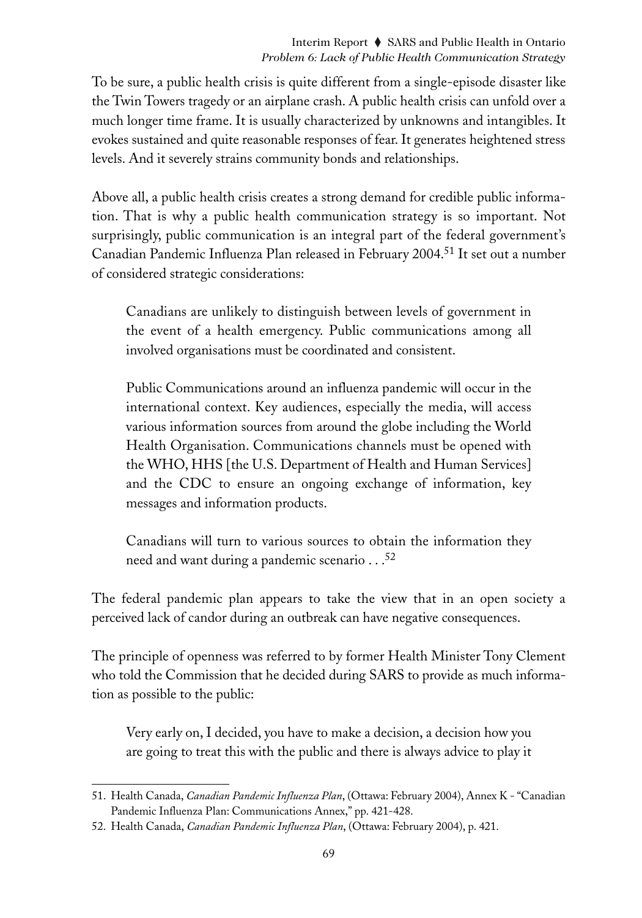To be sure, a public health crisis is quite different from a single-episode disaster like the Twin Towers tragedy or an airplane crash. A public health crisis can unfold over a much longer time frame. It is usually characterized by unknowns and intangibles. It evokes sustained and quite reasonable responses of fear. It generates heightened stress levels. And it severely strains community bonds and relationships.

Above all, a public health crisis creates a strong demand for credible public information. That is why a public health communication strategy is so important. Not surprisingly, public communication is an integral part of the federal government's Canadian Pandemic Influenza Plan released in February 2004.[51] It set out a number of considered strategic considerations:

> Canadians are unlikely to distinguish between levels of government in the event of a health emergency. Public communications among all involved organisations must be coordinated and consistent.
>
> Public Communications around an influenza pandemic will occur in the international context. Key audiences, especially the media, will access various information sources from around the globe including the World Health Organisation. Communications channels must be opened with the WHO, HHS [the U.S. Department of Health and Human Services] and the CDC to ensure an ongoing exchange of information, key messages and information products.
>
> Canadians will turn to various sources to obtain the information they need and want during a pandemic scenario . . .[52]

The federal pandemic plan appears to take the view that in an open society a perceived lack of candor during an outbreak can have negative consequences.

The principle of openness was referred to by former Health Minister Tony Clement who told the Commission that he decided during SARS to provide as much information as possible to the public:

> Very early on, I decided, you have to make a decision, a decision how you are going to treat this with the public and there is always advice to play it

---

51. Health Canada, *Canadian Pandemic Influenza Plan*, (Ottawa: February 2004), Annex K - "Canadian Pandemic Influenza Plan: Communications Annex," pp. 421-428.

52. Health Canada, *Canadian Pandemic Influenza Plan*, (Ottawa: February 2004), p. 421.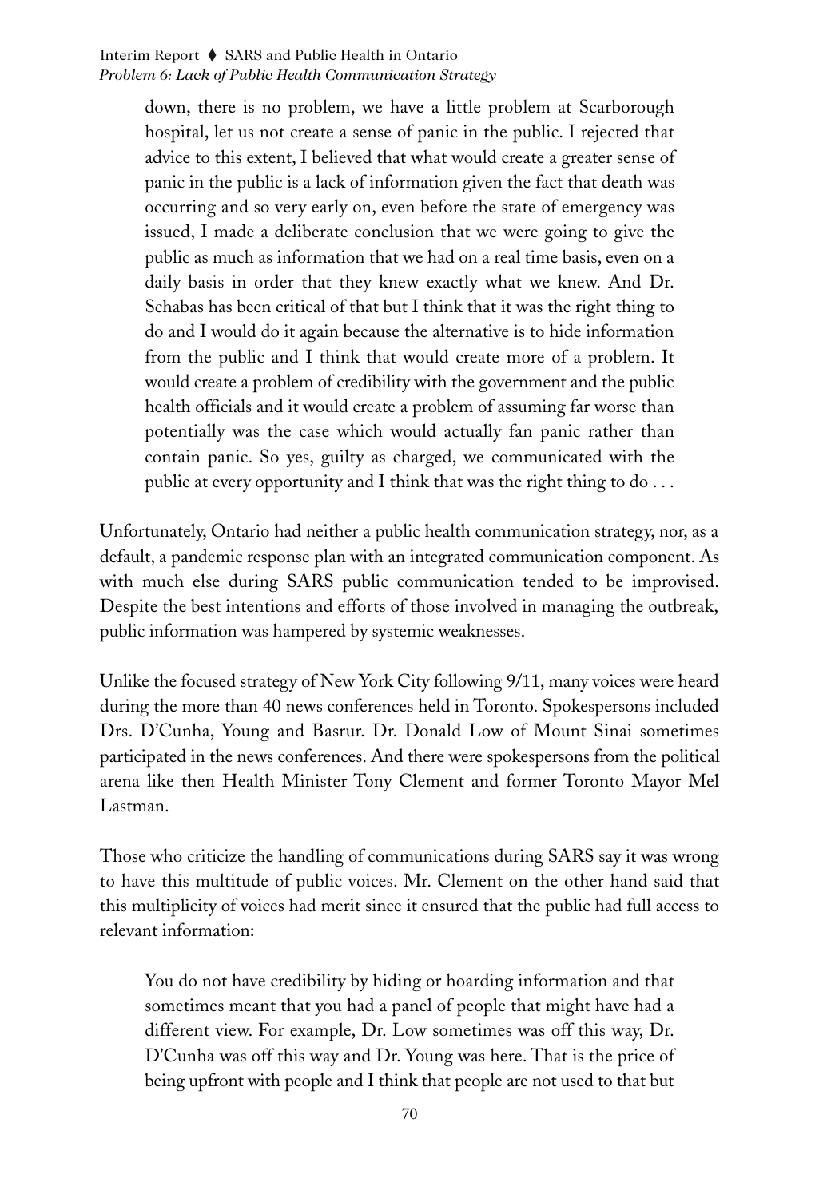> down, there is no problem, we have a little problem at Scarborough hospital, let us not create a sense of panic in the public. I rejected that advice to this extent, I believed that what would create a greater sense of panic in the public is a lack of information given the fact that death was occurring and so very early on, even before the state of emergency was issued, I made a deliberate conclusion that we were going to give the public as much as information that we had on a real time basis, even on a daily basis in order that they knew exactly what we knew. And Dr. Schabas has been critical of that but I think that it was the right thing to do and I would do it again because the alternative is to hide information from the public and I think that would create more of a problem. It would create a problem of credibility with the government and the public health officials and it would create a problem of assuming far worse than potentially was the case which would actually fan panic rather than contain panic. So yes, guilty as charged, we communicated with the public at every opportunity and I think that was the right thing to do . . .

Unfortunately, Ontario had neither a public health communication strategy, nor, as a default, a pandemic response plan with an integrated communication component. As with much else during SARS public communication tended to be improvised. Despite the best intentions and efforts of those involved in managing the outbreak, public information was hampered by systemic weaknesses.

Unlike the focused strategy of New York City following 9/11, many voices were heard during the more than 40 news conferences held in Toronto. Spokespersons included Drs. D'Cunha, Young and Basrur. Dr. Donald Low of Mount Sinai sometimes participated in the news conferences. And there were spokespersons from the political arena like then Health Minister Tony Clement and former Toronto Mayor Mel Lastman.

Those who criticize the handling of communications during SARS say it was wrong to have this multitude of public voices. Mr. Clement on the other hand said that this multiplicity of voices had merit since it ensured that the public had full access to relevant information:

> You do not have credibility by hiding or hoarding information and that sometimes meant that you had a panel of people that might have had a different view. For example, Dr. Low sometimes was off this way, Dr. D'Cunha was off this way and Dr. Young was here. That is the price of being upfront with people and I think that people are not used to that but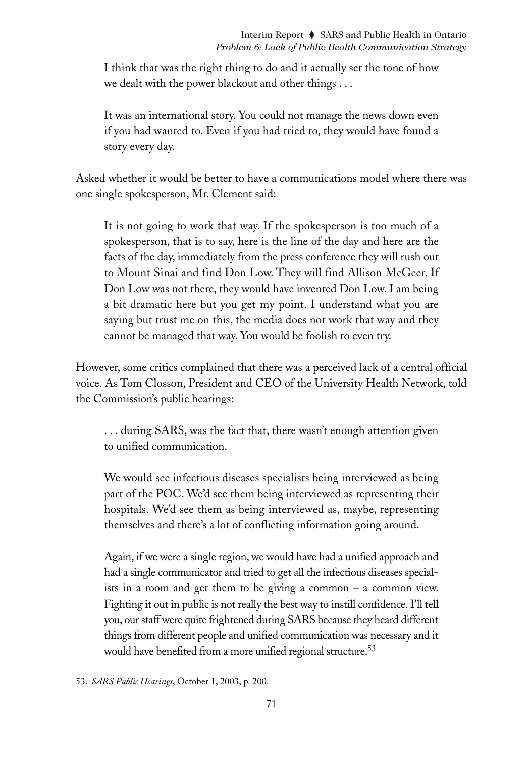> I think that was the right thing to do and it actually set the tone of how we dealt with the power blackout and other things . . .
>
> It was an international story. You could not manage the news down even if you had wanted to. Even if you had tried to, they would have found a story every day.

Asked whether it would be better to have a communications model where there was one single spokesperson, Mr. Clement said:

> It is not going to work that way. If the spokesperson is too much of a spokesperson, that is to say, here is the line of the day and here are the facts of the day, immediately from the press conference they will rush out to Mount Sinai and find Don Low. They will find Allison McGeer. If Don Low was not there, they would have invented Don Low. I am being a bit dramatic here but you get my point. I understand what you are saying but trust me on this, the media does not work that way and they cannot be managed that way. You would be foolish to even try.

However, some critics complained that there was a perceived lack of a central official voice. As Tom Closson, President and CEO of the University Health Network, told the Commission's public hearings:

> . . . during SARS, was the fact that, there wasn't enough attention given to unified communication.
>
> We would see infectious diseases specialists being interviewed as being part of the POC. We'd see them being interviewed as representing their hospitals. We'd see them as being interviewed as, maybe, representing themselves and there's a lot of conflicting information going around.
>
> Again, if we were a single region, we would have had a unified approach and had a single communicator and tried to get all the infectious diseases specialists in a room and get them to be giving a common – a common view. Fighting it out in public is not really the best way to instill confidence. I'll tell you, our staff were quite frightened during SARS because they heard different things from different people and unified communication was necessary and it would have benefited from a more unified regional structure.[53]

---

53. *SARS Public Hearings*, October 1, 2003, p. 200.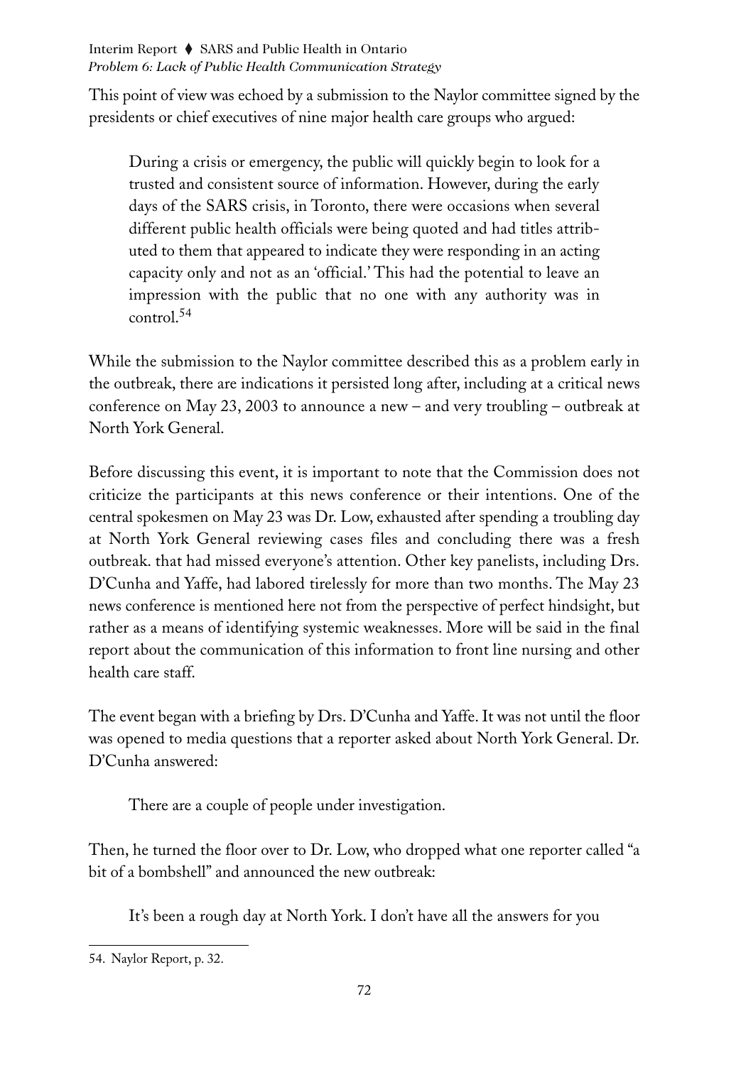This point of view was echoed by a submission to the Naylor committee signed by the presidents or chief executives of nine major health care groups who argued:

> During a crisis or emergency, the public will quickly begin to look for a trusted and consistent source of information. However, during the early days of the SARS crisis, in Toronto, there were occasions when several different public health officials were being quoted and had titles attributed to them that appeared to indicate they were responding in an acting capacity only and not as an 'official.' This had the potential to leave an impression with the public that no one with any authority was in control.[54]

While the submission to the Naylor committee described this as a problem early in the outbreak, there are indications it persisted long after, including at a critical news conference on May 23, 2003 to announce a new – and very troubling – outbreak at North York General.

Before discussing this event, it is important to note that the Commission does not criticize the participants at this news conference or their intentions. One of the central spokesmen on May 23 was Dr. Low, exhausted after spending a troubling day at North York General reviewing cases files and concluding there was a fresh outbreak. that had missed everyone's attention. Other key panelists, including Drs. D'Cunha and Yaffe, had labored tirelessly for more than two months. The May 23 news conference is mentioned here not from the perspective of perfect hindsight, but rather as a means of identifying systemic weaknesses. More will be said in the final report about the communication of this information to front line nursing and other health care staff.

The event began with a briefing by Drs. D'Cunha and Yaffe. It was not until the floor was opened to media questions that a reporter asked about North York General. Dr. D'Cunha answered:

> There are a couple of people under investigation.

Then, he turned the floor over to Dr. Low, who dropped what one reporter called "a bit of a bombshell" and announced the new outbreak:

> It's been a rough day at North York. I don't have all the answers for you

---

54. Naylor Report, p. 32.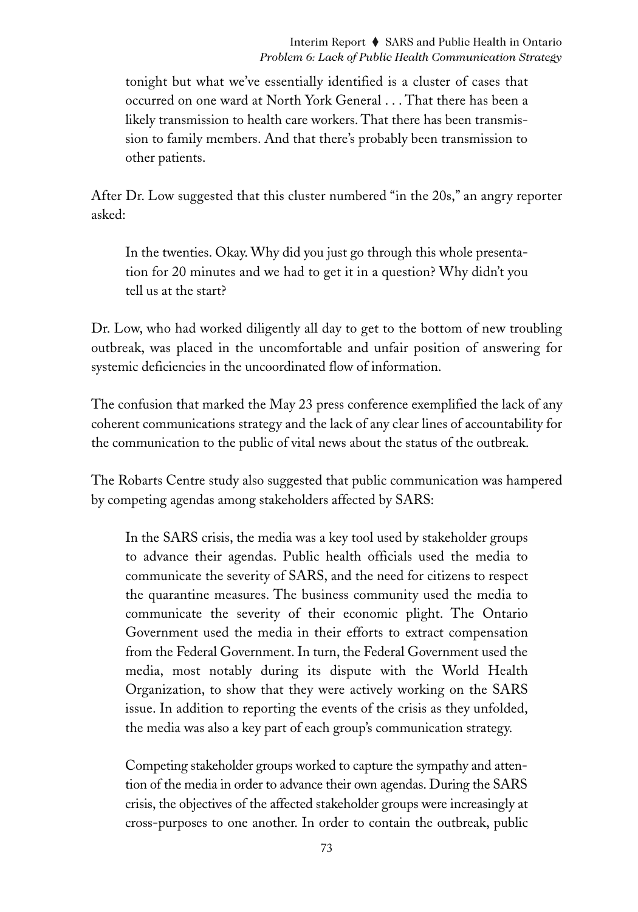> tonight but what we've essentially identified is a cluster of cases that occurred on one ward at North York General . . . That there has been a likely transmission to health care workers. That there has been transmission to family members. And that there's probably been transmission to other patients.

After Dr. Low suggested that this cluster numbered "in the 20s," an angry reporter asked:

> In the twenties. Okay. Why did you just go through this whole presentation for 20 minutes and we had to get it in a question? Why didn't you tell us at the start?

Dr. Low, who had worked diligently all day to get to the bottom of new troubling outbreak, was placed in the uncomfortable and unfair position of answering for systemic deficiencies in the uncoordinated flow of information.

The confusion that marked the May 23 press conference exemplified the lack of any coherent communications strategy and the lack of any clear lines of accountability for the communication to the public of vital news about the status of the outbreak.

The Robarts Centre study also suggested that public communication was hampered by competing agendas among stakeholders affected by SARS:

> In the SARS crisis, the media was a key tool used by stakeholder groups to advance their agendas. Public health officials used the media to communicate the severity of SARS, and the need for citizens to respect the quarantine measures. The business community used the media to communicate the severity of their economic plight. The Ontario Government used the media in their efforts to extract compensation from the Federal Government. In turn, the Federal Government used the media, most notably during its dispute with the World Health Organization, to show that they were actively working on the SARS issue. In addition to reporting the events of the crisis as they unfolded, the media was also a key part of each group's communication strategy.
>
> Competing stakeholder groups worked to capture the sympathy and attention of the media in order to advance their own agendas. During the SARS crisis, the objectives of the affected stakeholder groups were increasingly at cross-purposes to one another. In order to contain the outbreak, public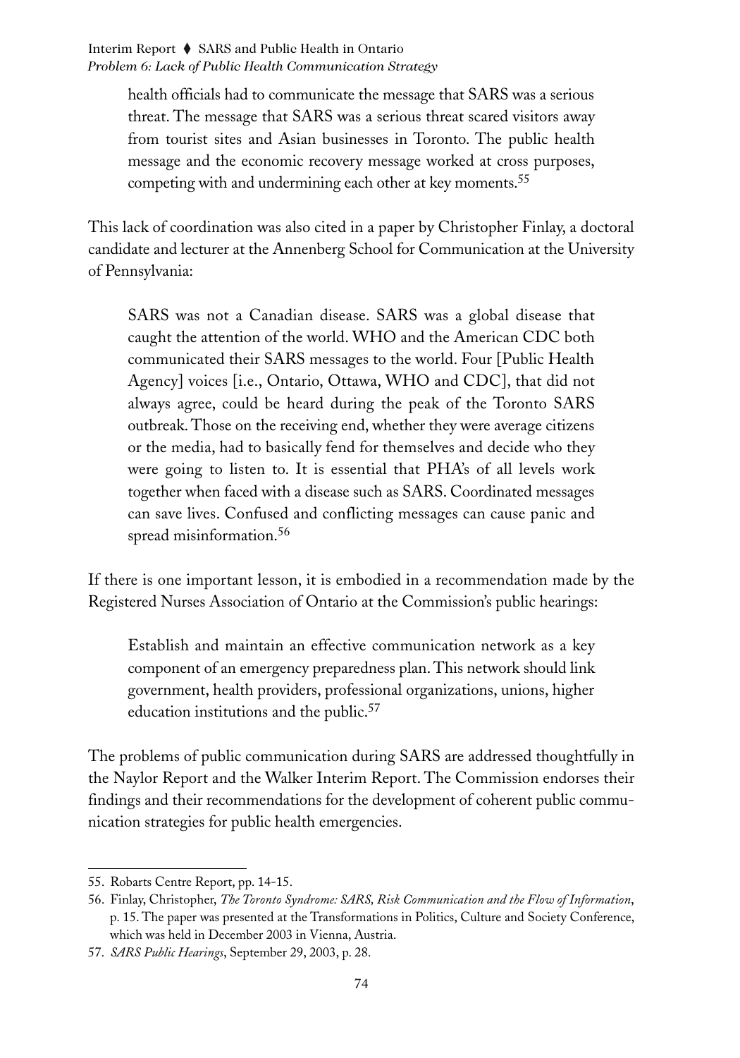> health officials had to communicate the message that SARS was a serious threat. The message that SARS was a serious threat scared visitors away from tourist sites and Asian businesses in Toronto. The public health message and the economic recovery message worked at cross purposes, competing with and undermining each other at key moments.[55]

This lack of coordination was also cited in a paper by Christopher Finlay, a doctoral candidate and lecturer at the Annenberg School for Communication at the University of Pennsylvania:

> SARS was not a Canadian disease. SARS was a global disease that caught the attention of the world. WHO and the American CDC both communicated their SARS messages to the world. Four [Public Health Agency] voices [i.e., Ontario, Ottawa, WHO and CDC], that did not always agree, could be heard during the peak of the Toronto SARS outbreak. Those on the receiving end, whether they were average citizens or the media, had to basically fend for themselves and decide who they were going to listen to. It is essential that PHA's of all levels work together when faced with a disease such as SARS. Coordinated messages can save lives. Confused and conflicting messages can cause panic and spread misinformation.[56]

If there is one important lesson, it is embodied in a recommendation made by the Registered Nurses Association of Ontario at the Commission's public hearings:

> Establish and maintain an effective communication network as a key component of an emergency preparedness plan. This network should link government, health providers, professional organizations, unions, higher education institutions and the public.[57]

The problems of public communication during SARS are addressed thoughtfully in the Naylor Report and the Walker Interim Report. The Commission endorses their findings and their recommendations for the development of coherent public communication strategies for public health emergencies.

---

55. Robarts Centre Report, pp. 14-15.
56. Finlay, Christopher, *The Toronto Syndrome: SARS, Risk Communication and the Flow of Information*, p. 15. The paper was presented at the Transformations in Politics, Culture and Society Conference, which was held in December 2003 in Vienna, Austria.
57. *SARS Public Hearings*, September 29, 2003, p. 28.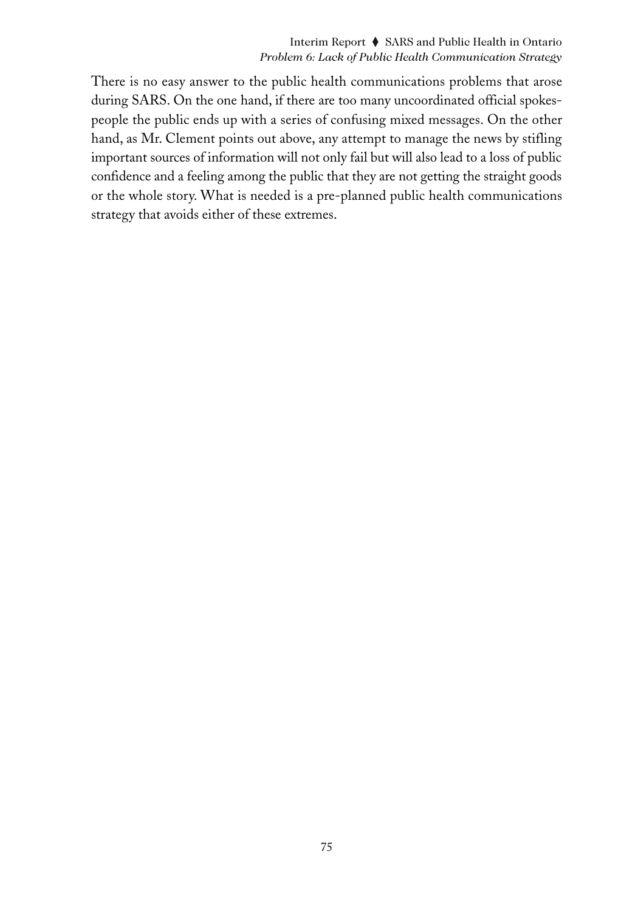There is no easy answer to the public health communications problems that arose during SARS. On the one hand, if there are too many uncoordinated official spokespeople the public ends up with a series of confusing mixed messages. On the other hand, as Mr. Clement points out above, any attempt to manage the news by stifling important sources of information will not only fail but will also lead to a loss of public confidence and a feeling among the public that they are not getting the straight goods or the whole story. What is needed is a pre-planned public health communications strategy that avoids either of these extremes.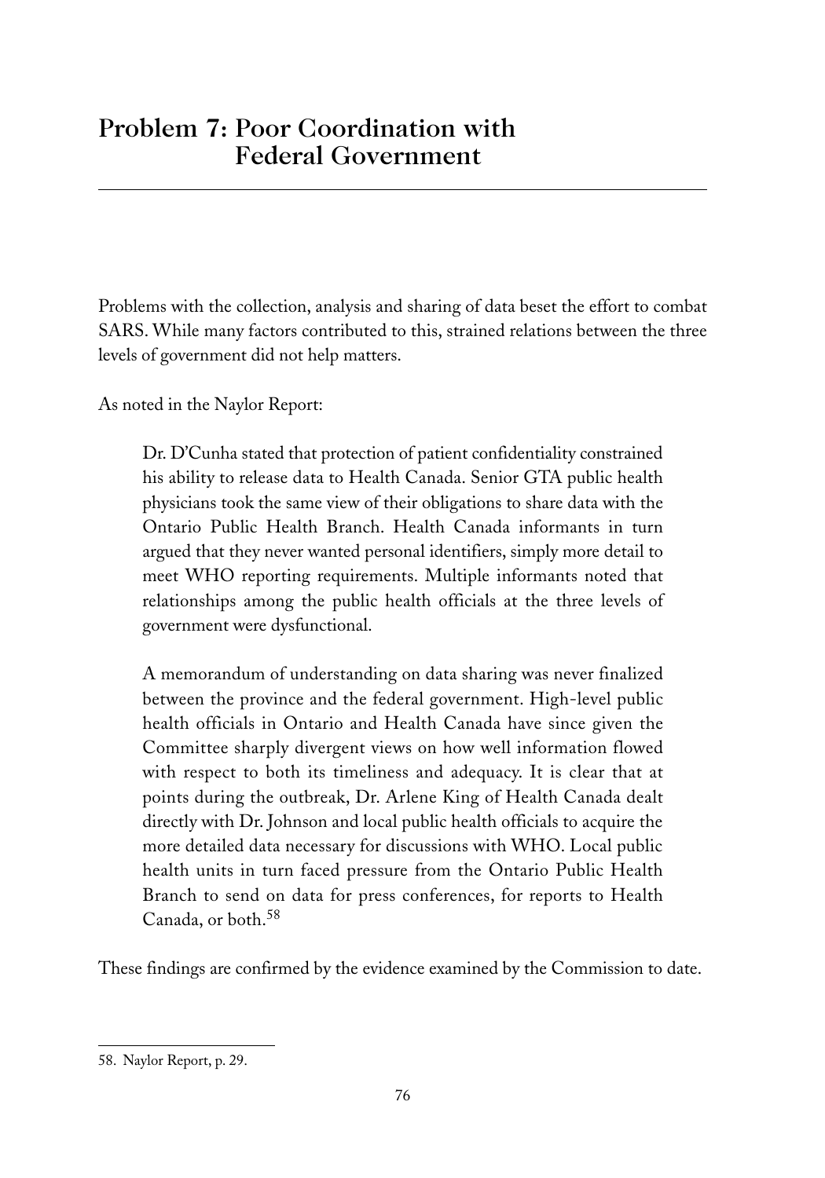## Problem 7: Poor Coordination with Federal Government

Problems with the collection, analysis and sharing of data beset the effort to combat SARS. While many factors contributed to this, strained relations between the three levels of government did not help matters.

As noted in the Naylor Report:

> Dr. D'Cunha stated that protection of patient confidentiality constrained his ability to release data to Health Canada. Senior GTA public health physicians took the same view of their obligations to share data with the Ontario Public Health Branch. Health Canada informants in turn argued that they never wanted personal identifiers, simply more detail to meet WHO reporting requirements. Multiple informants noted that relationships among the public health officials at the three levels of government were dysfunctional.
>
> A memorandum of understanding on data sharing was never finalized between the province and the federal government. High-level public health officials in Ontario and Health Canada have since given the Committee sharply divergent views on how well information flowed with respect to both its timeliness and adequacy. It is clear that at points during the outbreak, Dr. Arlene King of Health Canada dealt directly with Dr. Johnson and local public health officials to acquire the more detailed data necessary for discussions with WHO. Local public health units in turn faced pressure from the Ontario Public Health Branch to send on data for press conferences, for reports to Health Canada, or both.[58]

These findings are confirmed by the evidence examined by the Commission to date.

58. Naylor Report, p. 29.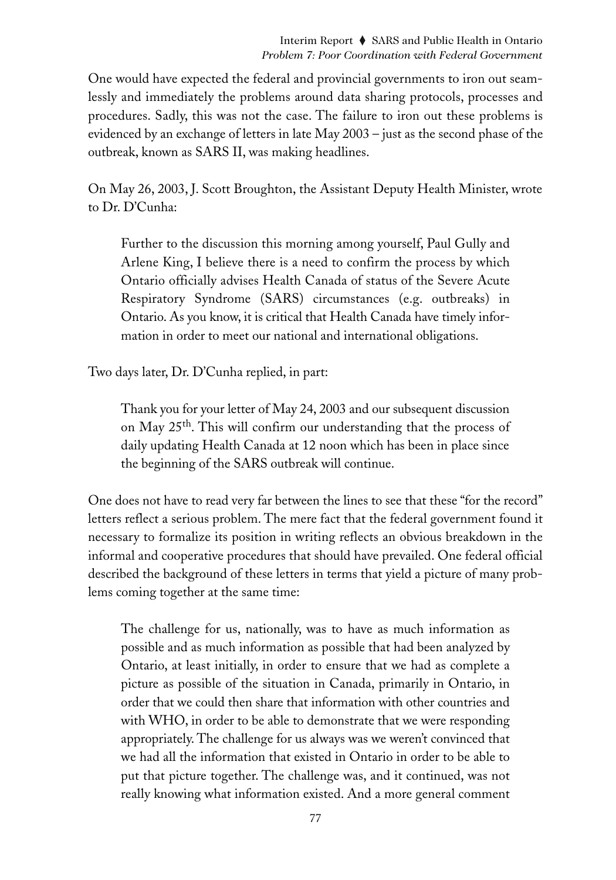One would have expected the federal and provincial governments to iron out seamlessly and immediately the problems around data sharing protocols, processes and procedures. Sadly, this was not the case. The failure to iron out these problems is evidenced by an exchange of letters in late May 2003 – just as the second phase of the outbreak, known as SARS II, was making headlines.

On May 26, 2003, J. Scott Broughton, the Assistant Deputy Health Minister, wrote to Dr. D'Cunha:

> Further to the discussion this morning among yourself, Paul Gully and Arlene King, I believe there is a need to confirm the process by which Ontario officially advises Health Canada of status of the Severe Acute Respiratory Syndrome (SARS) circumstances (e.g. outbreaks) in Ontario. As you know, it is critical that Health Canada have timely information in order to meet our national and international obligations.

Two days later, Dr. D'Cunha replied, in part:

> Thank you for your letter of May 24, 2003 and our subsequent discussion on May 25th. This will confirm our understanding that the process of daily updating Health Canada at 12 noon which has been in place since the beginning of the SARS outbreak will continue.

One does not have to read very far between the lines to see that these "for the record" letters reflect a serious problem. The mere fact that the federal government found it necessary to formalize its position in writing reflects an obvious breakdown in the informal and cooperative procedures that should have prevailed. One federal official described the background of these letters in terms that yield a picture of many problems coming together at the same time:

> The challenge for us, nationally, was to have as much information as possible and as much information as possible that had been analyzed by Ontario, at least initially, in order to ensure that we had as complete a picture as possible of the situation in Canada, primarily in Ontario, in order that we could then share that information with other countries and with WHO, in order to be able to demonstrate that we were responding appropriately. The challenge for us always was we weren't convinced that we had all the information that existed in Ontario in order to be able to put that picture together. The challenge was, and it continued, was not really knowing what information existed. And a more general comment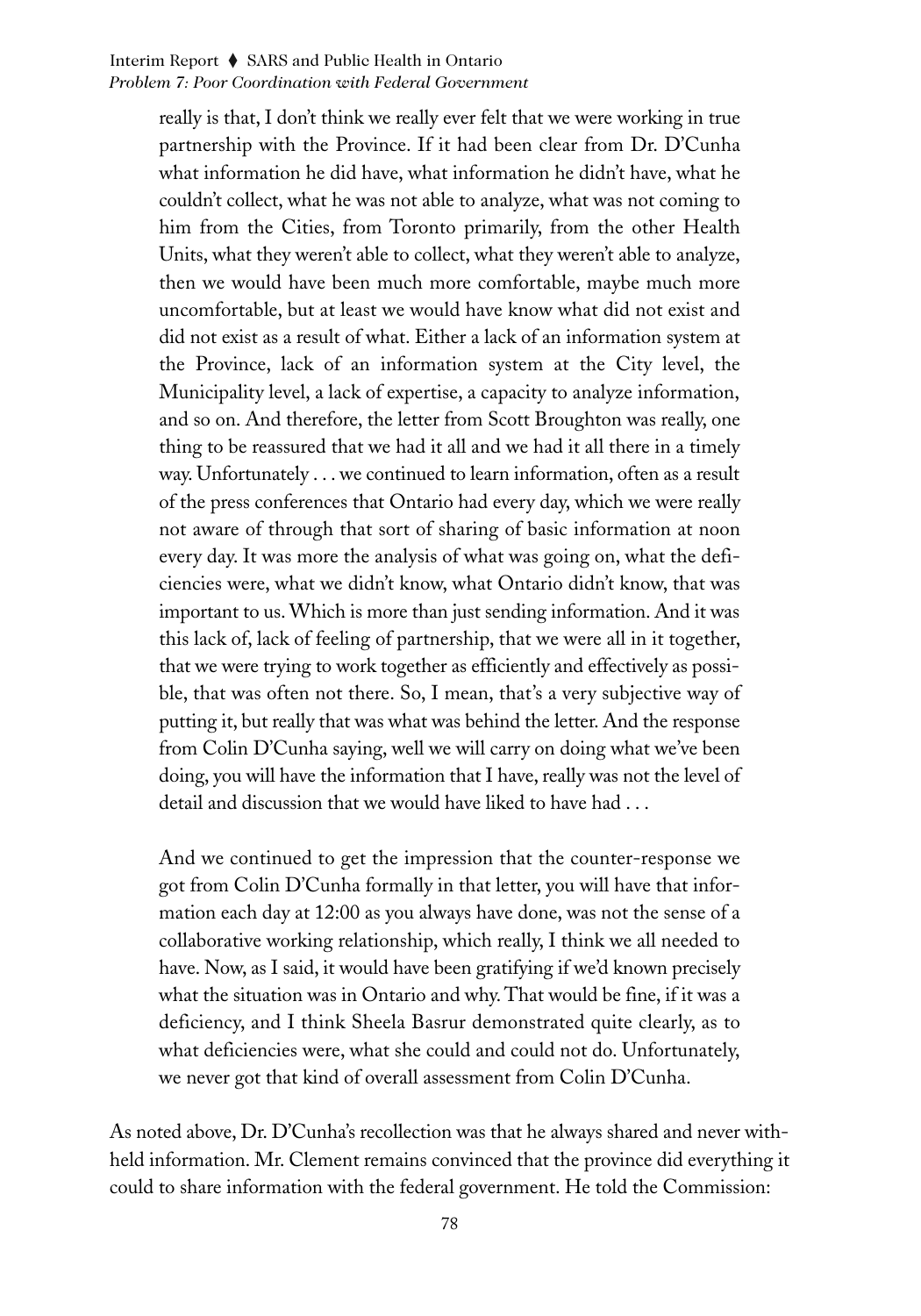> really is that, I don't think we really ever felt that we were working in true partnership with the Province. If it had been clear from Dr. D'Cunha what information he did have, what information he didn't have, what he couldn't collect, what he was not able to analyze, what was not coming to him from the Cities, from Toronto primarily, from the other Health Units, what they weren't able to collect, what they weren't able to analyze, then we would have been much more comfortable, maybe much more uncomfortable, but at least we would have know what did not exist and did not exist as a result of what. Either a lack of an information system at the Province, lack of an information system at the City level, the Municipality level, a lack of expertise, a capacity to analyze information, and so on. And therefore, the letter from Scott Broughton was really, one thing to be reassured that we had it all and we had it all there in a timely way. Unfortunately . . . we continued to learn information, often as a result of the press conferences that Ontario had every day, which we were really not aware of through that sort of sharing of basic information at noon every day. It was more the analysis of what was going on, what the deficiencies were, what we didn't know, what Ontario didn't know, that was important to us. Which is more than just sending information. And it was this lack of, lack of feeling of partnership, that we were all in it together, that we were trying to work together as efficiently and effectively as possible, that was often not there. So, I mean, that's a very subjective way of putting it, but really that was what was behind the letter. And the response from Colin D'Cunha saying, well we will carry on doing what we've been doing, you will have the information that I have, really was not the level of detail and discussion that we would have liked to have had . . .
>
> And we continued to get the impression that the counter-response we got from Colin D'Cunha formally in that letter, you will have that information each day at 12:00 as you always have done, was not the sense of a collaborative working relationship, which really, I think we all needed to have. Now, as I said, it would have been gratifying if we'd known precisely what the situation was in Ontario and why. That would be fine, if it was a deficiency, and I think Sheela Basrur demonstrated quite clearly, as to what deficiencies were, what she could and could not do. Unfortunately, we never got that kind of overall assessment from Colin D'Cunha.

As noted above, Dr. D'Cunha's recollection was that he always shared and never withheld information. Mr. Clement remains convinced that the province did everything it could to share information with the federal government. He told the Commission: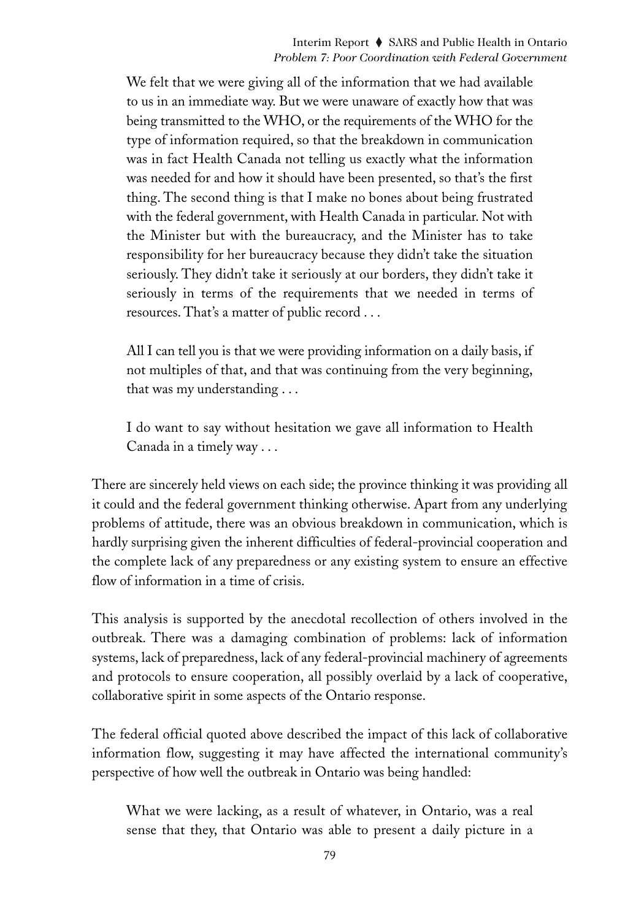> We felt that we were giving all of the information that we had available to us in an immediate way. But we were unaware of exactly how that was being transmitted to the WHO, or the requirements of the WHO for the type of information required, so that the breakdown in communication was in fact Health Canada not telling us exactly what the information was needed for and how it should have been presented, so that's the first thing. The second thing is that I make no bones about being frustrated with the federal government, with Health Canada in particular. Not with the Minister but with the bureaucracy, and the Minister has to take responsibility for her bureaucracy because they didn't take the situation seriously. They didn't take it seriously at our borders, they didn't take it seriously in terms of the requirements that we needed in terms of resources. That's a matter of public record . . .
>
> All I can tell you is that we were providing information on a daily basis, if not multiples of that, and that was continuing from the very beginning, that was my understanding . . .
>
> I do want to say without hesitation we gave all information to Health Canada in a timely way . . .

There are sincerely held views on each side; the province thinking it was providing all it could and the federal government thinking otherwise. Apart from any underlying problems of attitude, there was an obvious breakdown in communication, which is hardly surprising given the inherent difficulties of federal-provincial cooperation and the complete lack of any preparedness or any existing system to ensure an effective flow of information in a time of crisis.

This analysis is supported by the anecdotal recollection of others involved in the outbreak. There was a damaging combination of problems: lack of information systems, lack of preparedness, lack of any federal-provincial machinery of agreements and protocols to ensure cooperation, all possibly overlaid by a lack of cooperative, collaborative spirit in some aspects of the Ontario response.

The federal official quoted above described the impact of this lack of collaborative information flow, suggesting it may have affected the international community's perspective of how well the outbreak in Ontario was being handled:

> What we were lacking, as a result of whatever, in Ontario, was a real sense that they, that Ontario was able to present a daily picture in a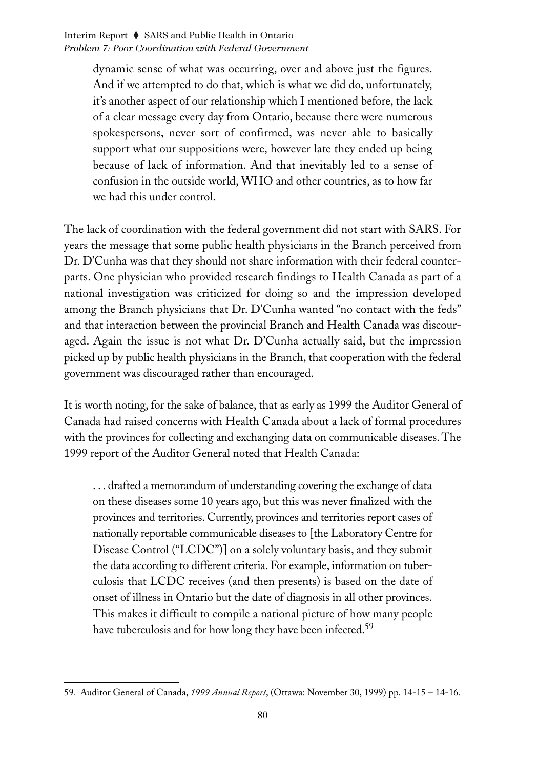> dynamic sense of what was occurring, over and above just the figures. And if we attempted to do that, which is what we did do, unfortunately, it's another aspect of our relationship which I mentioned before, the lack of a clear message every day from Ontario, because there were numerous spokespersons, never sort of confirmed, was never able to basically support what our suppositions were, however late they ended up being because of lack of information. And that inevitably led to a sense of confusion in the outside world, WHO and other countries, as to how far we had this under control.

The lack of coordination with the federal government did not start with SARS. For years the message that some public health physicians in the Branch perceived from Dr. D'Cunha was that they should not share information with their federal counterparts. One physician who provided research findings to Health Canada as part of a national investigation was criticized for doing so and the impression developed among the Branch physicians that Dr. D'Cunha wanted "no contact with the feds" and that interaction between the provincial Branch and Health Canada was discouraged. Again the issue is not what Dr. D'Cunha actually said, but the impression picked up by public health physicians in the Branch, that cooperation with the federal government was discouraged rather than encouraged.

It is worth noting, for the sake of balance, that as early as 1999 the Auditor General of Canada had raised concerns with Health Canada about a lack of formal procedures with the provinces for collecting and exchanging data on communicable diseases. The 1999 report of the Auditor General noted that Health Canada:

> . . . drafted a memorandum of understanding covering the exchange of data on these diseases some 10 years ago, but this was never finalized with the provinces and territories. Currently, provinces and territories report cases of nationally reportable communicable diseases to [the Laboratory Centre for Disease Control ("LCDC")] on a solely voluntary basis, and they submit the data according to different criteria. For example, information on tuberculosis that LCDC receives (and then presents) is based on the date of onset of illness in Ontario but the date of diagnosis in all other provinces. This makes it difficult to compile a national picture of how many people have tuberculosis and for how long they have been infected.[59]

---

59. Auditor General of Canada, *1999 Annual Report*, (Ottawa: November 30, 1999) pp. 14-15 – 14-16.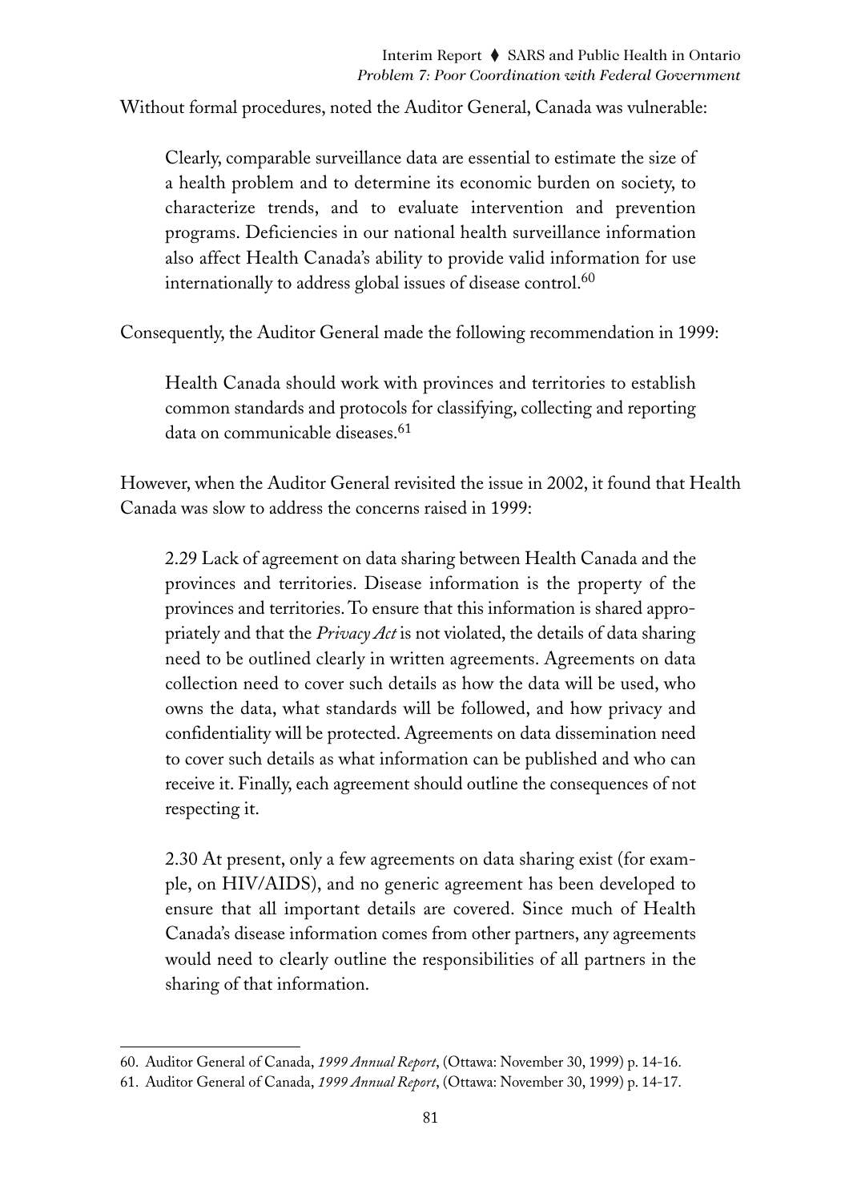Without formal procedures, noted the Auditor General, Canada was vulnerable:

> Clearly, comparable surveillance data are essential to estimate the size of a health problem and to determine its economic burden on society, to characterize trends, and to evaluate intervention and prevention programs. Deficiencies in our national health surveillance information also affect Health Canada's ability to provide valid information for use internationally to address global issues of disease control.[60]

Consequently, the Auditor General made the following recommendation in 1999:

> Health Canada should work with provinces and territories to establish common standards and protocols for classifying, collecting and reporting data on communicable diseases.[61]

However, when the Auditor General revisited the issue in 2002, it found that Health Canada was slow to address the concerns raised in 1999:

> 2.29 Lack of agreement on data sharing between Health Canada and the provinces and territories. Disease information is the property of the provinces and territories. To ensure that this information is shared appropriately and that the *Privacy Act* is not violated, the details of data sharing need to be outlined clearly in written agreements. Agreements on data collection need to cover such details as how the data will be used, who owns the data, what standards will be followed, and how privacy and confidentiality will be protected. Agreements on data dissemination need to cover such details as what information can be published and who can receive it. Finally, each agreement should outline the consequences of not respecting it.
>
> 2.30 At present, only a few agreements on data sharing exist (for example, on HIV/AIDS), and no generic agreement has been developed to ensure that all important details are covered. Since much of Health Canada's disease information comes from other partners, any agreements would need to clearly outline the responsibilities of all partners in the sharing of that information.

---

60. Auditor General of Canada, *1999 Annual Report*, (Ottawa: November 30, 1999) p. 14-16.

61. Auditor General of Canada, *1999 Annual Report*, (Ottawa: November 30, 1999) p. 14-17.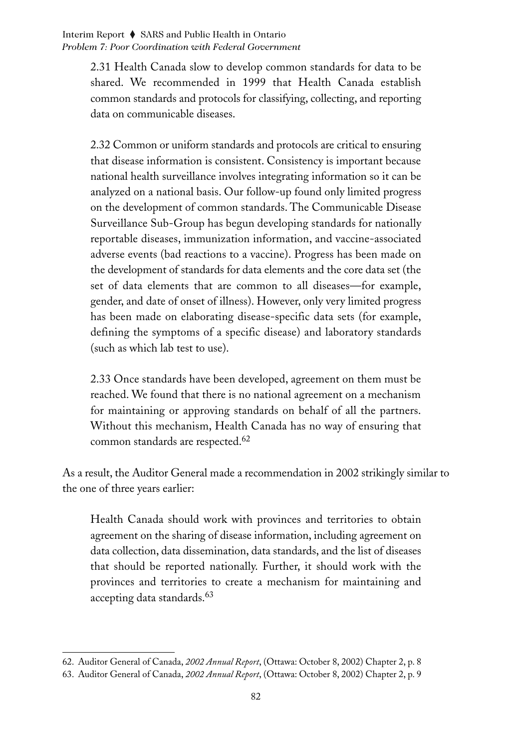> 2.31 Health Canada slow to develop common standards for data to be shared. We recommended in 1999 that Health Canada establish common standards and protocols for classifying, collecting, and reporting data on communicable diseases.
>
> 2.32 Common or uniform standards and protocols are critical to ensuring that disease information is consistent. Consistency is important because national health surveillance involves integrating information so it can be analyzed on a national basis. Our follow-up found only limited progress on the development of common standards. The Communicable Disease Surveillance Sub-Group has begun developing standards for nationally reportable diseases, immunization information, and vaccine-associated adverse events (bad reactions to a vaccine). Progress has been made on the development of standards for data elements and the core data set (the set of data elements that are common to all diseases—for example, gender, and date of onset of illness). However, only very limited progress has been made on elaborating disease-specific data sets (for example, defining the symptoms of a specific disease) and laboratory standards (such as which lab test to use).
>
> 2.33 Once standards have been developed, agreement on them must be reached. We found that there is no national agreement on a mechanism for maintaining or approving standards on behalf of all the partners. Without this mechanism, Health Canada has no way of ensuring that common standards are respected.[62]

As a result, the Auditor General made a recommendation in 2002 strikingly similar to the one of three years earlier:

> Health Canada should work with provinces and territories to obtain agreement on the sharing of disease information, including agreement on data collection, data dissemination, data standards, and the list of diseases that should be reported nationally. Further, it should work with the provinces and territories to create a mechanism for maintaining and accepting data standards.[63]

---

62. Auditor General of Canada, *2002 Annual Report*, (Ottawa: October 8, 2002) Chapter 2, p. 8

63. Auditor General of Canada, *2002 Annual Report*, (Ottawa: October 8, 2002) Chapter 2, p. 9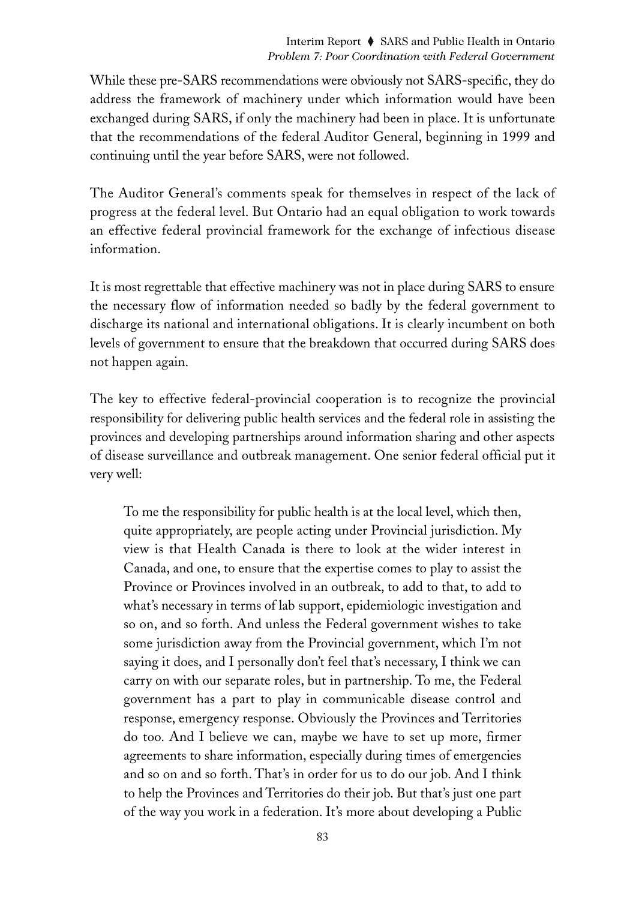While these pre-SARS recommendations were obviously not SARS-specific, they do address the framework of machinery under which information would have been exchanged during SARS, if only the machinery had been in place. It is unfortunate that the recommendations of the federal Auditor General, beginning in 1999 and continuing until the year before SARS, were not followed.

The Auditor General's comments speak for themselves in respect of the lack of progress at the federal level. But Ontario had an equal obligation to work towards an effective federal provincial framework for the exchange of infectious disease information.

It is most regrettable that effective machinery was not in place during SARS to ensure the necessary flow of information needed so badly by the federal government to discharge its national and international obligations. It is clearly incumbent on both levels of government to ensure that the breakdown that occurred during SARS does not happen again.

The key to effective federal-provincial cooperation is to recognize the provincial responsibility for delivering public health services and the federal role in assisting the provinces and developing partnerships around information sharing and other aspects of disease surveillance and outbreak management. One senior federal official put it very well:

> To me the responsibility for public health is at the local level, which then, quite appropriately, are people acting under Provincial jurisdiction. My view is that Health Canada is there to look at the wider interest in Canada, and one, to ensure that the expertise comes to play to assist the Province or Provinces involved in an outbreak, to add to that, to add to what's necessary in terms of lab support, epidemiologic investigation and so on, and so forth. And unless the Federal government wishes to take some jurisdiction away from the Provincial government, which I'm not saying it does, and I personally don't feel that's necessary, I think we can carry on with our separate roles, but in partnership. To me, the Federal government has a part to play in communicable disease control and response, emergency response. Obviously the Provinces and Territories do too. And I believe we can, maybe we have to set up more, firmer agreements to share information, especially during times of emergencies and so on and so forth. That's in order for us to do our job. And I think to help the Provinces and Territories do their job. But that's just one part of the way you work in a federation. It's more about developing a Public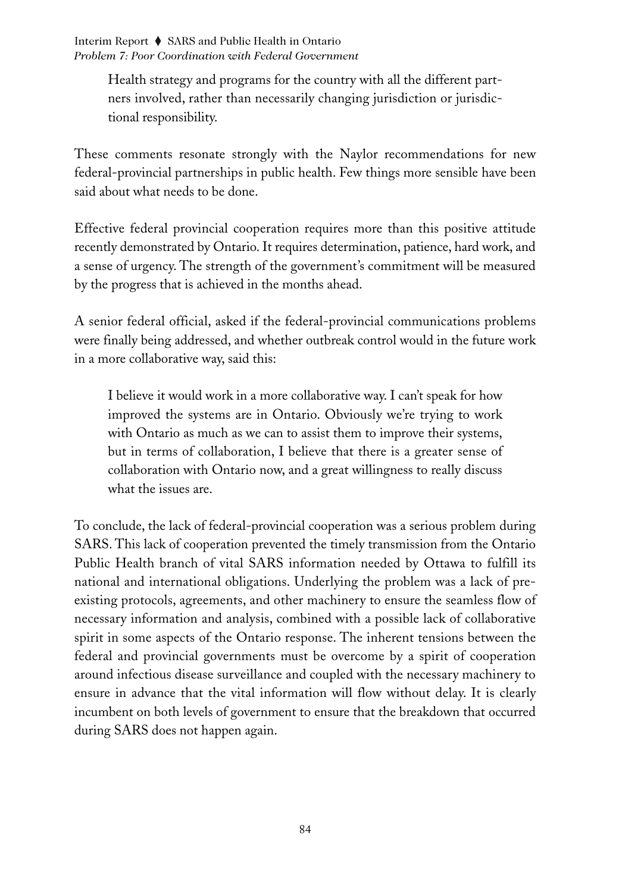Health strategy and programs for the country with all the different partners involved, rather than necessarily changing jurisdiction or jurisdictional responsibility.

These comments resonate strongly with the Naylor recommendations for new federal-provincial partnerships in public health. Few things more sensible have been said about what needs to be done.

Effective federal provincial cooperation requires more than this positive attitude recently demonstrated by Ontario. It requires determination, patience, hard work, and a sense of urgency. The strength of the government's commitment will be measured by the progress that is achieved in the months ahead.

A senior federal official, asked if the federal-provincial communications problems were finally being addressed, and whether outbreak control would in the future work in a more collaborative way, said this:

> I believe it would work in a more collaborative way. I can't speak for how improved the systems are in Ontario. Obviously we're trying to work with Ontario as much as we can to assist them to improve their systems, but in terms of collaboration, I believe that there is a greater sense of collaboration with Ontario now, and a great willingness to really discuss what the issues are.

To conclude, the lack of federal-provincial cooperation was a serious problem during SARS. This lack of cooperation prevented the timely transmission from the Ontario Public Health branch of vital SARS information needed by Ottawa to fulfill its national and international obligations. Underlying the problem was a lack of pre-existing protocols, agreements, and other machinery to ensure the seamless flow of necessary information and analysis, combined with a possible lack of collaborative spirit in some aspects of the Ontario response. The inherent tensions between the federal and provincial governments must be overcome by a spirit of cooperation around infectious disease surveillance and coupled with the necessary machinery to ensure in advance that the vital information will flow without delay. It is clearly incumbent on both levels of government to ensure that the breakdown that occurred during SARS does not happen again.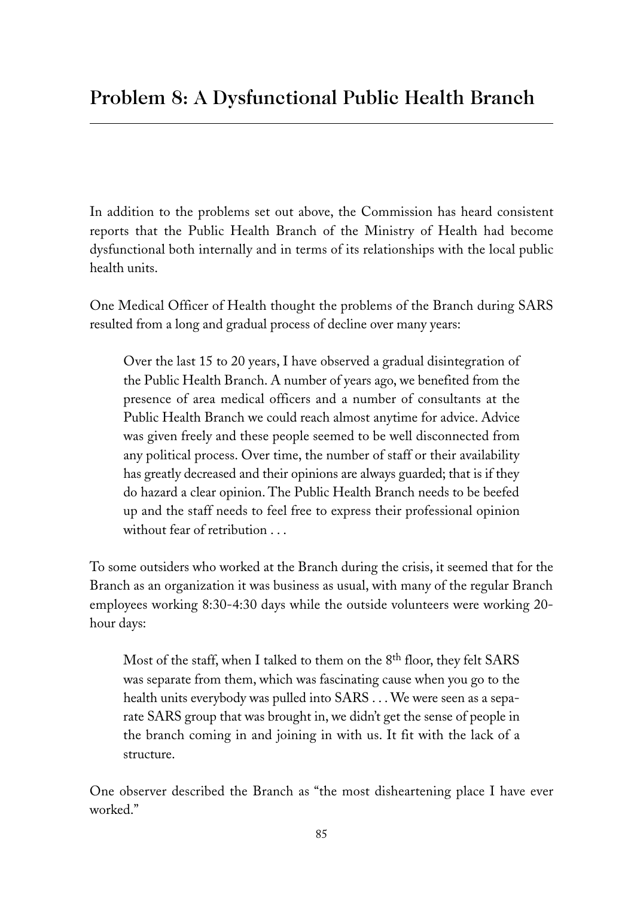## Problem 8: A Dysfunctional Public Health Branch

In addition to the problems set out above, the Commission has heard consistent reports that the Public Health Branch of the Ministry of Health had become dysfunctional both internally and in terms of its relationships with the local public health units.

One Medical Officer of Health thought the problems of the Branch during SARS resulted from a long and gradual process of decline over many years:

> Over the last 15 to 20 years, I have observed a gradual disintegration of the Public Health Branch. A number of years ago, we benefited from the presence of area medical officers and a number of consultants at the Public Health Branch we could reach almost anytime for advice. Advice was given freely and these people seemed to be well disconnected from any political process. Over time, the number of staff or their availability has greatly decreased and their opinions are always guarded; that is if they do hazard a clear opinion. The Public Health Branch needs to be beefed up and the staff needs to feel free to express their professional opinion without fear of retribution . . .

To some outsiders who worked at the Branch during the crisis, it seemed that for the Branch as an organization it was business as usual, with many of the regular Branch employees working 8:30-4:30 days while the outside volunteers were working 20-hour days:

> Most of the staff, when I talked to them on the 8th floor, they felt SARS was separate from them, which was fascinating cause when you go to the health units everybody was pulled into SARS . . . We were seen as a separate SARS group that was brought in, we didn't get the sense of people in the branch coming in and joining in with us. It fit with the lack of a structure.

One observer described the Branch as "the most disheartening place I have ever worked."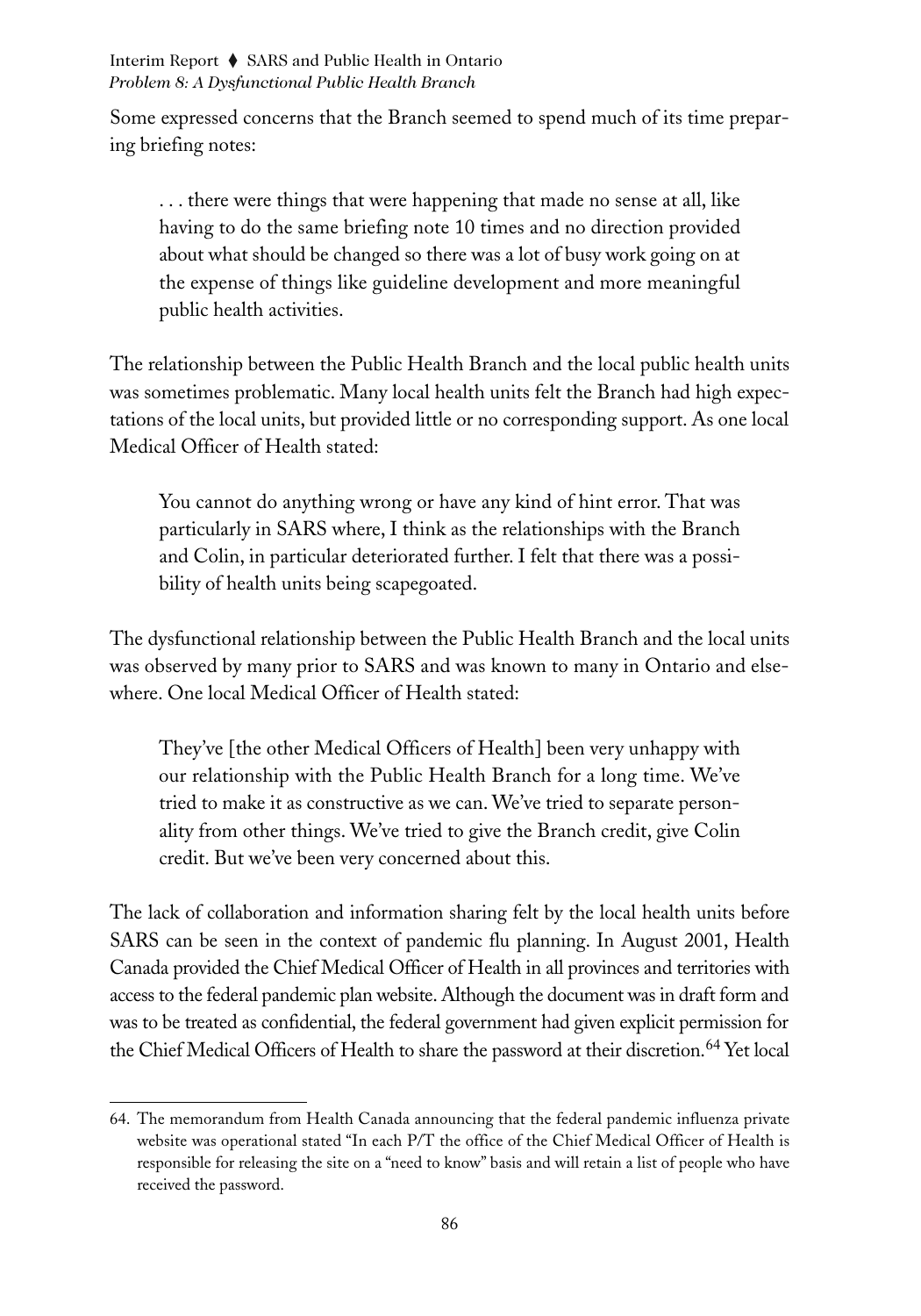Some expressed concerns that the Branch seemed to spend much of its time preparing briefing notes:

> . . . there were things that were happening that made no sense at all, like having to do the same briefing note 10 times and no direction provided about what should be changed so there was a lot of busy work going on at the expense of things like guideline development and more meaningful public health activities.

The relationship between the Public Health Branch and the local public health units was sometimes problematic. Many local health units felt the Branch had high expectations of the local units, but provided little or no corresponding support. As one local Medical Officer of Health stated:

> You cannot do anything wrong or have any kind of hint error. That was particularly in SARS where, I think as the relationships with the Branch and Colin, in particular deteriorated further. I felt that there was a possibility of health units being scapegoated.

The dysfunctional relationship between the Public Health Branch and the local units was observed by many prior to SARS and was known to many in Ontario and elsewhere. One local Medical Officer of Health stated:

> They've [the other Medical Officers of Health] been very unhappy with our relationship with the Public Health Branch for a long time. We've tried to make it as constructive as we can. We've tried to separate personality from other things. We've tried to give the Branch credit, give Colin credit. But we've been very concerned about this.

The lack of collaboration and information sharing felt by the local health units before SARS can be seen in the context of pandemic flu planning. In August 2001, Health Canada provided the Chief Medical Officer of Health in all provinces and territories with access to the federal pandemic plan website. Although the document was in draft form and was to be treated as confidential, the federal government had given explicit permission for the Chief Medical Officers of Health to share the password at their discretion.[64] Yet local

---

64. The memorandum from Health Canada announcing that the federal pandemic influenza private website was operational stated "In each P/T the office of the Chief Medical Officer of Health is responsible for releasing the site on a "need to know" basis and will retain a list of people who have received the password.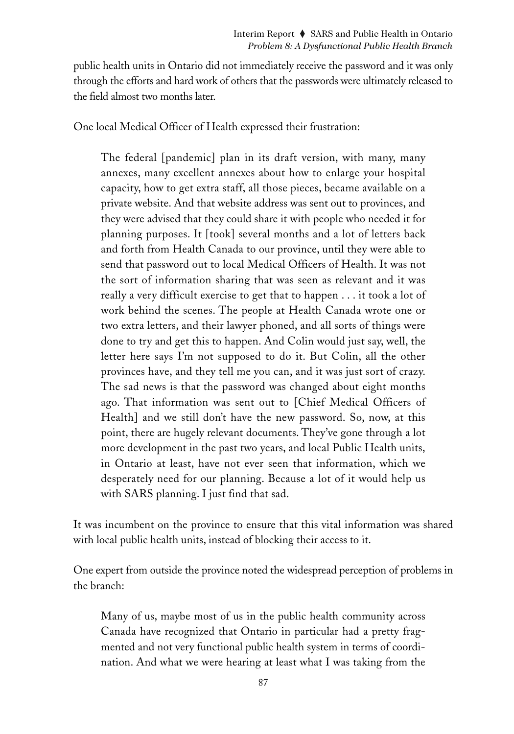public health units in Ontario did not immediately receive the password and it was only through the efforts and hard work of others that the passwords were ultimately released to the field almost two months later.

One local Medical Officer of Health expressed their frustration:

> The federal [pandemic] plan in its draft version, with many, many annexes, many excellent annexes about how to enlarge your hospital capacity, how to get extra staff, all those pieces, became available on a private website. And that website address was sent out to provinces, and they were advised that they could share it with people who needed it for planning purposes. It [took] several months and a lot of letters back and forth from Health Canada to our province, until they were able to send that password out to local Medical Officers of Health. It was not the sort of information sharing that was seen as relevant and it was really a very difficult exercise to get that to happen . . . it took a lot of work behind the scenes. The people at Health Canada wrote one or two extra letters, and their lawyer phoned, and all sorts of things were done to try and get this to happen. And Colin would just say, well, the letter here says I'm not supposed to do it. But Colin, all the other provinces have, and they tell me you can, and it was just sort of crazy. The sad news is that the password was changed about eight months ago. That information was sent out to [Chief Medical Officers of Health] and we still don't have the new password. So, now, at this point, there are hugely relevant documents. They've gone through a lot more development in the past two years, and local Public Health units, in Ontario at least, have not ever seen that information, which we desperately need for our planning. Because a lot of it would help us with SARS planning. I just find that sad.

It was incumbent on the province to ensure that this vital information was shared with local public health units, instead of blocking their access to it.

One expert from outside the province noted the widespread perception of problems in the branch:

> Many of us, maybe most of us in the public health community across Canada have recognized that Ontario in particular had a pretty fragmented and not very functional public health system in terms of coordination. And what we were hearing at least what I was taking from the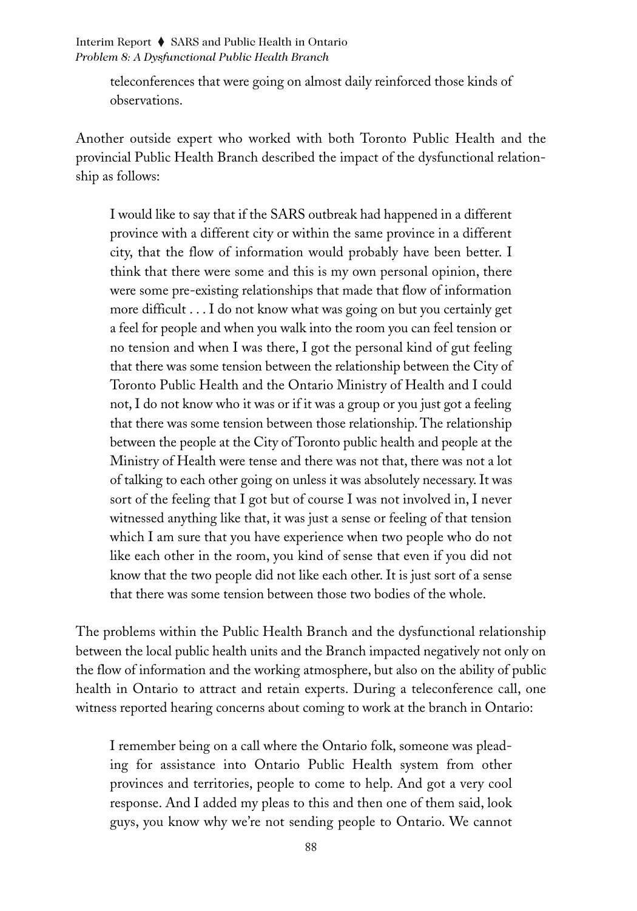teleconferences that were going on almost daily reinforced those kinds of observations.

Another outside expert who worked with both Toronto Public Health and the provincial Public Health Branch described the impact of the dysfunctional relationship as follows:

> I would like to say that if the SARS outbreak had happened in a different province with a different city or within the same province in a different city, that the flow of information would probably have been better. I think that there were some and this is my own personal opinion, there were some pre-existing relationships that made that flow of information more difficult . . . I do not know what was going on but you certainly get a feel for people and when you walk into the room you can feel tension or no tension and when I was there, I got the personal kind of gut feeling that there was some tension between the relationship between the City of Toronto Public Health and the Ontario Ministry of Health and I could not, I do not know who it was or if it was a group or you just got a feeling that there was some tension between those relationship. The relationship between the people at the City of Toronto public health and people at the Ministry of Health were tense and there was not that, there was not a lot of talking to each other going on unless it was absolutely necessary. It was sort of the feeling that I got but of course I was not involved in, I never witnessed anything like that, it was just a sense or feeling of that tension which I am sure that you have experience when two people who do not like each other in the room, you kind of sense that even if you did not know that the two people did not like each other. It is just sort of a sense that there was some tension between those two bodies of the whole.

The problems within the Public Health Branch and the dysfunctional relationship between the local public health units and the Branch impacted negatively not only on the flow of information and the working atmosphere, but also on the ability of public health in Ontario to attract and retain experts. During a teleconference call, one witness reported hearing concerns about coming to work at the branch in Ontario:

> I remember being on a call where the Ontario folk, someone was pleading for assistance into Ontario Public Health system from other provinces and territories, people to come to help. And got a very cool response. And I added my pleas to this and then one of them said, look guys, you know why we're not sending people to Ontario. We cannot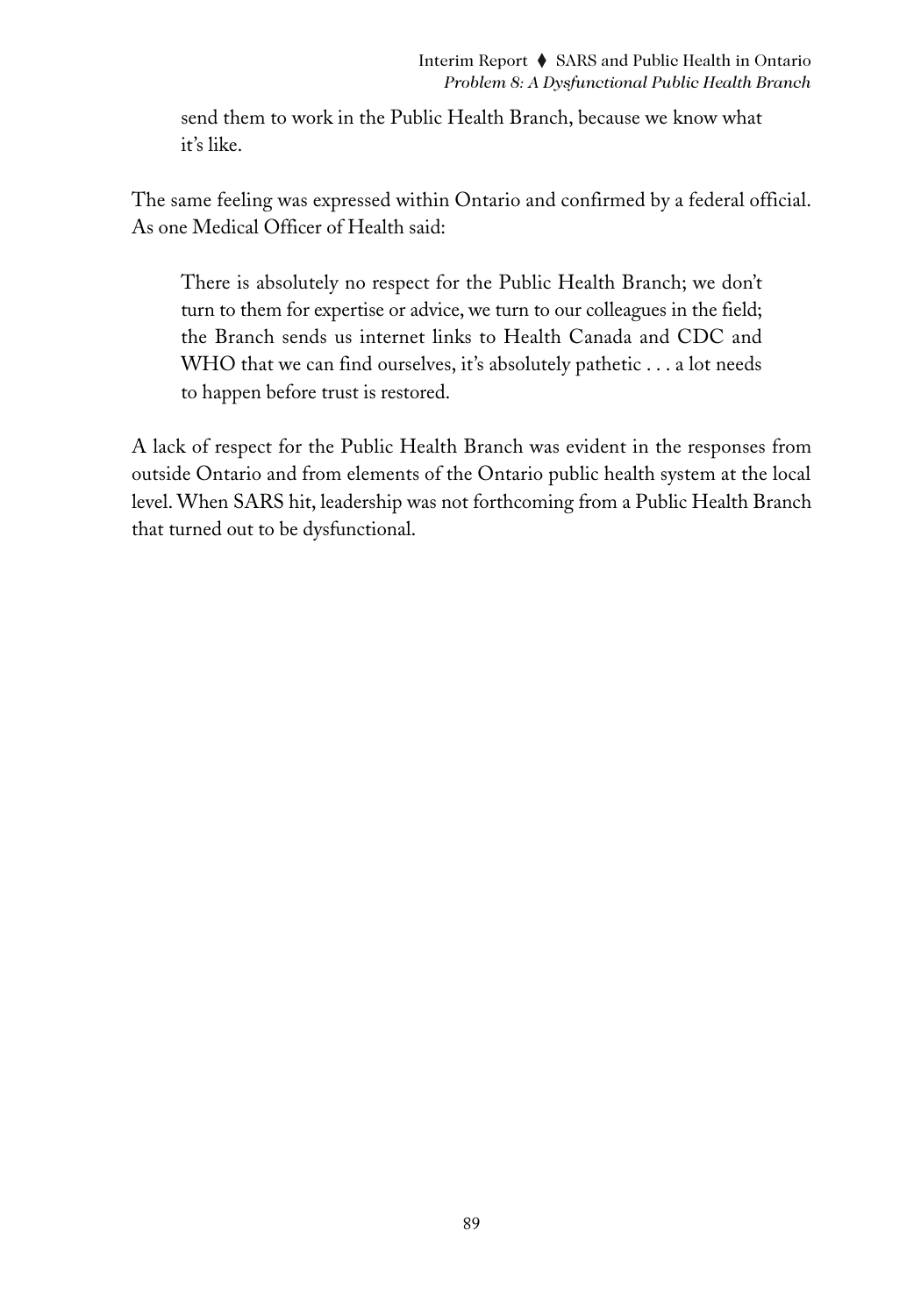> send them to work in the Public Health Branch, because we know what it's like.

The same feeling was expressed within Ontario and confirmed by a federal official. As one Medical Officer of Health said:

> There is absolutely no respect for the Public Health Branch; we don't turn to them for expertise or advice, we turn to our colleagues in the field; the Branch sends us internet links to Health Canada and CDC and WHO that we can find ourselves, it's absolutely pathetic . . . a lot needs to happen before trust is restored.

A lack of respect for the Public Health Branch was evident in the responses from outside Ontario and from elements of the Ontario public health system at the local level. When SARS hit, leadership was not forthcoming from a Public Health Branch that turned out to be dysfunctional.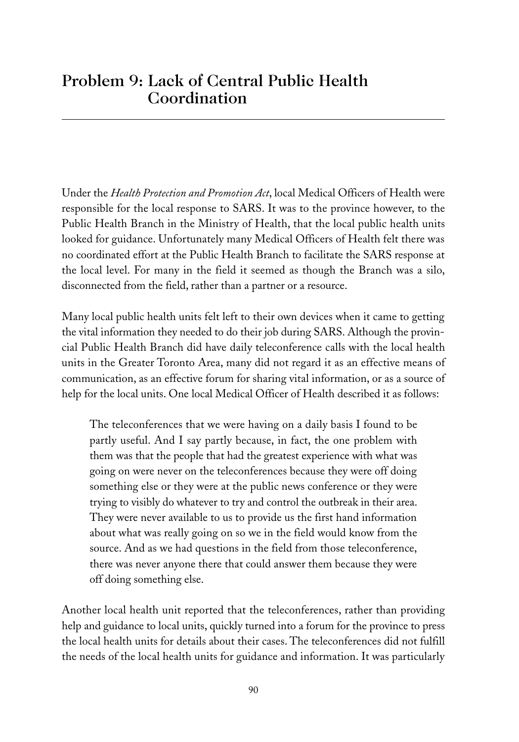## Problem 9: Lack of Central Public Health Coordination

Under the *Health Protection and Promotion Act*, local Medical Officers of Health were responsible for the local response to SARS. It was to the province however, to the Public Health Branch in the Ministry of Health, that the local public health units looked for guidance. Unfortunately many Medical Officers of Health felt there was no coordinated effort at the Public Health Branch to facilitate the SARS response at the local level. For many in the field it seemed as though the Branch was a silo, disconnected from the field, rather than a partner or a resource.

Many local public health units felt left to their own devices when it came to getting the vital information they needed to do their job during SARS. Although the provincial Public Health Branch did have daily teleconference calls with the local health units in the Greater Toronto Area, many did not regard it as an effective means of communication, as an effective forum for sharing vital information, or as a source of help for the local units. One local Medical Officer of Health described it as follows:

> The teleconferences that we were having on a daily basis I found to be partly useful. And I say partly because, in fact, the one problem with them was that the people that had the greatest experience with what was going on were never on the teleconferences because they were off doing something else or they were at the public news conference or they were trying to visibly do whatever to try and control the outbreak in their area. They were never available to us to provide us the first hand information about what was really going on so we in the field would know from the source. And as we had questions in the field from those teleconference, there was never anyone there that could answer them because they were off doing something else.

Another local health unit reported that the teleconferences, rather than providing help and guidance to local units, quickly turned into a forum for the province to press the local health units for details about their cases. The teleconferences did not fulfill the needs of the local health units for guidance and information. It was particularly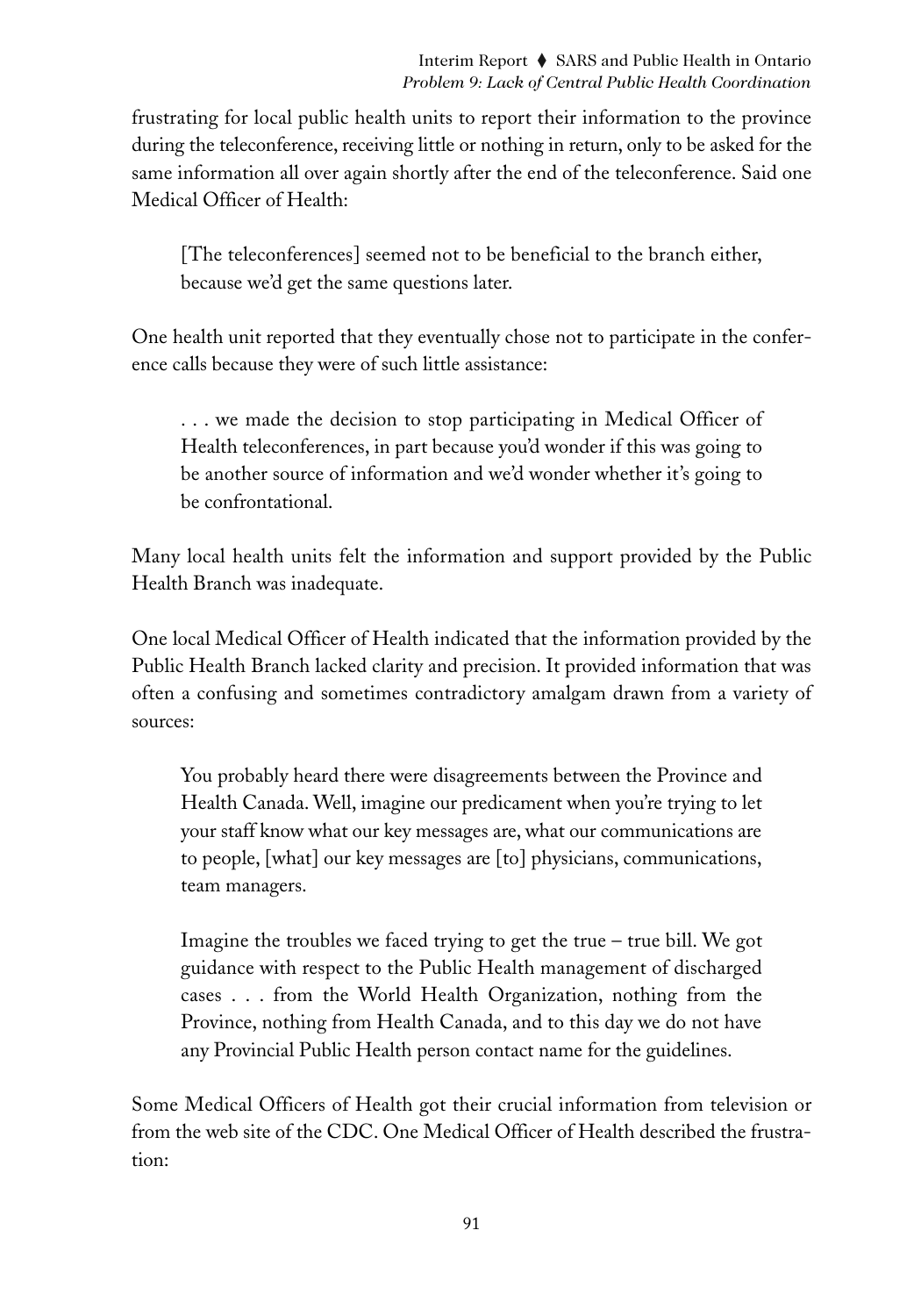frustrating for local public health units to report their information to the province during the teleconference, receiving little or nothing in return, only to be asked for the same information all over again shortly after the end of the teleconference. Said one Medical Officer of Health:

> [The teleconferences] seemed not to be beneficial to the branch either, because we'd get the same questions later.

One health unit reported that they eventually chose not to participate in the conference calls because they were of such little assistance:

> . . . we made the decision to stop participating in Medical Officer of Health teleconferences, in part because you'd wonder if this was going to be another source of information and we'd wonder whether it's going to be confrontational.

Many local health units felt the information and support provided by the Public Health Branch was inadequate.

One local Medical Officer of Health indicated that the information provided by the Public Health Branch lacked clarity and precision. It provided information that was often a confusing and sometimes contradictory amalgam drawn from a variety of sources:

> You probably heard there were disagreements between the Province and Health Canada. Well, imagine our predicament when you're trying to let your staff know what our key messages are, what our communications are to people, [what] our key messages are [to] physicians, communications, team managers.
>
> Imagine the troubles we faced trying to get the true – true bill. We got guidance with respect to the Public Health management of discharged cases . . . from the World Health Organization, nothing from the Province, nothing from Health Canada, and to this day we do not have any Provincial Public Health person contact name for the guidelines.

Some Medical Officers of Health got their crucial information from television or from the web site of the CDC. One Medical Officer of Health described the frustration: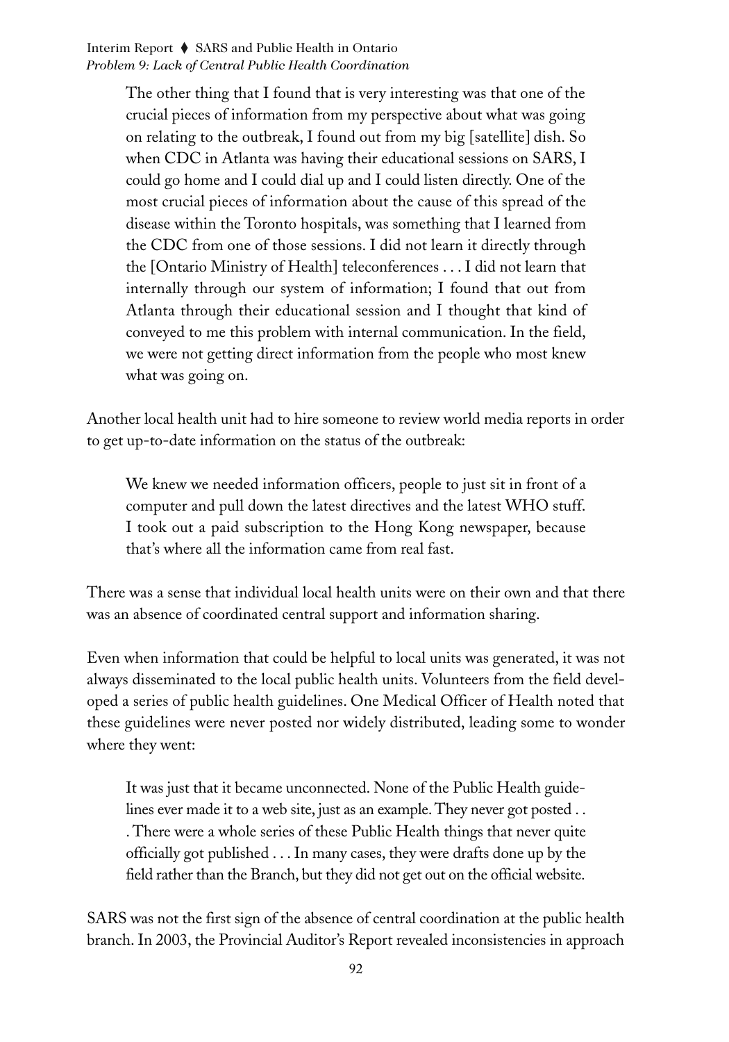> The other thing that I found that is very interesting was that one of the crucial pieces of information from my perspective about what was going on relating to the outbreak, I found out from my big [satellite] dish. So when CDC in Atlanta was having their educational sessions on SARS, I could go home and I could dial up and I could listen directly. One of the most crucial pieces of information about the cause of this spread of the disease within the Toronto hospitals, was something that I learned from the CDC from one of those sessions. I did not learn it directly through the [Ontario Ministry of Health] teleconferences . . . I did not learn that internally through our system of information; I found that out from Atlanta through their educational session and I thought that kind of conveyed to me this problem with internal communication. In the field, we were not getting direct information from the people who most knew what was going on.

Another local health unit had to hire someone to review world media reports in order to get up-to-date information on the status of the outbreak:

> We knew we needed information officers, people to just sit in front of a computer and pull down the latest directives and the latest WHO stuff. I took out a paid subscription to the Hong Kong newspaper, because that's where all the information came from real fast.

There was a sense that individual local health units were on their own and that there was an absence of coordinated central support and information sharing.

Even when information that could be helpful to local units was generated, it was not always disseminated to the local public health units. Volunteers from the field developed a series of public health guidelines. One Medical Officer of Health noted that these guidelines were never posted nor widely distributed, leading some to wonder where they went:

> It was just that it became unconnected. None of the Public Health guidelines ever made it to a web site, just as an example. They never got posted . . . There were a whole series of these Public Health things that never quite officially got published . . . In many cases, they were drafts done up by the field rather than the Branch, but they did not get out on the official website.

SARS was not the first sign of the absence of central coordination at the public health branch. In 2003, the Provincial Auditor's Report revealed inconsistencies in approach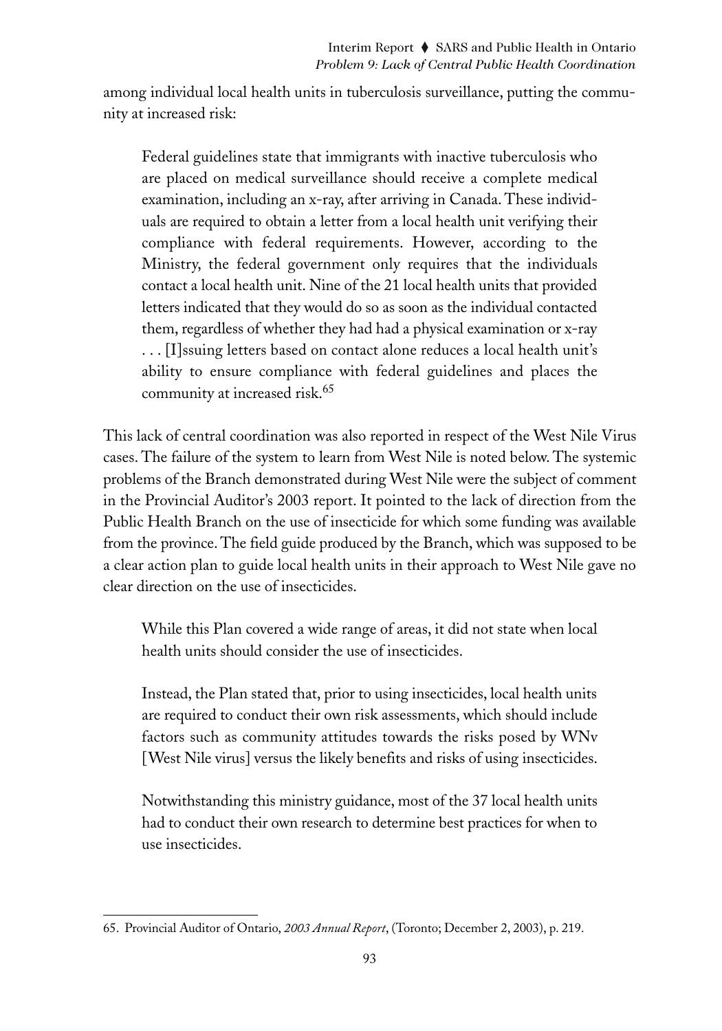among individual local health units in tuberculosis surveillance, putting the community at increased risk:

> Federal guidelines state that immigrants with inactive tuberculosis who are placed on medical surveillance should receive a complete medical examination, including an x-ray, after arriving in Canada. These individuals are required to obtain a letter from a local health unit verifying their compliance with federal requirements. However, according to the Ministry, the federal government only requires that the individuals contact a local health unit. Nine of the 21 local health units that provided letters indicated that they would do so as soon as the individual contacted them, regardless of whether they had had a physical examination or x-ray . . . [I]ssuing letters based on contact alone reduces a local health unit's ability to ensure compliance with federal guidelines and places the community at increased risk.[65]

This lack of central coordination was also reported in respect of the West Nile Virus cases. The failure of the system to learn from West Nile is noted below. The systemic problems of the Branch demonstrated during West Nile were the subject of comment in the Provincial Auditor's 2003 report. It pointed to the lack of direction from the Public Health Branch on the use of insecticide for which some funding was available from the province. The field guide produced by the Branch, which was supposed to be a clear action plan to guide local health units in their approach to West Nile gave no clear direction on the use of insecticides.

> While this Plan covered a wide range of areas, it did not state when local health units should consider the use of insecticides.
>
> Instead, the Plan stated that, prior to using insecticides, local health units are required to conduct their own risk assessments, which should include factors such as community attitudes towards the risks posed by WNv [West Nile virus] versus the likely benefits and risks of using insecticides.
>
> Notwithstanding this ministry guidance, most of the 37 local health units had to conduct their own research to determine best practices for when to use insecticides.

---

65. Provincial Auditor of Ontario, *2003 Annual Report*, (Toronto; December 2, 2003), p. 219.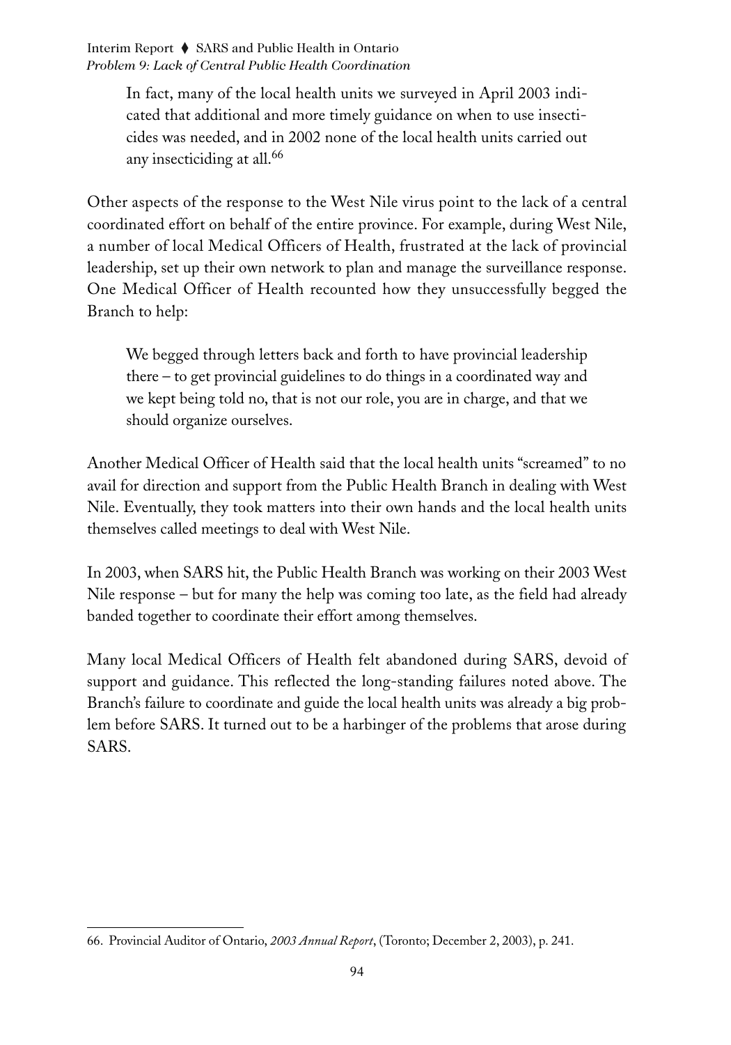> In fact, many of the local health units we surveyed in April 2003 indicated that additional and more timely guidance on when to use insecticides was needed, and in 2002 none of the local health units carried out any insecticiding at all.[66]

Other aspects of the response to the West Nile virus point to the lack of a central coordinated effort on behalf of the entire province. For example, during West Nile, a number of local Medical Officers of Health, frustrated at the lack of provincial leadership, set up their own network to plan and manage the surveillance response. One Medical Officer of Health recounted how they unsuccessfully begged the Branch to help:

> We begged through letters back and forth to have provincial leadership there – to get provincial guidelines to do things in a coordinated way and we kept being told no, that is not our role, you are in charge, and that we should organize ourselves.

Another Medical Officer of Health said that the local health units "screamed" to no avail for direction and support from the Public Health Branch in dealing with West Nile. Eventually, they took matters into their own hands and the local health units themselves called meetings to deal with West Nile.

In 2003, when SARS hit, the Public Health Branch was working on their 2003 West Nile response – but for many the help was coming too late, as the field had already banded together to coordinate their effort among themselves.

Many local Medical Officers of Health felt abandoned during SARS, devoid of support and guidance. This reflected the long-standing failures noted above. The Branch's failure to coordinate and guide the local health units was already a big problem before SARS. It turned out to be a harbinger of the problems that arose during SARS.

---

66. Provincial Auditor of Ontario, *2003 Annual Report*, (Toronto; December 2, 2003), p. 241.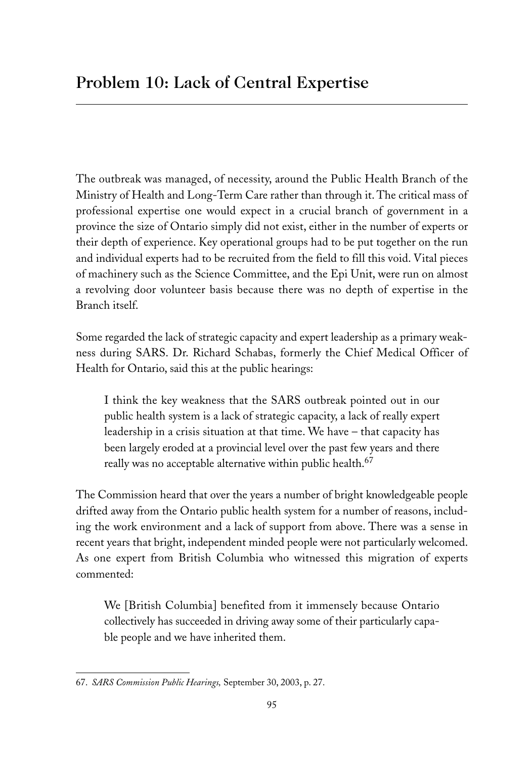## Problem 10: Lack of Central Expertise

The outbreak was managed, of necessity, around the Public Health Branch of the Ministry of Health and Long-Term Care rather than through it. The critical mass of professional expertise one would expect in a crucial branch of government in a province the size of Ontario simply did not exist, either in the number of experts or their depth of experience. Key operational groups had to be put together on the run and individual experts had to be recruited from the field to fill this void. Vital pieces of machinery such as the Science Committee, and the Epi Unit, were run on almost a revolving door volunteer basis because there was no depth of expertise in the Branch itself.

Some regarded the lack of strategic capacity and expert leadership as a primary weakness during SARS. Dr. Richard Schabas, formerly the Chief Medical Officer of Health for Ontario, said this at the public hearings:

> I think the key weakness that the SARS outbreak pointed out in our public health system is a lack of strategic capacity, a lack of really expert leadership in a crisis situation at that time. We have – that capacity has been largely eroded at a provincial level over the past few years and there really was no acceptable alternative within public health.[67]

The Commission heard that over the years a number of bright knowledgeable people drifted away from the Ontario public health system for a number of reasons, including the work environment and a lack of support from above. There was a sense in recent years that bright, independent minded people were not particularly welcomed. As one expert from British Columbia who witnessed this migration of experts commented:

> We [British Columbia] benefited from it immensely because Ontario collectively has succeeded in driving away some of their particularly capable people and we have inherited them.

67. *SARS Commission Public Hearings,* September 30, 2003, p. 27.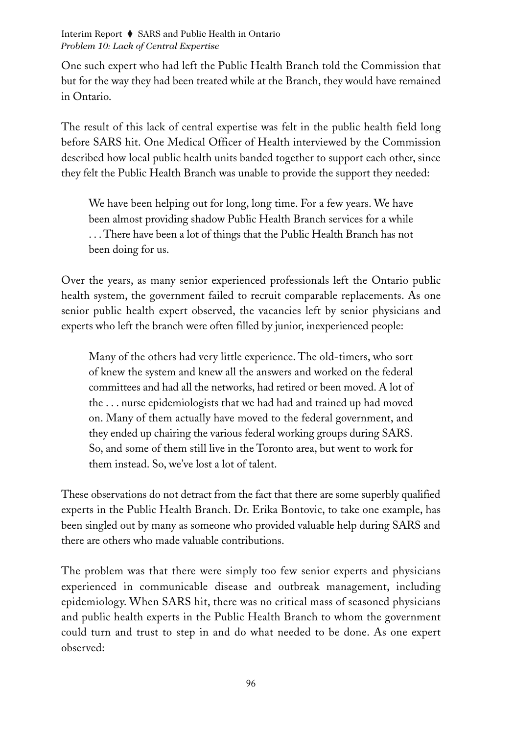One such expert who had left the Public Health Branch told the Commission that but for the way they had been treated while at the Branch, they would have remained in Ontario.

The result of this lack of central expertise was felt in the public health field long before SARS hit. One Medical Officer of Health interviewed by the Commission described how local public health units banded together to support each other, since they felt the Public Health Branch was unable to provide the support they needed:

> We have been helping out for long, long time. For a few years. We have been almost providing shadow Public Health Branch services for a while . . . There have been a lot of things that the Public Health Branch has not been doing for us.

Over the years, as many senior experienced professionals left the Ontario public health system, the government failed to recruit comparable replacements. As one senior public health expert observed, the vacancies left by senior physicians and experts who left the branch were often filled by junior, inexperienced people:

> Many of the others had very little experience. The old-timers, who sort of knew the system and knew all the answers and worked on the federal committees and had all the networks, had retired or been moved. A lot of the . . . nurse epidemiologists that we had had and trained up had moved on. Many of them actually have moved to the federal government, and they ended up chairing the various federal working groups during SARS. So, and some of them still live in the Toronto area, but went to work for them instead. So, we've lost a lot of talent.

These observations do not detract from the fact that there are some superbly qualified experts in the Public Health Branch. Dr. Erika Bontovic, to take one example, has been singled out by many as someone who provided valuable help during SARS and there are others who made valuable contributions.

The problem was that there were simply too few senior experts and physicians experienced in communicable disease and outbreak management, including epidemiology. When SARS hit, there was no critical mass of seasoned physicians and public health experts in the Public Health Branch to whom the government could turn and trust to step in and do what needed to be done. As one expert observed: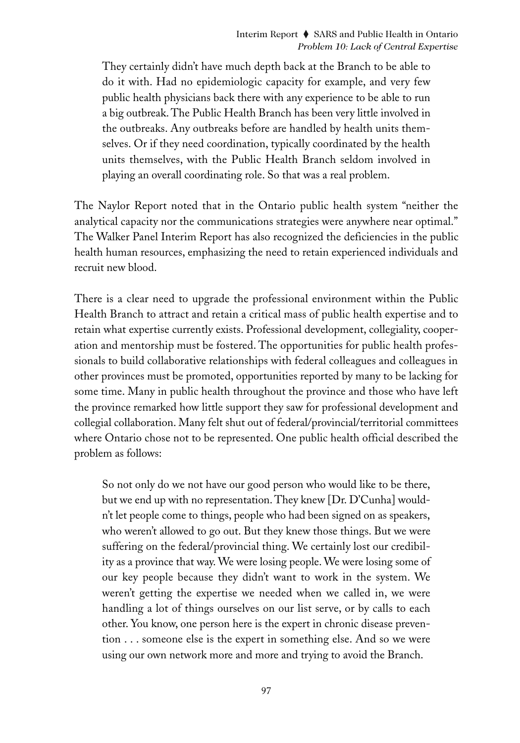> They certainly didn't have much depth back at the Branch to be able to do it with. Had no epidemiologic capacity for example, and very few public health physicians back there with any experience to be able to run a big outbreak. The Public Health Branch has been very little involved in the outbreaks. Any outbreaks before are handled by health units themselves. Or if they need coordination, typically coordinated by the health units themselves, with the Public Health Branch seldom involved in playing an overall coordinating role. So that was a real problem.

The Naylor Report noted that in the Ontario public health system "neither the analytical capacity nor the communications strategies were anywhere near optimal." The Walker Panel Interim Report has also recognized the deficiencies in the public health human resources, emphasizing the need to retain experienced individuals and recruit new blood.

There is a clear need to upgrade the professional environment within the Public Health Branch to attract and retain a critical mass of public health expertise and to retain what expertise currently exists. Professional development, collegiality, cooperation and mentorship must be fostered. The opportunities for public health professionals to build collaborative relationships with federal colleagues and colleagues in other provinces must be promoted, opportunities reported by many to be lacking for some time. Many in public health throughout the province and those who have left the province remarked how little support they saw for professional development and collegial collaboration. Many felt shut out of federal/provincial/territorial committees where Ontario chose not to be represented. One public health official described the problem as follows:

> So not only do we not have our good person who would like to be there, but we end up with no representation. They knew [Dr. D'Cunha] wouldn't let people come to things, people who had been signed on as speakers, who weren't allowed to go out. But they knew those things. But we were suffering on the federal/provincial thing. We certainly lost our credibility as a province that way. We were losing people. We were losing some of our key people because they didn't want to work in the system. We weren't getting the expertise we needed when we called in, we were handling a lot of things ourselves on our list serve, or by calls to each other. You know, one person here is the expert in chronic disease prevention . . . someone else is the expert in something else. And so we were using our own network more and more and trying to avoid the Branch.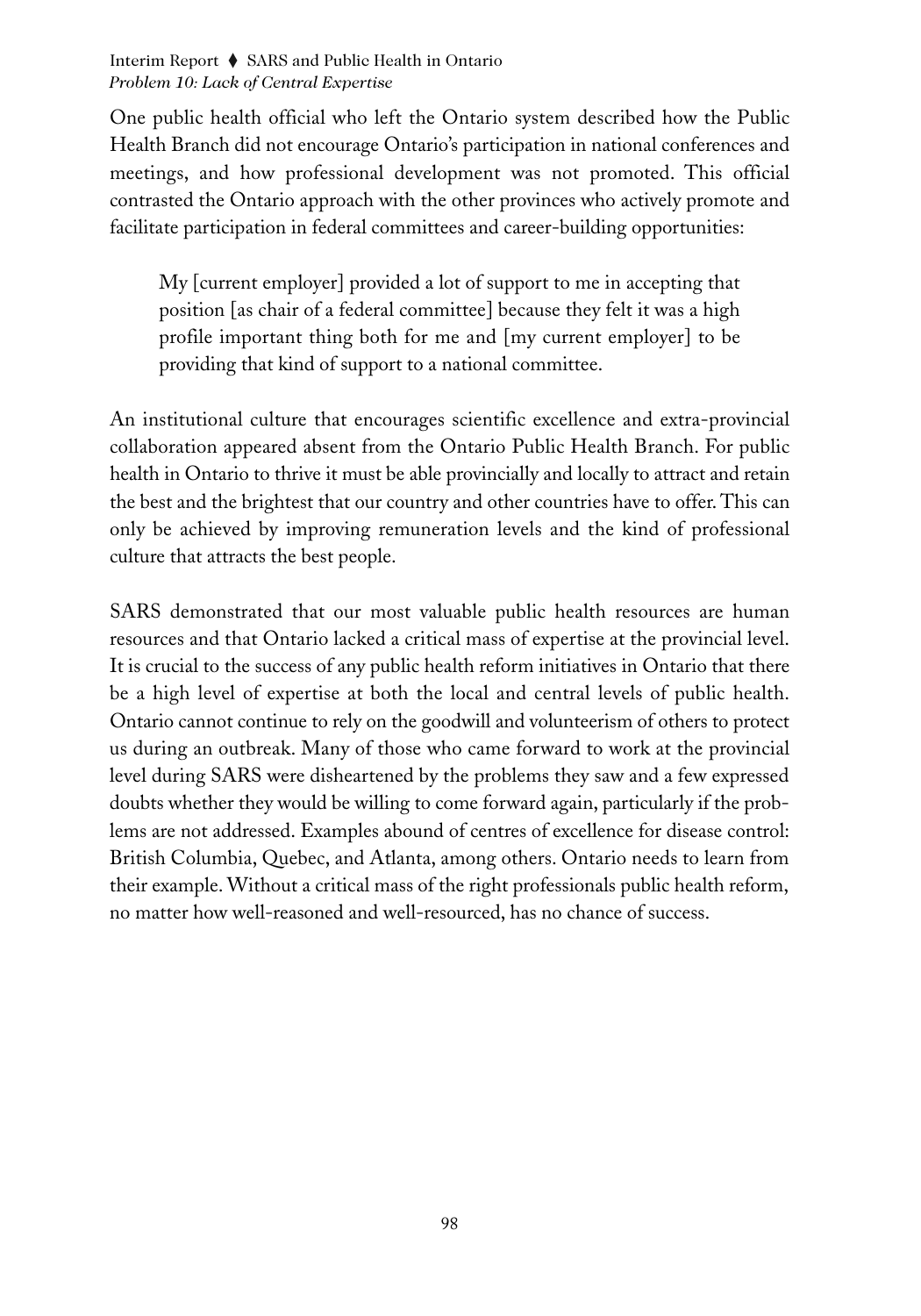One public health official who left the Ontario system described how the Public Health Branch did not encourage Ontario's participation in national conferences and meetings, and how professional development was not promoted. This official contrasted the Ontario approach with the other provinces who actively promote and facilitate participation in federal committees and career-building opportunities:

> My [current employer] provided a lot of support to me in accepting that position [as chair of a federal committee] because they felt it was a high profile important thing both for me and [my current employer] to be providing that kind of support to a national committee.

An institutional culture that encourages scientific excellence and extra-provincial collaboration appeared absent from the Ontario Public Health Branch. For public health in Ontario to thrive it must be able provincially and locally to attract and retain the best and the brightest that our country and other countries have to offer. This can only be achieved by improving remuneration levels and the kind of professional culture that attracts the best people.

SARS demonstrated that our most valuable public health resources are human resources and that Ontario lacked a critical mass of expertise at the provincial level. It is crucial to the success of any public health reform initiatives in Ontario that there be a high level of expertise at both the local and central levels of public health. Ontario cannot continue to rely on the goodwill and volunteerism of others to protect us during an outbreak. Many of those who came forward to work at the provincial level during SARS were disheartened by the problems they saw and a few expressed doubts whether they would be willing to come forward again, particularly if the problems are not addressed. Examples abound of centres of excellence for disease control: British Columbia, Quebec, and Atlanta, among others. Ontario needs to learn from their example. Without a critical mass of the right professionals public health reform, no matter how well-reasoned and well-resourced, has no chance of success.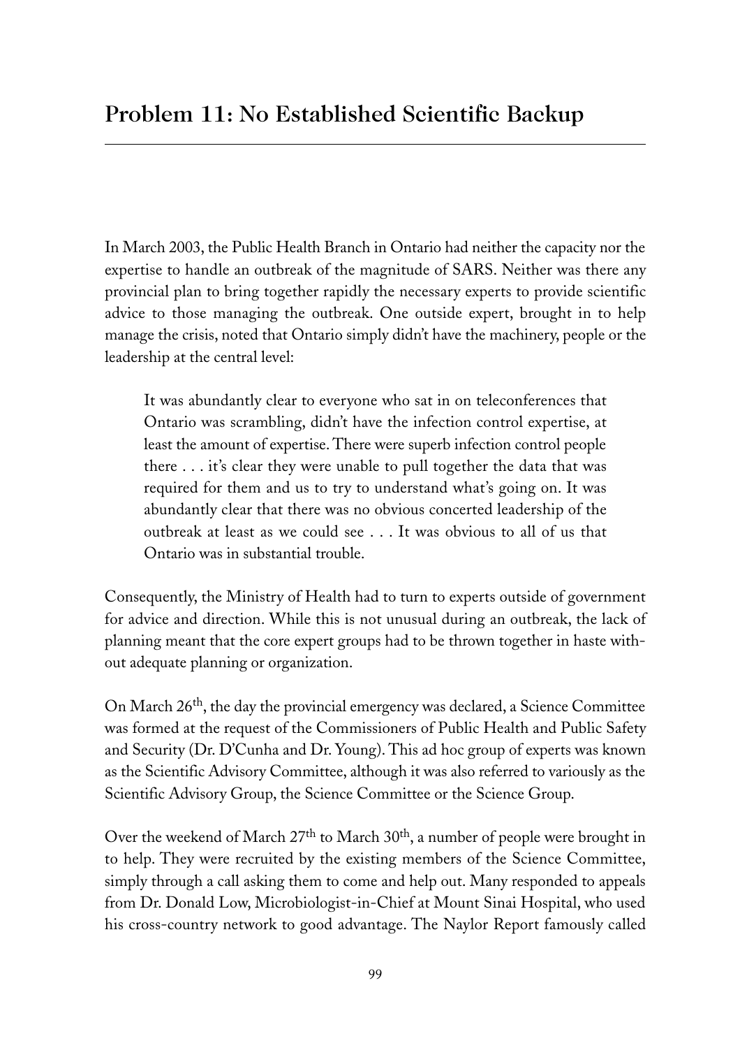## Problem 11: No Established Scientific Backup

In March 2003, the Public Health Branch in Ontario had neither the capacity nor the expertise to handle an outbreak of the magnitude of SARS. Neither was there any provincial plan to bring together rapidly the necessary experts to provide scientific advice to those managing the outbreak. One outside expert, brought in to help manage the crisis, noted that Ontario simply didn't have the machinery, people or the leadership at the central level:

> It was abundantly clear to everyone who sat in on teleconferences that Ontario was scrambling, didn't have the infection control expertise, at least the amount of expertise. There were superb infection control people there . . . it's clear they were unable to pull together the data that was required for them and us to try to understand what's going on. It was abundantly clear that there was no obvious concerted leadership of the outbreak at least as we could see . . . It was obvious to all of us that Ontario was in substantial trouble.

Consequently, the Ministry of Health had to turn to experts outside of government for advice and direction. While this is not unusual during an outbreak, the lack of planning meant that the core expert groups had to be thrown together in haste without adequate planning or organization.

On March 26th, the day the provincial emergency was declared, a Science Committee was formed at the request of the Commissioners of Public Health and Public Safety and Security (Dr. D'Cunha and Dr. Young). This ad hoc group of experts was known as the Scientific Advisory Committee, although it was also referred to variously as the Scientific Advisory Group, the Science Committee or the Science Group.

Over the weekend of March 27th to March 30th, a number of people were brought in to help. They were recruited by the existing members of the Science Committee, simply through a call asking them to come and help out. Many responded to appeals from Dr. Donald Low, Microbiologist-in-Chief at Mount Sinai Hospital, who used his cross-country network to good advantage. The Naylor Report famously called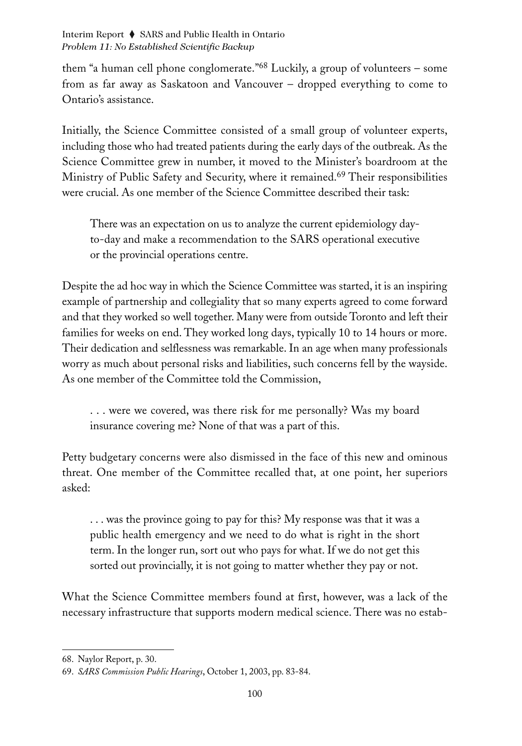them "a human cell phone conglomerate."[68] Luckily, a group of volunteers – some from as far away as Saskatoon and Vancouver – dropped everything to come to Ontario's assistance.

Initially, the Science Committee consisted of a small group of volunteer experts, including those who had treated patients during the early days of the outbreak. As the Science Committee grew in number, it moved to the Minister's boardroom at the Ministry of Public Safety and Security, where it remained.[69] Their responsibilities were crucial. As one member of the Science Committee described their task:

> There was an expectation on us to analyze the current epidemiology day-to-day and make a recommendation to the SARS operational executive or the provincial operations centre.

Despite the ad hoc way in which the Science Committee was started, it is an inspiring example of partnership and collegiality that so many experts agreed to come forward and that they worked so well together. Many were from outside Toronto and left their families for weeks on end. They worked long days, typically 10 to 14 hours or more. Their dedication and selflessness was remarkable. In an age when many professionals worry as much about personal risks and liabilities, such concerns fell by the wayside. As one member of the Committee told the Commission,

> . . . were we covered, was there risk for me personally? Was my board insurance covering me? None of that was a part of this.

Petty budgetary concerns were also dismissed in the face of this new and ominous threat. One member of the Committee recalled that, at one point, her superiors asked:

> . . . was the province going to pay for this? My response was that it was a public health emergency and we need to do what is right in the short term. In the longer run, sort out who pays for what. If we do not get this sorted out provincially, it is not going to matter whether they pay or not.

What the Science Committee members found at first, however, was a lack of the necessary infrastructure that supports modern medical science. There was no estab-

---

68. Naylor Report, p. 30.

69. *SARS Commission Public Hearings*, October 1, 2003, pp. 83-84.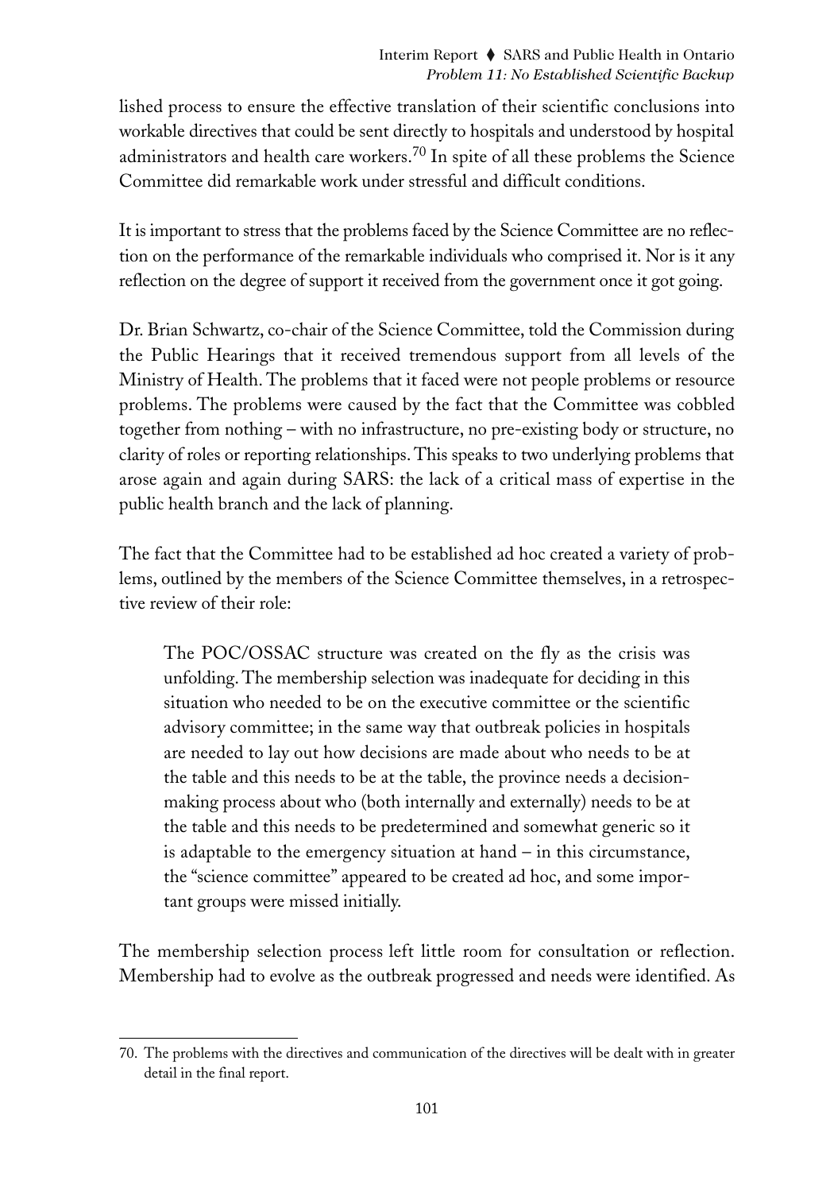lished process to ensure the effective translation of their scientific conclusions into workable directives that could be sent directly to hospitals and understood by hospital administrators and health care workers.[70] In spite of all these problems the Science Committee did remarkable work under stressful and difficult conditions.

It is important to stress that the problems faced by the Science Committee are no reflection on the performance of the remarkable individuals who comprised it. Nor is it any reflection on the degree of support it received from the government once it got going.

Dr. Brian Schwartz, co-chair of the Science Committee, told the Commission during the Public Hearings that it received tremendous support from all levels of the Ministry of Health. The problems that it faced were not people problems or resource problems. The problems were caused by the fact that the Committee was cobbled together from nothing – with no infrastructure, no pre-existing body or structure, no clarity of roles or reporting relationships. This speaks to two underlying problems that arose again and again during SARS: the lack of a critical mass of expertise in the public health branch and the lack of planning.

The fact that the Committee had to be established ad hoc created a variety of problems, outlined by the members of the Science Committee themselves, in a retrospective review of their role:

> The POC/OSSAC structure was created on the fly as the crisis was unfolding. The membership selection was inadequate for deciding in this situation who needed to be on the executive committee or the scientific advisory committee; in the same way that outbreak policies in hospitals are needed to lay out how decisions are made about who needs to be at the table and this needs to be at the table, the province needs a decision-making process about who (both internally and externally) needs to be at the table and this needs to be predetermined and somewhat generic so it is adaptable to the emergency situation at hand – in this circumstance, the "science committee" appeared to be created ad hoc, and some important groups were missed initially.

The membership selection process left little room for consultation or reflection. Membership had to evolve as the outbreak progressed and needs were identified. As

---

70. The problems with the directives and communication of the directives will be dealt with in greater detail in the final report.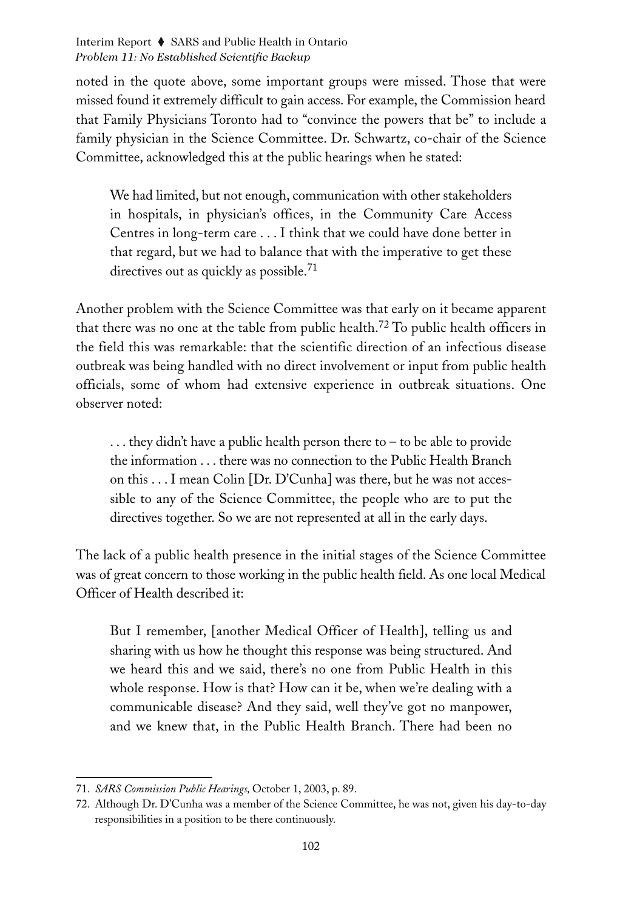noted in the quote above, some important groups were missed. Those that were missed found it extremely difficult to gain access. For example, the Commission heard that Family Physicians Toronto had to "convince the powers that be" to include a family physician in the Science Committee. Dr. Schwartz, co-chair of the Science Committee, acknowledged this at the public hearings when he stated:

> We had limited, but not enough, communication with other stakeholders in hospitals, in physician's offices, in the Community Care Access Centres in long-term care . . . I think that we could have done better in that regard, but we had to balance that with the imperative to get these directives out as quickly as possible.[71]

Another problem with the Science Committee was that early on it became apparent that there was no one at the table from public health.[72] To public health officers in the field this was remarkable: that the scientific direction of an infectious disease outbreak was being handled with no direct involvement or input from public health officials, some of whom had extensive experience in outbreak situations. One observer noted:

> . . . they didn't have a public health person there to – to be able to provide the information . . . there was no connection to the Public Health Branch on this . . . I mean Colin [Dr. D'Cunha] was there, but he was not accessible to any of the Science Committee, the people who are to put the directives together. So we are not represented at all in the early days.

The lack of a public health presence in the initial stages of the Science Committee was of great concern to those working in the public health field. As one local Medical Officer of Health described it:

> But I remember, [another Medical Officer of Health], telling us and sharing with us how he thought this response was being structured. And we heard this and we said, there's no one from Public Health in this whole response. How is that? How can it be, when we're dealing with a communicable disease? And they said, well they've got no manpower, and we knew that, in the Public Health Branch. There had been no

71. *SARS Commission Public Hearings,* October 1, 2003, p. 89.

72. Although Dr. D'Cunha was a member of the Science Committee, he was not, given his day-to-day responsibilities in a position to be there continuously.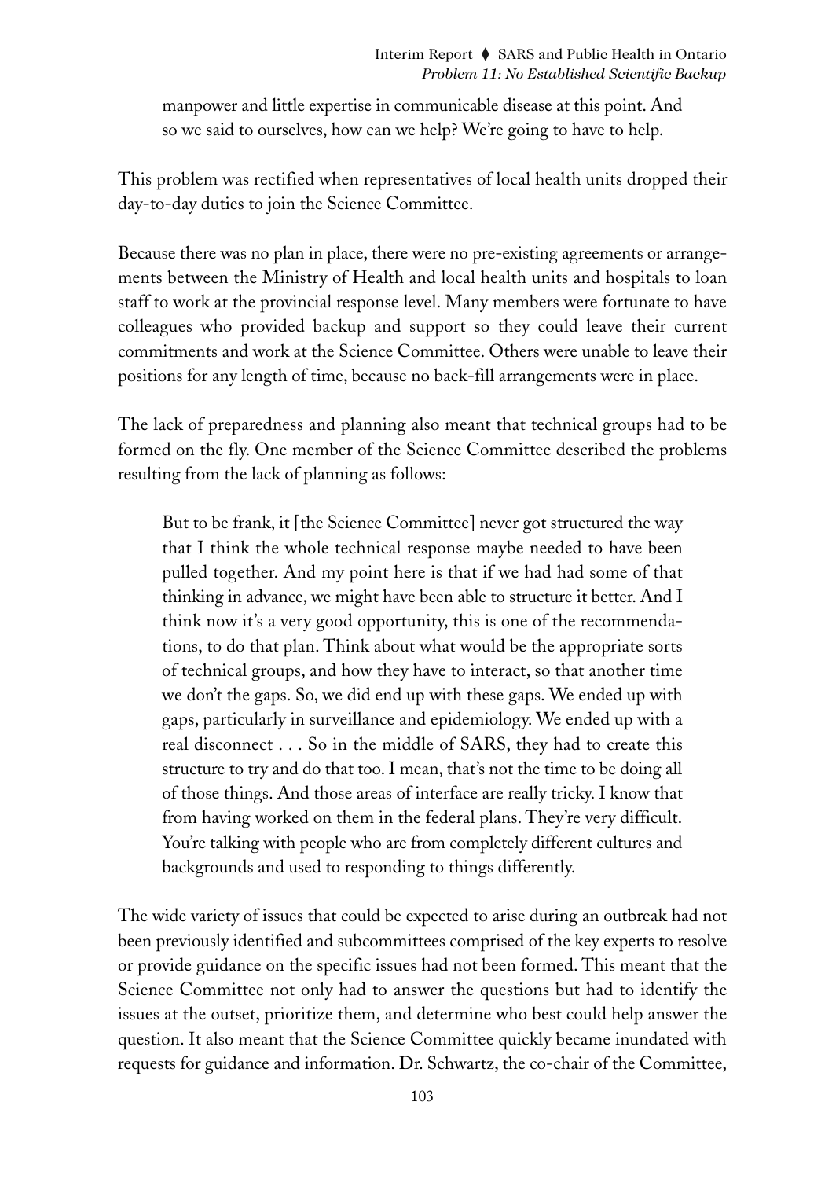> manpower and little expertise in communicable disease at this point. And so we said to ourselves, how can we help? We're going to have to help.

This problem was rectified when representatives of local health units dropped their day-to-day duties to join the Science Committee.

Because there was no plan in place, there were no pre-existing agreements or arrangements between the Ministry of Health and local health units and hospitals to loan staff to work at the provincial response level. Many members were fortunate to have colleagues who provided backup and support so they could leave their current commitments and work at the Science Committee. Others were unable to leave their positions for any length of time, because no back-fill arrangements were in place.

The lack of preparedness and planning also meant that technical groups had to be formed on the fly. One member of the Science Committee described the problems resulting from the lack of planning as follows:

> But to be frank, it [the Science Committee] never got structured the way that I think the whole technical response maybe needed to have been pulled together. And my point here is that if we had had some of that thinking in advance, we might have been able to structure it better. And I think now it's a very good opportunity, this is one of the recommendations, to do that plan. Think about what would be the appropriate sorts of technical groups, and how they have to interact, so that another time we don't the gaps. So, we did end up with these gaps. We ended up with gaps, particularly in surveillance and epidemiology. We ended up with a real disconnect . . . So in the middle of SARS, they had to create this structure to try and do that too. I mean, that's not the time to be doing all of those things. And those areas of interface are really tricky. I know that from having worked on them in the federal plans. They're very difficult. You're talking with people who are from completely different cultures and backgrounds and used to responding to things differently.

The wide variety of issues that could be expected to arise during an outbreak had not been previously identified and subcommittees comprised of the key experts to resolve or provide guidance on the specific issues had not been formed. This meant that the Science Committee not only had to answer the questions but had to identify the issues at the outset, prioritize them, and determine who best could help answer the question. It also meant that the Science Committee quickly became inundated with requests for guidance and information. Dr. Schwartz, the co-chair of the Committee,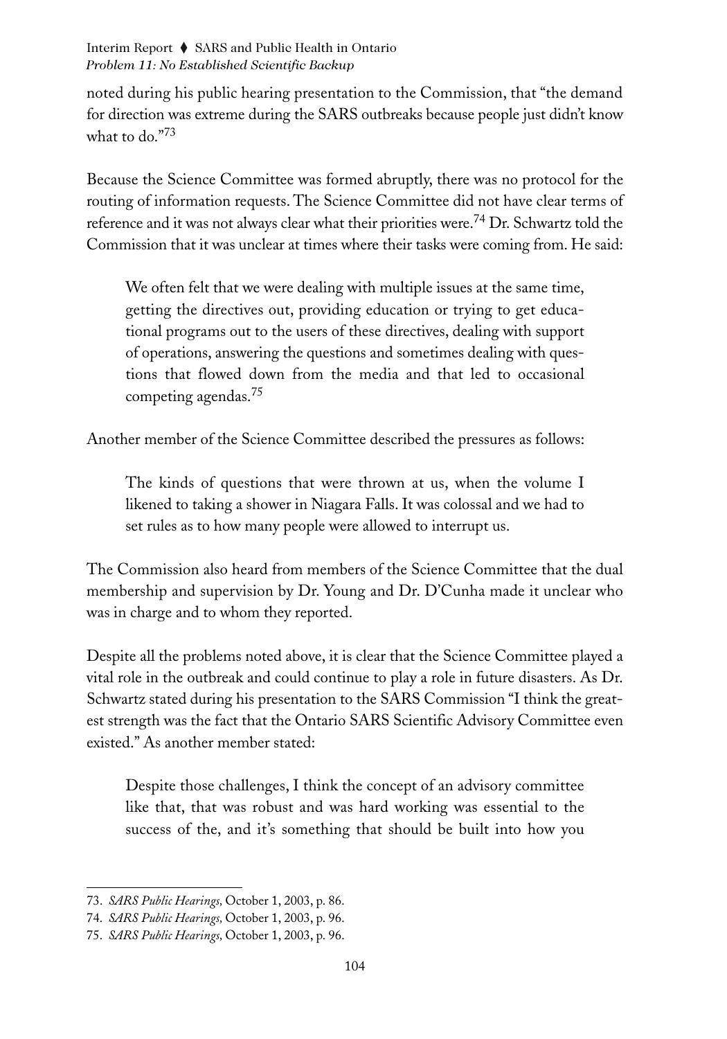noted during his public hearing presentation to the Commission, that "the demand for direction was extreme during the SARS outbreaks because people just didn't know what to do."[73]

Because the Science Committee was formed abruptly, there was no protocol for the routing of information requests. The Science Committee did not have clear terms of reference and it was not always clear what their priorities were.[74] Dr. Schwartz told the Commission that it was unclear at times where their tasks were coming from. He said:

> We often felt that we were dealing with multiple issues at the same time, getting the directives out, providing education or trying to get educational programs out to the users of these directives, dealing with support of operations, answering the questions and sometimes dealing with questions that flowed down from the media and that led to occasional competing agendas.[75]

Another member of the Science Committee described the pressures as follows:

> The kinds of questions that were thrown at us, when the volume I likened to taking a shower in Niagara Falls. It was colossal and we had to set rules as to how many people were allowed to interrupt us.

The Commission also heard from members of the Science Committee that the dual membership and supervision by Dr. Young and Dr. D'Cunha made it unclear who was in charge and to whom they reported.

Despite all the problems noted above, it is clear that the Science Committee played a vital role in the outbreak and could continue to play a role in future disasters. As Dr. Schwartz stated during his presentation to the SARS Commission "I think the greatest strength was the fact that the Ontario SARS Scientific Advisory Committee even existed." As another member stated:

> Despite those challenges, I think the concept of an advisory committee like that, that was robust and was hard working was essential to the success of the, and it's something that should be built into how you

---

73. *SARS Public Hearings,* October 1, 2003, p. 86.
74. *SARS Public Hearings,* October 1, 2003, p. 96.
75. *SARS Public Hearings,* October 1, 2003, p. 96.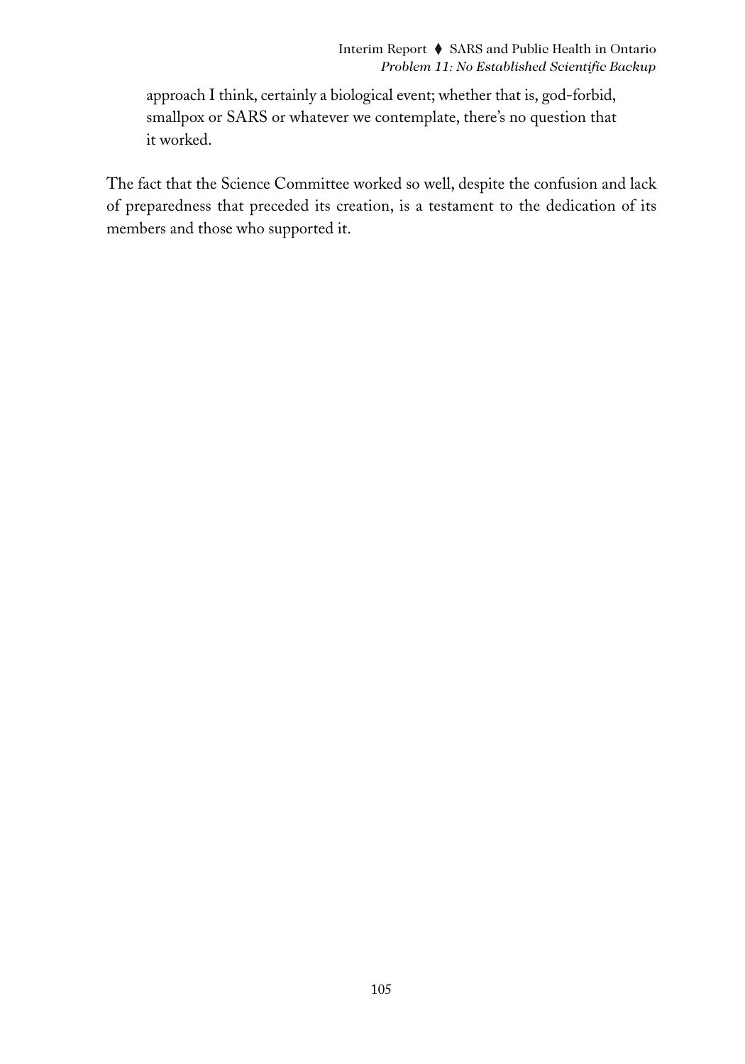> approach I think, certainly a biological event; whether that is, god-forbid, smallpox or SARS or whatever we contemplate, there's no question that it worked.

The fact that the Science Committee worked so well, despite the confusion and lack of preparedness that preceded its creation, is a testament to the dedication of its members and those who supported it.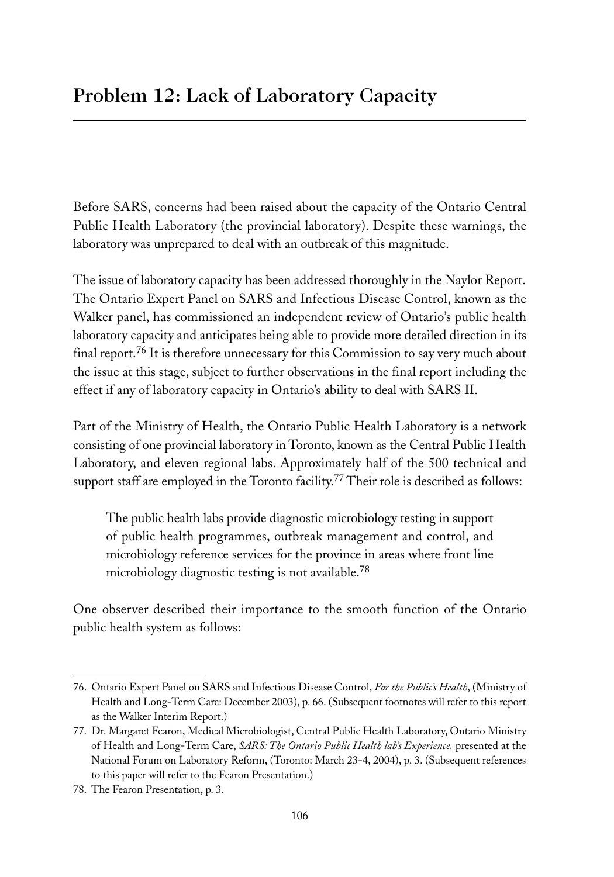## Problem 12: Lack of Laboratory Capacity

Before SARS, concerns had been raised about the capacity of the Ontario Central Public Health Laboratory (the provincial laboratory). Despite these warnings, the laboratory was unprepared to deal with an outbreak of this magnitude.

The issue of laboratory capacity has been addressed thoroughly in the Naylor Report. The Ontario Expert Panel on SARS and Infectious Disease Control, known as the Walker panel, has commissioned an independent review of Ontario's public health laboratory capacity and anticipates being able to provide more detailed direction in its final report.[76] It is therefore unnecessary for this Commission to say very much about the issue at this stage, subject to further observations in the final report including the effect if any of laboratory capacity in Ontario's ability to deal with SARS II.

Part of the Ministry of Health, the Ontario Public Health Laboratory is a network consisting of one provincial laboratory in Toronto, known as the Central Public Health Laboratory, and eleven regional labs. Approximately half of the 500 technical and support staff are employed in the Toronto facility.[77] Their role is described as follows:

> The public health labs provide diagnostic microbiology testing in support of public health programmes, outbreak management and control, and microbiology reference services for the province in areas where front line microbiology diagnostic testing is not available.[78]

One observer described their importance to the smooth function of the Ontario public health system as follows:

---

76. Ontario Expert Panel on SARS and Infectious Disease Control, *For the Public's Health*, (Ministry of Health and Long-Term Care: December 2003), p. 66. (Subsequent footnotes will refer to this report as the Walker Interim Report.)

77. Dr. Margaret Fearon, Medical Microbiologist, Central Public Health Laboratory, Ontario Ministry of Health and Long-Term Care, *SARS: The Ontario Public Health lab's Experience,* presented at the National Forum on Laboratory Reform, (Toronto: March 23-4, 2004), p. 3. (Subsequent references to this paper will refer to the Fearon Presentation.)

78. The Fearon Presentation, p. 3.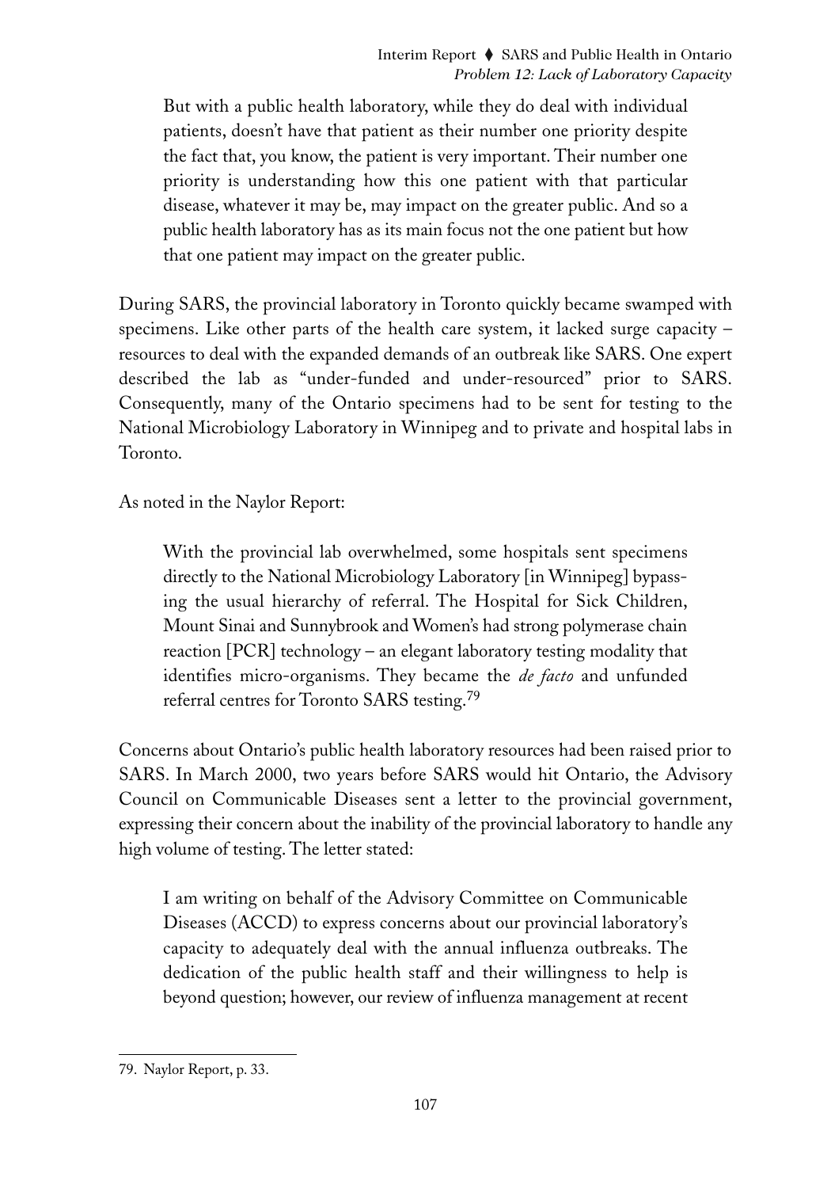> But with a public health laboratory, while they do deal with individual patients, doesn't have that patient as their number one priority despite the fact that, you know, the patient is very important. Their number one priority is understanding how this one patient with that particular disease, whatever it may be, may impact on the greater public. And so a public health laboratory has as its main focus not the one patient but how that one patient may impact on the greater public.

During SARS, the provincial laboratory in Toronto quickly became swamped with specimens. Like other parts of the health care system, it lacked surge capacity – resources to deal with the expanded demands of an outbreak like SARS. One expert described the lab as "under-funded and under-resourced" prior to SARS. Consequently, many of the Ontario specimens had to be sent for testing to the National Microbiology Laboratory in Winnipeg and to private and hospital labs in Toronto.

As noted in the Naylor Report:

> With the provincial lab overwhelmed, some hospitals sent specimens directly to the National Microbiology Laboratory [in Winnipeg] bypassing the usual hierarchy of referral. The Hospital for Sick Children, Mount Sinai and Sunnybrook and Women's had strong polymerase chain reaction [PCR] technology – an elegant laboratory testing modality that identifies micro-organisms. They became the *de facto* and unfunded referral centres for Toronto SARS testing.[79]

Concerns about Ontario's public health laboratory resources had been raised prior to SARS. In March 2000, two years before SARS would hit Ontario, the Advisory Council on Communicable Diseases sent a letter to the provincial government, expressing their concern about the inability of the provincial laboratory to handle any high volume of testing. The letter stated:

> I am writing on behalf of the Advisory Committee on Communicable Diseases (ACCD) to express concerns about our provincial laboratory's capacity to adequately deal with the annual influenza outbreaks. The dedication of the public health staff and their willingness to help is beyond question; however, our review of influenza management at recent

---

79. Naylor Report, p. 33.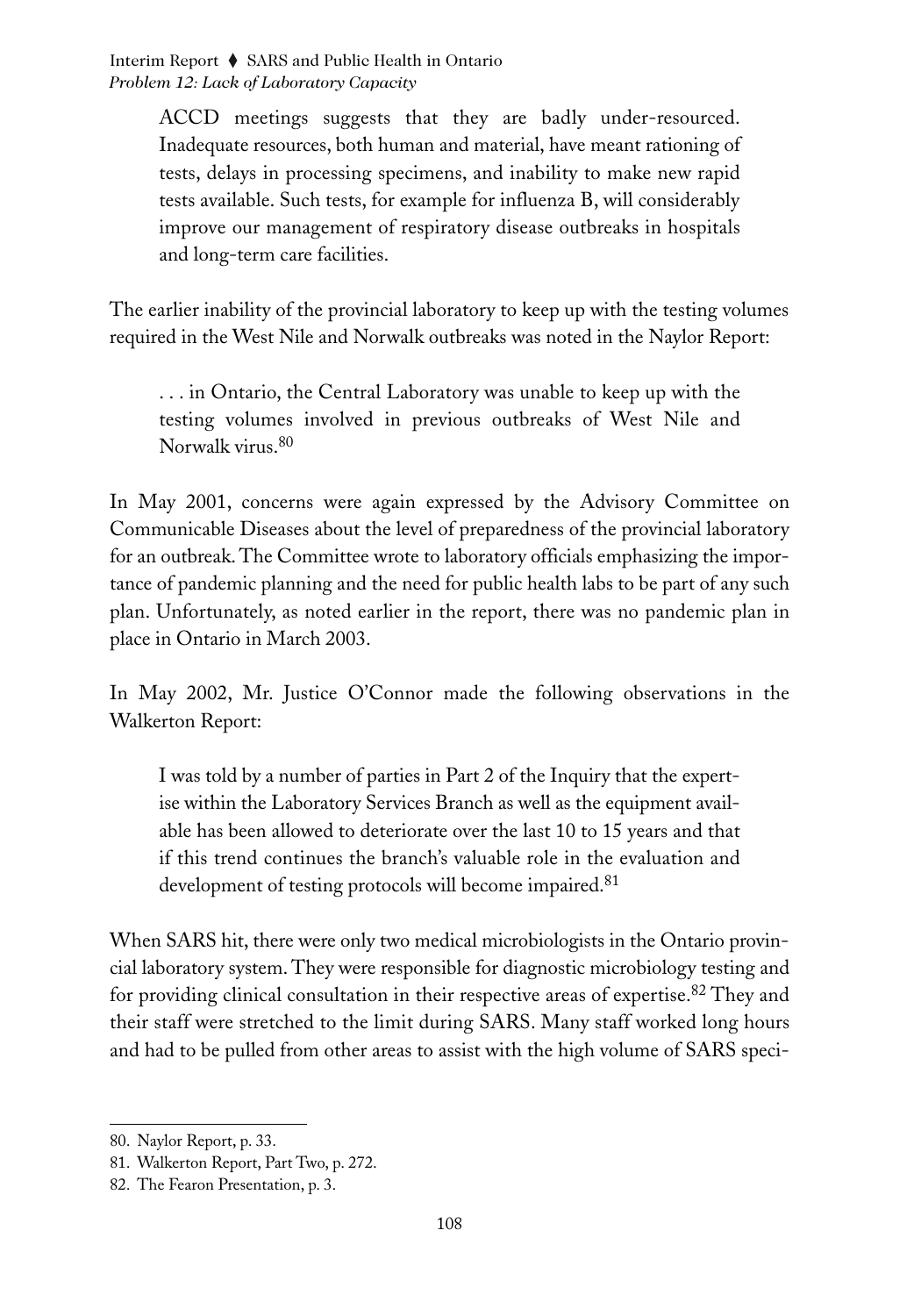> ACCD meetings suggests that they are badly under-resourced. Inadequate resources, both human and material, have meant rationing of tests, delays in processing specimens, and inability to make new rapid tests available. Such tests, for example for influenza B, will considerably improve our management of respiratory disease outbreaks in hospitals and long-term care facilities.

The earlier inability of the provincial laboratory to keep up with the testing volumes required in the West Nile and Norwalk outbreaks was noted in the Naylor Report:

> . . . in Ontario, the Central Laboratory was unable to keep up with the testing volumes involved in previous outbreaks of West Nile and Norwalk virus.[80]

In May 2001, concerns were again expressed by the Advisory Committee on Communicable Diseases about the level of preparedness of the provincial laboratory for an outbreak. The Committee wrote to laboratory officials emphasizing the importance of pandemic planning and the need for public health labs to be part of any such plan. Unfortunately, as noted earlier in the report, there was no pandemic plan in place in Ontario in March 2003.

In May 2002, Mr. Justice O'Connor made the following observations in the Walkerton Report:

> I was told by a number of parties in Part 2 of the Inquiry that the expertise within the Laboratory Services Branch as well as the equipment available has been allowed to deteriorate over the last 10 to 15 years and that if this trend continues the branch's valuable role in the evaluation and development of testing protocols will become impaired.[81]

When SARS hit, there were only two medical microbiologists in the Ontario provincial laboratory system. They were responsible for diagnostic microbiology testing and for providing clinical consultation in their respective areas of expertise.[82] They and their staff were stretched to the limit during SARS. Many staff worked long hours and had to be pulled from other areas to assist with the high volume of SARS speci-

---

80. Naylor Report, p. 33.

81. Walkerton Report, Part Two, p. 272.

82. The Fearon Presentation, p. 3.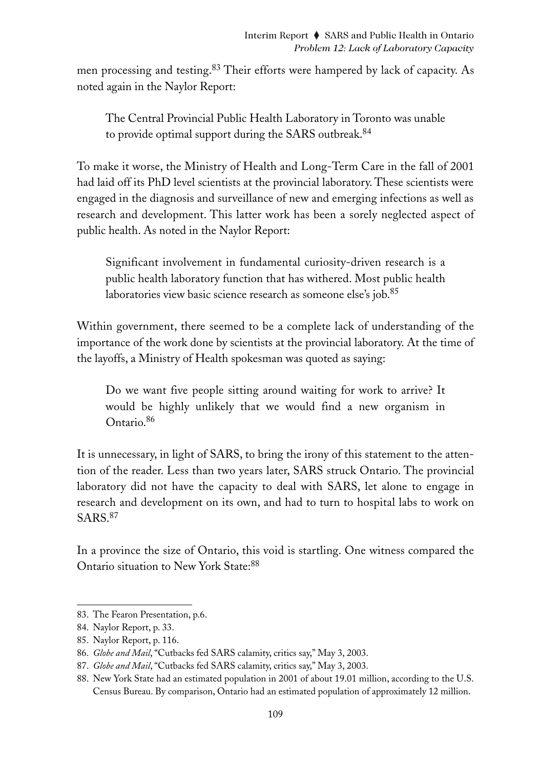men processing and testing.[83] Their efforts were hampered by lack of capacity. As noted again in the Naylor Report:

> The Central Provincial Public Health Laboratory in Toronto was unable to provide optimal support during the SARS outbreak.[84]

To make it worse, the Ministry of Health and Long-Term Care in the fall of 2001 had laid off its PhD level scientists at the provincial laboratory. These scientists were engaged in the diagnosis and surveillance of new and emerging infections as well as research and development. This latter work has been a sorely neglected aspect of public health. As noted in the Naylor Report:

> Significant involvement in fundamental curiosity-driven research is a public health laboratory function that has withered. Most public health laboratories view basic science research as someone else's job.[85]

Within government, there seemed to be a complete lack of understanding of the importance of the work done by scientists at the provincial laboratory. At the time of the layoffs, a Ministry of Health spokesman was quoted as saying:

> Do we want five people sitting around waiting for work to arrive? It would be highly unlikely that we would find a new organism in Ontario.[86]

It is unnecessary, in light of SARS, to bring the irony of this statement to the attention of the reader. Less than two years later, SARS struck Ontario. The provincial laboratory did not have the capacity to deal with SARS, let alone to engage in research and development on its own, and had to turn to hospital labs to work on SARS.[87]

In a province the size of Ontario, this void is startling. One witness compared the Ontario situation to New York State:[88]

---

83. The Fearon Presentation, p.6.
84. Naylor Report, p. 33.
85. Naylor Report, p. 116.
86. *Globe and Mail*, "Cutbacks fed SARS calamity, critics say," May 3, 2003.
87. *Globe and Mail*, "Cutbacks fed SARS calamity, critics say," May 3, 2003.
88. New York State had an estimated population in 2001 of about 19.01 million, according to the U.S. Census Bureau. By comparison, Ontario had an estimated population of approximately 12 million.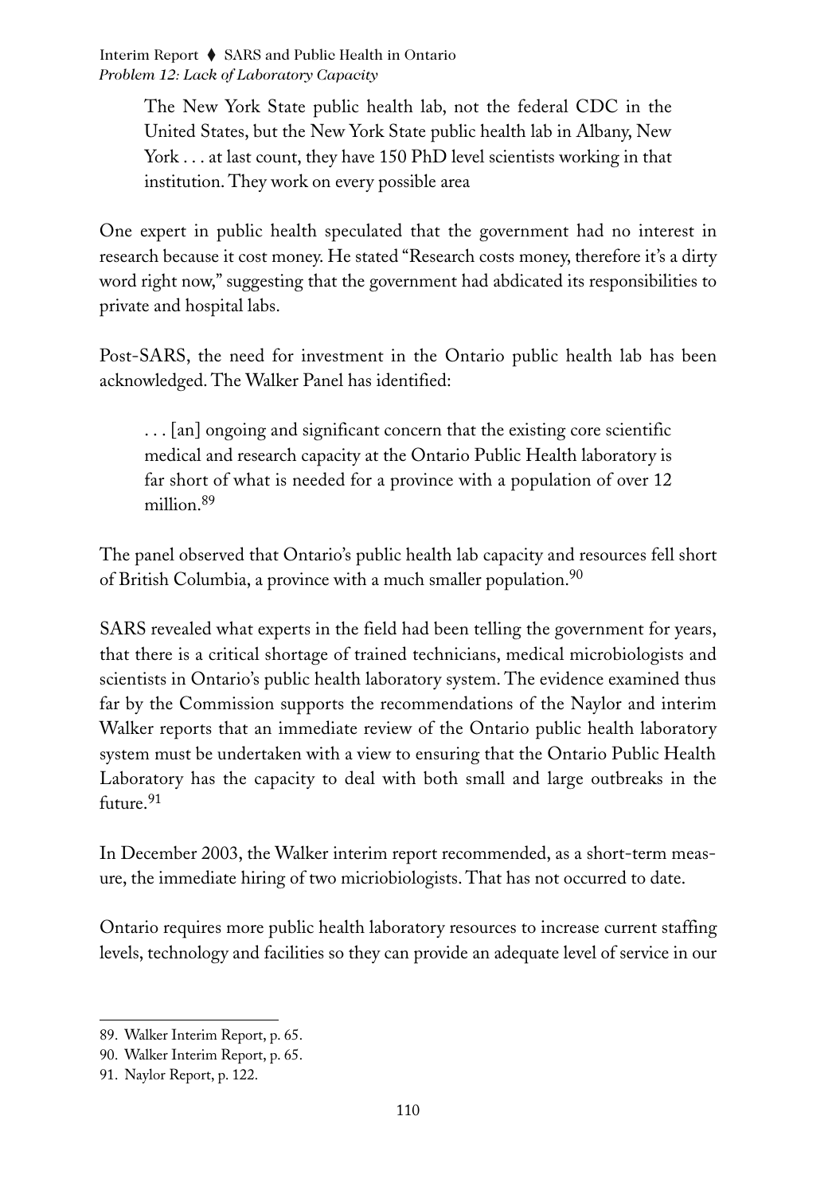> The New York State public health lab, not the federal CDC in the United States, but the New York State public health lab in Albany, New York . . . at last count, they have 150 PhD level scientists working in that institution. They work on every possible area

One expert in public health speculated that the government had no interest in research because it cost money. He stated "Research costs money, therefore it's a dirty word right now," suggesting that the government had abdicated its responsibilities to private and hospital labs.

Post-SARS, the need for investment in the Ontario public health lab has been acknowledged. The Walker Panel has identified:

> . . . [an] ongoing and significant concern that the existing core scientific medical and research capacity at the Ontario Public Health laboratory is far short of what is needed for a province with a population of over 12 million.[89]

The panel observed that Ontario's public health lab capacity and resources fell short of British Columbia, a province with a much smaller population.[90]

SARS revealed what experts in the field had been telling the government for years, that there is a critical shortage of trained technicians, medical microbiologists and scientists in Ontario's public health laboratory system. The evidence examined thus far by the Commission supports the recommendations of the Naylor and interim Walker reports that an immediate review of the Ontario public health laboratory system must be undertaken with a view to ensuring that the Ontario Public Health Laboratory has the capacity to deal with both small and large outbreaks in the future.[91]

In December 2003, the Walker interim report recommended, as a short-term measure, the immediate hiring of two micriobiologists. That has not occurred to date.

Ontario requires more public health laboratory resources to increase current staffing levels, technology and facilities so they can provide an adequate level of service in our

---

89. Walker Interim Report, p. 65.
90. Walker Interim Report, p. 65.
91. Naylor Report, p. 122.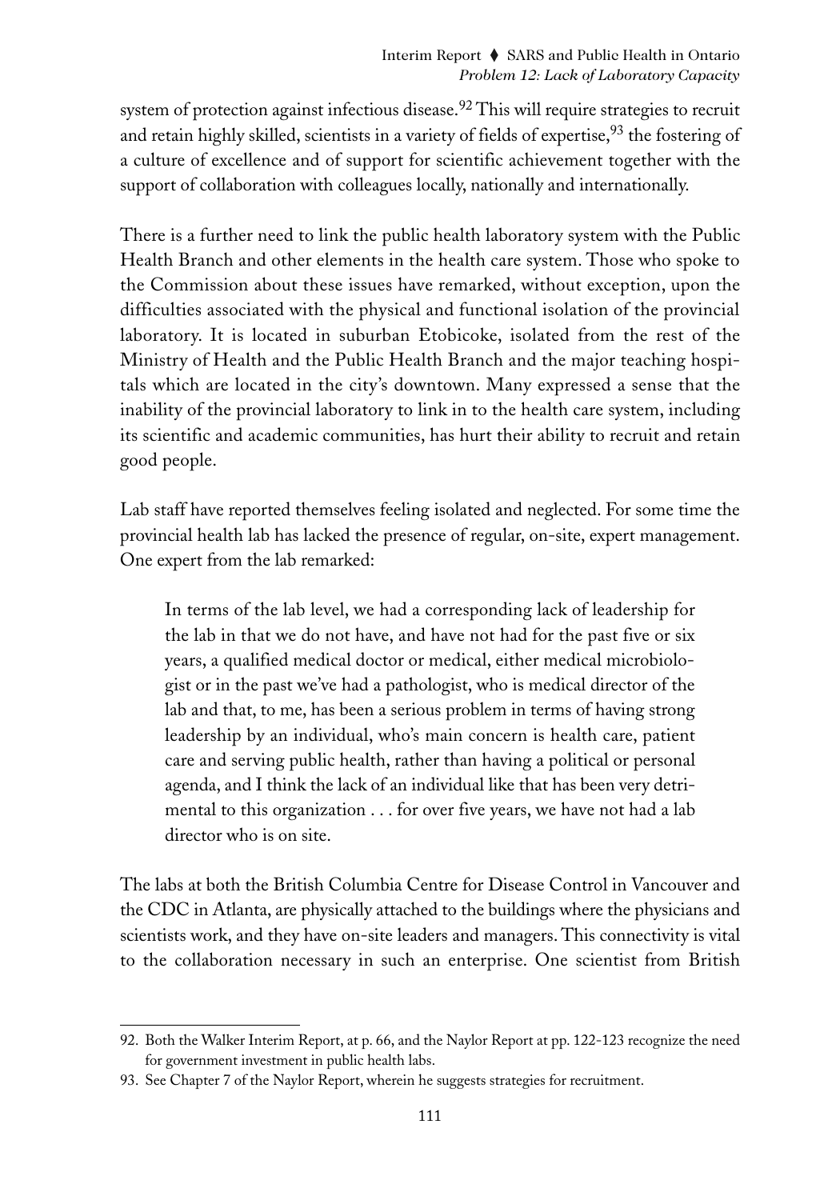system of protection against infectious disease.[92] This will require strategies to recruit and retain highly skilled, scientists in a variety of fields of expertise,[93] the fostering of a culture of excellence and of support for scientific achievement together with the support of collaboration with colleagues locally, nationally and internationally.

There is a further need to link the public health laboratory system with the Public Health Branch and other elements in the health care system. Those who spoke to the Commission about these issues have remarked, without exception, upon the difficulties associated with the physical and functional isolation of the provincial laboratory. It is located in suburban Etobicoke, isolated from the rest of the Ministry of Health and the Public Health Branch and the major teaching hospitals which are located in the city's downtown. Many expressed a sense that the inability of the provincial laboratory to link in to the health care system, including its scientific and academic communities, has hurt their ability to recruit and retain good people.

Lab staff have reported themselves feeling isolated and neglected. For some time the provincial health lab has lacked the presence of regular, on-site, expert management. One expert from the lab remarked:

> In terms of the lab level, we had a corresponding lack of leadership for the lab in that we do not have, and have not had for the past five or six years, a qualified medical doctor or medical, either medical microbiologist or in the past we've had a pathologist, who is medical director of the lab and that, to me, has been a serious problem in terms of having strong leadership by an individual, who's main concern is health care, patient care and serving public health, rather than having a political or personal agenda, and I think the lack of an individual like that has been very detrimental to this organization . . . for over five years, we have not had a lab director who is on site.

The labs at both the British Columbia Centre for Disease Control in Vancouver and the CDC in Atlanta, are physically attached to the buildings where the physicians and scientists work, and they have on-site leaders and managers. This connectivity is vital to the collaboration necessary in such an enterprise. One scientist from British

---

92. Both the Walker Interim Report, at p. 66, and the Naylor Report at pp. 122-123 recognize the need for government investment in public health labs.

93. See Chapter 7 of the Naylor Report, wherein he suggests strategies for recruitment.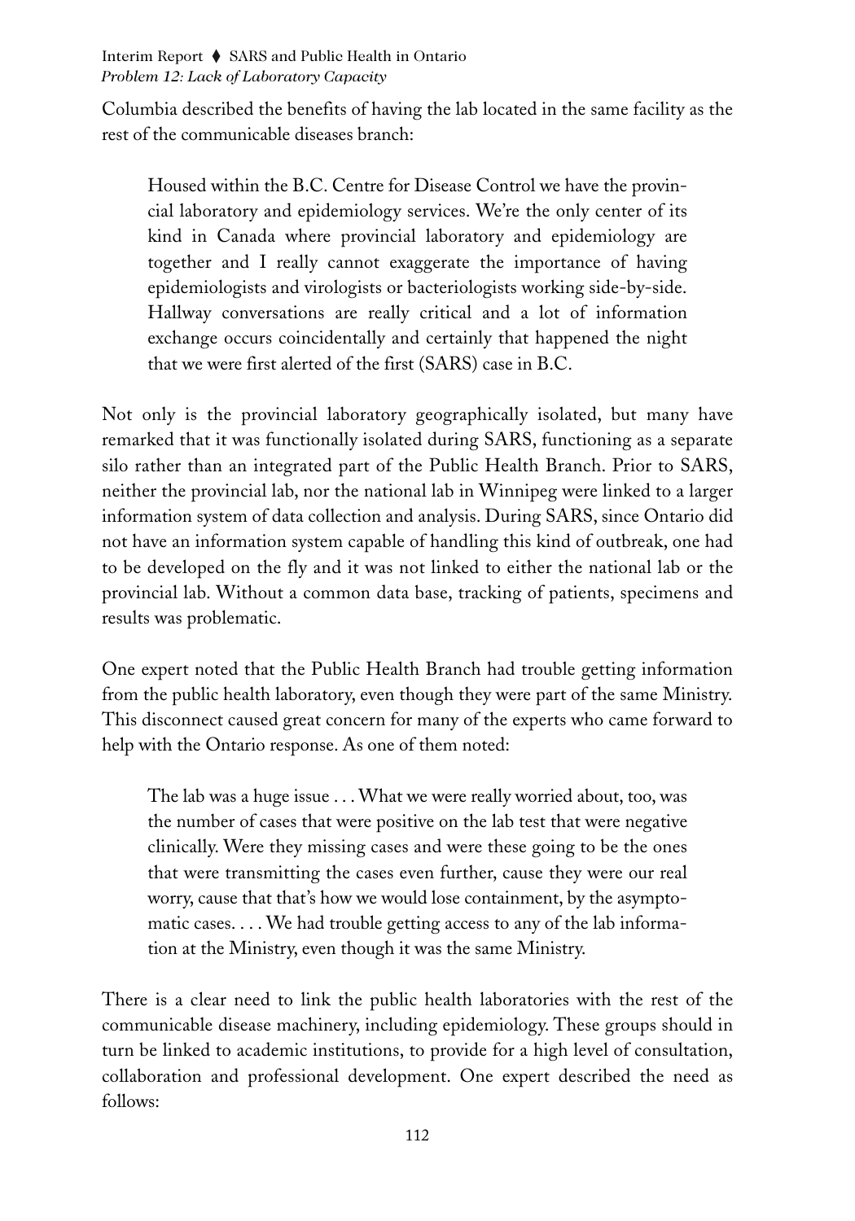Columbia described the benefits of having the lab located in the same facility as the rest of the communicable diseases branch:

> Housed within the B.C. Centre for Disease Control we have the provincial laboratory and epidemiology services. We're the only center of its kind in Canada where provincial laboratory and epidemiology are together and I really cannot exaggerate the importance of having epidemiologists and virologists or bacteriologists working side-by-side. Hallway conversations are really critical and a lot of information exchange occurs coincidentally and certainly that happened the night that we were first alerted of the first (SARS) case in B.C.

Not only is the provincial laboratory geographically isolated, but many have remarked that it was functionally isolated during SARS, functioning as a separate silo rather than an integrated part of the Public Health Branch. Prior to SARS, neither the provincial lab, nor the national lab in Winnipeg were linked to a larger information system of data collection and analysis. During SARS, since Ontario did not have an information system capable of handling this kind of outbreak, one had to be developed on the fly and it was not linked to either the national lab or the provincial lab. Without a common data base, tracking of patients, specimens and results was problematic.

One expert noted that the Public Health Branch had trouble getting information from the public health laboratory, even though they were part of the same Ministry. This disconnect caused great concern for many of the experts who came forward to help with the Ontario response. As one of them noted:

> The lab was a huge issue . . . What we were really worried about, too, was the number of cases that were positive on the lab test that were negative clinically. Were they missing cases and were these going to be the ones that were transmitting the cases even further, cause they were our real worry, cause that that's how we would lose containment, by the asymptomatic cases. . . . We had trouble getting access to any of the lab information at the Ministry, even though it was the same Ministry.

There is a clear need to link the public health laboratories with the rest of the communicable disease machinery, including epidemiology. These groups should in turn be linked to academic institutions, to provide for a high level of consultation, collaboration and professional development. One expert described the need as follows: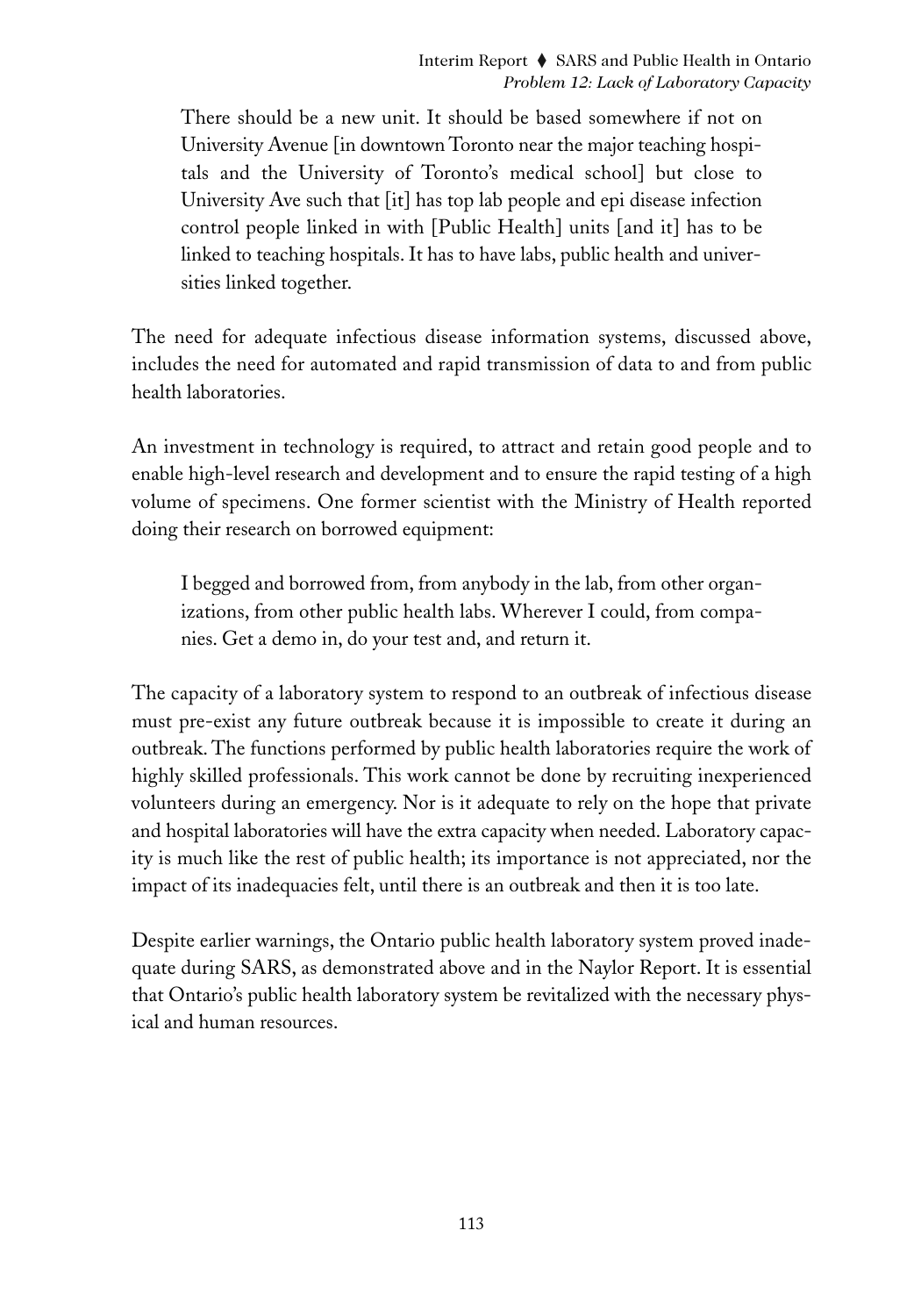> There should be a new unit. It should be based somewhere if not on University Avenue [in downtown Toronto near the major teaching hospitals and the University of Toronto's medical school] but close to University Ave such that [it] has top lab people and epi disease infection control people linked in with [Public Health] units [and it] has to be linked to teaching hospitals. It has to have labs, public health and universities linked together.

The need for adequate infectious disease information systems, discussed above, includes the need for automated and rapid transmission of data to and from public health laboratories.

An investment in technology is required, to attract and retain good people and to enable high-level research and development and to ensure the rapid testing of a high volume of specimens. One former scientist with the Ministry of Health reported doing their research on borrowed equipment:

> I begged and borrowed from, from anybody in the lab, from other organizations, from other public health labs. Wherever I could, from companies. Get a demo in, do your test and, and return it.

The capacity of a laboratory system to respond to an outbreak of infectious disease must pre-exist any future outbreak because it is impossible to create it during an outbreak. The functions performed by public health laboratories require the work of highly skilled professionals. This work cannot be done by recruiting inexperienced volunteers during an emergency. Nor is it adequate to rely on the hope that private and hospital laboratories will have the extra capacity when needed. Laboratory capacity is much like the rest of public health; its importance is not appreciated, nor the impact of its inadequacies felt, until there is an outbreak and then it is too late.

Despite earlier warnings, the Ontario public health laboratory system proved inadequate during SARS, as demonstrated above and in the Naylor Report. It is essential that Ontario's public health laboratory system be revitalized with the necessary physical and human resources.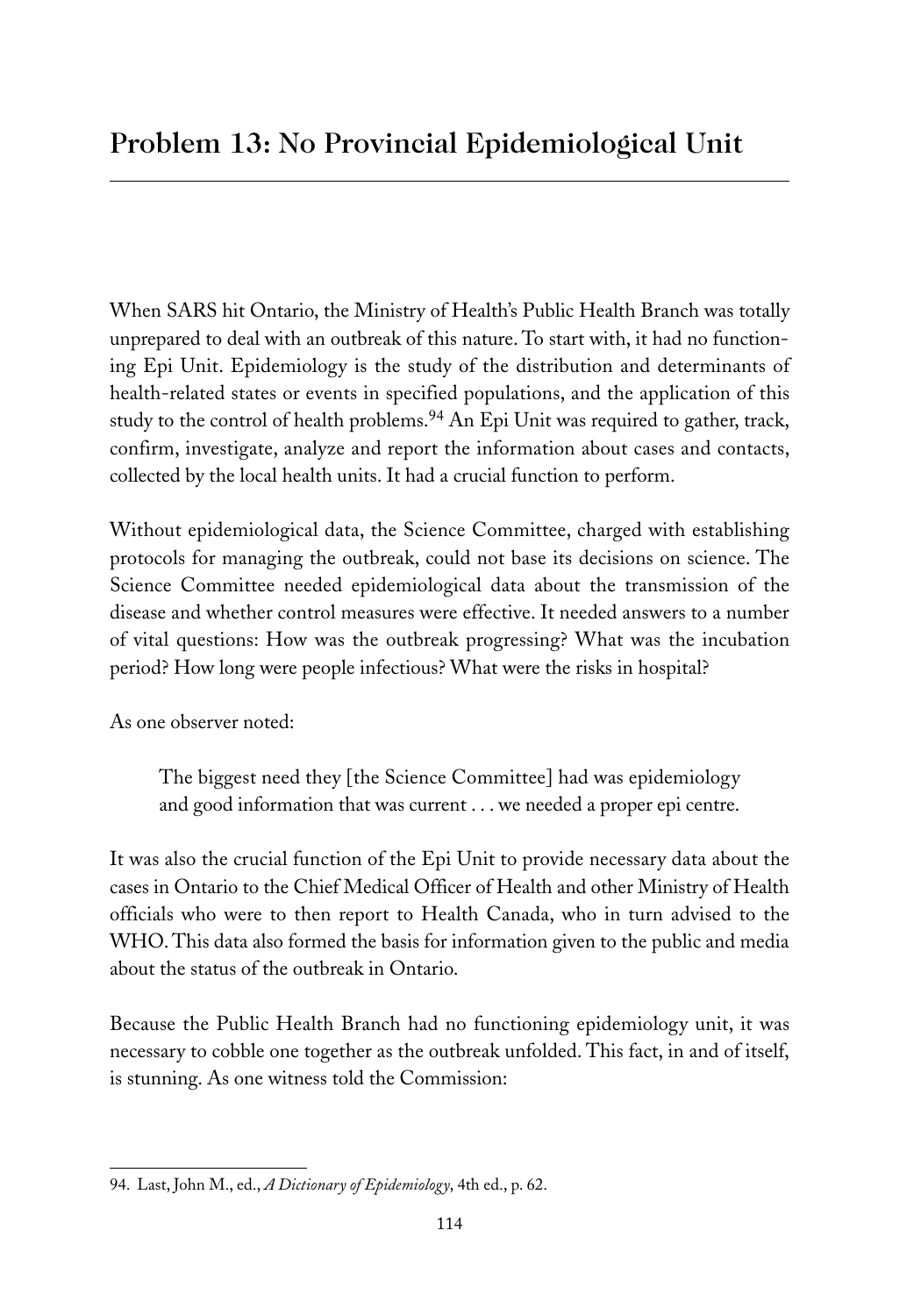# Problem 13: No Provincial Epidemiological Unit

When SARS hit Ontario, the Ministry of Health's Public Health Branch was totally unprepared to deal with an outbreak of this nature. To start with, it had no functioning Epi Unit. Epidemiology is the study of the distribution and determinants of health-related states or events in specified populations, and the application of this study to the control of health problems.[94] An Epi Unit was required to gather, track, confirm, investigate, analyze and report the information about cases and contacts, collected by the local health units. It had a crucial function to perform.

Without epidemiological data, the Science Committee, charged with establishing protocols for managing the outbreak, could not base its decisions on science. The Science Committee needed epidemiological data about the transmission of the disease and whether control measures were effective. It needed answers to a number of vital questions: How was the outbreak progressing? What was the incubation period? How long were people infectious? What were the risks in hospital?

As one observer noted:

> The biggest need they [the Science Committee] had was epidemiology and good information that was current . . . we needed a proper epi centre.

It was also the crucial function of the Epi Unit to provide necessary data about the cases in Ontario to the Chief Medical Officer of Health and other Ministry of Health officials who were to then report to Health Canada, who in turn advised to the WHO. This data also formed the basis for information given to the public and media about the status of the outbreak in Ontario.

Because the Public Health Branch had no functioning epidemiology unit, it was necessary to cobble one together as the outbreak unfolded. This fact, in and of itself, is stunning. As one witness told the Commission:

---

94. Last, John M., ed., *A Dictionary of Epidemiology*, 4th ed., p. 62.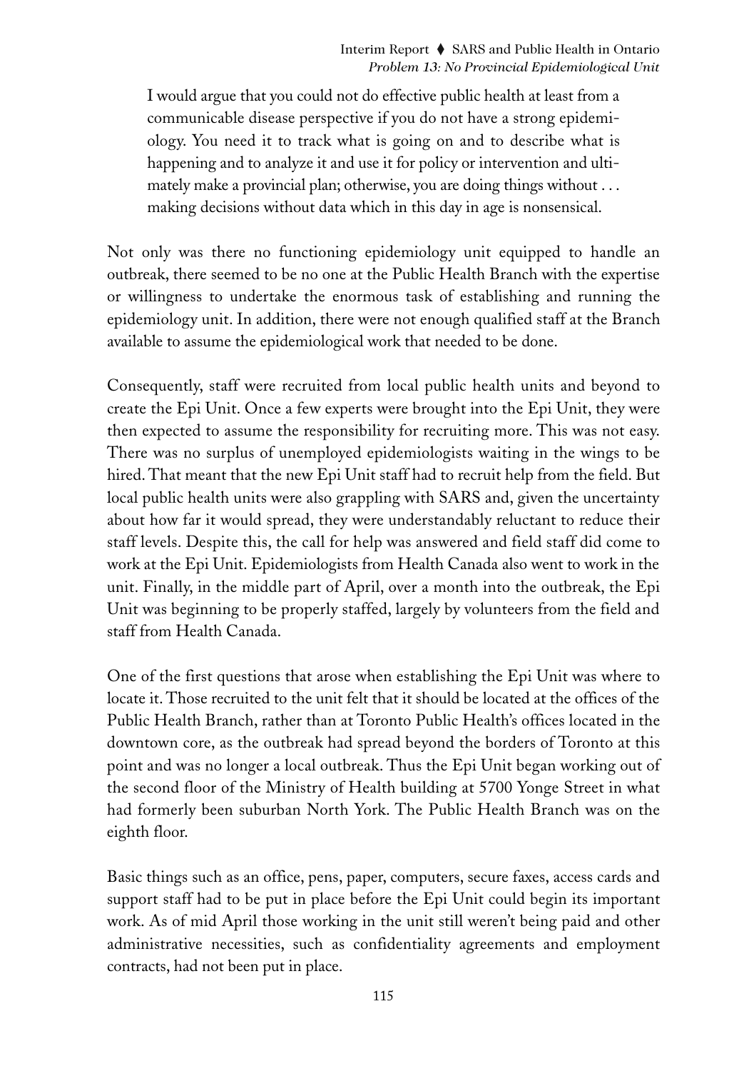> I would argue that you could not do effective public health at least from a communicable disease perspective if you do not have a strong epidemiology. You need it to track what is going on and to describe what is happening and to analyze it and use it for policy or intervention and ultimately make a provincial plan; otherwise, you are doing things without . . . making decisions without data which in this day in age is nonsensical.

Not only was there no functioning epidemiology unit equipped to handle an outbreak, there seemed to be no one at the Public Health Branch with the expertise or willingness to undertake the enormous task of establishing and running the epidemiology unit. In addition, there were not enough qualified staff at the Branch available to assume the epidemiological work that needed to be done.

Consequently, staff were recruited from local public health units and beyond to create the Epi Unit. Once a few experts were brought into the Epi Unit, they were then expected to assume the responsibility for recruiting more. This was not easy. There was no surplus of unemployed epidemiologists waiting in the wings to be hired. That meant that the new Epi Unit staff had to recruit help from the field. But local public health units were also grappling with SARS and, given the uncertainty about how far it would spread, they were understandably reluctant to reduce their staff levels. Despite this, the call for help was answered and field staff did come to work at the Epi Unit. Epidemiologists from Health Canada also went to work in the unit. Finally, in the middle part of April, over a month into the outbreak, the Epi Unit was beginning to be properly staffed, largely by volunteers from the field and staff from Health Canada.

One of the first questions that arose when establishing the Epi Unit was where to locate it. Those recruited to the unit felt that it should be located at the offices of the Public Health Branch, rather than at Toronto Public Health's offices located in the downtown core, as the outbreak had spread beyond the borders of Toronto at this point and was no longer a local outbreak. Thus the Epi Unit began working out of the second floor of the Ministry of Health building at 5700 Yonge Street in what had formerly been suburban North York. The Public Health Branch was on the eighth floor.

Basic things such as an office, pens, paper, computers, secure faxes, access cards and support staff had to be put in place before the Epi Unit could begin its important work. As of mid April those working in the unit still weren't being paid and other administrative necessities, such as confidentiality agreements and employment contracts, had not been put in place.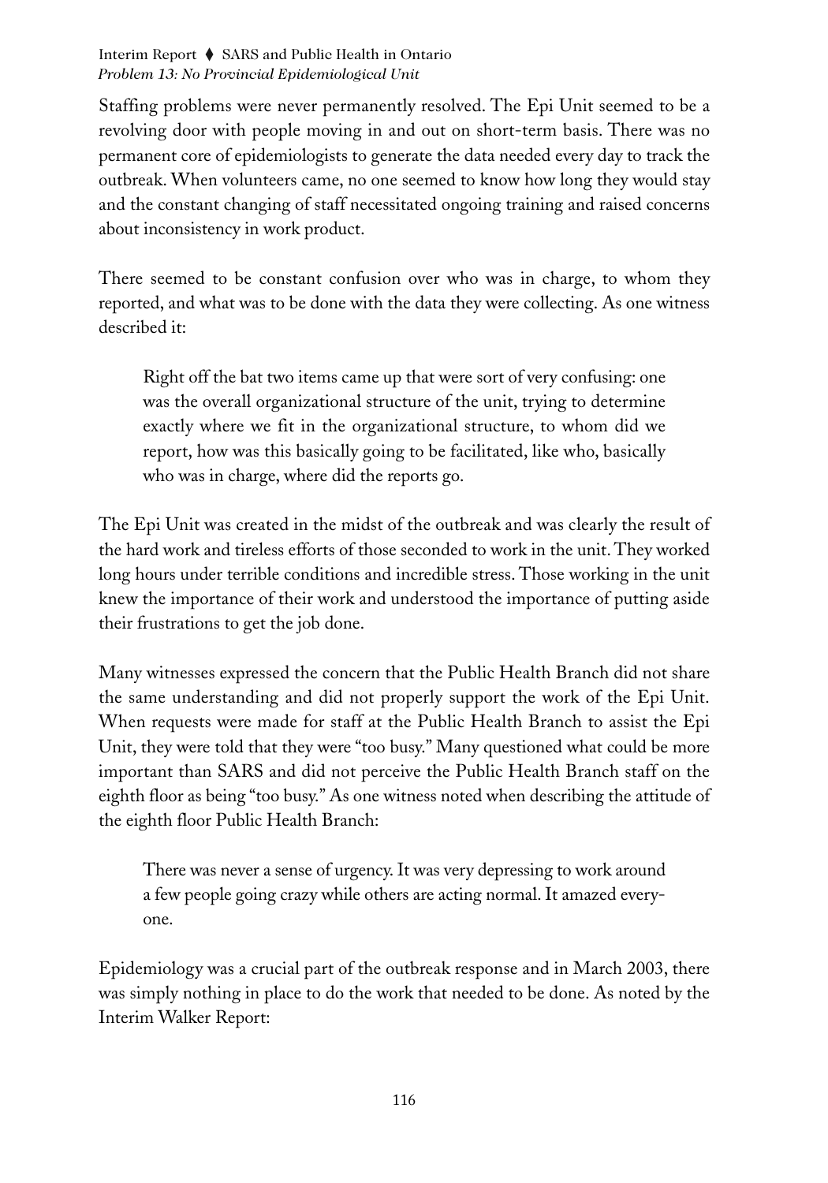Staffing problems were never permanently resolved. The Epi Unit seemed to be a revolving door with people moving in and out on short-term basis. There was no permanent core of epidemiologists to generate the data needed every day to track the outbreak. When volunteers came, no one seemed to know how long they would stay and the constant changing of staff necessitated ongoing training and raised concerns about inconsistency in work product.

There seemed to be constant confusion over who was in charge, to whom they reported, and what was to be done with the data they were collecting. As one witness described it:

> Right off the bat two items came up that were sort of very confusing: one was the overall organizational structure of the unit, trying to determine exactly where we fit in the organizational structure, to whom did we report, how was this basically going to be facilitated, like who, basically who was in charge, where did the reports go.

The Epi Unit was created in the midst of the outbreak and was clearly the result of the hard work and tireless efforts of those seconded to work in the unit. They worked long hours under terrible conditions and incredible stress. Those working in the unit knew the importance of their work and understood the importance of putting aside their frustrations to get the job done.

Many witnesses expressed the concern that the Public Health Branch did not share the same understanding and did not properly support the work of the Epi Unit. When requests were made for staff at the Public Health Branch to assist the Epi Unit, they were told that they were "too busy." Many questioned what could be more important than SARS and did not perceive the Public Health Branch staff on the eighth floor as being "too busy." As one witness noted when describing the attitude of the eighth floor Public Health Branch:

> There was never a sense of urgency. It was very depressing to work around a few people going crazy while others are acting normal. It amazed everyone.

Epidemiology was a crucial part of the outbreak response and in March 2003, there was simply nothing in place to do the work that needed to be done. As noted by the Interim Walker Report: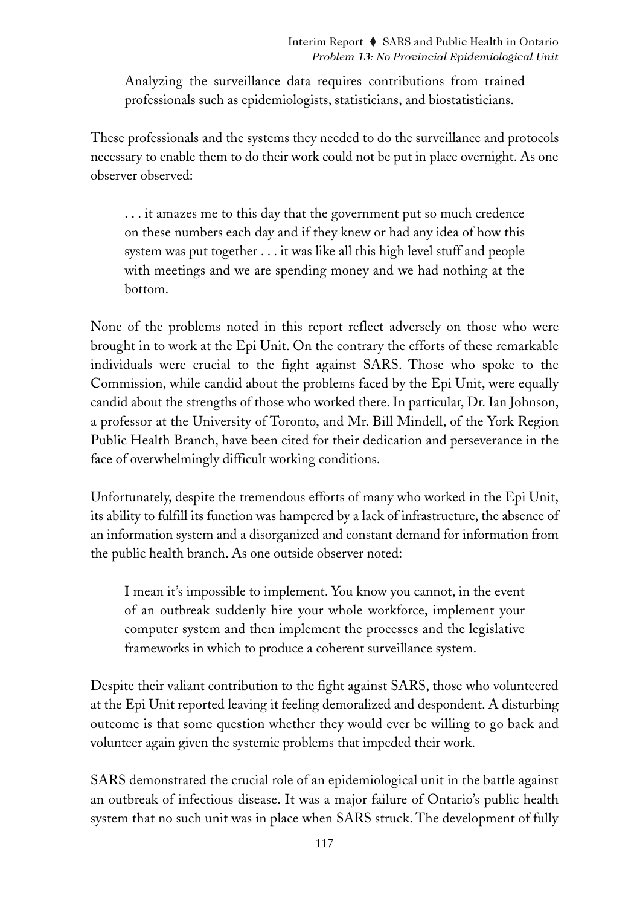> Analyzing the surveillance data requires contributions from trained professionals such as epidemiologists, statisticians, and biostatisticians.

These professionals and the systems they needed to do the surveillance and protocols necessary to enable them to do their work could not be put in place overnight. As one observer observed:

> . . . it amazes me to this day that the government put so much credence on these numbers each day and if they knew or had any idea of how this system was put together . . . it was like all this high level stuff and people with meetings and we are spending money and we had nothing at the bottom.

None of the problems noted in this report reflect adversely on those who were brought in to work at the Epi Unit. On the contrary the efforts of these remarkable individuals were crucial to the fight against SARS. Those who spoke to the Commission, while candid about the problems faced by the Epi Unit, were equally candid about the strengths of those who worked there. In particular, Dr. Ian Johnson, a professor at the University of Toronto, and Mr. Bill Mindell, of the York Region Public Health Branch, have been cited for their dedication and perseverance in the face of overwhelmingly difficult working conditions.

Unfortunately, despite the tremendous efforts of many who worked in the Epi Unit, its ability to fulfill its function was hampered by a lack of infrastructure, the absence of an information system and a disorganized and constant demand for information from the public health branch. As one outside observer noted:

> I mean it's impossible to implement. You know you cannot, in the event of an outbreak suddenly hire your whole workforce, implement your computer system and then implement the processes and the legislative frameworks in which to produce a coherent surveillance system.

Despite their valiant contribution to the fight against SARS, those who volunteered at the Epi Unit reported leaving it feeling demoralized and despondent. A disturbing outcome is that some question whether they would ever be willing to go back and volunteer again given the systemic problems that impeded their work.

SARS demonstrated the crucial role of an epidemiological unit in the battle against an outbreak of infectious disease. It was a major failure of Ontario's public health system that no such unit was in place when SARS struck. The development of fully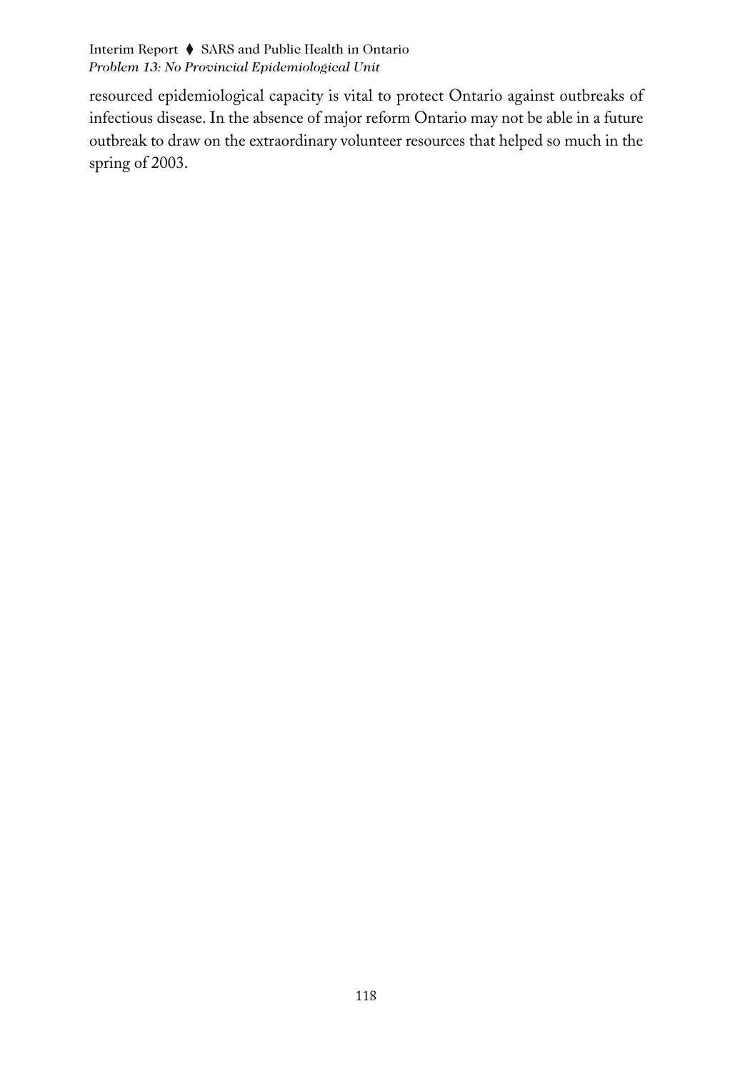resourced epidemiological capacity is vital to protect Ontario against outbreaks of infectious disease. In the absence of major reform Ontario may not be able in a future outbreak to draw on the extraordinary volunteer resources that helped so much in the spring of 2003.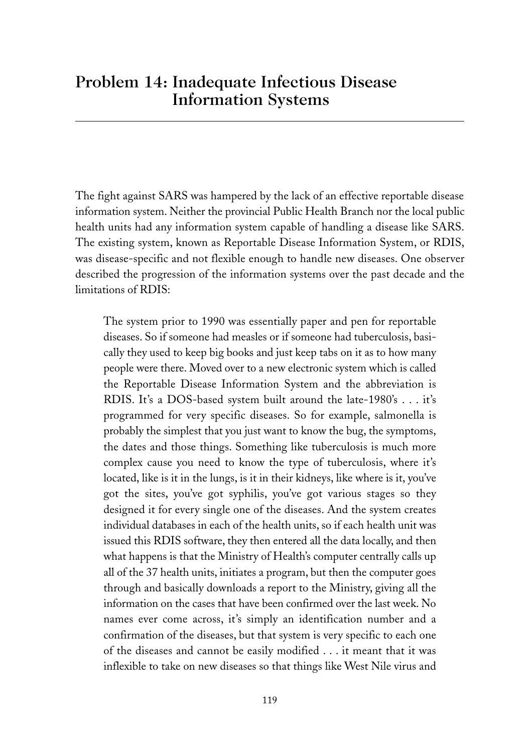## Problem 14: Inadequate Infectious Disease Information Systems

The fight against SARS was hampered by the lack of an effective reportable disease information system. Neither the provincial Public Health Branch nor the local public health units had any information system capable of handling a disease like SARS. The existing system, known as Reportable Disease Information System, or RDIS, was disease-specific and not flexible enough to handle new diseases. One observer described the progression of the information systems over the past decade and the limitations of RDIS:

> The system prior to 1990 was essentially paper and pen for reportable diseases. So if someone had measles or if someone had tuberculosis, basically they used to keep big books and just keep tabs on it as to how many people were there. Moved over to a new electronic system which is called the Reportable Disease Information System and the abbreviation is RDIS. It's a DOS-based system built around the late-1980's . . . it's programmed for very specific diseases. So for example, salmonella is probably the simplest that you just want to know the bug, the symptoms, the dates and those things. Something like tuberculosis is much more complex cause you need to know the type of tuberculosis, where it's located, like is it in the lungs, is it in their kidneys, like where is it, you've got the sites, you've got syphilis, you've got various stages so they designed it for every single one of the diseases. And the system creates individual databases in each of the health units, so if each health unit was issued this RDIS software, they then entered all the data locally, and then what happens is that the Ministry of Health's computer centrally calls up all of the 37 health units, initiates a program, but then the computer goes through and basically downloads a report to the Ministry, giving all the information on the cases that have been confirmed over the last week. No names ever come across, it's simply an identification number and a confirmation of the diseases, but that system is very specific to each one of the diseases and cannot be easily modified . . . it meant that it was inflexible to take on new diseases so that things like West Nile virus and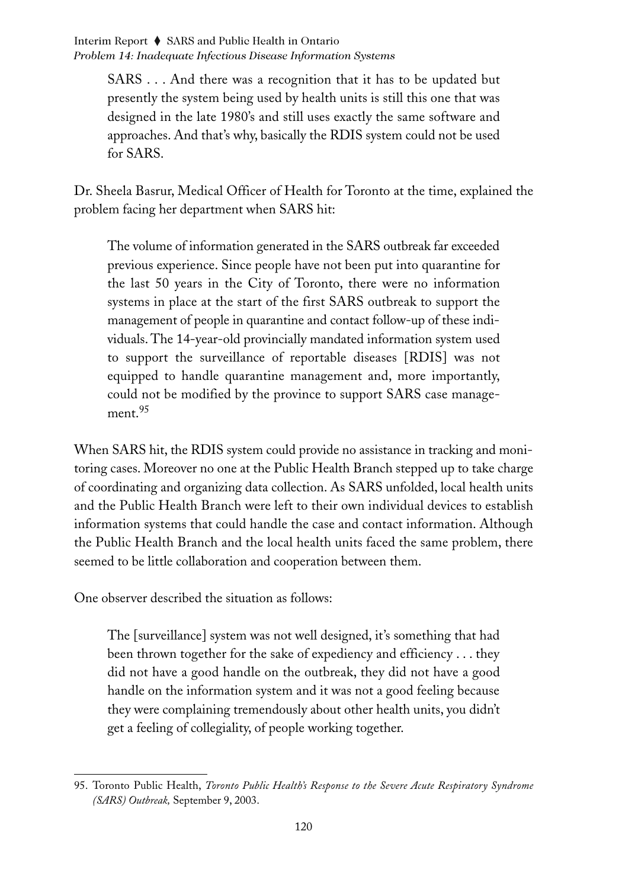> SARS . . . And there was a recognition that it has to be updated but presently the system being used by health units is still this one that was designed in the late 1980's and still uses exactly the same software and approaches. And that's why, basically the RDIS system could not be used for SARS.

Dr. Sheela Basrur, Medical Officer of Health for Toronto at the time, explained the problem facing her department when SARS hit:

> The volume of information generated in the SARS outbreak far exceeded previous experience. Since people have not been put into quarantine for the last 50 years in the City of Toronto, there were no information systems in place at the start of the first SARS outbreak to support the management of people in quarantine and contact follow-up of these individuals. The 14-year-old provincially mandated information system used to support the surveillance of reportable diseases [RDIS] was not equipped to handle quarantine management and, more importantly, could not be modified by the province to support SARS case management.[95]

When SARS hit, the RDIS system could provide no assistance in tracking and monitoring cases. Moreover no one at the Public Health Branch stepped up to take charge of coordinating and organizing data collection. As SARS unfolded, local health units and the Public Health Branch were left to their own individual devices to establish information systems that could handle the case and contact information. Although the Public Health Branch and the local health units faced the same problem, there seemed to be little collaboration and cooperation between them.

One observer described the situation as follows:

> The [surveillance] system was not well designed, it's something that had been thrown together for the sake of expediency and efficiency . . . they did not have a good handle on the outbreak, they did not have a good handle on the information system and it was not a good feeling because they were complaining tremendously about other health units, you didn't get a feeling of collegiality, of people working together.

---

95. Toronto Public Health, *Toronto Public Health's Response to the Severe Acute Respiratory Syndrome (SARS) Outbreak,* September 9, 2003.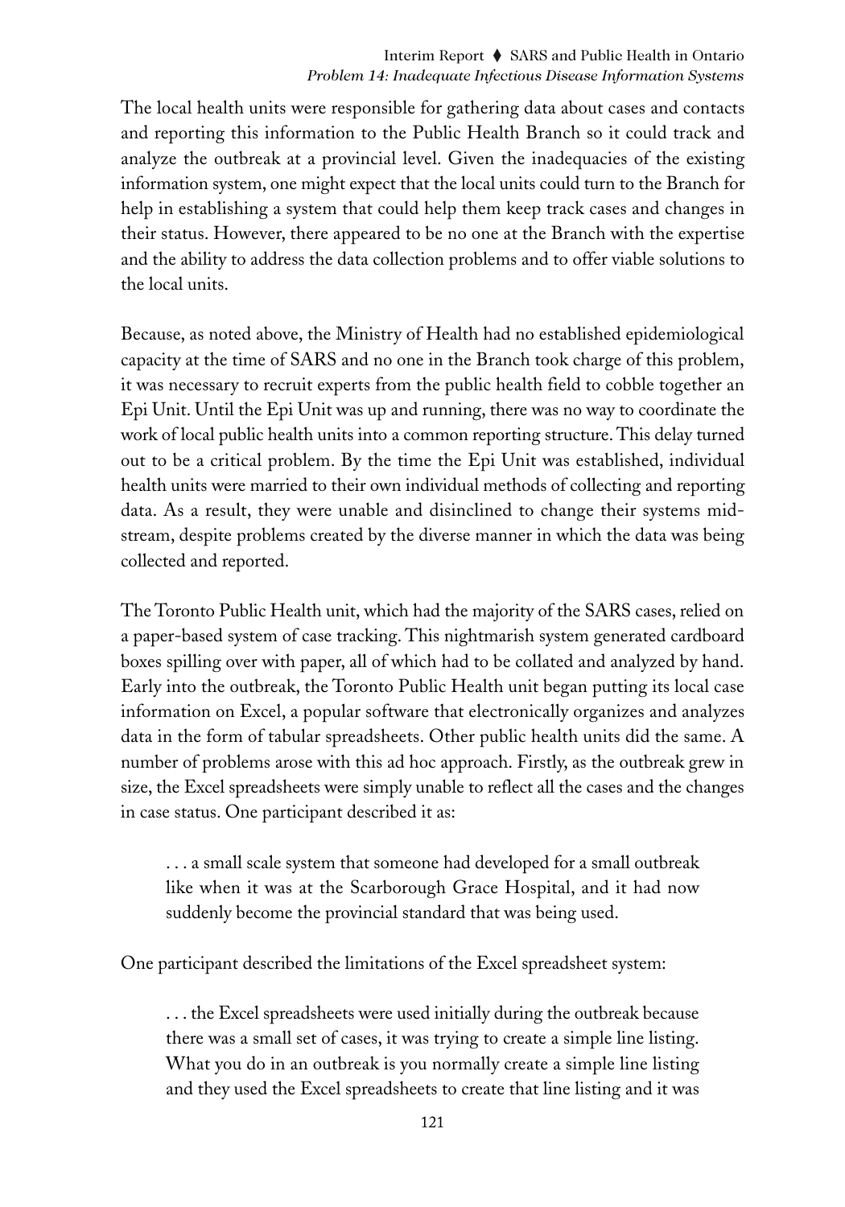The local health units were responsible for gathering data about cases and contacts and reporting this information to the Public Health Branch so it could track and analyze the outbreak at a provincial level. Given the inadequacies of the existing information system, one might expect that the local units could turn to the Branch for help in establishing a system that could help them keep track cases and changes in their status. However, there appeared to be no one at the Branch with the expertise and the ability to address the data collection problems and to offer viable solutions to the local units.

Because, as noted above, the Ministry of Health had no established epidemiological capacity at the time of SARS and no one in the Branch took charge of this problem, it was necessary to recruit experts from the public health field to cobble together an Epi Unit. Until the Epi Unit was up and running, there was no way to coordinate the work of local public health units into a common reporting structure. This delay turned out to be a critical problem. By the time the Epi Unit was established, individual health units were married to their own individual methods of collecting and reporting data. As a result, they were unable and disinclined to change their systems midstream, despite problems created by the diverse manner in which the data was being collected and reported.

The Toronto Public Health unit, which had the majority of the SARS cases, relied on a paper-based system of case tracking. This nightmarish system generated cardboard boxes spilling over with paper, all of which had to be collated and analyzed by hand. Early into the outbreak, the Toronto Public Health unit began putting its local case information on Excel, a popular software that electronically organizes and analyzes data in the form of tabular spreadsheets. Other public health units did the same. A number of problems arose with this ad hoc approach. Firstly, as the outbreak grew in size, the Excel spreadsheets were simply unable to reflect all the cases and the changes in case status. One participant described it as:

> . . . a small scale system that someone had developed for a small outbreak like when it was at the Scarborough Grace Hospital, and it had now suddenly become the provincial standard that was being used.

One participant described the limitations of the Excel spreadsheet system:

> . . . the Excel spreadsheets were used initially during the outbreak because there was a small set of cases, it was trying to create a simple line listing. What you do in an outbreak is you normally create a simple line listing and they used the Excel spreadsheets to create that line listing and it was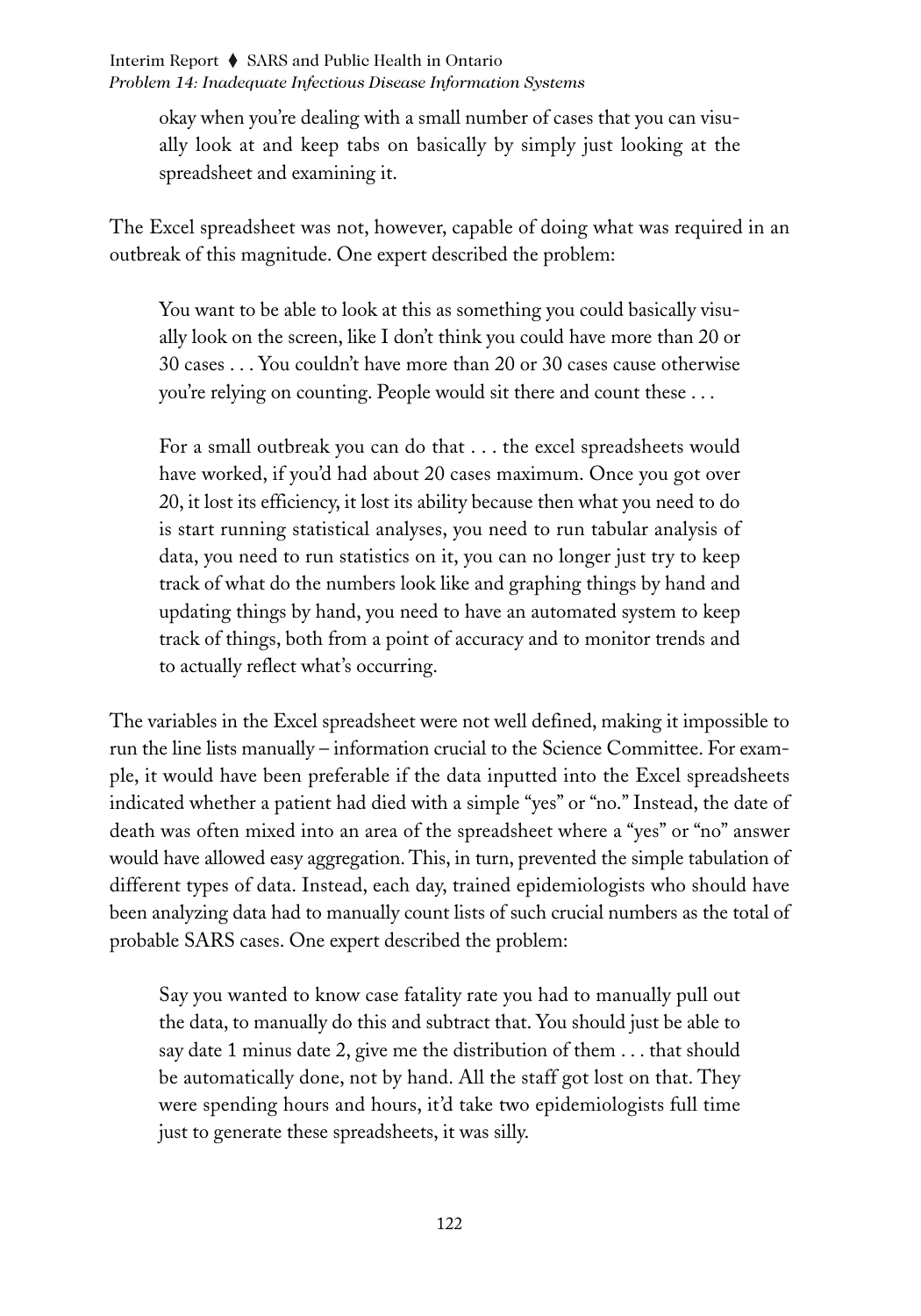> okay when you're dealing with a small number of cases that you can visually look at and keep tabs on basically by simply just looking at the spreadsheet and examining it.

The Excel spreadsheet was not, however, capable of doing what was required in an outbreak of this magnitude. One expert described the problem:

> You want to be able to look at this as something you could basically visually look on the screen, like I don't think you could have more than 20 or 30 cases . . . You couldn't have more than 20 or 30 cases cause otherwise you're relying on counting. People would sit there and count these . . .
>
> For a small outbreak you can do that . . . the excel spreadsheets would have worked, if you'd had about 20 cases maximum. Once you got over 20, it lost its efficiency, it lost its ability because then what you need to do is start running statistical analyses, you need to run tabular analysis of data, you need to run statistics on it, you can no longer just try to keep track of what do the numbers look like and graphing things by hand and updating things by hand, you need to have an automated system to keep track of things, both from a point of accuracy and to monitor trends and to actually reflect what's occurring.

The variables in the Excel spreadsheet were not well defined, making it impossible to run the line lists manually – information crucial to the Science Committee. For example, it would have been preferable if the data inputted into the Excel spreadsheets indicated whether a patient had died with a simple "yes" or "no." Instead, the date of death was often mixed into an area of the spreadsheet where a "yes" or "no" answer would have allowed easy aggregation. This, in turn, prevented the simple tabulation of different types of data. Instead, each day, trained epidemiologists who should have been analyzing data had to manually count lists of such crucial numbers as the total of probable SARS cases. One expert described the problem:

> Say you wanted to know case fatality rate you had to manually pull out the data, to manually do this and subtract that. You should just be able to say date 1 minus date 2, give me the distribution of them . . . that should be automatically done, not by hand. All the staff got lost on that. They were spending hours and hours, it'd take two epidemiologists full time just to generate these spreadsheets, it was silly.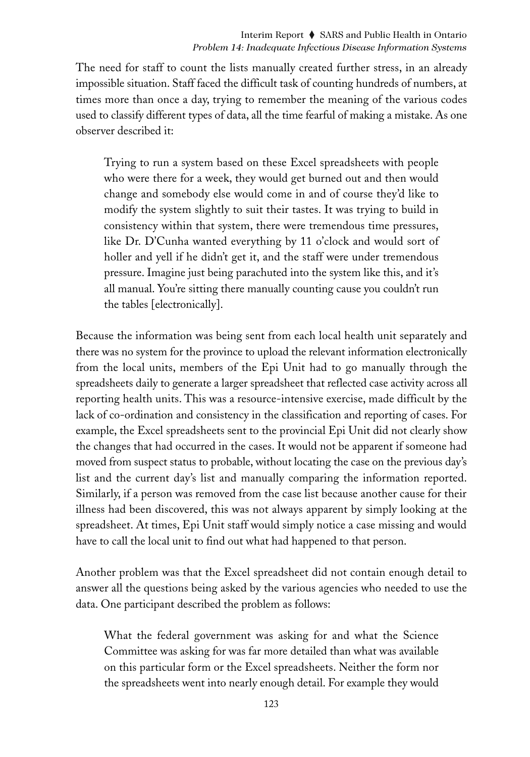The need for staff to count the lists manually created further stress, in an already impossible situation. Staff faced the difficult task of counting hundreds of numbers, at times more than once a day, trying to remember the meaning of the various codes used to classify different types of data, all the time fearful of making a mistake. As one observer described it:

> Trying to run a system based on these Excel spreadsheets with people who were there for a week, they would get burned out and then would change and somebody else would come in and of course they'd like to modify the system slightly to suit their tastes. It was trying to build in consistency within that system, there were tremendous time pressures, like Dr. D'Cunha wanted everything by 11 o'clock and would sort of holler and yell if he didn't get it, and the staff were under tremendous pressure. Imagine just being parachuted into the system like this, and it's all manual. You're sitting there manually counting cause you couldn't run the tables [electronically].

Because the information was being sent from each local health unit separately and there was no system for the province to upload the relevant information electronically from the local units, members of the Epi Unit had to go manually through the spreadsheets daily to generate a larger spreadsheet that reflected case activity across all reporting health units. This was a resource-intensive exercise, made difficult by the lack of co-ordination and consistency in the classification and reporting of cases. For example, the Excel spreadsheets sent to the provincial Epi Unit did not clearly show the changes that had occurred in the cases. It would not be apparent if someone had moved from suspect status to probable, without locating the case on the previous day's list and the current day's list and manually comparing the information reported. Similarly, if a person was removed from the case list because another cause for their illness had been discovered, this was not always apparent by simply looking at the spreadsheet. At times, Epi Unit staff would simply notice a case missing and would have to call the local unit to find out what had happened to that person.

Another problem was that the Excel spreadsheet did not contain enough detail to answer all the questions being asked by the various agencies who needed to use the data. One participant described the problem as follows:

> What the federal government was asking for and what the Science Committee was asking for was far more detailed than what was available on this particular form or the Excel spreadsheets. Neither the form nor the spreadsheets went into nearly enough detail. For example they would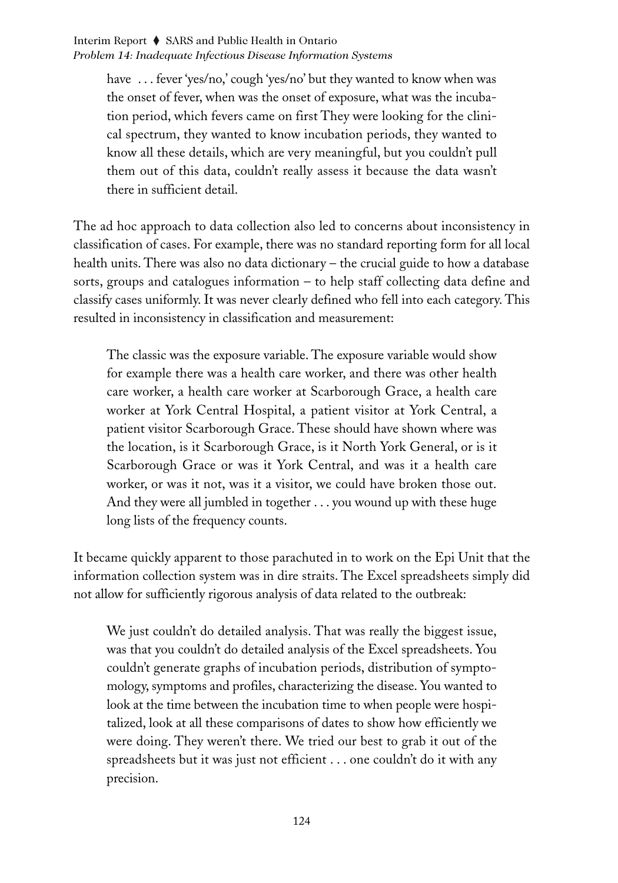> have ... fever 'yes/no,' cough 'yes/no' but they wanted to know when was the onset of fever, when was the onset of exposure, what was the incubation period, which fevers came on first They were looking for the clinical spectrum, they wanted to know incubation periods, they wanted to know all these details, which are very meaningful, but you couldn't pull them out of this data, couldn't really assess it because the data wasn't there in sufficient detail.

The ad hoc approach to data collection also led to concerns about inconsistency in classification of cases. For example, there was no standard reporting form for all local health units. There was also no data dictionary – the crucial guide to how a database sorts, groups and catalogues information – to help staff collecting data define and classify cases uniformly. It was never clearly defined who fell into each category. This resulted in inconsistency in classification and measurement:

> The classic was the exposure variable. The exposure variable would show for example there was a health care worker, and there was other health care worker, a health care worker at Scarborough Grace, a health care worker at York Central Hospital, a patient visitor at York Central, a patient visitor Scarborough Grace. These should have shown where was the location, is it Scarborough Grace, is it North York General, or is it Scarborough Grace or was it York Central, and was it a health care worker, or was it not, was it a visitor, we could have broken those out. And they were all jumbled in together ... you wound up with these huge long lists of the frequency counts.

It became quickly apparent to those parachuted in to work on the Epi Unit that the information collection system was in dire straits. The Excel spreadsheets simply did not allow for sufficiently rigorous analysis of data related to the outbreak:

> We just couldn't do detailed analysis. That was really the biggest issue, was that you couldn't do detailed analysis of the Excel spreadsheets. You couldn't generate graphs of incubation periods, distribution of symptomology, symptoms and profiles, characterizing the disease. You wanted to look at the time between the incubation time to when people were hospitalized, look at all these comparisons of dates to show how efficiently we were doing. They weren't there. We tried our best to grab it out of the spreadsheets but it was just not efficient ... one couldn't do it with any precision.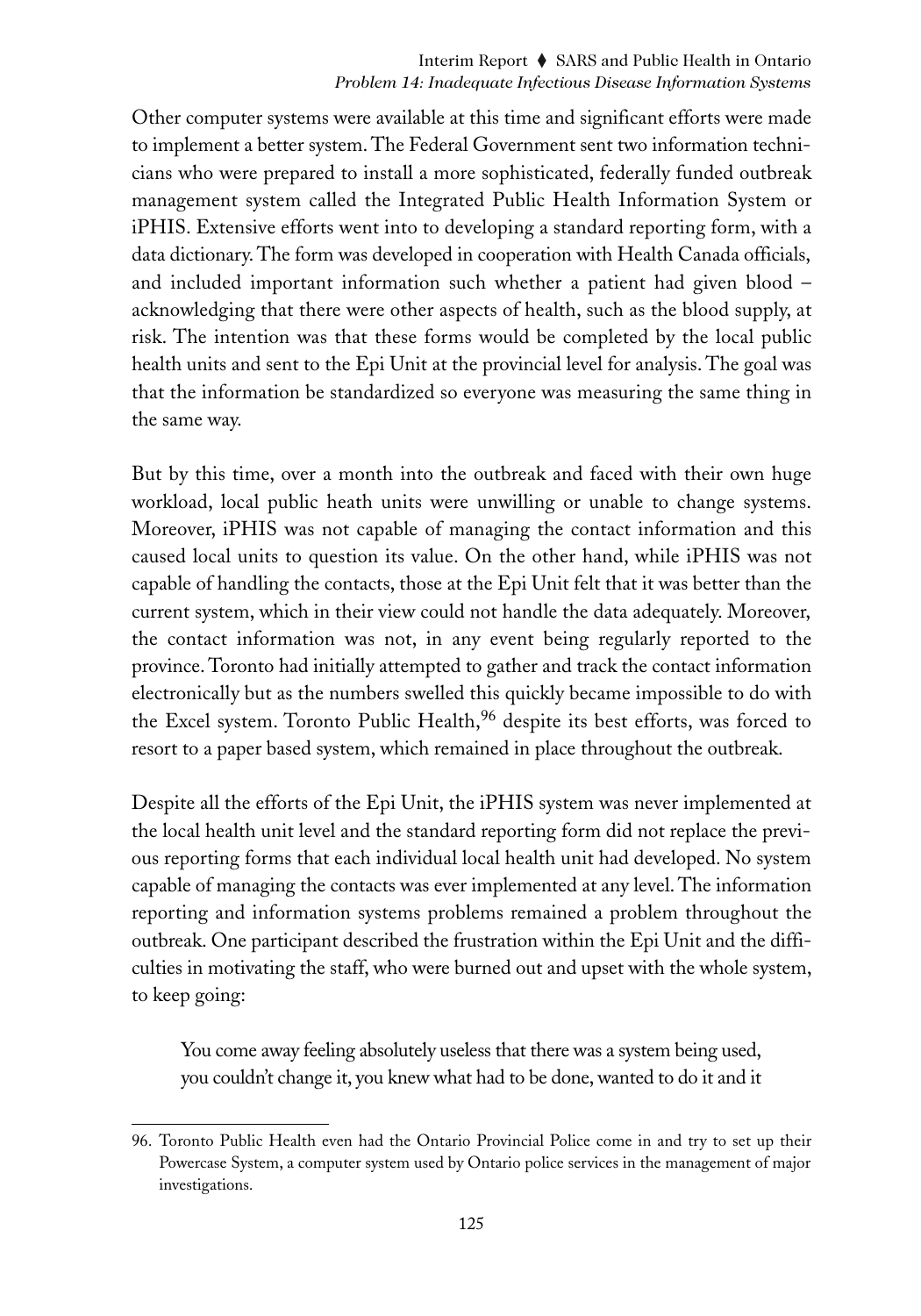Other computer systems were available at this time and significant efforts were made to implement a better system. The Federal Government sent two information technicians who were prepared to install a more sophisticated, federally funded outbreak management system called the Integrated Public Health Information System or iPHIS. Extensive efforts went into to developing a standard reporting form, with a data dictionary. The form was developed in cooperation with Health Canada officials, and included important information such whether a patient had given blood – acknowledging that there were other aspects of health, such as the blood supply, at risk. The intention was that these forms would be completed by the local public health units and sent to the Epi Unit at the provincial level for analysis. The goal was that the information be standardized so everyone was measuring the same thing in the same way.

But by this time, over a month into the outbreak and faced with their own huge workload, local public heath units were unwilling or unable to change systems. Moreover, iPHIS was not capable of managing the contact information and this caused local units to question its value. On the other hand, while iPHIS was not capable of handling the contacts, those at the Epi Unit felt that it was better than the current system, which in their view could not handle the data adequately. Moreover, the contact information was not, in any event being regularly reported to the province. Toronto had initially attempted to gather and track the contact information electronically but as the numbers swelled this quickly became impossible to do with the Excel system. Toronto Public Health,[96] despite its best efforts, was forced to resort to a paper based system, which remained in place throughout the outbreak.

Despite all the efforts of the Epi Unit, the iPHIS system was never implemented at the local health unit level and the standard reporting form did not replace the previous reporting forms that each individual local health unit had developed. No system capable of managing the contacts was ever implemented at any level. The information reporting and information systems problems remained a problem throughout the outbreak. One participant described the frustration within the Epi Unit and the difficulties in motivating the staff, who were burned out and upset with the whole system, to keep going:

> You come away feeling absolutely useless that there was a system being used, you couldn't change it, you knew what had to be done, wanted to do it and it

---

96. Toronto Public Health even had the Ontario Provincial Police come in and try to set up their Powercase System, a computer system used by Ontario police services in the management of major investigations.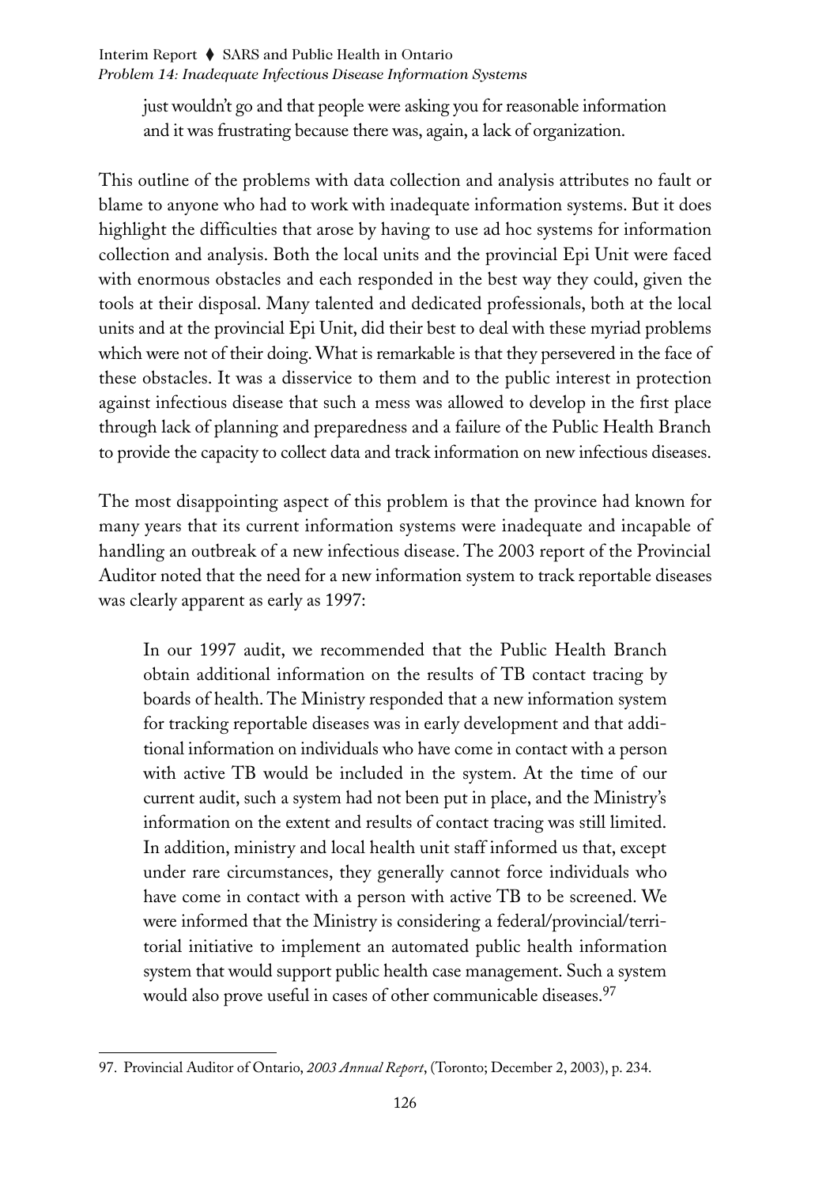just wouldn't go and that people were asking you for reasonable information and it was frustrating because there was, again, a lack of organization.

This outline of the problems with data collection and analysis attributes no fault or blame to anyone who had to work with inadequate information systems. But it does highlight the difficulties that arose by having to use ad hoc systems for information collection and analysis. Both the local units and the provincial Epi Unit were faced with enormous obstacles and each responded in the best way they could, given the tools at their disposal. Many talented and dedicated professionals, both at the local units and at the provincial Epi Unit, did their best to deal with these myriad problems which were not of their doing. What is remarkable is that they persevered in the face of these obstacles. It was a disservice to them and to the public interest in protection against infectious disease that such a mess was allowed to develop in the first place through lack of planning and preparedness and a failure of the Public Health Branch to provide the capacity to collect data and track information on new infectious diseases.

The most disappointing aspect of this problem is that the province had known for many years that its current information systems were inadequate and incapable of handling an outbreak of a new infectious disease. The 2003 report of the Provincial Auditor noted that the need for a new information system to track reportable diseases was clearly apparent as early as 1997:

> In our 1997 audit, we recommended that the Public Health Branch obtain additional information on the results of TB contact tracing by boards of health. The Ministry responded that a new information system for tracking reportable diseases was in early development and that additional information on individuals who have come in contact with a person with active TB would be included in the system. At the time of our current audit, such a system had not been put in place, and the Ministry's information on the extent and results of contact tracing was still limited. In addition, ministry and local health unit staff informed us that, except under rare circumstances, they generally cannot force individuals who have come in contact with a person with active TB to be screened. We were informed that the Ministry is considering a federal/provincial/territorial initiative to implement an automated public health information system that would support public health case management. Such a system would also prove useful in cases of other communicable diseases.[97]

---

97. Provincial Auditor of Ontario, *2003 Annual Report*, (Toronto; December 2, 2003), p. 234.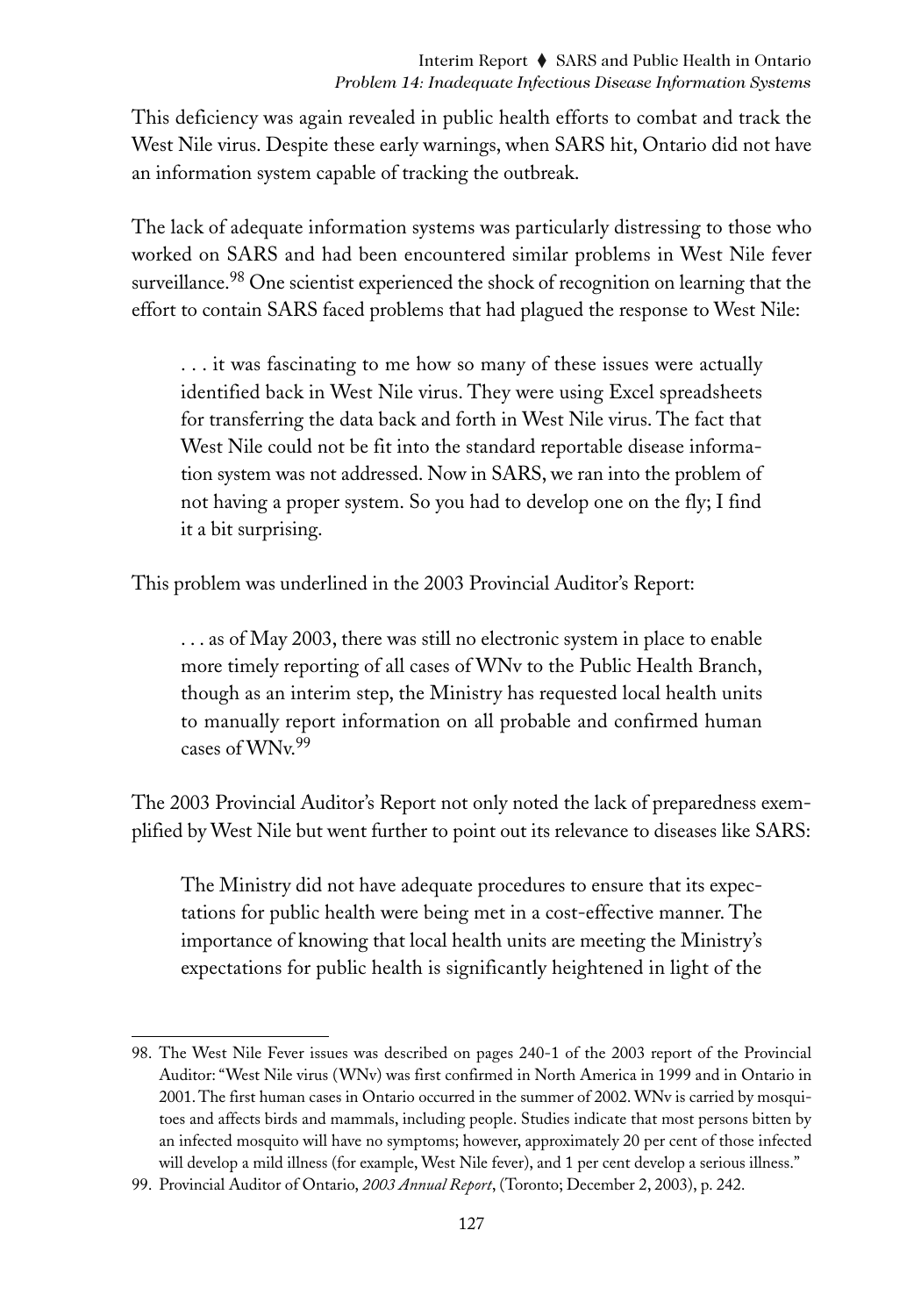This deficiency was again revealed in public health efforts to combat and track the West Nile virus. Despite these early warnings, when SARS hit, Ontario did not have an information system capable of tracking the outbreak.

The lack of adequate information systems was particularly distressing to those who worked on SARS and had been encountered similar problems in West Nile fever surveillance.[98] One scientist experienced the shock of recognition on learning that the effort to contain SARS faced problems that had plagued the response to West Nile:

> . . . it was fascinating to me how so many of these issues were actually identified back in West Nile virus. They were using Excel spreadsheets for transferring the data back and forth in West Nile virus. The fact that West Nile could not be fit into the standard reportable disease information system was not addressed. Now in SARS, we ran into the problem of not having a proper system. So you had to develop one on the fly; I find it a bit surprising.

This problem was underlined in the 2003 Provincial Auditor's Report:

> . . . as of May 2003, there was still no electronic system in place to enable more timely reporting of all cases of WNv to the Public Health Branch, though as an interim step, the Ministry has requested local health units to manually report information on all probable and confirmed human cases of WNv.[99]

The 2003 Provincial Auditor's Report not only noted the lack of preparedness exemplified by West Nile but went further to point out its relevance to diseases like SARS:

> The Ministry did not have adequate procedures to ensure that its expectations for public health were being met in a cost-effective manner. The importance of knowing that local health units are meeting the Ministry's expectations for public health is significantly heightened in light of the

---

98. The West Nile Fever issues was described on pages 240-1 of the 2003 report of the Provincial Auditor: "West Nile virus (WNv) was first confirmed in North America in 1999 and in Ontario in 2001. The first human cases in Ontario occurred in the summer of 2002. WNv is carried by mosquitoes and affects birds and mammals, including people. Studies indicate that most persons bitten by an infected mosquito will have no symptoms; however, approximately 20 per cent of those infected will develop a mild illness (for example, West Nile fever), and 1 per cent develop a serious illness."

99. Provincial Auditor of Ontario, *2003 Annual Report*, (Toronto; December 2, 2003), p. 242.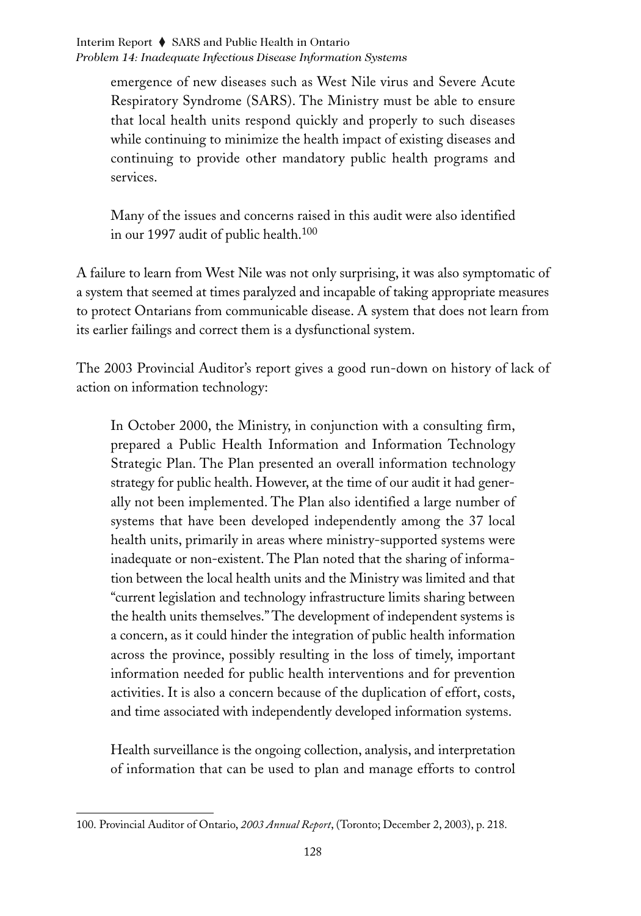> emergence of new diseases such as West Nile virus and Severe Acute Respiratory Syndrome (SARS). The Ministry must be able to ensure that local health units respond quickly and properly to such diseases while continuing to minimize the health impact of existing diseases and continuing to provide other mandatory public health programs and services.
>
> Many of the issues and concerns raised in this audit were also identified in our 1997 audit of public health.[100]

A failure to learn from West Nile was not only surprising, it was also symptomatic of a system that seemed at times paralyzed and incapable of taking appropriate measures to protect Ontarians from communicable disease. A system that does not learn from its earlier failings and correct them is a dysfunctional system.

The 2003 Provincial Auditor's report gives a good run-down on history of lack of action on information technology:

> In October 2000, the Ministry, in conjunction with a consulting firm, prepared a Public Health Information and Information Technology Strategic Plan. The Plan presented an overall information technology strategy for public health. However, at the time of our audit it had generally not been implemented. The Plan also identified a large number of systems that have been developed independently among the 37 local health units, primarily in areas where ministry-supported systems were inadequate or non-existent. The Plan noted that the sharing of information between the local health units and the Ministry was limited and that "current legislation and technology infrastructure limits sharing between the health units themselves." The development of independent systems is a concern, as it could hinder the integration of public health information across the province, possibly resulting in the loss of timely, important information needed for public health interventions and for prevention activities. It is also a concern because of the duplication of effort, costs, and time associated with independently developed information systems.
>
> Health surveillance is the ongoing collection, analysis, and interpretation of information that can be used to plan and manage efforts to control

---

100. Provincial Auditor of Ontario, *2003 Annual Report*, (Toronto; December 2, 2003), p. 218.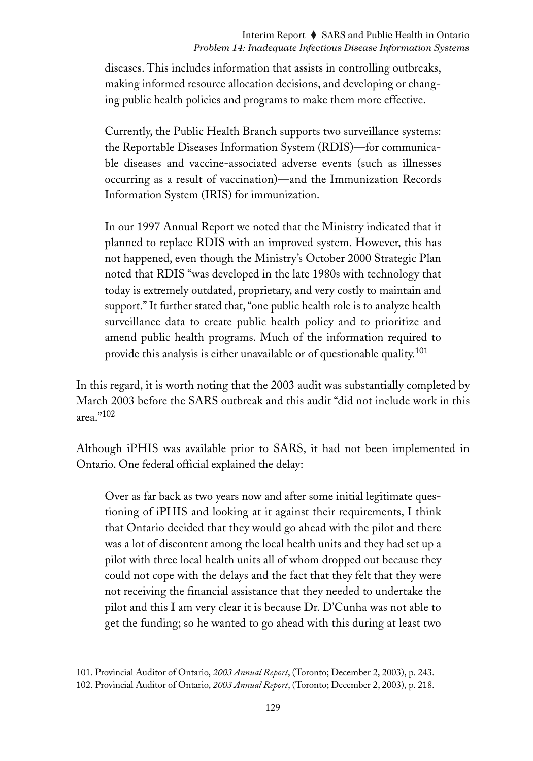> diseases. This includes information that assists in controlling outbreaks, making informed resource allocation decisions, and developing or changing public health policies and programs to make them more effective.
>
> Currently, the Public Health Branch supports two surveillance systems: the Reportable Diseases Information System (RDIS)—for communicable diseases and vaccine-associated adverse events (such as illnesses occurring as a result of vaccination)—and the Immunization Records Information System (IRIS) for immunization.
>
> In our 1997 Annual Report we noted that the Ministry indicated that it planned to replace RDIS with an improved system. However, this has not happened, even though the Ministry's October 2000 Strategic Plan noted that RDIS "was developed in the late 1980s with technology that today is extremely outdated, proprietary, and very costly to maintain and support." It further stated that, "one public health role is to analyze health surveillance data to create public health policy and to prioritize and amend public health programs. Much of the information required to provide this analysis is either unavailable or of questionable quality.[101]

In this regard, it is worth noting that the 2003 audit was substantially completed by March 2003 before the SARS outbreak and this audit "did not include work in this area."[102]

Although iPHIS was available prior to SARS, it had not been implemented in Ontario. One federal official explained the delay:

> Over as far back as two years now and after some initial legitimate questioning of iPHIS and looking at it against their requirements, I think that Ontario decided that they would go ahead with the pilot and there was a lot of discontent among the local health units and they had set up a pilot with three local health units all of whom dropped out because they could not cope with the delays and the fact that they felt that they were not receiving the financial assistance that they needed to undertake the pilot and this I am very clear it is because Dr. D'Cunha was not able to get the funding; so he wanted to go ahead with this during at least two

---

101. Provincial Auditor of Ontario, *2003 Annual Report*, (Toronto; December 2, 2003), p. 243.

102. Provincial Auditor of Ontario, *2003 Annual Report*, (Toronto; December 2, 2003), p. 218.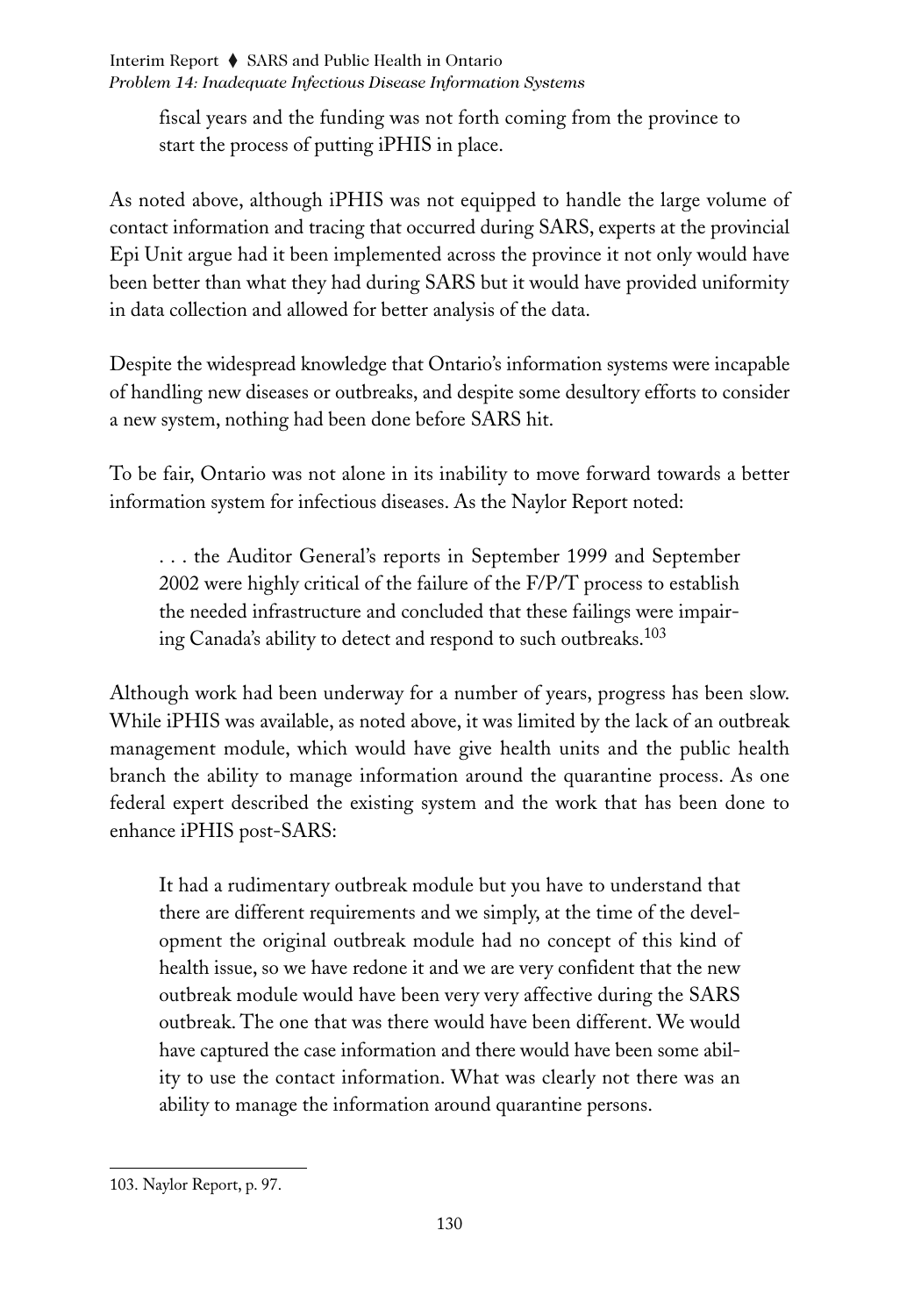fiscal years and the funding was not forth coming from the province to start the process of putting iPHIS in place.

As noted above, although iPHIS was not equipped to handle the large volume of contact information and tracing that occurred during SARS, experts at the provincial Epi Unit argue had it been implemented across the province it not only would have been better than what they had during SARS but it would have provided uniformity in data collection and allowed for better analysis of the data.

Despite the widespread knowledge that Ontario's information systems were incapable of handling new diseases or outbreaks, and despite some desultory efforts to consider a new system, nothing had been done before SARS hit.

To be fair, Ontario was not alone in its inability to move forward towards a better information system for infectious diseases. As the Naylor Report noted:

> . . . the Auditor General's reports in September 1999 and September 2002 were highly critical of the failure of the F/P/T process to establish the needed infrastructure and concluded that these failings were impairing Canada's ability to detect and respond to such outbreaks.[103]

Although work had been underway for a number of years, progress has been slow. While iPHIS was available, as noted above, it was limited by the lack of an outbreak management module, which would have give health units and the public health branch the ability to manage information around the quarantine process. As one federal expert described the existing system and the work that has been done to enhance iPHIS post-SARS:

> It had a rudimentary outbreak module but you have to understand that there are different requirements and we simply, at the time of the development the original outbreak module had no concept of this kind of health issue, so we have redone it and we are very confident that the new outbreak module would have been very very affective during the SARS outbreak. The one that was there would have been different. We would have captured the case information and there would have been some ability to use the contact information. What was clearly not there was an ability to manage the information around quarantine persons.

103. Naylor Report, p. 97.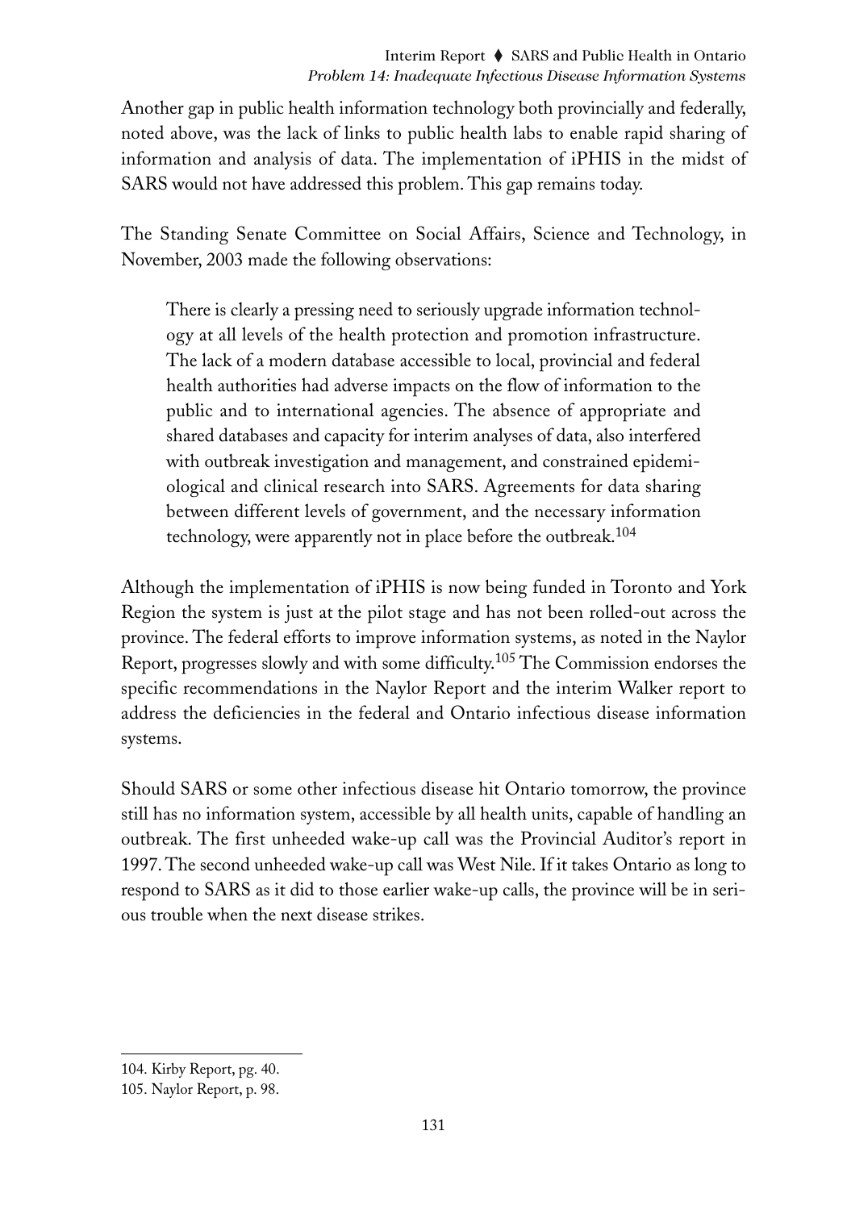Another gap in public health information technology both provincially and federally, noted above, was the lack of links to public health labs to enable rapid sharing of information and analysis of data. The implementation of iPHIS in the midst of SARS would not have addressed this problem. This gap remains today.

The Standing Senate Committee on Social Affairs, Science and Technology, in November, 2003 made the following observations:

> There is clearly a pressing need to seriously upgrade information technology at all levels of the health protection and promotion infrastructure. The lack of a modern database accessible to local, provincial and federal health authorities had adverse impacts on the flow of information to the public and to international agencies. The absence of appropriate and shared databases and capacity for interim analyses of data, also interfered with outbreak investigation and management, and constrained epidemiological and clinical research into SARS. Agreements for data sharing between different levels of government, and the necessary information technology, were apparently not in place before the outbreak.[104]

Although the implementation of iPHIS is now being funded in Toronto and York Region the system is just at the pilot stage and has not been rolled-out across the province. The federal efforts to improve information systems, as noted in the Naylor Report, progresses slowly and with some difficulty.[105] The Commission endorses the specific recommendations in the Naylor Report and the interim Walker report to address the deficiencies in the federal and Ontario infectious disease information systems.

Should SARS or some other infectious disease hit Ontario tomorrow, the province still has no information system, accessible by all health units, capable of handling an outbreak. The first unheeded wake-up call was the Provincial Auditor's report in 1997. The second unheeded wake-up call was West Nile. If it takes Ontario as long to respond to SARS as it did to those earlier wake-up calls, the province will be in serious trouble when the next disease strikes.

---

104. Kirby Report, pg. 40.

105. Naylor Report, p. 98.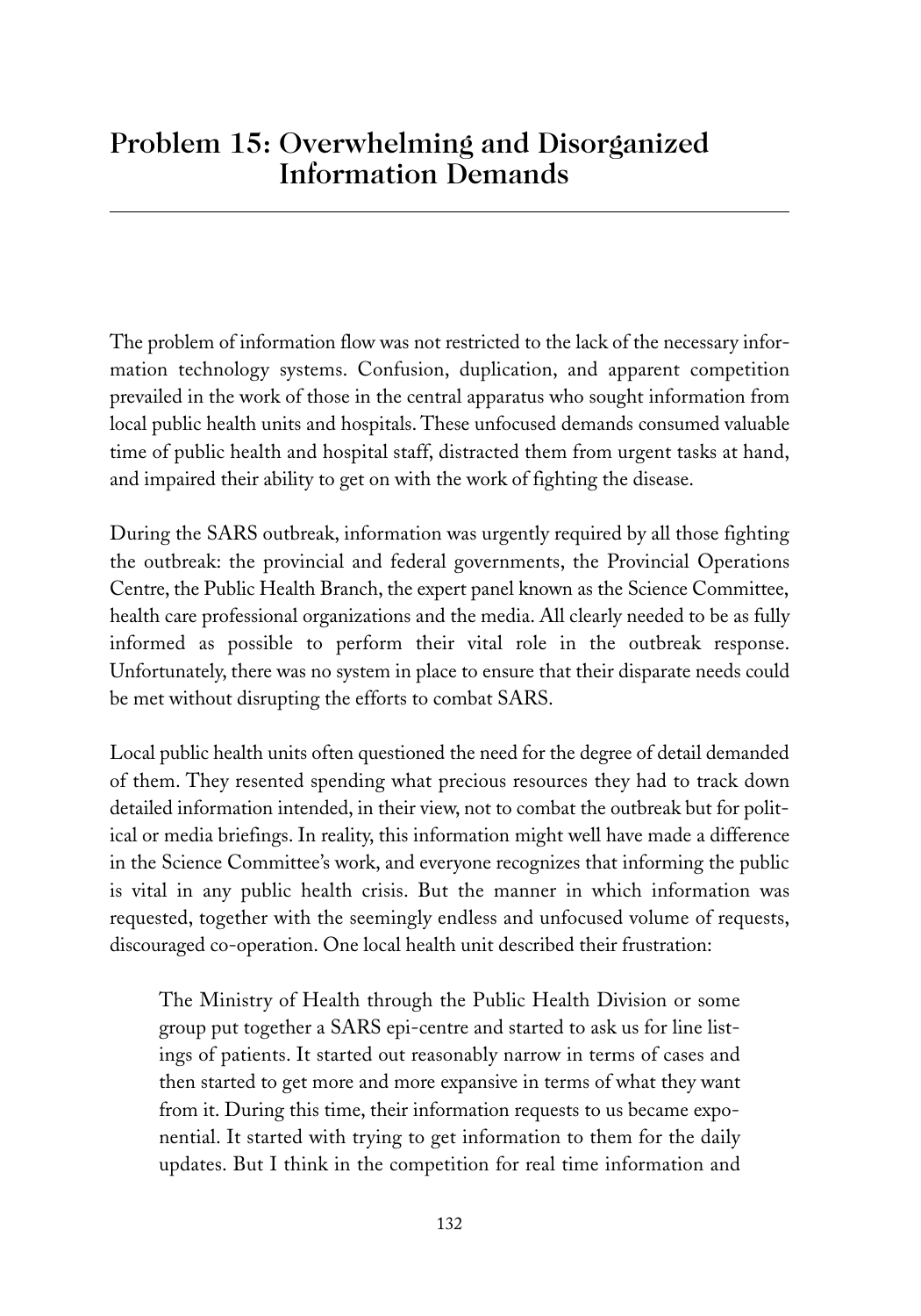## Problem 15: Overwhelming and Disorganized Information Demands

The problem of information flow was not restricted to the lack of the necessary information technology systems. Confusion, duplication, and apparent competition prevailed in the work of those in the central apparatus who sought information from local public health units and hospitals. These unfocused demands consumed valuable time of public health and hospital staff, distracted them from urgent tasks at hand, and impaired their ability to get on with the work of fighting the disease.

During the SARS outbreak, information was urgently required by all those fighting the outbreak: the provincial and federal governments, the Provincial Operations Centre, the Public Health Branch, the expert panel known as the Science Committee, health care professional organizations and the media. All clearly needed to be as fully informed as possible to perform their vital role in the outbreak response. Unfortunately, there was no system in place to ensure that their disparate needs could be met without disrupting the efforts to combat SARS.

Local public health units often questioned the need for the degree of detail demanded of them. They resented spending what precious resources they had to track down detailed information intended, in their view, not to combat the outbreak but for political or media briefings. In reality, this information might well have made a difference in the Science Committee's work, and everyone recognizes that informing the public is vital in any public health crisis. But the manner in which information was requested, together with the seemingly endless and unfocused volume of requests, discouraged co-operation. One local health unit described their frustration:

> The Ministry of Health through the Public Health Division or some group put together a SARS epi-centre and started to ask us for line listings of patients. It started out reasonably narrow in terms of cases and then started to get more and more expansive in terms of what they want from it. During this time, their information requests to us became exponential. It started with trying to get information to them for the daily updates. But I think in the competition for real time information and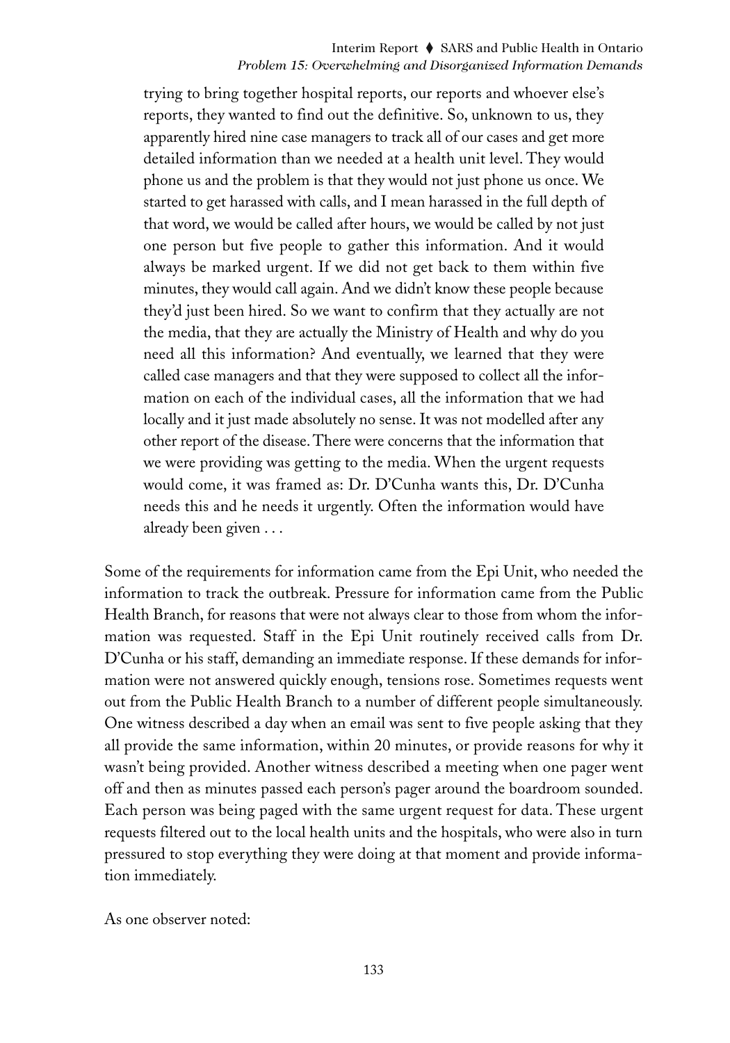> trying to bring together hospital reports, our reports and whoever else's reports, they wanted to find out the definitive. So, unknown to us, they apparently hired nine case managers to track all of our cases and get more detailed information than we needed at a health unit level. They would phone us and the problem is that they would not just phone us once. We started to get harassed with calls, and I mean harassed in the full depth of that word, we would be called after hours, we would be called by not just one person but five people to gather this information. And it would always be marked urgent. If we did not get back to them within five minutes, they would call again. And we didn't know these people because they'd just been hired. So we want to confirm that they actually are not the media, that they are actually the Ministry of Health and why do you need all this information? And eventually, we learned that they were called case managers and that they were supposed to collect all the information on each of the individual cases, all the information that we had locally and it just made absolutely no sense. It was not modelled after any other report of the disease. There were concerns that the information that we were providing was getting to the media. When the urgent requests would come, it was framed as: Dr. D'Cunha wants this, Dr. D'Cunha needs this and he needs it urgently. Often the information would have already been given . . .

Some of the requirements for information came from the Epi Unit, who needed the information to track the outbreak. Pressure for information came from the Public Health Branch, for reasons that were not always clear to those from whom the information was requested. Staff in the Epi Unit routinely received calls from Dr. D'Cunha or his staff, demanding an immediate response. If these demands for information were not answered quickly enough, tensions rose. Sometimes requests went out from the Public Health Branch to a number of different people simultaneously. One witness described a day when an email was sent to five people asking that they all provide the same information, within 20 minutes, or provide reasons for why it wasn't being provided. Another witness described a meeting when one pager went off and then as minutes passed each person's pager around the boardroom sounded. Each person was being paged with the same urgent request for data. These urgent requests filtered out to the local health units and the hospitals, who were also in turn pressured to stop everything they were doing at that moment and provide information immediately.

As one observer noted: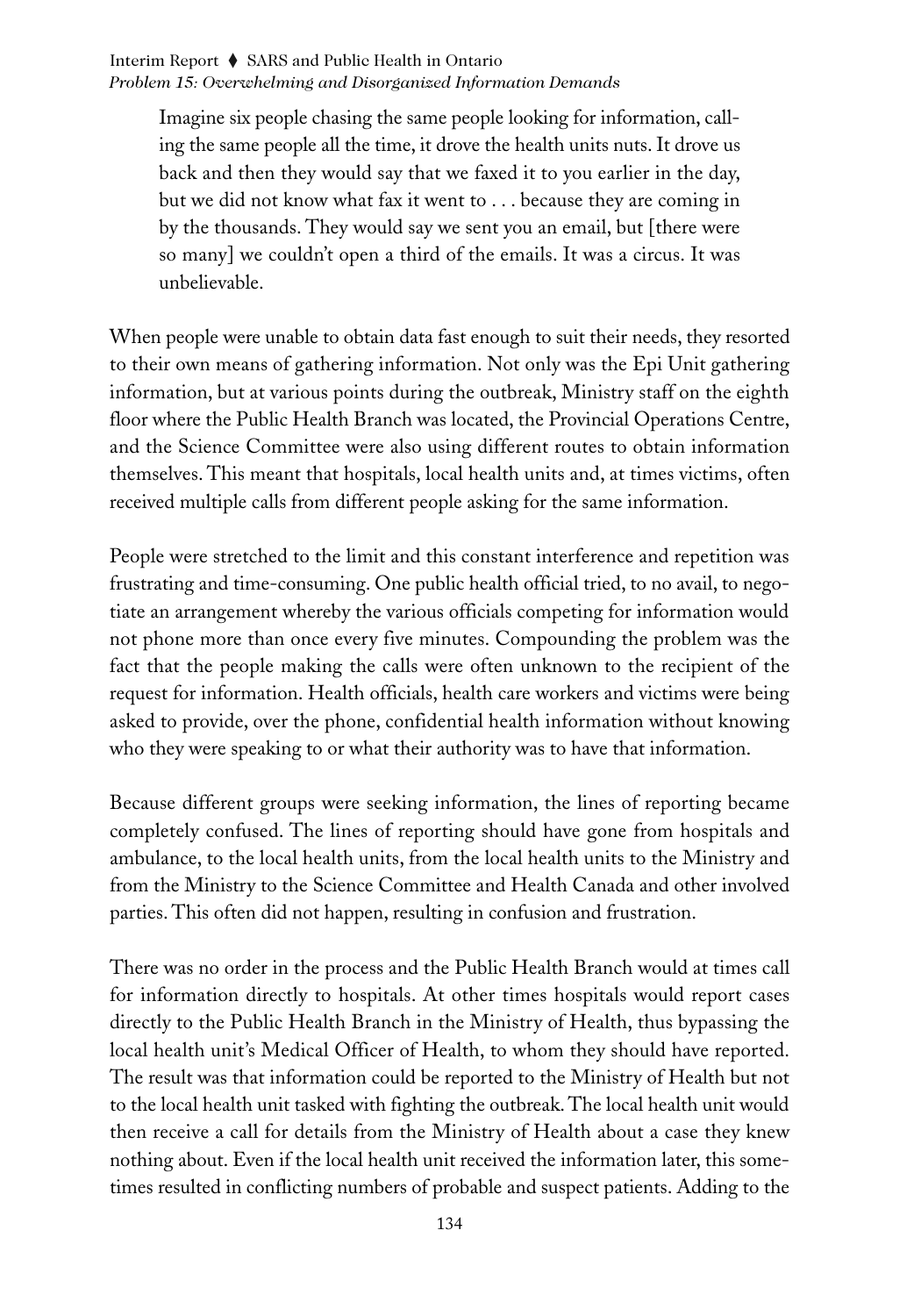> Imagine six people chasing the same people looking for information, calling the same people all the time, it drove the health units nuts. It drove us back and then they would say that we faxed it to you earlier in the day, but we did not know what fax it went to . . . because they are coming in by the thousands. They would say we sent you an email, but [there were so many] we couldn't open a third of the emails. It was a circus. It was unbelievable.

When people were unable to obtain data fast enough to suit their needs, they resorted to their own means of gathering information. Not only was the Epi Unit gathering information, but at various points during the outbreak, Ministry staff on the eighth floor where the Public Health Branch was located, the Provincial Operations Centre, and the Science Committee were also using different routes to obtain information themselves. This meant that hospitals, local health units and, at times victims, often received multiple calls from different people asking for the same information.

People were stretched to the limit and this constant interference and repetition was frustrating and time-consuming. One public health official tried, to no avail, to negotiate an arrangement whereby the various officials competing for information would not phone more than once every five minutes. Compounding the problem was the fact that the people making the calls were often unknown to the recipient of the request for information. Health officials, health care workers and victims were being asked to provide, over the phone, confidential health information without knowing who they were speaking to or what their authority was to have that information.

Because different groups were seeking information, the lines of reporting became completely confused. The lines of reporting should have gone from hospitals and ambulance, to the local health units, from the local health units to the Ministry and from the Ministry to the Science Committee and Health Canada and other involved parties. This often did not happen, resulting in confusion and frustration.

There was no order in the process and the Public Health Branch would at times call for information directly to hospitals. At other times hospitals would report cases directly to the Public Health Branch in the Ministry of Health, thus bypassing the local health unit's Medical Officer of Health, to whom they should have reported. The result was that information could be reported to the Ministry of Health but not to the local health unit tasked with fighting the outbreak. The local health unit would then receive a call for details from the Ministry of Health about a case they knew nothing about. Even if the local health unit received the information later, this sometimes resulted in conflicting numbers of probable and suspect patients. Adding to the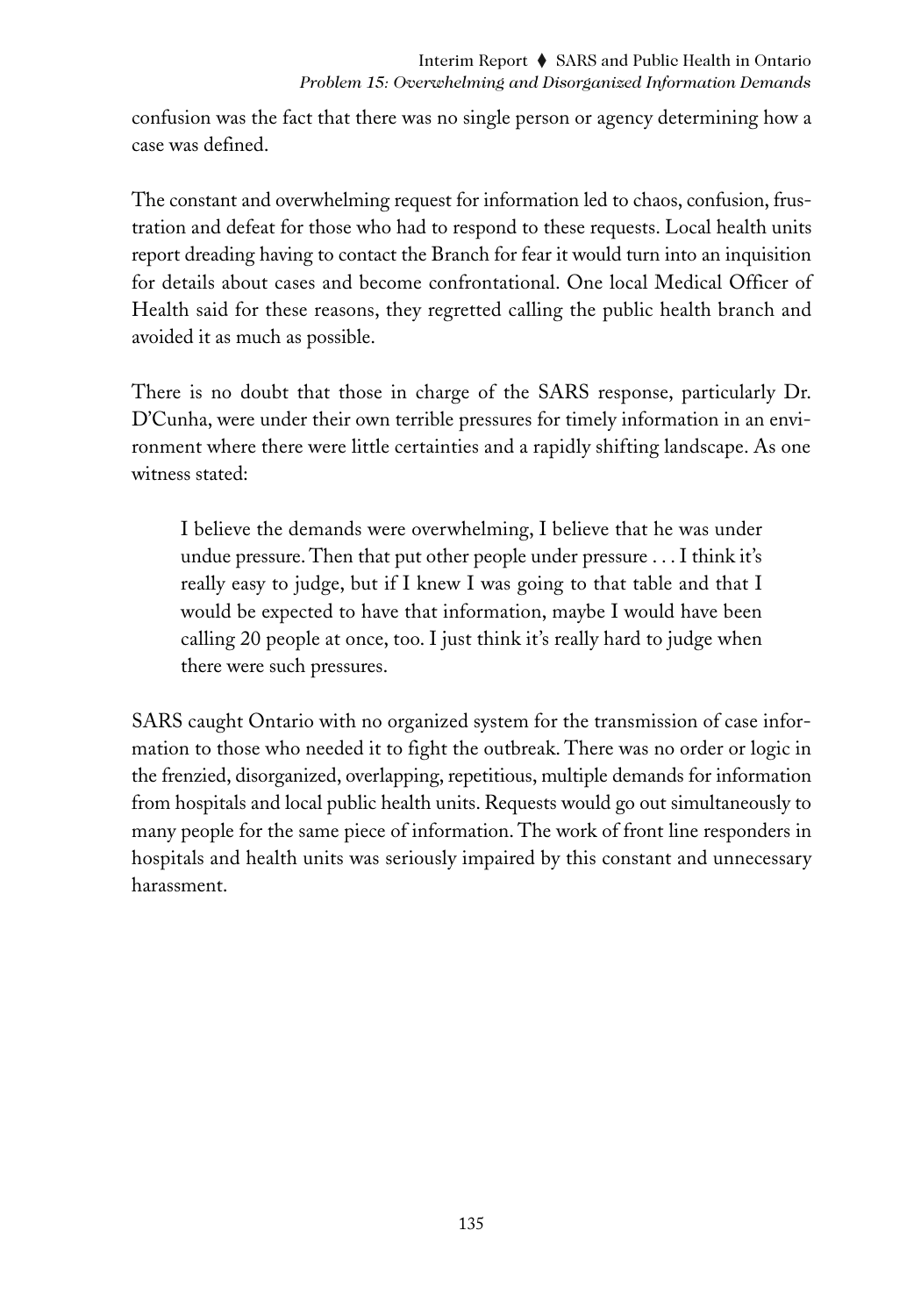confusion was the fact that there was no single person or agency determining how a case was defined.

The constant and overwhelming request for information led to chaos, confusion, frustration and defeat for those who had to respond to these requests. Local health units report dreading having to contact the Branch for fear it would turn into an inquisition for details about cases and become confrontational. One local Medical Officer of Health said for these reasons, they regretted calling the public health branch and avoided it as much as possible.

There is no doubt that those in charge of the SARS response, particularly Dr. D'Cunha, were under their own terrible pressures for timely information in an environment where there were little certainties and a rapidly shifting landscape. As one witness stated:

> I believe the demands were overwhelming, I believe that he was under undue pressure. Then that put other people under pressure . . . I think it's really easy to judge, but if I knew I was going to that table and that I would be expected to have that information, maybe I would have been calling 20 people at once, too. I just think it's really hard to judge when there were such pressures.

SARS caught Ontario with no organized system for the transmission of case information to those who needed it to fight the outbreak. There was no order or logic in the frenzied, disorganized, overlapping, repetitious, multiple demands for information from hospitals and local public health units. Requests would go out simultaneously to many people for the same piece of information. The work of front line responders in hospitals and health units was seriously impaired by this constant and unnecessary harassment.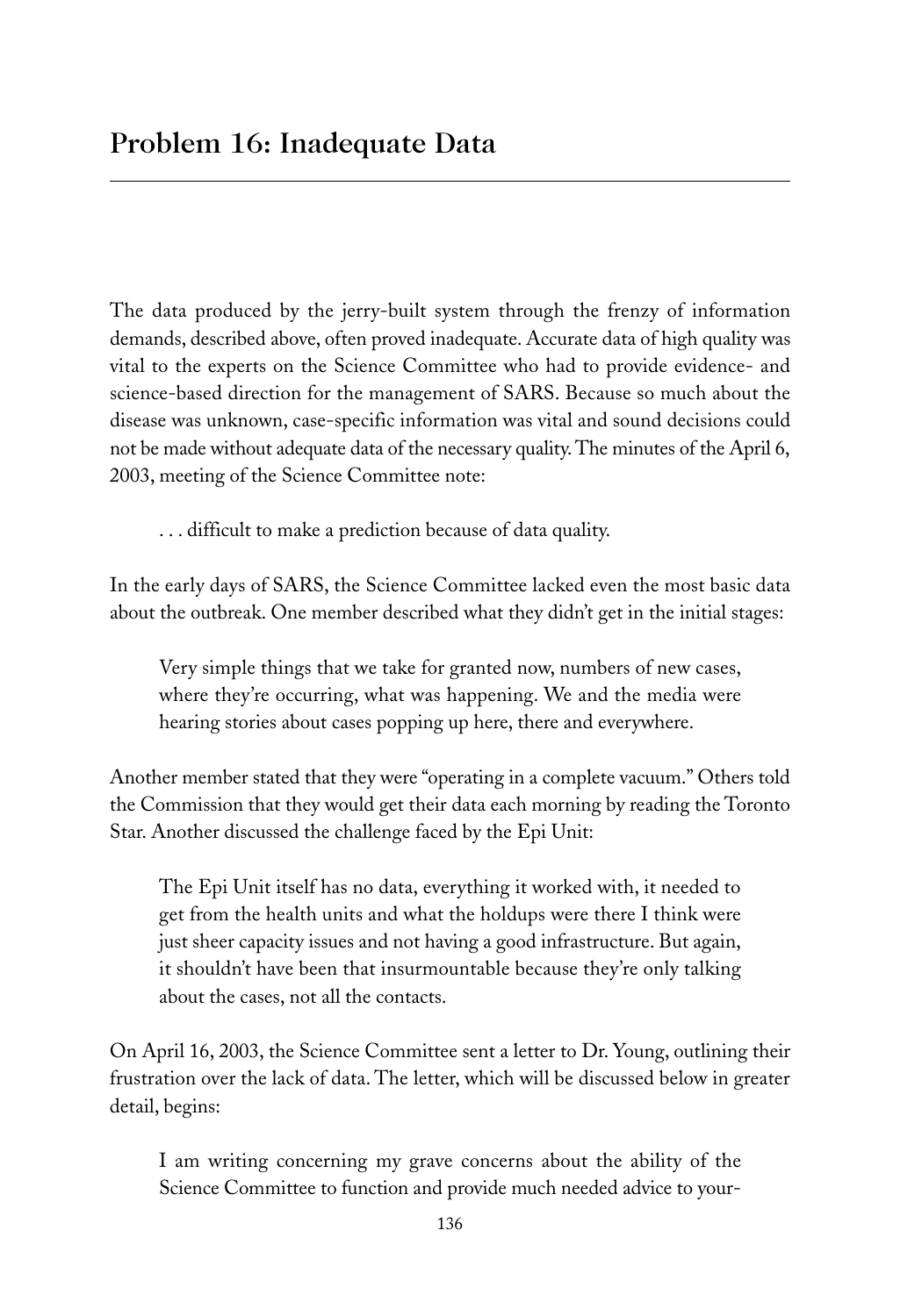## Problem 16: Inadequate Data

The data produced by the jerry-built system through the frenzy of information demands, described above, often proved inadequate. Accurate data of high quality was vital to the experts on the Science Committee who had to provide evidence- and science-based direction for the management of SARS. Because so much about the disease was unknown, case-specific information was vital and sound decisions could not be made without adequate data of the necessary quality. The minutes of the April 6, 2003, meeting of the Science Committee note:

> . . . difficult to make a prediction because of data quality.

In the early days of SARS, the Science Committee lacked even the most basic data about the outbreak. One member described what they didn't get in the initial stages:

> Very simple things that we take for granted now, numbers of new cases, where they're occurring, what was happening. We and the media were hearing stories about cases popping up here, there and everywhere.

Another member stated that they were "operating in a complete vacuum." Others told the Commission that they would get their data each morning by reading the Toronto Star. Another discussed the challenge faced by the Epi Unit:

> The Epi Unit itself has no data, everything it worked with, it needed to get from the health units and what the holdups were there I think were just sheer capacity issues and not having a good infrastructure. But again, it shouldn't have been that insurmountable because they're only talking about the cases, not all the contacts.

On April 16, 2003, the Science Committee sent a letter to Dr. Young, outlining their frustration over the lack of data. The letter, which will be discussed below in greater detail, begins:

> I am writing concerning my grave concerns about the ability of the Science Committee to function and provide much needed advice to your-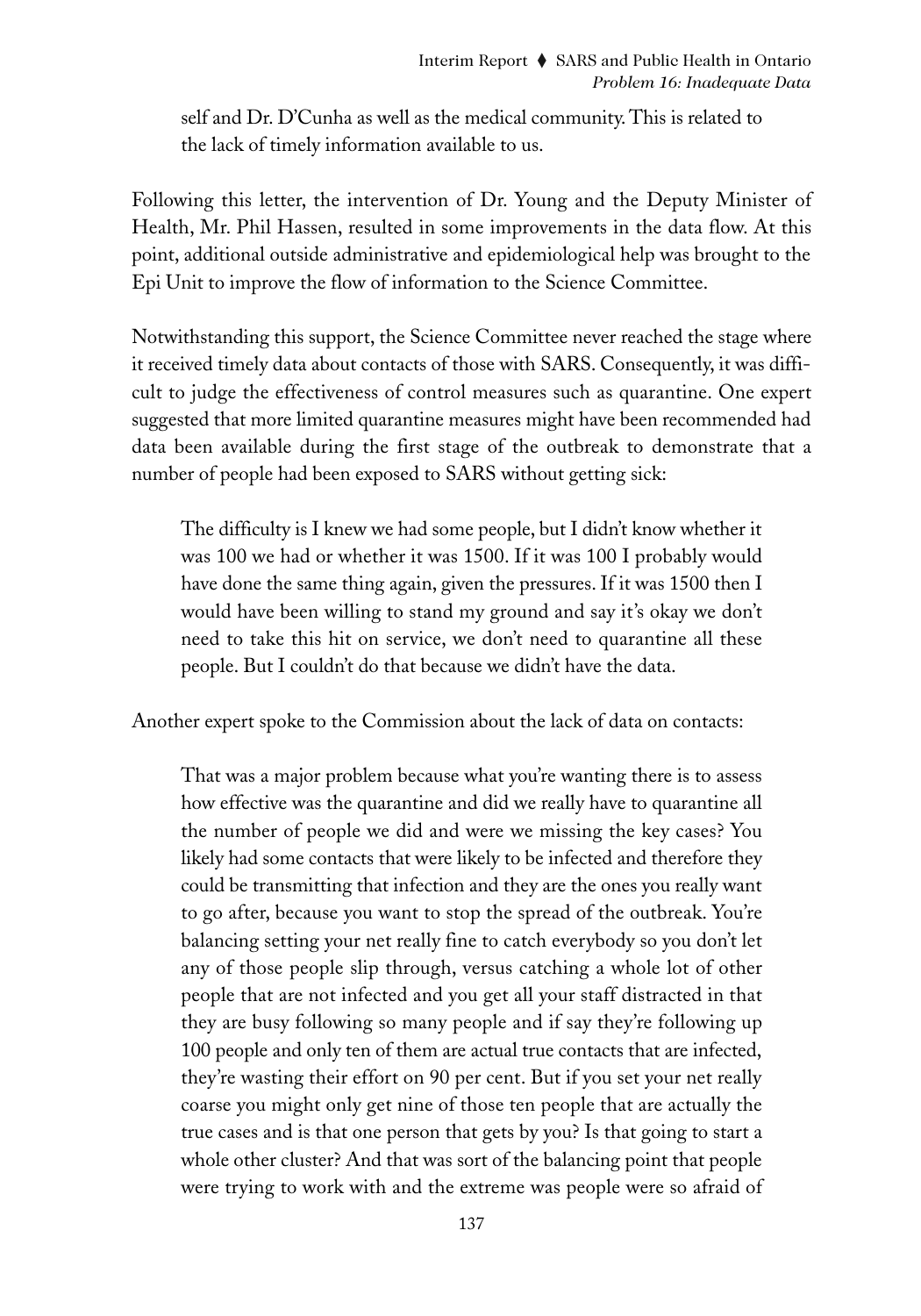self and Dr. D'Cunha as well as the medical community. This is related to the lack of timely information available to us.

Following this letter, the intervention of Dr. Young and the Deputy Minister of Health, Mr. Phil Hassen, resulted in some improvements in the data flow. At this point, additional outside administrative and epidemiological help was brought to the Epi Unit to improve the flow of information to the Science Committee.

Notwithstanding this support, the Science Committee never reached the stage where it received timely data about contacts of those with SARS. Consequently, it was difficult to judge the effectiveness of control measures such as quarantine. One expert suggested that more limited quarantine measures might have been recommended had data been available during the first stage of the outbreak to demonstrate that a number of people had been exposed to SARS without getting sick:

> The difficulty is I knew we had some people, but I didn't know whether it was 100 we had or whether it was 1500. If it was 100 I probably would have done the same thing again, given the pressures. If it was 1500 then I would have been willing to stand my ground and say it's okay we don't need to take this hit on service, we don't need to quarantine all these people. But I couldn't do that because we didn't have the data.

Another expert spoke to the Commission about the lack of data on contacts:

> That was a major problem because what you're wanting there is to assess how effective was the quarantine and did we really have to quarantine all the number of people we did and were we missing the key cases? You likely had some contacts that were likely to be infected and therefore they could be transmitting that infection and they are the ones you really want to go after, because you want to stop the spread of the outbreak. You're balancing setting your net really fine to catch everybody so you don't let any of those people slip through, versus catching a whole lot of other people that are not infected and you get all your staff distracted in that they are busy following so many people and if say they're following up 100 people and only ten of them are actual true contacts that are infected, they're wasting their effort on 90 per cent. But if you set your net really coarse you might only get nine of those ten people that are actually the true cases and is that one person that gets by you? Is that going to start a whole other cluster? And that was sort of the balancing point that people were trying to work with and the extreme was people were so afraid of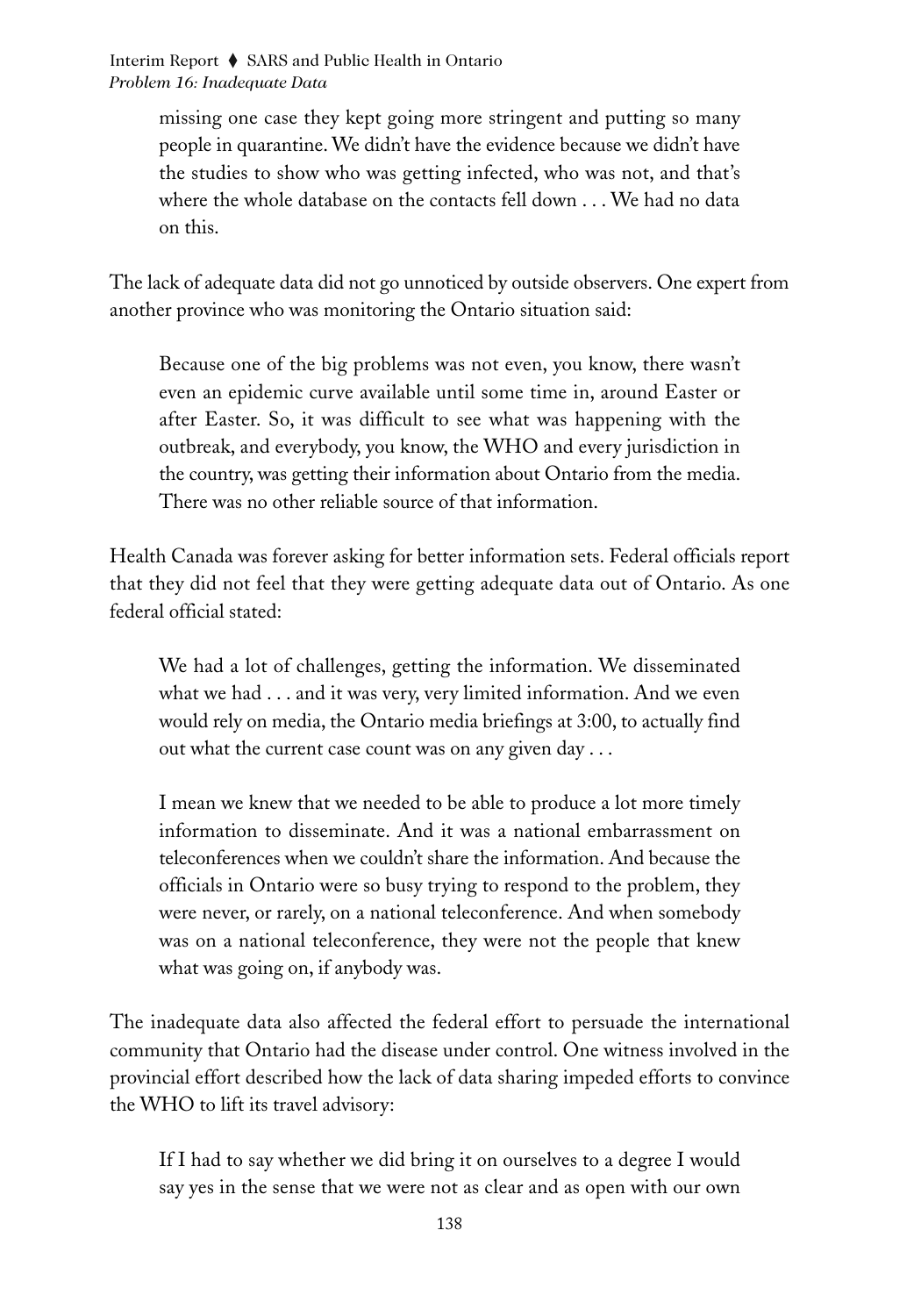> missing one case they kept going more stringent and putting so many people in quarantine. We didn't have the evidence because we didn't have the studies to show who was getting infected, who was not, and that's where the whole database on the contacts fell down . . . We had no data on this.

The lack of adequate data did not go unnoticed by outside observers. One expert from another province who was monitoring the Ontario situation said:

> Because one of the big problems was not even, you know, there wasn't even an epidemic curve available until some time in, around Easter or after Easter. So, it was difficult to see what was happening with the outbreak, and everybody, you know, the WHO and every jurisdiction in the country, was getting their information about Ontario from the media. There was no other reliable source of that information.

Health Canada was forever asking for better information sets. Federal officials report that they did not feel that they were getting adequate data out of Ontario. As one federal official stated:

> We had a lot of challenges, getting the information. We disseminated what we had . . . and it was very, very limited information. And we even would rely on media, the Ontario media briefings at 3:00, to actually find out what the current case count was on any given day . . .
>
> I mean we knew that we needed to be able to produce a lot more timely information to disseminate. And it was a national embarrassment on teleconferences when we couldn't share the information. And because the officials in Ontario were so busy trying to respond to the problem, they were never, or rarely, on a national teleconference. And when somebody was on a national teleconference, they were not the people that knew what was going on, if anybody was.

The inadequate data also affected the federal effort to persuade the international community that Ontario had the disease under control. One witness involved in the provincial effort described how the lack of data sharing impeded efforts to convince the WHO to lift its travel advisory:

> If I had to say whether we did bring it on ourselves to a degree I would say yes in the sense that we were not as clear and as open with our own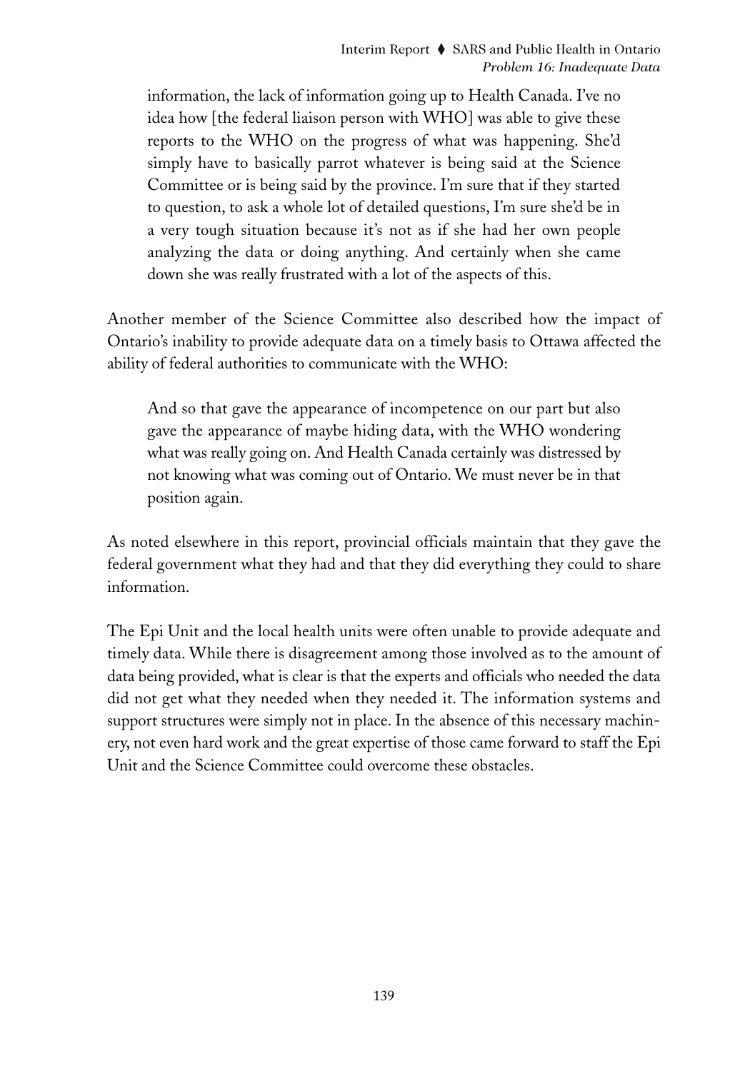> information, the lack of information going up to Health Canada. I've no idea how [the federal liaison person with WHO] was able to give these reports to the WHO on the progress of what was happening. She'd simply have to basically parrot whatever is being said at the Science Committee or is being said by the province. I'm sure that if they started to question, to ask a whole lot of detailed questions, I'm sure she'd be in a very tough situation because it's not as if she had her own people analyzing the data or doing anything. And certainly when she came down she was really frustrated with a lot of the aspects of this.

Another member of the Science Committee also described how the impact of Ontario's inability to provide adequate data on a timely basis to Ottawa affected the ability of federal authorities to communicate with the WHO:

> And so that gave the appearance of incompetence on our part but also gave the appearance of maybe hiding data, with the WHO wondering what was really going on. And Health Canada certainly was distressed by not knowing what was coming out of Ontario. We must never be in that position again.

As noted elsewhere in this report, provincial officials maintain that they gave the federal government what they had and that they did everything they could to share information.

The Epi Unit and the local health units were often unable to provide adequate and timely data. While there is disagreement among those involved as to the amount of data being provided, what is clear is that the experts and officials who needed the data did not get what they needed when they needed it. The information systems and support structures were simply not in place. In the absence of this necessary machinery, not even hard work and the great expertise of those came forward to staff the Epi Unit and the Science Committee could overcome these obstacles.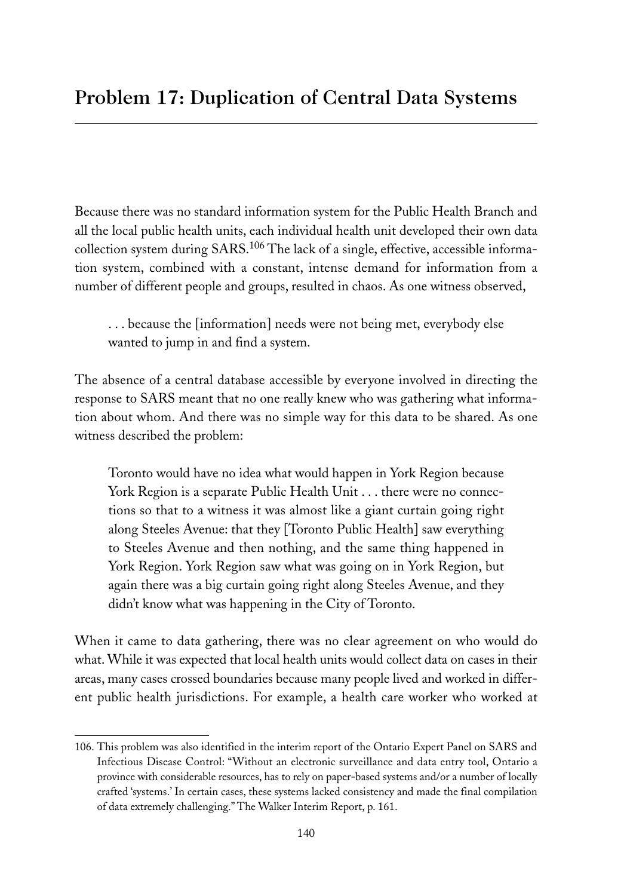## Problem 17: Duplication of Central Data Systems

Because there was no standard information system for the Public Health Branch and all the local public health units, each individual health unit developed their own data collection system during SARS.[106] The lack of a single, effective, accessible information system, combined with a constant, intense demand for information from a number of different people and groups, resulted in chaos. As one witness observed,

> . . . because the [information] needs were not being met, everybody else wanted to jump in and find a system.

The absence of a central database accessible by everyone involved in directing the response to SARS meant that no one really knew who was gathering what information about whom. And there was no simple way for this data to be shared. As one witness described the problem:

> Toronto would have no idea what would happen in York Region because York Region is a separate Public Health Unit . . . there were no connections so that to a witness it was almost like a giant curtain going right along Steeles Avenue: that they [Toronto Public Health] saw everything to Steeles Avenue and then nothing, and the same thing happened in York Region. York Region saw what was going on in York Region, but again there was a big curtain going right along Steeles Avenue, and they didn't know what was happening in the City of Toronto.

When it came to data gathering, there was no clear agreement on who would do what. While it was expected that local health units would collect data on cases in their areas, many cases crossed boundaries because many people lived and worked in different public health jurisdictions. For example, a health care worker who worked at

---

106. This problem was also identified in the interim report of the Ontario Expert Panel on SARS and Infectious Disease Control: "Without an electronic surveillance and data entry tool, Ontario a province with considerable resources, has to rely on paper-based systems and/or a number of locally crafted 'systems.' In certain cases, these systems lacked consistency and made the final compilation of data extremely challenging." The Walker Interim Report, p. 161.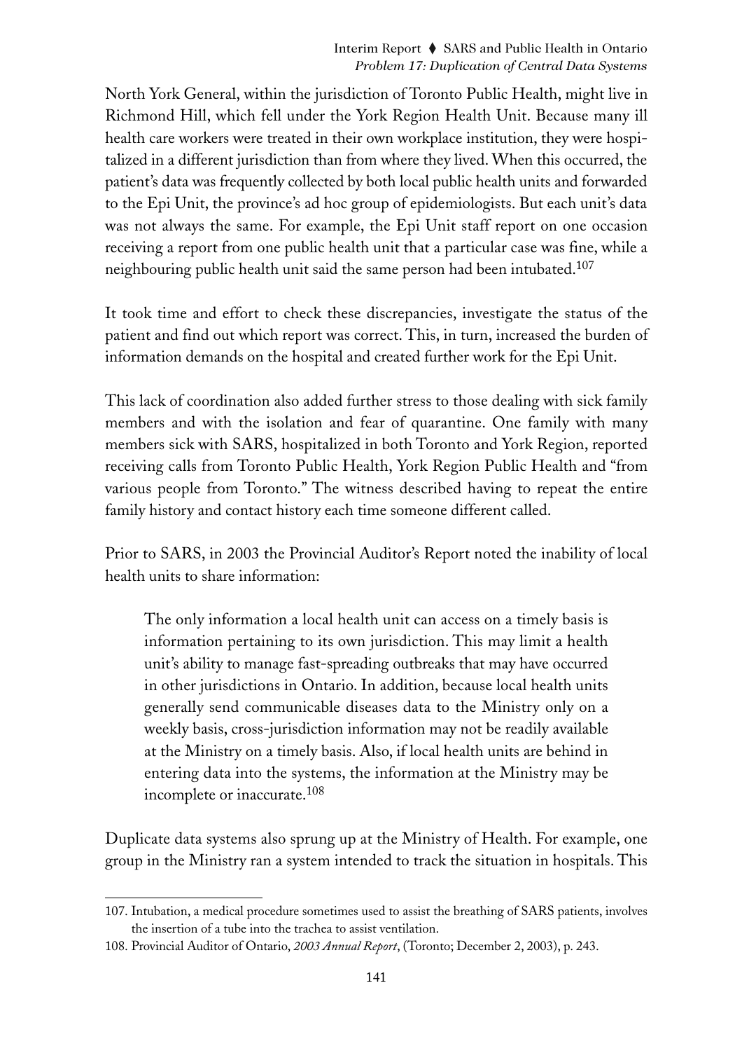North York General, within the jurisdiction of Toronto Public Health, might live in Richmond Hill, which fell under the York Region Health Unit. Because many ill health care workers were treated in their own workplace institution, they were hospitalized in a different jurisdiction than from where they lived. When this occurred, the patient's data was frequently collected by both local public health units and forwarded to the Epi Unit, the province's ad hoc group of epidemiologists. But each unit's data was not always the same. For example, the Epi Unit staff report on one occasion receiving a report from one public health unit that a particular case was fine, while a neighbouring public health unit said the same person had been intubated.[107]

It took time and effort to check these discrepancies, investigate the status of the patient and find out which report was correct. This, in turn, increased the burden of information demands on the hospital and created further work for the Epi Unit.

This lack of coordination also added further stress to those dealing with sick family members and with the isolation and fear of quarantine. One family with many members sick with SARS, hospitalized in both Toronto and York Region, reported receiving calls from Toronto Public Health, York Region Public Health and "from various people from Toronto." The witness described having to repeat the entire family history and contact history each time someone different called.

Prior to SARS, in 2003 the Provincial Auditor's Report noted the inability of local health units to share information:

> The only information a local health unit can access on a timely basis is information pertaining to its own jurisdiction. This may limit a health unit's ability to manage fast-spreading outbreaks that may have occurred in other jurisdictions in Ontario. In addition, because local health units generally send communicable diseases data to the Ministry only on a weekly basis, cross-jurisdiction information may not be readily available at the Ministry on a timely basis. Also, if local health units are behind in entering data into the systems, the information at the Ministry may be incomplete or inaccurate.[108]

Duplicate data systems also sprung up at the Ministry of Health. For example, one group in the Ministry ran a system intended to track the situation in hospitals. This

---

107. Intubation, a medical procedure sometimes used to assist the breathing of SARS patients, involves the insertion of a tube into the trachea to assist ventilation.

108. Provincial Auditor of Ontario, *2003 Annual Report*, (Toronto; December 2, 2003), p. 243.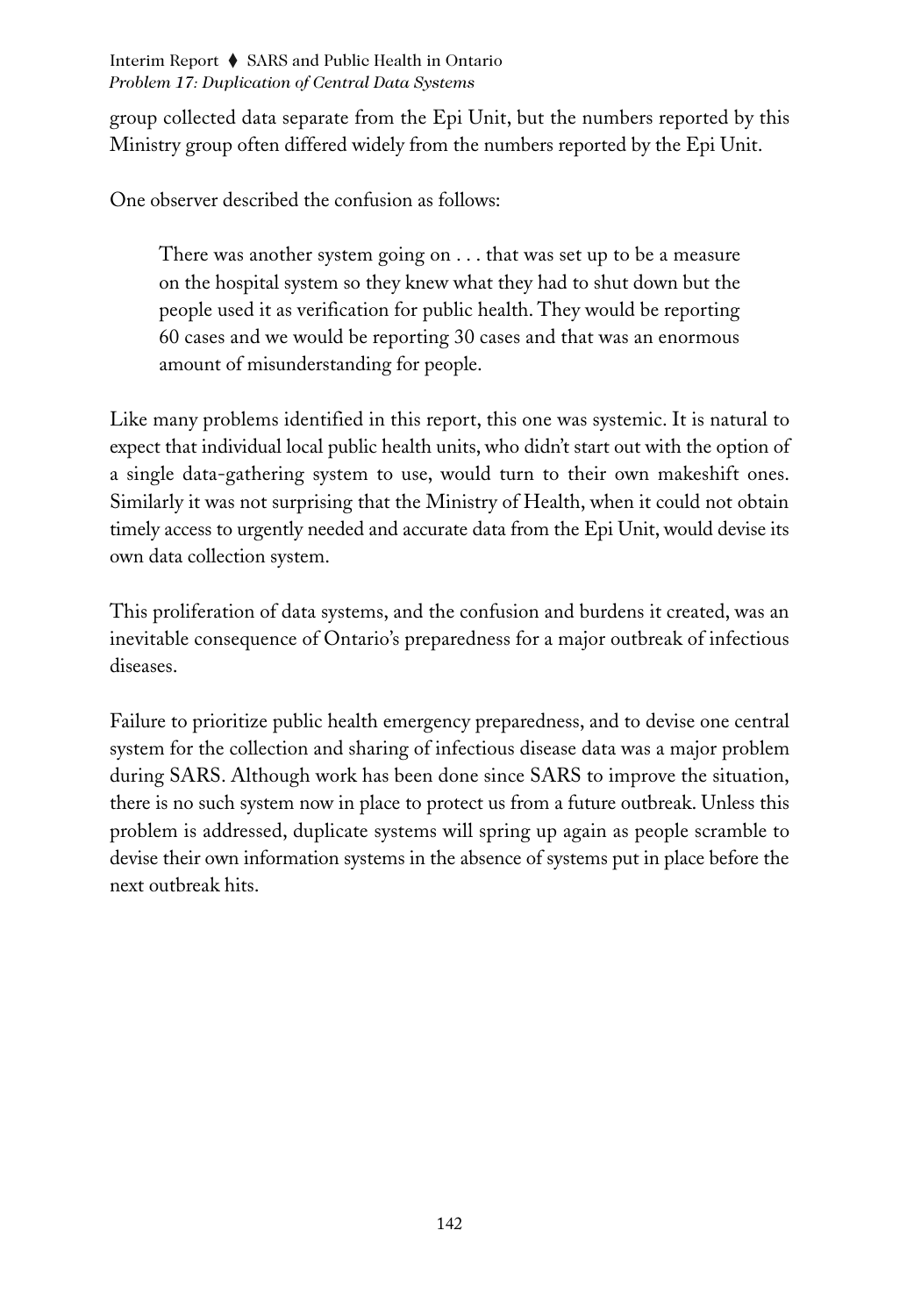group collected data separate from the Epi Unit, but the numbers reported by this Ministry group often differed widely from the numbers reported by the Epi Unit.

One observer described the confusion as follows:

> There was another system going on . . . that was set up to be a measure on the hospital system so they knew what they had to shut down but the people used it as verification for public health. They would be reporting 60 cases and we would be reporting 30 cases and that was an enormous amount of misunderstanding for people.

Like many problems identified in this report, this one was systemic. It is natural to expect that individual local public health units, who didn't start out with the option of a single data-gathering system to use, would turn to their own makeshift ones. Similarly it was not surprising that the Ministry of Health, when it could not obtain timely access to urgently needed and accurate data from the Epi Unit, would devise its own data collection system.

This proliferation of data systems, and the confusion and burdens it created, was an inevitable consequence of Ontario's preparedness for a major outbreak of infectious diseases.

Failure to prioritize public health emergency preparedness, and to devise one central system for the collection and sharing of infectious disease data was a major problem during SARS. Although work has been done since SARS to improve the situation, there is no such system now in place to protect us from a future outbreak. Unless this problem is addressed, duplicate systems will spring up again as people scramble to devise their own information systems in the absence of systems put in place before the next outbreak hits.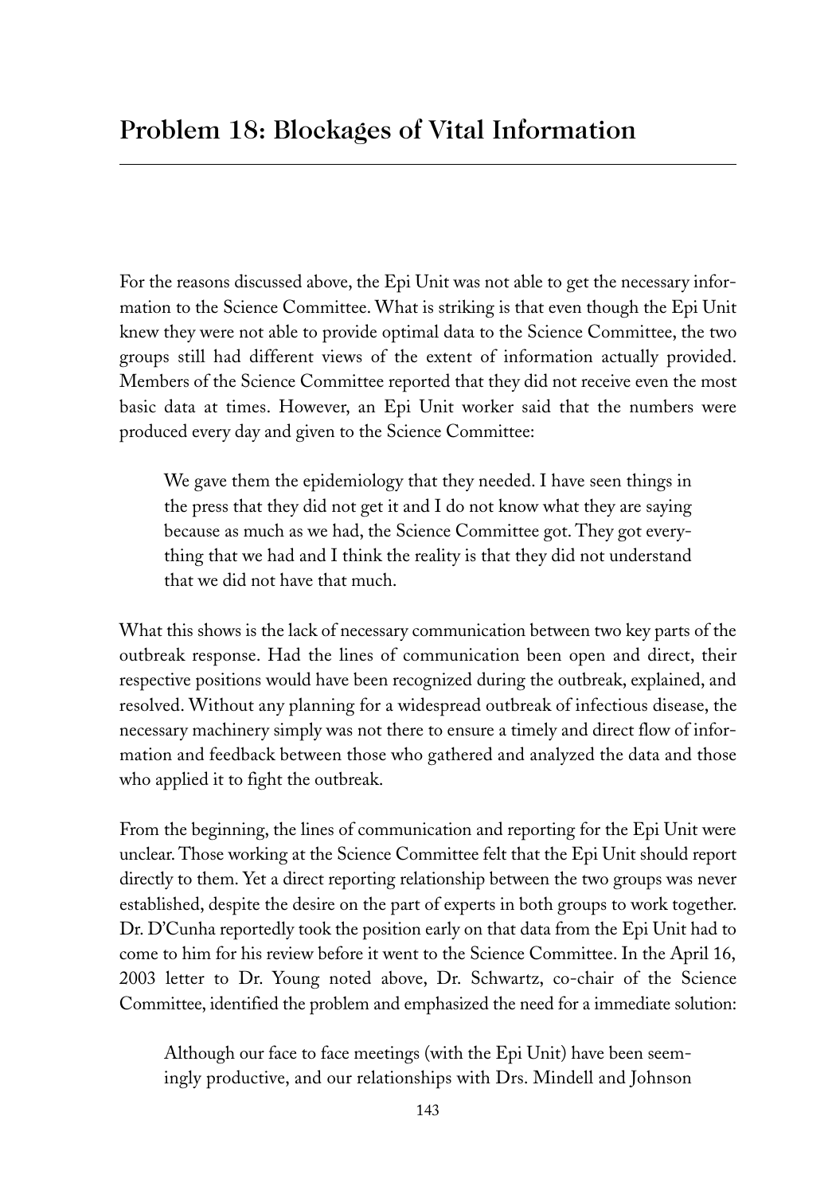## Problem 18: Blockages of Vital Information

For the reasons discussed above, the Epi Unit was not able to get the necessary information to the Science Committee. What is striking is that even though the Epi Unit knew they were not able to provide optimal data to the Science Committee, the two groups still had different views of the extent of information actually provided. Members of the Science Committee reported that they did not receive even the most basic data at times. However, an Epi Unit worker said that the numbers were produced every day and given to the Science Committee:

> We gave them the epidemiology that they needed. I have seen things in the press that they did not get it and I do not know what they are saying because as much as we had, the Science Committee got. They got everything that we had and I think the reality is that they did not understand that we did not have that much.

What this shows is the lack of necessary communication between two key parts of the outbreak response. Had the lines of communication been open and direct, their respective positions would have been recognized during the outbreak, explained, and resolved. Without any planning for a widespread outbreak of infectious disease, the necessary machinery simply was not there to ensure a timely and direct flow of information and feedback between those who gathered and analyzed the data and those who applied it to fight the outbreak.

From the beginning, the lines of communication and reporting for the Epi Unit were unclear. Those working at the Science Committee felt that the Epi Unit should report directly to them. Yet a direct reporting relationship between the two groups was never established, despite the desire on the part of experts in both groups to work together. Dr. D'Cunha reportedly took the position early on that data from the Epi Unit had to come to him for his review before it went to the Science Committee. In the April 16, 2003 letter to Dr. Young noted above, Dr. Schwartz, co-chair of the Science Committee, identified the problem and emphasized the need for a immediate solution:

> Although our face to face meetings (with the Epi Unit) have been seemingly productive, and our relationships with Drs. Mindell and Johnson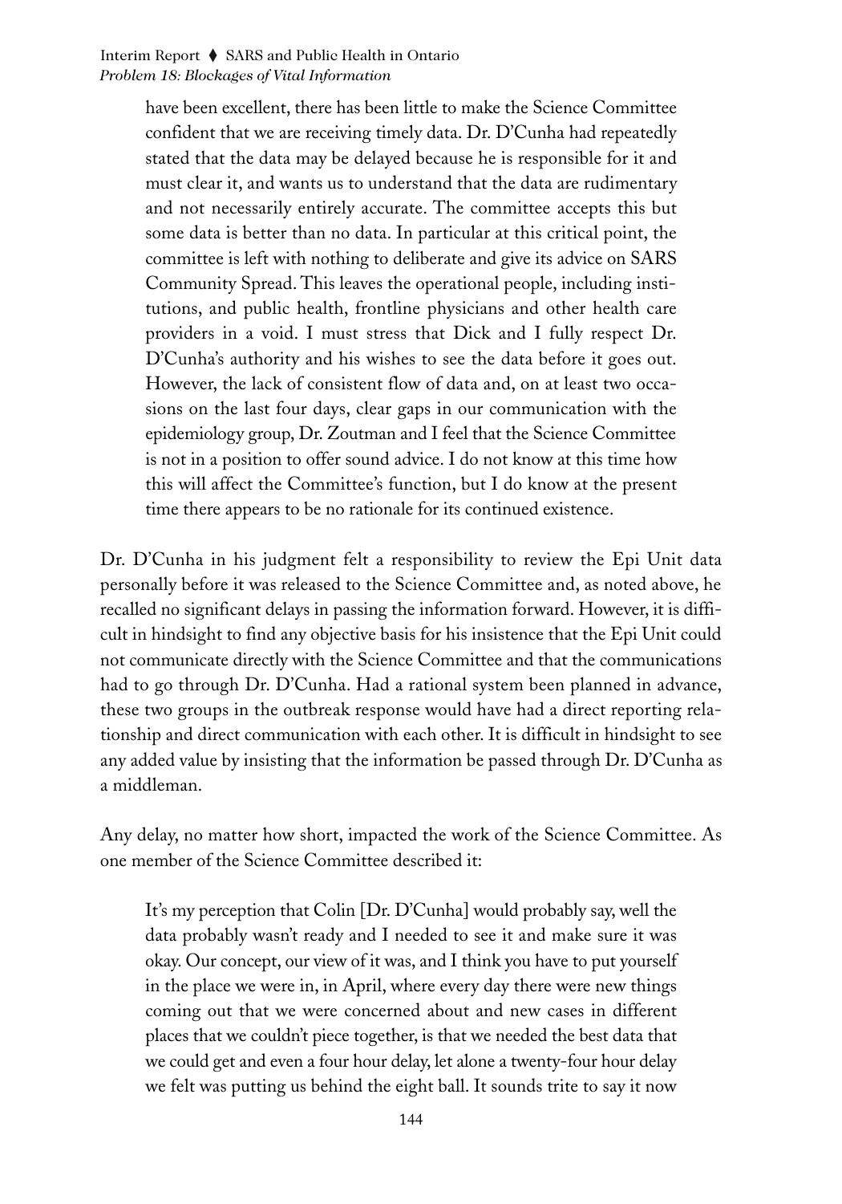> have been excellent, there has been little to make the Science Committee confident that we are receiving timely data. Dr. D'Cunha had repeatedly stated that the data may be delayed because he is responsible for it and must clear it, and wants us to understand that the data are rudimentary and not necessarily entirely accurate. The committee accepts this but some data is better than no data. In particular at this critical point, the committee is left with nothing to deliberate and give its advice on SARS Community Spread. This leaves the operational people, including institutions, and public health, frontline physicians and other health care providers in a void. I must stress that Dick and I fully respect Dr. D'Cunha's authority and his wishes to see the data before it goes out. However, the lack of consistent flow of data and, on at least two occasions on the last four days, clear gaps in our communication with the epidemiology group, Dr. Zoutman and I feel that the Science Committee is not in a position to offer sound advice. I do not know at this time how this will affect the Committee's function, but I do know at the present time there appears to be no rationale for its continued existence.

Dr. D'Cunha in his judgment felt a responsibility to review the Epi Unit data personally before it was released to the Science Committee and, as noted above, he recalled no significant delays in passing the information forward. However, it is difficult in hindsight to find any objective basis for his insistence that the Epi Unit could not communicate directly with the Science Committee and that the communications had to go through Dr. D'Cunha. Had a rational system been planned in advance, these two groups in the outbreak response would have had a direct reporting relationship and direct communication with each other. It is difficult in hindsight to see any added value by insisting that the information be passed through Dr. D'Cunha as a middleman.

Any delay, no matter how short, impacted the work of the Science Committee. As one member of the Science Committee described it:

> It's my perception that Colin [Dr. D'Cunha] would probably say, well the data probably wasn't ready and I needed to see it and make sure it was okay. Our concept, our view of it was, and I think you have to put yourself in the place we were in, in April, where every day there were new things coming out that we were concerned about and new cases in different places that we couldn't piece together, is that we needed the best data that we could get and even a four hour delay, let alone a twenty-four hour delay we felt was putting us behind the eight ball. It sounds trite to say it now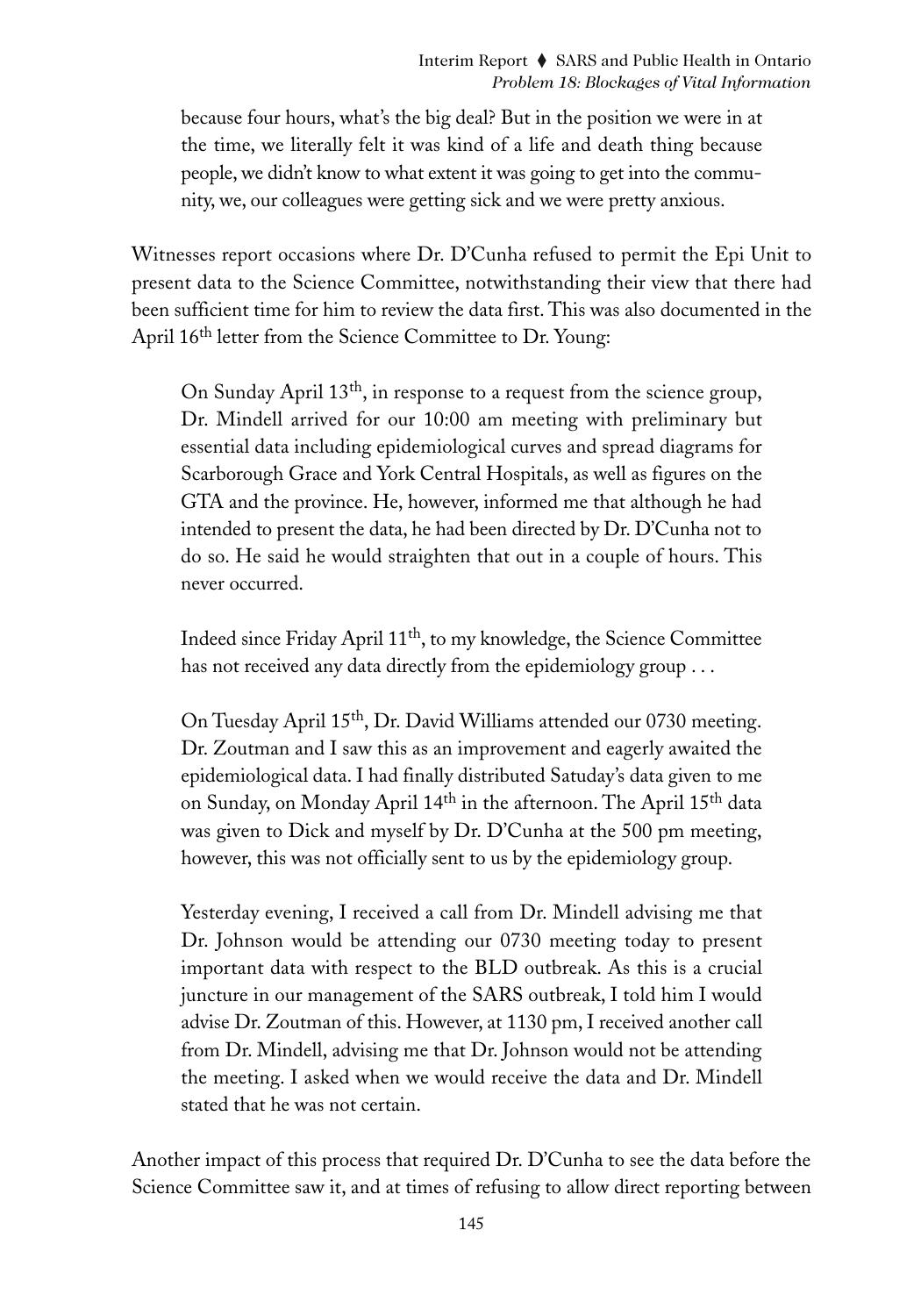> because four hours, what's the big deal? But in the position we were in at the time, we literally felt it was kind of a life and death thing because people, we didn't know to what extent it was going to get into the community, we, our colleagues were getting sick and we were pretty anxious.

Witnesses report occasions where Dr. D'Cunha refused to permit the Epi Unit to present data to the Science Committee, notwithstanding their view that there had been sufficient time for him to review the data first. This was also documented in the April 16th letter from the Science Committee to Dr. Young:

> On Sunday April 13th, in response to a request from the science group, Dr. Mindell arrived for our 10:00 am meeting with preliminary but essential data including epidemiological curves and spread diagrams for Scarborough Grace and York Central Hospitals, as well as figures on the GTA and the province. He, however, informed me that although he had intended to present the data, he had been directed by Dr. D'Cunha not to do so. He said he would straighten that out in a couple of hours. This never occurred.
>
> Indeed since Friday April 11th, to my knowledge, the Science Committee has not received any data directly from the epidemiology group . . .
>
> On Tuesday April 15th, Dr. David Williams attended our 0730 meeting. Dr. Zoutman and I saw this as an improvement and eagerly awaited the epidemiological data. I had finally distributed Satuday's data given to me on Sunday, on Monday April 14th in the afternoon. The April 15th data was given to Dick and myself by Dr. D'Cunha at the 500 pm meeting, however, this was not officially sent to us by the epidemiology group.
>
> Yesterday evening, I received a call from Dr. Mindell advising me that Dr. Johnson would be attending our 0730 meeting today to present important data with respect to the BLD outbreak. As this is a crucial juncture in our management of the SARS outbreak, I told him I would advise Dr. Zoutman of this. However, at 1130 pm, I received another call from Dr. Mindell, advising me that Dr. Johnson would not be attending the meeting. I asked when we would receive the data and Dr. Mindell stated that he was not certain.

Another impact of this process that required Dr. D'Cunha to see the data before the Science Committee saw it, and at times of refusing to allow direct reporting between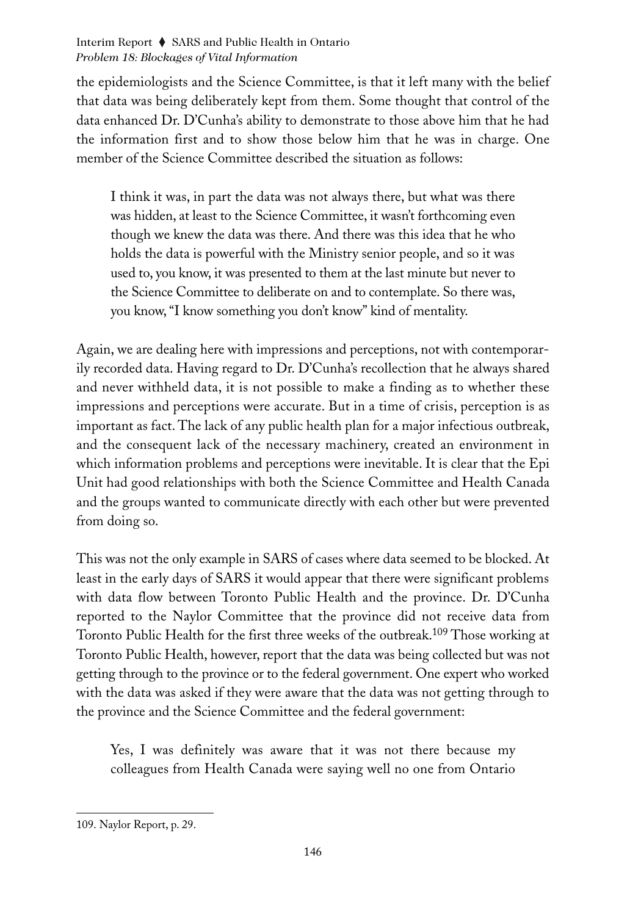the epidemiologists and the Science Committee, is that it left many with the belief that data was being deliberately kept from them. Some thought that control of the data enhanced Dr. D'Cunha's ability to demonstrate to those above him that he had the information first and to show those below him that he was in charge. One member of the Science Committee described the situation as follows:

> I think it was, in part the data was not always there, but what was there was hidden, at least to the Science Committee, it wasn't forthcoming even though we knew the data was there. And there was this idea that he who holds the data is powerful with the Ministry senior people, and so it was used to, you know, it was presented to them at the last minute but never to the Science Committee to deliberate on and to contemplate. So there was, you know, "I know something you don't know" kind of mentality.

Again, we are dealing here with impressions and perceptions, not with contemporarily recorded data. Having regard to Dr. D'Cunha's recollection that he always shared and never withheld data, it is not possible to make a finding as to whether these impressions and perceptions were accurate. But in a time of crisis, perception is as important as fact. The lack of any public health plan for a major infectious outbreak, and the consequent lack of the necessary machinery, created an environment in which information problems and perceptions were inevitable. It is clear that the Epi Unit had good relationships with both the Science Committee and Health Canada and the groups wanted to communicate directly with each other but were prevented from doing so.

This was not the only example in SARS of cases where data seemed to be blocked. At least in the early days of SARS it would appear that there were significant problems with data flow between Toronto Public Health and the province. Dr. D'Cunha reported to the Naylor Committee that the province did not receive data from Toronto Public Health for the first three weeks of the outbreak.[109] Those working at Toronto Public Health, however, report that the data was being collected but was not getting through to the province or to the federal government. One expert who worked with the data was asked if they were aware that the data was not getting through to the province and the Science Committee and the federal government:

> Yes, I was definitely was aware that it was not there because my colleagues from Health Canada were saying well no one from Ontario

109. Naylor Report, p. 29.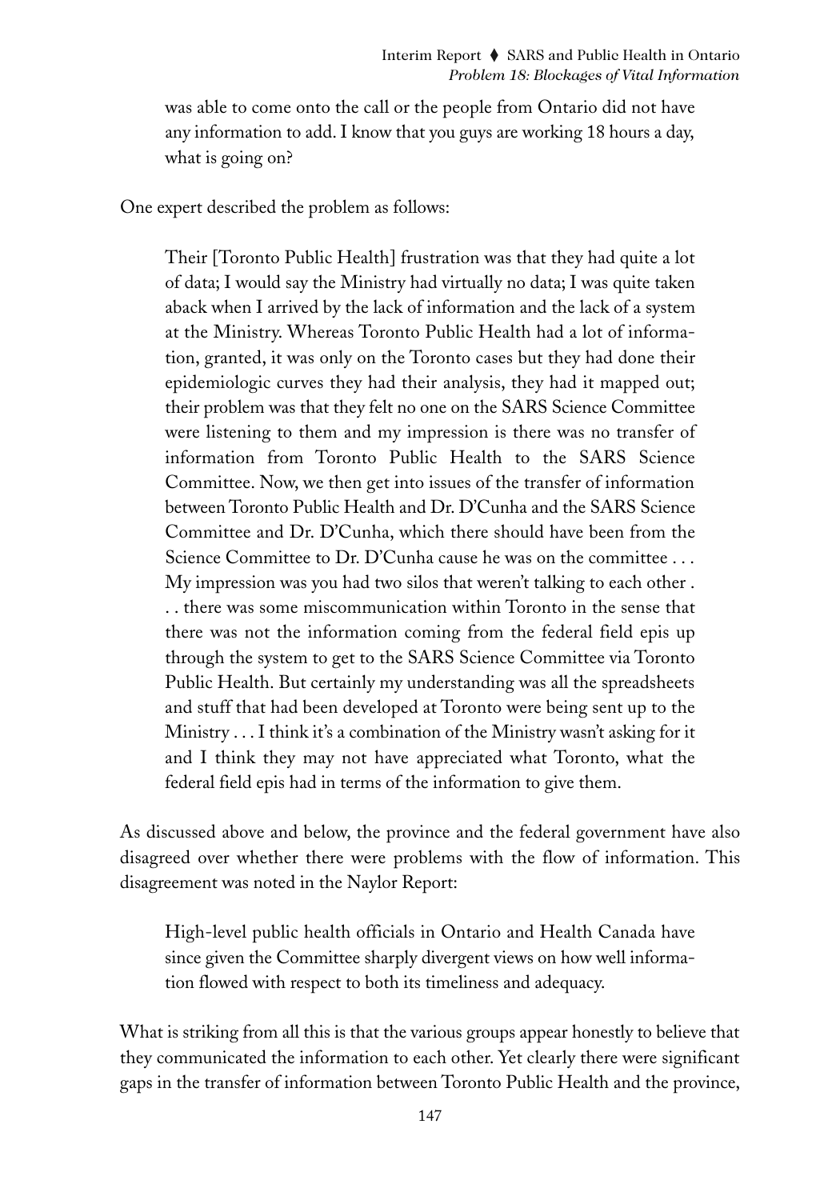> was able to come onto the call or the people from Ontario did not have any information to add. I know that you guys are working 18 hours a day, what is going on?

One expert described the problem as follows:

> Their [Toronto Public Health] frustration was that they had quite a lot of data; I would say the Ministry had virtually no data; I was quite taken aback when I arrived by the lack of information and the lack of a system at the Ministry. Whereas Toronto Public Health had a lot of information, granted, it was only on the Toronto cases but they had done their epidemiologic curves they had their analysis, they had it mapped out; their problem was that they felt no one on the SARS Science Committee were listening to them and my impression is there was no transfer of information from Toronto Public Health to the SARS Science Committee. Now, we then get into issues of the transfer of information between Toronto Public Health and Dr. D'Cunha and the SARS Science Committee and Dr. D'Cunha, which there should have been from the Science Committee to Dr. D'Cunha cause he was on the committee . . . My impression was you had two silos that weren't talking to each other . . . there was some miscommunication within Toronto in the sense that there was not the information coming from the federal field epis up through the system to get to the SARS Science Committee via Toronto Public Health. But certainly my understanding was all the spreadsheets and stuff that had been developed at Toronto were being sent up to the Ministry . . . I think it's a combination of the Ministry wasn't asking for it and I think they may not have appreciated what Toronto, what the federal field epis had in terms of the information to give them.

As discussed above and below, the province and the federal government have also disagreed over whether there were problems with the flow of information. This disagreement was noted in the Naylor Report:

> High-level public health officials in Ontario and Health Canada have since given the Committee sharply divergent views on how well information flowed with respect to both its timeliness and adequacy.

What is striking from all this is that the various groups appear honestly to believe that they communicated the information to each other. Yet clearly there were significant gaps in the transfer of information between Toronto Public Health and the province,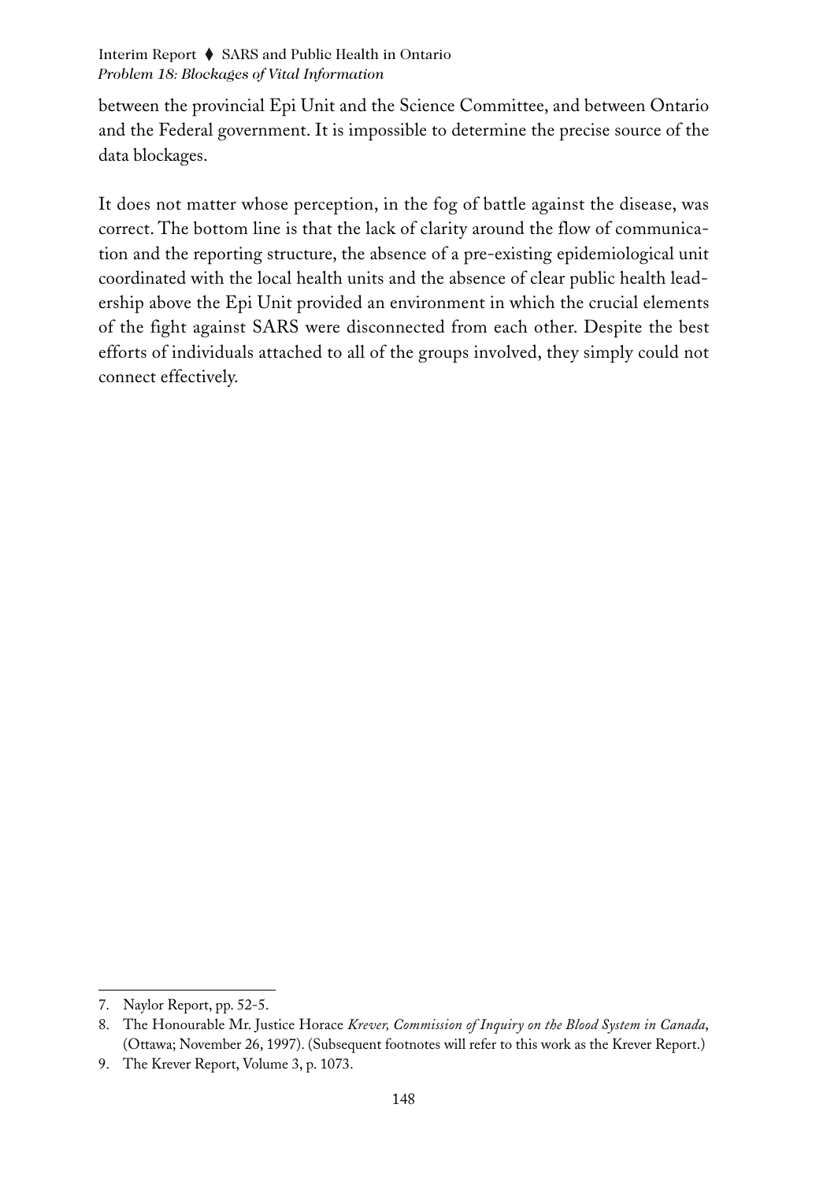between the provincial Epi Unit and the Science Committee, and between Ontario and the Federal government. It is impossible to determine the precise source of the data blockages.

It does not matter whose perception, in the fog of battle against the disease, was correct. The bottom line is that the lack of clarity around the flow of communication and the reporting structure, the absence of a pre-existing epidemiological unit coordinated with the local health units and the absence of clear public health leadership above the Epi Unit provided an environment in which the crucial elements of the fight against SARS were disconnected from each other. Despite the best efforts of individuals attached to all of the groups involved, they simply could not connect effectively.

---

7. Naylor Report, pp. 52-5.

8. The Honourable Mr. Justice Horace *Krever, Commission of Inquiry on the Blood System in Canada*, (Ottawa; November 26, 1997). (Subsequent footnotes will refer to this work as the Krever Report.)

9. The Krever Report, Volume 3, p. 1073.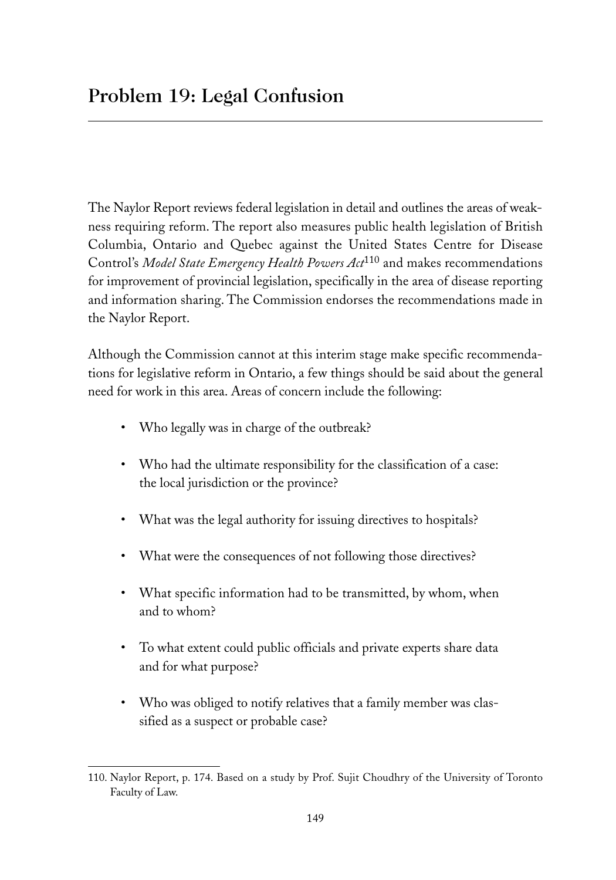## Problem 19: Legal Confusion

The Naylor Report reviews federal legislation in detail and outlines the areas of weakness requiring reform. The report also measures public health legislation of British Columbia, Ontario and Quebec against the United States Centre for Disease Control's *Model State Emergency Health Powers Act*[110] and makes recommendations for improvement of provincial legislation, specifically in the area of disease reporting and information sharing. The Commission endorses the recommendations made in the Naylor Report.

Although the Commission cannot at this interim stage make specific recommendations for legislative reform in Ontario, a few things should be said about the general need for work in this area. Areas of concern include the following:

- Who legally was in charge of the outbreak?
- Who had the ultimate responsibility for the classification of a case: the local jurisdiction or the province?
- What was the legal authority for issuing directives to hospitals?
- What were the consequences of not following those directives?
- What specific information had to be transmitted, by whom, when and to whom?
- To what extent could public officials and private experts share data and for what purpose?
- Who was obliged to notify relatives that a family member was classified as a suspect or probable case?

---

110. Naylor Report, p. 174. Based on a study by Prof. Sujit Choudhry of the University of Toronto Faculty of Law.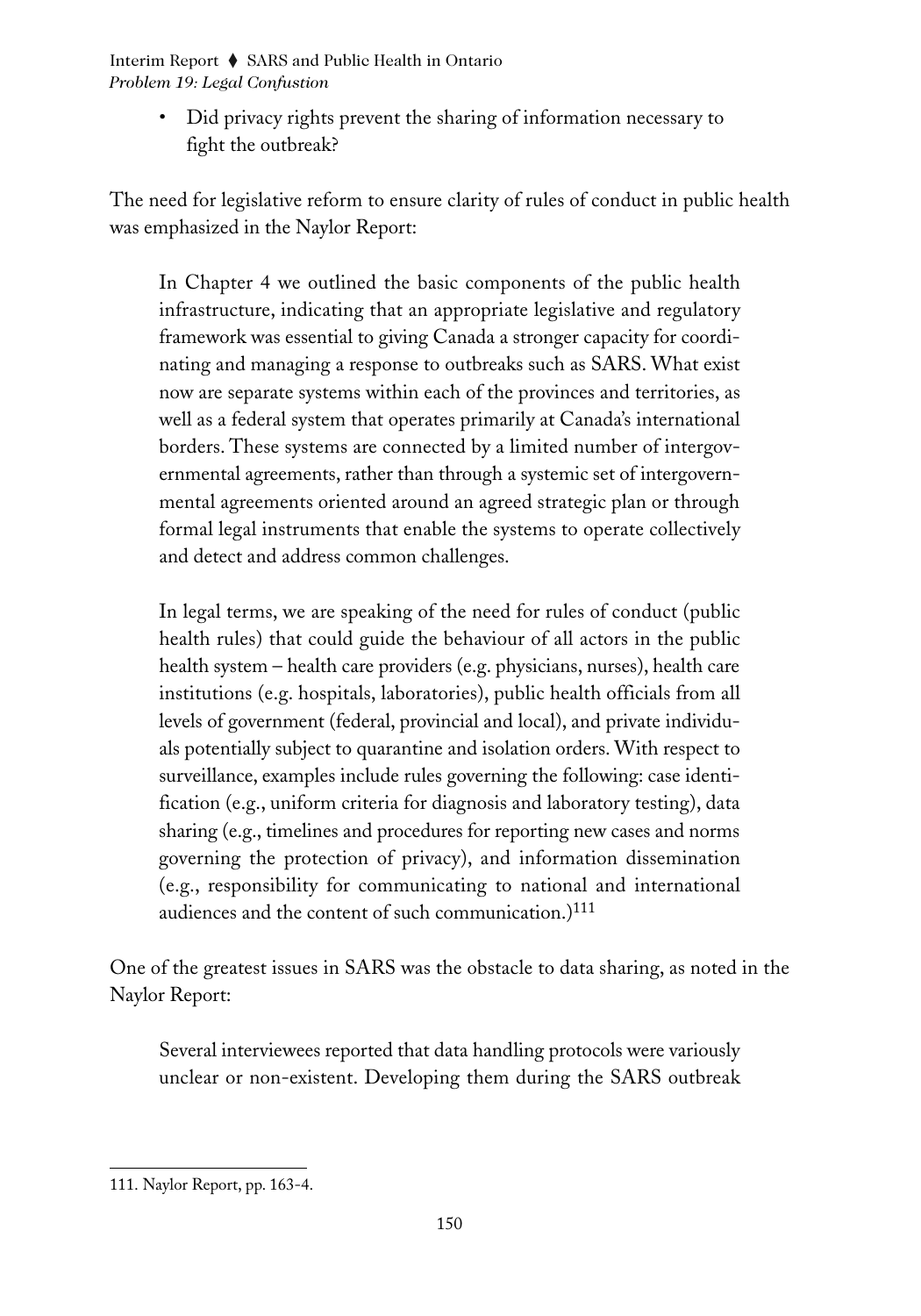- Did privacy rights prevent the sharing of information necessary to fight the outbreak?

The need for legislative reform to ensure clarity of rules of conduct in public health was emphasized in the Naylor Report:

> In Chapter 4 we outlined the basic components of the public health infrastructure, indicating that an appropriate legislative and regulatory framework was essential to giving Canada a stronger capacity for coordinating and managing a response to outbreaks such as SARS. What exist now are separate systems within each of the provinces and territories, as well as a federal system that operates primarily at Canada's international borders. These systems are connected by a limited number of intergovernmental agreements, rather than through a systemic set of intergovernmental agreements oriented around an agreed strategic plan or through formal legal instruments that enable the systems to operate collectively and detect and address common challenges.
>
> In legal terms, we are speaking of the need for rules of conduct (public health rules) that could guide the behaviour of all actors in the public health system – health care providers (e.g. physicians, nurses), health care institutions (e.g. hospitals, laboratories), public health officials from all levels of government (federal, provincial and local), and private individuals potentially subject to quarantine and isolation orders. With respect to surveillance, examples include rules governing the following: case identification (e.g., uniform criteria for diagnosis and laboratory testing), data sharing (e.g., timelines and procedures for reporting new cases and norms governing the protection of privacy), and information dissemination (e.g., responsibility for communicating to national and international audiences and the content of such communication.)[111]

One of the greatest issues in SARS was the obstacle to data sharing, as noted in the Naylor Report:

> Several interviewees reported that data handling protocols were variously unclear or non-existent. Developing them during the SARS outbreak

111. Naylor Report, pp. 163-4.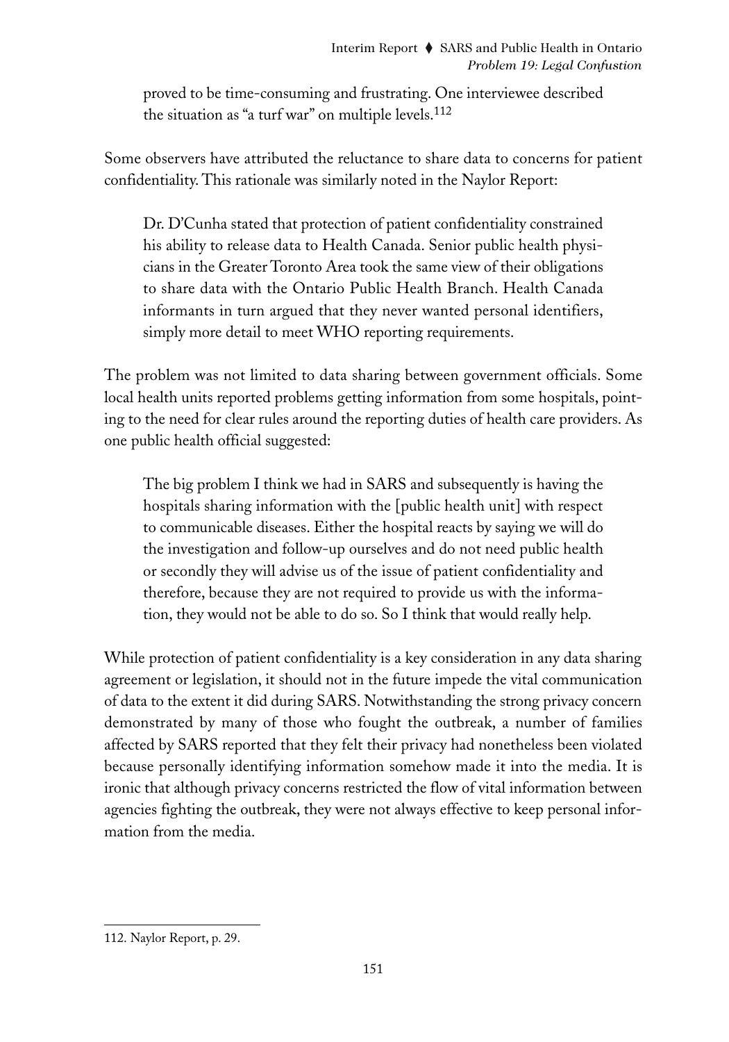proved to be time-consuming and frustrating. One interviewee described the situation as "a turf war" on multiple levels.[112]

Some observers have attributed the reluctance to share data to concerns for patient confidentiality. This rationale was similarly noted in the Naylor Report:

> Dr. D'Cunha stated that protection of patient confidentiality constrained his ability to release data to Health Canada. Senior public health physicians in the Greater Toronto Area took the same view of their obligations to share data with the Ontario Public Health Branch. Health Canada informants in turn argued that they never wanted personal identifiers, simply more detail to meet WHO reporting requirements.

The problem was not limited to data sharing between government officials. Some local health units reported problems getting information from some hospitals, pointing to the need for clear rules around the reporting duties of health care providers. As one public health official suggested:

> The big problem I think we had in SARS and subsequently is having the hospitals sharing information with the [public health unit] with respect to communicable diseases. Either the hospital reacts by saying we will do the investigation and follow-up ourselves and do not need public health or secondly they will advise us of the issue of patient confidentiality and therefore, because they are not required to provide us with the information, they would not be able to do so. So I think that would really help.

While protection of patient confidentiality is a key consideration in any data sharing agreement or legislation, it should not in the future impede the vital communication of data to the extent it did during SARS. Notwithstanding the strong privacy concern demonstrated by many of those who fought the outbreak, a number of families affected by SARS reported that they felt their privacy had nonetheless been violated because personally identifying information somehow made it into the media. It is ironic that although privacy concerns restricted the flow of vital information between agencies fighting the outbreak, they were not always effective to keep personal information from the media.

---

112. Naylor Report, p. 29.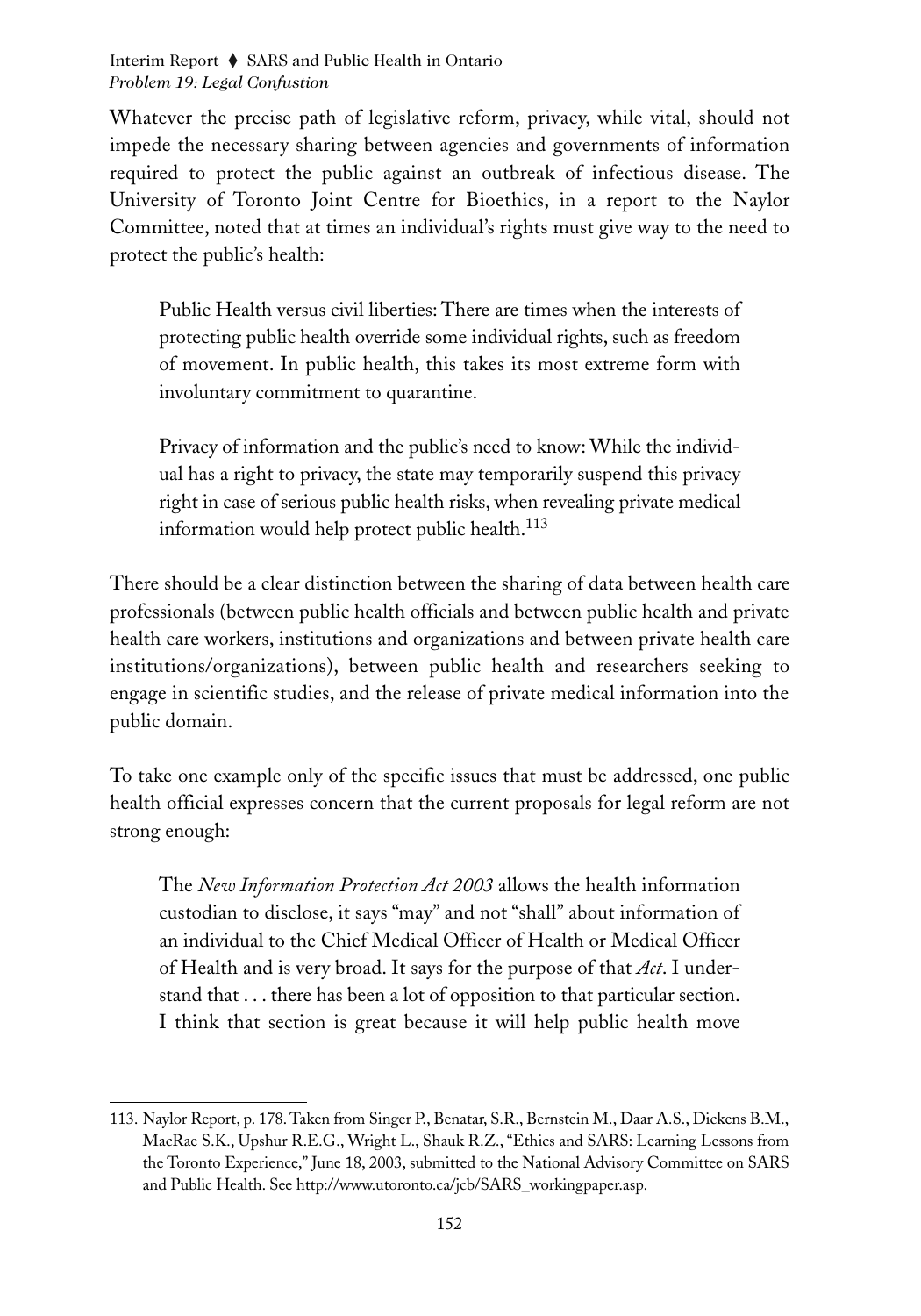Whatever the precise path of legislative reform, privacy, while vital, should not impede the necessary sharing between agencies and governments of information required to protect the public against an outbreak of infectious disease. The University of Toronto Joint Centre for Bioethics, in a report to the Naylor Committee, noted that at times an individual's rights must give way to the need to protect the public's health:

> Public Health versus civil liberties: There are times when the interests of protecting public health override some individual rights, such as freedom of movement. In public health, this takes its most extreme form with involuntary commitment to quarantine.
>
> Privacy of information and the public's need to know: While the individual has a right to privacy, the state may temporarily suspend this privacy right in case of serious public health risks, when revealing private medical information would help protect public health.[113]

There should be a clear distinction between the sharing of data between health care professionals (between public health officials and between public health and private health care workers, institutions and organizations and between private health care institutions/organizations), between public health and researchers seeking to engage in scientific studies, and the release of private medical information into the public domain.

To take one example only of the specific issues that must be addressed, one public health official expresses concern that the current proposals for legal reform are not strong enough:

> The *New Information Protection Act 2003* allows the health information custodian to disclose, it says "may" and not "shall" about information of an individual to the Chief Medical Officer of Health or Medical Officer of Health and is very broad. It says for the purpose of that *Act*. I understand that . . . there has been a lot of opposition to that particular section. I think that section is great because it will help public health move

---

113. Naylor Report, p. 178. Taken from Singer P., Benatar, S.R., Bernstein M., Daar A.S., Dickens B.M., MacRae S.K., Upshur R.E.G., Wright L., Shauk R.Z., "Ethics and SARS: Learning Lessons from the Toronto Experience," June 18, 2003, submitted to the National Advisory Committee on SARS and Public Health. See http://www.utoronto.ca/jcb/SARS_workingpaper.asp.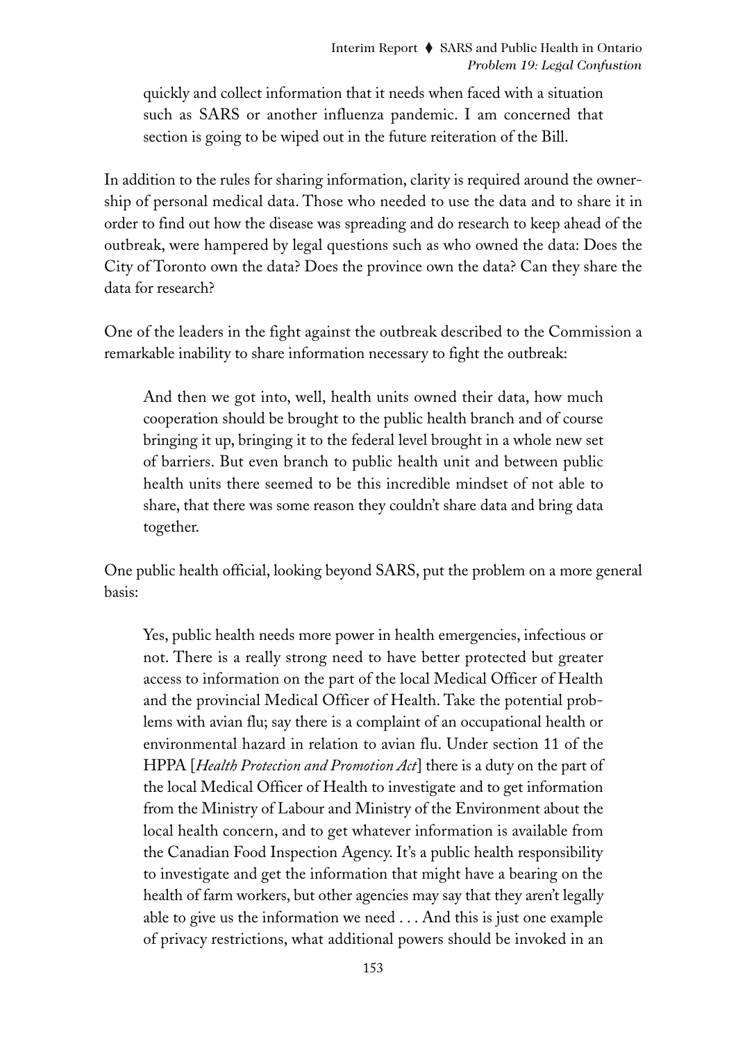> quickly and collect information that it needs when faced with a situation such as SARS or another influenza pandemic. I am concerned that section is going to be wiped out in the future reiteration of the Bill.

In addition to the rules for sharing information, clarity is required around the ownership of personal medical data. Those who needed to use the data and to share it in order to find out how the disease was spreading and do research to keep ahead of the outbreak, were hampered by legal questions such as who owned the data: Does the City of Toronto own the data? Does the province own the data? Can they share the data for research?

One of the leaders in the fight against the outbreak described to the Commission a remarkable inability to share information necessary to fight the outbreak:

> And then we got into, well, health units owned their data, how much cooperation should be brought to the public health branch and of course bringing it up, bringing it to the federal level brought in a whole new set of barriers. But even branch to public health unit and between public health units there seemed to be this incredible mindset of not able to share, that there was some reason they couldn't share data and bring data together.

One public health official, looking beyond SARS, put the problem on a more general basis:

> Yes, public health needs more power in health emergencies, infectious or not. There is a really strong need to have better protected but greater access to information on the part of the local Medical Officer of Health and the provincial Medical Officer of Health. Take the potential problems with avian flu; say there is a complaint of an occupational health or environmental hazard in relation to avian flu. Under section 11 of the HPPA [*Health Protection and Promotion Act*] there is a duty on the part of the local Medical Officer of Health to investigate and to get information from the Ministry of Labour and Ministry of the Environment about the local health concern, and to get whatever information is available from the Canadian Food Inspection Agency. It's a public health responsibility to investigate and get the information that might have a bearing on the health of farm workers, but other agencies may say that they aren't legally able to give us the information we need . . . And this is just one example of privacy restrictions, what additional powers should be invoked in an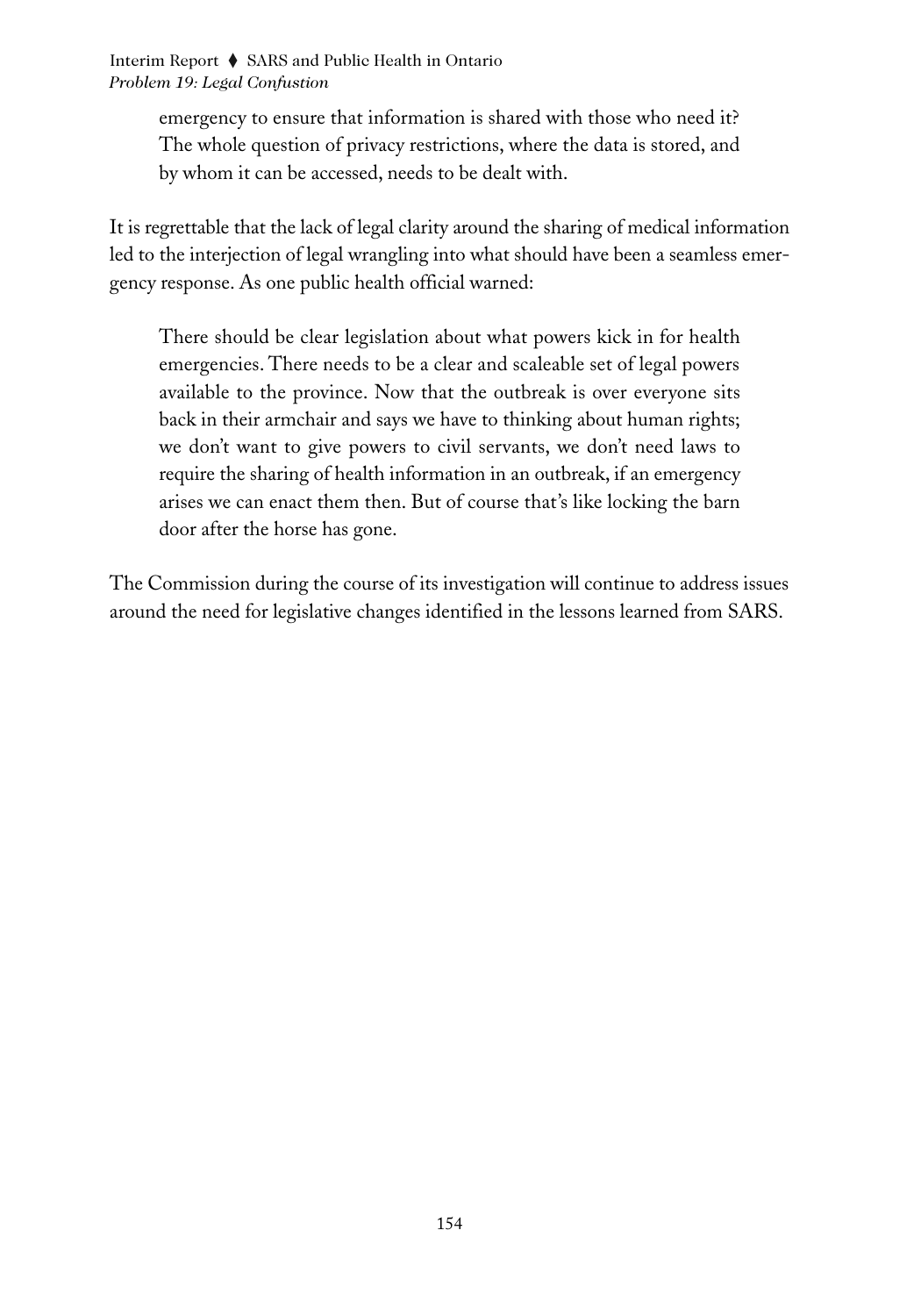> emergency to ensure that information is shared with those who need it? The whole question of privacy restrictions, where the data is stored, and by whom it can be accessed, needs to be dealt with.

It is regrettable that the lack of legal clarity around the sharing of medical information led to the interjection of legal wrangling into what should have been a seamless emergency response. As one public health official warned:

> There should be clear legislation about what powers kick in for health emergencies. There needs to be a clear and scaleable set of legal powers available to the province. Now that the outbreak is over everyone sits back in their armchair and says we have to thinking about human rights; we don't want to give powers to civil servants, we don't need laws to require the sharing of health information in an outbreak, if an emergency arises we can enact them then. But of course that's like locking the barn door after the horse has gone.

The Commission during the course of its investigation will continue to address issues around the need for legislative changes identified in the lessons learned from SARS.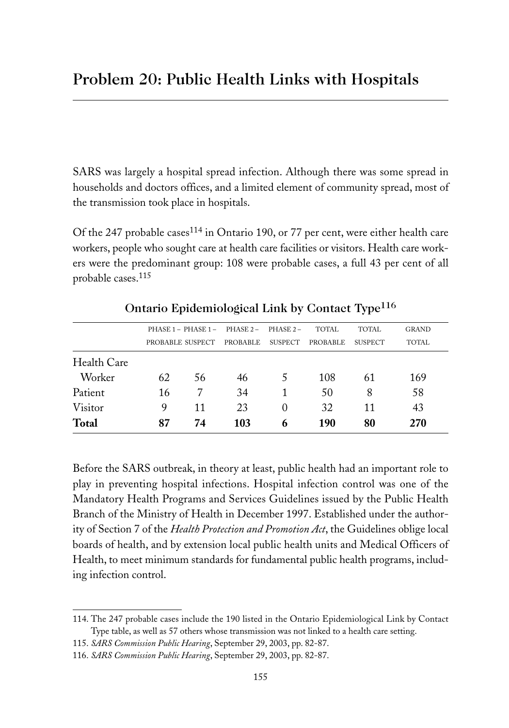# Problem 20: Public Health Links with Hospitals

SARS was largely a hospital spread infection. Although there was some spread in households and doctors offices, and a limited element of community spread, most of the transmission took place in hospitals.

Of the 247 probable cases[114] in Ontario 190, or 77 per cent, were either health care workers, people who sought care at health care facilities or visitors. Health care workers were the predominant group: 108 were probable cases, a full 43 per cent of all probable cases.[115]

**Ontario Epidemiological Link by Contact Type[116]**

| | PHASE 1 – PROBABLE | PHASE 1 – SUSPECT | PHASE 2 – PROBABLE | PHASE 2 – SUSPECT | TOTAL PROBABLE | TOTAL SUSPECT | GRAND TOTAL |
|---|---|---|---|---|---|---|---|
| Health Care Worker | 62 | 56 | 46 | 5 | 108 | 61 | 169 |
| Patient | 16 | 7 | 34 | 1 | 50 | 8 | 58 |
| Visitor | 9 | 11 | 23 | 0 | 32 | 11 | 43 |
| **Total** | **87** | **74** | **103** | **6** | **190** | **80** | **270** |

Before the SARS outbreak, in theory at least, public health had an important role to play in preventing hospital infections. Hospital infection control was one of the Mandatory Health Programs and Services Guidelines issued by the Public Health Branch of the Ministry of Health in December 1997. Established under the authority of Section 7 of the *Health Protection and Promotion Act*, the Guidelines oblige local boards of health, and by extension local public health units and Medical Officers of Health, to meet minimum standards for fundamental public health programs, including infection control.

---

114. The 247 probable cases include the 190 listed in the Ontario Epidemiological Link by Contact Type table, as well as 57 others whose transmission was not linked to a health care setting.

115. *SARS Commission Public Hearing*, September 29, 2003, pp. 82-87.

116. *SARS Commission Public Hearing*, September 29, 2003, pp. 82-87.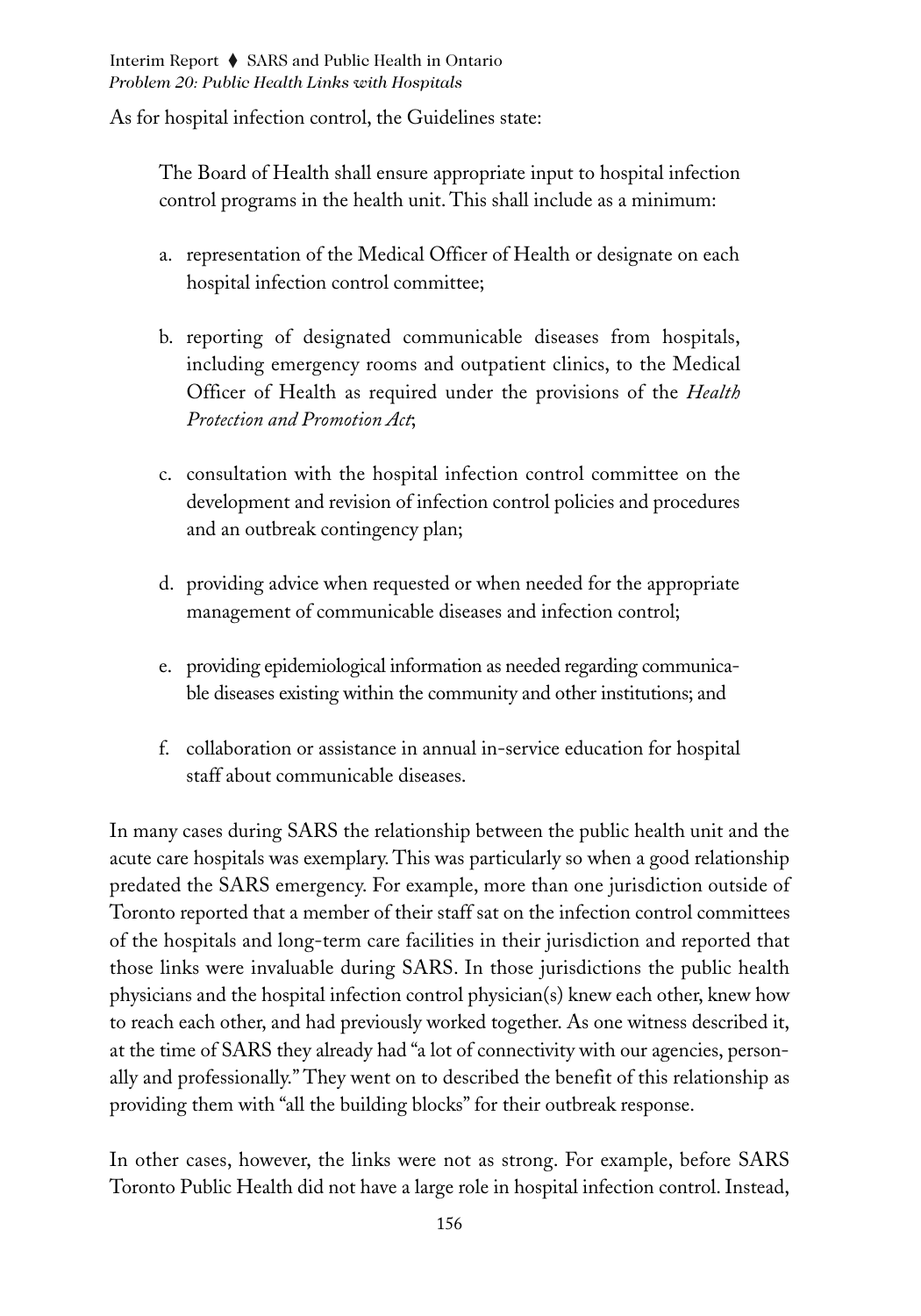As for hospital infection control, the Guidelines state:

> The Board of Health shall ensure appropriate input to hospital infection control programs in the health unit. This shall include as a minimum:
>
> a. representation of the Medical Officer of Health or designate on each hospital infection control committee;
>
> b. reporting of designated communicable diseases from hospitals, including emergency rooms and outpatient clinics, to the Medical Officer of Health as required under the provisions of the *Health Protection and Promotion Act*;
>
> c. consultation with the hospital infection control committee on the development and revision of infection control policies and procedures and an outbreak contingency plan;
>
> d. providing advice when requested or when needed for the appropriate management of communicable diseases and infection control;
>
> e. providing epidemiological information as needed regarding communicable diseases existing within the community and other institutions; and
>
> f. collaboration or assistance in annual in-service education for hospital staff about communicable diseases.

In many cases during SARS the relationship between the public health unit and the acute care hospitals was exemplary. This was particularly so when a good relationship predated the SARS emergency. For example, more than one jurisdiction outside of Toronto reported that a member of their staff sat on the infection control committees of the hospitals and long-term care facilities in their jurisdiction and reported that those links were invaluable during SARS. In those jurisdictions the public health physicians and the hospital infection control physician(s) knew each other, knew how to reach each other, and had previously worked together. As one witness described it, at the time of SARS they already had "a lot of connectivity with our agencies, personally and professionally." They went on to described the benefit of this relationship as providing them with "all the building blocks" for their outbreak response.

In other cases, however, the links were not as strong. For example, before SARS Toronto Public Health did not have a large role in hospital infection control. Instead,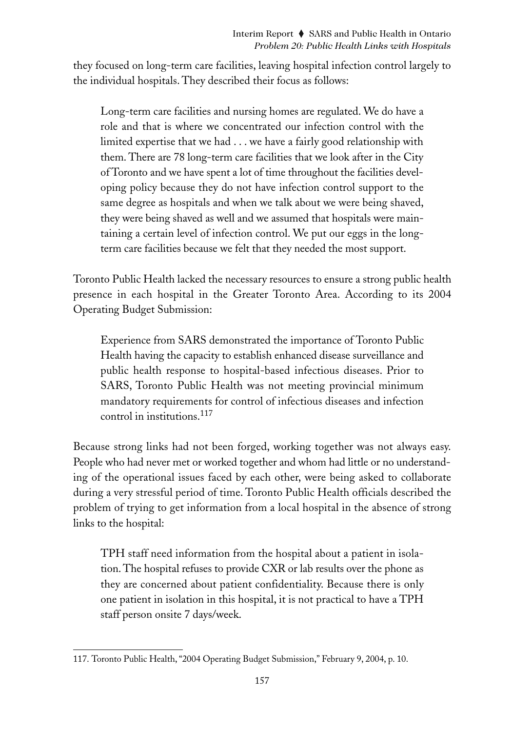they focused on long-term care facilities, leaving hospital infection control largely to the individual hospitals. They described their focus as follows:

> Long-term care facilities and nursing homes are regulated. We do have a role and that is where we concentrated our infection control with the limited expertise that we had . . . we have a fairly good relationship with them. There are 78 long-term care facilities that we look after in the City of Toronto and we have spent a lot of time throughout the facilities developing policy because they do not have infection control support to the same degree as hospitals and when we talk about we were being shaved, they were being shaved as well and we assumed that hospitals were maintaining a certain level of infection control. We put our eggs in the long-term care facilities because we felt that they needed the most support.

Toronto Public Health lacked the necessary resources to ensure a strong public health presence in each hospital in the Greater Toronto Area. According to its 2004 Operating Budget Submission:

> Experience from SARS demonstrated the importance of Toronto Public Health having the capacity to establish enhanced disease surveillance and public health response to hospital-based infectious diseases. Prior to SARS, Toronto Public Health was not meeting provincial minimum mandatory requirements for control of infectious diseases and infection control in institutions.[117]

Because strong links had not been forged, working together was not always easy. People who had never met or worked together and whom had little or no understanding of the operational issues faced by each other, were being asked to collaborate during a very stressful period of time. Toronto Public Health officials described the problem of trying to get information from a local hospital in the absence of strong links to the hospital:

> TPH staff need information from the hospital about a patient in isolation. The hospital refuses to provide CXR or lab results over the phone as they are concerned about patient confidentiality. Because there is only one patient in isolation in this hospital, it is not practical to have a TPH staff person onsite 7 days/week.

---

117. Toronto Public Health, "2004 Operating Budget Submission," February 9, 2004, p. 10.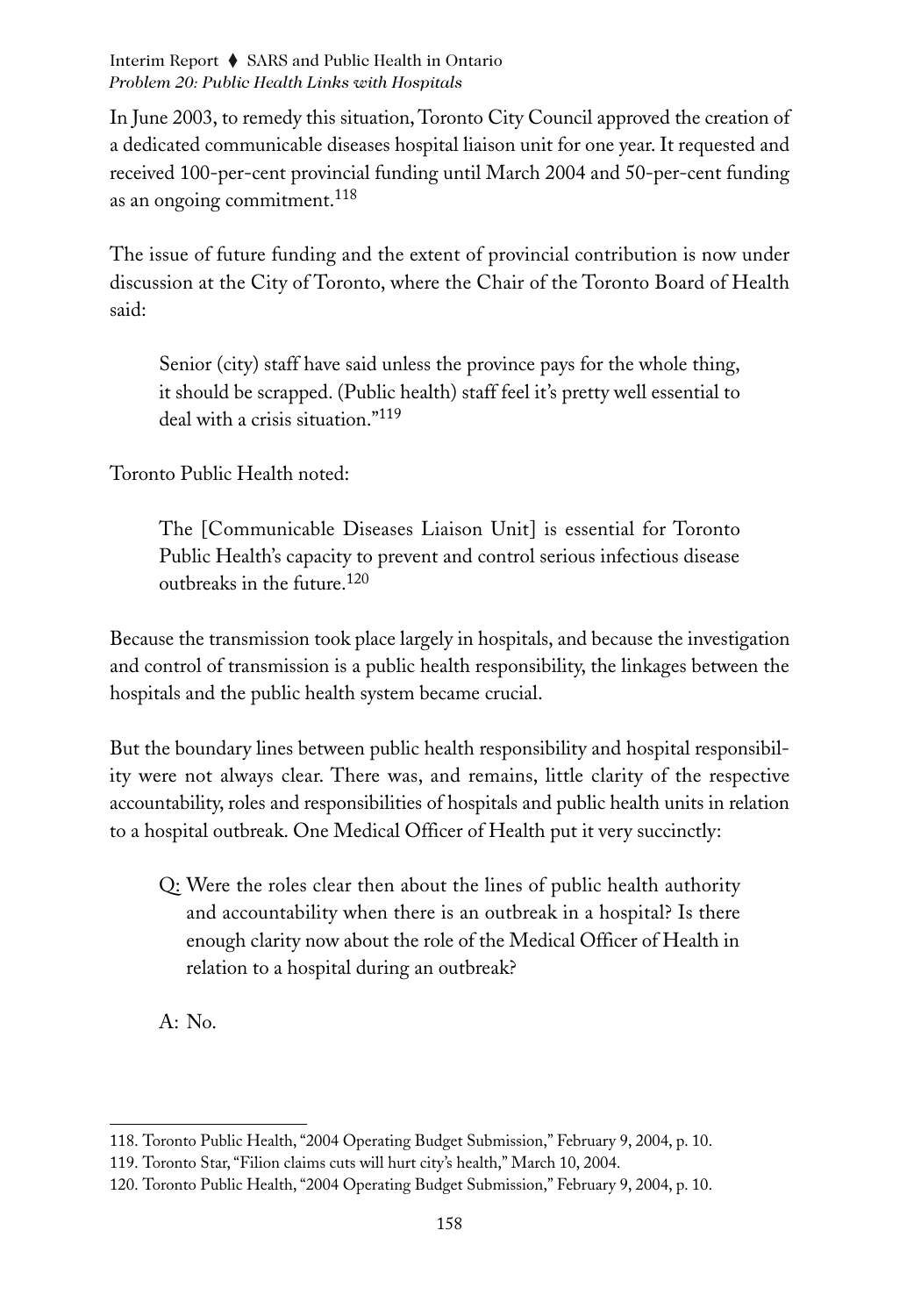In June 2003, to remedy this situation, Toronto City Council approved the creation of a dedicated communicable diseases hospital liaison unit for one year. It requested and received 100-per-cent provincial funding until March 2004 and 50-per-cent funding as an ongoing commitment.[118]

The issue of future funding and the extent of provincial contribution is now under discussion at the City of Toronto, where the Chair of the Toronto Board of Health said:

> Senior (city) staff have said unless the province pays for the whole thing, it should be scrapped. (Public health) staff feel it's pretty well essential to deal with a crisis situation."[119]

Toronto Public Health noted:

> The [Communicable Diseases Liaison Unit] is essential for Toronto Public Health's capacity to prevent and control serious infectious disease outbreaks in the future.[120]

Because the transmission took place largely in hospitals, and because the investigation and control of transmission is a public health responsibility, the linkages between the hospitals and the public health system became crucial.

But the boundary lines between public health responsibility and hospital responsibility were not always clear. There was, and remains, little clarity of the respective accountability, roles and responsibilities of hospitals and public health units in relation to a hospital outbreak. One Medical Officer of Health put it very succinctly:

> Q: Were the roles clear then about the lines of public health authority and accountability when there is an outbreak in a hospital? Is there enough clarity now about the role of the Medical Officer of Health in relation to a hospital during an outbreak?
>
> A: No.

---

118. Toronto Public Health, "2004 Operating Budget Submission," February 9, 2004, p. 10.
119. Toronto Star, "Filion claims cuts will hurt city's health," March 10, 2004.
120. Toronto Public Health, "2004 Operating Budget Submission," February 9, 2004, p. 10.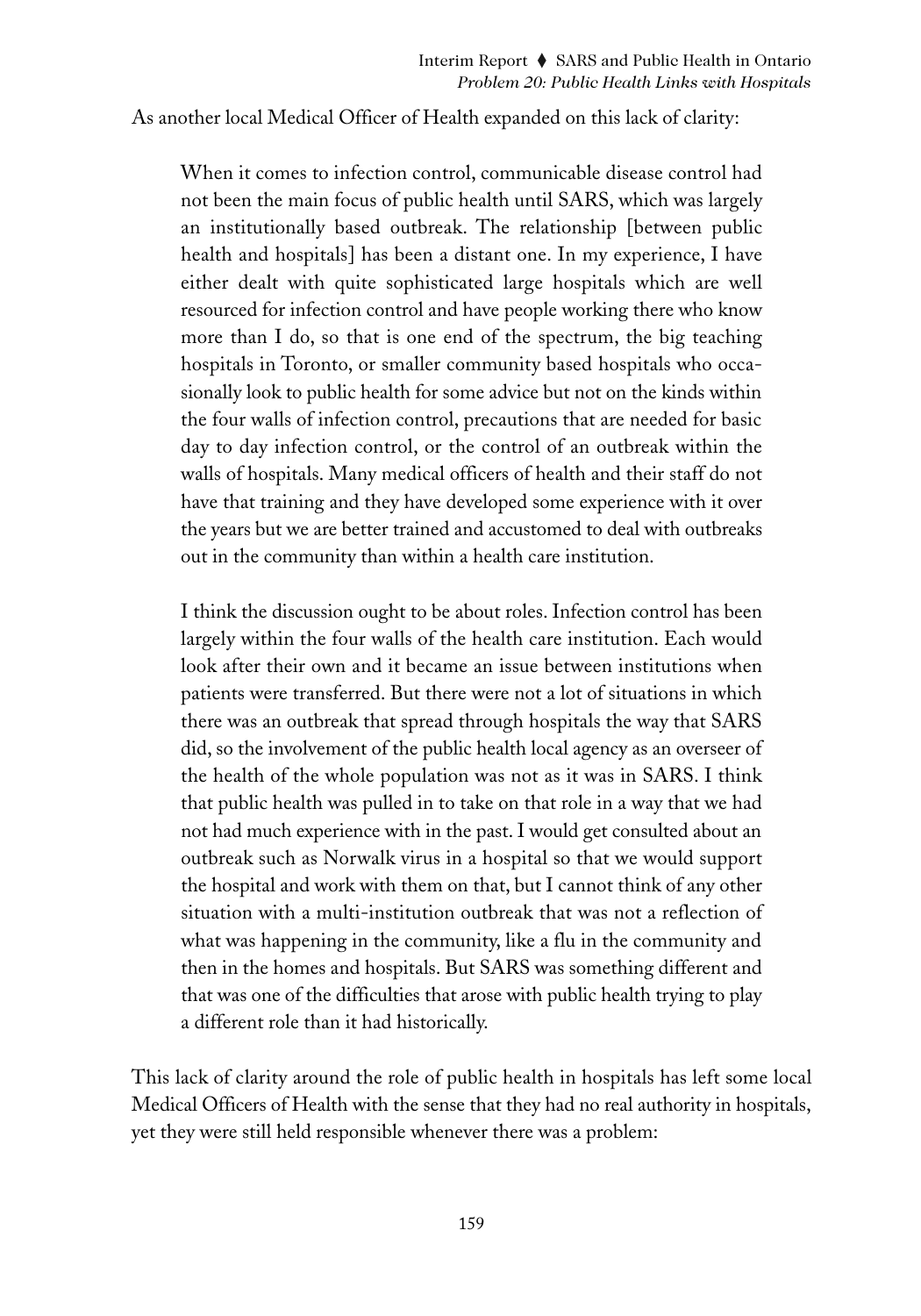As another local Medical Officer of Health expanded on this lack of clarity:

> When it comes to infection control, communicable disease control had not been the main focus of public health until SARS, which was largely an institutionally based outbreak. The relationship [between public health and hospitals] has been a distant one. In my experience, I have either dealt with quite sophisticated large hospitals which are well resourced for infection control and have people working there who know more than I do, so that is one end of the spectrum, the big teaching hospitals in Toronto, or smaller community based hospitals who occasionally look to public health for some advice but not on the kinds within the four walls of infection control, precautions that are needed for basic day to day infection control, or the control of an outbreak within the walls of hospitals. Many medical officers of health and their staff do not have that training and they have developed some experience with it over the years but we are better trained and accustomed to deal with outbreaks out in the community than within a health care institution.
>
> I think the discussion ought to be about roles. Infection control has been largely within the four walls of the health care institution. Each would look after their own and it became an issue between institutions when patients were transferred. But there were not a lot of situations in which there was an outbreak that spread through hospitals the way that SARS did, so the involvement of the public health local agency as an overseer of the health of the whole population was not as it was in SARS. I think that public health was pulled in to take on that role in a way that we had not had much experience with in the past. I would get consulted about an outbreak such as Norwalk virus in a hospital so that we would support the hospital and work with them on that, but I cannot think of any other situation with a multi-institution outbreak that was not a reflection of what was happening in the community, like a flu in the community and then in the homes and hospitals. But SARS was something different and that was one of the difficulties that arose with public health trying to play a different role than it had historically.

This lack of clarity around the role of public health in hospitals has left some local Medical Officers of Health with the sense that they had no real authority in hospitals, yet they were still held responsible whenever there was a problem: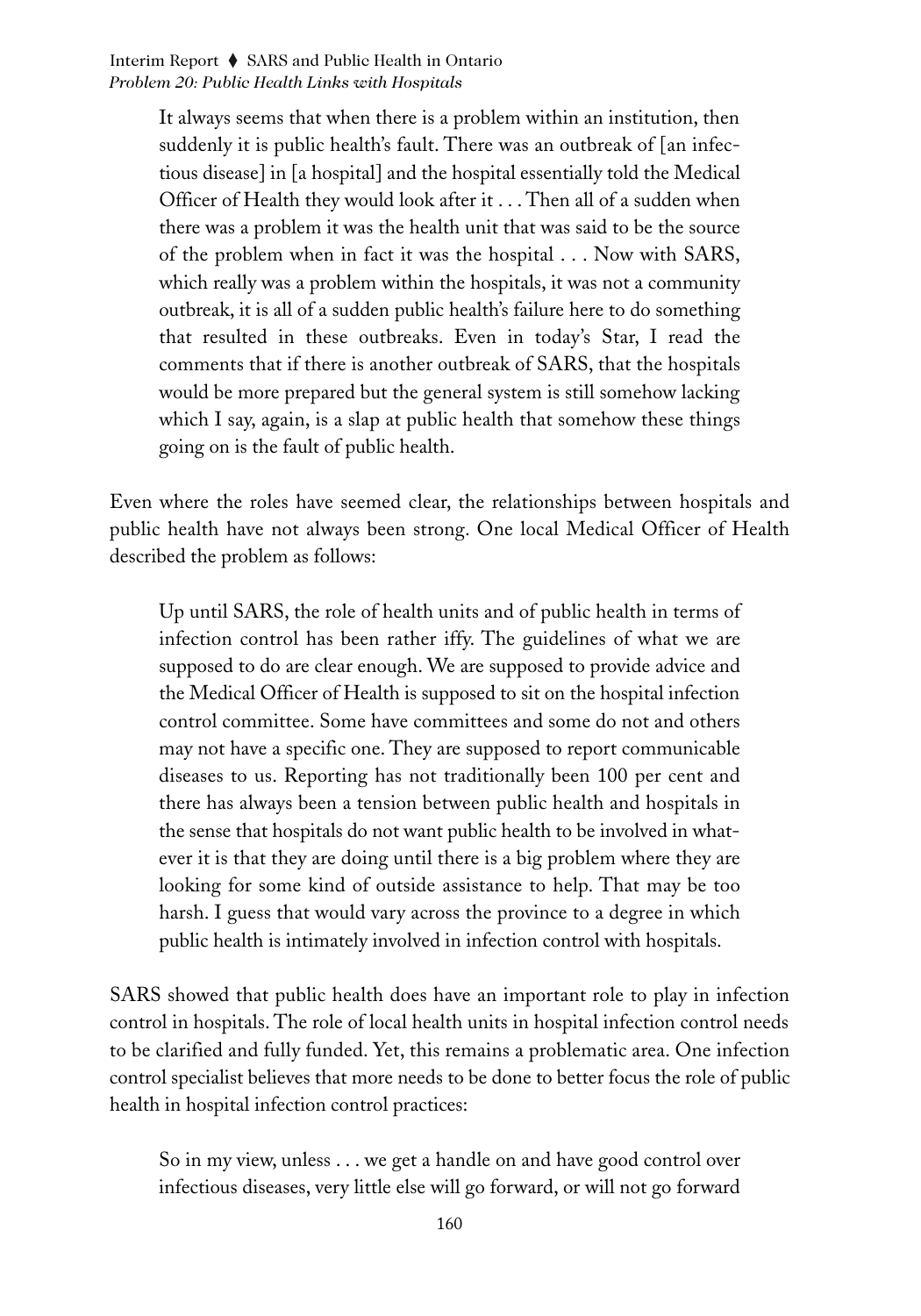> It always seems that when there is a problem within an institution, then suddenly it is public health's fault. There was an outbreak of [an infectious disease] in [a hospital] and the hospital essentially told the Medical Officer of Health they would look after it . . . Then all of a sudden when there was a problem it was the health unit that was said to be the source of the problem when in fact it was the hospital . . . Now with SARS, which really was a problem within the hospitals, it was not a community outbreak, it is all of a sudden public health's failure here to do something that resulted in these outbreaks. Even in today's Star, I read the comments that if there is another outbreak of SARS, that the hospitals would be more prepared but the general system is still somehow lacking which I say, again, is a slap at public health that somehow these things going on is the fault of public health.

Even where the roles have seemed clear, the relationships between hospitals and public health have not always been strong. One local Medical Officer of Health described the problem as follows:

> Up until SARS, the role of health units and of public health in terms of infection control has been rather iffy. The guidelines of what we are supposed to do are clear enough. We are supposed to provide advice and the Medical Officer of Health is supposed to sit on the hospital infection control committee. Some have committees and some do not and others may not have a specific one. They are supposed to report communicable diseases to us. Reporting has not traditionally been 100 per cent and there has always been a tension between public health and hospitals in the sense that hospitals do not want public health to be involved in whatever it is that they are doing until there is a big problem where they are looking for some kind of outside assistance to help. That may be too harsh. I guess that would vary across the province to a degree in which public health is intimately involved in infection control with hospitals.

SARS showed that public health does have an important role to play in infection control in hospitals. The role of local health units in hospital infection control needs to be clarified and fully funded. Yet, this remains a problematic area. One infection control specialist believes that more needs to be done to better focus the role of public health in hospital infection control practices:

> So in my view, unless . . . we get a handle on and have good control over infectious diseases, very little else will go forward, or will not go forward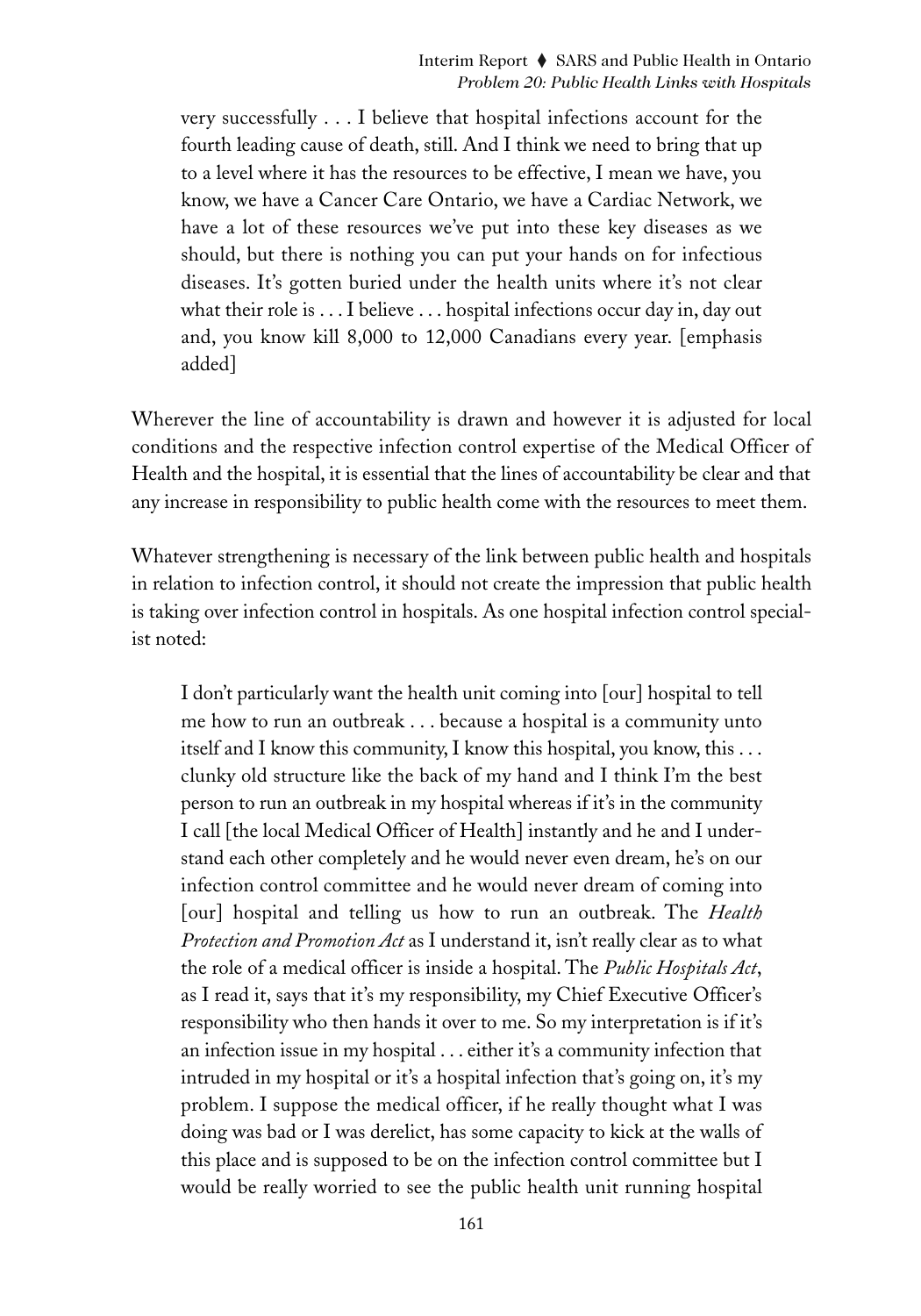> very successfully . . . I believe that hospital infections account for the fourth leading cause of death, still. And I think we need to bring that up to a level where it has the resources to be effective, I mean we have, you know, we have a Cancer Care Ontario, we have a Cardiac Network, we have a lot of these resources we've put into these key diseases as we should, but there is nothing you can put your hands on for infectious diseases. It's gotten buried under the health units where it's not clear what their role is . . . I believe . . . hospital infections occur day in, day out and, you know kill 8,000 to 12,000 Canadians every year. [emphasis added]

Wherever the line of accountability is drawn and however it is adjusted for local conditions and the respective infection control expertise of the Medical Officer of Health and the hospital, it is essential that the lines of accountability be clear and that any increase in responsibility to public health come with the resources to meet them.

Whatever strengthening is necessary of the link between public health and hospitals in relation to infection control, it should not create the impression that public health is taking over infection control in hospitals. As one hospital infection control specialist noted:

> I don't particularly want the health unit coming into [our] hospital to tell me how to run an outbreak . . . because a hospital is a community unto itself and I know this community, I know this hospital, you know, this . . . clunky old structure like the back of my hand and I think I'm the best person to run an outbreak in my hospital whereas if it's in the community I call [the local Medical Officer of Health] instantly and he and I understand each other completely and he would never even dream, he's on our infection control committee and he would never dream of coming into [our] hospital and telling us how to run an outbreak. The *Health Protection and Promotion Act* as I understand it, isn't really clear as to what the role of a medical officer is inside a hospital. The *Public Hospitals Act*, as I read it, says that it's my responsibility, my Chief Executive Officer's responsibility who then hands it over to me. So my interpretation is if it's an infection issue in my hospital . . . either it's a community infection that intruded in my hospital or it's a hospital infection that's going on, it's my problem. I suppose the medical officer, if he really thought what I was doing was bad or I was derelict, has some capacity to kick at the walls of this place and is supposed to be on the infection control committee but I would be really worried to see the public health unit running hospital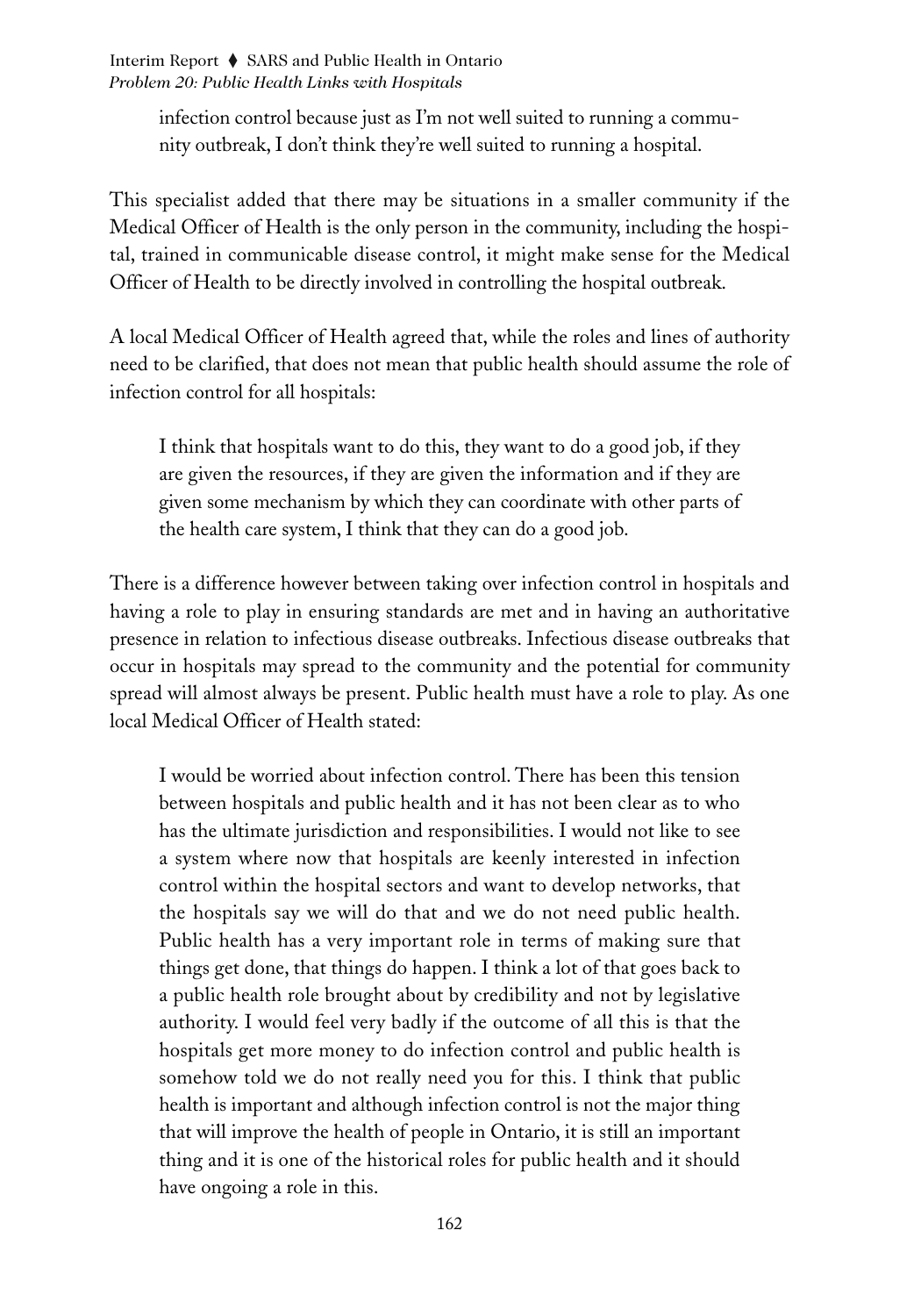> infection control because just as I'm not well suited to running a community outbreak, I don't think they're well suited to running a hospital.

This specialist added that there may be situations in a smaller community if the Medical Officer of Health is the only person in the community, including the hospital, trained in communicable disease control, it might make sense for the Medical Officer of Health to be directly involved in controlling the hospital outbreak.

A local Medical Officer of Health agreed that, while the roles and lines of authority need to be clarified, that does not mean that public health should assume the role of infection control for all hospitals:

> I think that hospitals want to do this, they want to do a good job, if they are given the resources, if they are given the information and if they are given some mechanism by which they can coordinate with other parts of the health care system, I think that they can do a good job.

There is a difference however between taking over infection control in hospitals and having a role to play in ensuring standards are met and in having an authoritative presence in relation to infectious disease outbreaks. Infectious disease outbreaks that occur in hospitals may spread to the community and the potential for community spread will almost always be present. Public health must have a role to play. As one local Medical Officer of Health stated:

> I would be worried about infection control. There has been this tension between hospitals and public health and it has not been clear as to who has the ultimate jurisdiction and responsibilities. I would not like to see a system where now that hospitals are keenly interested in infection control within the hospital sectors and want to develop networks, that the hospitals say we will do that and we do not need public health. Public health has a very important role in terms of making sure that things get done, that things do happen. I think a lot of that goes back to a public health role brought about by credibility and not by legislative authority. I would feel very badly if the outcome of all this is that the hospitals get more money to do infection control and public health is somehow told we do not really need you for this. I think that public health is important and although infection control is not the major thing that will improve the health of people in Ontario, it is still an important thing and it is one of the historical roles for public health and it should have ongoing a role in this.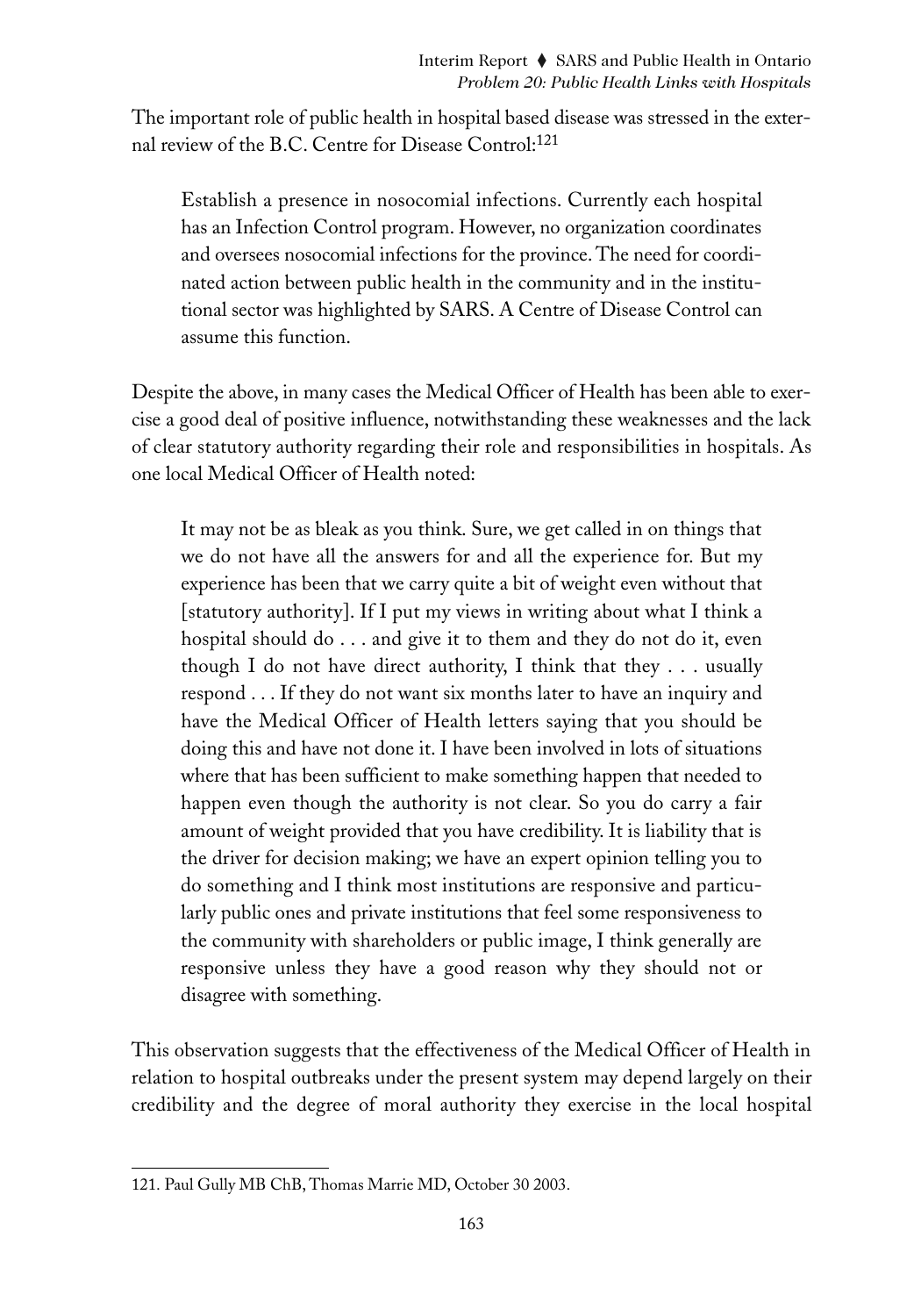The important role of public health in hospital based disease was stressed in the external review of the B.C. Centre for Disease Control:[121]

> Establish a presence in nosocomial infections. Currently each hospital has an Infection Control program. However, no organization coordinates and oversees nosocomial infections for the province. The need for coordinated action between public health in the community and in the institutional sector was highlighted by SARS. A Centre of Disease Control can assume this function.

Despite the above, in many cases the Medical Officer of Health has been able to exercise a good deal of positive influence, notwithstanding these weaknesses and the lack of clear statutory authority regarding their role and responsibilities in hospitals. As one local Medical Officer of Health noted:

> It may not be as bleak as you think. Sure, we get called in on things that we do not have all the answers for and all the experience for. But my experience has been that we carry quite a bit of weight even without that [statutory authority]. If I put my views in writing about what I think a hospital should do . . . and give it to them and they do not do it, even though I do not have direct authority, I think that they . . . usually respond . . . If they do not want six months later to have an inquiry and have the Medical Officer of Health letters saying that you should be doing this and have not done it. I have been involved in lots of situations where that has been sufficient to make something happen that needed to happen even though the authority is not clear. So you do carry a fair amount of weight provided that you have credibility. It is liability that is the driver for decision making; we have an expert opinion telling you to do something and I think most institutions are responsive and particularly public ones and private institutions that feel some responsiveness to the community with shareholders or public image, I think generally are responsive unless they have a good reason why they should not or disagree with something.

This observation suggests that the effectiveness of the Medical Officer of Health in relation to hospital outbreaks under the present system may depend largely on their credibility and the degree of moral authority they exercise in the local hospital

---

121. Paul Gully MB ChB, Thomas Marrie MD, October 30 2003.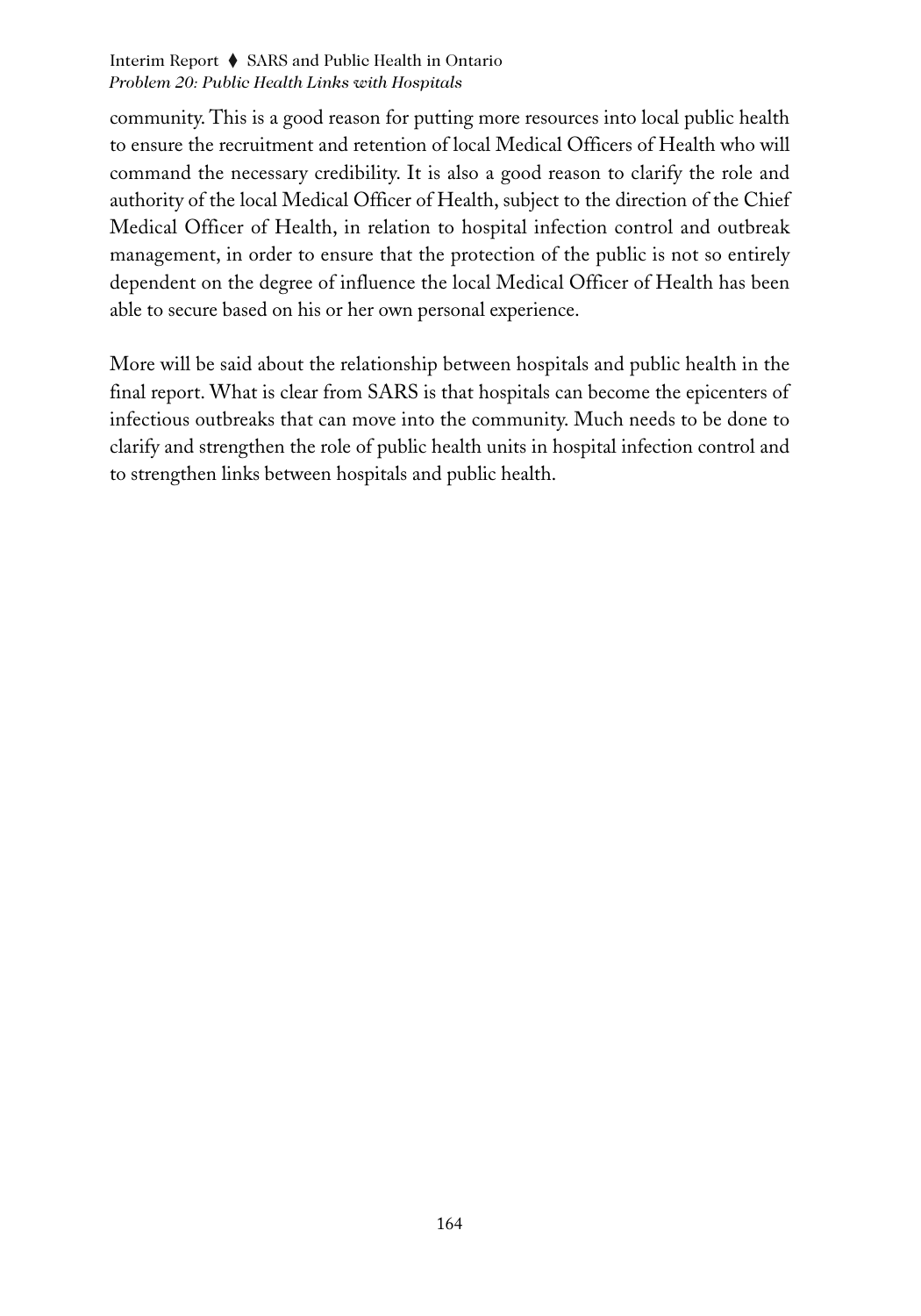community. This is a good reason for putting more resources into local public health to ensure the recruitment and retention of local Medical Officers of Health who will command the necessary credibility. It is also a good reason to clarify the role and authority of the local Medical Officer of Health, subject to the direction of the Chief Medical Officer of Health, in relation to hospital infection control and outbreak management, in order to ensure that the protection of the public is not so entirely dependent on the degree of influence the local Medical Officer of Health has been able to secure based on his or her own personal experience.

More will be said about the relationship between hospitals and public health in the final report. What is clear from SARS is that hospitals can become the epicenters of infectious outbreaks that can move into the community. Much needs to be done to clarify and strengthen the role of public health units in hospital infection control and to strengthen links between hospitals and public health.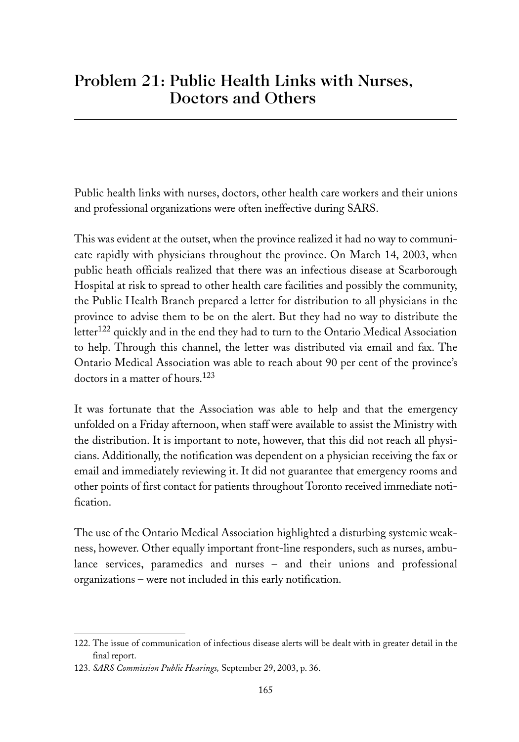# Problem 21: Public Health Links with Nurses, Doctors and Others

Public health links with nurses, doctors, other health care workers and their unions and professional organizations were often ineffective during SARS.

This was evident at the outset, when the province realized it had no way to communicate rapidly with physicians throughout the province. On March 14, 2003, when public heath officials realized that there was an infectious disease at Scarborough Hospital at risk to spread to other health care facilities and possibly the community, the Public Health Branch prepared a letter for distribution to all physicians in the province to advise them to be on the alert. But they had no way to distribute the letter[122] quickly and in the end they had to turn to the Ontario Medical Association to help. Through this channel, the letter was distributed via email and fax. The Ontario Medical Association was able to reach about 90 per cent of the province's doctors in a matter of hours.[123]

It was fortunate that the Association was able to help and that the emergency unfolded on a Friday afternoon, when staff were available to assist the Ministry with the distribution. It is important to note, however, that this did not reach all physicians. Additionally, the notification was dependent on a physician receiving the fax or email and immediately reviewing it. It did not guarantee that emergency rooms and other points of first contact for patients throughout Toronto received immediate notification.

The use of the Ontario Medical Association highlighted a disturbing systemic weakness, however. Other equally important front-line responders, such as nurses, ambulance services, paramedics and nurses – and their unions and professional organizations – were not included in this early notification.

---

122. The issue of communication of infectious disease alerts will be dealt with in greater detail in the final report.

123. *SARS Commission Public Hearings,* September 29, 2003, p. 36.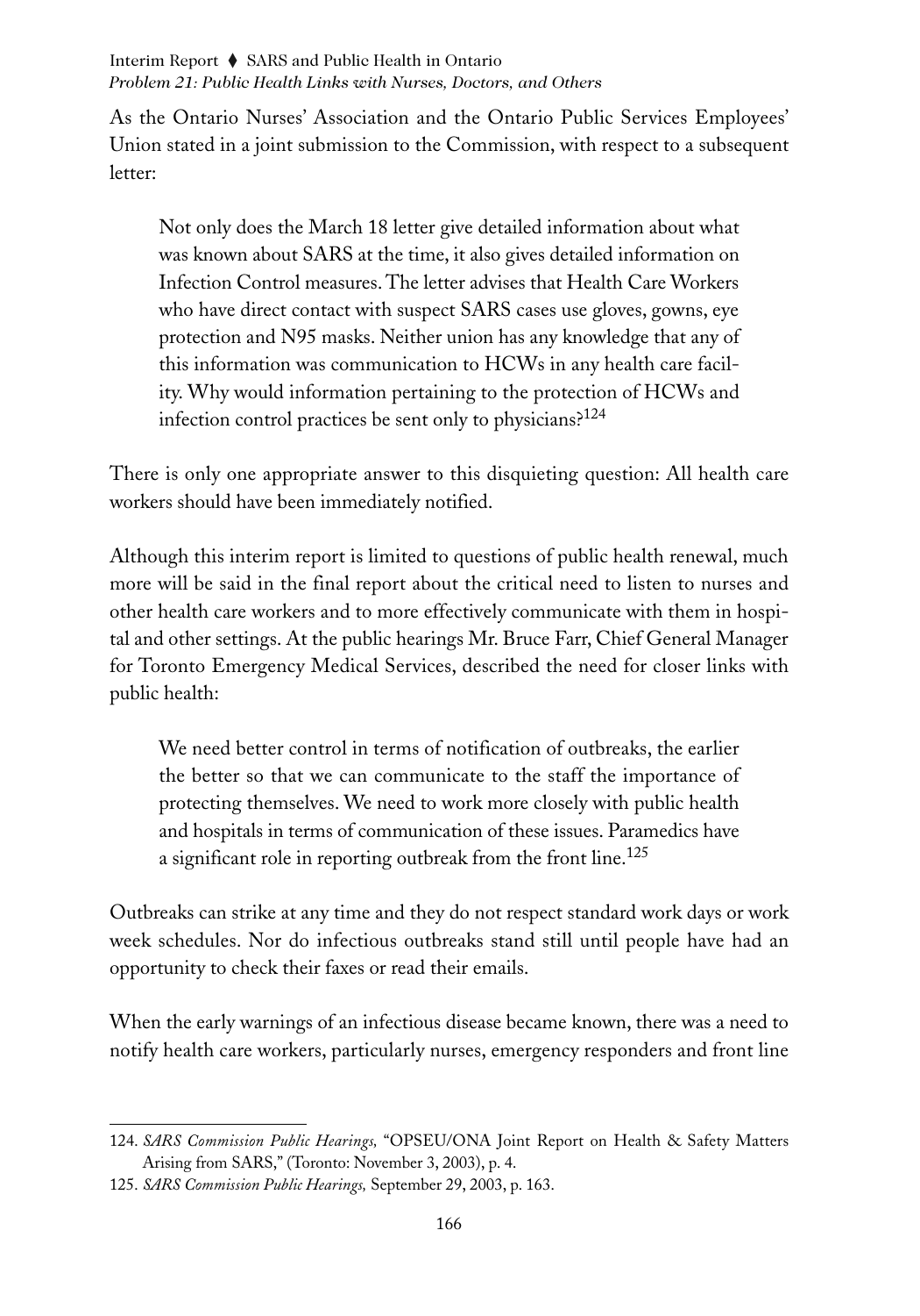As the Ontario Nurses' Association and the Ontario Public Services Employees' Union stated in a joint submission to the Commission, with respect to a subsequent letter:

> Not only does the March 18 letter give detailed information about what was known about SARS at the time, it also gives detailed information on Infection Control measures. The letter advises that Health Care Workers who have direct contact with suspect SARS cases use gloves, gowns, eye protection and N95 masks. Neither union has any knowledge that any of this information was communication to HCWs in any health care facility. Why would information pertaining to the protection of HCWs and infection control practices be sent only to physicians?[124]

There is only one appropriate answer to this disquieting question: All health care workers should have been immediately notified.

Although this interim report is limited to questions of public health renewal, much more will be said in the final report about the critical need to listen to nurses and other health care workers and to more effectively communicate with them in hospital and other settings. At the public hearings Mr. Bruce Farr, Chief General Manager for Toronto Emergency Medical Services, described the need for closer links with public health:

> We need better control in terms of notification of outbreaks, the earlier the better so that we can communicate to the staff the importance of protecting themselves. We need to work more closely with public health and hospitals in terms of communication of these issues. Paramedics have a significant role in reporting outbreak from the front line.[125]

Outbreaks can strike at any time and they do not respect standard work days or work week schedules. Nor do infectious outbreaks stand still until people have had an opportunity to check their faxes or read their emails.

When the early warnings of an infectious disease became known, there was a need to notify health care workers, particularly nurses, emergency responders and front line

---

124. *SARS Commission Public Hearings,* "OPSEU/ONA Joint Report on Health & Safety Matters Arising from SARS," (Toronto: November 3, 2003), p. 4.

125. *SARS Commission Public Hearings,* September 29, 2003, p. 163.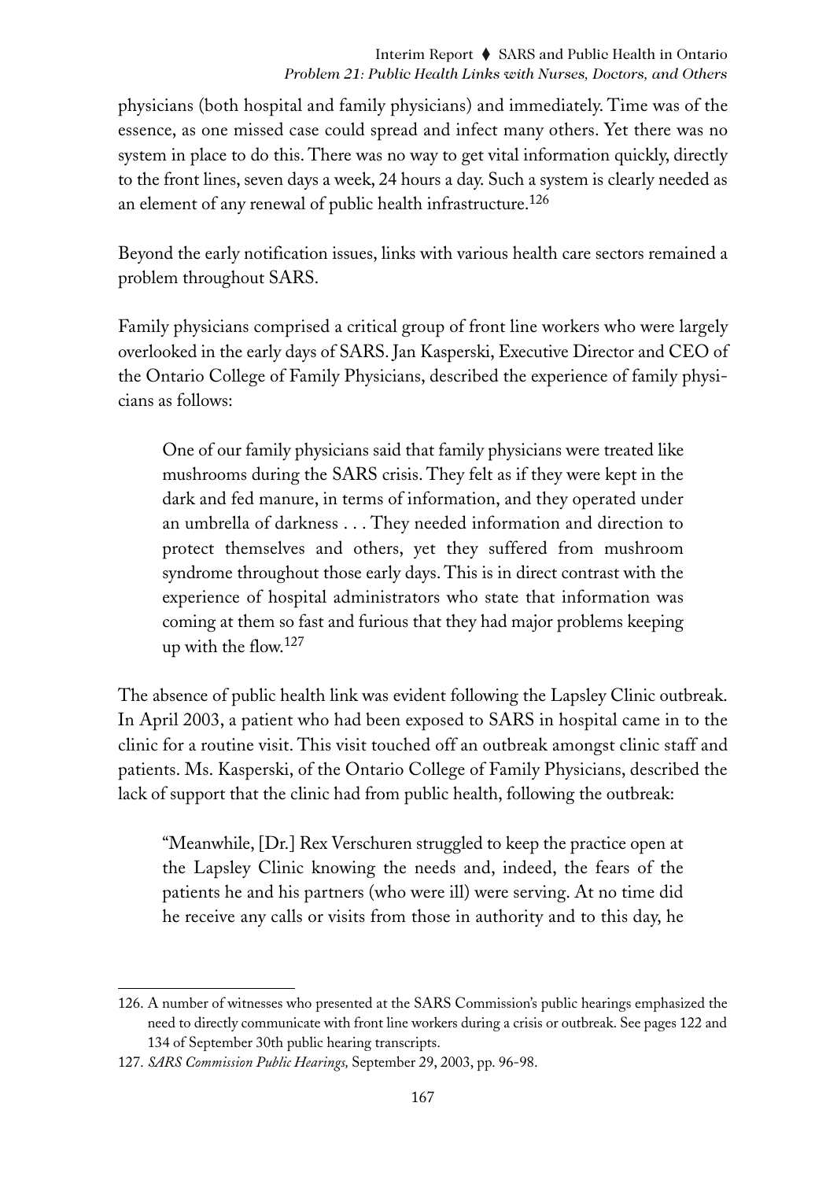physicians (both hospital and family physicians) and immediately. Time was of the essence, as one missed case could spread and infect many others. Yet there was no system in place to do this. There was no way to get vital information quickly, directly to the front lines, seven days a week, 24 hours a day. Such a system is clearly needed as an element of any renewal of public health infrastructure.[126]

Beyond the early notification issues, links with various health care sectors remained a problem throughout SARS.

Family physicians comprised a critical group of front line workers who were largely overlooked in the early days of SARS. Jan Kasperski, Executive Director and CEO of the Ontario College of Family Physicians, described the experience of family physicians as follows:

> One of our family physicians said that family physicians were treated like mushrooms during the SARS crisis. They felt as if they were kept in the dark and fed manure, in terms of information, and they operated under an umbrella of darkness . . . They needed information and direction to protect themselves and others, yet they suffered from mushroom syndrome throughout those early days. This is in direct contrast with the experience of hospital administrators who state that information was coming at them so fast and furious that they had major problems keeping up with the flow.[127]

The absence of public health link was evident following the Lapsley Clinic outbreak. In April 2003, a patient who had been exposed to SARS in hospital came in to the clinic for a routine visit. This visit touched off an outbreak amongst clinic staff and patients. Ms. Kasperski, of the Ontario College of Family Physicians, described the lack of support that the clinic had from public health, following the outbreak:

> "Meanwhile, [Dr.] Rex Verschuren struggled to keep the practice open at the Lapsley Clinic knowing the needs and, indeed, the fears of the patients he and his partners (who were ill) were serving. At no time did he receive any calls or visits from those in authority and to this day, he

---

126. A number of witnesses who presented at the SARS Commission's public hearings emphasized the need to directly communicate with front line workers during a crisis or outbreak. See pages 122 and 134 of September 30th public hearing transcripts.

127. *SARS Commission Public Hearings,* September 29, 2003, pp. 96-98.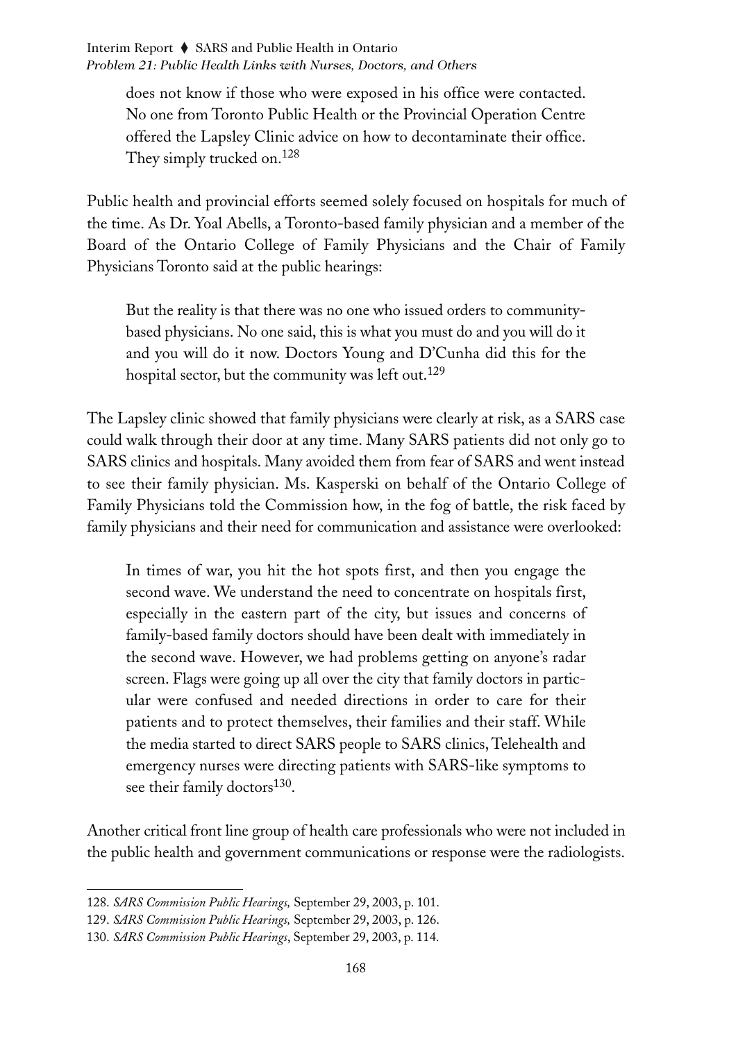> does not know if those who were exposed in his office were contacted. No one from Toronto Public Health or the Provincial Operation Centre offered the Lapsley Clinic advice on how to decontaminate their office. They simply trucked on.[128]

Public health and provincial efforts seemed solely focused on hospitals for much of the time. As Dr. Yoal Abells, a Toronto-based family physician and a member of the Board of the Ontario College of Family Physicians and the Chair of Family Physicians Toronto said at the public hearings:

> But the reality is that there was no one who issued orders to community-based physicians. No one said, this is what you must do and you will do it and you will do it now. Doctors Young and D'Cunha did this for the hospital sector, but the community was left out.[129]

The Lapsley clinic showed that family physicians were clearly at risk, as a SARS case could walk through their door at any time. Many SARS patients did not only go to SARS clinics and hospitals. Many avoided them from fear of SARS and went instead to see their family physician. Ms. Kasperski on behalf of the Ontario College of Family Physicians told the Commission how, in the fog of battle, the risk faced by family physicians and their need for communication and assistance were overlooked:

> In times of war, you hit the hot spots first, and then you engage the second wave. We understand the need to concentrate on hospitals first, especially in the eastern part of the city, but issues and concerns of family-based family doctors should have been dealt with immediately in the second wave. However, we had problems getting on anyone's radar screen. Flags were going up all over the city that family doctors in particular were confused and needed directions in order to care for their patients and to protect themselves, their families and their staff. While the media started to direct SARS people to SARS clinics, Telehealth and emergency nurses were directing patients with SARS-like symptoms to see their family doctors[130].

Another critical front line group of health care professionals who were not included in the public health and government communications or response were the radiologists.

---

128. *SARS Commission Public Hearings,* September 29, 2003, p. 101.
129. *SARS Commission Public Hearings,* September 29, 2003, p. 126.
130. *SARS Commission Public Hearings*, September 29, 2003, p. 114.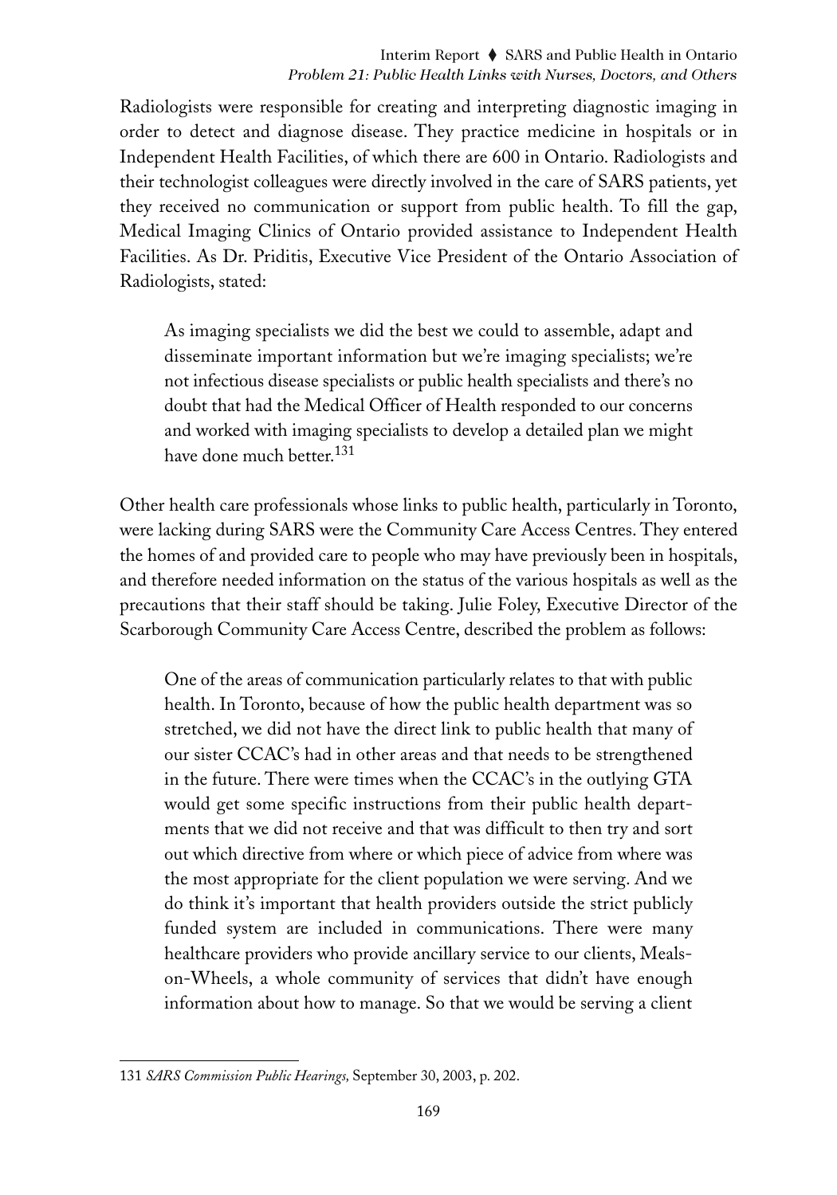Radiologists were responsible for creating and interpreting diagnostic imaging in order to detect and diagnose disease. They practice medicine in hospitals or in Independent Health Facilities, of which there are 600 in Ontario. Radiologists and their technologist colleagues were directly involved in the care of SARS patients, yet they received no communication or support from public health. To fill the gap, Medical Imaging Clinics of Ontario provided assistance to Independent Health Facilities. As Dr. Priditis, Executive Vice President of the Ontario Association of Radiologists, stated:

> As imaging specialists we did the best we could to assemble, adapt and disseminate important information but we're imaging specialists; we're not infectious disease specialists or public health specialists and there's no doubt that had the Medical Officer of Health responded to our concerns and worked with imaging specialists to develop a detailed plan we might have done much better.[131]

Other health care professionals whose links to public health, particularly in Toronto, were lacking during SARS were the Community Care Access Centres. They entered the homes of and provided care to people who may have previously been in hospitals, and therefore needed information on the status of the various hospitals as well as the precautions that their staff should be taking. Julie Foley, Executive Director of the Scarborough Community Care Access Centre, described the problem as follows:

> One of the areas of communication particularly relates to that with public health. In Toronto, because of how the public health department was so stretched, we did not have the direct link to public health that many of our sister CCAC's had in other areas and that needs to be strengthened in the future. There were times when the CCAC's in the outlying GTA would get some specific instructions from their public health departments that we did not receive and that was difficult to then try and sort out which directive from where or which piece of advice from where was the most appropriate for the client population we were serving. And we do think it's important that health providers outside the strict publicly funded system are included in communications. There were many healthcare providers who provide ancillary service to our clients, Meals-on-Wheels, a whole community of services that didn't have enough information about how to manage. So that we would be serving a client

---

131 *SARS Commission Public Hearings,* September 30, 2003, p. 202.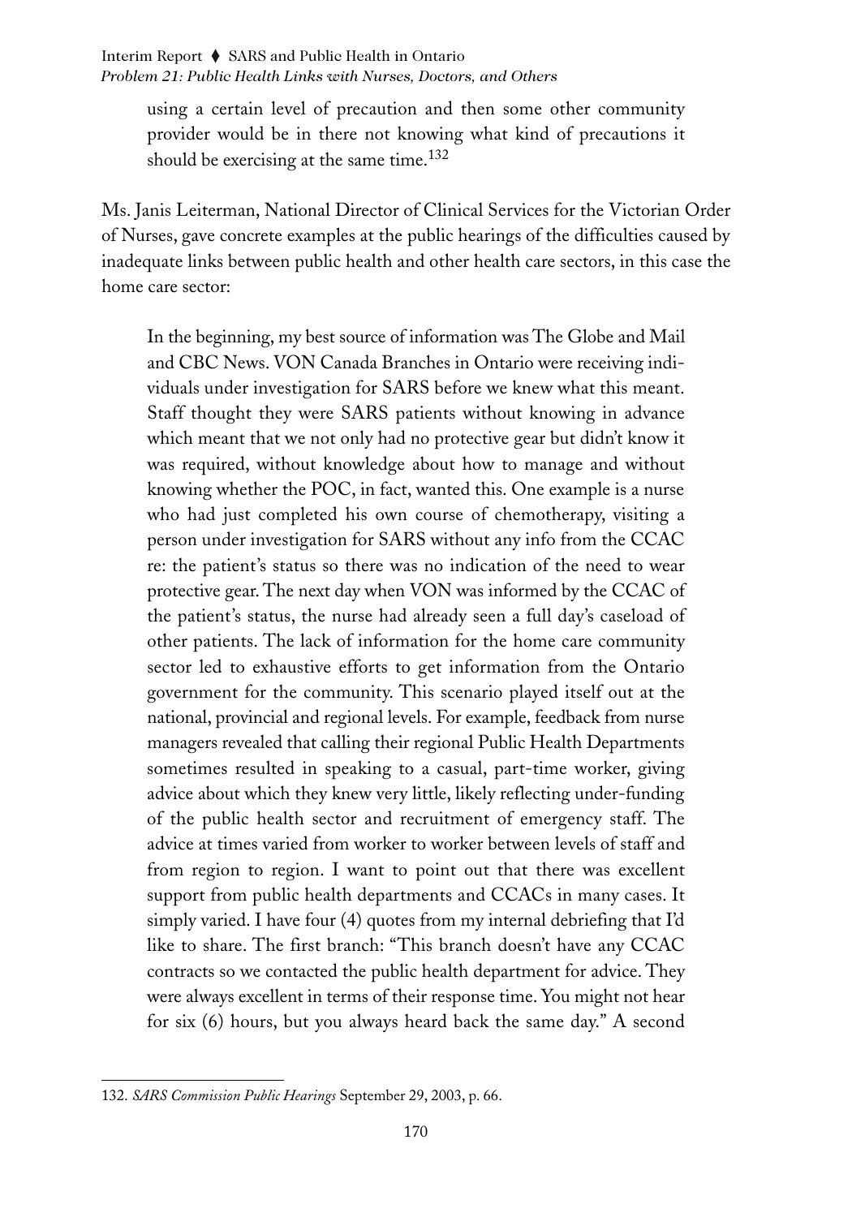> using a certain level of precaution and then some other community provider would be in there not knowing what kind of precautions it should be exercising at the same time.[132]

Ms. Janis Leiterman, National Director of Clinical Services for the Victorian Order of Nurses, gave concrete examples at the public hearings of the difficulties caused by inadequate links between public health and other health care sectors, in this case the home care sector:

> In the beginning, my best source of information was The Globe and Mail and CBC News. VON Canada Branches in Ontario were receiving individuals under investigation for SARS before we knew what this meant. Staff thought they were SARS patients without knowing in advance which meant that we not only had no protective gear but didn't know it was required, without knowledge about how to manage and without knowing whether the POC, in fact, wanted this. One example is a nurse who had just completed his own course of chemotherapy, visiting a person under investigation for SARS without any info from the CCAC re: the patient's status so there was no indication of the need to wear protective gear. The next day when VON was informed by the CCAC of the patient's status, the nurse had already seen a full day's caseload of other patients. The lack of information for the home care community sector led to exhaustive efforts to get information from the Ontario government for the community. This scenario played itself out at the national, provincial and regional levels. For example, feedback from nurse managers revealed that calling their regional Public Health Departments sometimes resulted in speaking to a casual, part-time worker, giving advice about which they knew very little, likely reflecting under-funding of the public health sector and recruitment of emergency staff. The advice at times varied from worker to worker between levels of staff and from region to region. I want to point out that there was excellent support from public health departments and CCACs in many cases. It simply varied. I have four (4) quotes from my internal debriefing that I'd like to share. The first branch: "This branch doesn't have any CCAC contracts so we contacted the public health department for advice. They were always excellent in terms of their response time. You might not hear for six (6) hours, but you always heard back the same day." A second

132. *SARS Commission Public Hearings* September 29, 2003, p. 66.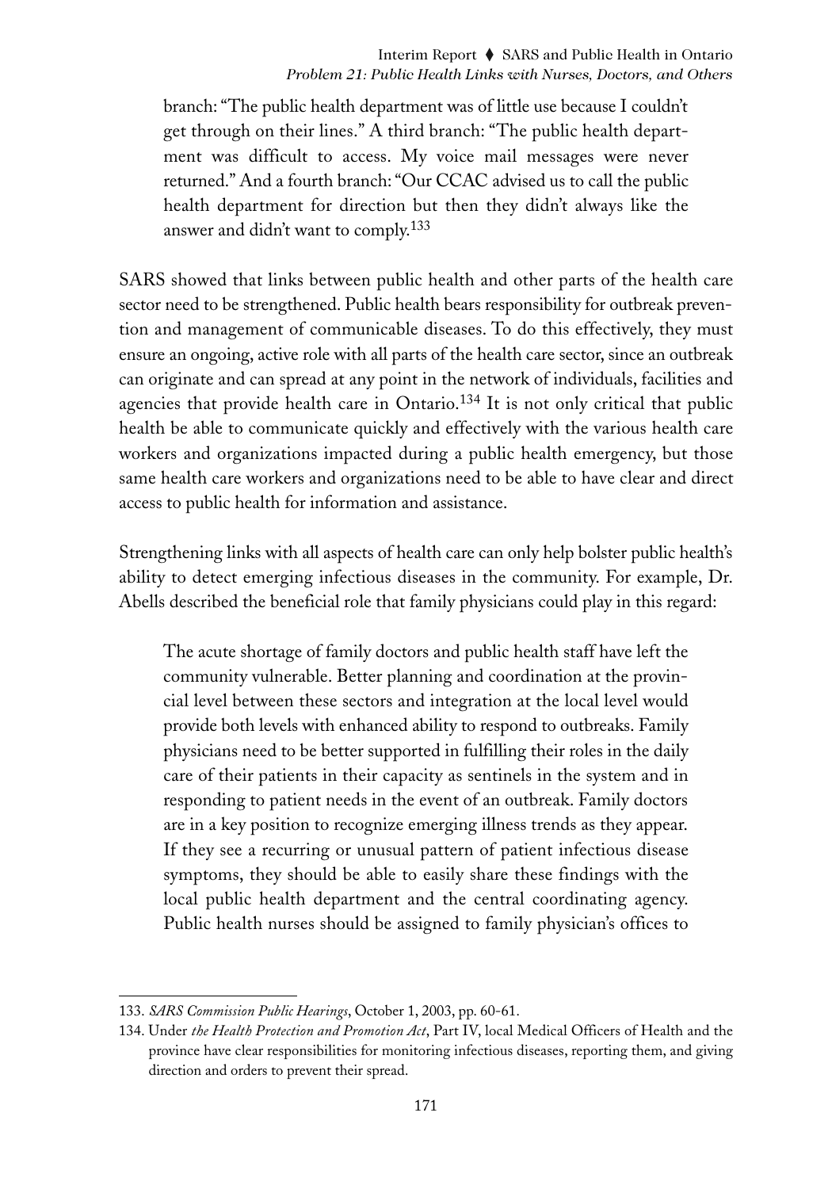> branch: "The public health department was of little use because I couldn't get through on their lines." A third branch: "The public health department was difficult to access. My voice mail messages were never returned." And a fourth branch: "Our CCAC advised us to call the public health department for direction but then they didn't always like the answer and didn't want to comply.[133]

SARS showed that links between public health and other parts of the health care sector need to be strengthened. Public health bears responsibility for outbreak prevention and management of communicable diseases. To do this effectively, they must ensure an ongoing, active role with all parts of the health care sector, since an outbreak can originate and can spread at any point in the network of individuals, facilities and agencies that provide health care in Ontario.[134] It is not only critical that public health be able to communicate quickly and effectively with the various health care workers and organizations impacted during a public health emergency, but those same health care workers and organizations need to be able to have clear and direct access to public health for information and assistance.

Strengthening links with all aspects of health care can only help bolster public health's ability to detect emerging infectious diseases in the community. For example, Dr. Abells described the beneficial role that family physicians could play in this regard:

> The acute shortage of family doctors and public health staff have left the community vulnerable. Better planning and coordination at the provincial level between these sectors and integration at the local level would provide both levels with enhanced ability to respond to outbreaks. Family physicians need to be better supported in fulfilling their roles in the daily care of their patients in their capacity as sentinels in the system and in responding to patient needs in the event of an outbreak. Family doctors are in a key position to recognize emerging illness trends as they appear. If they see a recurring or unusual pattern of patient infectious disease symptoms, they should be able to easily share these findings with the local public health department and the central coordinating agency. Public health nurses should be assigned to family physician's offices to

---

133. *SARS Commission Public Hearings*, October 1, 2003, pp. 60-61.

134. Under *the Health Protection and Promotion Act*, Part IV, local Medical Officers of Health and the province have clear responsibilities for monitoring infectious diseases, reporting them, and giving direction and orders to prevent their spread.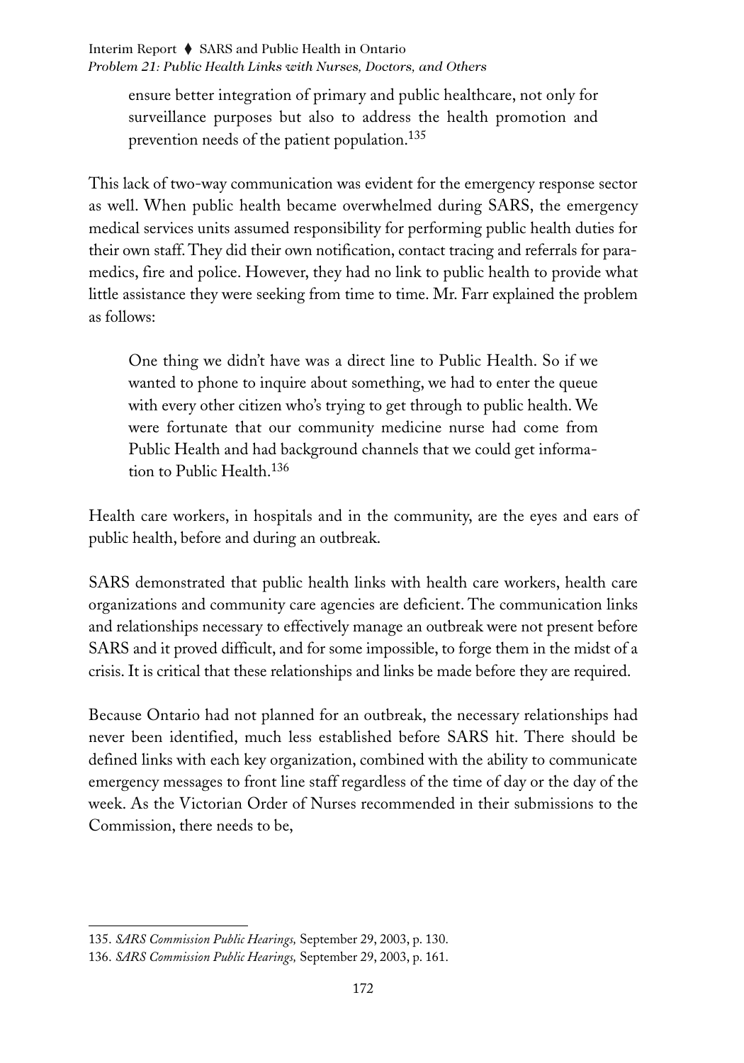> ensure better integration of primary and public healthcare, not only for surveillance purposes but also to address the health promotion and prevention needs of the patient population.[135]

This lack of two-way communication was evident for the emergency response sector as well. When public health became overwhelmed during SARS, the emergency medical services units assumed responsibility for performing public health duties for their own staff. They did their own notification, contact tracing and referrals for paramedics, fire and police. However, they had no link to public health to provide what little assistance they were seeking from time to time. Mr. Farr explained the problem as follows:

> One thing we didn't have was a direct line to Public Health. So if we wanted to phone to inquire about something, we had to enter the queue with every other citizen who's trying to get through to public health. We were fortunate that our community medicine nurse had come from Public Health and had background channels that we could get information to Public Health.[136]

Health care workers, in hospitals and in the community, are the eyes and ears of public health, before and during an outbreak.

SARS demonstrated that public health links with health care workers, health care organizations and community care agencies are deficient. The communication links and relationships necessary to effectively manage an outbreak were not present before SARS and it proved difficult, and for some impossible, to forge them in the midst of a crisis. It is critical that these relationships and links be made before they are required.

Because Ontario had not planned for an outbreak, the necessary relationships had never been identified, much less established before SARS hit. There should be defined links with each key organization, combined with the ability to communicate emergency messages to front line staff regardless of the time of day or the day of the week. As the Victorian Order of Nurses recommended in their submissions to the Commission, there needs to be,

---

135. *SARS Commission Public Hearings,* September 29, 2003, p. 130.

136. *SARS Commission Public Hearings,* September 29, 2003, p. 161.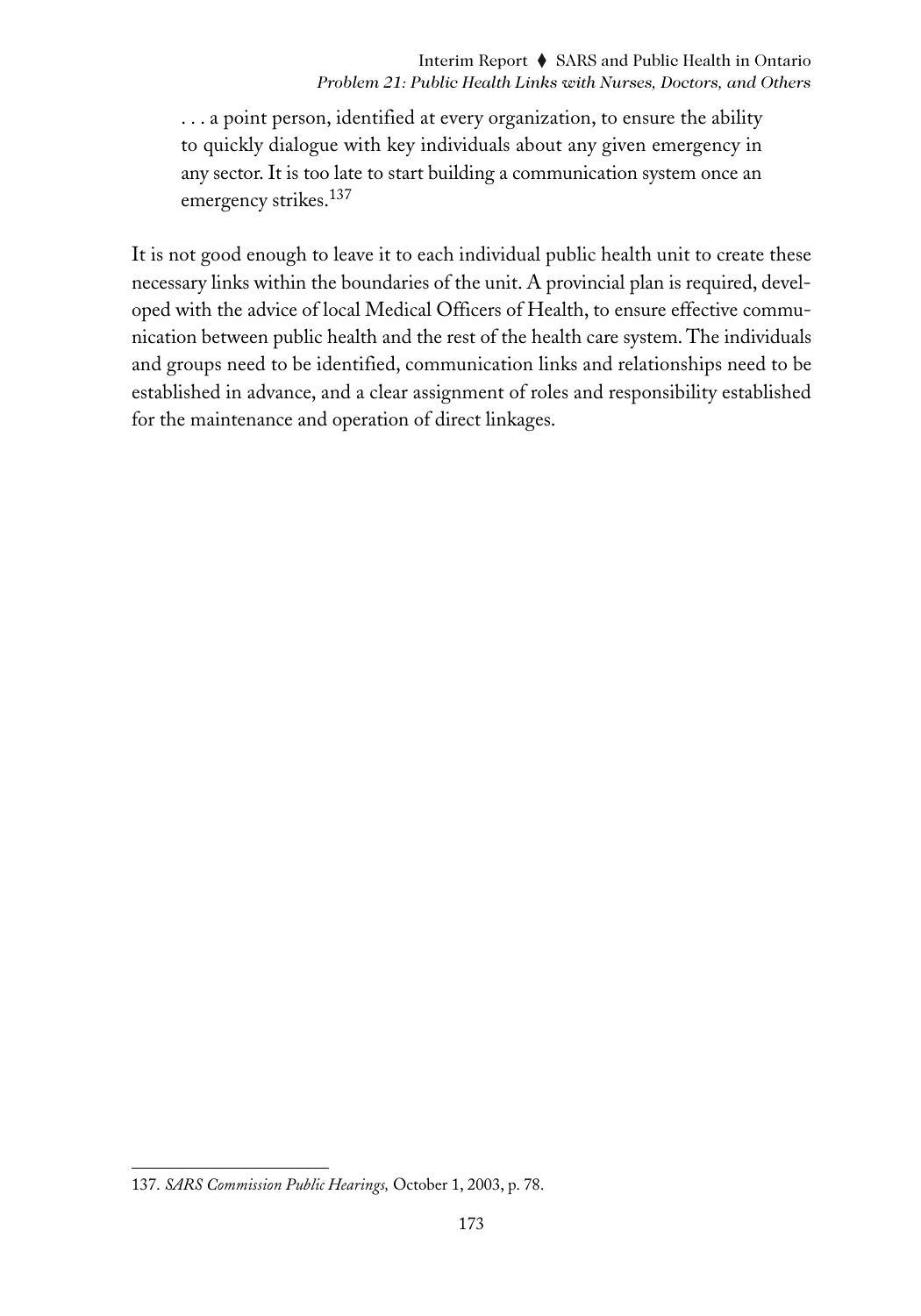> . . . a point person, identified at every organization, to ensure the ability to quickly dialogue with key individuals about any given emergency in any sector. It is too late to start building a communication system once an emergency strikes.[137]

It is not good enough to leave it to each individual public health unit to create these necessary links within the boundaries of the unit. A provincial plan is required, developed with the advice of local Medical Officers of Health, to ensure effective communication between public health and the rest of the health care system. The individuals and groups need to be identified, communication links and relationships need to be established in advance, and a clear assignment of roles and responsibility established for the maintenance and operation of direct linkages.

---

137. *SARS Commission Public Hearings,* October 1, 2003, p. 78.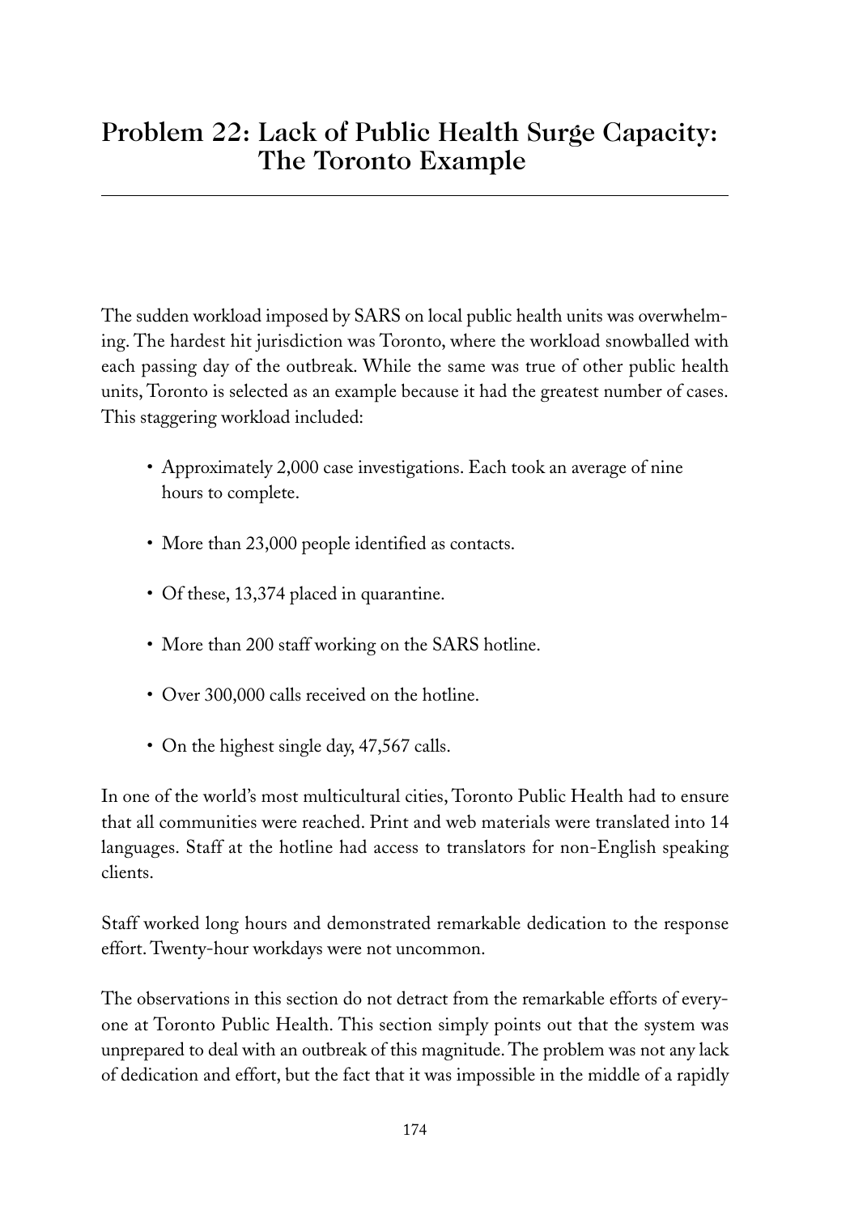## Problem 22: Lack of Public Health Surge Capacity: The Toronto Example

The sudden workload imposed by SARS on local public health units was overwhelming. The hardest hit jurisdiction was Toronto, where the workload snowballed with each passing day of the outbreak. While the same was true of other public health units, Toronto is selected as an example because it had the greatest number of cases. This staggering workload included:

- Approximately 2,000 case investigations. Each took an average of nine hours to complete.
- More than 23,000 people identified as contacts.
- Of these, 13,374 placed in quarantine.
- More than 200 staff working on the SARS hotline.
- Over 300,000 calls received on the hotline.
- On the highest single day, 47,567 calls.

In one of the world's most multicultural cities, Toronto Public Health had to ensure that all communities were reached. Print and web materials were translated into 14 languages. Staff at the hotline had access to translators for non-English speaking clients.

Staff worked long hours and demonstrated remarkable dedication to the response effort. Twenty-hour workdays were not uncommon.

The observations in this section do not detract from the remarkable efforts of everyone at Toronto Public Health. This section simply points out that the system was unprepared to deal with an outbreak of this magnitude. The problem was not any lack of dedication and effort, but the fact that it was impossible in the middle of a rapidly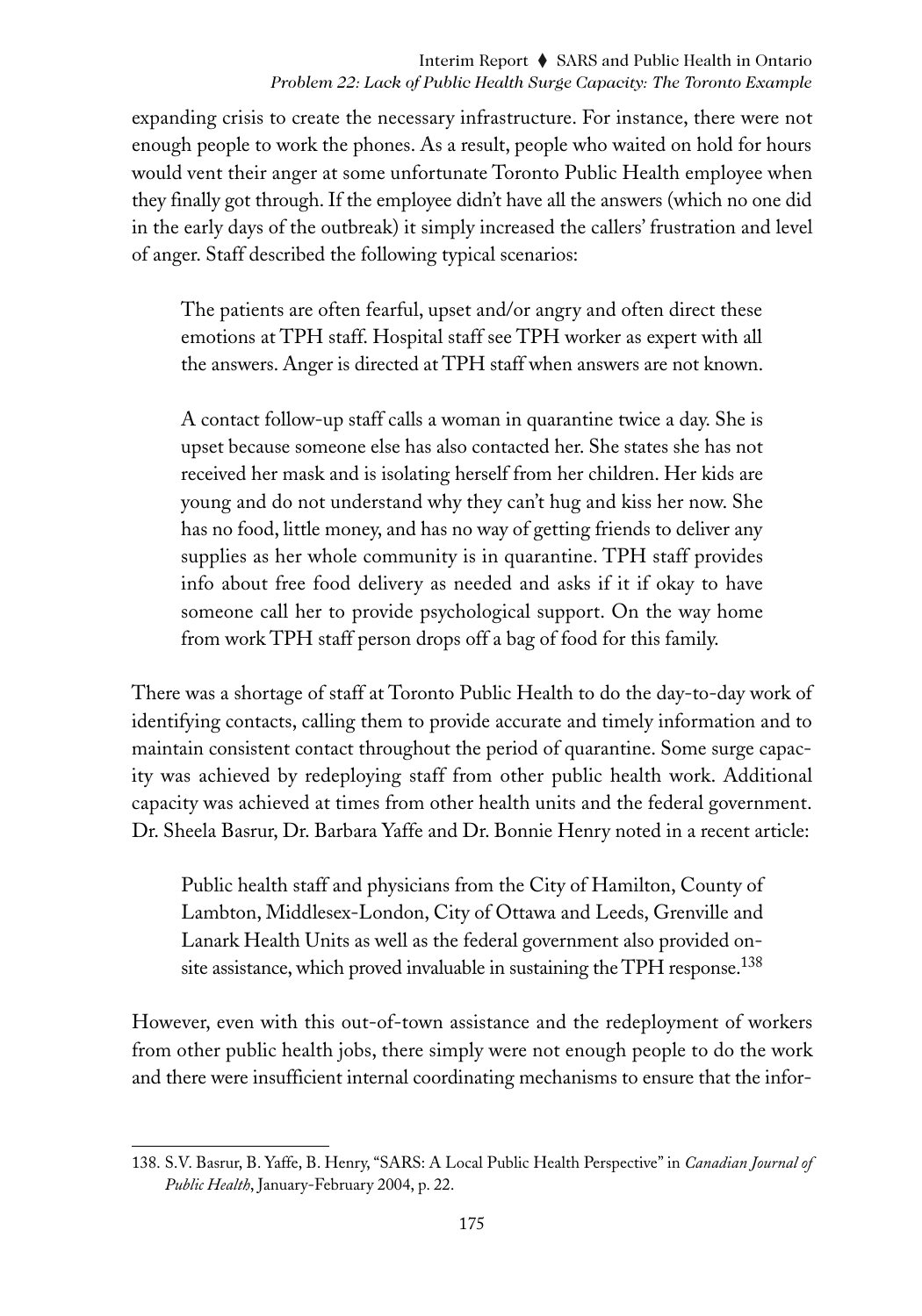expanding crisis to create the necessary infrastructure. For instance, there were not enough people to work the phones. As a result, people who waited on hold for hours would vent their anger at some unfortunate Toronto Public Health employee when they finally got through. If the employee didn't have all the answers (which no one did in the early days of the outbreak) it simply increased the callers' frustration and level of anger. Staff described the following typical scenarios:

> The patients are often fearful, upset and/or angry and often direct these emotions at TPH staff. Hospital staff see TPH worker as expert with all the answers. Anger is directed at TPH staff when answers are not known.
>
> A contact follow-up staff calls a woman in quarantine twice a day. She is upset because someone else has also contacted her. She states she has not received her mask and is isolating herself from her children. Her kids are young and do not understand why they can't hug and kiss her now. She has no food, little money, and has no way of getting friends to deliver any supplies as her whole community is in quarantine. TPH staff provides info about free food delivery as needed and asks if it if okay to have someone call her to provide psychological support. On the way home from work TPH staff person drops off a bag of food for this family.

There was a shortage of staff at Toronto Public Health to do the day-to-day work of identifying contacts, calling them to provide accurate and timely information and to maintain consistent contact throughout the period of quarantine. Some surge capacity was achieved by redeploying staff from other public health work. Additional capacity was achieved at times from other health units and the federal government. Dr. Sheela Basrur, Dr. Barbara Yaffe and Dr. Bonnie Henry noted in a recent article:

> Public health staff and physicians from the City of Hamilton, County of Lambton, Middlesex-London, City of Ottawa and Leeds, Grenville and Lanark Health Units as well as the federal government also provided on-site assistance, which proved invaluable in sustaining the TPH response.[138]

However, even with this out-of-town assistance and the redeployment of workers from other public health jobs, there simply were not enough people to do the work and there were insufficient internal coordinating mechanisms to ensure that the infor-

---

138. S.V. Basrur, B. Yaffe, B. Henry, "SARS: A Local Public Health Perspective" in *Canadian Journal of Public Health*, January-February 2004, p. 22.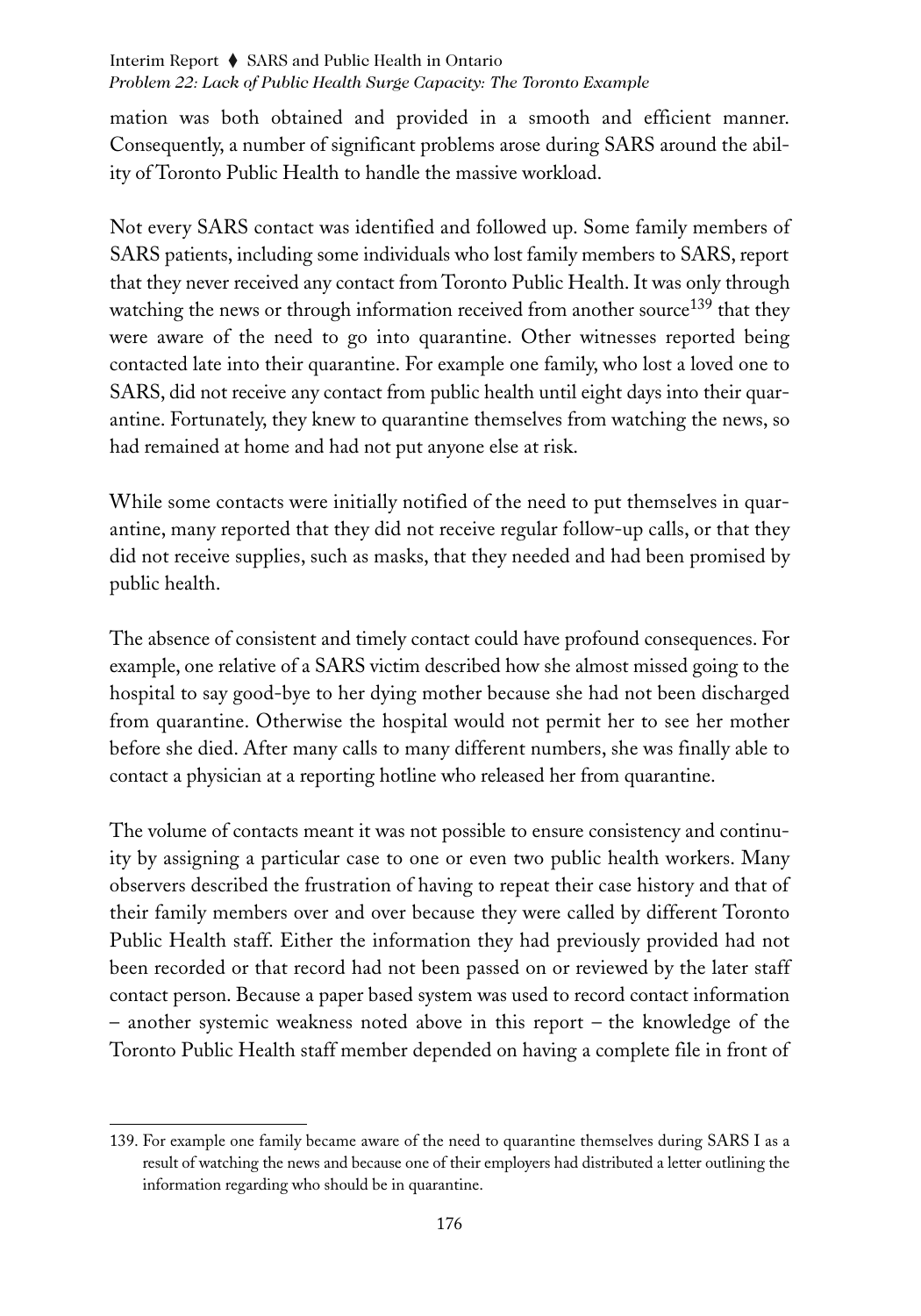mation was both obtained and provided in a smooth and efficient manner. Consequently, a number of significant problems arose during SARS around the ability of Toronto Public Health to handle the massive workload.

Not every SARS contact was identified and followed up. Some family members of SARS patients, including some individuals who lost family members to SARS, report that they never received any contact from Toronto Public Health. It was only through watching the news or through information received from another source[139] that they were aware of the need to go into quarantine. Other witnesses reported being contacted late into their quarantine. For example one family, who lost a loved one to SARS, did not receive any contact from public health until eight days into their quarantine. Fortunately, they knew to quarantine themselves from watching the news, so had remained at home and had not put anyone else at risk.

While some contacts were initially notified of the need to put themselves in quarantine, many reported that they did not receive regular follow-up calls, or that they did not receive supplies, such as masks, that they needed and had been promised by public health.

The absence of consistent and timely contact could have profound consequences. For example, one relative of a SARS victim described how she almost missed going to the hospital to say good-bye to her dying mother because she had not been discharged from quarantine. Otherwise the hospital would not permit her to see her mother before she died. After many calls to many different numbers, she was finally able to contact a physician at a reporting hotline who released her from quarantine.

The volume of contacts meant it was not possible to ensure consistency and continuity by assigning a particular case to one or even two public health workers. Many observers described the frustration of having to repeat their case history and that of their family members over and over because they were called by different Toronto Public Health staff. Either the information they had previously provided had not been recorded or that record had not been passed on or reviewed by the later staff contact person. Because a paper based system was used to record contact information – another systemic weakness noted above in this report – the knowledge of the Toronto Public Health staff member depended on having a complete file in front of

139. For example one family became aware of the need to quarantine themselves during SARS I as a result of watching the news and because one of their employers had distributed a letter outlining the information regarding who should be in quarantine.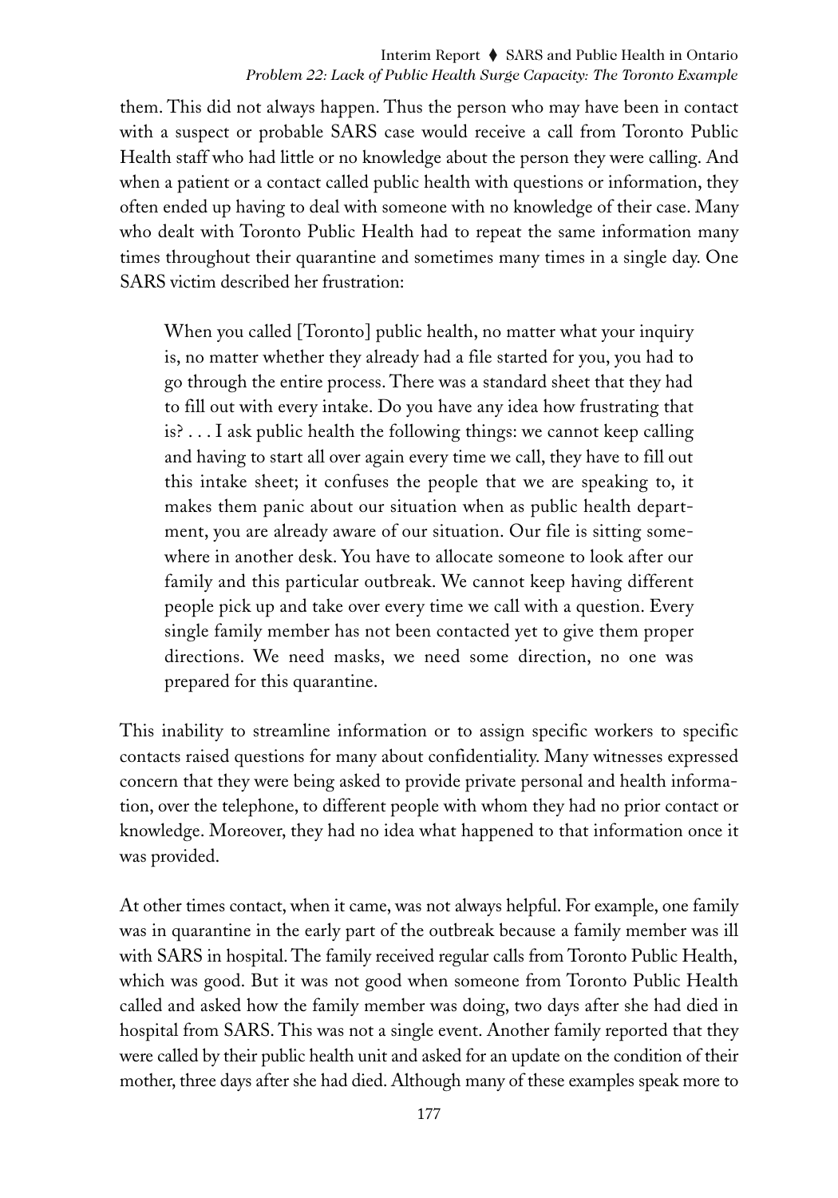them. This did not always happen. Thus the person who may have been in contact with a suspect or probable SARS case would receive a call from Toronto Public Health staff who had little or no knowledge about the person they were calling. And when a patient or a contact called public health with questions or information, they often ended up having to deal with someone with no knowledge of their case. Many who dealt with Toronto Public Health had to repeat the same information many times throughout their quarantine and sometimes many times in a single day. One SARS victim described her frustration:

> When you called [Toronto] public health, no matter what your inquiry is, no matter whether they already had a file started for you, you had to go through the entire process. There was a standard sheet that they had to fill out with every intake. Do you have any idea how frustrating that is? . . . I ask public health the following things: we cannot keep calling and having to start all over again every time we call, they have to fill out this intake sheet; it confuses the people that we are speaking to, it makes them panic about our situation when as public health department, you are already aware of our situation. Our file is sitting somewhere in another desk. You have to allocate someone to look after our family and this particular outbreak. We cannot keep having different people pick up and take over every time we call with a question. Every single family member has not been contacted yet to give them proper directions. We need masks, we need some direction, no one was prepared for this quarantine.

This inability to streamline information or to assign specific workers to specific contacts raised questions for many about confidentiality. Many witnesses expressed concern that they were being asked to provide private personal and health information, over the telephone, to different people with whom they had no prior contact or knowledge. Moreover, they had no idea what happened to that information once it was provided.

At other times contact, when it came, was not always helpful. For example, one family was in quarantine in the early part of the outbreak because a family member was ill with SARS in hospital. The family received regular calls from Toronto Public Health, which was good. But it was not good when someone from Toronto Public Health called and asked how the family member was doing, two days after she had died in hospital from SARS. This was not a single event. Another family reported that they were called by their public health unit and asked for an update on the condition of their mother, three days after she had died. Although many of these examples speak more to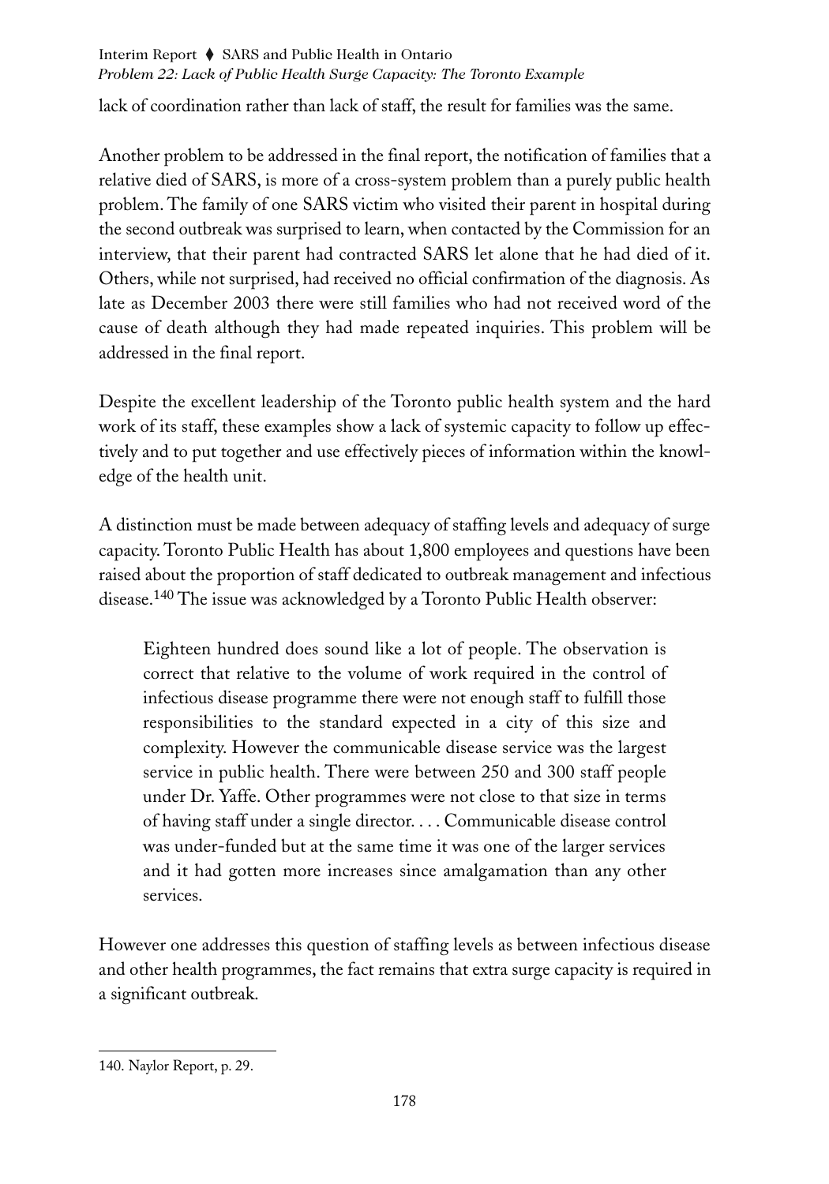lack of coordination rather than lack of staff, the result for families was the same.

Another problem to be addressed in the final report, the notification of families that a relative died of SARS, is more of a cross-system problem than a purely public health problem. The family of one SARS victim who visited their parent in hospital during the second outbreak was surprised to learn, when contacted by the Commission for an interview, that their parent had contracted SARS let alone that he had died of it. Others, while not surprised, had received no official confirmation of the diagnosis. As late as December 2003 there were still families who had not received word of the cause of death although they had made repeated inquiries. This problem will be addressed in the final report.

Despite the excellent leadership of the Toronto public health system and the hard work of its staff, these examples show a lack of systemic capacity to follow up effectively and to put together and use effectively pieces of information within the knowledge of the health unit.

A distinction must be made between adequacy of staffing levels and adequacy of surge capacity. Toronto Public Health has about 1,800 employees and questions have been raised about the proportion of staff dedicated to outbreak management and infectious disease.[140] The issue was acknowledged by a Toronto Public Health observer:

> Eighteen hundred does sound like a lot of people. The observation is correct that relative to the volume of work required in the control of infectious disease programme there were not enough staff to fulfill those responsibilities to the standard expected in a city of this size and complexity. However the communicable disease service was the largest service in public health. There were between 250 and 300 staff people under Dr. Yaffe. Other programmes were not close to that size in terms of having staff under a single director. . . . Communicable disease control was under-funded but at the same time it was one of the larger services and it had gotten more increases since amalgamation than any other services.

However one addresses this question of staffing levels as between infectious disease and other health programmes, the fact remains that extra surge capacity is required in a significant outbreak.

---

140. Naylor Report, p. 29.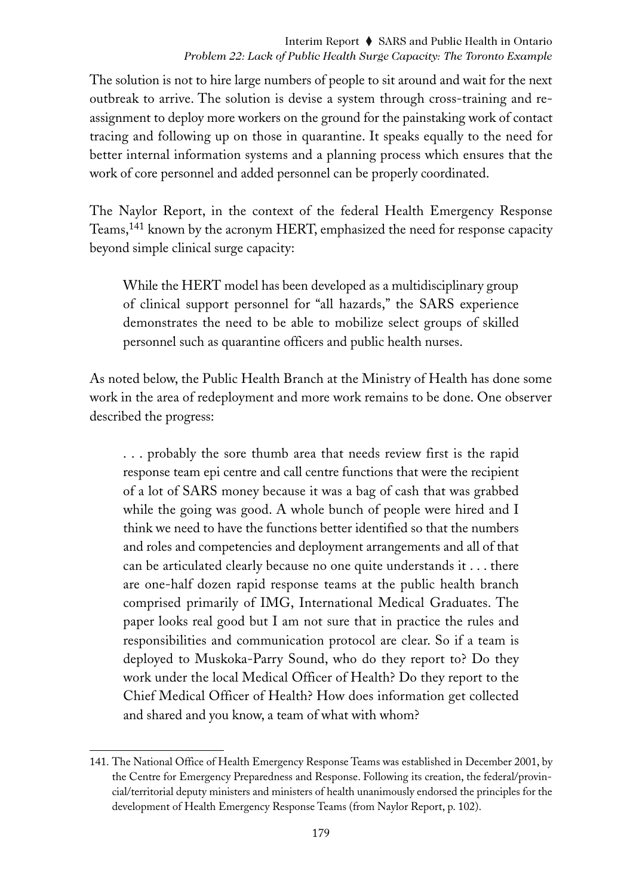The solution is not to hire large numbers of people to sit around and wait for the next outbreak to arrive. The solution is devise a system through cross-training and re-assignment to deploy more workers on the ground for the painstaking work of contact tracing and following up on those in quarantine. It speaks equally to the need for better internal information systems and a planning process which ensures that the work of core personnel and added personnel can be properly coordinated.

The Naylor Report, in the context of the federal Health Emergency Response Teams,[141] known by the acronym HERT, emphasized the need for response capacity beyond simple clinical surge capacity:

> While the HERT model has been developed as a multidisciplinary group of clinical support personnel for "all hazards," the SARS experience demonstrates the need to be able to mobilize select groups of skilled personnel such as quarantine officers and public health nurses.

As noted below, the Public Health Branch at the Ministry of Health has done some work in the area of redeployment and more work remains to be done. One observer described the progress:

> . . . probably the sore thumb area that needs review first is the rapid response team epi centre and call centre functions that were the recipient of a lot of SARS money because it was a bag of cash that was grabbed while the going was good. A whole bunch of people were hired and I think we need to have the functions better identified so that the numbers and roles and competencies and deployment arrangements and all of that can be articulated clearly because no one quite understands it . . . there are one-half dozen rapid response teams at the public health branch comprised primarily of IMG, International Medical Graduates. The paper looks real good but I am not sure that in practice the rules and responsibilities and communication protocol are clear. So if a team is deployed to Muskoka-Parry Sound, who do they report to? Do they work under the local Medical Officer of Health? Do they report to the Chief Medical Officer of Health? How does information get collected and shared and you know, a team of what with whom?

141. The National Office of Health Emergency Response Teams was established in December 2001, by the Centre for Emergency Preparedness and Response. Following its creation, the federal/provincial/territorial deputy ministers and ministers of health unanimously endorsed the principles for the development of Health Emergency Response Teams (from Naylor Report, p. 102).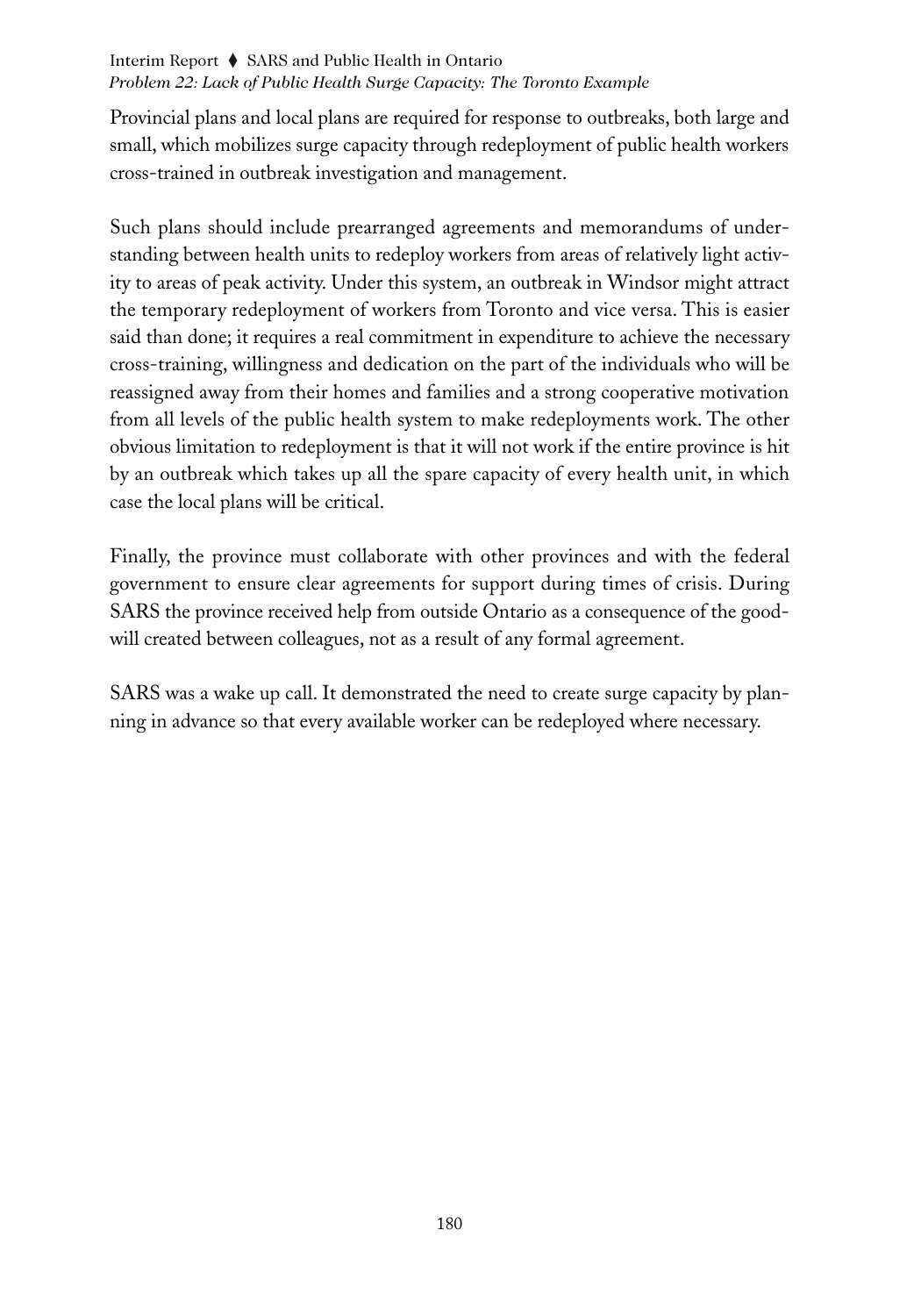Provincial plans and local plans are required for response to outbreaks, both large and small, which mobilizes surge capacity through redeployment of public health workers cross-trained in outbreak investigation and management.

Such plans should include prearranged agreements and memorandums of understanding between health units to redeploy workers from areas of relatively light activity to areas of peak activity. Under this system, an outbreak in Windsor might attract the temporary redeployment of workers from Toronto and vice versa. This is easier said than done; it requires a real commitment in expenditure to achieve the necessary cross-training, willingness and dedication on the part of the individuals who will be reassigned away from their homes and families and a strong cooperative motivation from all levels of the public health system to make redeployments work. The other obvious limitation to redeployment is that it will not work if the entire province is hit by an outbreak which takes up all the spare capacity of every health unit, in which case the local plans will be critical.

Finally, the province must collaborate with other provinces and with the federal government to ensure clear agreements for support during times of crisis. During SARS the province received help from outside Ontario as a consequence of the goodwill created between colleagues, not as a result of any formal agreement.

SARS was a wake up call. It demonstrated the need to create surge capacity by planning in advance so that every available worker can be redeployed where necessary.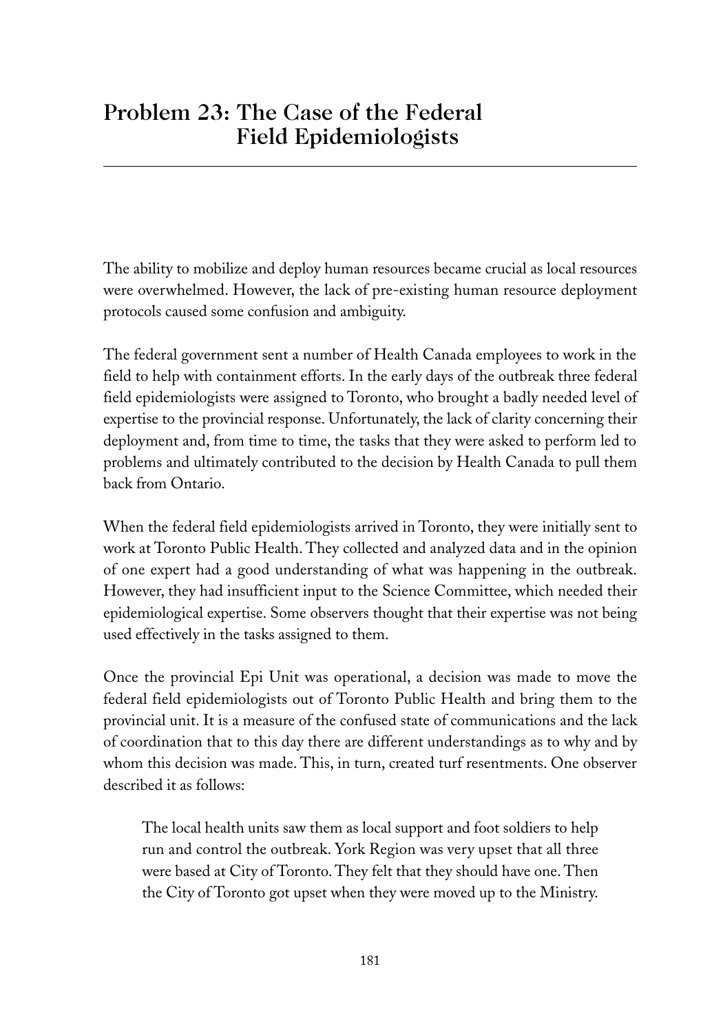# Problem 23: The Case of the Federal Field Epidemiologists

The ability to mobilize and deploy human resources became crucial as local resources were overwhelmed. However, the lack of pre-existing human resource deployment protocols caused some confusion and ambiguity.

The federal government sent a number of Health Canada employees to work in the field to help with containment efforts. In the early days of the outbreak three federal field epidemiologists were assigned to Toronto, who brought a badly needed level of expertise to the provincial response. Unfortunately, the lack of clarity concerning their deployment and, from time to time, the tasks that they were asked to perform led to problems and ultimately contributed to the decision by Health Canada to pull them back from Ontario.

When the federal field epidemiologists arrived in Toronto, they were initially sent to work at Toronto Public Health. They collected and analyzed data and in the opinion of one expert had a good understanding of what was happening in the outbreak. However, they had insufficient input to the Science Committee, which needed their epidemiological expertise. Some observers thought that their expertise was not being used effectively in the tasks assigned to them.

Once the provincial Epi Unit was operational, a decision was made to move the federal field epidemiologists out of Toronto Public Health and bring them to the provincial unit. It is a measure of the confused state of communications and the lack of coordination that to this day there are different understandings as to why and by whom this decision was made. This, in turn, created turf resentments. One observer described it as follows:

> The local health units saw them as local support and foot soldiers to help run and control the outbreak. York Region was very upset that all three were based at City of Toronto. They felt that they should have one. Then the City of Toronto got upset when they were moved up to the Ministry.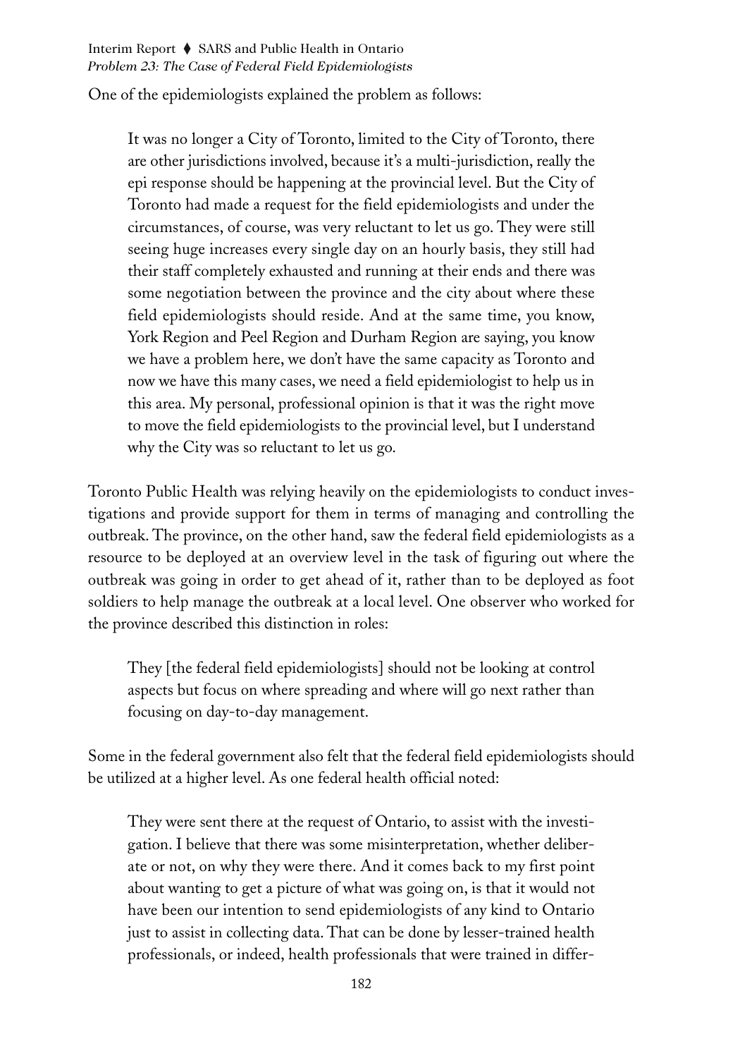One of the epidemiologists explained the problem as follows:

> It was no longer a City of Toronto, limited to the City of Toronto, there are other jurisdictions involved, because it's a multi-jurisdiction, really the epi response should be happening at the provincial level. But the City of Toronto had made a request for the field epidemiologists and under the circumstances, of course, was very reluctant to let us go. They were still seeing huge increases every single day on an hourly basis, they still had their staff completely exhausted and running at their ends and there was some negotiation between the province and the city about where these field epidemiologists should reside. And at the same time, you know, York Region and Peel Region and Durham Region are saying, you know we have a problem here, we don't have the same capacity as Toronto and now we have this many cases, we need a field epidemiologist to help us in this area. My personal, professional opinion is that it was the right move to move the field epidemiologists to the provincial level, but I understand why the City was so reluctant to let us go.

Toronto Public Health was relying heavily on the epidemiologists to conduct investigations and provide support for them in terms of managing and controlling the outbreak. The province, on the other hand, saw the federal field epidemiologists as a resource to be deployed at an overview level in the task of figuring out where the outbreak was going in order to get ahead of it, rather than to be deployed as foot soldiers to help manage the outbreak at a local level. One observer who worked for the province described this distinction in roles:

> They [the federal field epidemiologists] should not be looking at control aspects but focus on where spreading and where will go next rather than focusing on day-to-day management.

Some in the federal government also felt that the federal field epidemiologists should be utilized at a higher level. As one federal health official noted:

> They were sent there at the request of Ontario, to assist with the investigation. I believe that there was some misinterpretation, whether deliberate or not, on why they were there. And it comes back to my first point about wanting to get a picture of what was going on, is that it would not have been our intention to send epidemiologists of any kind to Ontario just to assist in collecting data. That can be done by lesser-trained health professionals, or indeed, health professionals that were trained in differ-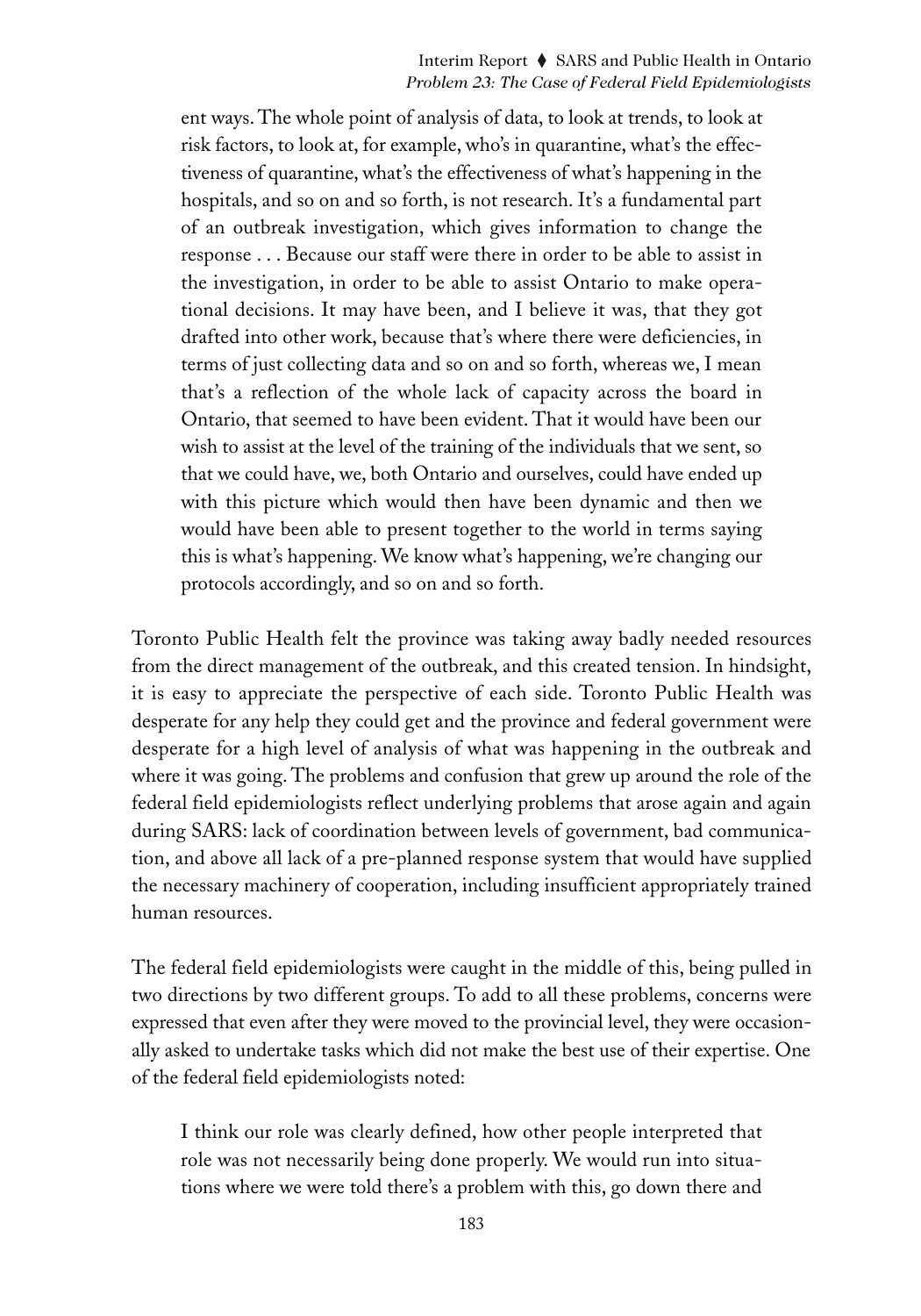> ent ways. The whole point of analysis of data, to look at trends, to look at risk factors, to look at, for example, who's in quarantine, what's the effectiveness of quarantine, what's the effectiveness of what's happening in the hospitals, and so on and so forth, is not research. It's a fundamental part of an outbreak investigation, which gives information to change the response . . . Because our staff were there in order to be able to assist in the investigation, in order to be able to assist Ontario to make operational decisions. It may have been, and I believe it was, that they got drafted into other work, because that's where there were deficiencies, in terms of just collecting data and so on and so forth, whereas we, I mean that's a reflection of the whole lack of capacity across the board in Ontario, that seemed to have been evident. That it would have been our wish to assist at the level of the training of the individuals that we sent, so that we could have, we, both Ontario and ourselves, could have ended up with this picture which would then have been dynamic and then we would have been able to present together to the world in terms saying this is what's happening. We know what's happening, we're changing our protocols accordingly, and so on and so forth.

Toronto Public Health felt the province was taking away badly needed resources from the direct management of the outbreak, and this created tension. In hindsight, it is easy to appreciate the perspective of each side. Toronto Public Health was desperate for any help they could get and the province and federal government were desperate for a high level of analysis of what was happening in the outbreak and where it was going. The problems and confusion that grew up around the role of the federal field epidemiologists reflect underlying problems that arose again and again during SARS: lack of coordination between levels of government, bad communication, and above all lack of a pre-planned response system that would have supplied the necessary machinery of cooperation, including insufficient appropriately trained human resources.

The federal field epidemiologists were caught in the middle of this, being pulled in two directions by two different groups. To add to all these problems, concerns were expressed that even after they were moved to the provincial level, they were occasionally asked to undertake tasks which did not make the best use of their expertise. One of the federal field epidemiologists noted:

> I think our role was clearly defined, how other people interpreted that role was not necessarily being done properly. We would run into situations where we were told there's a problem with this, go down there and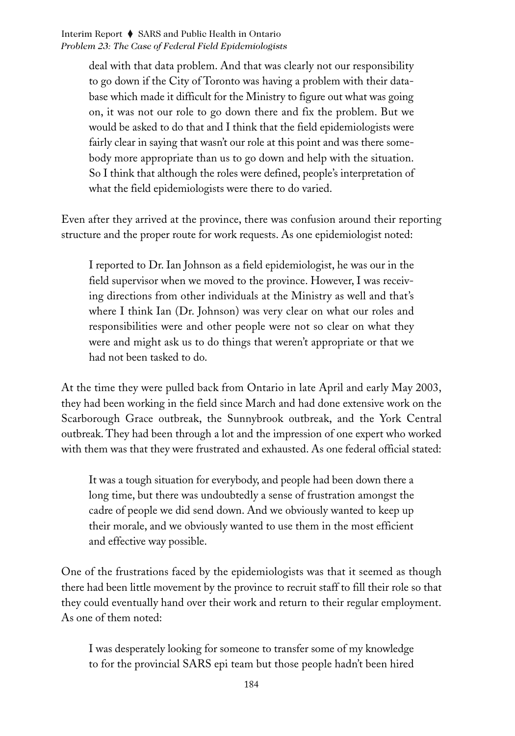> deal with that data problem. And that was clearly not our responsibility to go down if the City of Toronto was having a problem with their database which made it difficult for the Ministry to figure out what was going on, it was not our role to go down there and fix the problem. But we would be asked to do that and I think that the field epidemiologists were fairly clear in saying that wasn't our role at this point and was there somebody more appropriate than us to go down and help with the situation. So I think that although the roles were defined, people's interpretation of what the field epidemiologists were there to do varied.

Even after they arrived at the province, there was confusion around their reporting structure and the proper route for work requests. As one epidemiologist noted:

> I reported to Dr. Ian Johnson as a field epidemiologist, he was our in the field supervisor when we moved to the province. However, I was receiving directions from other individuals at the Ministry as well and that's where I think Ian (Dr. Johnson) was very clear on what our roles and responsibilities were and other people were not so clear on what they were and might ask us to do things that weren't appropriate or that we had not been tasked to do.

At the time they were pulled back from Ontario in late April and early May 2003, they had been working in the field since March and had done extensive work on the Scarborough Grace outbreak, the Sunnybrook outbreak, and the York Central outbreak. They had been through a lot and the impression of one expert who worked with them was that they were frustrated and exhausted. As one federal official stated:

> It was a tough situation for everybody, and people had been down there a long time, but there was undoubtedly a sense of frustration amongst the cadre of people we did send down. And we obviously wanted to keep up their morale, and we obviously wanted to use them in the most efficient and effective way possible.

One of the frustrations faced by the epidemiologists was that it seemed as though there had been little movement by the province to recruit staff to fill their role so that they could eventually hand over their work and return to their regular employment. As one of them noted:

> I was desperately looking for someone to transfer some of my knowledge to for the provincial SARS epi team but those people hadn't been hired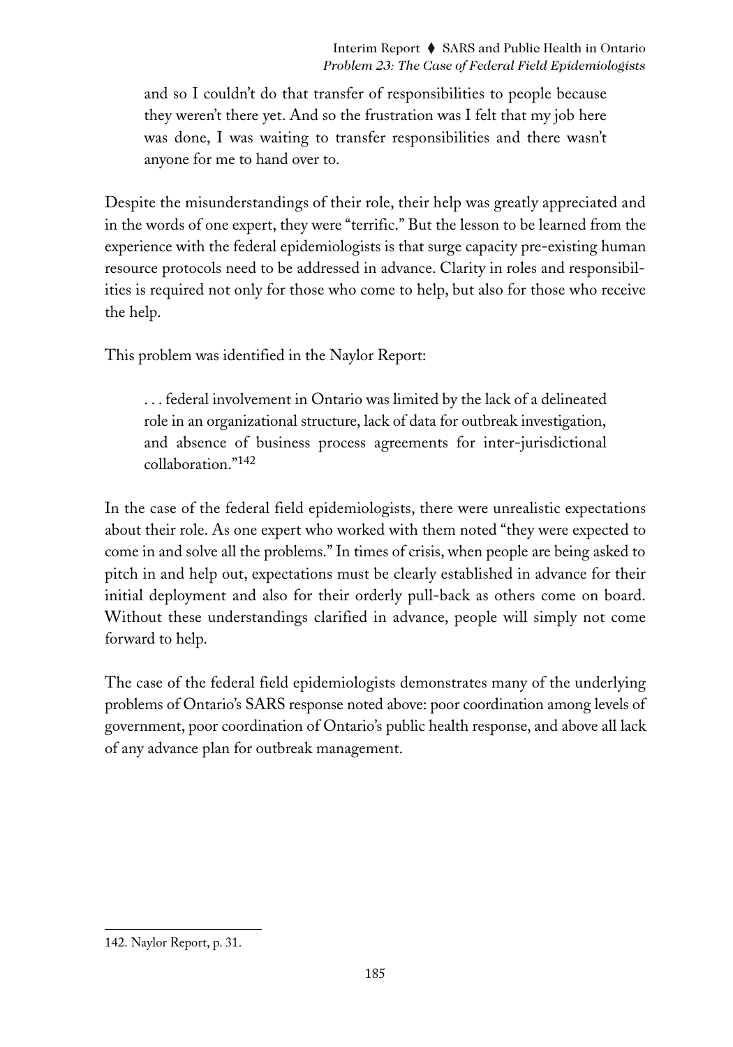> and so I couldn't do that transfer of responsibilities to people because they weren't there yet. And so the frustration was I felt that my job here was done, I was waiting to transfer responsibilities and there wasn't anyone for me to hand over to.

Despite the misunderstandings of their role, their help was greatly appreciated and in the words of one expert, they were "terrific." But the lesson to be learned from the experience with the federal epidemiologists is that surge capacity pre-existing human resource protocols need to be addressed in advance. Clarity in roles and responsibilities is required not only for those who come to help, but also for those who receive the help.

This problem was identified in the Naylor Report:

> . . . federal involvement in Ontario was limited by the lack of a delineated role in an organizational structure, lack of data for outbreak investigation, and absence of business process agreements for inter-jurisdictional collaboration."[142]

In the case of the federal field epidemiologists, there were unrealistic expectations about their role. As one expert who worked with them noted "they were expected to come in and solve all the problems." In times of crisis, when people are being asked to pitch in and help out, expectations must be clearly established in advance for their initial deployment and also for their orderly pull-back as others come on board. Without these understandings clarified in advance, people will simply not come forward to help.

The case of the federal field epidemiologists demonstrates many of the underlying problems of Ontario's SARS response noted above: poor coordination among levels of government, poor coordination of Ontario's public health response, and above all lack of any advance plan for outbreak management.

---

142. Naylor Report, p. 31.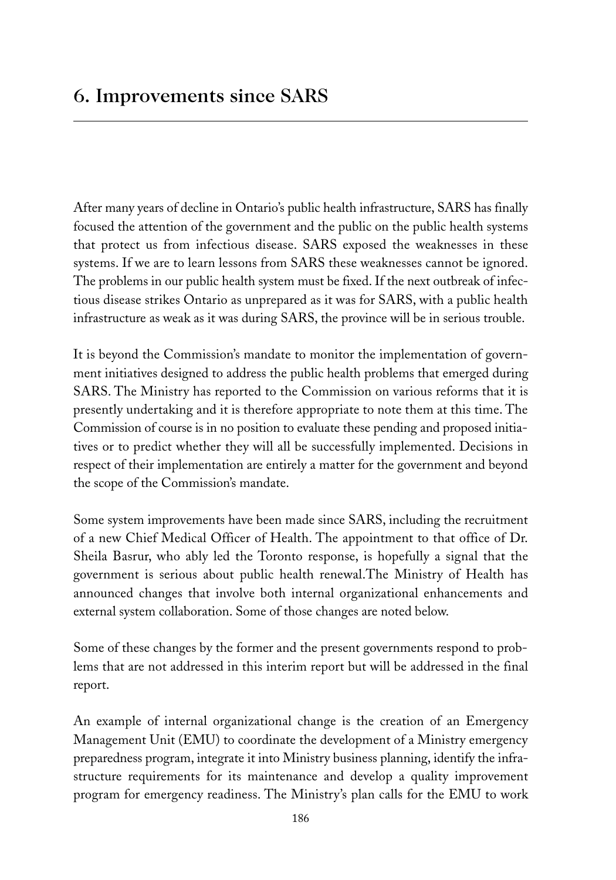## 6. Improvements since SARS

After many years of decline in Ontario's public health infrastructure, SARS has finally focused the attention of the government and the public on the public health systems that protect us from infectious disease. SARS exposed the weaknesses in these systems. If we are to learn lessons from SARS these weaknesses cannot be ignored. The problems in our public health system must be fixed. If the next outbreak of infectious disease strikes Ontario as unprepared as it was for SARS, with a public health infrastructure as weak as it was during SARS, the province will be in serious trouble.

It is beyond the Commission's mandate to monitor the implementation of government initiatives designed to address the public health problems that emerged during SARS. The Ministry has reported to the Commission on various reforms that it is presently undertaking and it is therefore appropriate to note them at this time. The Commission of course is in no position to evaluate these pending and proposed initiatives or to predict whether they will all be successfully implemented. Decisions in respect of their implementation are entirely a matter for the government and beyond the scope of the Commission's mandate.

Some system improvements have been made since SARS, including the recruitment of a new Chief Medical Officer of Health. The appointment to that office of Dr. Sheila Basrur, who ably led the Toronto response, is hopefully a signal that the government is serious about public health renewal.The Ministry of Health has announced changes that involve both internal organizational enhancements and external system collaboration. Some of those changes are noted below.

Some of these changes by the former and the present governments respond to problems that are not addressed in this interim report but will be addressed in the final report.

An example of internal organizational change is the creation of an Emergency Management Unit (EMU) to coordinate the development of a Ministry emergency preparedness program, integrate it into Ministry business planning, identify the infrastructure requirements for its maintenance and develop a quality improvement program for emergency readiness. The Ministry's plan calls for the EMU to work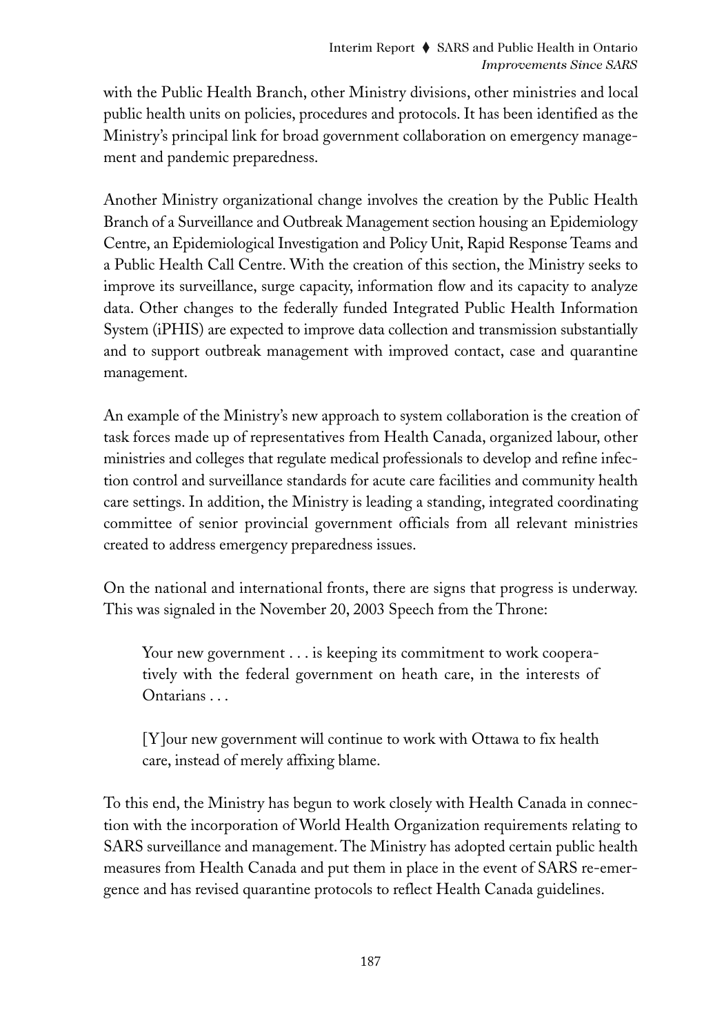with the Public Health Branch, other Ministry divisions, other ministries and local public health units on policies, procedures and protocols. It has been identified as the Ministry's principal link for broad government collaboration on emergency management and pandemic preparedness.

Another Ministry organizational change involves the creation by the Public Health Branch of a Surveillance and Outbreak Management section housing an Epidemiology Centre, an Epidemiological Investigation and Policy Unit, Rapid Response Teams and a Public Health Call Centre. With the creation of this section, the Ministry seeks to improve its surveillance, surge capacity, information flow and its capacity to analyze data. Other changes to the federally funded Integrated Public Health Information System (iPHIS) are expected to improve data collection and transmission substantially and to support outbreak management with improved contact, case and quarantine management.

An example of the Ministry's new approach to system collaboration is the creation of task forces made up of representatives from Health Canada, organized labour, other ministries and colleges that regulate medical professionals to develop and refine infection control and surveillance standards for acute care facilities and community health care settings. In addition, the Ministry is leading a standing, integrated coordinating committee of senior provincial government officials from all relevant ministries created to address emergency preparedness issues.

On the national and international fronts, there are signs that progress is underway. This was signaled in the November 20, 2003 Speech from the Throne:

> Your new government . . . is keeping its commitment to work cooperatively with the federal government on heath care, in the interests of Ontarians . . .
>
> [Y]our new government will continue to work with Ottawa to fix health care, instead of merely affixing blame.

To this end, the Ministry has begun to work closely with Health Canada in connection with the incorporation of World Health Organization requirements relating to SARS surveillance and management. The Ministry has adopted certain public health measures from Health Canada and put them in place in the event of SARS re-emergence and has revised quarantine protocols to reflect Health Canada guidelines.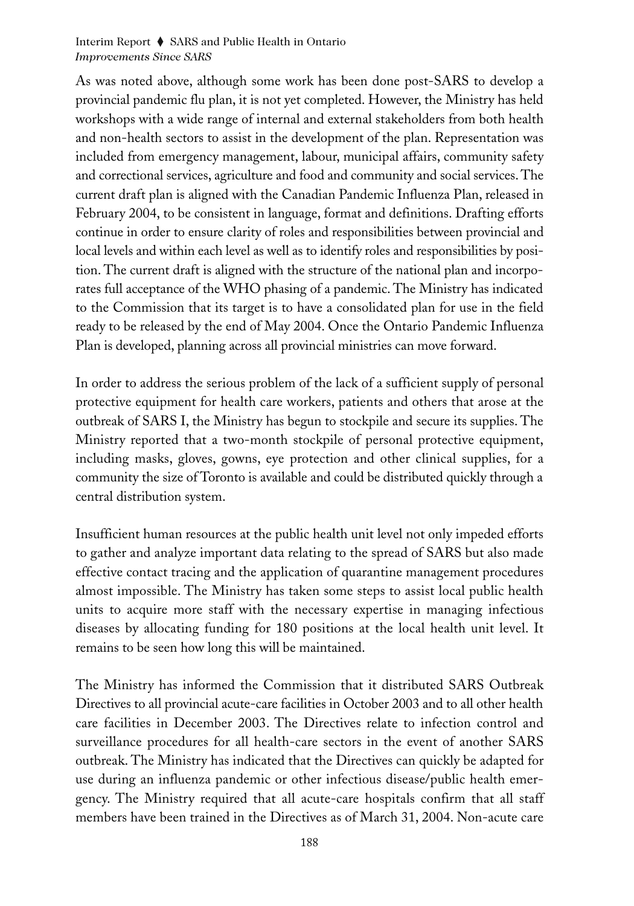As was noted above, although some work has been done post-SARS to develop a provincial pandemic flu plan, it is not yet completed. However, the Ministry has held workshops with a wide range of internal and external stakeholders from both health and non-health sectors to assist in the development of the plan. Representation was included from emergency management, labour, municipal affairs, community safety and correctional services, agriculture and food and community and social services. The current draft plan is aligned with the Canadian Pandemic Influenza Plan, released in February 2004, to be consistent in language, format and definitions. Drafting efforts continue in order to ensure clarity of roles and responsibilities between provincial and local levels and within each level as well as to identify roles and responsibilities by position. The current draft is aligned with the structure of the national plan and incorporates full acceptance of the WHO phasing of a pandemic. The Ministry has indicated to the Commission that its target is to have a consolidated plan for use in the field ready to be released by the end of May 2004. Once the Ontario Pandemic Influenza Plan is developed, planning across all provincial ministries can move forward.

In order to address the serious problem of the lack of a sufficient supply of personal protective equipment for health care workers, patients and others that arose at the outbreak of SARS I, the Ministry has begun to stockpile and secure its supplies. The Ministry reported that a two-month stockpile of personal protective equipment, including masks, gloves, gowns, eye protection and other clinical supplies, for a community the size of Toronto is available and could be distributed quickly through a central distribution system.

Insufficient human resources at the public health unit level not only impeded efforts to gather and analyze important data relating to the spread of SARS but also made effective contact tracing and the application of quarantine management procedures almost impossible. The Ministry has taken some steps to assist local public health units to acquire more staff with the necessary expertise in managing infectious diseases by allocating funding for 180 positions at the local health unit level. It remains to be seen how long this will be maintained.

The Ministry has informed the Commission that it distributed SARS Outbreak Directives to all provincial acute-care facilities in October 2003 and to all other health care facilities in December 2003. The Directives relate to infection control and surveillance procedures for all health-care sectors in the event of another SARS outbreak. The Ministry has indicated that the Directives can quickly be adapted for use during an influenza pandemic or other infectious disease/public health emergency. The Ministry required that all acute-care hospitals confirm that all staff members have been trained in the Directives as of March 31, 2004. Non-acute care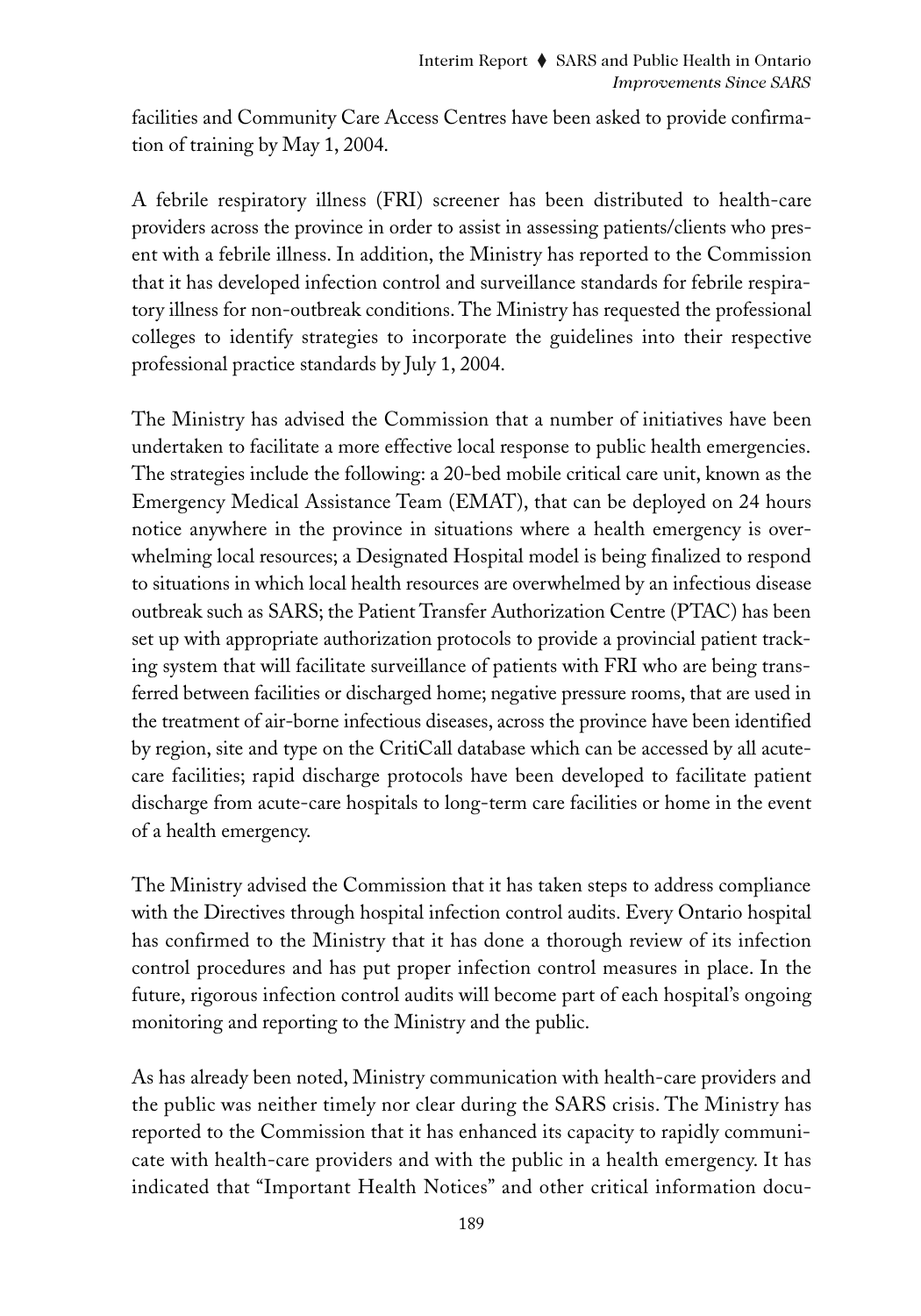facilities and Community Care Access Centres have been asked to provide confirmation of training by May 1, 2004.

A febrile respiratory illness (FRI) screener has been distributed to health-care providers across the province in order to assist in assessing patients/clients who present with a febrile illness. In addition, the Ministry has reported to the Commission that it has developed infection control and surveillance standards for febrile respiratory illness for non-outbreak conditions. The Ministry has requested the professional colleges to identify strategies to incorporate the guidelines into their respective professional practice standards by July 1, 2004.

The Ministry has advised the Commission that a number of initiatives have been undertaken to facilitate a more effective local response to public health emergencies. The strategies include the following: a 20-bed mobile critical care unit, known as the Emergency Medical Assistance Team (EMAT), that can be deployed on 24 hours notice anywhere in the province in situations where a health emergency is overwhelming local resources; a Designated Hospital model is being finalized to respond to situations in which local health resources are overwhelmed by an infectious disease outbreak such as SARS; the Patient Transfer Authorization Centre (PTAC) has been set up with appropriate authorization protocols to provide a provincial patient tracking system that will facilitate surveillance of patients with FRI who are being transferred between facilities or discharged home; negative pressure rooms, that are used in the treatment of air-borne infectious diseases, across the province have been identified by region, site and type on the CritiCall database which can be accessed by all acute-care facilities; rapid discharge protocols have been developed to facilitate patient discharge from acute-care hospitals to long-term care facilities or home in the event of a health emergency.

The Ministry advised the Commission that it has taken steps to address compliance with the Directives through hospital infection control audits. Every Ontario hospital has confirmed to the Ministry that it has done a thorough review of its infection control procedures and has put proper infection control measures in place. In the future, rigorous infection control audits will become part of each hospital's ongoing monitoring and reporting to the Ministry and the public.

As has already been noted, Ministry communication with health-care providers and the public was neither timely nor clear during the SARS crisis. The Ministry has reported to the Commission that it has enhanced its capacity to rapidly communicate with health-care providers and with the public in a health emergency. It has indicated that "Important Health Notices" and other critical information docu-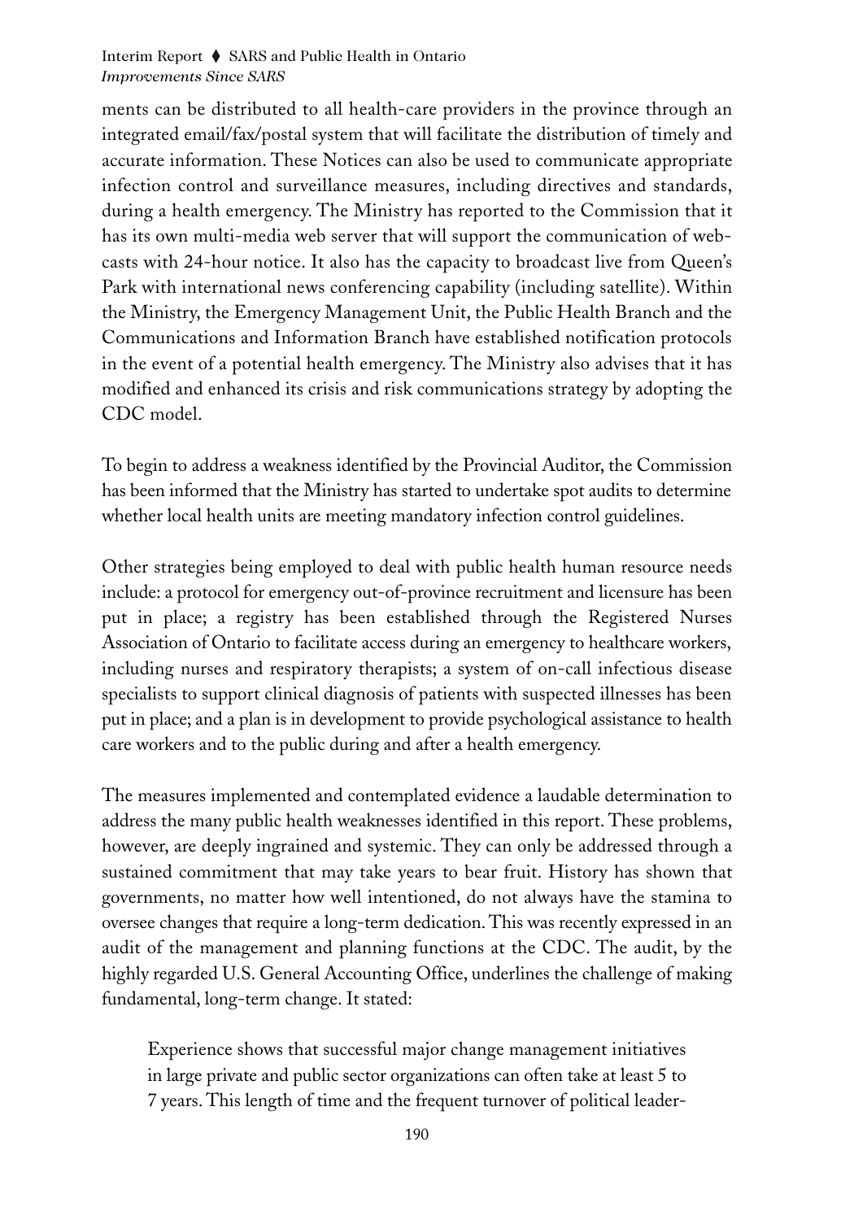ments can be distributed to all health-care providers in the province through an integrated email/fax/postal system that will facilitate the distribution of timely and accurate information. These Notices can also be used to communicate appropriate infection control and surveillance measures, including directives and standards, during a health emergency. The Ministry has reported to the Commission that it has its own multi-media web server that will support the communication of webcasts with 24-hour notice. It also has the capacity to broadcast live from Queen's Park with international news conferencing capability (including satellite). Within the Ministry, the Emergency Management Unit, the Public Health Branch and the Communications and Information Branch have established notification protocols in the event of a potential health emergency. The Ministry also advises that it has modified and enhanced its crisis and risk communications strategy by adopting the CDC model.

To begin to address a weakness identified by the Provincial Auditor, the Commission has been informed that the Ministry has started to undertake spot audits to determine whether local health units are meeting mandatory infection control guidelines.

Other strategies being employed to deal with public health human resource needs include: a protocol for emergency out-of-province recruitment and licensure has been put in place; a registry has been established through the Registered Nurses Association of Ontario to facilitate access during an emergency to healthcare workers, including nurses and respiratory therapists; a system of on-call infectious disease specialists to support clinical diagnosis of patients with suspected illnesses has been put in place; and a plan is in development to provide psychological assistance to health care workers and to the public during and after a health emergency.

The measures implemented and contemplated evidence a laudable determination to address the many public health weaknesses identified in this report. These problems, however, are deeply ingrained and systemic. They can only be addressed through a sustained commitment that may take years to bear fruit. History has shown that governments, no matter how well intentioned, do not always have the stamina to oversee changes that require a long-term dedication. This was recently expressed in an audit of the management and planning functions at the CDC. The audit, by the highly regarded U.S. General Accounting Office, underlines the challenge of making fundamental, long-term change. It stated:

> Experience shows that successful major change management initiatives in large private and public sector organizations can often take at least 5 to 7 years. This length of time and the frequent turnover of political leader-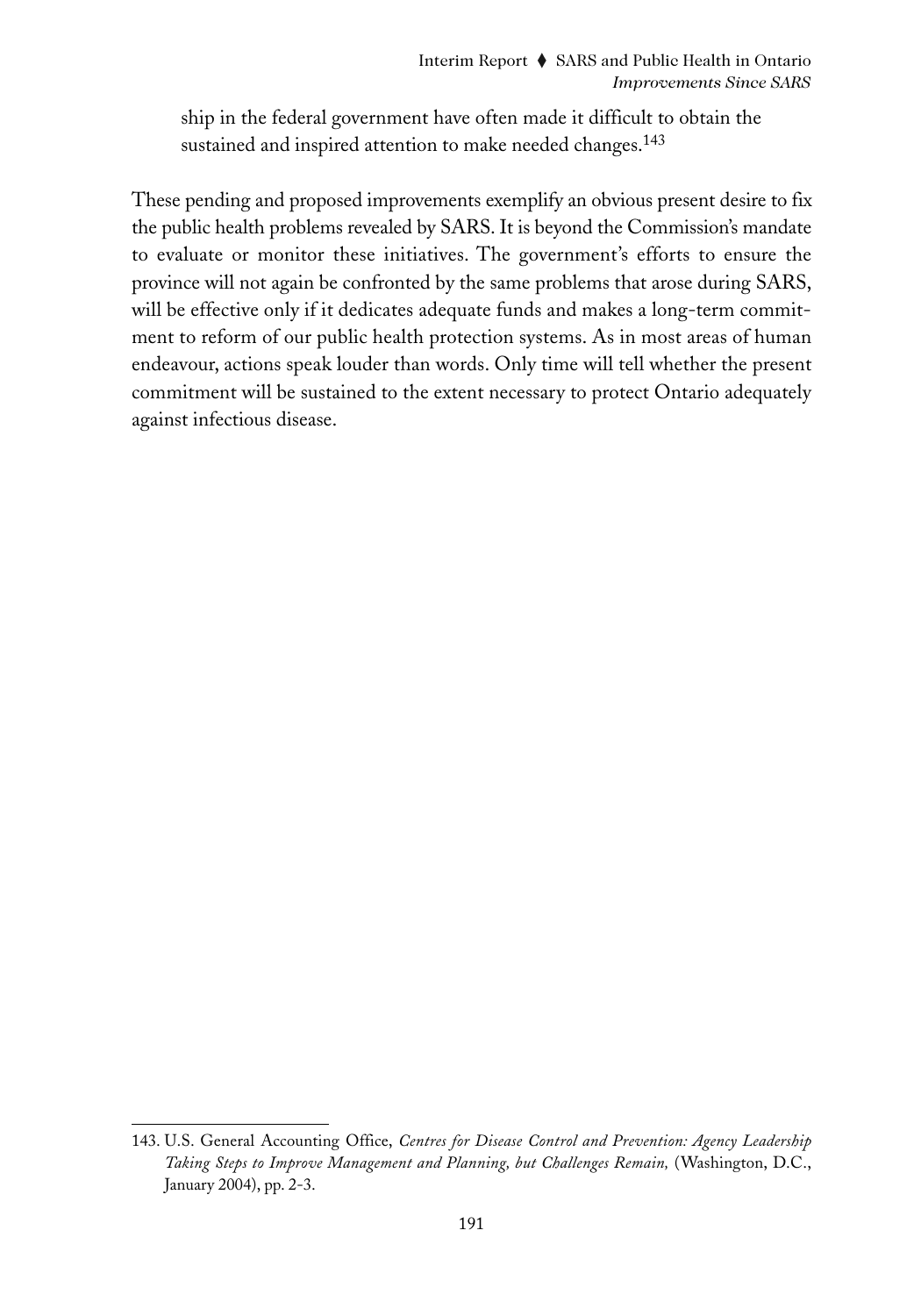ship in the federal government have often made it difficult to obtain the sustained and inspired attention to make needed changes.[143]

These pending and proposed improvements exemplify an obvious present desire to fix the public health problems revealed by SARS. It is beyond the Commission's mandate to evaluate or monitor these initiatives. The government's efforts to ensure the province will not again be confronted by the same problems that arose during SARS, will be effective only if it dedicates adequate funds and makes a long-term commitment to reform of our public health protection systems. As in most areas of human endeavour, actions speak louder than words. Only time will tell whether the present commitment will be sustained to the extent necessary to protect Ontario adequately against infectious disease.

143. U.S. General Accounting Office, *Centres for Disease Control and Prevention: Agency Leadership Taking Steps to Improve Management and Planning, but Challenges Remain,* (Washington, D.C., January 2004), pp. 2-3.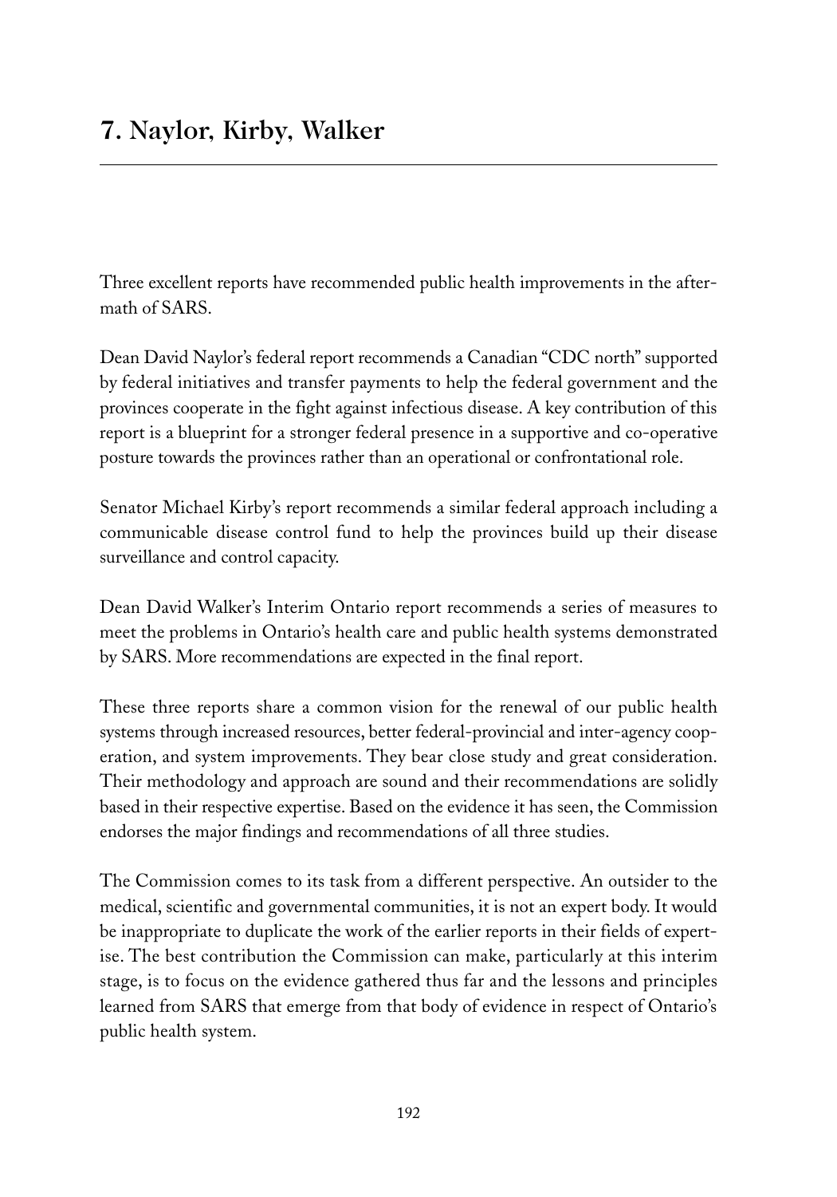## 7. Naylor, Kirby, Walker

Three excellent reports have recommended public health improvements in the aftermath of SARS.

Dean David Naylor's federal report recommends a Canadian "CDC north" supported by federal initiatives and transfer payments to help the federal government and the provinces cooperate in the fight against infectious disease. A key contribution of this report is a blueprint for a stronger federal presence in a supportive and co-operative posture towards the provinces rather than an operational or confrontational role.

Senator Michael Kirby's report recommends a similar federal approach including a communicable disease control fund to help the provinces build up their disease surveillance and control capacity.

Dean David Walker's Interim Ontario report recommends a series of measures to meet the problems in Ontario's health care and public health systems demonstrated by SARS. More recommendations are expected in the final report.

These three reports share a common vision for the renewal of our public health systems through increased resources, better federal-provincial and inter-agency cooperation, and system improvements. They bear close study and great consideration. Their methodology and approach are sound and their recommendations are solidly based in their respective expertise. Based on the evidence it has seen, the Commission endorses the major findings and recommendations of all three studies.

The Commission comes to its task from a different perspective. An outsider to the medical, scientific and governmental communities, it is not an expert body. It would be inappropriate to duplicate the work of the earlier reports in their fields of expertise. The best contribution the Commission can make, particularly at this interim stage, is to focus on the evidence gathered thus far and the lessons and principles learned from SARS that emerge from that body of evidence in respect of Ontario's public health system.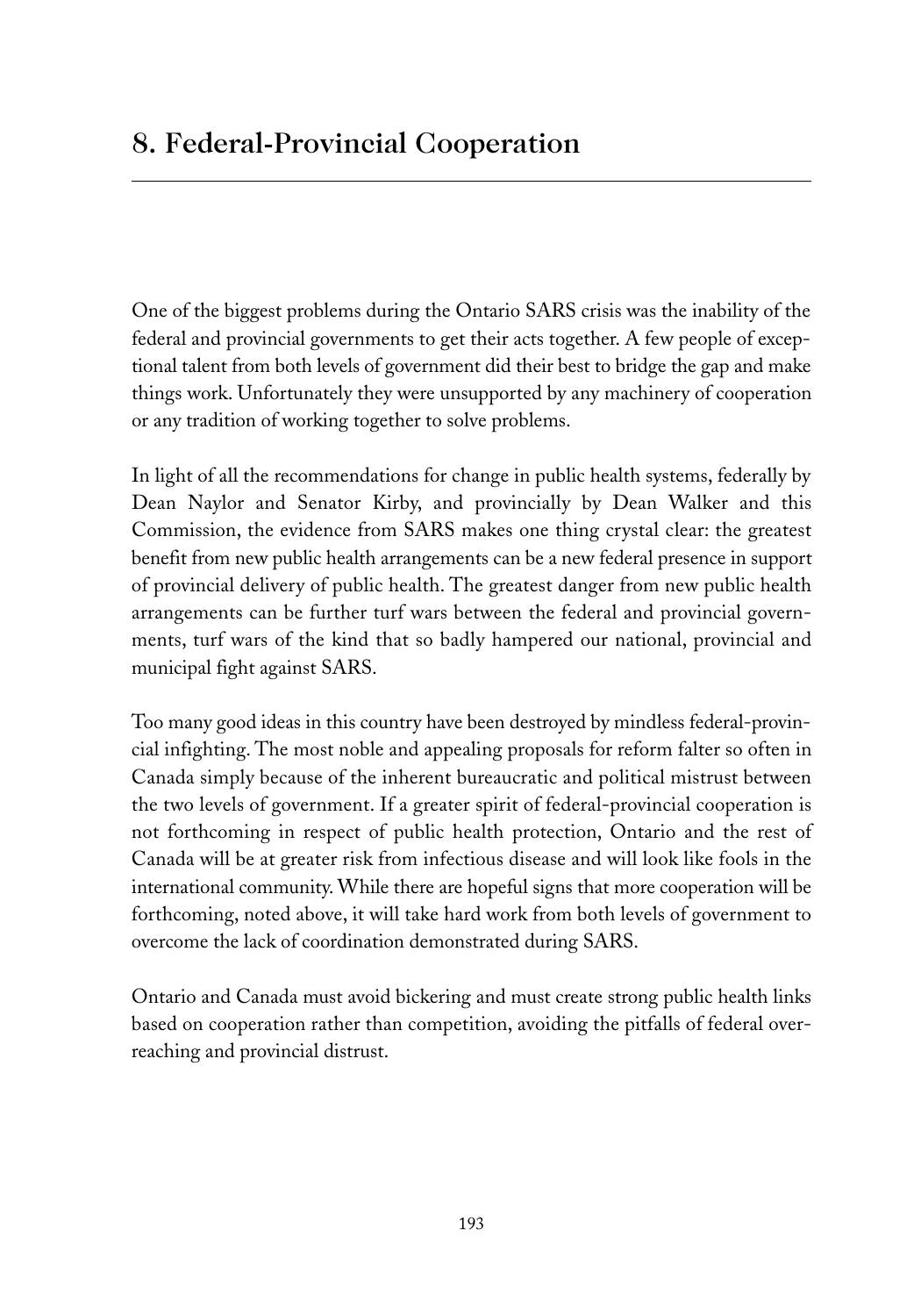# 8. Federal-Provincial Cooperation

One of the biggest problems during the Ontario SARS crisis was the inability of the federal and provincial governments to get their acts together. A few people of exceptional talent from both levels of government did their best to bridge the gap and make things work. Unfortunately they were unsupported by any machinery of cooperation or any tradition of working together to solve problems.

In light of all the recommendations for change in public health systems, federally by Dean Naylor and Senator Kirby, and provincially by Dean Walker and this Commission, the evidence from SARS makes one thing crystal clear: the greatest benefit from new public health arrangements can be a new federal presence in support of provincial delivery of public health. The greatest danger from new public health arrangements can be further turf wars between the federal and provincial governments, turf wars of the kind that so badly hampered our national, provincial and municipal fight against SARS.

Too many good ideas in this country have been destroyed by mindless federal-provincial infighting. The most noble and appealing proposals for reform falter so often in Canada simply because of the inherent bureaucratic and political mistrust between the two levels of government. If a greater spirit of federal-provincial cooperation is not forthcoming in respect of public health protection, Ontario and the rest of Canada will be at greater risk from infectious disease and will look like fools in the international community. While there are hopeful signs that more cooperation will be forthcoming, noted above, it will take hard work from both levels of government to overcome the lack of coordination demonstrated during SARS.

Ontario and Canada must avoid bickering and must create strong public health links based on cooperation rather than competition, avoiding the pitfalls of federal overreaching and provincial distrust.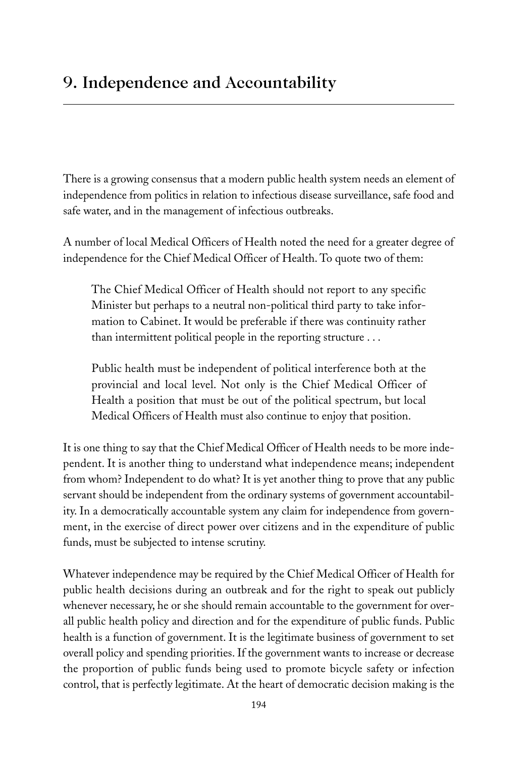# 9. Independence and Accountability

There is a growing consensus that a modern public health system needs an element of independence from politics in relation to infectious disease surveillance, safe food and safe water, and in the management of infectious outbreaks.

A number of local Medical Officers of Health noted the need for a greater degree of independence for the Chief Medical Officer of Health. To quote two of them:

> The Chief Medical Officer of Health should not report to any specific Minister but perhaps to a neutral non-political third party to take information to Cabinet. It would be preferable if there was continuity rather than intermittent political people in the reporting structure . . .
>
> Public health must be independent of political interference both at the provincial and local level. Not only is the Chief Medical Officer of Health a position that must be out of the political spectrum, but local Medical Officers of Health must also continue to enjoy that position.

It is one thing to say that the Chief Medical Officer of Health needs to be more independent. It is another thing to understand what independence means; independent from whom? Independent to do what? It is yet another thing to prove that any public servant should be independent from the ordinary systems of government accountability. In a democratically accountable system any claim for independence from government, in the exercise of direct power over citizens and in the expenditure of public funds, must be subjected to intense scrutiny.

Whatever independence may be required by the Chief Medical Officer of Health for public health decisions during an outbreak and for the right to speak out publicly whenever necessary, he or she should remain accountable to the government for overall public health policy and direction and for the expenditure of public funds. Public health is a function of government. It is the legitimate business of government to set overall policy and spending priorities. If the government wants to increase or decrease the proportion of public funds being used to promote bicycle safety or infection control, that is perfectly legitimate. At the heart of democratic decision making is the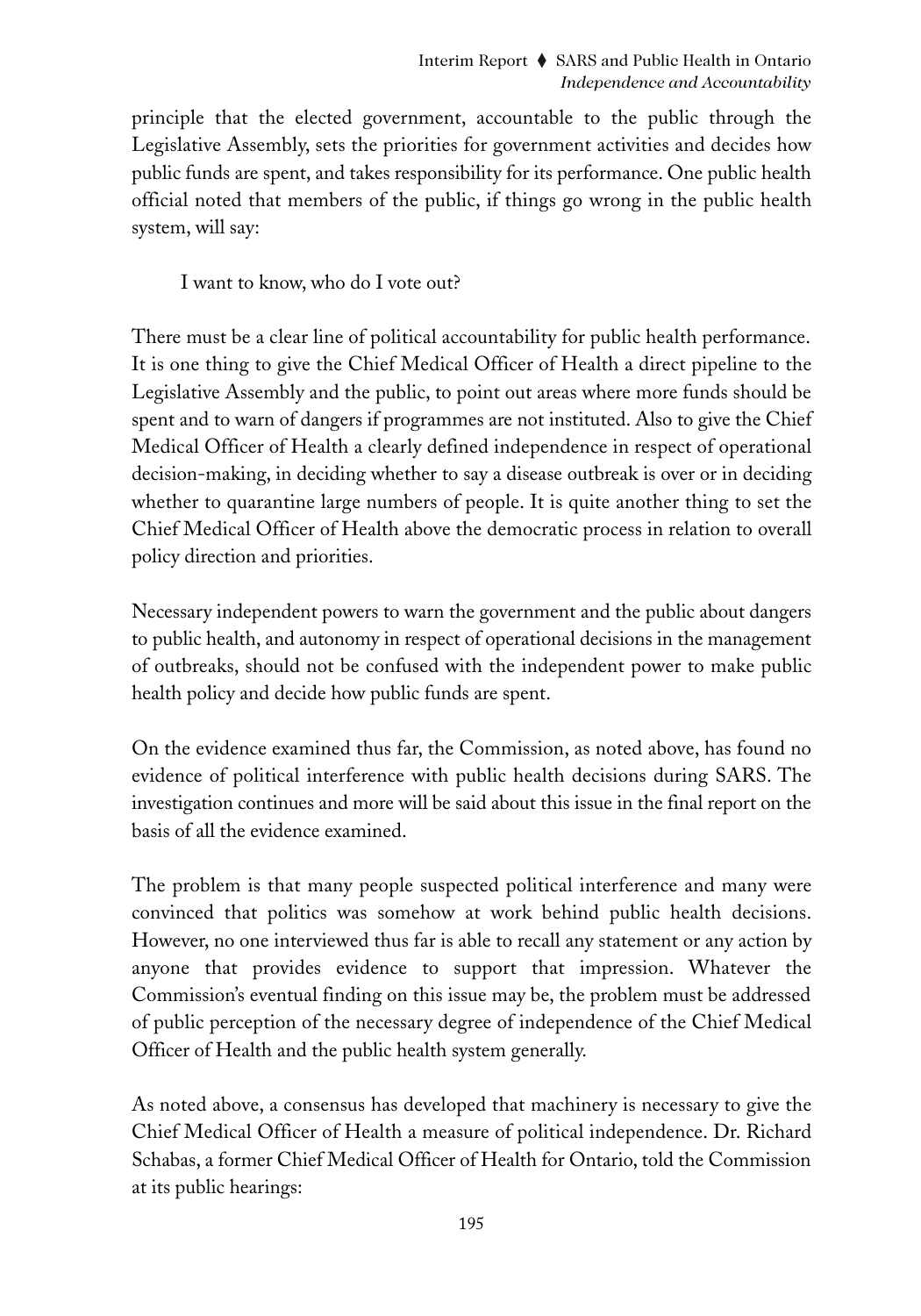principle that the elected government, accountable to the public through the Legislative Assembly, sets the priorities for government activities and decides how public funds are spent, and takes responsibility for its performance. One public health official noted that members of the public, if things go wrong in the public health system, will say:

> I want to know, who do I vote out?

There must be a clear line of political accountability for public health performance. It is one thing to give the Chief Medical Officer of Health a direct pipeline to the Legislative Assembly and the public, to point out areas where more funds should be spent and to warn of dangers if programmes are not instituted. Also to give the Chief Medical Officer of Health a clearly defined independence in respect of operational decision-making, in deciding whether to say a disease outbreak is over or in deciding whether to quarantine large numbers of people. It is quite another thing to set the Chief Medical Officer of Health above the democratic process in relation to overall policy direction and priorities.

Necessary independent powers to warn the government and the public about dangers to public health, and autonomy in respect of operational decisions in the management of outbreaks, should not be confused with the independent power to make public health policy and decide how public funds are spent.

On the evidence examined thus far, the Commission, as noted above, has found no evidence of political interference with public health decisions during SARS. The investigation continues and more will be said about this issue in the final report on the basis of all the evidence examined.

The problem is that many people suspected political interference and many were convinced that politics was somehow at work behind public health decisions. However, no one interviewed thus far is able to recall any statement or any action by anyone that provides evidence to support that impression. Whatever the Commission's eventual finding on this issue may be, the problem must be addressed of public perception of the necessary degree of independence of the Chief Medical Officer of Health and the public health system generally.

As noted above, a consensus has developed that machinery is necessary to give the Chief Medical Officer of Health a measure of political independence. Dr. Richard Schabas, a former Chief Medical Officer of Health for Ontario, told the Commission at its public hearings: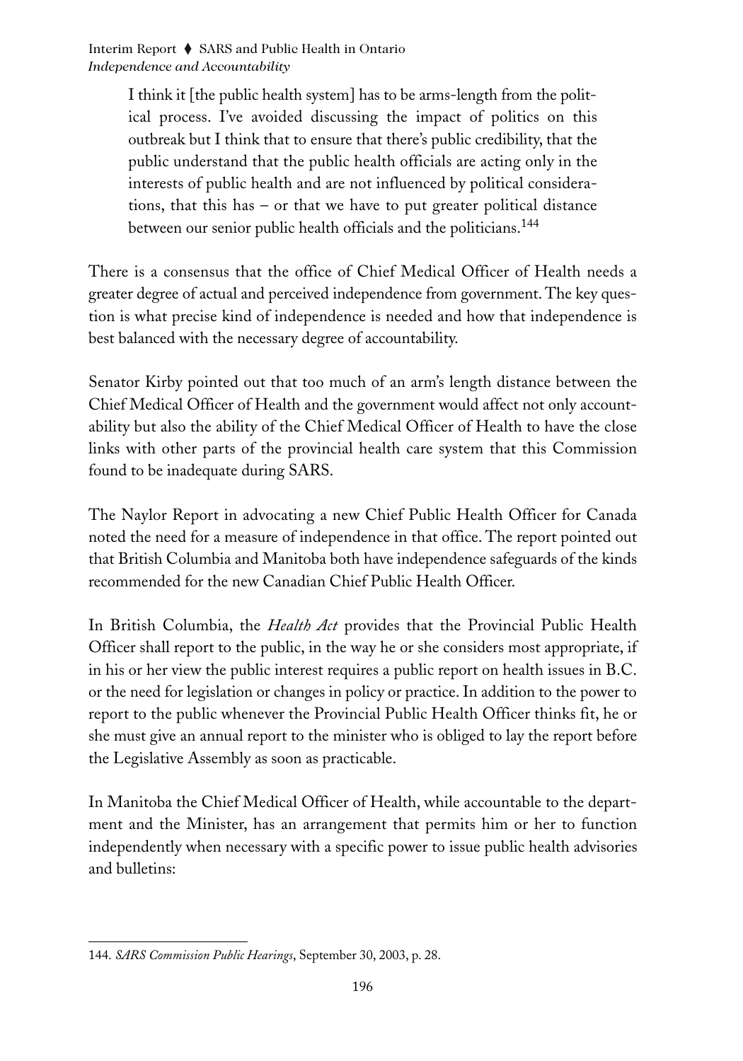> I think it [the public health system] has to be arms-length from the political process. I've avoided discussing the impact of politics on this outbreak but I think that to ensure that there's public credibility, that the public understand that the public health officials are acting only in the interests of public health and are not influenced by political considerations, that this has – or that we have to put greater political distance between our senior public health officials and the politicians.[144]

There is a consensus that the office of Chief Medical Officer of Health needs a greater degree of actual and perceived independence from government. The key question is what precise kind of independence is needed and how that independence is best balanced with the necessary degree of accountability.

Senator Kirby pointed out that too much of an arm's length distance between the Chief Medical Officer of Health and the government would affect not only accountability but also the ability of the Chief Medical Officer of Health to have the close links with other parts of the provincial health care system that this Commission found to be inadequate during SARS.

The Naylor Report in advocating a new Chief Public Health Officer for Canada noted the need for a measure of independence in that office. The report pointed out that British Columbia and Manitoba both have independence safeguards of the kinds recommended for the new Canadian Chief Public Health Officer.

In British Columbia, the *Health Act* provides that the Provincial Public Health Officer shall report to the public, in the way he or she considers most appropriate, if in his or her view the public interest requires a public report on health issues in B.C. or the need for legislation or changes in policy or practice. In addition to the power to report to the public whenever the Provincial Public Health Officer thinks fit, he or she must give an annual report to the minister who is obliged to lay the report before the Legislative Assembly as soon as practicable.

In Manitoba the Chief Medical Officer of Health, while accountable to the department and the Minister, has an arrangement that permits him or her to function independently when necessary with a specific power to issue public health advisories and bulletins:

---

144. *SARS Commission Public Hearings*, September 30, 2003, p. 28.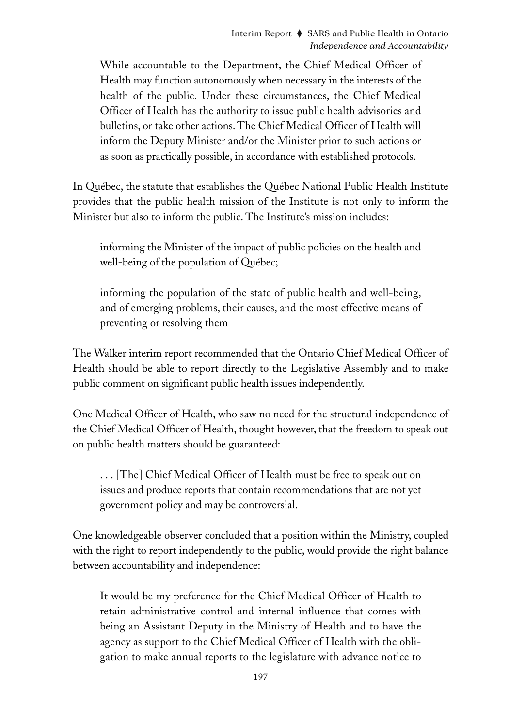> While accountable to the Department, the Chief Medical Officer of Health may function autonomously when necessary in the interests of the health of the public. Under these circumstances, the Chief Medical Officer of Health has the authority to issue public health advisories and bulletins, or take other actions. The Chief Medical Officer of Health will inform the Deputy Minister and/or the Minister prior to such actions or as soon as practically possible, in accordance with established protocols.

In Québec, the statute that establishes the Québec National Public Health Institute provides that the public health mission of the Institute is not only to inform the Minister but also to inform the public. The Institute's mission includes:

> informing the Minister of the impact of public policies on the health and well-being of the population of Québec;
>
> informing the population of the state of public health and well-being, and of emerging problems, their causes, and the most effective means of preventing or resolving them

The Walker interim report recommended that the Ontario Chief Medical Officer of Health should be able to report directly to the Legislative Assembly and to make public comment on significant public health issues independently.

One Medical Officer of Health, who saw no need for the structural independence of the Chief Medical Officer of Health, thought however, that the freedom to speak out on public health matters should be guaranteed:

> . . . [The] Chief Medical Officer of Health must be free to speak out on issues and produce reports that contain recommendations that are not yet government policy and may be controversial.

One knowledgeable observer concluded that a position within the Ministry, coupled with the right to report independently to the public, would provide the right balance between accountability and independence:

> It would be my preference for the Chief Medical Officer of Health to retain administrative control and internal influence that comes with being an Assistant Deputy in the Ministry of Health and to have the agency as support to the Chief Medical Officer of Health with the obligation to make annual reports to the legislature with advance notice to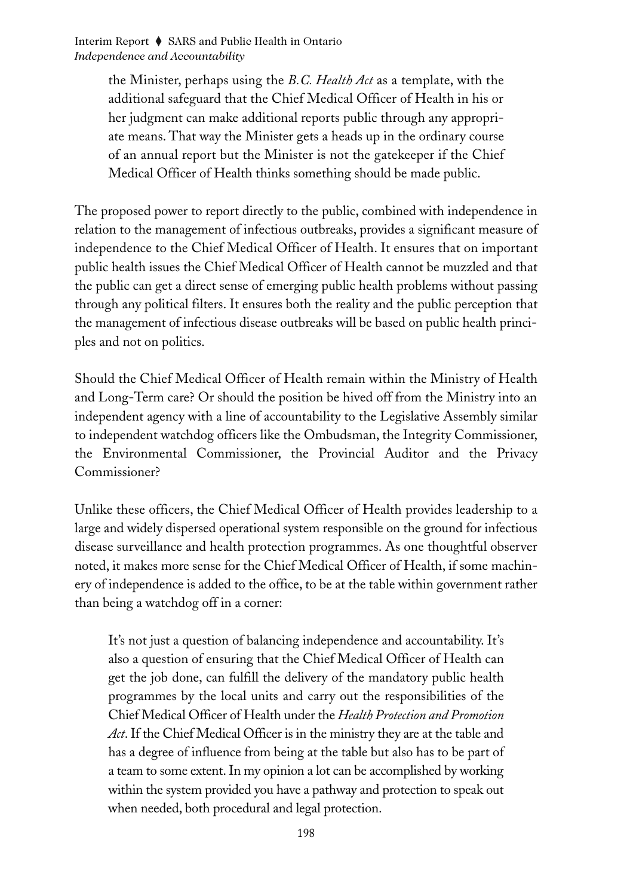> the Minister, perhaps using the *B.C. Health Act* as a template, with the additional safeguard that the Chief Medical Officer of Health in his or her judgment can make additional reports public through any appropriate means. That way the Minister gets a heads up in the ordinary course of an annual report but the Minister is not the gatekeeper if the Chief Medical Officer of Health thinks something should be made public.

The proposed power to report directly to the public, combined with independence in relation to the management of infectious outbreaks, provides a significant measure of independence to the Chief Medical Officer of Health. It ensures that on important public health issues the Chief Medical Officer of Health cannot be muzzled and that the public can get a direct sense of emerging public health problems without passing through any political filters. It ensures both the reality and the public perception that the management of infectious disease outbreaks will be based on public health principles and not on politics.

Should the Chief Medical Officer of Health remain within the Ministry of Health and Long-Term care? Or should the position be hived off from the Ministry into an independent agency with a line of accountability to the Legislative Assembly similar to independent watchdog officers like the Ombudsman, the Integrity Commissioner, the Environmental Commissioner, the Provincial Auditor and the Privacy Commissioner?

Unlike these officers, the Chief Medical Officer of Health provides leadership to a large and widely dispersed operational system responsible on the ground for infectious disease surveillance and health protection programmes. As one thoughtful observer noted, it makes more sense for the Chief Medical Officer of Health, if some machinery of independence is added to the office, to be at the table within government rather than being a watchdog off in a corner:

> It's not just a question of balancing independence and accountability. It's also a question of ensuring that the Chief Medical Officer of Health can get the job done, can fulfill the delivery of the mandatory public health programmes by the local units and carry out the responsibilities of the Chief Medical Officer of Health under the *Health Protection and Promotion Act*. If the Chief Medical Officer is in the ministry they are at the table and has a degree of influence from being at the table but also has to be part of a team to some extent. In my opinion a lot can be accomplished by working within the system provided you have a pathway and protection to speak out when needed, both procedural and legal protection.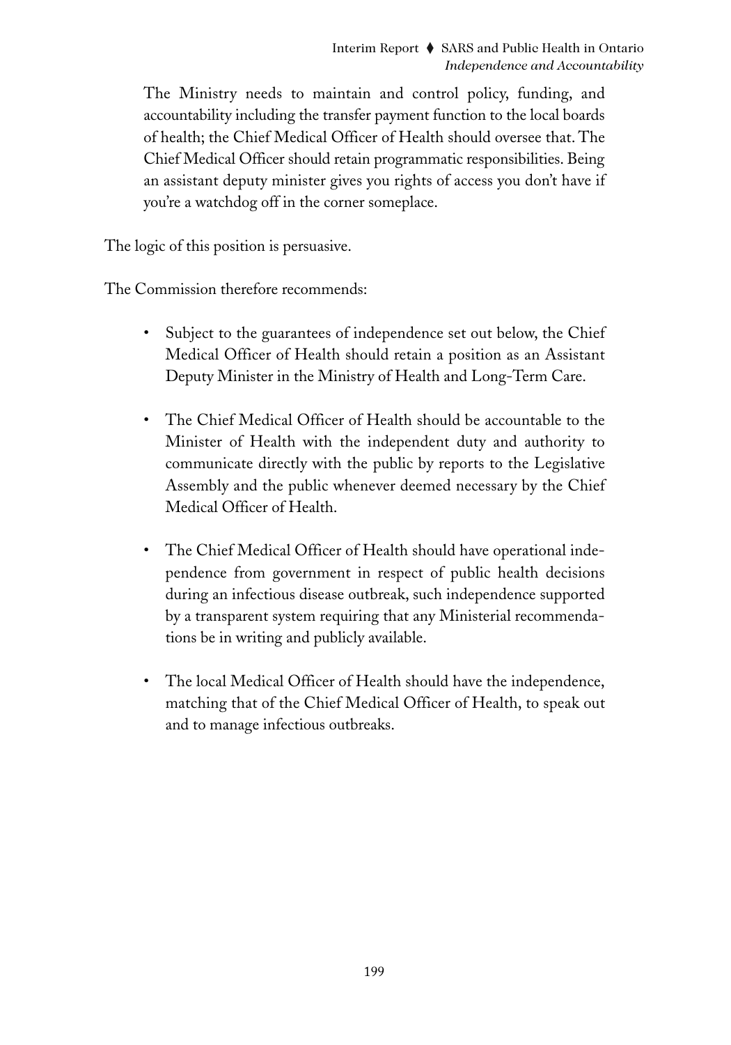> The Ministry needs to maintain and control policy, funding, and accountability including the transfer payment function to the local boards of health; the Chief Medical Officer of Health should oversee that. The Chief Medical Officer should retain programmatic responsibilities. Being an assistant deputy minister gives you rights of access you don't have if you're a watchdog off in the corner someplace.

The logic of this position is persuasive.

The Commission therefore recommends:

- Subject to the guarantees of independence set out below, the Chief Medical Officer of Health should retain a position as an Assistant Deputy Minister in the Ministry of Health and Long-Term Care.
- The Chief Medical Officer of Health should be accountable to the Minister of Health with the independent duty and authority to communicate directly with the public by reports to the Legislative Assembly and the public whenever deemed necessary by the Chief Medical Officer of Health.
- The Chief Medical Officer of Health should have operational independence from government in respect of public health decisions during an infectious disease outbreak, such independence supported by a transparent system requiring that any Ministerial recommendations be in writing and publicly available.
- The local Medical Officer of Health should have the independence, matching that of the Chief Medical Officer of Health, to speak out and to manage infectious outbreaks.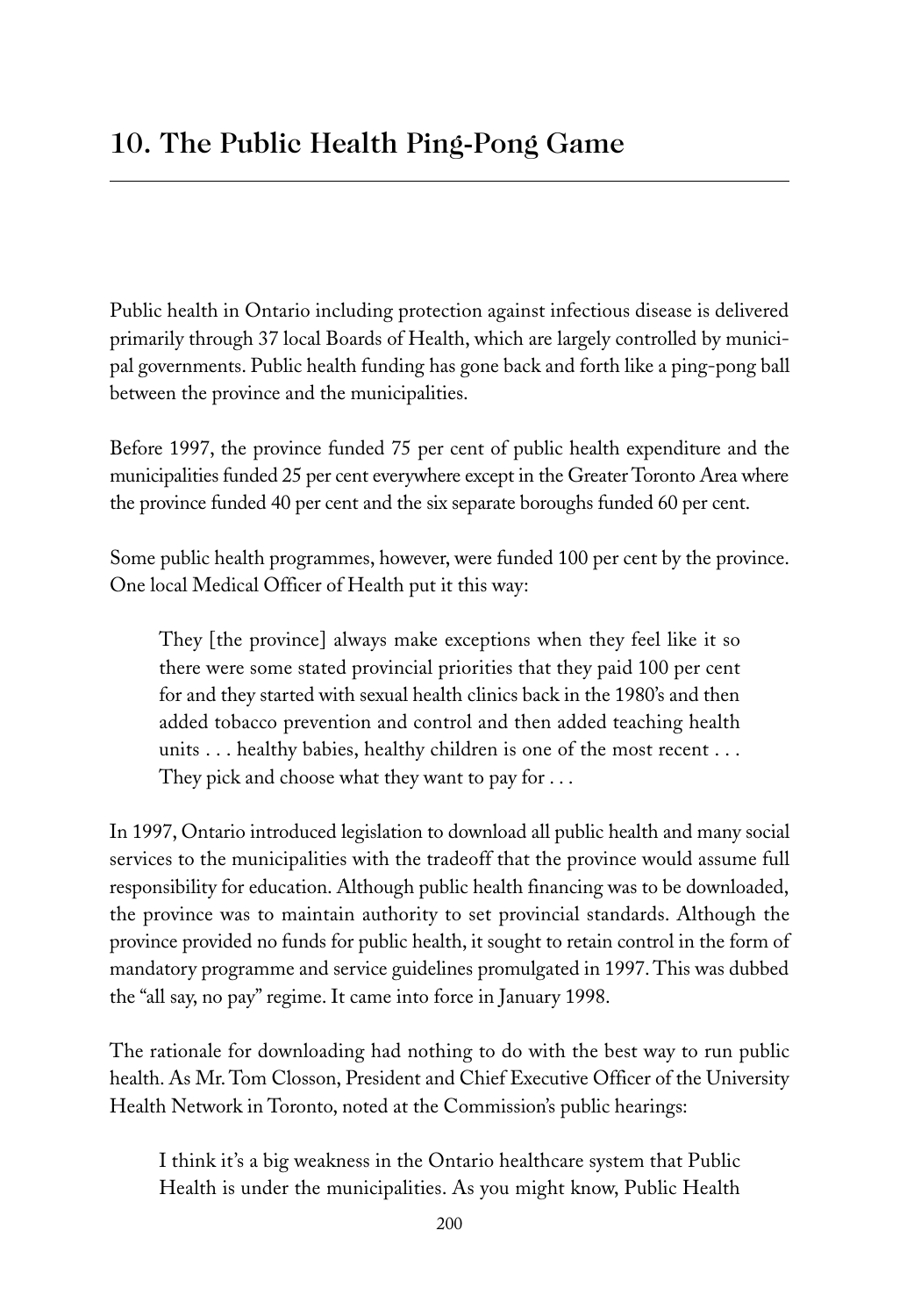## 10. The Public Health Ping-Pong Game

Public health in Ontario including protection against infectious disease is delivered primarily through 37 local Boards of Health, which are largely controlled by municipal governments. Public health funding has gone back and forth like a ping-pong ball between the province and the municipalities.

Before 1997, the province funded 75 per cent of public health expenditure and the municipalities funded 25 per cent everywhere except in the Greater Toronto Area where the province funded 40 per cent and the six separate boroughs funded 60 per cent.

Some public health programmes, however, were funded 100 per cent by the province. One local Medical Officer of Health put it this way:

> They [the province] always make exceptions when they feel like it so there were some stated provincial priorities that they paid 100 per cent for and they started with sexual health clinics back in the 1980's and then added tobacco prevention and control and then added teaching health units . . . healthy babies, healthy children is one of the most recent . . . They pick and choose what they want to pay for . . .

In 1997, Ontario introduced legislation to download all public health and many social services to the municipalities with the tradeoff that the province would assume full responsibility for education. Although public health financing was to be downloaded, the province was to maintain authority to set provincial standards. Although the province provided no funds for public health, it sought to retain control in the form of mandatory programme and service guidelines promulgated in 1997. This was dubbed the "all say, no pay" regime. It came into force in January 1998.

The rationale for downloading had nothing to do with the best way to run public health. As Mr. Tom Closson, President and Chief Executive Officer of the University Health Network in Toronto, noted at the Commission's public hearings:

> I think it's a big weakness in the Ontario healthcare system that Public Health is under the municipalities. As you might know, Public Health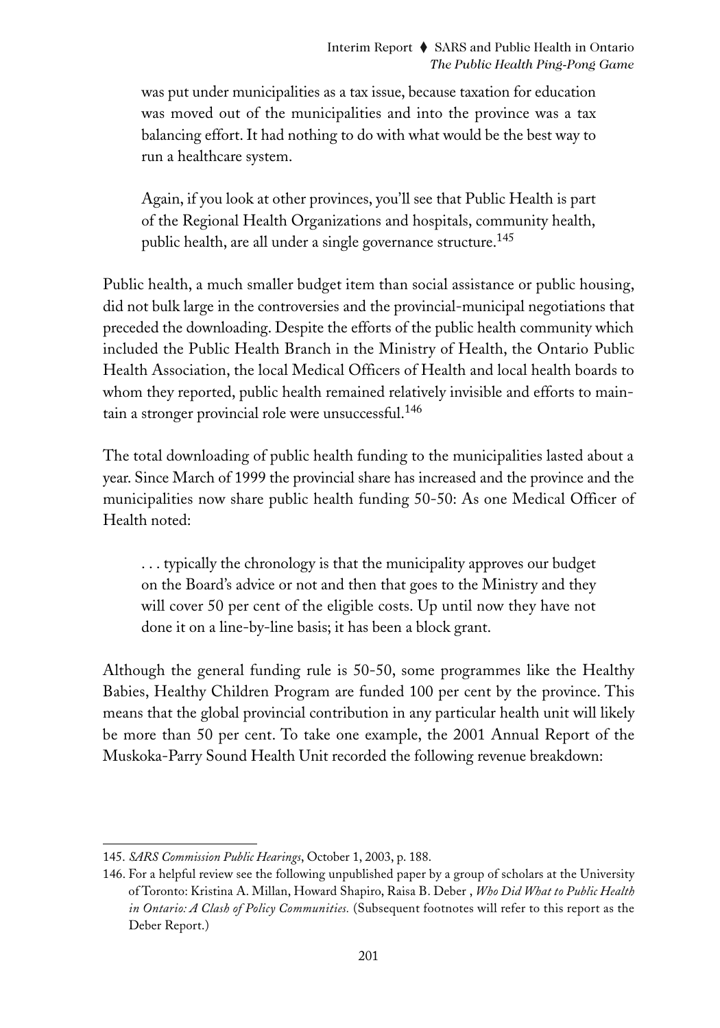> was put under municipalities as a tax issue, because taxation for education was moved out of the municipalities and into the province was a tax balancing effort. It had nothing to do with what would be the best way to run a healthcare system.
>
> Again, if you look at other provinces, you'll see that Public Health is part of the Regional Health Organizations and hospitals, community health, public health, are all under a single governance structure.[145]

Public health, a much smaller budget item than social assistance or public housing, did not bulk large in the controversies and the provincial-municipal negotiations that preceded the downloading. Despite the efforts of the public health community which included the Public Health Branch in the Ministry of Health, the Ontario Public Health Association, the local Medical Officers of Health and local health boards to whom they reported, public health remained relatively invisible and efforts to maintain a stronger provincial role were unsuccessful.[146]

The total downloading of public health funding to the municipalities lasted about a year. Since March of 1999 the provincial share has increased and the province and the municipalities now share public health funding 50-50: As one Medical Officer of Health noted:

> . . . typically the chronology is that the municipality approves our budget on the Board's advice or not and then that goes to the Ministry and they will cover 50 per cent of the eligible costs. Up until now they have not done it on a line-by-line basis; it has been a block grant.

Although the general funding rule is 50-50, some programmes like the Healthy Babies, Healthy Children Program are funded 100 per cent by the province. This means that the global provincial contribution in any particular health unit will likely be more than 50 per cent. To take one example, the 2001 Annual Report of the Muskoka-Parry Sound Health Unit recorded the following revenue breakdown:

---

145. *SARS Commission Public Hearings*, October 1, 2003, p. 188.

146. For a helpful review see the following unpublished paper by a group of scholars at the University of Toronto: Kristina A. Millan, Howard Shapiro, Raisa B. Deber , *Who Did What to Public Health in Ontario: A Clash of Policy Communities.* (Subsequent footnotes will refer to this report as the Deber Report.)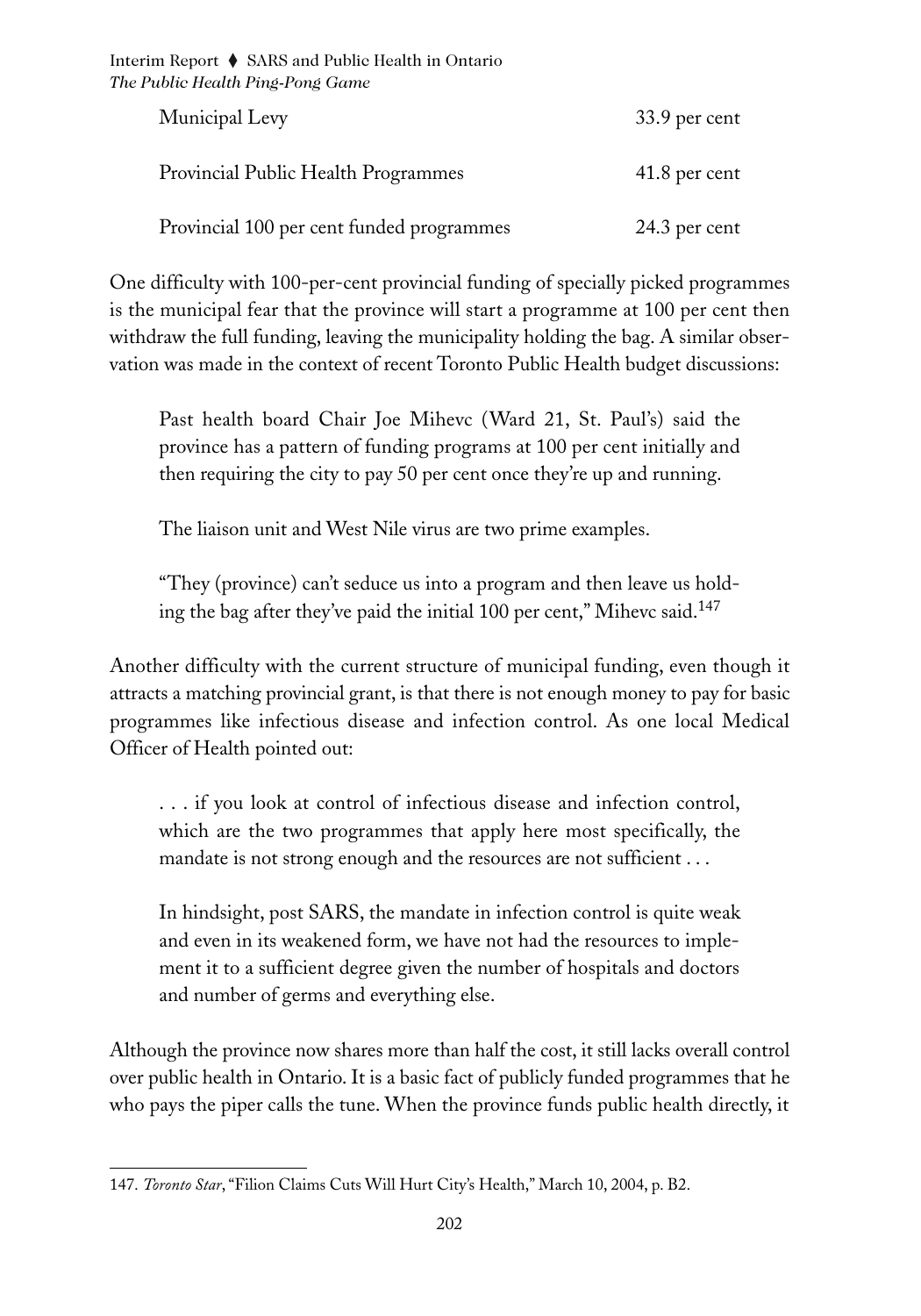| | |
|---|---|
| Municipal Levy | 33.9 per cent |
| Provincial Public Health Programmes | 41.8 per cent |
| Provincial 100 per cent funded programmes | 24.3 per cent |

One difficulty with 100-per-cent provincial funding of specially picked programmes is the municipal fear that the province will start a programme at 100 per cent then withdraw the full funding, leaving the municipality holding the bag. A similar observation was made in the context of recent Toronto Public Health budget discussions:

> Past health board Chair Joe Mihevc (Ward 21, St. Paul's) said the province has a pattern of funding programs at 100 per cent initially and then requiring the city to pay 50 per cent once they're up and running.
>
> The liaison unit and West Nile virus are two prime examples.
>
> "They (province) can't seduce us into a program and then leave us holding the bag after they've paid the initial 100 per cent," Mihevc said.[147]

Another difficulty with the current structure of municipal funding, even though it attracts a matching provincial grant, is that there is not enough money to pay for basic programmes like infectious disease and infection control. As one local Medical Officer of Health pointed out:

> . . . if you look at control of infectious disease and infection control, which are the two programmes that apply here most specifically, the mandate is not strong enough and the resources are not sufficient . . .
>
> In hindsight, post SARS, the mandate in infection control is quite weak and even in its weakened form, we have not had the resources to implement it to a sufficient degree given the number of hospitals and doctors and number of germs and everything else.

Although the province now shares more than half the cost, it still lacks overall control over public health in Ontario. It is a basic fact of publicly funded programmes that he who pays the piper calls the tune. When the province funds public health directly, it

147. *Toronto Star*, "Filion Claims Cuts Will Hurt City's Health," March 10, 2004, p. B2.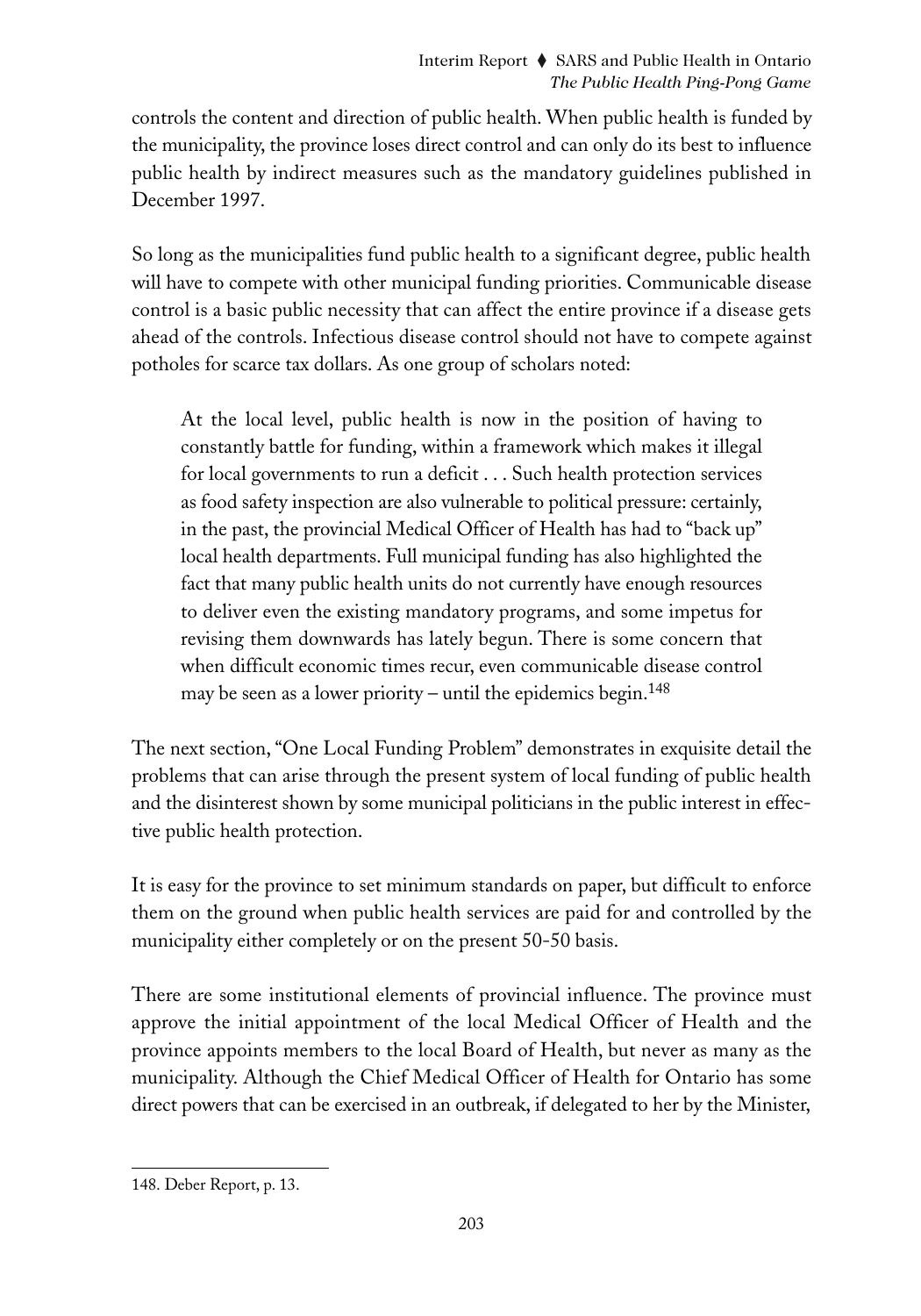controls the content and direction of public health. When public health is funded by the municipality, the province loses direct control and can only do its best to influence public health by indirect measures such as the mandatory guidelines published in December 1997.

So long as the municipalities fund public health to a significant degree, public health will have to compete with other municipal funding priorities. Communicable disease control is a basic public necessity that can affect the entire province if a disease gets ahead of the controls. Infectious disease control should not have to compete against potholes for scarce tax dollars. As one group of scholars noted:

> At the local level, public health is now in the position of having to constantly battle for funding, within a framework which makes it illegal for local governments to run a deficit . . . Such health protection services as food safety inspection are also vulnerable to political pressure: certainly, in the past, the provincial Medical Officer of Health has had to "back up" local health departments. Full municipal funding has also highlighted the fact that many public health units do not currently have enough resources to deliver even the existing mandatory programs, and some impetus for revising them downwards has lately begun. There is some concern that when difficult economic times recur, even communicable disease control may be seen as a lower priority – until the epidemics begin.[148]

The next section, "One Local Funding Problem" demonstrates in exquisite detail the problems that can arise through the present system of local funding of public health and the disinterest shown by some municipal politicians in the public interest in effective public health protection.

It is easy for the province to set minimum standards on paper, but difficult to enforce them on the ground when public health services are paid for and controlled by the municipality either completely or on the present 50-50 basis.

There are some institutional elements of provincial influence. The province must approve the initial appointment of the local Medical Officer of Health and the province appoints members to the local Board of Health, but never as many as the municipality. Although the Chief Medical Officer of Health for Ontario has some direct powers that can be exercised in an outbreak, if delegated to her by the Minister,

---

148. Deber Report, p. 13.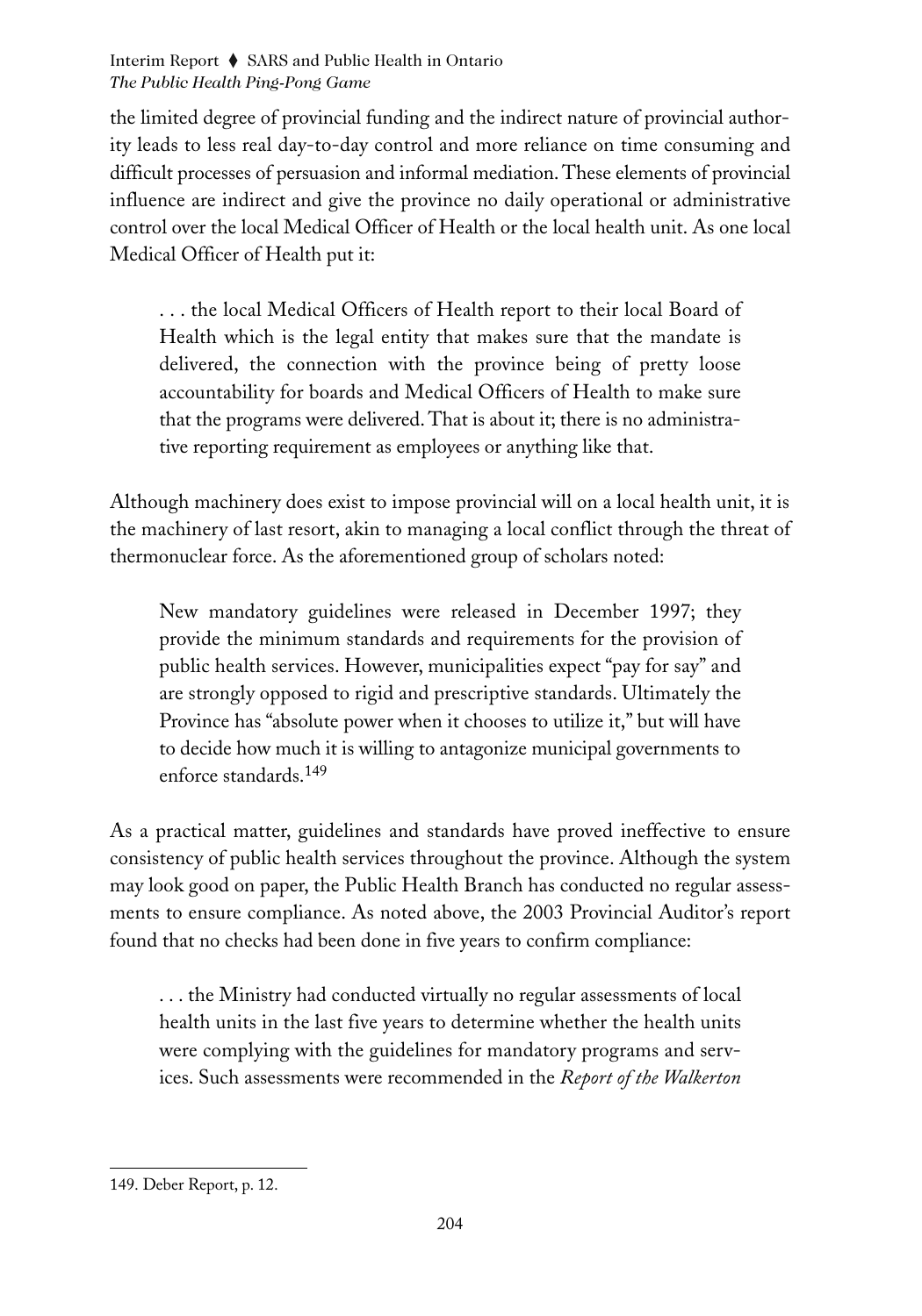the limited degree of provincial funding and the indirect nature of provincial authority leads to less real day-to-day control and more reliance on time consuming and difficult processes of persuasion and informal mediation. These elements of provincial influence are indirect and give the province no daily operational or administrative control over the local Medical Officer of Health or the local health unit. As one local Medical Officer of Health put it:

> . . . the local Medical Officers of Health report to their local Board of Health which is the legal entity that makes sure that the mandate is delivered, the connection with the province being of pretty loose accountability for boards and Medical Officers of Health to make sure that the programs were delivered. That is about it; there is no administrative reporting requirement as employees or anything like that.

Although machinery does exist to impose provincial will on a local health unit, it is the machinery of last resort, akin to managing a local conflict through the threat of thermonuclear force. As the aforementioned group of scholars noted:

> New mandatory guidelines were released in December 1997; they provide the minimum standards and requirements for the provision of public health services. However, municipalities expect "pay for say" and are strongly opposed to rigid and prescriptive standards. Ultimately the Province has "absolute power when it chooses to utilize it," but will have to decide how much it is willing to antagonize municipal governments to enforce standards.[149]

As a practical matter, guidelines and standards have proved ineffective to ensure consistency of public health services throughout the province. Although the system may look good on paper, the Public Health Branch has conducted no regular assessments to ensure compliance. As noted above, the 2003 Provincial Auditor's report found that no checks had been done in five years to confirm compliance:

> . . . the Ministry had conducted virtually no regular assessments of local health units in the last five years to determine whether the health units were complying with the guidelines for mandatory programs and services. Such assessments were recommended in the *Report of the Walkerton*

149. Deber Report, p. 12.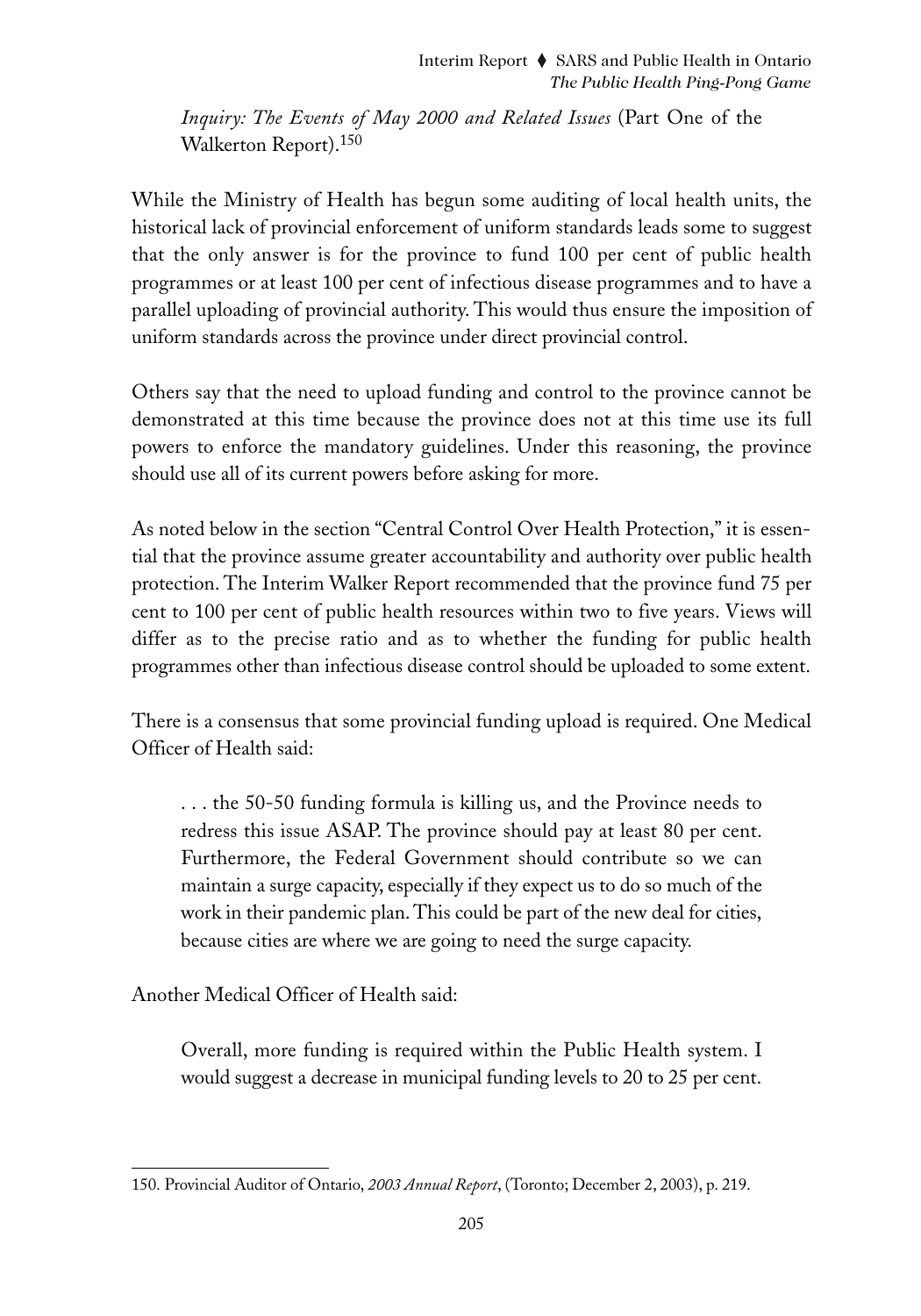*Inquiry: The Events of May 2000 and Related Issues* (Part One of the Walkerton Report).[150]

While the Ministry of Health has begun some auditing of local health units, the historical lack of provincial enforcement of uniform standards leads some to suggest that the only answer is for the province to fund 100 per cent of public health programmes or at least 100 per cent of infectious disease programmes and to have a parallel uploading of provincial authority. This would thus ensure the imposition of uniform standards across the province under direct provincial control.

Others say that the need to upload funding and control to the province cannot be demonstrated at this time because the province does not at this time use its full powers to enforce the mandatory guidelines. Under this reasoning, the province should use all of its current powers before asking for more.

As noted below in the section "Central Control Over Health Protection," it is essential that the province assume greater accountability and authority over public health protection. The Interim Walker Report recommended that the province fund 75 per cent to 100 per cent of public health resources within two to five years. Views will differ as to the precise ratio and as to whether the funding for public health programmes other than infectious disease control should be uploaded to some extent.

There is a consensus that some provincial funding upload is required. One Medical Officer of Health said:

> . . . the 50-50 funding formula is killing us, and the Province needs to redress this issue ASAP. The province should pay at least 80 per cent. Furthermore, the Federal Government should contribute so we can maintain a surge capacity, especially if they expect us to do so much of the work in their pandemic plan. This could be part of the new deal for cities, because cities are where we are going to need the surge capacity.

Another Medical Officer of Health said:

> Overall, more funding is required within the Public Health system. I would suggest a decrease in municipal funding levels to 20 to 25 per cent.

---

150. Provincial Auditor of Ontario, *2003 Annual Report*, (Toronto; December 2, 2003), p. 219.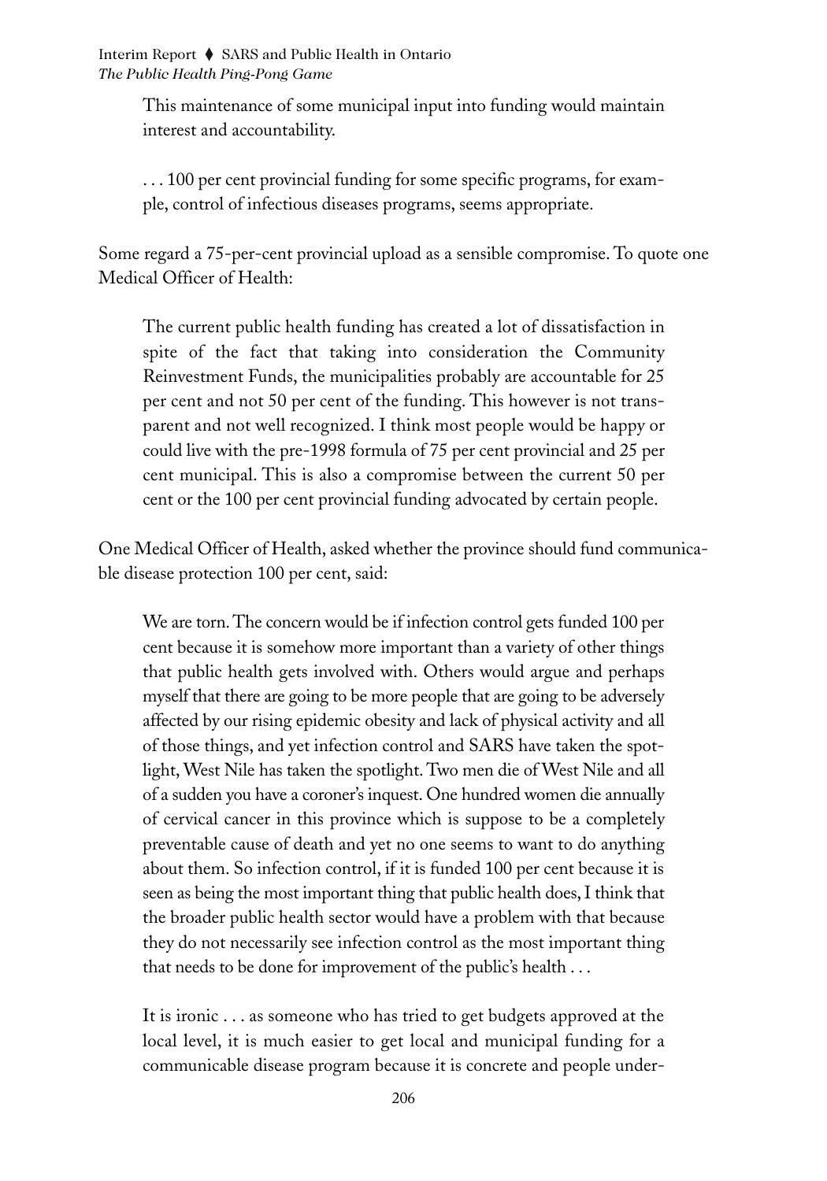> This maintenance of some municipal input into funding would maintain interest and accountability.
>
> . . . 100 per cent provincial funding for some specific programs, for example, control of infectious diseases programs, seems appropriate.

Some regard a 75-per-cent provincial upload as a sensible compromise. To quote one Medical Officer of Health:

> The current public health funding has created a lot of dissatisfaction in spite of the fact that taking into consideration the Community Reinvestment Funds, the municipalities probably are accountable for 25 per cent and not 50 per cent of the funding. This however is not transparent and not well recognized. I think most people would be happy or could live with the pre-1998 formula of 75 per cent provincial and 25 per cent municipal. This is also a compromise between the current 50 per cent or the 100 per cent provincial funding advocated by certain people.

One Medical Officer of Health, asked whether the province should fund communicable disease protection 100 per cent, said:

> We are torn. The concern would be if infection control gets funded 100 per cent because it is somehow more important than a variety of other things that public health gets involved with. Others would argue and perhaps myself that there are going to be more people that are going to be adversely affected by our rising epidemic obesity and lack of physical activity and all of those things, and yet infection control and SARS have taken the spotlight, West Nile has taken the spotlight. Two men die of West Nile and all of a sudden you have a coroner's inquest. One hundred women die annually of cervical cancer in this province which is suppose to be a completely preventable cause of death and yet no one seems to want to do anything about them. So infection control, if it is funded 100 per cent because it is seen as being the most important thing that public health does, I think that the broader public health sector would have a problem with that because they do not necessarily see infection control as the most important thing that needs to be done for improvement of the public's health . . .
>
> It is ironic . . . as someone who has tried to get budgets approved at the local level, it is much easier to get local and municipal funding for a communicable disease program because it is concrete and people under-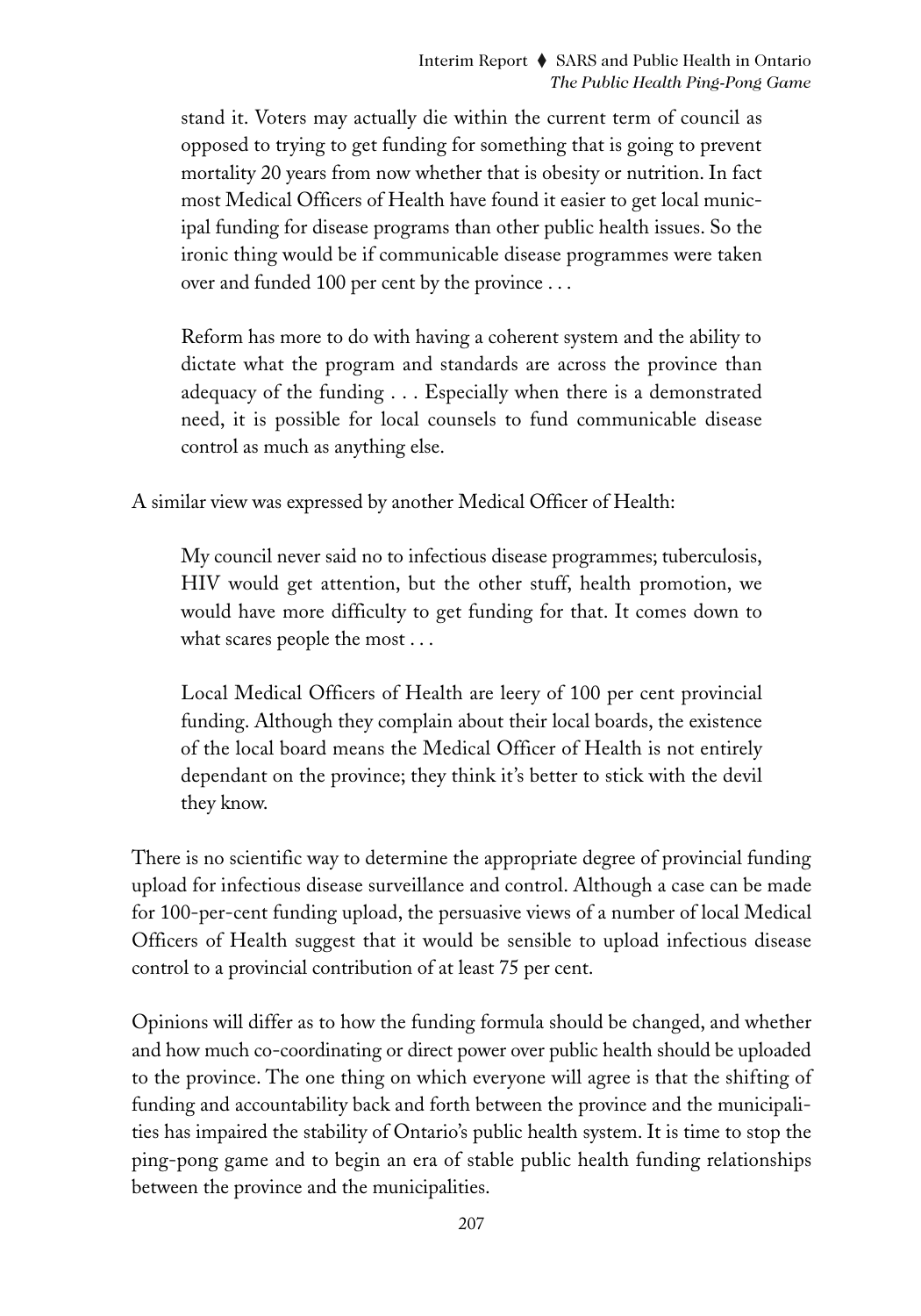> stand it. Voters may actually die within the current term of council as opposed to trying to get funding for something that is going to prevent mortality 20 years from now whether that is obesity or nutrition. In fact most Medical Officers of Health have found it easier to get local municipal funding for disease programs than other public health issues. So the ironic thing would be if communicable disease programmes were taken over and funded 100 per cent by the province . . .
>
> Reform has more to do with having a coherent system and the ability to dictate what the program and standards are across the province than adequacy of the funding . . . Especially when there is a demonstrated need, it is possible for local counsels to fund communicable disease control as much as anything else.

A similar view was expressed by another Medical Officer of Health:

> My council never said no to infectious disease programmes; tuberculosis, HIV would get attention, but the other stuff, health promotion, we would have more difficulty to get funding for that. It comes down to what scares people the most . . .
>
> Local Medical Officers of Health are leery of 100 per cent provincial funding. Although they complain about their local boards, the existence of the local board means the Medical Officer of Health is not entirely dependant on the province; they think it's better to stick with the devil they know.

There is no scientific way to determine the appropriate degree of provincial funding upload for infectious disease surveillance and control. Although a case can be made for 100-per-cent funding upload, the persuasive views of a number of local Medical Officers of Health suggest that it would be sensible to upload infectious disease control to a provincial contribution of at least 75 per cent.

Opinions will differ as to how the funding formula should be changed, and whether and how much co-coordinating or direct power over public health should be uploaded to the province. The one thing on which everyone will agree is that the shifting of funding and accountability back and forth between the province and the municipalities has impaired the stability of Ontario's public health system. It is time to stop the ping-pong game and to begin an era of stable public health funding relationships between the province and the municipalities.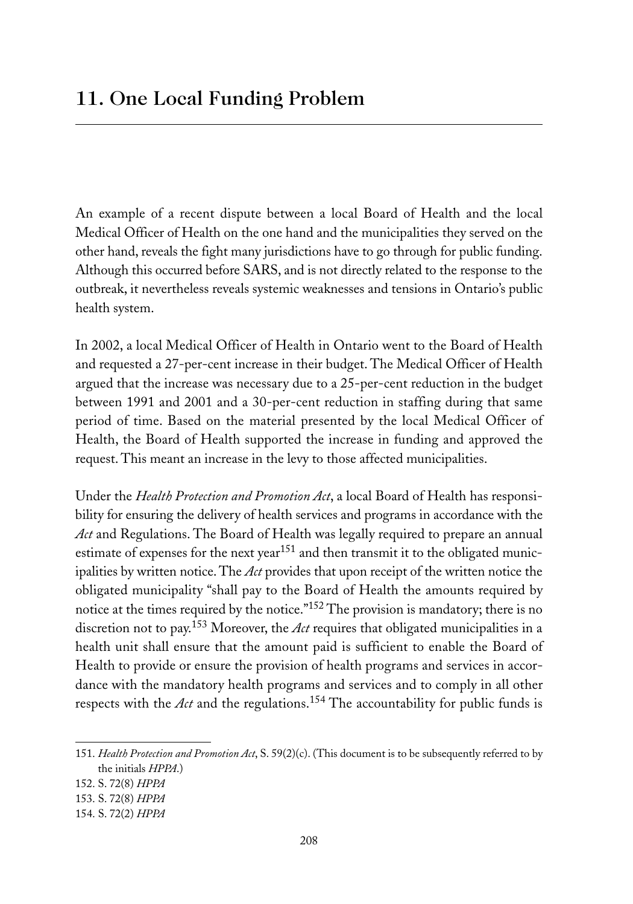# 11. One Local Funding Problem

An example of a recent dispute between a local Board of Health and the local Medical Officer of Health on the one hand and the municipalities they served on the other hand, reveals the fight many jurisdictions have to go through for public funding. Although this occurred before SARS, and is not directly related to the response to the outbreak, it nevertheless reveals systemic weaknesses and tensions in Ontario's public health system.

In 2002, a local Medical Officer of Health in Ontario went to the Board of Health and requested a 27-per-cent increase in their budget. The Medical Officer of Health argued that the increase was necessary due to a 25-per-cent reduction in the budget between 1991 and 2001 and a 30-per-cent reduction in staffing during that same period of time. Based on the material presented by the local Medical Officer of Health, the Board of Health supported the increase in funding and approved the request. This meant an increase in the levy to those affected municipalities.

Under the *Health Protection and Promotion Act*, a local Board of Health has responsibility for ensuring the delivery of health services and programs in accordance with the *Act* and Regulations. The Board of Health was legally required to prepare an annual estimate of expenses for the next year[151] and then transmit it to the obligated municipalities by written notice. The *Act* provides that upon receipt of the written notice the obligated municipality "shall pay to the Board of Health the amounts required by notice at the times required by the notice."[152] The provision is mandatory; there is no discretion not to pay.[153] Moreover, the *Act* requires that obligated municipalities in a health unit shall ensure that the amount paid is sufficient to enable the Board of Health to provide or ensure the provision of health programs and services in accordance with the mandatory health programs and services and to comply in all other respects with the *Act* and the regulations.[154] The accountability for public funds is

151. *Health Protection and Promotion Act*, S. 59(2)(c). (This document is to be subsequently referred to by the initials *HPPA*.)

152. S. 72(8) *HPPA*

153. S. 72(8) *HPPA*

154. S. 72(2) *HPPA*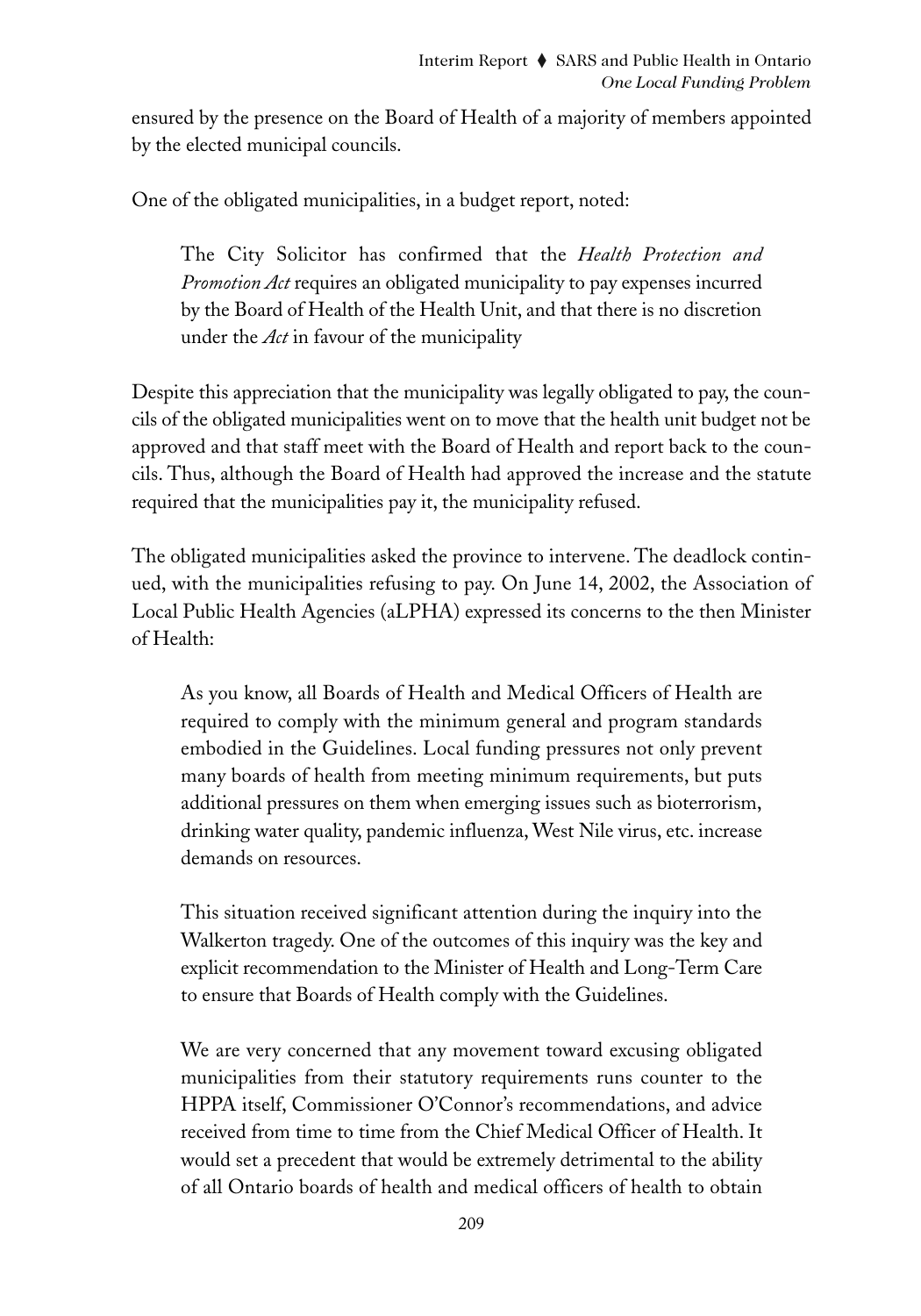ensured by the presence on the Board of Health of a majority of members appointed by the elected municipal councils.

One of the obligated municipalities, in a budget report, noted:

> The City Solicitor has confirmed that the *Health Protection and Promotion Act* requires an obligated municipality to pay expenses incurred by the Board of Health of the Health Unit, and that there is no discretion under the *Act* in favour of the municipality

Despite this appreciation that the municipality was legally obligated to pay, the councils of the obligated municipalities went on to move that the health unit budget not be approved and that staff meet with the Board of Health and report back to the councils. Thus, although the Board of Health had approved the increase and the statute required that the municipalities pay it, the municipality refused.

The obligated municipalities asked the province to intervene. The deadlock continued, with the municipalities refusing to pay. On June 14, 2002, the Association of Local Public Health Agencies (aLPHA) expressed its concerns to the then Minister of Health:

> As you know, all Boards of Health and Medical Officers of Health are required to comply with the minimum general and program standards embodied in the Guidelines. Local funding pressures not only prevent many boards of health from meeting minimum requirements, but puts additional pressures on them when emerging issues such as bioterrorism, drinking water quality, pandemic influenza, West Nile virus, etc. increase demands on resources.
>
> This situation received significant attention during the inquiry into the Walkerton tragedy. One of the outcomes of this inquiry was the key and explicit recommendation to the Minister of Health and Long-Term Care to ensure that Boards of Health comply with the Guidelines.
>
> We are very concerned that any movement toward excusing obligated municipalities from their statutory requirements runs counter to the HPPA itself, Commissioner O'Connor's recommendations, and advice received from time to time from the Chief Medical Officer of Health. It would set a precedent that would be extremely detrimental to the ability of all Ontario boards of health and medical officers of health to obtain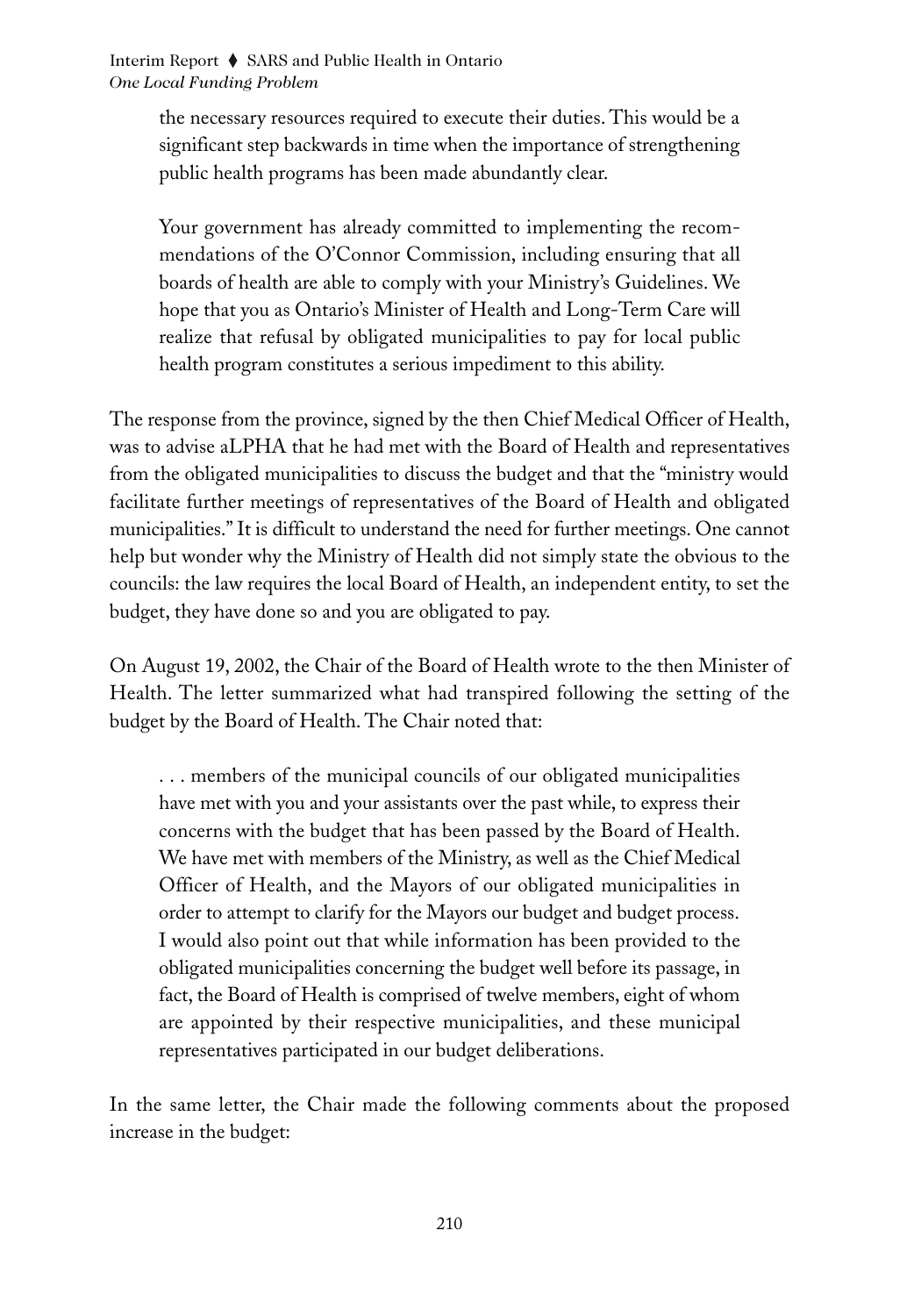> the necessary resources required to execute their duties. This would be a significant step backwards in time when the importance of strengthening public health programs has been made abundantly clear.
>
> Your government has already committed to implementing the recommendations of the O'Connor Commission, including ensuring that all boards of health are able to comply with your Ministry's Guidelines. We hope that you as Ontario's Minister of Health and Long-Term Care will realize that refusal by obligated municipalities to pay for local public health program constitutes a serious impediment to this ability.

The response from the province, signed by the then Chief Medical Officer of Health, was to advise aLPHA that he had met with the Board of Health and representatives from the obligated municipalities to discuss the budget and that the "ministry would facilitate further meetings of representatives of the Board of Health and obligated municipalities." It is difficult to understand the need for further meetings. One cannot help but wonder why the Ministry of Health did not simply state the obvious to the councils: the law requires the local Board of Health, an independent entity, to set the budget, they have done so and you are obligated to pay.

On August 19, 2002, the Chair of the Board of Health wrote to the then Minister of Health. The letter summarized what had transpired following the setting of the budget by the Board of Health. The Chair noted that:

> . . . members of the municipal councils of our obligated municipalities have met with you and your assistants over the past while, to express their concerns with the budget that has been passed by the Board of Health. We have met with members of the Ministry, as well as the Chief Medical Officer of Health, and the Mayors of our obligated municipalities in order to attempt to clarify for the Mayors our budget and budget process. I would also point out that while information has been provided to the obligated municipalities concerning the budget well before its passage, in fact, the Board of Health is comprised of twelve members, eight of whom are appointed by their respective municipalities, and these municipal representatives participated in our budget deliberations.

In the same letter, the Chair made the following comments about the proposed increase in the budget: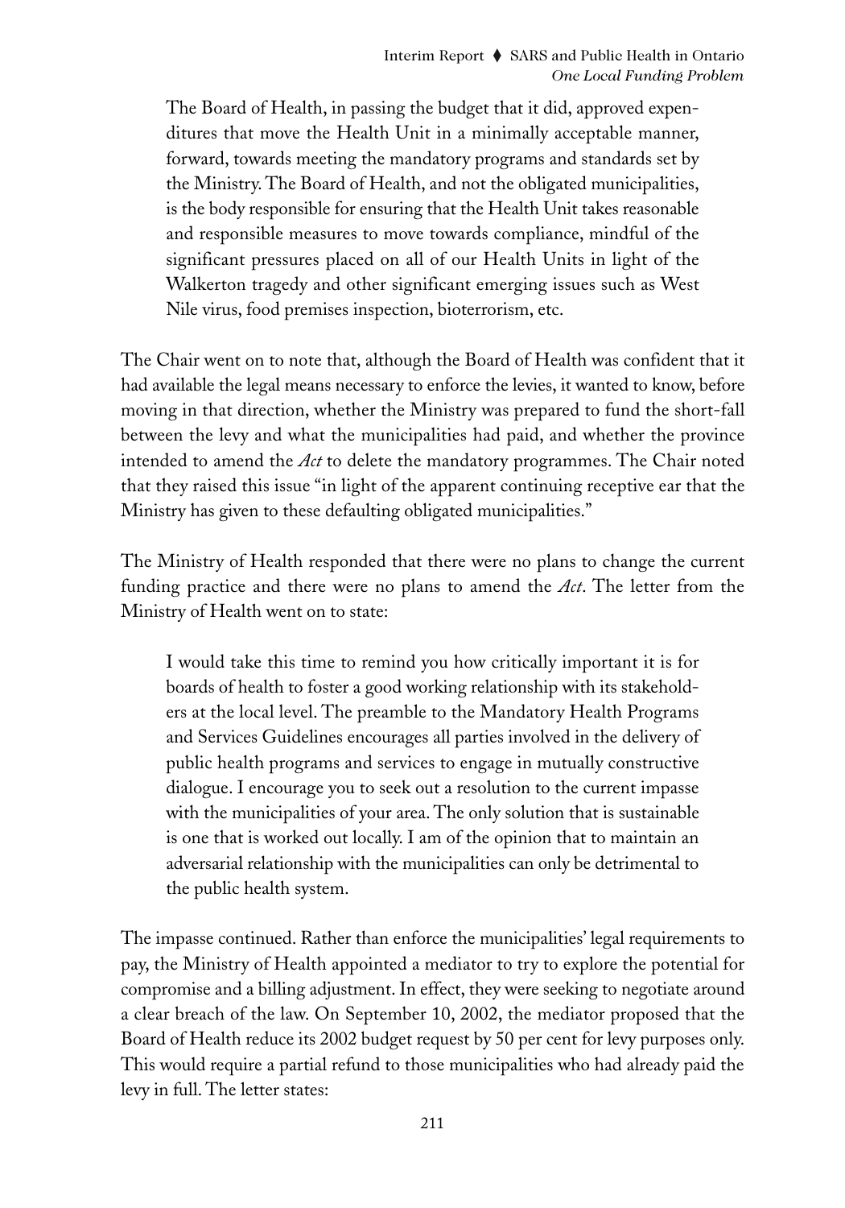> The Board of Health, in passing the budget that it did, approved expenditures that move the Health Unit in a minimally acceptable manner, forward, towards meeting the mandatory programs and standards set by the Ministry. The Board of Health, and not the obligated municipalities, is the body responsible for ensuring that the Health Unit takes reasonable and responsible measures to move towards compliance, mindful of the significant pressures placed on all of our Health Units in light of the Walkerton tragedy and other significant emerging issues such as West Nile virus, food premises inspection, bioterrorism, etc.

The Chair went on to note that, although the Board of Health was confident that it had available the legal means necessary to enforce the levies, it wanted to know, before moving in that direction, whether the Ministry was prepared to fund the short-fall between the levy and what the municipalities had paid, and whether the province intended to amend the *Act* to delete the mandatory programmes. The Chair noted that they raised this issue "in light of the apparent continuing receptive ear that the Ministry has given to these defaulting obligated municipalities."

The Ministry of Health responded that there were no plans to change the current funding practice and there were no plans to amend the *Act*. The letter from the Ministry of Health went on to state:

> I would take this time to remind you how critically important it is for boards of health to foster a good working relationship with its stakeholders at the local level. The preamble to the Mandatory Health Programs and Services Guidelines encourages all parties involved in the delivery of public health programs and services to engage in mutually constructive dialogue. I encourage you to seek out a resolution to the current impasse with the municipalities of your area. The only solution that is sustainable is one that is worked out locally. I am of the opinion that to maintain an adversarial relationship with the municipalities can only be detrimental to the public health system.

The impasse continued. Rather than enforce the municipalities' legal requirements to pay, the Ministry of Health appointed a mediator to try to explore the potential for compromise and a billing adjustment. In effect, they were seeking to negotiate around a clear breach of the law. On September 10, 2002, the mediator proposed that the Board of Health reduce its 2002 budget request by 50 per cent for levy purposes only. This would require a partial refund to those municipalities who had already paid the levy in full. The letter states: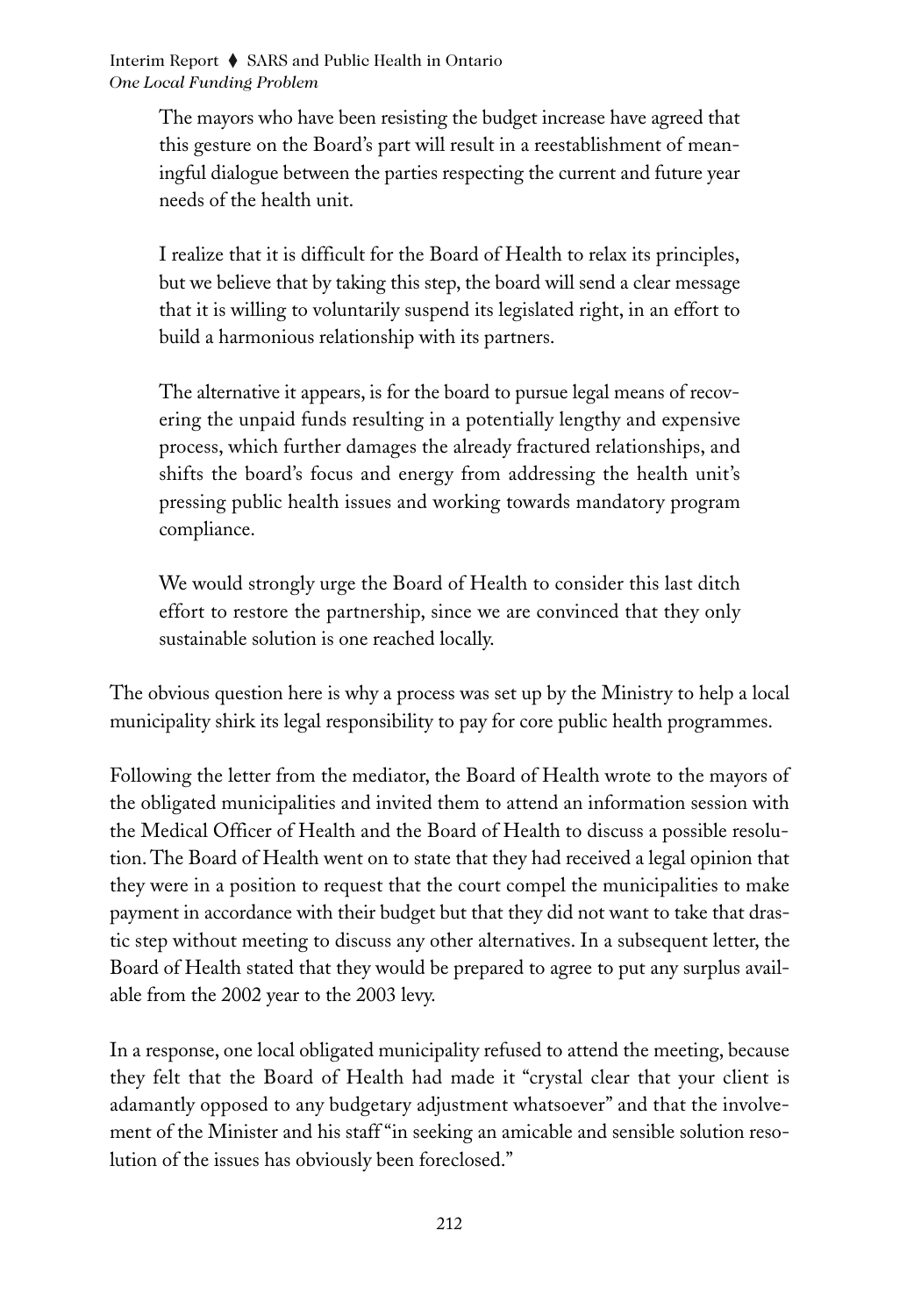> The mayors who have been resisting the budget increase have agreed that this gesture on the Board's part will result in a reestablishment of meaningful dialogue between the parties respecting the current and future year needs of the health unit.
>
> I realize that it is difficult for the Board of Health to relax its principles, but we believe that by taking this step, the board will send a clear message that it is willing to voluntarily suspend its legislated right, in an effort to build a harmonious relationship with its partners.
>
> The alternative it appears, is for the board to pursue legal means of recovering the unpaid funds resulting in a potentially lengthy and expensive process, which further damages the already fractured relationships, and shifts the board's focus and energy from addressing the health unit's pressing public health issues and working towards mandatory program compliance.
>
> We would strongly urge the Board of Health to consider this last ditch effort to restore the partnership, since we are convinced that they only sustainable solution is one reached locally.

The obvious question here is why a process was set up by the Ministry to help a local municipality shirk its legal responsibility to pay for core public health programmes.

Following the letter from the mediator, the Board of Health wrote to the mayors of the obligated municipalities and invited them to attend an information session with the Medical Officer of Health and the Board of Health to discuss a possible resolution. The Board of Health went on to state that they had received a legal opinion that they were in a position to request that the court compel the municipalities to make payment in accordance with their budget but that they did not want to take that drastic step without meeting to discuss any other alternatives. In a subsequent letter, the Board of Health stated that they would be prepared to agree to put any surplus available from the 2002 year to the 2003 levy.

In a response, one local obligated municipality refused to attend the meeting, because they felt that the Board of Health had made it "crystal clear that your client is adamantly opposed to any budgetary adjustment whatsoever" and that the involvement of the Minister and his staff "in seeking an amicable and sensible solution resolution of the issues has obviously been foreclosed."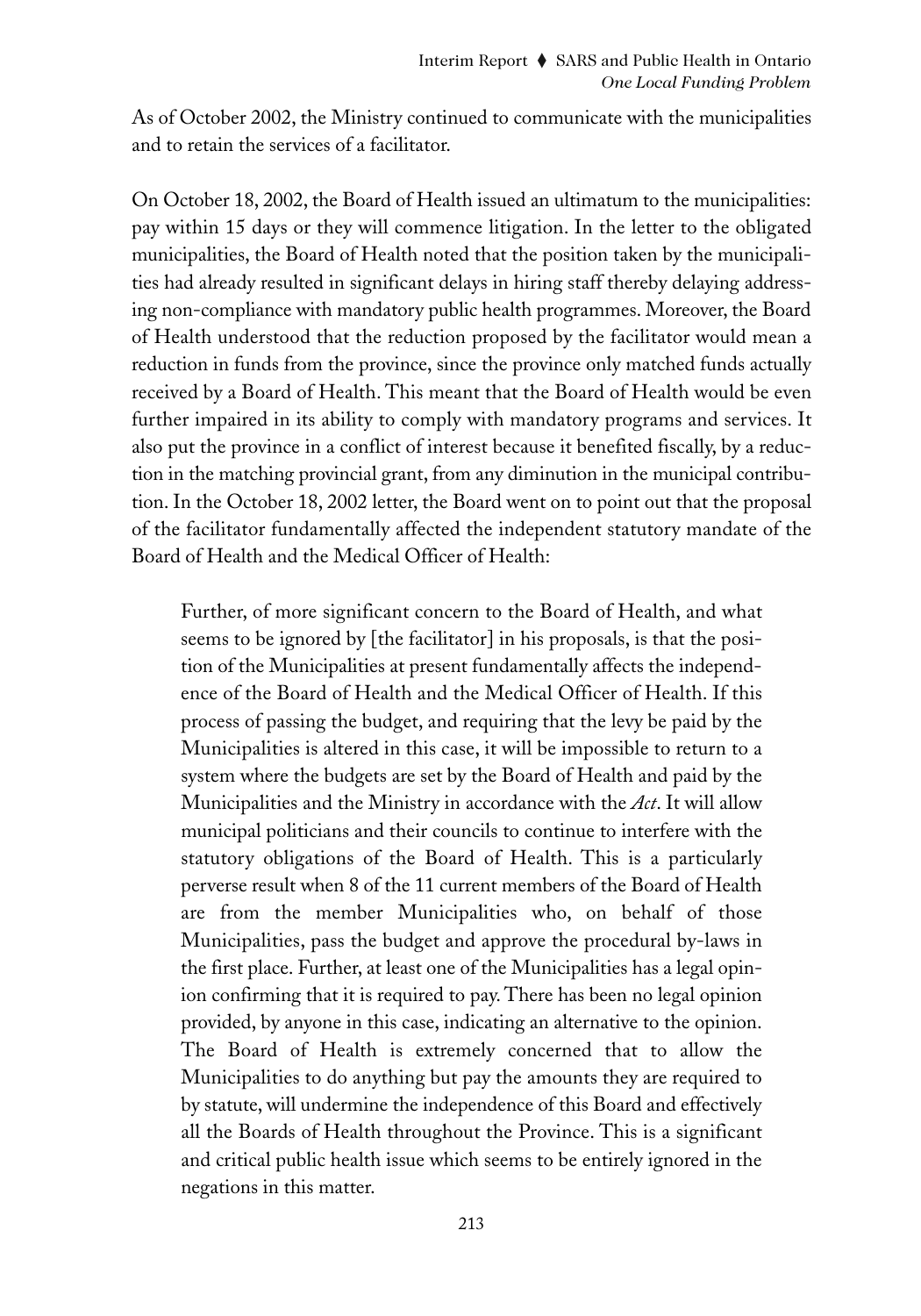As of October 2002, the Ministry continued to communicate with the municipalities and to retain the services of a facilitator.

On October 18, 2002, the Board of Health issued an ultimatum to the municipalities: pay within 15 days or they will commence litigation. In the letter to the obligated municipalities, the Board of Health noted that the position taken by the municipalities had already resulted in significant delays in hiring staff thereby delaying addressing non-compliance with mandatory public health programmes. Moreover, the Board of Health understood that the reduction proposed by the facilitator would mean a reduction in funds from the province, since the province only matched funds actually received by a Board of Health. This meant that the Board of Health would be even further impaired in its ability to comply with mandatory programs and services. It also put the province in a conflict of interest because it benefited fiscally, by a reduction in the matching provincial grant, from any diminution in the municipal contribution. In the October 18, 2002 letter, the Board went on to point out that the proposal of the facilitator fundamentally affected the independent statutory mandate of the Board of Health and the Medical Officer of Health:

> Further, of more significant concern to the Board of Health, and what seems to be ignored by [the facilitator] in his proposals, is that the position of the Municipalities at present fundamentally affects the independence of the Board of Health and the Medical Officer of Health. If this process of passing the budget, and requiring that the levy be paid by the Municipalities is altered in this case, it will be impossible to return to a system where the budgets are set by the Board of Health and paid by the Municipalities and the Ministry in accordance with the *Act*. It will allow municipal politicians and their councils to continue to interfere with the statutory obligations of the Board of Health. This is a particularly perverse result when 8 of the 11 current members of the Board of Health are from the member Municipalities who, on behalf of those Municipalities, pass the budget and approve the procedural by-laws in the first place. Further, at least one of the Municipalities has a legal opinion confirming that it is required to pay. There has been no legal opinion provided, by anyone in this case, indicating an alternative to the opinion. The Board of Health is extremely concerned that to allow the Municipalities to do anything but pay the amounts they are required to by statute, will undermine the independence of this Board and effectively all the Boards of Health throughout the Province. This is a significant and critical public health issue which seems to be entirely ignored in the negations in this matter.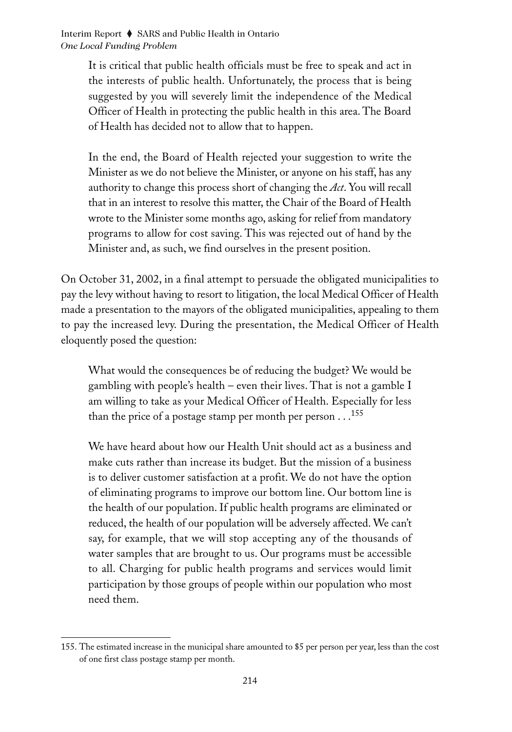> It is critical that public health officials must be free to speak and act in the interests of public health. Unfortunately, the process that is being suggested by you will severely limit the independence of the Medical Officer of Health in protecting the public health in this area. The Board of Health has decided not to allow that to happen.
>
> In the end, the Board of Health rejected your suggestion to write the Minister as we do not believe the Minister, or anyone on his staff, has any authority to change this process short of changing the *Act*. You will recall that in an interest to resolve this matter, the Chair of the Board of Health wrote to the Minister some months ago, asking for relief from mandatory programs to allow for cost saving. This was rejected out of hand by the Minister and, as such, we find ourselves in the present position.

On October 31, 2002, in a final attempt to persuade the obligated municipalities to pay the levy without having to resort to litigation, the local Medical Officer of Health made a presentation to the mayors of the obligated municipalities, appealing to them to pay the increased levy. During the presentation, the Medical Officer of Health eloquently posed the question:

> What would the consequences be of reducing the budget? We would be gambling with people's health – even their lives. That is not a gamble I am willing to take as your Medical Officer of Health. Especially for less than the price of a postage stamp per month per person . . .[155]
>
> We have heard about how our Health Unit should act as a business and make cuts rather than increase its budget. But the mission of a business is to deliver customer satisfaction at a profit. We do not have the option of eliminating programs to improve our bottom line. Our bottom line is the health of our population. If public health programs are eliminated or reduced, the health of our population will be adversely affected. We can't say, for example, that we will stop accepting any of the thousands of water samples that are brought to us. Our programs must be accessible to all. Charging for public health programs and services would limit participation by those groups of people within our population who most need them.

---

155. The estimated increase in the municipal share amounted to $5 per person per year, less than the cost of one first class postage stamp per month.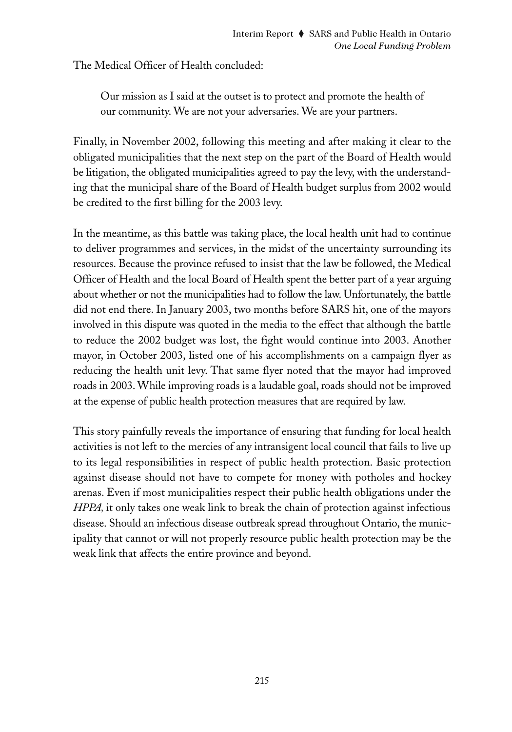The Medical Officer of Health concluded:

> Our mission as I said at the outset is to protect and promote the health of our community. We are not your adversaries. We are your partners.

Finally, in November 2002, following this meeting and after making it clear to the obligated municipalities that the next step on the part of the Board of Health would be litigation, the obligated municipalities agreed to pay the levy, with the understanding that the municipal share of the Board of Health budget surplus from 2002 would be credited to the first billing for the 2003 levy.

In the meantime, as this battle was taking place, the local health unit had to continue to deliver programmes and services, in the midst of the uncertainty surrounding its resources. Because the province refused to insist that the law be followed, the Medical Officer of Health and the local Board of Health spent the better part of a year arguing about whether or not the municipalities had to follow the law. Unfortunately, the battle did not end there. In January 2003, two months before SARS hit, one of the mayors involved in this dispute was quoted in the media to the effect that although the battle to reduce the 2002 budget was lost, the fight would continue into 2003. Another mayor, in October 2003, listed one of his accomplishments on a campaign flyer as reducing the health unit levy. That same flyer noted that the mayor had improved roads in 2003. While improving roads is a laudable goal, roads should not be improved at the expense of public health protection measures that are required by law.

This story painfully reveals the importance of ensuring that funding for local health activities is not left to the mercies of any intransigent local council that fails to live up to its legal responsibilities in respect of public health protection. Basic protection against disease should not have to compete for money with potholes and hockey arenas. Even if most municipalities respect their public health obligations under the *HPPA,* it only takes one weak link to break the chain of protection against infectious disease. Should an infectious disease outbreak spread throughout Ontario, the municipality that cannot or will not properly resource public health protection may be the weak link that affects the entire province and beyond.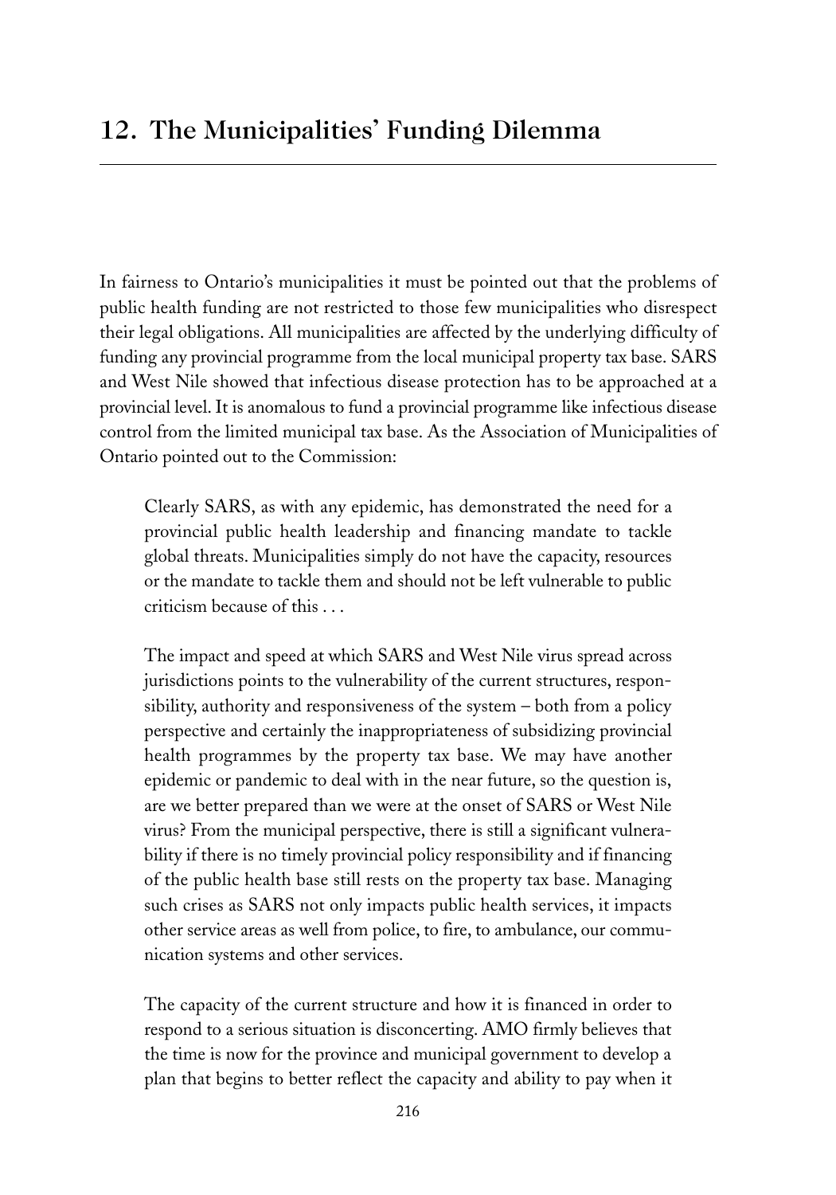## 12. The Municipalities' Funding Dilemma

In fairness to Ontario's municipalities it must be pointed out that the problems of public health funding are not restricted to those few municipalities who disrespect their legal obligations. All municipalities are affected by the underlying difficulty of funding any provincial programme from the local municipal property tax base. SARS and West Nile showed that infectious disease protection has to be approached at a provincial level. It is anomalous to fund a provincial programme like infectious disease control from the limited municipal tax base. As the Association of Municipalities of Ontario pointed out to the Commission:

> Clearly SARS, as with any epidemic, has demonstrated the need for a provincial public health leadership and financing mandate to tackle global threats. Municipalities simply do not have the capacity, resources or the mandate to tackle them and should not be left vulnerable to public criticism because of this . . .
>
> The impact and speed at which SARS and West Nile virus spread across jurisdictions points to the vulnerability of the current structures, responsibility, authority and responsiveness of the system – both from a policy perspective and certainly the inappropriateness of subsidizing provincial health programmes by the property tax base. We may have another epidemic or pandemic to deal with in the near future, so the question is, are we better prepared than we were at the onset of SARS or West Nile virus? From the municipal perspective, there is still a significant vulnerability if there is no timely provincial policy responsibility and if financing of the public health base still rests on the property tax base. Managing such crises as SARS not only impacts public health services, it impacts other service areas as well from police, to fire, to ambulance, our communication systems and other services.
>
> The capacity of the current structure and how it is financed in order to respond to a serious situation is disconcerting. AMO firmly believes that the time is now for the province and municipal government to develop a plan that begins to better reflect the capacity and ability to pay when it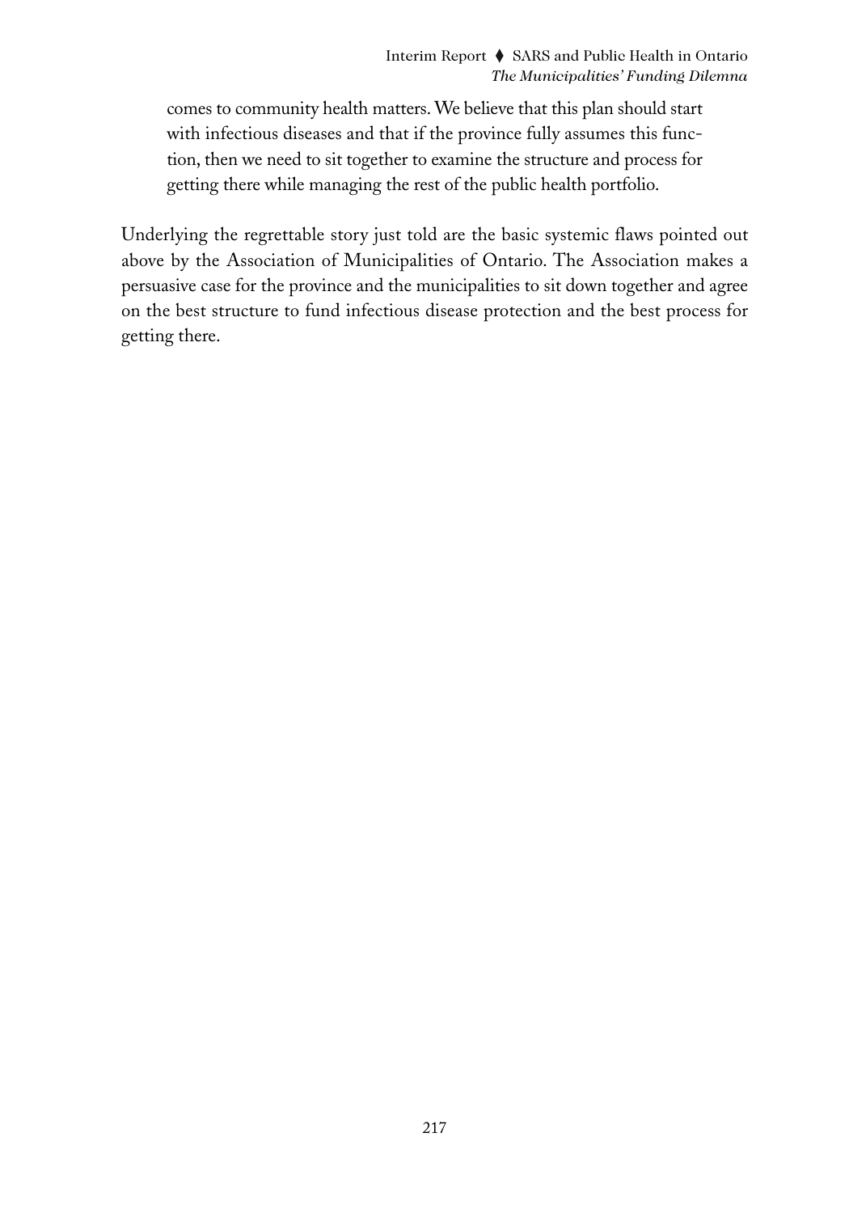> comes to community health matters. We believe that this plan should start with infectious diseases and that if the province fully assumes this function, then we need to sit together to examine the structure and process for getting there while managing the rest of the public health portfolio.

Underlying the regrettable story just told are the basic systemic flaws pointed out above by the Association of Municipalities of Ontario. The Association makes a persuasive case for the province and the municipalities to sit down together and agree on the best structure to fund infectious disease protection and the best process for getting there.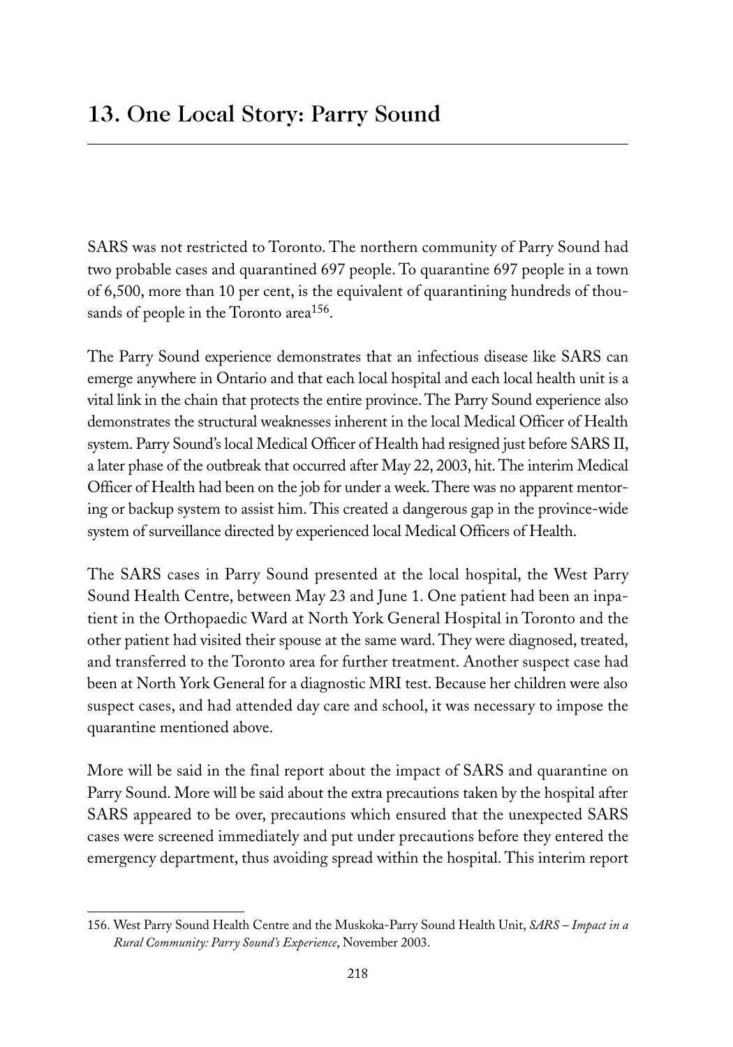## 13. One Local Story: Parry Sound

SARS was not restricted to Toronto. The northern community of Parry Sound had two probable cases and quarantined 697 people. To quarantine 697 people in a town of 6,500, more than 10 per cent, is the equivalent of quarantining hundreds of thousands of people in the Toronto area[156].

The Parry Sound experience demonstrates that an infectious disease like SARS can emerge anywhere in Ontario and that each local hospital and each local health unit is a vital link in the chain that protects the entire province. The Parry Sound experience also demonstrates the structural weaknesses inherent in the local Medical Officer of Health system. Parry Sound's local Medical Officer of Health had resigned just before SARS II, a later phase of the outbreak that occurred after May 22, 2003, hit. The interim Medical Officer of Health had been on the job for under a week. There was no apparent mentoring or backup system to assist him. This created a dangerous gap in the province-wide system of surveillance directed by experienced local Medical Officers of Health.

The SARS cases in Parry Sound presented at the local hospital, the West Parry Sound Health Centre, between May 23 and June 1. One patient had been an inpatient in the Orthopaedic Ward at North York General Hospital in Toronto and the other patient had visited their spouse at the same ward. They were diagnosed, treated, and transferred to the Toronto area for further treatment. Another suspect case had been at North York General for a diagnostic MRI test. Because her children were also suspect cases, and had attended day care and school, it was necessary to impose the quarantine mentioned above.

More will be said in the final report about the impact of SARS and quarantine on Parry Sound. More will be said about the extra precautions taken by the hospital after SARS appeared to be over, precautions which ensured that the unexpected SARS cases were screened immediately and put under precautions before they entered the emergency department, thus avoiding spread within the hospital. This interim report

---

156. West Parry Sound Health Centre and the Muskoka-Parry Sound Health Unit, *SARS – Impact in a Rural Community: Parry Sound's Experience*, November 2003.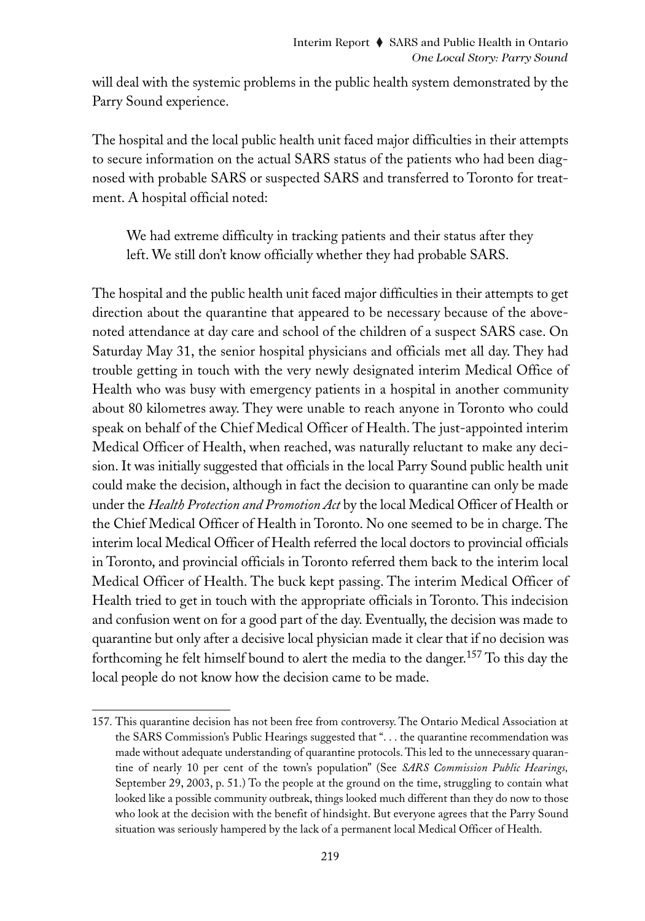will deal with the systemic problems in the public health system demonstrated by the Parry Sound experience.

The hospital and the local public health unit faced major difficulties in their attempts to secure information on the actual SARS status of the patients who had been diagnosed with probable SARS or suspected SARS and transferred to Toronto for treatment. A hospital official noted:

> We had extreme difficulty in tracking patients and their status after they left. We still don't know officially whether they had probable SARS.

The hospital and the public health unit faced major difficulties in their attempts to get direction about the quarantine that appeared to be necessary because of the above-noted attendance at day care and school of the children of a suspect SARS case. On Saturday May 31, the senior hospital physicians and officials met all day. They had trouble getting in touch with the very newly designated interim Medical Office of Health who was busy with emergency patients in a hospital in another community about 80 kilometres away. They were unable to reach anyone in Toronto who could speak on behalf of the Chief Medical Officer of Health. The just-appointed interim Medical Officer of Health, when reached, was naturally reluctant to make any decision. It was initially suggested that officials in the local Parry Sound public health unit could make the decision, although in fact the decision to quarantine can only be made under the *Health Protection and Promotion Act* by the local Medical Officer of Health or the Chief Medical Officer of Health in Toronto. No one seemed to be in charge. The interim local Medical Officer of Health referred the local doctors to provincial officials in Toronto, and provincial officials in Toronto referred them back to the interim local Medical Officer of Health. The buck kept passing. The interim Medical Officer of Health tried to get in touch with the appropriate officials in Toronto. This indecision and confusion went on for a good part of the day. Eventually, the decision was made to quarantine but only after a decisive local physician made it clear that if no decision was forthcoming he felt himself bound to alert the media to the danger.[157] To this day the local people do not know how the decision came to be made.

---

157. This quarantine decision has not been free from controversy. The Ontario Medical Association at the SARS Commission's Public Hearings suggested that ". . . the quarantine recommendation was made without adequate understanding of quarantine protocols. This led to the unnecessary quarantine of nearly 10 per cent of the town's population" (See *SARS Commission Public Hearings,* September 29, 2003, p. 51.) To the people at the ground on the time, struggling to contain what looked like a possible community outbreak, things looked much different than they do now to those who look at the decision with the benefit of hindsight. But everyone agrees that the Parry Sound situation was seriously hampered by the lack of a permanent local Medical Officer of Health.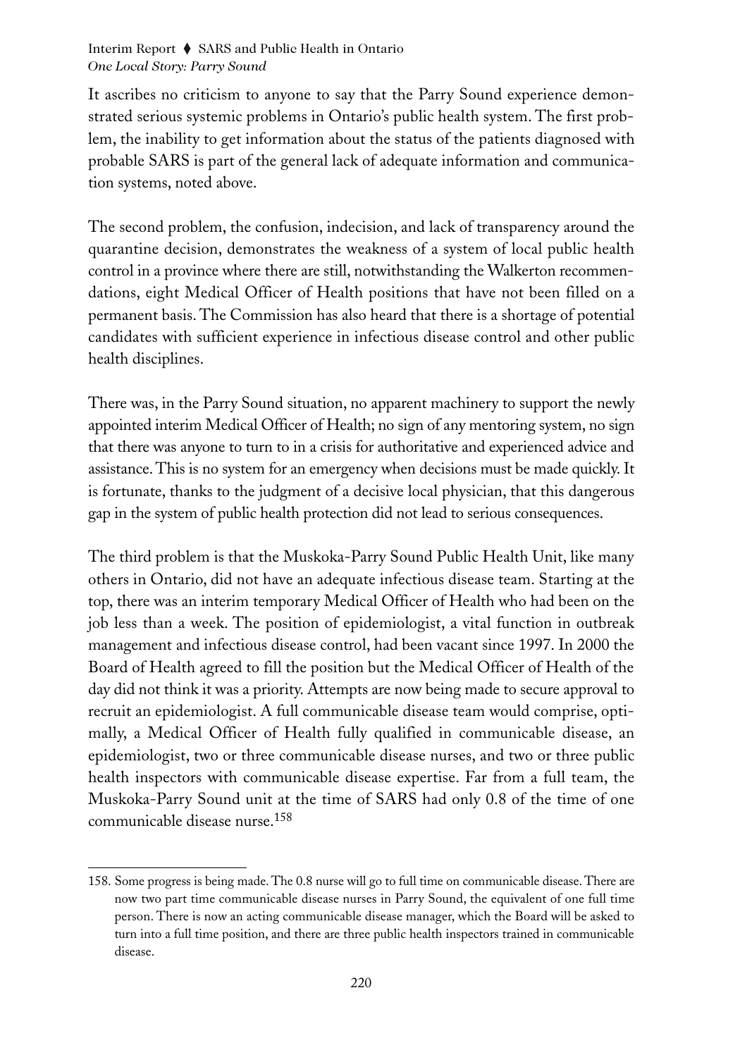It ascribes no criticism to anyone to say that the Parry Sound experience demonstrated serious systemic problems in Ontario's public health system. The first problem, the inability to get information about the status of the patients diagnosed with probable SARS is part of the general lack of adequate information and communication systems, noted above.

The second problem, the confusion, indecision, and lack of transparency around the quarantine decision, demonstrates the weakness of a system of local public health control in a province where there are still, notwithstanding the Walkerton recommendations, eight Medical Officer of Health positions that have not been filled on a permanent basis. The Commission has also heard that there is a shortage of potential candidates with sufficient experience in infectious disease control and other public health disciplines.

There was, in the Parry Sound situation, no apparent machinery to support the newly appointed interim Medical Officer of Health; no sign of any mentoring system, no sign that there was anyone to turn to in a crisis for authoritative and experienced advice and assistance. This is no system for an emergency when decisions must be made quickly. It is fortunate, thanks to the judgment of a decisive local physician, that this dangerous gap in the system of public health protection did not lead to serious consequences.

The third problem is that the Muskoka-Parry Sound Public Health Unit, like many others in Ontario, did not have an adequate infectious disease team. Starting at the top, there was an interim temporary Medical Officer of Health who had been on the job less than a week. The position of epidemiologist, a vital function in outbreak management and infectious disease control, had been vacant since 1997. In 2000 the Board of Health agreed to fill the position but the Medical Officer of Health of the day did not think it was a priority. Attempts are now being made to secure approval to recruit an epidemiologist. A full communicable disease team would comprise, optimally, a Medical Officer of Health fully qualified in communicable disease, an epidemiologist, two or three communicable disease nurses, and two or three public health inspectors with communicable disease expertise. Far from a full team, the Muskoka-Parry Sound unit at the time of SARS had only 0.8 of the time of one communicable disease nurse.[158]

158. Some progress is being made. The 0.8 nurse will go to full time on communicable disease. There are now two part time communicable disease nurses in Parry Sound, the equivalent of one full time person. There is now an acting communicable disease manager, which the Board will be asked to turn into a full time position, and there are three public health inspectors trained in communicable disease.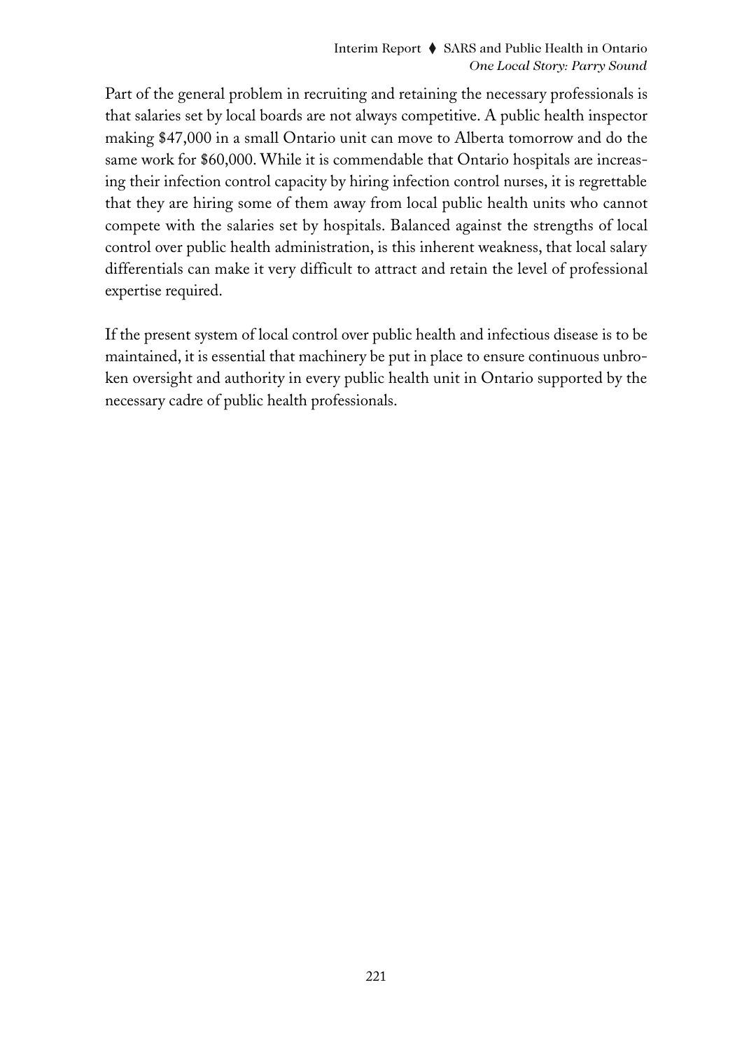Part of the general problem in recruiting and retaining the necessary professionals is that salaries set by local boards are not always competitive. A public health inspector making $47,000 in a small Ontario unit can move to Alberta tomorrow and do the same work for $60,000. While it is commendable that Ontario hospitals are increasing their infection control capacity by hiring infection control nurses, it is regrettable that they are hiring some of them away from local public health units who cannot compete with the salaries set by hospitals. Balanced against the strengths of local control over public health administration, is this inherent weakness, that local salary differentials can make it very difficult to attract and retain the level of professional expertise required.

If the present system of local control over public health and infectious disease is to be maintained, it is essential that machinery be put in place to ensure continuous unbroken oversight and authority in every public health unit in Ontario supported by the necessary cadre of public health professionals.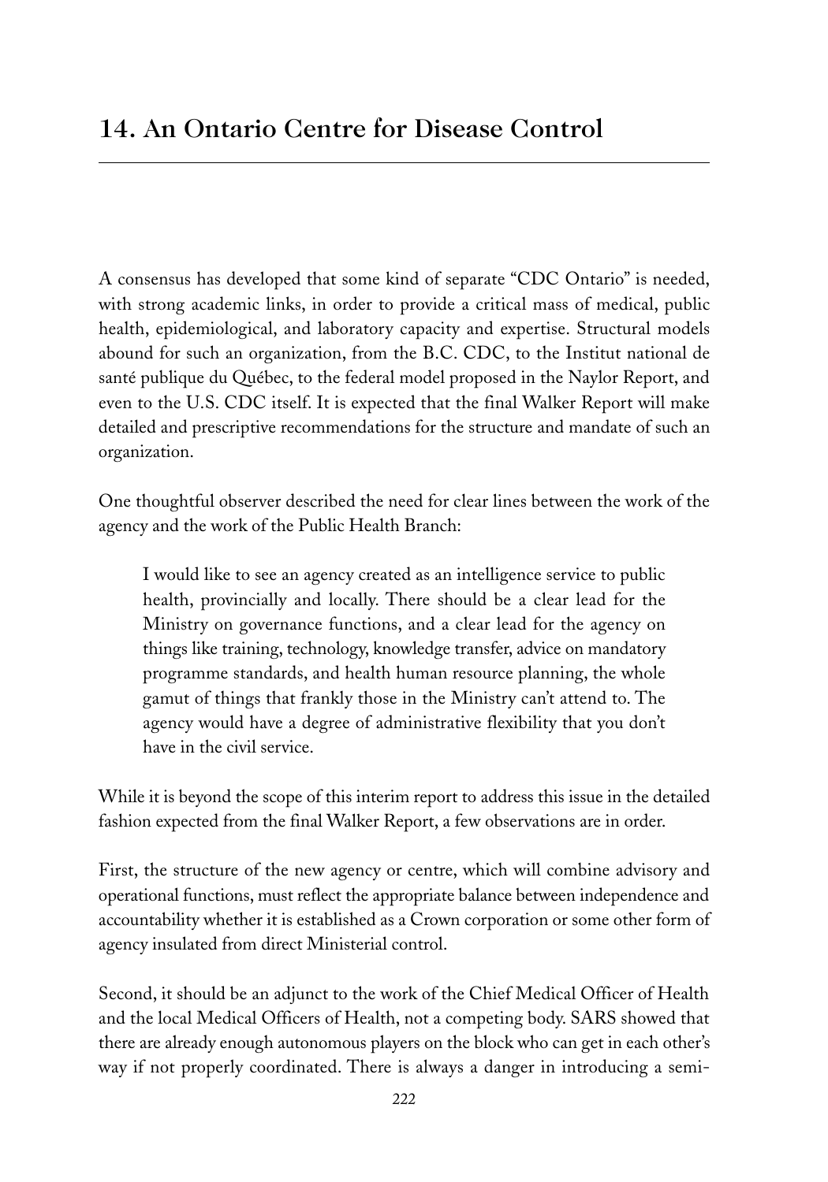## 14. An Ontario Centre for Disease Control

A consensus has developed that some kind of separate "CDC Ontario" is needed, with strong academic links, in order to provide a critical mass of medical, public health, epidemiological, and laboratory capacity and expertise. Structural models abound for such an organization, from the B.C. CDC, to the Institut national de santé publique du Québec, to the federal model proposed in the Naylor Report, and even to the U.S. CDC itself. It is expected that the final Walker Report will make detailed and prescriptive recommendations for the structure and mandate of such an organization.

One thoughtful observer described the need for clear lines between the work of the agency and the work of the Public Health Branch:

> I would like to see an agency created as an intelligence service to public health, provincially and locally. There should be a clear lead for the Ministry on governance functions, and a clear lead for the agency on things like training, technology, knowledge transfer, advice on mandatory programme standards, and health human resource planning, the whole gamut of things that frankly those in the Ministry can't attend to. The agency would have a degree of administrative flexibility that you don't have in the civil service.

While it is beyond the scope of this interim report to address this issue in the detailed fashion expected from the final Walker Report, a few observations are in order.

First, the structure of the new agency or centre, which will combine advisory and operational functions, must reflect the appropriate balance between independence and accountability whether it is established as a Crown corporation or some other form of agency insulated from direct Ministerial control.

Second, it should be an adjunct to the work of the Chief Medical Officer of Health and the local Medical Officers of Health, not a competing body. SARS showed that there are already enough autonomous players on the block who can get in each other's way if not properly coordinated. There is always a danger in introducing a semi-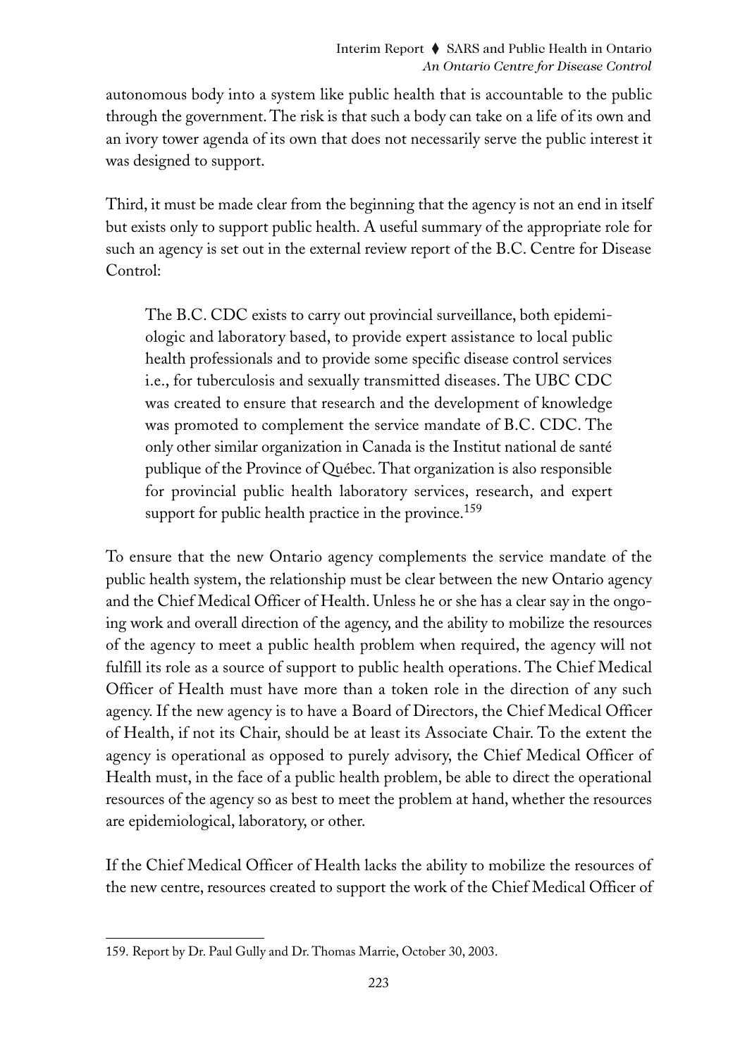autonomous body into a system like public health that is accountable to the public through the government. The risk is that such a body can take on a life of its own and an ivory tower agenda of its own that does not necessarily serve the public interest it was designed to support.

Third, it must be made clear from the beginning that the agency is not an end in itself but exists only to support public health. A useful summary of the appropriate role for such an agency is set out in the external review report of the B.C. Centre for Disease Control:

> The B.C. CDC exists to carry out provincial surveillance, both epidemiologic and laboratory based, to provide expert assistance to local public health professionals and to provide some specific disease control services i.e., for tuberculosis and sexually transmitted diseases. The UBC CDC was created to ensure that research and the development of knowledge was promoted to complement the service mandate of B.C. CDC. The only other similar organization in Canada is the Institut national de santé publique of the Province of Québec. That organization is also responsible for provincial public health laboratory services, research, and expert support for public health practice in the province.[159]

To ensure that the new Ontario agency complements the service mandate of the public health system, the relationship must be clear between the new Ontario agency and the Chief Medical Officer of Health. Unless he or she has a clear say in the ongoing work and overall direction of the agency, and the ability to mobilize the resources of the agency to meet a public health problem when required, the agency will not fulfill its role as a source of support to public health operations. The Chief Medical Officer of Health must have more than a token role in the direction of any such agency. If the new agency is to have a Board of Directors, the Chief Medical Officer of Health, if not its Chair, should be at least its Associate Chair. To the extent the agency is operational as opposed to purely advisory, the Chief Medical Officer of Health must, in the face of a public health problem, be able to direct the operational resources of the agency so as best to meet the problem at hand, whether the resources are epidemiological, laboratory, or other.

If the Chief Medical Officer of Health lacks the ability to mobilize the resources of the new centre, resources created to support the work of the Chief Medical Officer of

---

159. Report by Dr. Paul Gully and Dr. Thomas Marrie, October 30, 2003.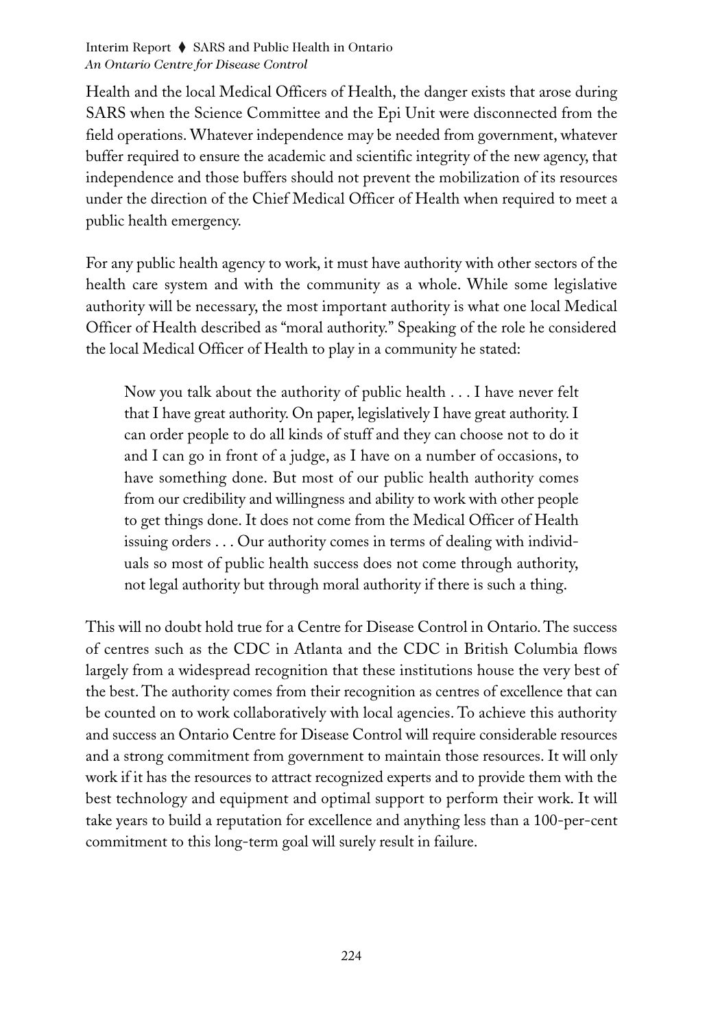Health and the local Medical Officers of Health, the danger exists that arose during SARS when the Science Committee and the Epi Unit were disconnected from the field operations. Whatever independence may be needed from government, whatever buffer required to ensure the academic and scientific integrity of the new agency, that independence and those buffers should not prevent the mobilization of its resources under the direction of the Chief Medical Officer of Health when required to meet a public health emergency.

For any public health agency to work, it must have authority with other sectors of the health care system and with the community as a whole. While some legislative authority will be necessary, the most important authority is what one local Medical Officer of Health described as "moral authority." Speaking of the role he considered the local Medical Officer of Health to play in a community he stated:

> Now you talk about the authority of public health . . . I have never felt that I have great authority. On paper, legislatively I have great authority. I can order people to do all kinds of stuff and they can choose not to do it and I can go in front of a judge, as I have on a number of occasions, to have something done. But most of our public health authority comes from our credibility and willingness and ability to work with other people to get things done. It does not come from the Medical Officer of Health issuing orders . . . Our authority comes in terms of dealing with individuals so most of public health success does not come through authority, not legal authority but through moral authority if there is such a thing.

This will no doubt hold true for a Centre for Disease Control in Ontario. The success of centres such as the CDC in Atlanta and the CDC in British Columbia flows largely from a widespread recognition that these institutions house the very best of the best. The authority comes from their recognition as centres of excellence that can be counted on to work collaboratively with local agencies. To achieve this authority and success an Ontario Centre for Disease Control will require considerable resources and a strong commitment from government to maintain those resources. It will only work if it has the resources to attract recognized experts and to provide them with the best technology and equipment and optimal support to perform their work. It will take years to build a reputation for excellence and anything less than a 100-per-cent commitment to this long-term goal will surely result in failure.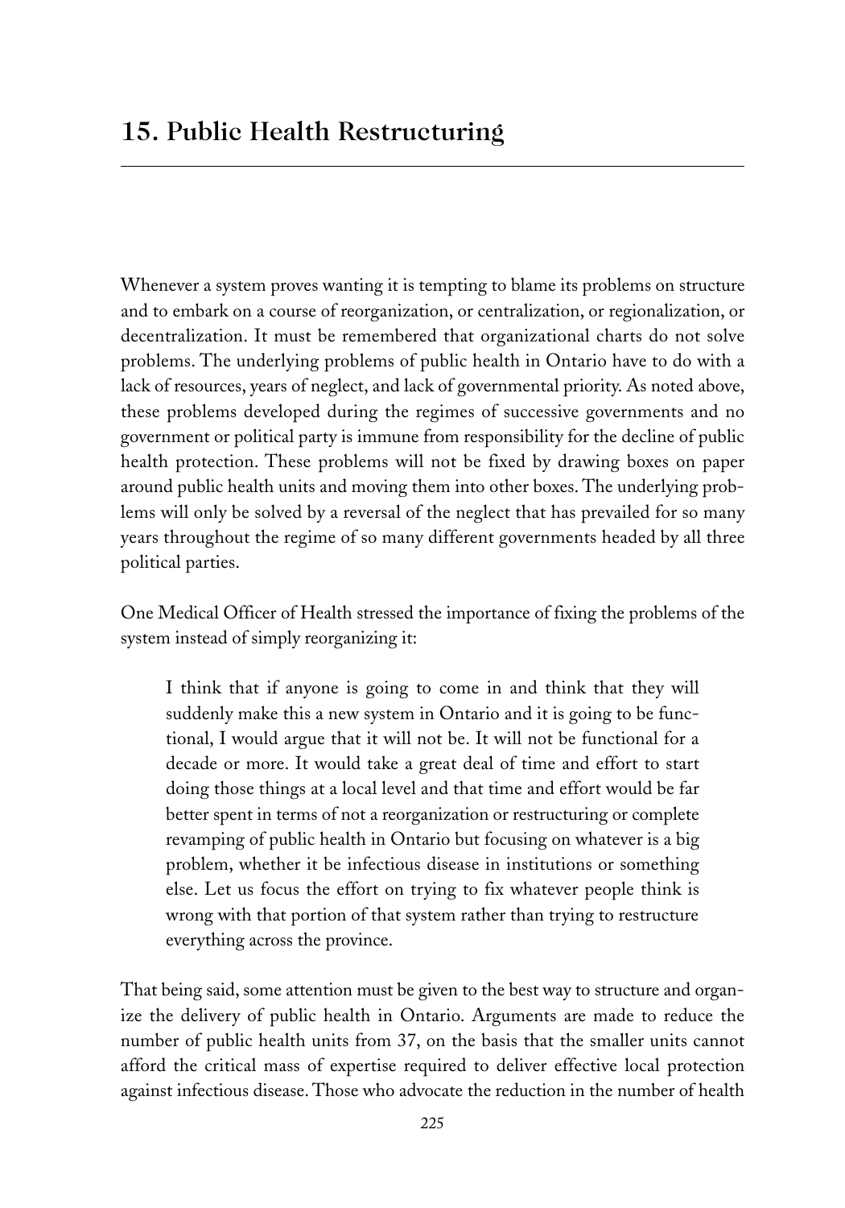# 15. Public Health Restructuring

Whenever a system proves wanting it is tempting to blame its problems on structure and to embark on a course of reorganization, or centralization, or regionalization, or decentralization. It must be remembered that organizational charts do not solve problems. The underlying problems of public health in Ontario have to do with a lack of resources, years of neglect, and lack of governmental priority. As noted above, these problems developed during the regimes of successive governments and no government or political party is immune from responsibility for the decline of public health protection. These problems will not be fixed by drawing boxes on paper around public health units and moving them into other boxes. The underlying problems will only be solved by a reversal of the neglect that has prevailed for so many years throughout the regime of so many different governments headed by all three political parties.

One Medical Officer of Health stressed the importance of fixing the problems of the system instead of simply reorganizing it:

> I think that if anyone is going to come in and think that they will suddenly make this a new system in Ontario and it is going to be functional, I would argue that it will not be. It will not be functional for a decade or more. It would take a great deal of time and effort to start doing those things at a local level and that time and effort would be far better spent in terms of not a reorganization or restructuring or complete revamping of public health in Ontario but focusing on whatever is a big problem, whether it be infectious disease in institutions or something else. Let us focus the effort on trying to fix whatever people think is wrong with that portion of that system rather than trying to restructure everything across the province.

That being said, some attention must be given to the best way to structure and organize the delivery of public health in Ontario. Arguments are made to reduce the number of public health units from 37, on the basis that the smaller units cannot afford the critical mass of expertise required to deliver effective local protection against infectious disease. Those who advocate the reduction in the number of health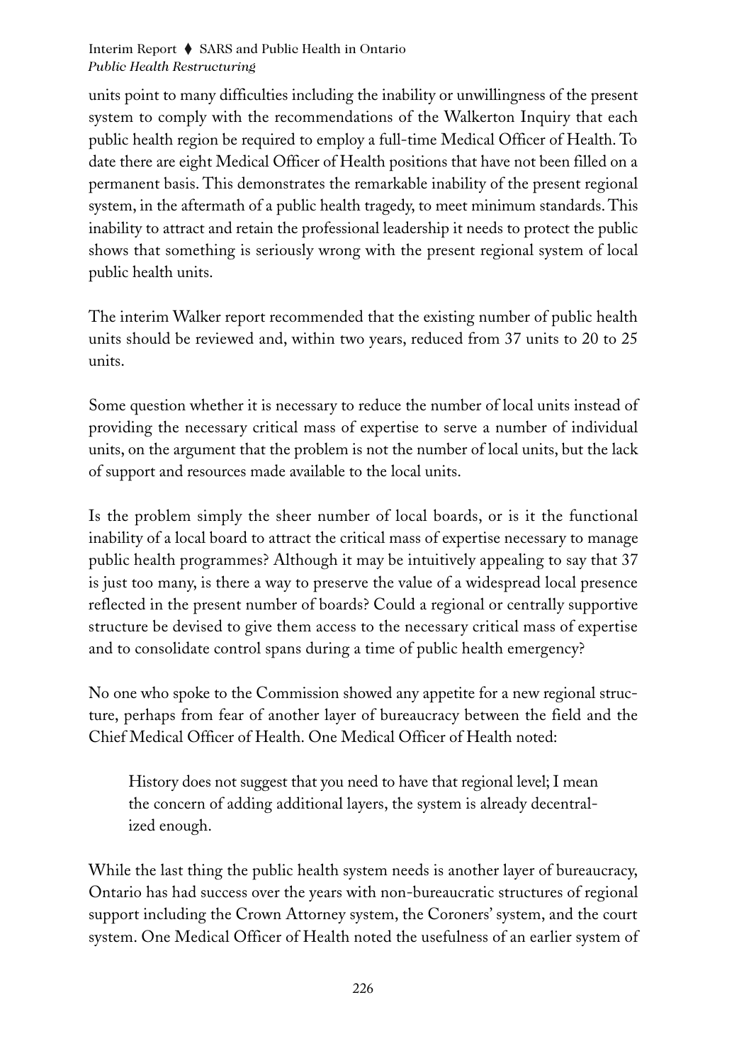units point to many difficulties including the inability or unwillingness of the present system to comply with the recommendations of the Walkerton Inquiry that each public health region be required to employ a full-time Medical Officer of Health. To date there are eight Medical Officer of Health positions that have not been filled on a permanent basis. This demonstrates the remarkable inability of the present regional system, in the aftermath of a public health tragedy, to meet minimum standards. This inability to attract and retain the professional leadership it needs to protect the public shows that something is seriously wrong with the present regional system of local public health units.

The interim Walker report recommended that the existing number of public health units should be reviewed and, within two years, reduced from 37 units to 20 to 25 units.

Some question whether it is necessary to reduce the number of local units instead of providing the necessary critical mass of expertise to serve a number of individual units, on the argument that the problem is not the number of local units, but the lack of support and resources made available to the local units.

Is the problem simply the sheer number of local boards, or is it the functional inability of a local board to attract the critical mass of expertise necessary to manage public health programmes? Although it may be intuitively appealing to say that 37 is just too many, is there a way to preserve the value of a widespread local presence reflected in the present number of boards? Could a regional or centrally supportive structure be devised to give them access to the necessary critical mass of expertise and to consolidate control spans during a time of public health emergency?

No one who spoke to the Commission showed any appetite for a new regional structure, perhaps from fear of another layer of bureaucracy between the field and the Chief Medical Officer of Health. One Medical Officer of Health noted:

> History does not suggest that you need to have that regional level; I mean the concern of adding additional layers, the system is already decentralized enough.

While the last thing the public health system needs is another layer of bureaucracy, Ontario has had success over the years with non-bureaucratic structures of regional support including the Crown Attorney system, the Coroners' system, and the court system. One Medical Officer of Health noted the usefulness of an earlier system of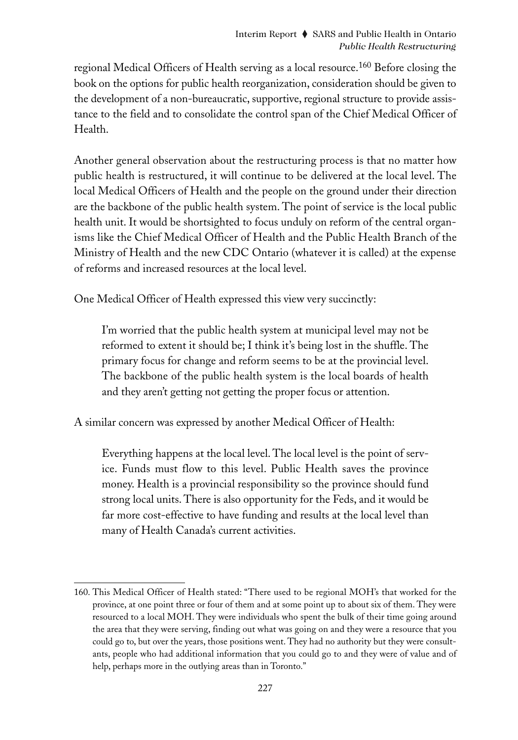regional Medical Officers of Health serving as a local resource.[160] Before closing the book on the options for public health reorganization, consideration should be given to the development of a non-bureaucratic, supportive, regional structure to provide assistance to the field and to consolidate the control span of the Chief Medical Officer of Health.

Another general observation about the restructuring process is that no matter how public health is restructured, it will continue to be delivered at the local level. The local Medical Officers of Health and the people on the ground under their direction are the backbone of the public health system. The point of service is the local public health unit. It would be shortsighted to focus unduly on reform of the central organisms like the Chief Medical Officer of Health and the Public Health Branch of the Ministry of Health and the new CDC Ontario (whatever it is called) at the expense of reforms and increased resources at the local level.

One Medical Officer of Health expressed this view very succinctly:

> I'm worried that the public health system at municipal level may not be reformed to extent it should be; I think it's being lost in the shuffle. The primary focus for change and reform seems to be at the provincial level. The backbone of the public health system is the local boards of health and they aren't getting not getting the proper focus or attention.

A similar concern was expressed by another Medical Officer of Health:

> Everything happens at the local level. The local level is the point of service. Funds must flow to this level. Public Health saves the province money. Health is a provincial responsibility so the province should fund strong local units. There is also opportunity for the Feds, and it would be far more cost-effective to have funding and results at the local level than many of Health Canada's current activities.

---

160. This Medical Officer of Health stated: "There used to be regional MOH's that worked for the province, at one point three or four of them and at some point up to about six of them. They were resourced to a local MOH. They were individuals who spent the bulk of their time going around the area that they were serving, finding out what was going on and they were a resource that you could go to, but over the years, those positions went. They had no authority but they were consultants, people who had additional information that you could go to and they were of value and of help, perhaps more in the outlying areas than in Toronto."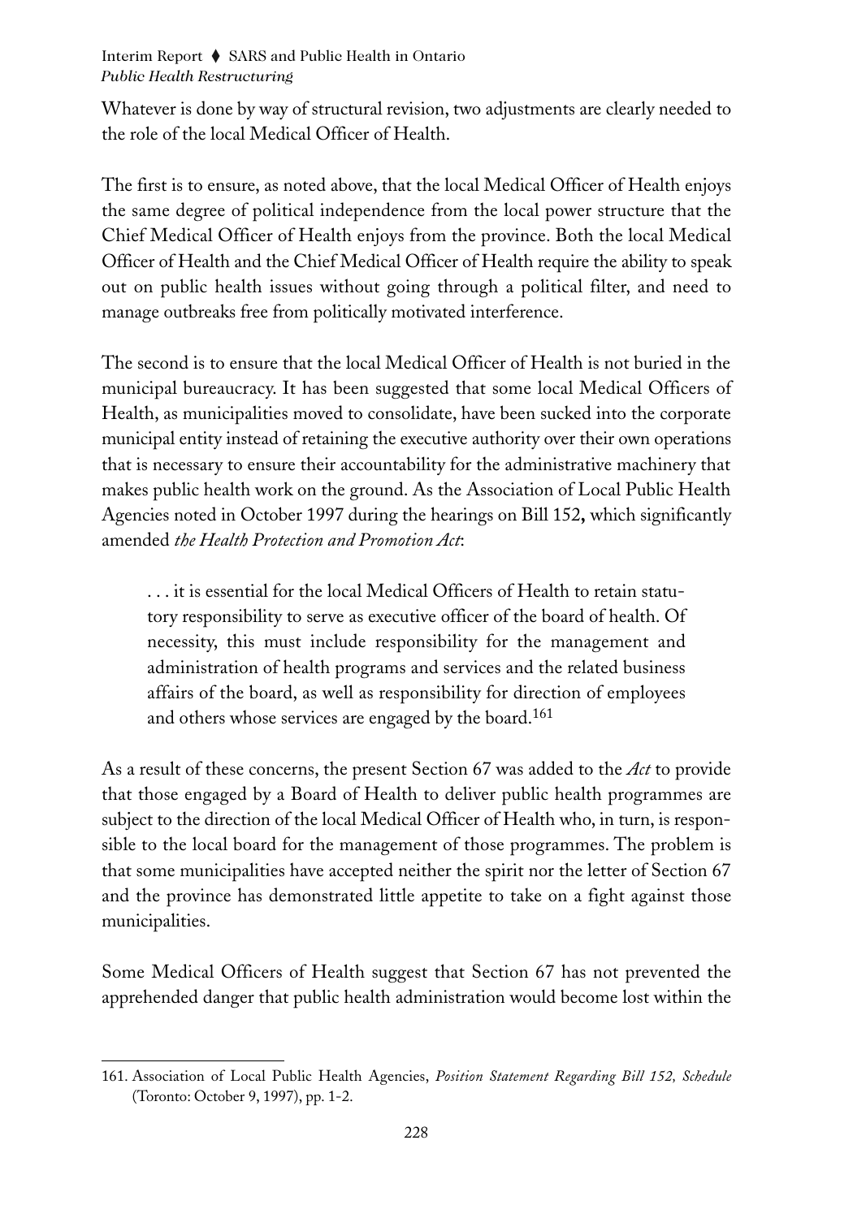Whatever is done by way of structural revision, two adjustments are clearly needed to the role of the local Medical Officer of Health.

The first is to ensure, as noted above, that the local Medical Officer of Health enjoys the same degree of political independence from the local power structure that the Chief Medical Officer of Health enjoys from the province. Both the local Medical Officer of Health and the Chief Medical Officer of Health require the ability to speak out on public health issues without going through a political filter, and need to manage outbreaks free from politically motivated interference.

The second is to ensure that the local Medical Officer of Health is not buried in the municipal bureaucracy. It has been suggested that some local Medical Officers of Health, as municipalities moved to consolidate, have been sucked into the corporate municipal entity instead of retaining the executive authority over their own operations that is necessary to ensure their accountability for the administrative machinery that makes public health work on the ground. As the Association of Local Public Health Agencies noted in October 1997 during the hearings on Bill 152**,** which significantly amended *the Health Protection and Promotion Act*:

> . . . it is essential for the local Medical Officers of Health to retain statutory responsibility to serve as executive officer of the board of health. Of necessity, this must include responsibility for the management and administration of health programs and services and the related business affairs of the board, as well as responsibility for direction of employees and others whose services are engaged by the board.[161]

As a result of these concerns, the present Section 67 was added to the *Act* to provide that those engaged by a Board of Health to deliver public health programmes are subject to the direction of the local Medical Officer of Health who, in turn, is responsible to the local board for the management of those programmes. The problem is that some municipalities have accepted neither the spirit nor the letter of Section 67 and the province has demonstrated little appetite to take on a fight against those municipalities.

Some Medical Officers of Health suggest that Section 67 has not prevented the apprehended danger that public health administration would become lost within the

---

161. Association of Local Public Health Agencies, *Position Statement Regarding Bill 152, Schedule* (Toronto: October 9, 1997), pp. 1-2.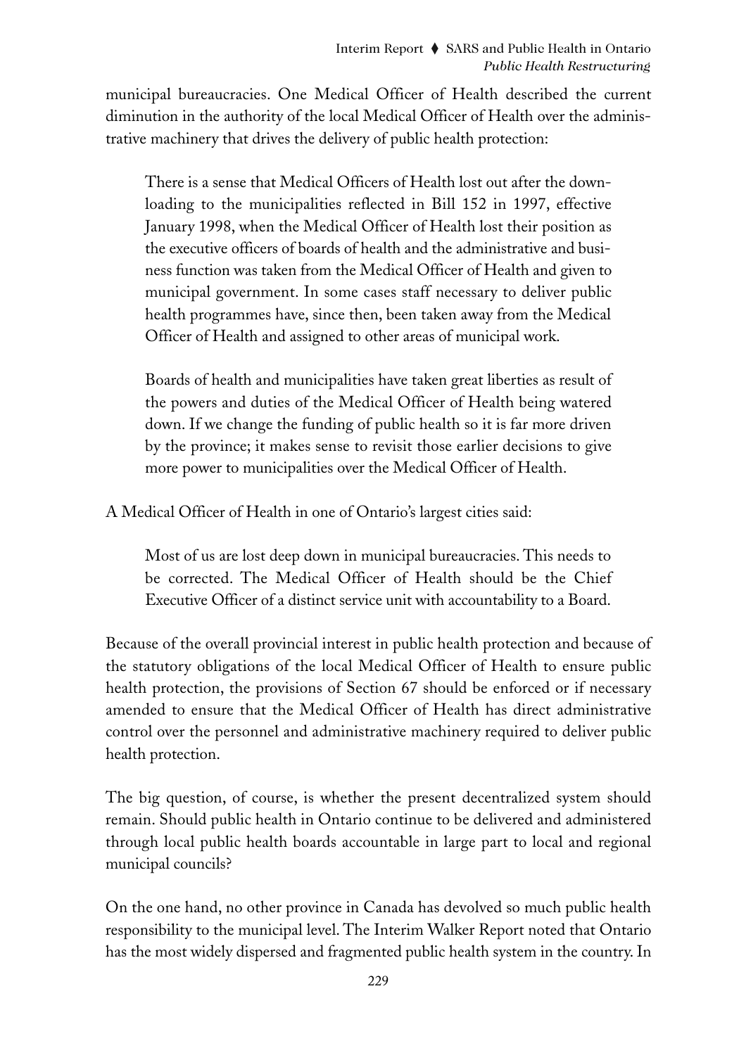municipal bureaucracies. One Medical Officer of Health described the current diminution in the authority of the local Medical Officer of Health over the administrative machinery that drives the delivery of public health protection:

> There is a sense that Medical Officers of Health lost out after the downloading to the municipalities reflected in Bill 152 in 1997, effective January 1998, when the Medical Officer of Health lost their position as the executive officers of boards of health and the administrative and business function was taken from the Medical Officer of Health and given to municipal government. In some cases staff necessary to deliver public health programmes have, since then, been taken away from the Medical Officer of Health and assigned to other areas of municipal work.
>
> Boards of health and municipalities have taken great liberties as result of the powers and duties of the Medical Officer of Health being watered down. If we change the funding of public health so it is far more driven by the province; it makes sense to revisit those earlier decisions to give more power to municipalities over the Medical Officer of Health.

A Medical Officer of Health in one of Ontario's largest cities said:

> Most of us are lost deep down in municipal bureaucracies. This needs to be corrected. The Medical Officer of Health should be the Chief Executive Officer of a distinct service unit with accountability to a Board.

Because of the overall provincial interest in public health protection and because of the statutory obligations of the local Medical Officer of Health to ensure public health protection, the provisions of Section 67 should be enforced or if necessary amended to ensure that the Medical Officer of Health has direct administrative control over the personnel and administrative machinery required to deliver public health protection.

The big question, of course, is whether the present decentralized system should remain. Should public health in Ontario continue to be delivered and administered through local public health boards accountable in large part to local and regional municipal councils?

On the one hand, no other province in Canada has devolved so much public health responsibility to the municipal level. The Interim Walker Report noted that Ontario has the most widely dispersed and fragmented public health system in the country. In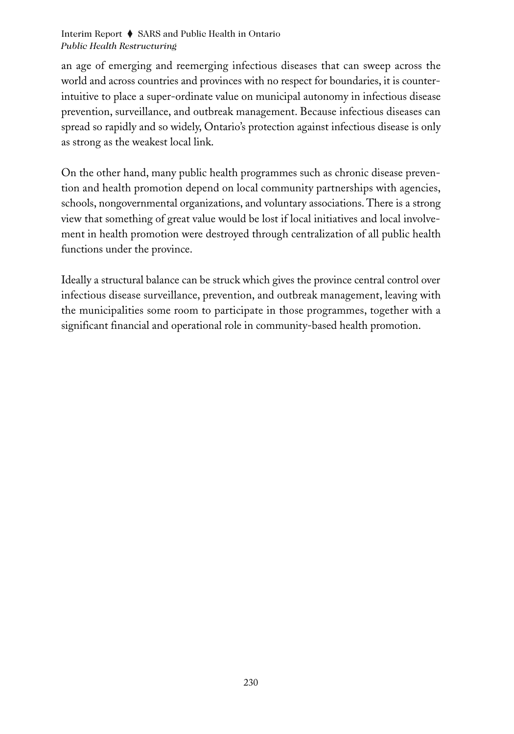an age of emerging and reemerging infectious diseases that can sweep across the world and across countries and provinces with no respect for boundaries, it is counter-intuitive to place a super-ordinate value on municipal autonomy in infectious disease prevention, surveillance, and outbreak management. Because infectious diseases can spread so rapidly and so widely, Ontario's protection against infectious disease is only as strong as the weakest local link.

On the other hand, many public health programmes such as chronic disease prevention and health promotion depend on local community partnerships with agencies, schools, nongovernmental organizations, and voluntary associations. There is a strong view that something of great value would be lost if local initiatives and local involvement in health promotion were destroyed through centralization of all public health functions under the province.

Ideally a structural balance can be struck which gives the province central control over infectious disease surveillance, prevention, and outbreak management, leaving with the municipalities some room to participate in those programmes, together with a significant financial and operational role in community-based health promotion.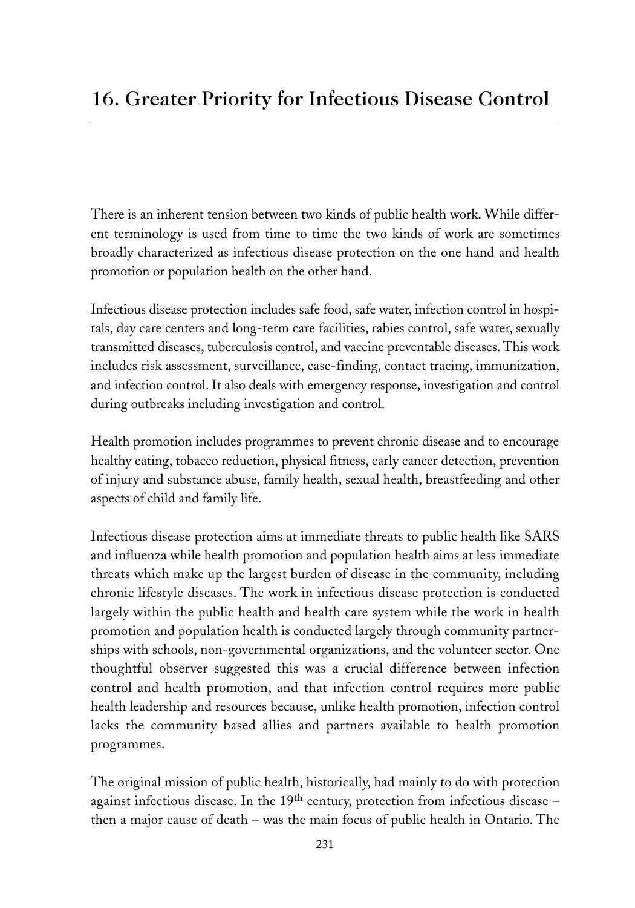# 16. Greater Priority for Infectious Disease Control

There is an inherent tension between two kinds of public health work. While different terminology is used from time to time the two kinds of work are sometimes broadly characterized as infectious disease protection on the one hand and health promotion or population health on the other hand.

Infectious disease protection includes safe food, safe water, infection control in hospitals, day care centers and long-term care facilities, rabies control, safe water, sexually transmitted diseases, tuberculosis control, and vaccine preventable diseases. This work includes risk assessment, surveillance, case-finding, contact tracing, immunization, and infection control. It also deals with emergency response, investigation and control during outbreaks including investigation and control.

Health promotion includes programmes to prevent chronic disease and to encourage healthy eating, tobacco reduction, physical fitness, early cancer detection, prevention of injury and substance abuse, family health, sexual health, breastfeeding and other aspects of child and family life.

Infectious disease protection aims at immediate threats to public health like SARS and influenza while health promotion and population health aims at less immediate threats which make up the largest burden of disease in the community, including chronic lifestyle diseases. The work in infectious disease protection is conducted largely within the public health and health care system while the work in health promotion and population health is conducted largely through community partnerships with schools, non-governmental organizations, and the volunteer sector. One thoughtful observer suggested this was a crucial difference between infection control and health promotion, and that infection control requires more public health leadership and resources because, unlike health promotion, infection control lacks the community based allies and partners available to health promotion programmes.

The original mission of public health, historically, had mainly to do with protection against infectious disease. In the 19th century, protection from infectious disease – then a major cause of death – was the main focus of public health in Ontario. The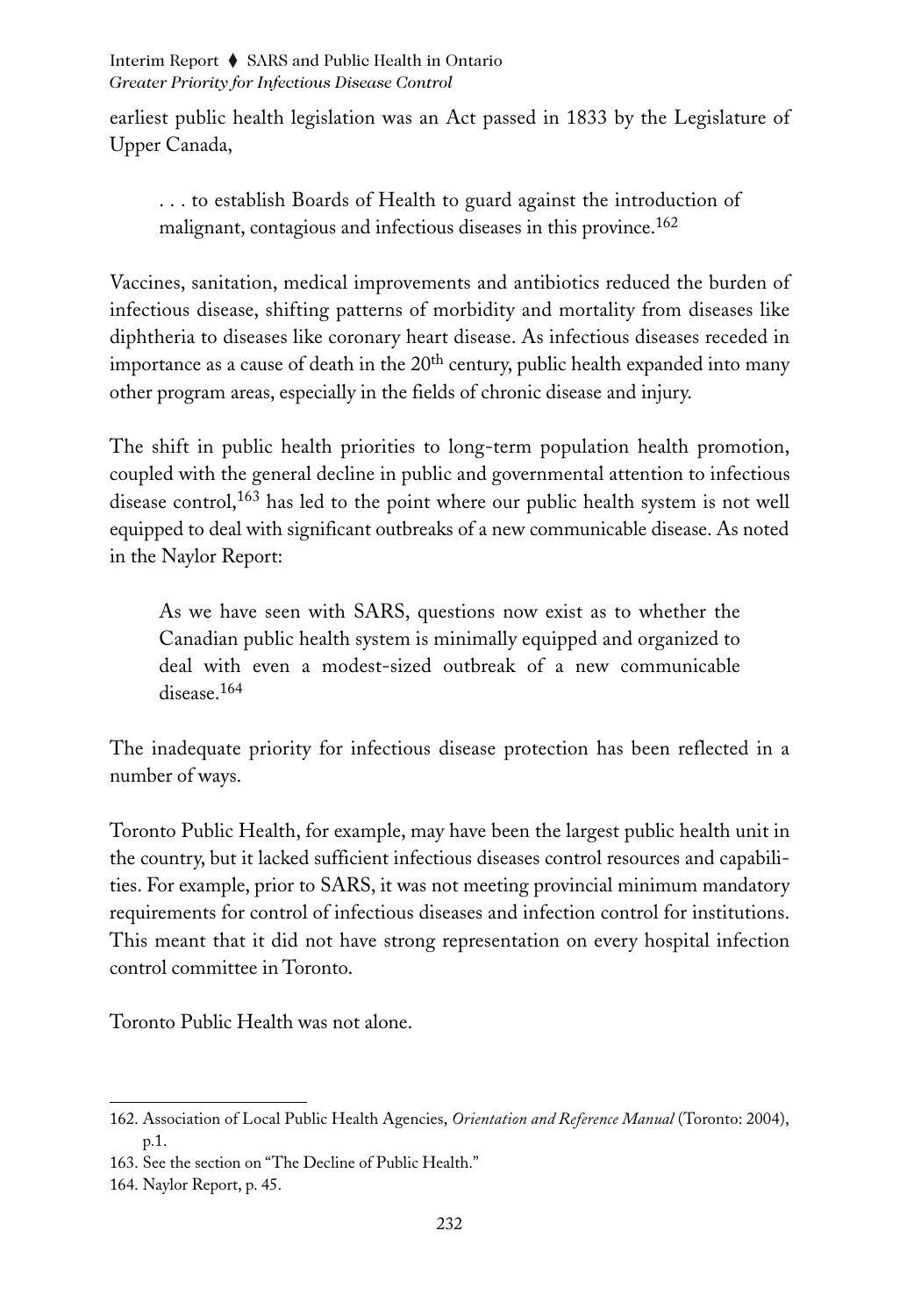earliest public health legislation was an Act passed in 1833 by the Legislature of Upper Canada,

> . . . to establish Boards of Health to guard against the introduction of malignant, contagious and infectious diseases in this province.[162]

Vaccines, sanitation, medical improvements and antibiotics reduced the burden of infectious disease, shifting patterns of morbidity and mortality from diseases like diphtheria to diseases like coronary heart disease. As infectious diseases receded in importance as a cause of death in the 20th century, public health expanded into many other program areas, especially in the fields of chronic disease and injury.

The shift in public health priorities to long-term population health promotion, coupled with the general decline in public and governmental attention to infectious disease control,[163] has led to the point where our public health system is not well equipped to deal with significant outbreaks of a new communicable disease. As noted in the Naylor Report:

> As we have seen with SARS, questions now exist as to whether the Canadian public health system is minimally equipped and organized to deal with even a modest-sized outbreak of a new communicable disease.[164]

The inadequate priority for infectious disease protection has been reflected in a number of ways.

Toronto Public Health, for example, may have been the largest public health unit in the country, but it lacked sufficient infectious diseases control resources and capabilities. For example, prior to SARS, it was not meeting provincial minimum mandatory requirements for control of infectious diseases and infection control for institutions. This meant that it did not have strong representation on every hospital infection control committee in Toronto.

Toronto Public Health was not alone.

---

162. Association of Local Public Health Agencies, *Orientation and Reference Manual* (Toronto: 2004), p.1.

163. See the section on "The Decline of Public Health."

164. Naylor Report, p. 45.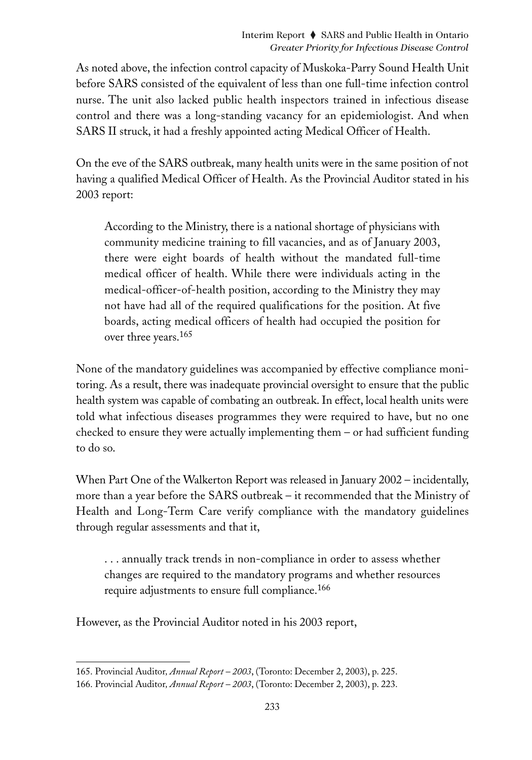As noted above, the infection control capacity of Muskoka-Parry Sound Health Unit before SARS consisted of the equivalent of less than one full-time infection control nurse. The unit also lacked public health inspectors trained in infectious disease control and there was a long-standing vacancy for an epidemiologist. And when SARS II struck, it had a freshly appointed acting Medical Officer of Health.

On the eve of the SARS outbreak, many health units were in the same position of not having a qualified Medical Officer of Health. As the Provincial Auditor stated in his 2003 report:

> According to the Ministry, there is a national shortage of physicians with community medicine training to fill vacancies, and as of January 2003, there were eight boards of health without the mandated full-time medical officer of health. While there were individuals acting in the medical-officer-of-health position, according to the Ministry they may not have had all of the required qualifications for the position. At five boards, acting medical officers of health had occupied the position for over three years.[165]

None of the mandatory guidelines was accompanied by effective compliance monitoring. As a result, there was inadequate provincial oversight to ensure that the public health system was capable of combating an outbreak. In effect, local health units were told what infectious diseases programmes they were required to have, but no one checked to ensure they were actually implementing them – or had sufficient funding to do so.

When Part One of the Walkerton Report was released in January 2002 – incidentally, more than a year before the SARS outbreak – it recommended that the Ministry of Health and Long-Term Care verify compliance with the mandatory guidelines through regular assessments and that it,

> . . . annually track trends in non-compliance in order to assess whether changes are required to the mandatory programs and whether resources require adjustments to ensure full compliance.[166]

However, as the Provincial Auditor noted in his 2003 report,

---

165. Provincial Auditor, *Annual Report – 2003*, (Toronto: December 2, 2003), p. 225.

166. Provincial Auditor, *Annual Report – 2003*, (Toronto: December 2, 2003), p. 223.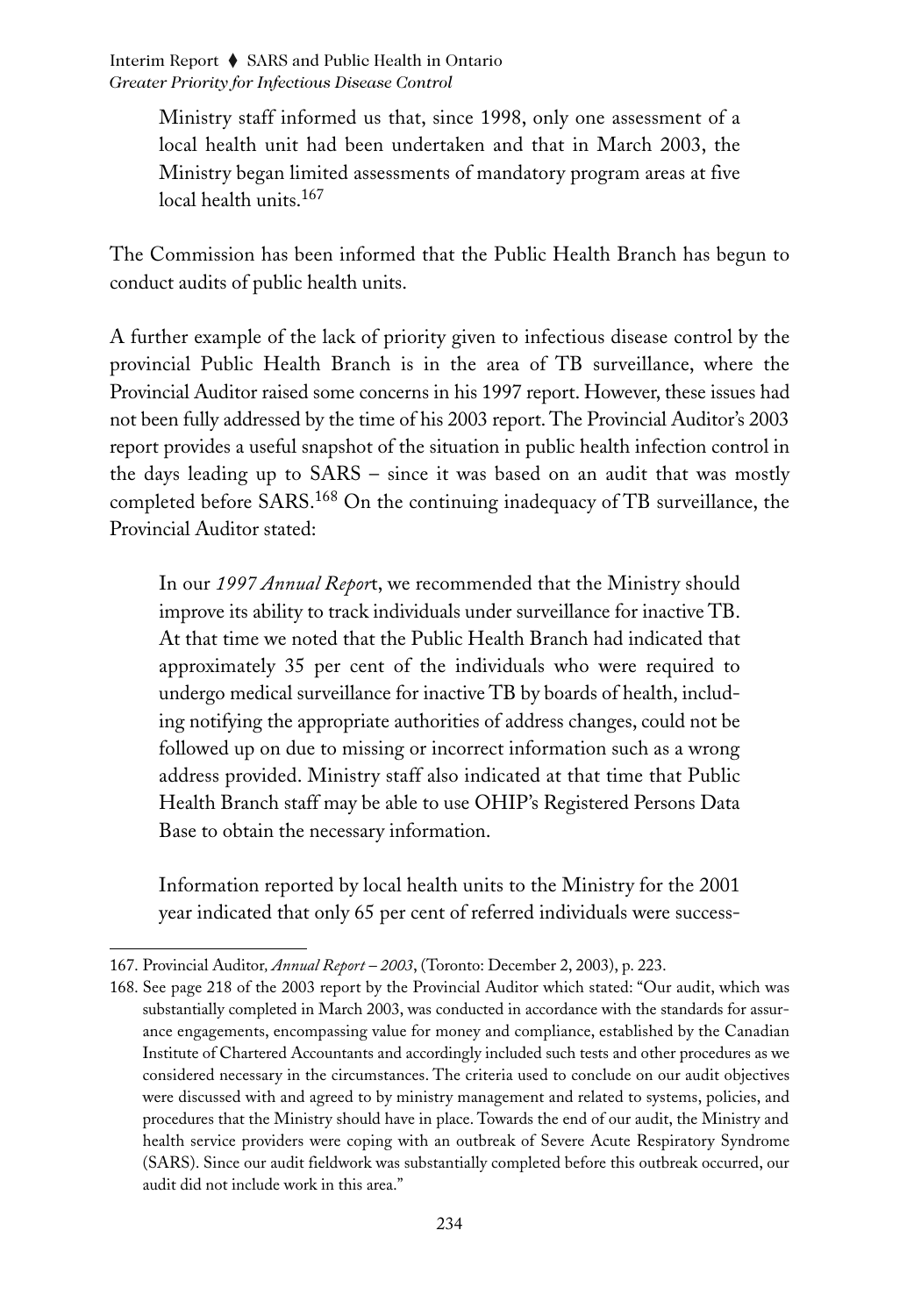> Ministry staff informed us that, since 1998, only one assessment of a local health unit had been undertaken and that in March 2003, the Ministry began limited assessments of mandatory program areas at five local health units.[167]

The Commission has been informed that the Public Health Branch has begun to conduct audits of public health units.

A further example of the lack of priority given to infectious disease control by the provincial Public Health Branch is in the area of TB surveillance, where the Provincial Auditor raised some concerns in his 1997 report. However, these issues had not been fully addressed by the time of his 2003 report. The Provincial Auditor's 2003 report provides a useful snapshot of the situation in public health infection control in the days leading up to SARS – since it was based on an audit that was mostly completed before SARS.[168] On the continuing inadequacy of TB surveillance, the Provincial Auditor stated:

> In our *1997 Annual Report*, we recommended that the Ministry should improve its ability to track individuals under surveillance for inactive TB. At that time we noted that the Public Health Branch had indicated that approximately 35 per cent of the individuals who were required to undergo medical surveillance for inactive TB by boards of health, including notifying the appropriate authorities of address changes, could not be followed up on due to missing or incorrect information such as a wrong address provided. Ministry staff also indicated at that time that Public Health Branch staff may be able to use OHIP's Registered Persons Data Base to obtain the necessary information.
>
> Information reported by local health units to the Ministry for the 2001 year indicated that only 65 per cent of referred individuals were success-

---

167. Provincial Auditor, *Annual Report – 2003*, (Toronto: December 2, 2003), p. 223.

168. See page 218 of the 2003 report by the Provincial Auditor which stated: "Our audit, which was substantially completed in March 2003, was conducted in accordance with the standards for assurance engagements, encompassing value for money and compliance, established by the Canadian Institute of Chartered Accountants and accordingly included such tests and other procedures as we considered necessary in the circumstances. The criteria used to conclude on our audit objectives were discussed with and agreed to by ministry management and related to systems, policies, and procedures that the Ministry should have in place. Towards the end of our audit, the Ministry and health service providers were coping with an outbreak of Severe Acute Respiratory Syndrome (SARS). Since our audit fieldwork was substantially completed before this outbreak occurred, our audit did not include work in this area."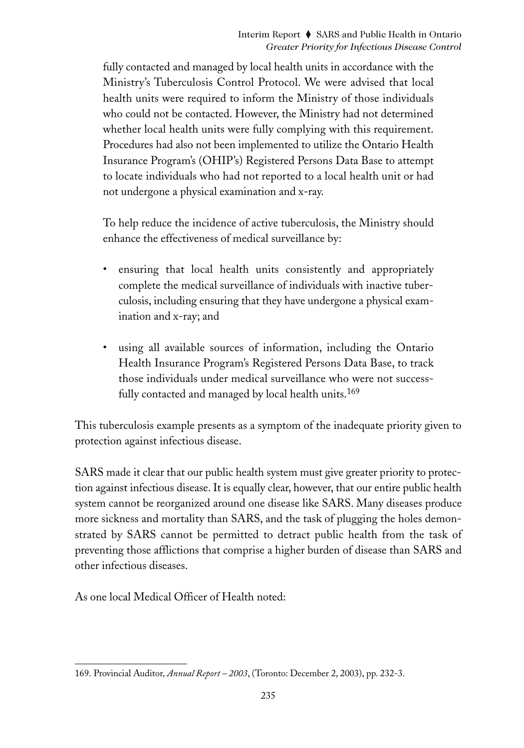> fully contacted and managed by local health units in accordance with the Ministry's Tuberculosis Control Protocol. We were advised that local health units were required to inform the Ministry of those individuals who could not be contacted. However, the Ministry had not determined whether local health units were fully complying with this requirement. Procedures had also not been implemented to utilize the Ontario Health Insurance Program's (OHIP's) Registered Persons Data Base to attempt to locate individuals who had not reported to a local health unit or had not undergone a physical examination and x-ray.
>
> To help reduce the incidence of active tuberculosis, the Ministry should enhance the effectiveness of medical surveillance by:
>
> - ensuring that local health units consistently and appropriately complete the medical surveillance of individuals with inactive tuberculosis, including ensuring that they have undergone a physical examination and x-ray; and
> - using all available sources of information, including the Ontario Health Insurance Program's Registered Persons Data Base, to track those individuals under medical surveillance who were not successfully contacted and managed by local health units.[169]

This tuberculosis example presents as a symptom of the inadequate priority given to protection against infectious disease.

SARS made it clear that our public health system must give greater priority to protection against infectious disease. It is equally clear, however, that our entire public health system cannot be reorganized around one disease like SARS. Many diseases produce more sickness and mortality than SARS, and the task of plugging the holes demonstrated by SARS cannot be permitted to detract public health from the task of preventing those afflictions that comprise a higher burden of disease than SARS and other infectious diseases.

As one local Medical Officer of Health noted:

---

169. Provincial Auditor, *Annual Report – 2003*, (Toronto: December 2, 2003), pp. 232-3.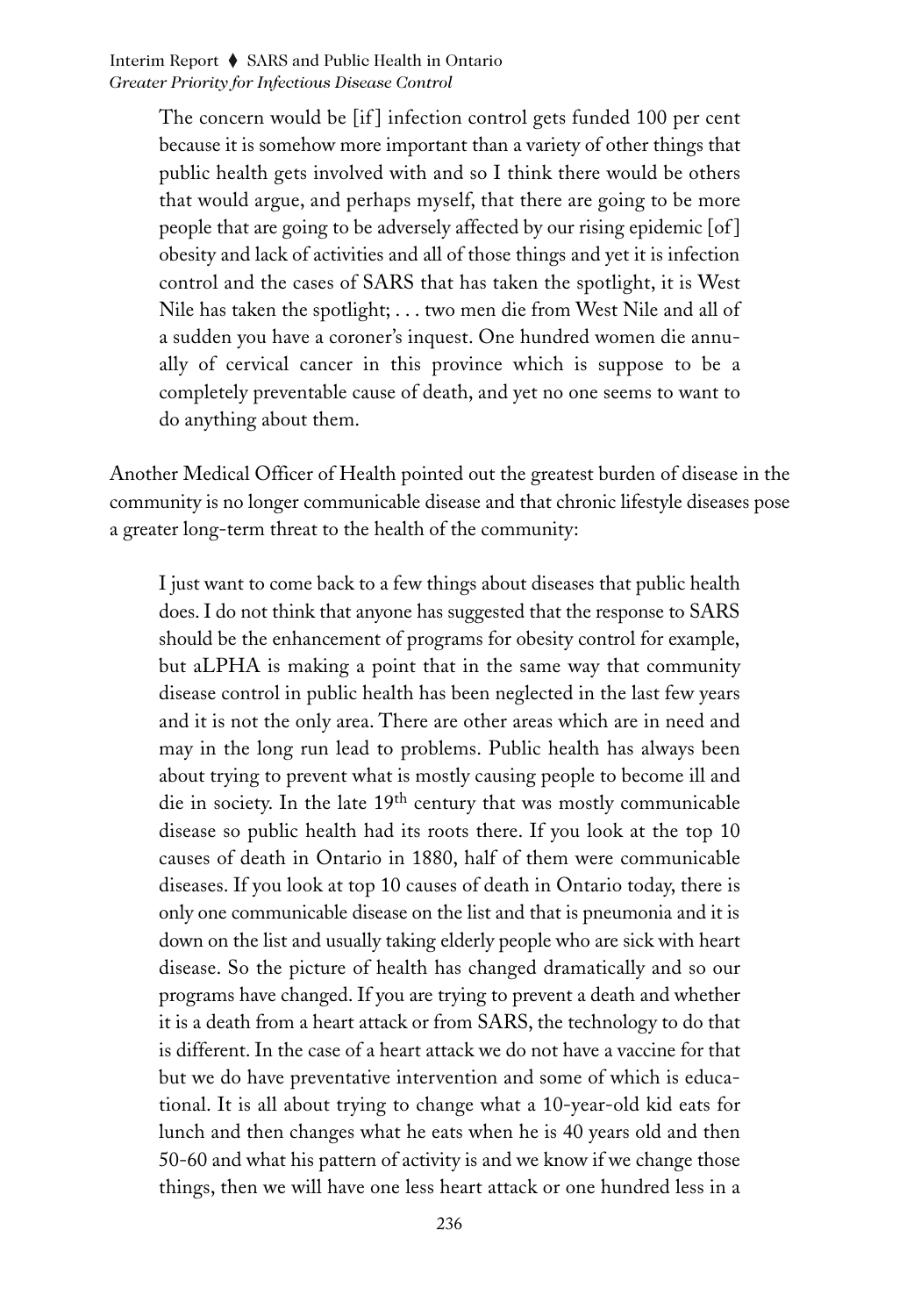> The concern would be [if] infection control gets funded 100 per cent because it is somehow more important than a variety of other things that public health gets involved with and so I think there would be others that would argue, and perhaps myself, that there are going to be more people that are going to be adversely affected by our rising epidemic [of] obesity and lack of activities and all of those things and yet it is infection control and the cases of SARS that has taken the spotlight, it is West Nile has taken the spotlight; . . . two men die from West Nile and all of a sudden you have a coroner's inquest. One hundred women die annually of cervical cancer in this province which is suppose to be a completely preventable cause of death, and yet no one seems to want to do anything about them.

Another Medical Officer of Health pointed out the greatest burden of disease in the community is no longer communicable disease and that chronic lifestyle diseases pose a greater long-term threat to the health of the community:

> I just want to come back to a few things about diseases that public health does. I do not think that anyone has suggested that the response to SARS should be the enhancement of programs for obesity control for example, but aLPHA is making a point that in the same way that community disease control in public health has been neglected in the last few years and it is not the only area. There are other areas which are in need and may in the long run lead to problems. Public health has always been about trying to prevent what is mostly causing people to become ill and die in society. In the late 19th century that was mostly communicable disease so public health had its roots there. If you look at the top 10 causes of death in Ontario in 1880, half of them were communicable diseases. If you look at top 10 causes of death in Ontario today, there is only one communicable disease on the list and that is pneumonia and it is down on the list and usually taking elderly people who are sick with heart disease. So the picture of health has changed dramatically and so our programs have changed. If you are trying to prevent a death and whether it is a death from a heart attack or from SARS, the technology to do that is different. In the case of a heart attack we do not have a vaccine for that but we do have preventative intervention and some of which is educational. It is all about trying to change what a 10-year-old kid eats for lunch and then changes what he eats when he is 40 years old and then 50-60 and what his pattern of activity is and we know if we change those things, then we will have one less heart attack or one hundred less in a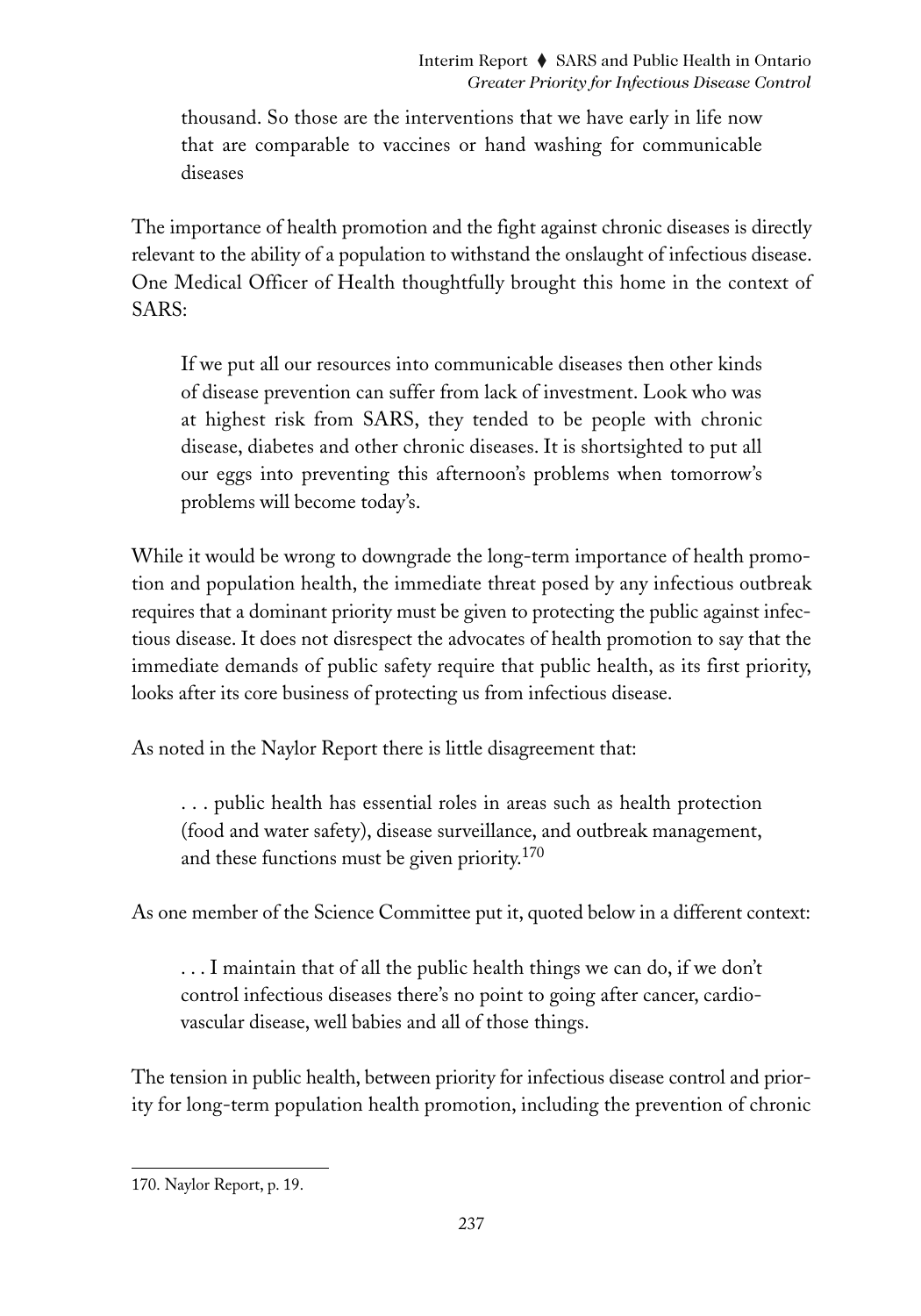> thousand. So those are the interventions that we have early in life now that are comparable to vaccines or hand washing for communicable diseases

The importance of health promotion and the fight against chronic diseases is directly relevant to the ability of a population to withstand the onslaught of infectious disease. One Medical Officer of Health thoughtfully brought this home in the context of SARS:

> If we put all our resources into communicable diseases then other kinds of disease prevention can suffer from lack of investment. Look who was at highest risk from SARS, they tended to be people with chronic disease, diabetes and other chronic diseases. It is shortsighted to put all our eggs into preventing this afternoon's problems when tomorrow's problems will become today's.

While it would be wrong to downgrade the long-term importance of health promotion and population health, the immediate threat posed by any infectious outbreak requires that a dominant priority must be given to protecting the public against infectious disease. It does not disrespect the advocates of health promotion to say that the immediate demands of public safety require that public health, as its first priority, looks after its core business of protecting us from infectious disease.

As noted in the Naylor Report there is little disagreement that:

> . . . public health has essential roles in areas such as health protection (food and water safety), disease surveillance, and outbreak management, and these functions must be given priority.[170]

As one member of the Science Committee put it, quoted below in a different context:

> . . . I maintain that of all the public health things we can do, if we don't control infectious diseases there's no point to going after cancer, cardiovascular disease, well babies and all of those things.

The tension in public health, between priority for infectious disease control and priority for long-term population health promotion, including the prevention of chronic

---

170. Naylor Report, p. 19.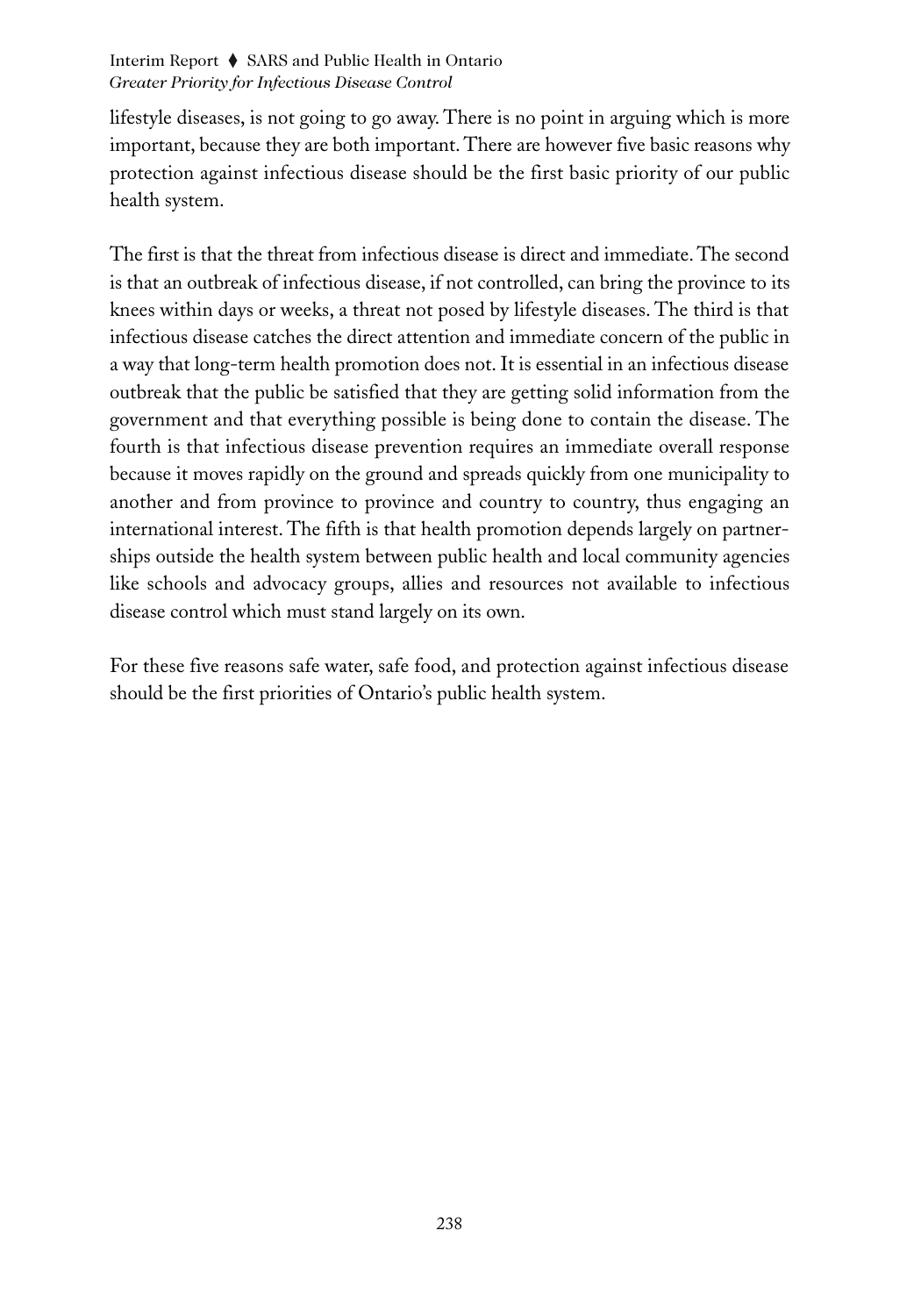lifestyle diseases, is not going to go away. There is no point in arguing which is more important, because they are both important. There are however five basic reasons why protection against infectious disease should be the first basic priority of our public health system.

The first is that the threat from infectious disease is direct and immediate. The second is that an outbreak of infectious disease, if not controlled, can bring the province to its knees within days or weeks, a threat not posed by lifestyle diseases. The third is that infectious disease catches the direct attention and immediate concern of the public in a way that long-term health promotion does not. It is essential in an infectious disease outbreak that the public be satisfied that they are getting solid information from the government and that everything possible is being done to contain the disease. The fourth is that infectious disease prevention requires an immediate overall response because it moves rapidly on the ground and spreads quickly from one municipality to another and from province to province and country to country, thus engaging an international interest. The fifth is that health promotion depends largely on partnerships outside the health system between public health and local community agencies like schools and advocacy groups, allies and resources not available to infectious disease control which must stand largely on its own.

For these five reasons safe water, safe food, and protection against infectious disease should be the first priorities of Ontario's public health system.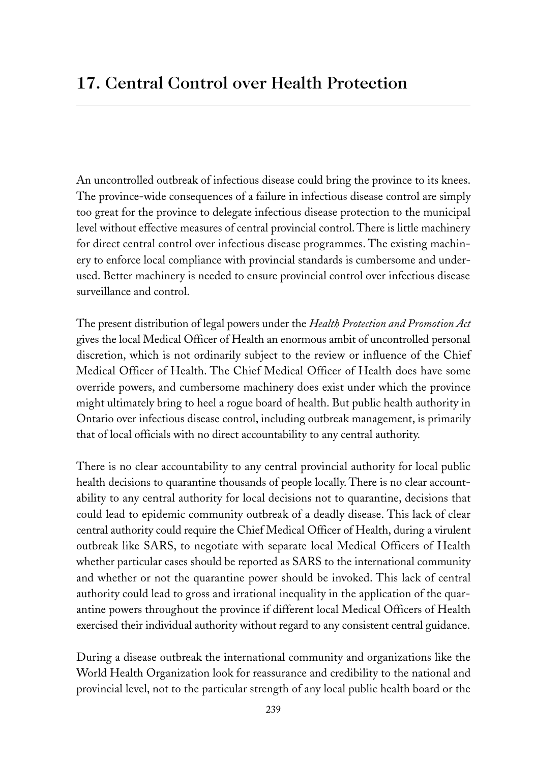# 17. Central Control over Health Protection

An uncontrolled outbreak of infectious disease could bring the province to its knees. The province-wide consequences of a failure in infectious disease control are simply too great for the province to delegate infectious disease protection to the municipal level without effective measures of central provincial control. There is little machinery for direct central control over infectious disease programmes. The existing machinery to enforce local compliance with provincial standards is cumbersome and underused. Better machinery is needed to ensure provincial control over infectious disease surveillance and control.

The present distribution of legal powers under the *Health Protection and Promotion Act* gives the local Medical Officer of Health an enormous ambit of uncontrolled personal discretion, which is not ordinarily subject to the review or influence of the Chief Medical Officer of Health. The Chief Medical Officer of Health does have some override powers, and cumbersome machinery does exist under which the province might ultimately bring to heel a rogue board of health. But public health authority in Ontario over infectious disease control, including outbreak management, is primarily that of local officials with no direct accountability to any central authority.

There is no clear accountability to any central provincial authority for local public health decisions to quarantine thousands of people locally. There is no clear accountability to any central authority for local decisions not to quarantine, decisions that could lead to epidemic community outbreak of a deadly disease. This lack of clear central authority could require the Chief Medical Officer of Health, during a virulent outbreak like SARS, to negotiate with separate local Medical Officers of Health whether particular cases should be reported as SARS to the international community and whether or not the quarantine power should be invoked. This lack of central authority could lead to gross and irrational inequality in the application of the quarantine powers throughout the province if different local Medical Officers of Health exercised their individual authority without regard to any consistent central guidance.

During a disease outbreak the international community and organizations like the World Health Organization look for reassurance and credibility to the national and provincial level, not to the particular strength of any local public health board or the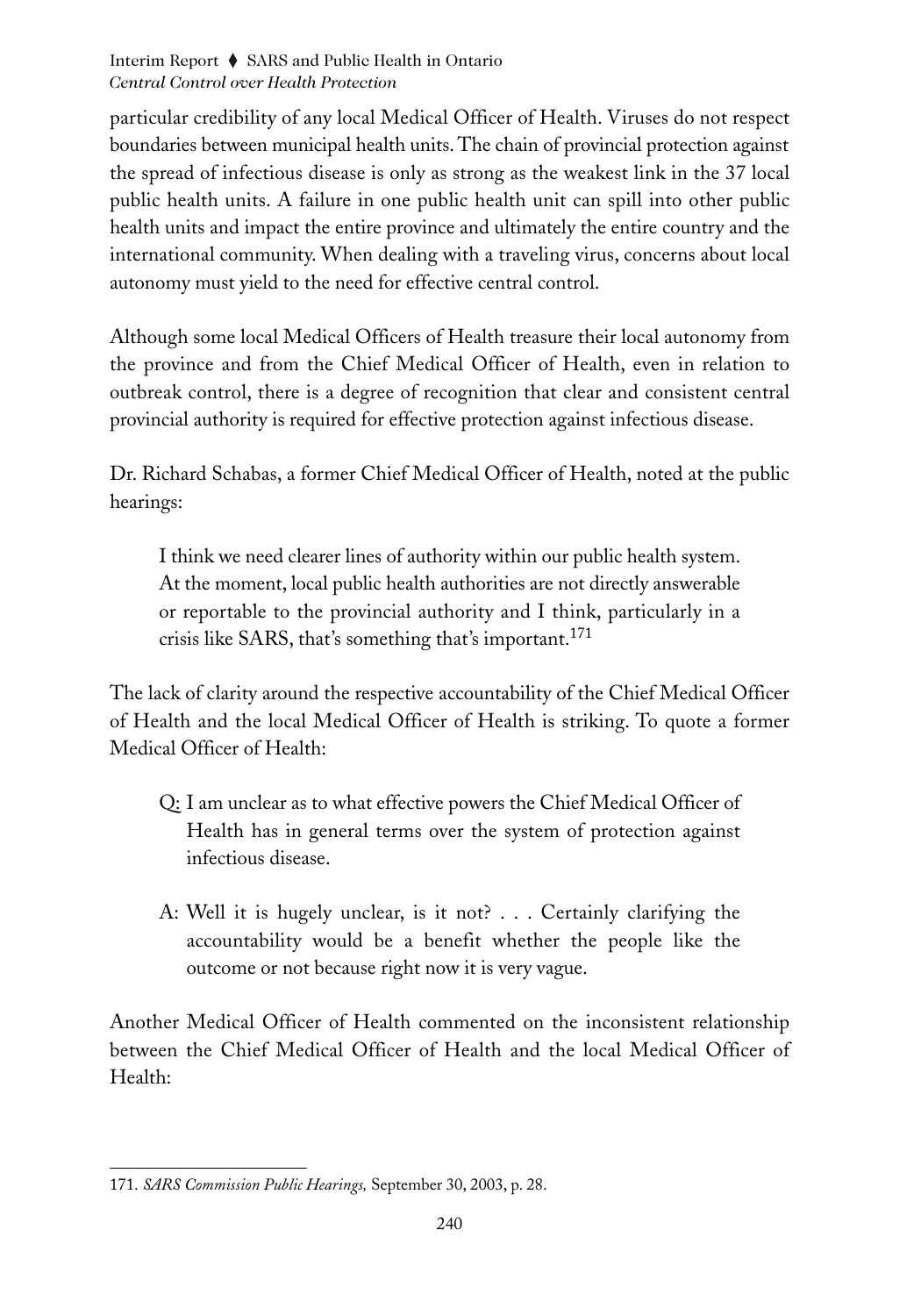particular credibility of any local Medical Officer of Health. Viruses do not respect boundaries between municipal health units. The chain of provincial protection against the spread of infectious disease is only as strong as the weakest link in the 37 local public health units. A failure in one public health unit can spill into other public health units and impact the entire province and ultimately the entire country and the international community. When dealing with a traveling virus, concerns about local autonomy must yield to the need for effective central control.

Although some local Medical Officers of Health treasure their local autonomy from the province and from the Chief Medical Officer of Health, even in relation to outbreak control, there is a degree of recognition that clear and consistent central provincial authority is required for effective protection against infectious disease.

Dr. Richard Schabas, a former Chief Medical Officer of Health, noted at the public hearings:

> I think we need clearer lines of authority within our public health system. At the moment, local public health authorities are not directly answerable or reportable to the provincial authority and I think, particularly in a crisis like SARS, that's something that's important.[171]

The lack of clarity around the respective accountability of the Chief Medical Officer of Health and the local Medical Officer of Health is striking. To quote a former Medical Officer of Health:

> Q: I am unclear as to what effective powers the Chief Medical Officer of Health has in general terms over the system of protection against infectious disease.
>
> A: Well it is hugely unclear, is it not? . . . Certainly clarifying the accountability would be a benefit whether the people like the outcome or not because right now it is very vague.

Another Medical Officer of Health commented on the inconsistent relationship between the Chief Medical Officer of Health and the local Medical Officer of Health:

---

171. *SARS Commission Public Hearings,* September 30, 2003, p. 28.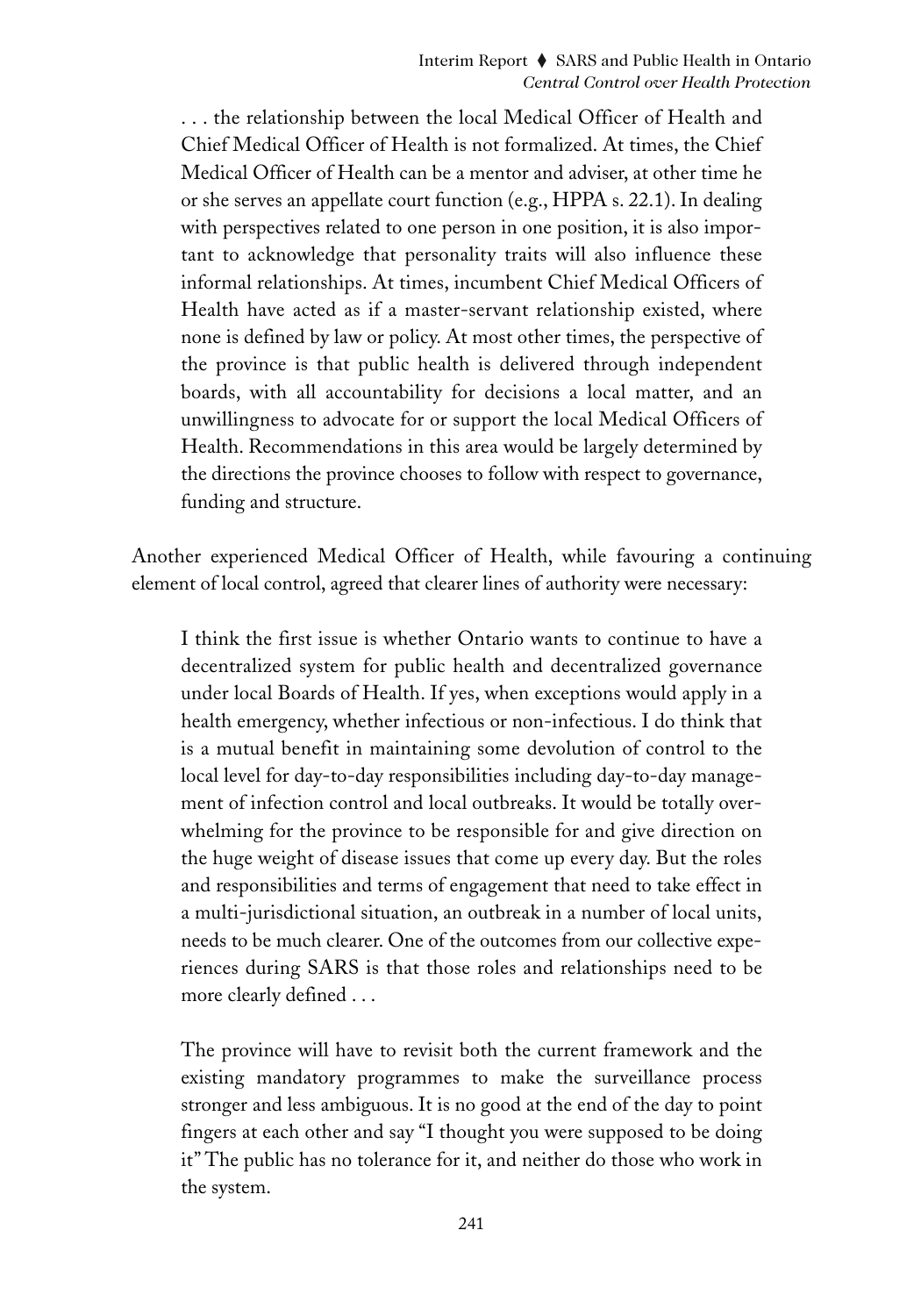> . . . the relationship between the local Medical Officer of Health and Chief Medical Officer of Health is not formalized. At times, the Chief Medical Officer of Health can be a mentor and adviser, at other time he or she serves an appellate court function (e.g., HPPA s. 22.1). In dealing with perspectives related to one person in one position, it is also important to acknowledge that personality traits will also influence these informal relationships. At times, incumbent Chief Medical Officers of Health have acted as if a master-servant relationship existed, where none is defined by law or policy. At most other times, the perspective of the province is that public health is delivered through independent boards, with all accountability for decisions a local matter, and an unwillingness to advocate for or support the local Medical Officers of Health. Recommendations in this area would be largely determined by the directions the province chooses to follow with respect to governance, funding and structure.

Another experienced Medical Officer of Health, while favouring a continuing element of local control, agreed that clearer lines of authority were necessary:

> I think the first issue is whether Ontario wants to continue to have a decentralized system for public health and decentralized governance under local Boards of Health. If yes, when exceptions would apply in a health emergency, whether infectious or non-infectious. I do think that is a mutual benefit in maintaining some devolution of control to the local level for day-to-day responsibilities including day-to-day management of infection control and local outbreaks. It would be totally overwhelming for the province to be responsible for and give direction on the huge weight of disease issues that come up every day. But the roles and responsibilities and terms of engagement that need to take effect in a multi-jurisdictional situation, an outbreak in a number of local units, needs to be much clearer. One of the outcomes from our collective experiences during SARS is that those roles and relationships need to be more clearly defined . . .
>
> The province will have to revisit both the current framework and the existing mandatory programmes to make the surveillance process stronger and less ambiguous. It is no good at the end of the day to point fingers at each other and say "I thought you were supposed to be doing it" The public has no tolerance for it, and neither do those who work in the system.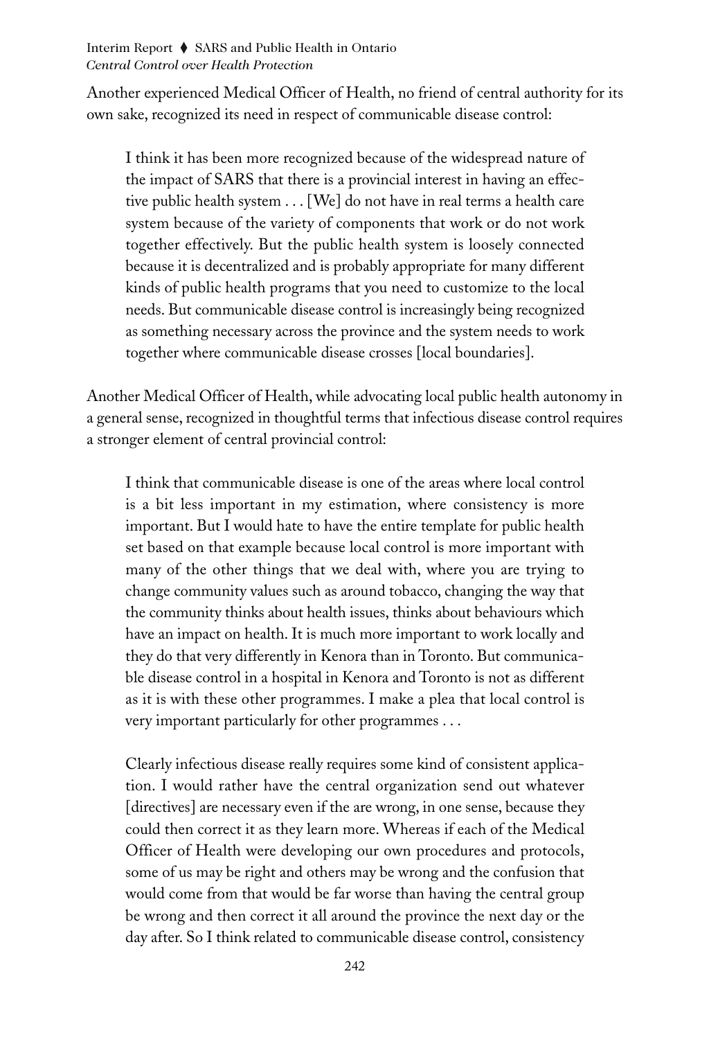Another experienced Medical Officer of Health, no friend of central authority for its own sake, recognized its need in respect of communicable disease control:

> I think it has been more recognized because of the widespread nature of the impact of SARS that there is a provincial interest in having an effective public health system . . . [We] do not have in real terms a health care system because of the variety of components that work or do not work together effectively. But the public health system is loosely connected because it is decentralized and is probably appropriate for many different kinds of public health programs that you need to customize to the local needs. But communicable disease control is increasingly being recognized as something necessary across the province and the system needs to work together where communicable disease crosses [local boundaries].

Another Medical Officer of Health, while advocating local public health autonomy in a general sense, recognized in thoughtful terms that infectious disease control requires a stronger element of central provincial control:

> I think that communicable disease is one of the areas where local control is a bit less important in my estimation, where consistency is more important. But I would hate to have the entire template for public health set based on that example because local control is more important with many of the other things that we deal with, where you are trying to change community values such as around tobacco, changing the way that the community thinks about health issues, thinks about behaviours which have an impact on health. It is much more important to work locally and they do that very differently in Kenora than in Toronto. But communicable disease control in a hospital in Kenora and Toronto is not as different as it is with these other programmes. I make a plea that local control is very important particularly for other programmes . . .
>
> Clearly infectious disease really requires some kind of consistent application. I would rather have the central organization send out whatever [directives] are necessary even if the are wrong, in one sense, because they could then correct it as they learn more. Whereas if each of the Medical Officer of Health were developing our own procedures and protocols, some of us may be right and others may be wrong and the confusion that would come from that would be far worse than having the central group be wrong and then correct it all around the province the next day or the day after. So I think related to communicable disease control, consistency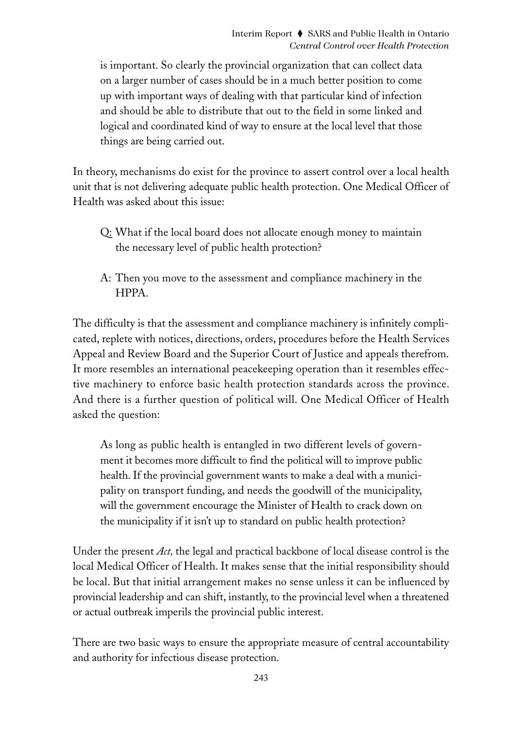> is important. So clearly the provincial organization that can collect data on a larger number of cases should be in a much better position to come up with important ways of dealing with that particular kind of infection and should be able to distribute that out to the field in some linked and logical and coordinated kind of way to ensure at the local level that those things are being carried out.

In theory, mechanisms do exist for the province to assert control over a local health unit that is not delivering adequate public health protection. One Medical Officer of Health was asked about this issue:

> Q: What if the local board does not allocate enough money to maintain the necessary level of public health protection?
>
> A: Then you move to the assessment and compliance machinery in the HPPA.

The difficulty is that the assessment and compliance machinery is infinitely complicated, replete with notices, directions, orders, procedures before the Health Services Appeal and Review Board and the Superior Court of Justice and appeals therefrom. It more resembles an international peacekeeping operation than it resembles effective machinery to enforce basic health protection standards across the province. And there is a further question of political will. One Medical Officer of Health asked the question:

> As long as public health is entangled in two different levels of government it becomes more difficult to find the political will to improve public health. If the provincial government wants to make a deal with a municipality on transport funding, and needs the goodwill of the municipality, will the government encourage the Minister of Health to crack down on the municipality if it isn't up to standard on public health protection?

Under the present *Act,* the legal and practical backbone of local disease control is the local Medical Officer of Health. It makes sense that the initial responsibility should be local. But that initial arrangement makes no sense unless it can be influenced by provincial leadership and can shift, instantly, to the provincial level when a threatened or actual outbreak imperils the provincial public interest.

There are two basic ways to ensure the appropriate measure of central accountability and authority for infectious disease protection.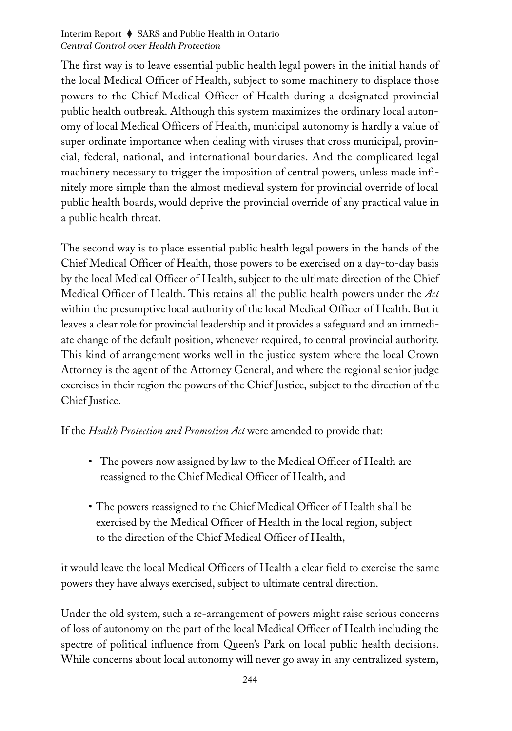The first way is to leave essential public health legal powers in the initial hands of the local Medical Officer of Health, subject to some machinery to displace those powers to the Chief Medical Officer of Health during a designated provincial public health outbreak. Although this system maximizes the ordinary local autonomy of local Medical Officers of Health, municipal autonomy is hardly a value of super ordinate importance when dealing with viruses that cross municipal, provincial, federal, national, and international boundaries. And the complicated legal machinery necessary to trigger the imposition of central powers, unless made infinitely more simple than the almost medieval system for provincial override of local public health boards, would deprive the provincial override of any practical value in a public health threat.

The second way is to place essential public health legal powers in the hands of the Chief Medical Officer of Health, those powers to be exercised on a day-to-day basis by the local Medical Officer of Health, subject to the ultimate direction of the Chief Medical Officer of Health. This retains all the public health powers under the *Act* within the presumptive local authority of the local Medical Officer of Health. But it leaves a clear role for provincial leadership and it provides a safeguard and an immediate change of the default position, whenever required, to central provincial authority. This kind of arrangement works well in the justice system where the local Crown Attorney is the agent of the Attorney General, and where the regional senior judge exercises in their region the powers of the Chief Justice, subject to the direction of the Chief Justice.

If the *Health Protection and Promotion Act* were amended to provide that:

- The powers now assigned by law to the Medical Officer of Health are reassigned to the Chief Medical Officer of Health, and
- The powers reassigned to the Chief Medical Officer of Health shall be exercised by the Medical Officer of Health in the local region, subject to the direction of the Chief Medical Officer of Health,

it would leave the local Medical Officers of Health a clear field to exercise the same powers they have always exercised, subject to ultimate central direction.

Under the old system, such a re-arrangement of powers might raise serious concerns of loss of autonomy on the part of the local Medical Officer of Health including the spectre of political influence from Queen's Park on local public health decisions. While concerns about local autonomy will never go away in any centralized system,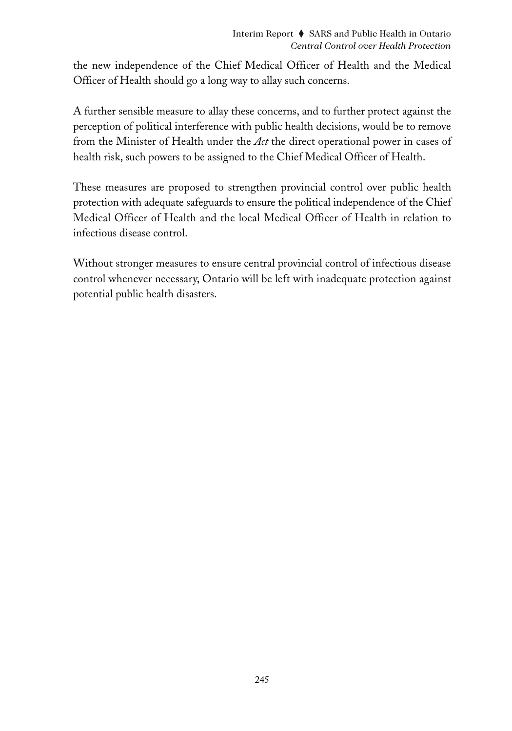the new independence of the Chief Medical Officer of Health and the Medical Officer of Health should go a long way to allay such concerns.

A further sensible measure to allay these concerns, and to further protect against the perception of political interference with public health decisions, would be to remove from the Minister of Health under the *Act* the direct operational power in cases of health risk, such powers to be assigned to the Chief Medical Officer of Health.

These measures are proposed to strengthen provincial control over public health protection with adequate safeguards to ensure the political independence of the Chief Medical Officer of Health and the local Medical Officer of Health in relation to infectious disease control.

Without stronger measures to ensure central provincial control of infectious disease control whenever necessary, Ontario will be left with inadequate protection against potential public health disasters.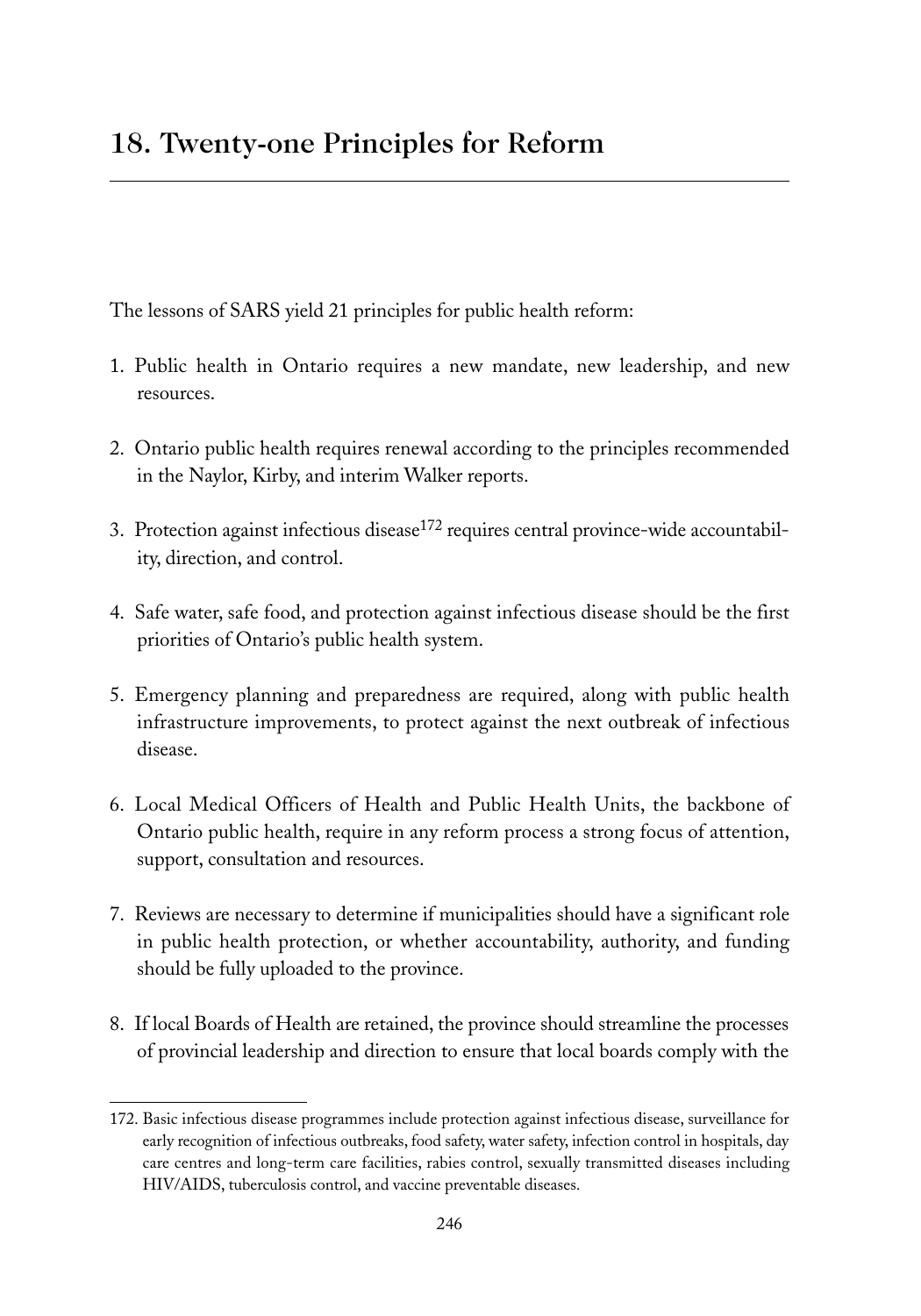# 18. Twenty-one Principles for Reform

The lessons of SARS yield 21 principles for public health reform:

1. Public health in Ontario requires a new mandate, new leadership, and new resources.

2. Ontario public health requires renewal according to the principles recommended in the Naylor, Kirby, and interim Walker reports.

3. Protection against infectious disease[172] requires central province-wide accountability, direction, and control.

4. Safe water, safe food, and protection against infectious disease should be the first priorities of Ontario's public health system.

5. Emergency planning and preparedness are required, along with public health infrastructure improvements, to protect against the next outbreak of infectious disease.

6. Local Medical Officers of Health and Public Health Units, the backbone of Ontario public health, require in any reform process a strong focus of attention, support, consultation and resources.

7. Reviews are necessary to determine if municipalities should have a significant role in public health protection, or whether accountability, authority, and funding should be fully uploaded to the province.

8. If local Boards of Health are retained, the province should streamline the processes of provincial leadership and direction to ensure that local boards comply with the

---

172. Basic infectious disease programmes include protection against infectious disease, surveillance for early recognition of infectious outbreaks, food safety, water safety, infection control in hospitals, day care centres and long-term care facilities, rabies control, sexually transmitted diseases including HIV/AIDS, tuberculosis control, and vaccine preventable diseases.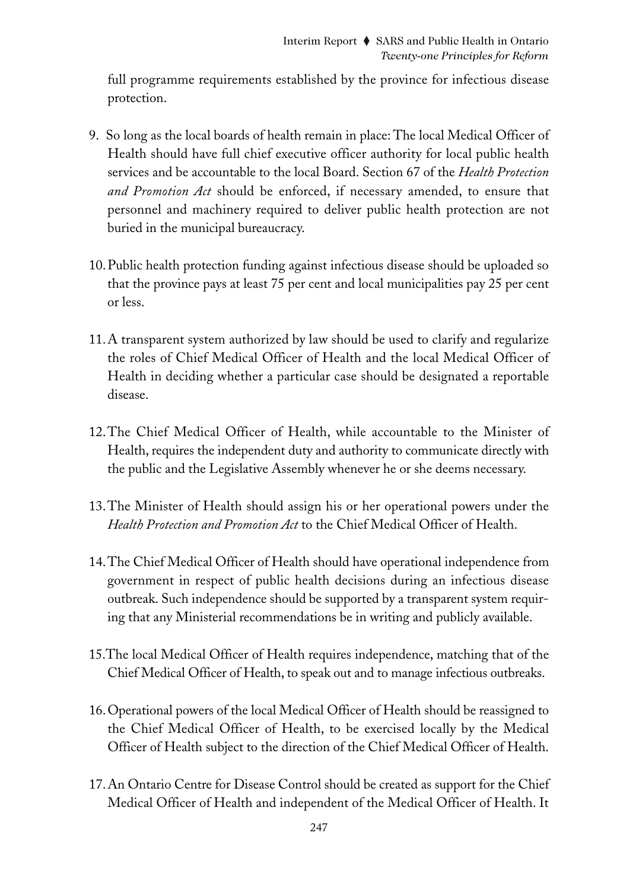full programme requirements established by the province for infectious disease protection.

9. So long as the local boards of health remain in place: The local Medical Officer of Health should have full chief executive officer authority for local public health services and be accountable to the local Board. Section 67 of the *Health Protection and Promotion Act* should be enforced, if necessary amended, to ensure that personnel and machinery required to deliver public health protection are not buried in the municipal bureaucracy.

10. Public health protection funding against infectious disease should be uploaded so that the province pays at least 75 per cent and local municipalities pay 25 per cent or less.

11. A transparent system authorized by law should be used to clarify and regularize the roles of Chief Medical Officer of Health and the local Medical Officer of Health in deciding whether a particular case should be designated a reportable disease.

12. The Chief Medical Officer of Health, while accountable to the Minister of Health, requires the independent duty and authority to communicate directly with the public and the Legislative Assembly whenever he or she deems necessary.

13. The Minister of Health should assign his or her operational powers under the *Health Protection and Promotion Act* to the Chief Medical Officer of Health.

14. The Chief Medical Officer of Health should have operational independence from government in respect of public health decisions during an infectious disease outbreak. Such independence should be supported by a transparent system requiring that any Ministerial recommendations be in writing and publicly available.

15. The local Medical Officer of Health requires independence, matching that of the Chief Medical Officer of Health, to speak out and to manage infectious outbreaks.

16. Operational powers of the local Medical Officer of Health should be reassigned to the Chief Medical Officer of Health, to be exercised locally by the Medical Officer of Health subject to the direction of the Chief Medical Officer of Health.

17. An Ontario Centre for Disease Control should be created as support for the Chief Medical Officer of Health and independent of the Medical Officer of Health. It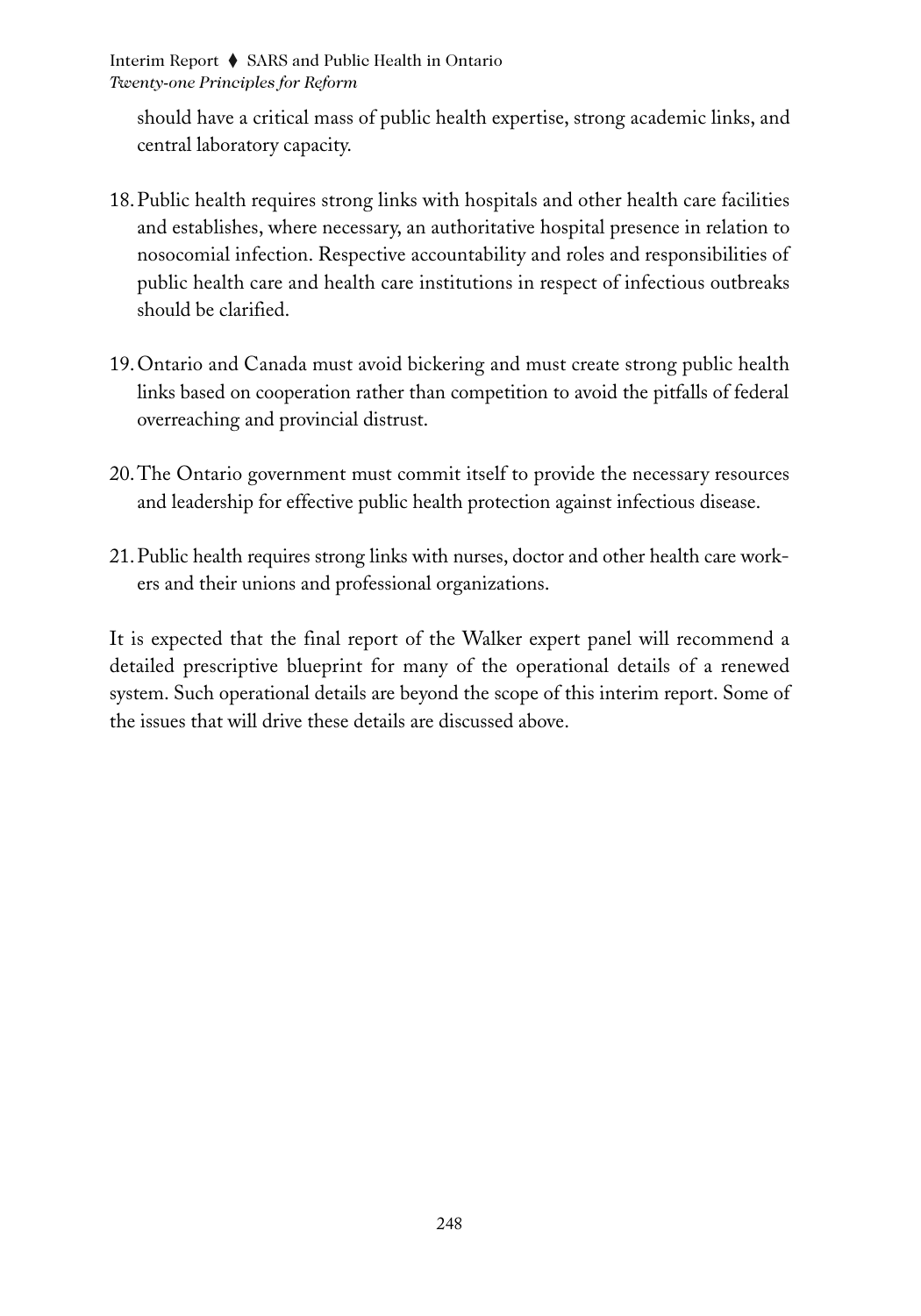should have a critical mass of public health expertise, strong academic links, and central laboratory capacity.

18. Public health requires strong links with hospitals and other health care facilities and establishes, where necessary, an authoritative hospital presence in relation to nosocomial infection. Respective accountability and roles and responsibilities of public health care and health care institutions in respect of infectious outbreaks should be clarified.

19. Ontario and Canada must avoid bickering and must create strong public health links based on cooperation rather than competition to avoid the pitfalls of federal overreaching and provincial distrust.

20. The Ontario government must commit itself to provide the necessary resources and leadership for effective public health protection against infectious disease.

21. Public health requires strong links with nurses, doctor and other health care workers and their unions and professional organizations.

It is expected that the final report of the Walker expert panel will recommend a detailed prescriptive blueprint for many of the operational details of a renewed system. Such operational details are beyond the scope of this interim report. Some of the issues that will drive these details are discussed above.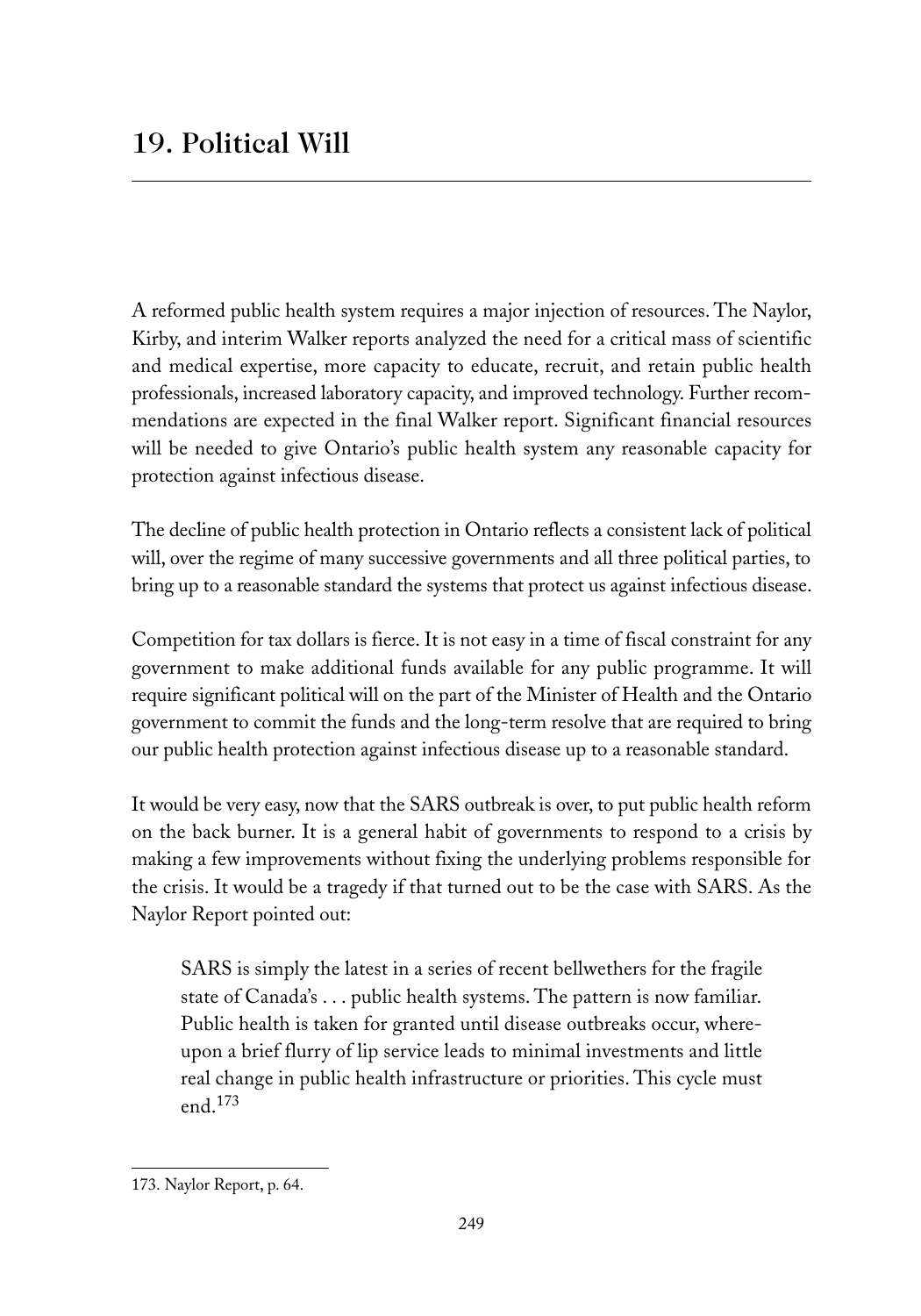# 19. Political Will

A reformed public health system requires a major injection of resources. The Naylor, Kirby, and interim Walker reports analyzed the need for a critical mass of scientific and medical expertise, more capacity to educate, recruit, and retain public health professionals, increased laboratory capacity, and improved technology. Further recommendations are expected in the final Walker report. Significant financial resources will be needed to give Ontario's public health system any reasonable capacity for protection against infectious disease.

The decline of public health protection in Ontario reflects a consistent lack of political will, over the regime of many successive governments and all three political parties, to bring up to a reasonable standard the systems that protect us against infectious disease.

Competition for tax dollars is fierce. It is not easy in a time of fiscal constraint for any government to make additional funds available for any public programme. It will require significant political will on the part of the Minister of Health and the Ontario government to commit the funds and the long-term resolve that are required to bring our public health protection against infectious disease up to a reasonable standard.

It would be very easy, now that the SARS outbreak is over, to put public health reform on the back burner. It is a general habit of governments to respond to a crisis by making a few improvements without fixing the underlying problems responsible for the crisis. It would be a tragedy if that turned out to be the case with SARS. As the Naylor Report pointed out:

> SARS is simply the latest in a series of recent bellwethers for the fragile state of Canada's . . . public health systems. The pattern is now familiar. Public health is taken for granted until disease outbreaks occur, whereupon a brief flurry of lip service leads to minimal investments and little real change in public health infrastructure or priorities. This cycle must end.[173]

---

173. Naylor Report, p. 64.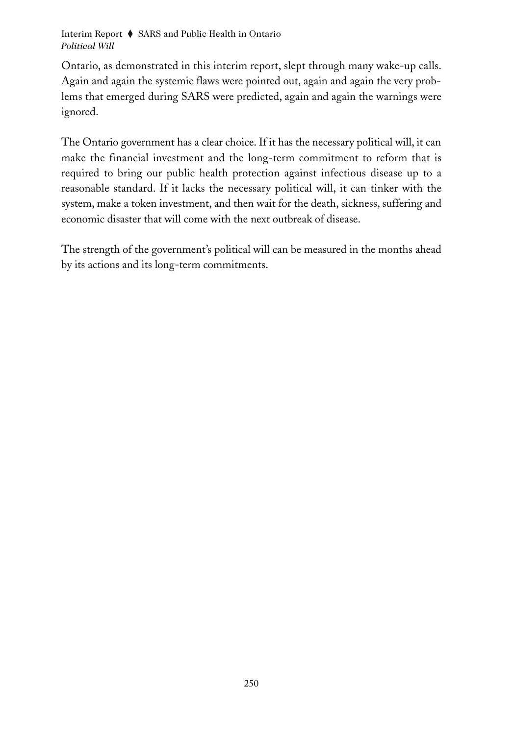Ontario, as demonstrated in this interim report, slept through many wake-up calls. Again and again the systemic flaws were pointed out, again and again the very problems that emerged during SARS were predicted, again and again the warnings were ignored.

The Ontario government has a clear choice. If it has the necessary political will, it can make the financial investment and the long-term commitment to reform that is required to bring our public health protection against infectious disease up to a reasonable standard. If it lacks the necessary political will, it can tinker with the system, make a token investment, and then wait for the death, sickness, suffering and economic disaster that will come with the next outbreak of disease.

The strength of the government's political will can be measured in the months ahead by its actions and its long-term commitments.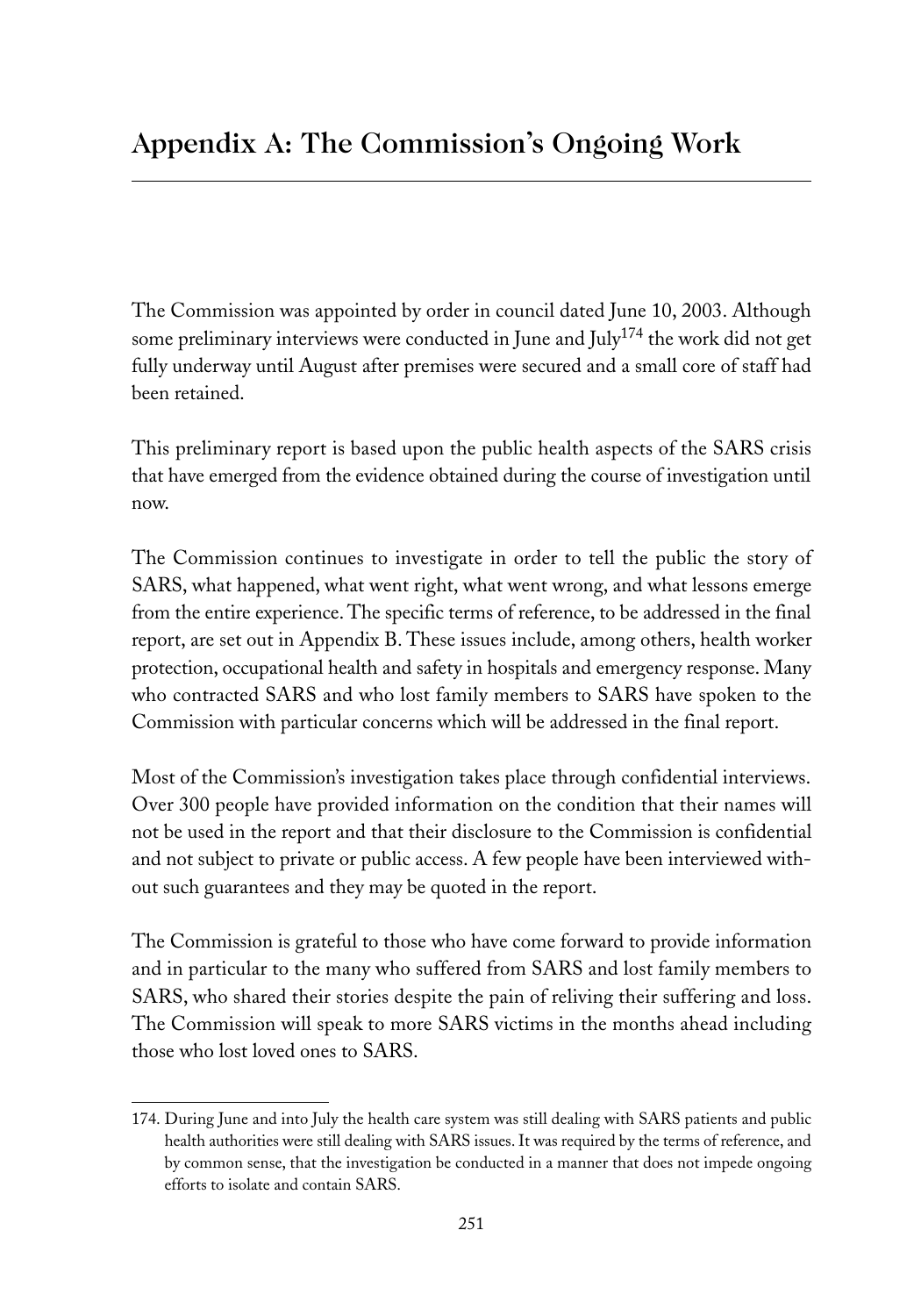## Appendix A: The Commission's Ongoing Work

The Commission was appointed by order in council dated June 10, 2003. Although some preliminary interviews were conducted in June and July[174] the work did not get fully underway until August after premises were secured and a small core of staff had been retained.

This preliminary report is based upon the public health aspects of the SARS crisis that have emerged from the evidence obtained during the course of investigation until now.

The Commission continues to investigate in order to tell the public the story of SARS, what happened, what went right, what went wrong, and what lessons emerge from the entire experience. The specific terms of reference, to be addressed in the final report, are set out in Appendix B. These issues include, among others, health worker protection, occupational health and safety in hospitals and emergency response. Many who contracted SARS and who lost family members to SARS have spoken to the Commission with particular concerns which will be addressed in the final report.

Most of the Commission's investigation takes place through confidential interviews. Over 300 people have provided information on the condition that their names will not be used in the report and that their disclosure to the Commission is confidential and not subject to private or public access. A few people have been interviewed without such guarantees and they may be quoted in the report.

The Commission is grateful to those who have come forward to provide information and in particular to the many who suffered from SARS and lost family members to SARS, who shared their stories despite the pain of reliving their suffering and loss. The Commission will speak to more SARS victims in the months ahead including those who lost loved ones to SARS.

---

174. During June and into July the health care system was still dealing with SARS patients and public health authorities were still dealing with SARS issues. It was required by the terms of reference, and by common sense, that the investigation be conducted in a manner that does not impede ongoing efforts to isolate and contain SARS.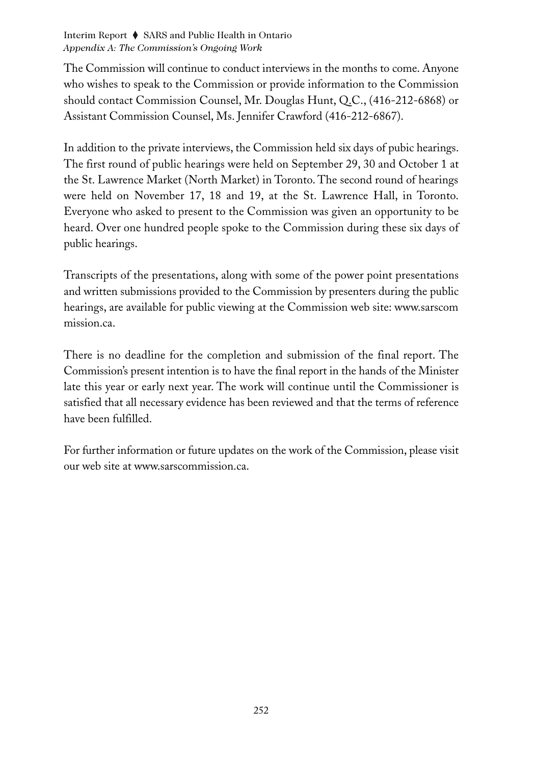The Commission will continue to conduct interviews in the months to come. Anyone who wishes to speak to the Commission or provide information to the Commission should contact Commission Counsel, Mr. Douglas Hunt, Q.C., (416-212-6868) or Assistant Commission Counsel, Ms. Jennifer Crawford (416-212-6867).

In addition to the private interviews, the Commission held six days of pubic hearings. The first round of public hearings were held on September 29, 30 and October 1 at the St. Lawrence Market (North Market) in Toronto. The second round of hearings were held on November 17, 18 and 19, at the St. Lawrence Hall, in Toronto. Everyone who asked to present to the Commission was given an opportunity to be heard. Over one hundred people spoke to the Commission during these six days of public hearings.

Transcripts of the presentations, along with some of the power point presentations and written submissions provided to the Commission by presenters during the public hearings, are available for public viewing at the Commission web site: www.sarscommission.ca.

There is no deadline for the completion and submission of the final report. The Commission's present intention is to have the final report in the hands of the Minister late this year or early next year. The work will continue until the Commissioner is satisfied that all necessary evidence has been reviewed and that the terms of reference have been fulfilled.

For further information or future updates on the work of the Commission, please visit our web site at www.sarscommission.ca.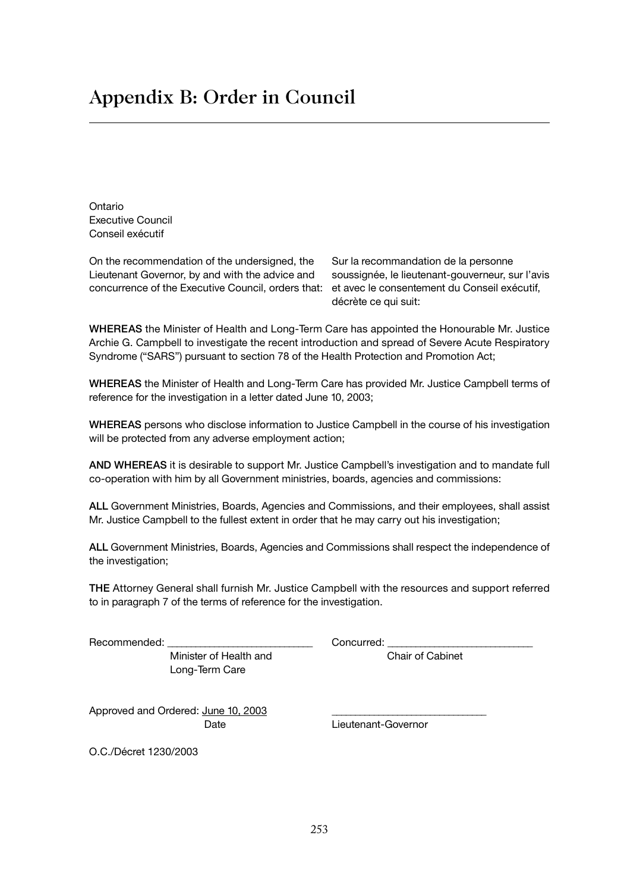# Appendix B: Order in Council

Ontario
Executive Council
Conseil exécutif

On the recommendation of the undersigned, the Lieutenant Governor, by and with the advice and concurrence of the Executive Council, orders that:

Sur la recommandation de la personne soussignée, le lieutenant-gouverneur, sur l'avis et avec le consentement du Conseil exécutif, décrète ce qui suit:

**WHEREAS** the Minister of Health and Long-Term Care has appointed the Honourable Mr. Justice Archie G. Campbell to investigate the recent introduction and spread of Severe Acute Respiratory Syndrome ("SARS") pursuant to section 78 of the Health Protection and Promotion Act;

**WHEREAS** the Minister of Health and Long-Term Care has provided Mr. Justice Campbell terms of reference for the investigation in a letter dated June 10, 2003;

**WHEREAS** persons who disclose information to Justice Campbell in the course of his investigation will be protected from any adverse employment action;

**AND WHEREAS** it is desirable to support Mr. Justice Campbell's investigation and to mandate full co-operation with him by all Government ministries, boards, agencies and commissions:

**ALL** Government Ministries, Boards, Agencies and Commissions, and their employees, shall assist Mr. Justice Campbell to the fullest extent in order that he may carry out his investigation;

**ALL** Government Ministries, Boards, Agencies and Commissions shall respect the independence of the investigation;

**THE** Attorney General shall furnish Mr. Justice Campbell with the resources and support referred to in paragraph 7 of the terms of reference for the investigation.

Recommended: ___________________________
Minister of Health and Long-Term Care

Concurred: ___________________________
Chair of Cabinet

Approved and Ordered: June 10, 2003
Date

___________________________
Lieutenant-Governor

O.C./Décret 1230/2003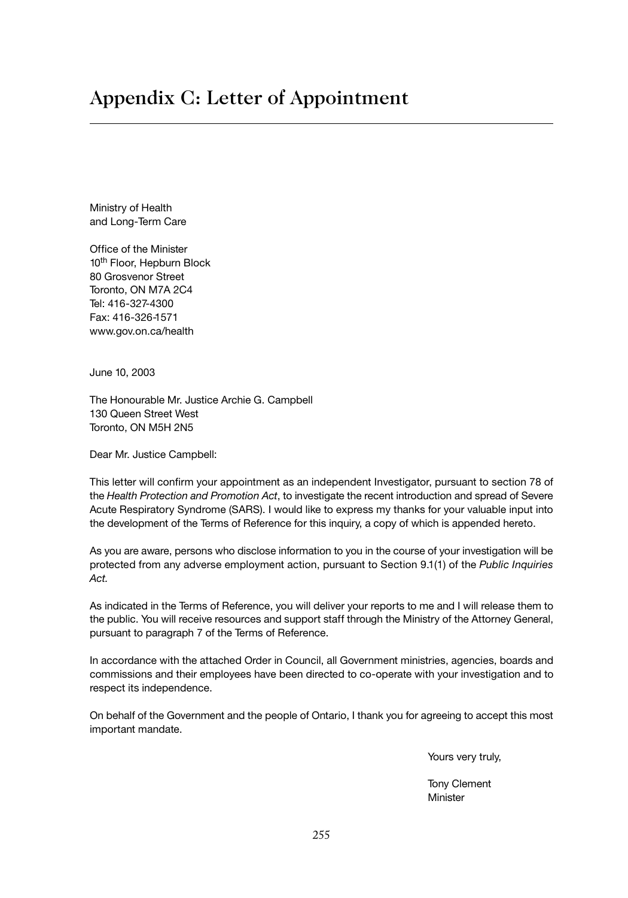# Appendix C: Letter of Appointment

Ministry of Health
and Long-Term Care

Office of the Minister
10th Floor, Hepburn Block
80 Grosvenor Street
Toronto, ON M7A 2C4
Tel: 416-327-4300
Fax: 416-326-1571
www.gov.on.ca/health

June 10, 2003

The Honourable Mr. Justice Archie G. Campbell
130 Queen Street West
Toronto, ON M5H 2N5

Dear Mr. Justice Campbell:

This letter will confirm your appointment as an independent Investigator, pursuant to section 78 of the *Health Protection and Promotion Act*, to investigate the recent introduction and spread of Severe Acute Respiratory Syndrome (SARS). I would like to express my thanks for your valuable input into the development of the Terms of Reference for this inquiry, a copy of which is appended hereto.

As you are aware, persons who disclose information to you in the course of your investigation will be protected from any adverse employment action, pursuant to Section 9.1(1) of the *Public Inquiries Act.*

As indicated in the Terms of Reference, you will deliver your reports to me and I will release them to the public. You will receive resources and support staff through the Ministry of the Attorney General, pursuant to paragraph 7 of the Terms of Reference.

In accordance with the attached Order in Council, all Government ministries, agencies, boards and commissions and their employees have been directed to co-operate with your investigation and to respect its independence.

On behalf of the Government and the people of Ontario, I thank you for agreeing to accept this most important mandate.

Yours very truly,

Tony Clement
Minister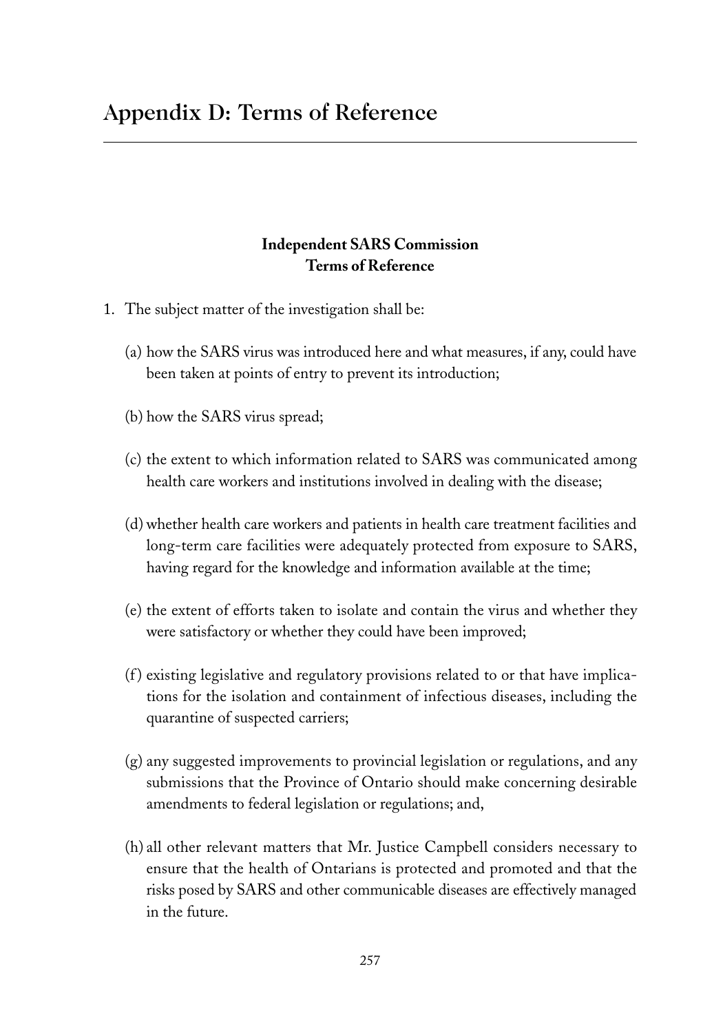# Appendix D: Terms of Reference

**Independent SARS Commission**
**Terms of Reference**

1. The subject matter of the investigation shall be:

   (a) how the SARS virus was introduced here and what measures, if any, could have been taken at points of entry to prevent its introduction;

   (b) how the SARS virus spread;

   (c) the extent to which information related to SARS was communicated among health care workers and institutions involved in dealing with the disease;

   (d) whether health care workers and patients in health care treatment facilities and long-term care facilities were adequately protected from exposure to SARS, having regard for the knowledge and information available at the time;

   (e) the extent of efforts taken to isolate and contain the virus and whether they were satisfactory or whether they could have been improved;

   (f) existing legislative and regulatory provisions related to or that have implications for the isolation and containment of infectious diseases, including the quarantine of suspected carriers;

   (g) any suggested improvements to provincial legislation or regulations, and any submissions that the Province of Ontario should make concerning desirable amendments to federal legislation or regulations; and,

   (h) all other relevant matters that Mr. Justice Campbell considers necessary to ensure that the health of Ontarians is protected and promoted and that the risks posed by SARS and other communicable diseases are effectively managed in the future.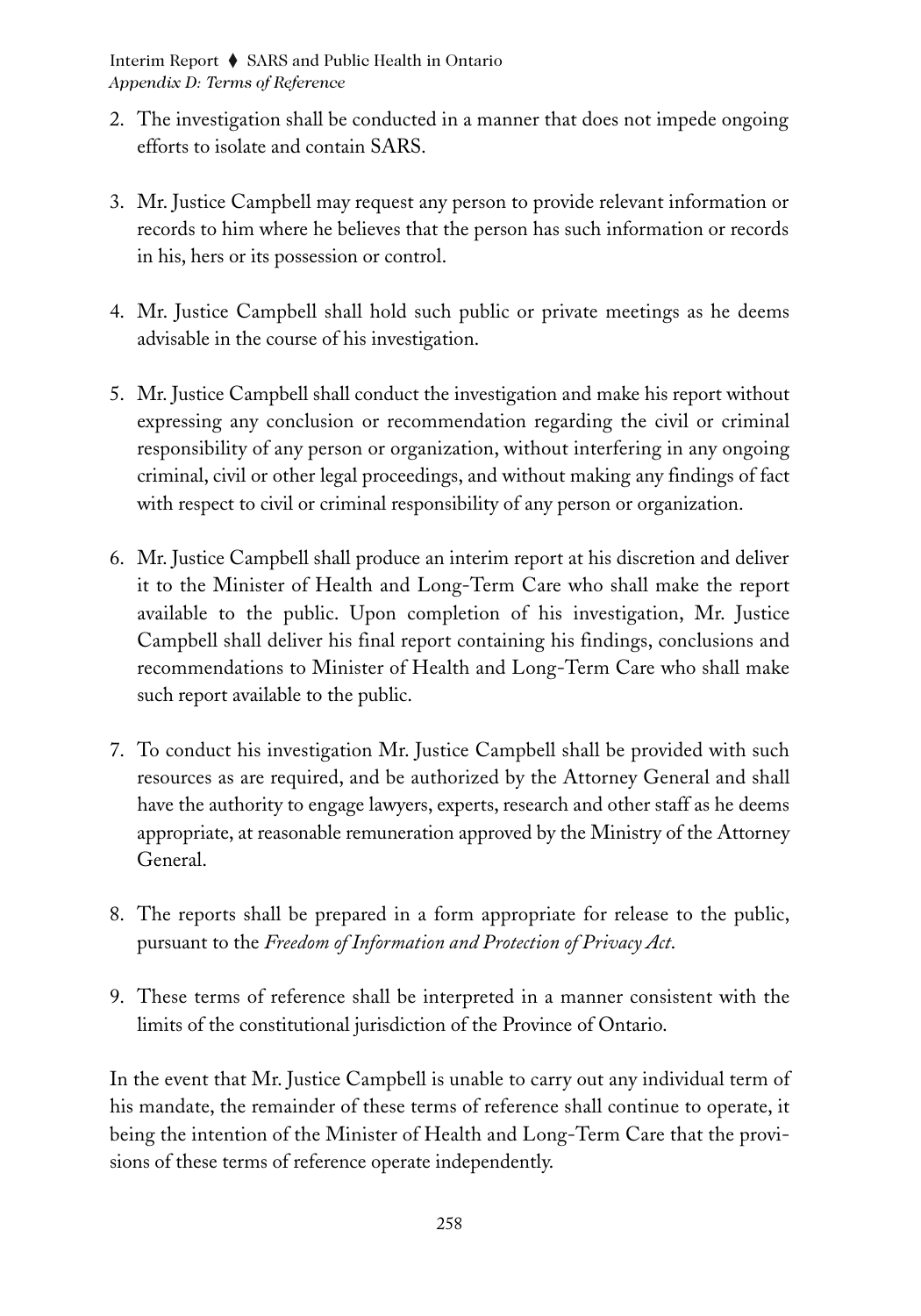2. The investigation shall be conducted in a manner that does not impede ongoing efforts to isolate and contain SARS.

3. Mr. Justice Campbell may request any person to provide relevant information or records to him where he believes that the person has such information or records in his, hers or its possession or control.

4. Mr. Justice Campbell shall hold such public or private meetings as he deems advisable in the course of his investigation.

5. Mr. Justice Campbell shall conduct the investigation and make his report without expressing any conclusion or recommendation regarding the civil or criminal responsibility of any person or organization, without interfering in any ongoing criminal, civil or other legal proceedings, and without making any findings of fact with respect to civil or criminal responsibility of any person or organization.

6. Mr. Justice Campbell shall produce an interim report at his discretion and deliver it to the Minister of Health and Long-Term Care who shall make the report available to the public. Upon completion of his investigation, Mr. Justice Campbell shall deliver his final report containing his findings, conclusions and recommendations to Minister of Health and Long-Term Care who shall make such report available to the public.

7. To conduct his investigation Mr. Justice Campbell shall be provided with such resources as are required, and be authorized by the Attorney General and shall have the authority to engage lawyers, experts, research and other staff as he deems appropriate, at reasonable remuneration approved by the Ministry of the Attorney General.

8. The reports shall be prepared in a form appropriate for release to the public, pursuant to the *Freedom of Information and Protection of Privacy Act*.

9. These terms of reference shall be interpreted in a manner consistent with the limits of the constitutional jurisdiction of the Province of Ontario.

In the event that Mr. Justice Campbell is unable to carry out any individual term of his mandate, the remainder of these terms of reference shall continue to operate, it being the intention of the Minister of Health and Long-Term Care that the provisions of these terms of reference operate independently.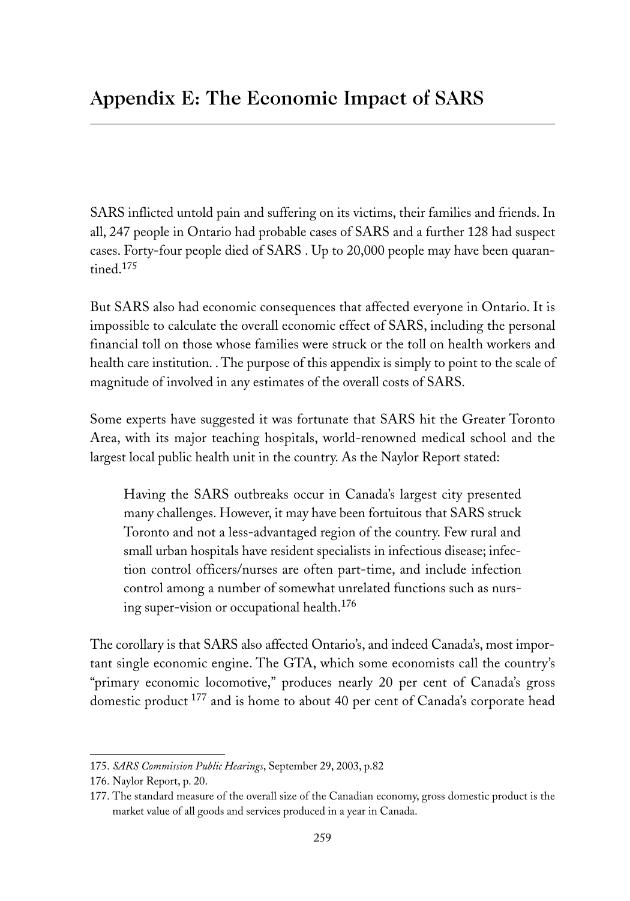# Appendix E: The Economic Impact of SARS

SARS inflicted untold pain and suffering on its victims, their families and friends. In all, 247 people in Ontario had probable cases of SARS and a further 128 had suspect cases. Forty-four people died of SARS . Up to 20,000 people may have been quarantined.[175]

But SARS also had economic consequences that affected everyone in Ontario. It is impossible to calculate the overall economic effect of SARS, including the personal financial toll on those whose families were struck or the toll on health workers and health care institution. . The purpose of this appendix is simply to point to the scale of magnitude of involved in any estimates of the overall costs of SARS.

Some experts have suggested it was fortunate that SARS hit the Greater Toronto Area, with its major teaching hospitals, world-renowned medical school and the largest local public health unit in the country. As the Naylor Report stated:

> Having the SARS outbreaks occur in Canada's largest city presented many challenges. However, it may have been fortuitous that SARS struck Toronto and not a less-advantaged region of the country. Few rural and small urban hospitals have resident specialists in infectious disease; infection control officers/nurses are often part-time, and include infection control among a number of somewhat unrelated functions such as nursing super-vision or occupational health.[176]

The corollary is that SARS also affected Ontario's, and indeed Canada's, most important single economic engine. The GTA, which some economists call the country's "primary economic locomotive," produces nearly 20 per cent of Canada's gross domestic product [177] and is home to about 40 per cent of Canada's corporate head

---

175. *SARS Commission Public Hearings*, September 29, 2003, p.82

176. Naylor Report, p. 20.

177. The standard measure of the overall size of the Canadian economy, gross domestic product is the market value of all goods and services produced in a year in Canada.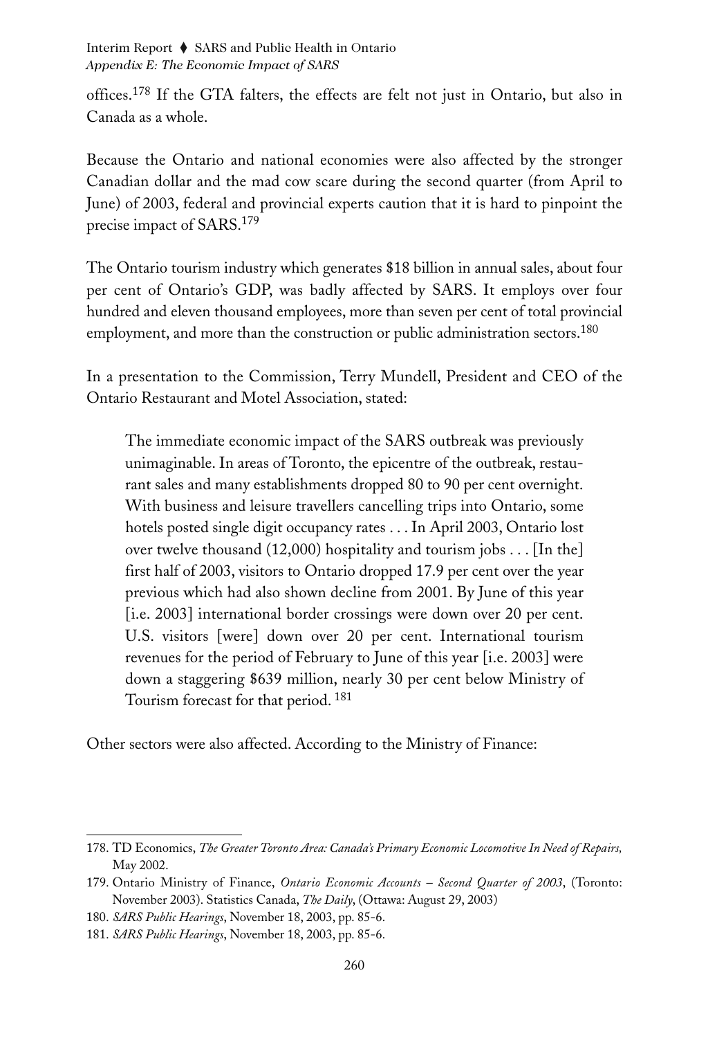offices.[178] If the GTA falters, the effects are felt not just in Ontario, but also in Canada as a whole.

Because the Ontario and national economies were also affected by the stronger Canadian dollar and the mad cow scare during the second quarter (from April to June) of 2003, federal and provincial experts caution that it is hard to pinpoint the precise impact of SARS.[179]

The Ontario tourism industry which generates $18 billion in annual sales, about four per cent of Ontario's GDP, was badly affected by SARS. It employs over four hundred and eleven thousand employees, more than seven per cent of total provincial employment, and more than the construction or public administration sectors.[180]

In a presentation to the Commission, Terry Mundell, President and CEO of the Ontario Restaurant and Motel Association, stated:

> The immediate economic impact of the SARS outbreak was previously unimaginable. In areas of Toronto, the epicentre of the outbreak, restaurant sales and many establishments dropped 80 to 90 per cent overnight. With business and leisure travellers cancelling trips into Ontario, some hotels posted single digit occupancy rates . . . In April 2003, Ontario lost over twelve thousand (12,000) hospitality and tourism jobs . . . [In the] first half of 2003, visitors to Ontario dropped 17.9 per cent over the year previous which had also shown decline from 2001. By June of this year [i.e. 2003] international border crossings were down over 20 per cent. U.S. visitors [were] down over 20 per cent. International tourism revenues for the period of February to June of this year [i.e. 2003] were down a staggering $639 million, nearly 30 per cent below Ministry of Tourism forecast for that period. [181]

Other sectors were also affected. According to the Ministry of Finance:

---

178. TD Economics, *The Greater Toronto Area: Canada's Primary Economic Locomotive In Need of Repairs,* May 2002.

179. Ontario Ministry of Finance, *Ontario Economic Accounts – Second Quarter of 2003*, (Toronto: November 2003). Statistics Canada, *The Daily*, (Ottawa: August 29, 2003)

180. *SARS Public Hearings*, November 18, 2003, pp. 85-6.

181. *SARS Public Hearings*, November 18, 2003, pp. 85-6.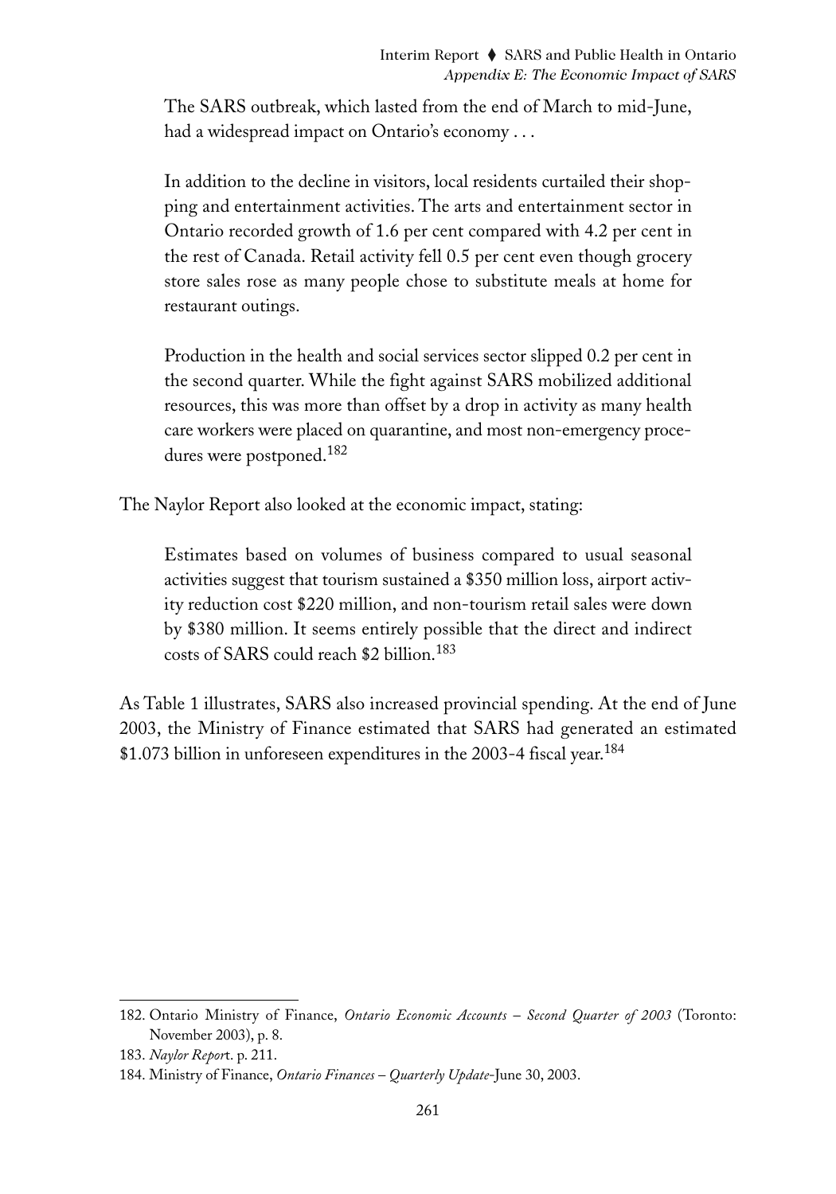> The SARS outbreak, which lasted from the end of March to mid-June, had a widespread impact on Ontario's economy . . .
>
> In addition to the decline in visitors, local residents curtailed their shopping and entertainment activities. The arts and entertainment sector in Ontario recorded growth of 1.6 per cent compared with 4.2 per cent in the rest of Canada. Retail activity fell 0.5 per cent even though grocery store sales rose as many people chose to substitute meals at home for restaurant outings.
>
> Production in the health and social services sector slipped 0.2 per cent in the second quarter. While the fight against SARS mobilized additional resources, this was more than offset by a drop in activity as many health care workers were placed on quarantine, and most non-emergency procedures were postponed.[182]

The Naylor Report also looked at the economic impact, stating:

> Estimates based on volumes of business compared to usual seasonal activities suggest that tourism sustained a $350 million loss, airport activity reduction cost $220 million, and non-tourism retail sales were down by $380 million. It seems entirely possible that the direct and indirect costs of SARS could reach $2 billion.[183]

As Table 1 illustrates, SARS also increased provincial spending. At the end of June 2003, the Ministry of Finance estimated that SARS had generated an estimated $1.073 billion in unforeseen expenditures in the 2003-4 fiscal year.[184]

---

182. Ontario Ministry of Finance, *Ontario Economic Accounts – Second Quarter of 2003* (Toronto: November 2003), p. 8.

183. *Naylor Repor*t. p. 211.

184. Ministry of Finance, *Ontario Finances – Quarterly Update*-June 30, 2003.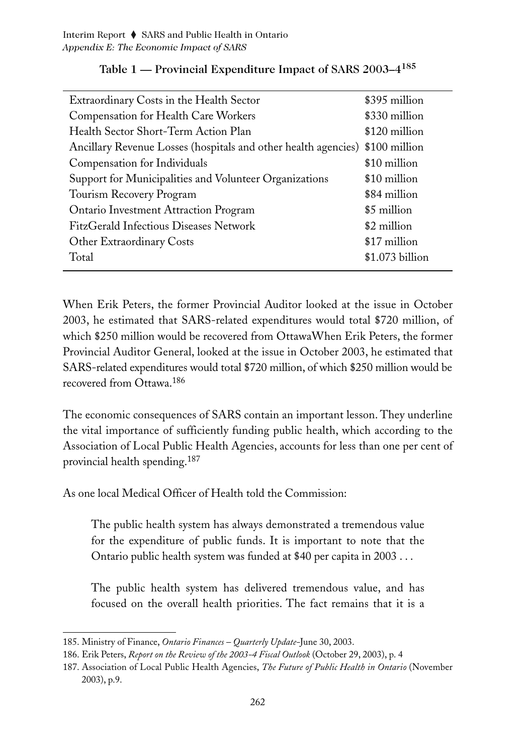**Table 1 — Provincial Expenditure Impact of SARS 2003–4[185]**

| | |
|---|---|
| Extraordinary Costs in the Health Sector | \$395 million |
| Compensation for Health Care Workers | \$330 million |
| Health Sector Short-Term Action Plan | \$120 million |
| Ancillary Revenue Losses (hospitals and other health agencies) | \$100 million |
| Compensation for Individuals | \$10 million |
| Support for Municipalities and Volunteer Organizations | \$10 million |
| Tourism Recovery Program | \$84 million |
| Ontario Investment Attraction Program | \$5 million |
| FitzGerald Infectious Diseases Network | \$2 million |
| Other Extraordinary Costs | \$17 million |
| Total | \$1.073 billion |

When Erik Peters, the former Provincial Auditor looked at the issue in October 2003, he estimated that SARS-related expenditures would total \$720 million, of which \$250 million would be recovered from OttawaWhen Erik Peters, the former Provincial Auditor General, looked at the issue in October 2003, he estimated that SARS-related expenditures would total \$720 million, of which \$250 million would be recovered from Ottawa.[186]

The economic consequences of SARS contain an important lesson. They underline the vital importance of sufficiently funding public health, which according to the Association of Local Public Health Agencies, accounts for less than one per cent of provincial health spending.[187]

As one local Medical Officer of Health told the Commission:

> The public health system has always demonstrated a tremendous value for the expenditure of public funds. It is important to note that the Ontario public health system was funded at \$40 per capita in 2003 . . .
>
> The public health system has delivered tremendous value, and has focused on the overall health priorities. The fact remains that it is a

185. Ministry of Finance, *Ontario Finances – Quarterly Update*-June 30, 2003.
186. Erik Peters, *Report on the Review of the 2003-4 Fiscal Outlook* (October 29, 2003), p. 4
187. Association of Local Public Health Agencies, *The Future of Public Health in Ontario* (November 2003), p.9.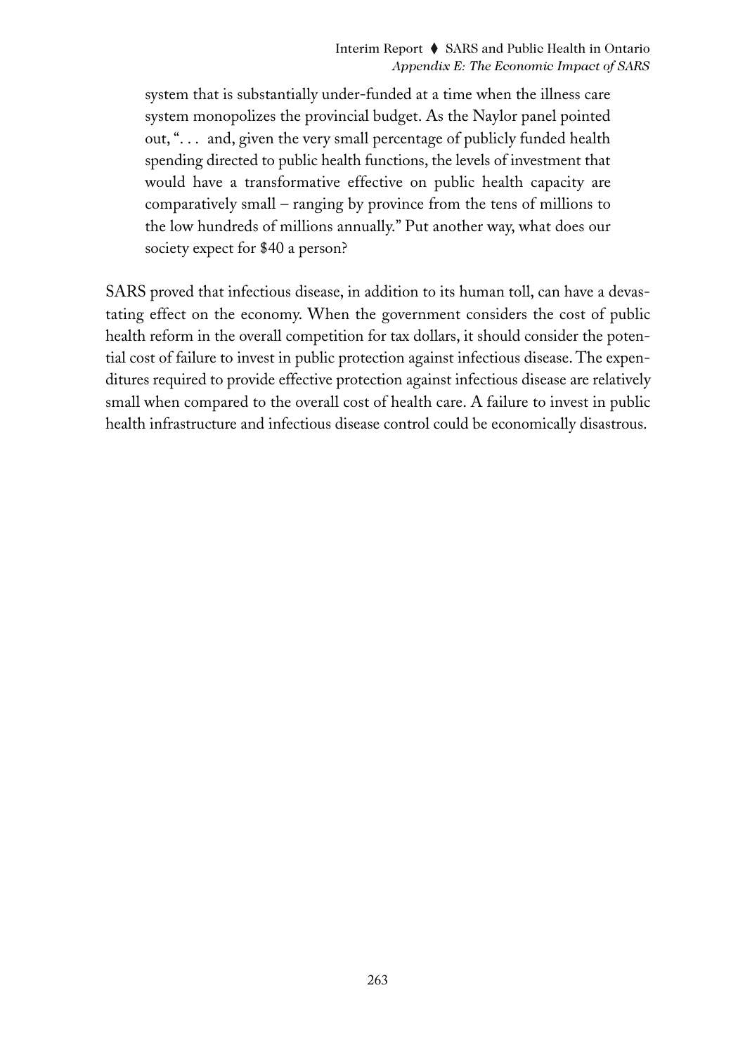system that is substantially under-funded at a time when the illness care system monopolizes the provincial budget. As the Naylor panel pointed out, ". . . and, given the very small percentage of publicly funded health spending directed to public health functions, the levels of investment that would have a transformative effective on public health capacity are comparatively small – ranging by province from the tens of millions to the low hundreds of millions annually." Put another way, what does our society expect for $40 a person?

SARS proved that infectious disease, in addition to its human toll, can have a devastating effect on the economy. When the government considers the cost of public health reform in the overall competition for tax dollars, it should consider the potential cost of failure to invest in public protection against infectious disease. The expenditures required to provide effective protection against infectious disease are relatively small when compared to the overall cost of health care. A failure to invest in public health infrastructure and infectious disease control could be economically disastrous.